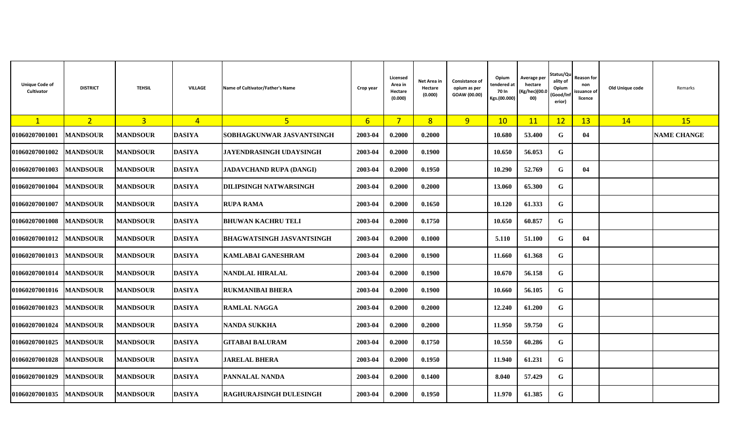| Unique Code of Cultivator | DISTRICT | TEHSIL | VILLAGE | Name of Cultivator/Father's Name | Crop year | Licensed Area in Hectare (0.000) | Net Area in Hectare (0.000) | Consistance of opium as per GOAW (00.00) | Opium tendered at 70 In Kgs.(00.000) | Average per hectare (Kg/hec)(00.000) | Status/Quality of Opium (Good/Inferior) | Reason for non issuance of licence | Old Unique code | Remarks |
|---|---|---|---|---|---|---|---|---|---|---|---|---|---|---|
| 1 | 2 | 3 | 4 | 5 | 6 | 7 | 8 | 9 | 10 | 11 | 12 | 13 | 14 | 15 |
| 01060207001001 | MANDSOUR | MANDSOUR | DASIYA | SOBHAGKUNWAR JASVANTSINGH | 2003-04 | 0.2000 | 0.2000 | | 10.680 | 53.400 | G | 04 | | NAME CHANGE |
| 01060207001002 | MANDSOUR | MANDSOUR | DASIYA | JAYENDRASINGH UDAYSINGH | 2003-04 | 0.2000 | 0.1900 | | 10.650 | 56.053 | G | | | |
| 01060207001003 | MANDSOUR | MANDSOUR | DASIYA | JADAVCHAND RUPA (DANGI) | 2003-04 | 0.2000 | 0.1950 | | 10.290 | 52.769 | G | 04 | | |
| 01060207001004 | MANDSOUR | MANDSOUR | DASIYA | DILIPSINGH NATWARSINGH | 2003-04 | 0.2000 | 0.2000 | | 13.060 | 65.300 | G | | | |
| 01060207001007 | MANDSOUR | MANDSOUR | DASIYA | RUPA RAMA | 2003-04 | 0.2000 | 0.1650 | | 10.120 | 61.333 | G | | | |
| 01060207001008 | MANDSOUR | MANDSOUR | DASIYA | BHUWAN KACHRU TELI | 2003-04 | 0.2000 | 0.1750 | | 10.650 | 60.857 | G | | | |
| 01060207001012 | MANDSOUR | MANDSOUR | DASIYA | BHAGWATSINGH JASVANTSINGH | 2003-04 | 0.2000 | 0.1000 | | 5.110 | 51.100 | G | 04 | | |
| 01060207001013 | MANDSOUR | MANDSOUR | DASIYA | KAMLABAI GANESHRAM | 2003-04 | 0.2000 | 0.1900 | | 11.660 | 61.368 | G | | | |
| 01060207001014 | MANDSOUR | MANDSOUR | DASIYA | NANDLAL HIRALAL | 2003-04 | 0.2000 | 0.1900 | | 10.670 | 56.158 | G | | | |
| 01060207001016 | MANDSOUR | MANDSOUR | DASIYA | RUKMANIBAI BHERA | 2003-04 | 0.2000 | 0.1900 | | 10.660 | 56.105 | G | | | |
| 01060207001023 | MANDSOUR | MANDSOUR | DASIYA | RAMLAL NAGGA | 2003-04 | 0.2000 | 0.2000 | | 12.240 | 61.200 | G | | | |
| 01060207001024 | MANDSOUR | MANDSOUR | DASIYA | NANDA SUKKHA | 2003-04 | 0.2000 | 0.2000 | | 11.950 | 59.750 | G | | | |
| 01060207001025 | MANDSOUR | MANDSOUR | DASIYA | GITABAI BALURAM | 2003-04 | 0.2000 | 0.1750 | | 10.550 | 60.286 | G | | | |
| 01060207001028 | MANDSOUR | MANDSOUR | DASIYA | JARELAL BHERA | 2003-04 | 0.2000 | 0.1950 | | 11.940 | 61.231 | G | | | |
| 01060207001029 | MANDSOUR | MANDSOUR | DASIYA | PANNALAL NANDA | 2003-04 | 0.2000 | 0.1400 | | 8.040 | 57.429 | G | | | |
| 01060207001035 | MANDSOUR | MANDSOUR | DASIYA | RAGHURAJSINGH DULESINGH | 2003-04 | 0.2000 | 0.1950 | | 11.970 | 61.385 | G | | | |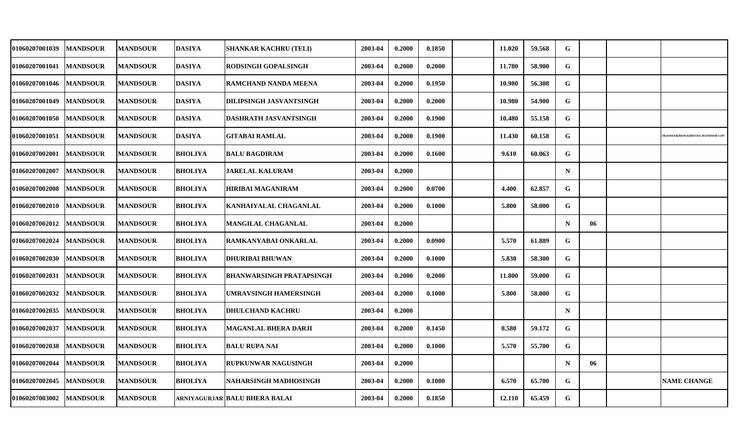| | | | | | | | | | | | | | | |
|---|---|---|---|---|---|---|---|---|---|---|---|---|---|---|
| 01060207001039 | MANDSOUR | MANDSOUR | DASIYA | SHANKAR KACHRU (TELI) | 2003-04 | 0.2000 | 0.1850 | | 11.020 | 59.568 | G | | | |
| 01060207001041 | MANDSOUR | MANDSOUR | DASIYA | RODSINGH GOPALSINGH | 2003-04 | 0.2000 | 0.2000 | | 11.780 | 58.900 | G | | | |
| 01060207001046 | MANDSOUR | MANDSOUR | DASIYA | RAMCHAND NANDA MEENA | 2003-04 | 0.2000 | 0.1950 | | 10.980 | 56.308 | G | | | |
| 01060207001049 | MANDSOUR | MANDSOUR | DASIYA | DILIPSINGH JASVANTSINGH | 2003-04 | 0.2000 | 0.2000 | | 10.980 | 54.900 | G | | | |
| 01060207001050 | MANDSOUR | MANDSOUR | DASIYA | DASHRATH JASVANTSINGH | 2003-04 | 0.2000 | 0.1900 | | 10.480 | 55.158 | G | | | |
| 01060207001051 | MANDSOUR | MANDSOUR | DASIYA | GITABAI RAMLAL | 2003-04 | 0.2000 | 0.1900 | | 11.430 | 60.158 | G | | | TRANSFER/REWASDEVDA MANDSOR I DN |
| 01060207002001 | MANDSOUR | MANDSOUR | BHOLIYA | BALU BAGDIRAM | 2003-04 | 0.2000 | 0.1600 | | 9.610 | 60.063 | G | | | |
| 01060207002007 | MANDSOUR | MANDSOUR | BHOLIYA | JARELAL KALURAM | 2003-04 | 0.2000 | | | | | N | | | |
| 01060207002008 | MANDSOUR | MANDSOUR | BHOLIYA | HIRIBAI MAGANIRAM | 2003-04 | 0.2000 | 0.0700 | | 4.400 | 62.857 | G | | | |
| 01060207002010 | MANDSOUR | MANDSOUR | BHOLIYA | KANHAIYALAL CHAGANLAL | 2003-04 | 0.2000 | 0.1000 | | 5.800 | 58.000 | G | | | |
| 01060207002012 | MANDSOUR | MANDSOUR | BHOLIYA | MANGILAL CHAGANLAL | 2003-04 | 0.2000 | | | | | N | 06 | | |
| 01060207002024 | MANDSOUR | MANDSOUR | BHOLIYA | RAMKANYABAI ONKARLAL | 2003-04 | 0.2000 | 0.0900 | | 5.570 | 61.889 | G | | | |
| 01060207002030 | MANDSOUR | MANDSOUR | BHOLIYA | DHURIBAI BHUWAN | 2003-04 | 0.2000 | 0.1000 | | 5.830 | 58.300 | G | | | |
| 01060207002031 | MANDSOUR | MANDSOUR | BHOLIYA | BHANWARSINGH PRATAPSINGH | 2003-04 | 0.2000 | 0.2000 | | 11.800 | 59.000 | G | | | |
| 01060207002032 | MANDSOUR | MANDSOUR | BHOLIYA | UMRAVSINGH HAMERSINGH | 2003-04 | 0.2000 | 0.1000 | | 5.800 | 58.000 | G | | | |
| 01060207002035 | MANDSOUR | MANDSOUR | BHOLIYA | DHULCHAND KACHRU | 2003-04 | 0.2000 | | | | | N | | | |
| 01060207002037 | MANDSOUR | MANDSOUR | BHOLIYA | MAGANLAL BHERA DARJI | 2003-04 | 0.2000 | 0.1450 | | 8.580 | 59.172 | G | | | |
| 01060207002038 | MANDSOUR | MANDSOUR | BHOLIYA | BALU RUPA NAI | 2003-04 | 0.2000 | 0.1000 | | 5.570 | 55.700 | G | | | |
| 01060207002044 | MANDSOUR | MANDSOUR | BHOLIYA | RUPKUNWAR NAGUSINGH | 2003-04 | 0.2000 | | | | | N | 06 | | |
| 01060207002045 | MANDSOUR | MANDSOUR | BHOLIYA | NAHARSINGH MADHOSINGH | 2003-04 | 0.2000 | 0.1000 | | 6.570 | 65.700 | G | | | NAME CHANGE |
| 01060207003002 | MANDSOUR | MANDSOUR | ARNIYAGURJAR | BALU BHERA BALAI | 2003-04 | 0.2000 | 0.1850 | | 12.110 | 65.459 | G | | | |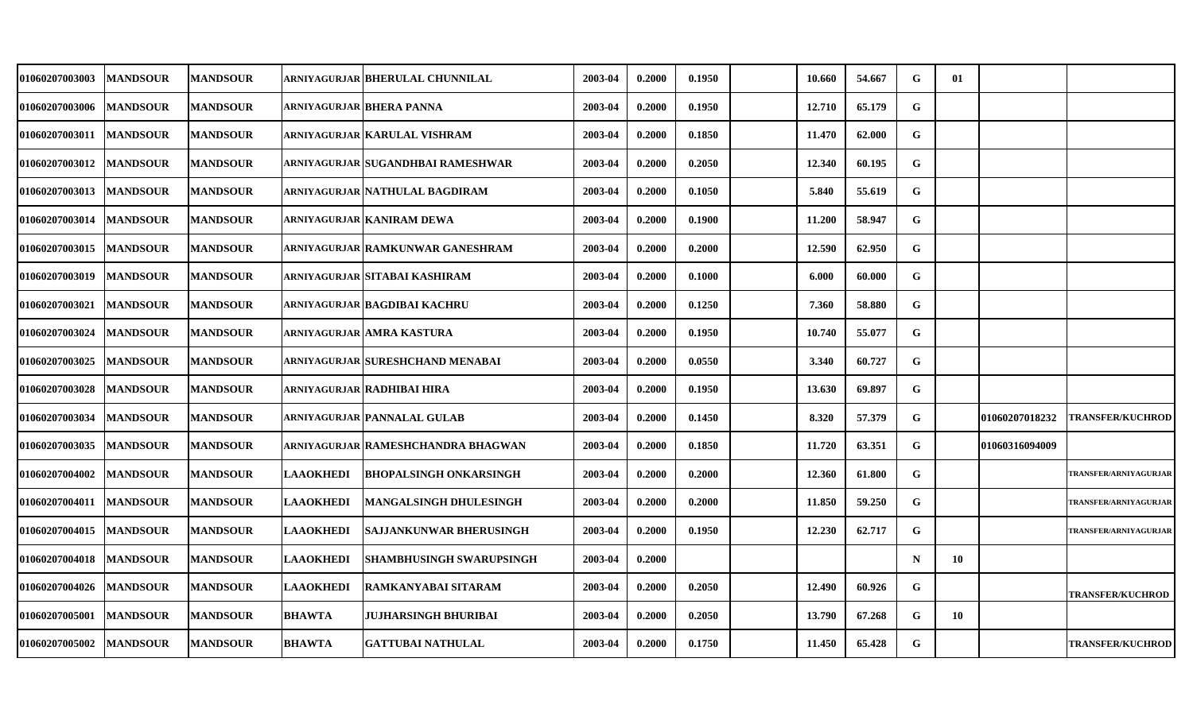| | | | | | | | | | | | | | | | |
|---|---|---|---|---|---|---|---|---|---|---|---|---|---|---|---|
| 01060207003003 | MANDSOUR | MANDSOUR | ARNIYAGURJAR | BHERULAL CHUNNILAL | 2003-04 | 0.2000 | 0.1950 | | 10.660 | 54.667 | G | 01 | | |
| 01060207003006 | MANDSOUR | MANDSOUR | ARNIYAGURJAR | BHERA PANNA | 2003-04 | 0.2000 | 0.1950 | | 12.710 | 65.179 | G | | | |
| 01060207003011 | MANDSOUR | MANDSOUR | ARNIYAGURJAR | KARULAL VISHRAM | 2003-04 | 0.2000 | 0.1850 | | 11.470 | 62.000 | G | | | |
| 01060207003012 | MANDSOUR | MANDSOUR | ARNIYAGURJAR | SUGANDHBAI RAMESHWAR | 2003-04 | 0.2000 | 0.2050 | | 12.340 | 60.195 | G | | | |
| 01060207003013 | MANDSOUR | MANDSOUR | ARNIYAGURJAR | NATHULAL BAGDIRAM | 2003-04 | 0.2000 | 0.1050 | | 5.840 | 55.619 | G | | | |
| 01060207003014 | MANDSOUR | MANDSOUR | ARNIYAGURJAR | KANIRAM DEWA | 2003-04 | 0.2000 | 0.1900 | | 11.200 | 58.947 | G | | | |
| 01060207003015 | MANDSOUR | MANDSOUR | ARNIYAGURJAR | RAMKUNWAR GANESHRAM | 2003-04 | 0.2000 | 0.2000 | | 12.590 | 62.950 | G | | | |
| 01060207003019 | MANDSOUR | MANDSOUR | ARNIYAGURJAR | SITABAI KASHIRAM | 2003-04 | 0.2000 | 0.1000 | | 6.000 | 60.000 | G | | | |
| 01060207003021 | MANDSOUR | MANDSOUR | ARNIYAGURJAR | BAGDIBAI KACHRU | 2003-04 | 0.2000 | 0.1250 | | 7.360 | 58.880 | G | | | |
| 01060207003024 | MANDSOUR | MANDSOUR | ARNIYAGURJAR | AMRA KASTURA | 2003-04 | 0.2000 | 0.1950 | | 10.740 | 55.077 | G | | | |
| 01060207003025 | MANDSOUR | MANDSOUR | ARNIYAGURJAR | SURESHCHAND MENABAI | 2003-04 | 0.2000 | 0.0550 | | 3.340 | 60.727 | G | | | |
| 01060207003028 | MANDSOUR | MANDSOUR | ARNIYAGURJAR | RADHIBAI HIRA | 2003-04 | 0.2000 | 0.1950 | | 13.630 | 69.897 | G | | | |
| 01060207003034 | MANDSOUR | MANDSOUR | ARNIYAGURJAR | PANNALAL GULAB | 2003-04 | 0.2000 | 0.1450 | | 8.320 | 57.379 | G | | 01060207018232 | TRANSFER/KUCHROD |
| 01060207003035 | MANDSOUR | MANDSOUR | ARNIYAGURJAR | RAMESHCHANDRA BHAGWAN | 2003-04 | 0.2000 | 0.1850 | | 11.720 | 63.351 | G | | 01060316094009 | |
| 01060207004002 | MANDSOUR | MANDSOUR | LAAOKHEDI | BHOPALSINGH ONKARSINGH | 2003-04 | 0.2000 | 0.2000 | | 12.360 | 61.800 | G | | | TRANSFER/ARNIYAGURJAR |
| 01060207004011 | MANDSOUR | MANDSOUR | LAAOKHEDI | MANGALSINGH DHULESINGH | 2003-04 | 0.2000 | 0.2000 | | 11.850 | 59.250 | G | | | TRANSFER/ARNIYAGURJAR |
| 01060207004015 | MANDSOUR | MANDSOUR | LAAOKHEDI | SAJJANKUNWAR BHERUSINGH | 2003-04 | 0.2000 | 0.1950 | | 12.230 | 62.717 | G | | | TRANSFER/ARNIYAGURJAR |
| 01060207004018 | MANDSOUR | MANDSOUR | LAAOKHEDI | SHAMBHUSINGH SWARUPSINGH | 2003-04 | 0.2000 | | | | | N | 10 | | |
| 01060207004026 | MANDSOUR | MANDSOUR | LAAOKHEDI | RAMKANYABAI SITARAM | 2003-04 | 0.2000 | 0.2050 | | 12.490 | 60.926 | G | | | TRANSFER/KUCHROD |
| 01060207005001 | MANDSOUR | MANDSOUR | BHAWTA | JUJHARSINGH BHURIBAI | 2003-04 | 0.2000 | 0.2050 | | 13.790 | 67.268 | G | 10 | | |
| 01060207005002 | MANDSOUR | MANDSOUR | BHAWTA | GATTUBAI NATHULAL | 2003-04 | 0.2000 | 0.1750 | | 11.450 | 65.428 | G | | | TRANSFER/KUCHROD |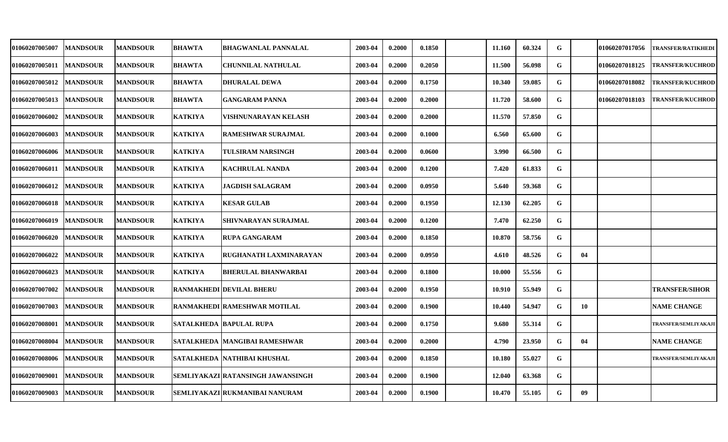| | | | | | | | | | | | | | | |
|---|---|---|---|---|---|---|---|---|---|---|---|---|---|---|
| 01060207005007 | MANDSOUR | MANDSOUR | BHAWTA | BHAGWANLAL PANNALAL | 2003-04 | 0.2000 | 0.1850 | | 11.160 | 60.324 | G | | 01060207017056 | TRANSFER/RATIKHEDI |
| 01060207005011 | MANDSOUR | MANDSOUR | BHAWTA | CHUNNILAL NATHULAL | 2003-04 | 0.2000 | 0.2050 | | 11.500 | 56.098 | G | | 01060207018125 | TRANSFER/KUCHROD |
| 01060207005012 | MANDSOUR | MANDSOUR | BHAWTA | DHURALAL DEWA | 2003-04 | 0.2000 | 0.1750 | | 10.340 | 59.085 | G | | 01060207018082 | TRANSFER/KUCHROD |
| 01060207005013 | MANDSOUR | MANDSOUR | BHAWTA | GANGARAM PANNA | 2003-04 | 0.2000 | 0.2000 | | 11.720 | 58.600 | G | | 01060207018103 | TRANSFER/KUCHROD |
| 01060207006002 | MANDSOUR | MANDSOUR | KATKIYA | VISHNUNARAYAN KELASH | 2003-04 | 0.2000 | 0.2000 | | 11.570 | 57.850 | G | | | |
| 01060207006003 | MANDSOUR | MANDSOUR | KATKIYA | RAMESHWAR SURAJMAL | 2003-04 | 0.2000 | 0.1000 | | 6.560 | 65.600 | G | | | |
| 01060207006006 | MANDSOUR | MANDSOUR | KATKIYA | TULSIRAM NARSINGH | 2003-04 | 0.2000 | 0.0600 | | 3.990 | 66.500 | G | | | |
| 01060207006011 | MANDSOUR | MANDSOUR | KATKIYA | KACHRULAL NANDA | 2003-04 | 0.2000 | 0.1200 | | 7.420 | 61.833 | G | | | |
| 01060207006012 | MANDSOUR | MANDSOUR | KATKIYA | JAGDISH SALAGRAM | 2003-04 | 0.2000 | 0.0950 | | 5.640 | 59.368 | G | | | |
| 01060207006018 | MANDSOUR | MANDSOUR | KATKIYA | KESAR GULAB | 2003-04 | 0.2000 | 0.1950 | | 12.130 | 62.205 | G | | | |
| 01060207006019 | MANDSOUR | MANDSOUR | KATKIYA | SHIVNARAYAN SURAJMAL | 2003-04 | 0.2000 | 0.1200 | | 7.470 | 62.250 | G | | | |
| 01060207006020 | MANDSOUR | MANDSOUR | KATKIYA | RUPA GANGARAM | 2003-04 | 0.2000 | 0.1850 | | 10.870 | 58.756 | G | | | |
| 01060207006022 | MANDSOUR | MANDSOUR | KATKIYA | RUGHANATH LAXMINARAYAN | 2003-04 | 0.2000 | 0.0950 | | 4.610 | 48.526 | G | 04 | | |
| 01060207006023 | MANDSOUR | MANDSOUR | KATKIYA | BHERULAL BHANWARBAI | 2003-04 | 0.2000 | 0.1800 | | 10.000 | 55.556 | G | | | |
| 01060207007002 | MANDSOUR | MANDSOUR | RANMAKHEDI | DEVILAL BHERU | 2003-04 | 0.2000 | 0.1950 | | 10.910 | 55.949 | G | | | TRANSFER/SIHOR |
| 01060207007003 | MANDSOUR | MANDSOUR | RANMAKHEDI | RAMESHWAR MOTILAL | 2003-04 | 0.2000 | 0.1900 | | 10.440 | 54.947 | G | 10 | | NAME CHANGE |
| 01060207008001 | MANDSOUR | MANDSOUR | SATALKHEDA | BAPULAL RUPA | 2003-04 | 0.2000 | 0.1750 | | 9.680 | 55.314 | G | | | TRANSFER/SEMLIYAKAJI |
| 01060207008004 | MANDSOUR | MANDSOUR | SATALKHEDA | MANGIBAI RAMESHWAR | 2003-04 | 0.2000 | 0.2000 | | 4.790 | 23.950 | G | 04 | | NAME CHANGE |
| 01060207008006 | MANDSOUR | MANDSOUR | SATALKHEDA | NATHIBAI KHUSHAL | 2003-04 | 0.2000 | 0.1850 | | 10.180 | 55.027 | G | | | TRANSFER/SEMLIYAKAJI |
| 01060207009001 | MANDSOUR | MANDSOUR | SEMLIYAKAZI | RATANSINGH JAWANSINGH | 2003-04 | 0.2000 | 0.1900 | | 12.040 | 63.368 | G | | | |
| 01060207009003 | MANDSOUR | MANDSOUR | SEMLIYAKAZI | RUKMANIBAI NANURAM | 2003-04 | 0.2000 | 0.1900 | | 10.470 | 55.105 | G | 09 | | |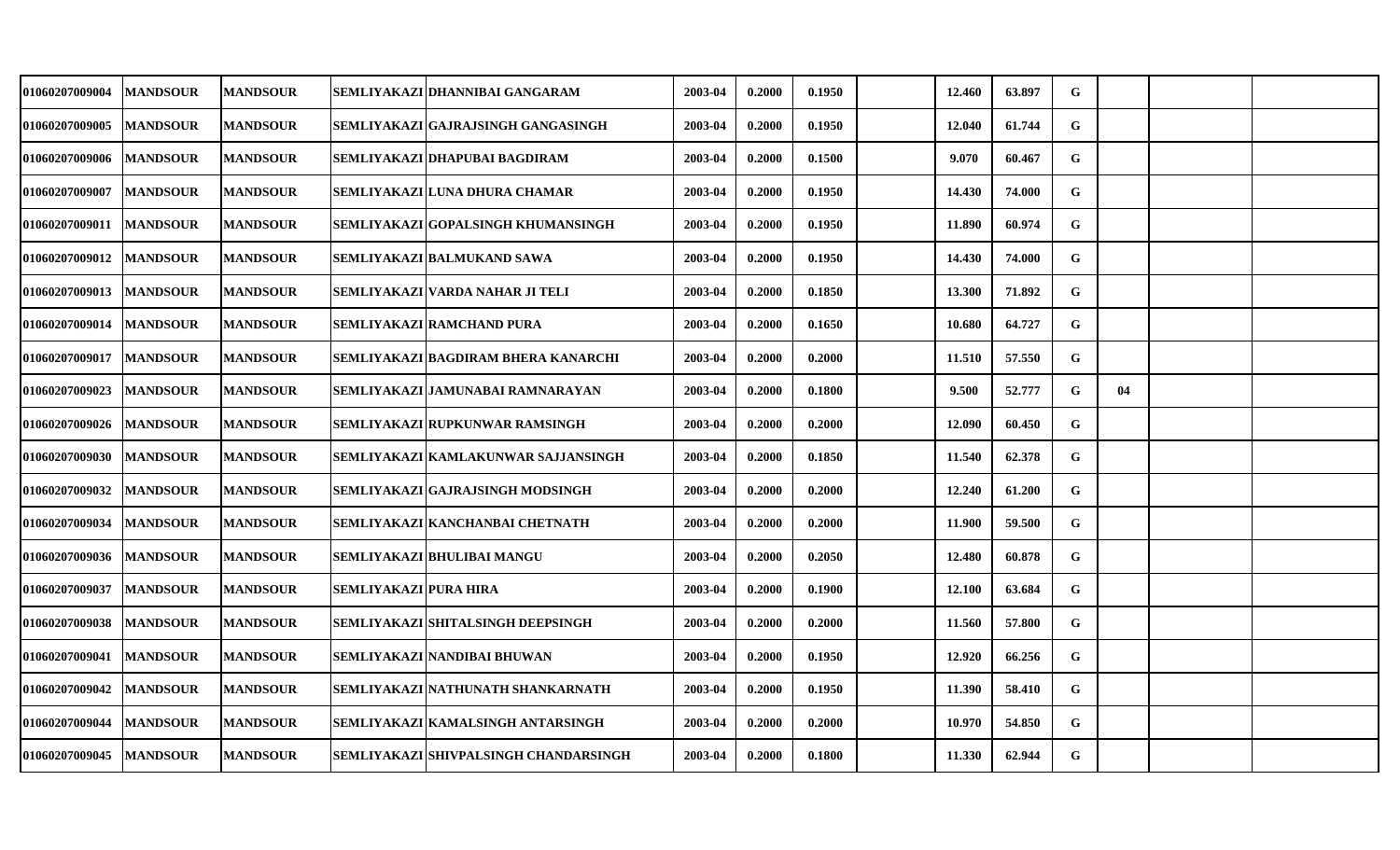| | | | | | | | | | | | | | | |
|---|---|---|---|---|---|---|---|---|---|---|---|---|---|---|
| 01060207009004 | MANDSOUR | MANDSOUR | SEMLIYAKAZI | DHANNIBAI GANGARAM | 2003-04 | 0.2000 | 0.1950 | | 12.460 | 63.897 | G | | | |
| 01060207009005 | MANDSOUR | MANDSOUR | SEMLIYAKAZI | GAJRAJSINGH GANGASINGH | 2003-04 | 0.2000 | 0.1950 | | 12.040 | 61.744 | G | | | |
| 01060207009006 | MANDSOUR | MANDSOUR | SEMLIYAKAZI | DHAPUBAI BAGDIRAM | 2003-04 | 0.2000 | 0.1500 | | 9.070 | 60.467 | G | | | |
| 01060207009007 | MANDSOUR | MANDSOUR | SEMLIYAKAZI | LUNA DHURA CHAMAR | 2003-04 | 0.2000 | 0.1950 | | 14.430 | 74.000 | G | | | |
| 01060207009011 | MANDSOUR | MANDSOUR | SEMLIYAKAZI | GOPALSINGH KHUMANSINGH | 2003-04 | 0.2000 | 0.1950 | | 11.890 | 60.974 | G | | | |
| 01060207009012 | MANDSOUR | MANDSOUR | SEMLIYAKAZI | BALMUKAND SAWA | 2003-04 | 0.2000 | 0.1950 | | 14.430 | 74.000 | G | | | |
| 01060207009013 | MANDSOUR | MANDSOUR | SEMLIYAKAZI | VARDA NAHAR JI TELI | 2003-04 | 0.2000 | 0.1850 | | 13.300 | 71.892 | G | | | |
| 01060207009014 | MANDSOUR | MANDSOUR | SEMLIYAKAZI | RAMCHAND PURA | 2003-04 | 0.2000 | 0.1650 | | 10.680 | 64.727 | G | | | |
| 01060207009017 | MANDSOUR | MANDSOUR | SEMLIYAKAZI | BAGDIRAM BHERA KANARCHI | 2003-04 | 0.2000 | 0.2000 | | 11.510 | 57.550 | G | | | |
| 01060207009023 | MANDSOUR | MANDSOUR | SEMLIYAKAZI | JAMUNABAI RAMNARAYAN | 2003-04 | 0.2000 | 0.1800 | | 9.500 | 52.777 | G | 04 | | |
| 01060207009026 | MANDSOUR | MANDSOUR | SEMLIYAKAZI | RUPKUNWAR RAMSINGH | 2003-04 | 0.2000 | 0.2000 | | 12.090 | 60.450 | G | | | |
| 01060207009030 | MANDSOUR | MANDSOUR | SEMLIYAKAZI | KAMLAKUNWAR SAJJANSINGH | 2003-04 | 0.2000 | 0.1850 | | 11.540 | 62.378 | G | | | |
| 01060207009032 | MANDSOUR | MANDSOUR | SEMLIYAKAZI | GAJRAJSINGH MODSINGH | 2003-04 | 0.2000 | 0.2000 | | 12.240 | 61.200 | G | | | |
| 01060207009034 | MANDSOUR | MANDSOUR | SEMLIYAKAZI | KANCHANBAI CHETNATH | 2003-04 | 0.2000 | 0.2000 | | 11.900 | 59.500 | G | | | |
| 01060207009036 | MANDSOUR | MANDSOUR | SEMLIYAKAZI | BHULIBAI MANGU | 2003-04 | 0.2000 | 0.2050 | | 12.480 | 60.878 | G | | | |
| 01060207009037 | MANDSOUR | MANDSOUR | SEMLIYAKAZI | PURA HIRA | 2003-04 | 0.2000 | 0.1900 | | 12.100 | 63.684 | G | | | |
| 01060207009038 | MANDSOUR | MANDSOUR | SEMLIYAKAZI | SHITALSINGH DEEPSINGH | 2003-04 | 0.2000 | 0.2000 | | 11.560 | 57.800 | G | | | |
| 01060207009041 | MANDSOUR | MANDSOUR | SEMLIYAKAZI | NANDIBAI BHUWAN | 2003-04 | 0.2000 | 0.1950 | | 12.920 | 66.256 | G | | | |
| 01060207009042 | MANDSOUR | MANDSOUR | SEMLIYAKAZI | NATHUNATH SHANKARNATH | 2003-04 | 0.2000 | 0.1950 | | 11.390 | 58.410 | G | | | |
| 01060207009044 | MANDSOUR | MANDSOUR | SEMLIYAKAZI | KAMALSINGH ANTARSINGH | 2003-04 | 0.2000 | 0.2000 | | 10.970 | 54.850 | G | | | |
| 01060207009045 | MANDSOUR | MANDSOUR | SEMLIYAKAZI | SHIVPALSINGH CHANDARSINGH | 2003-04 | 0.2000 | 0.1800 | | 11.330 | 62.944 | G | | | |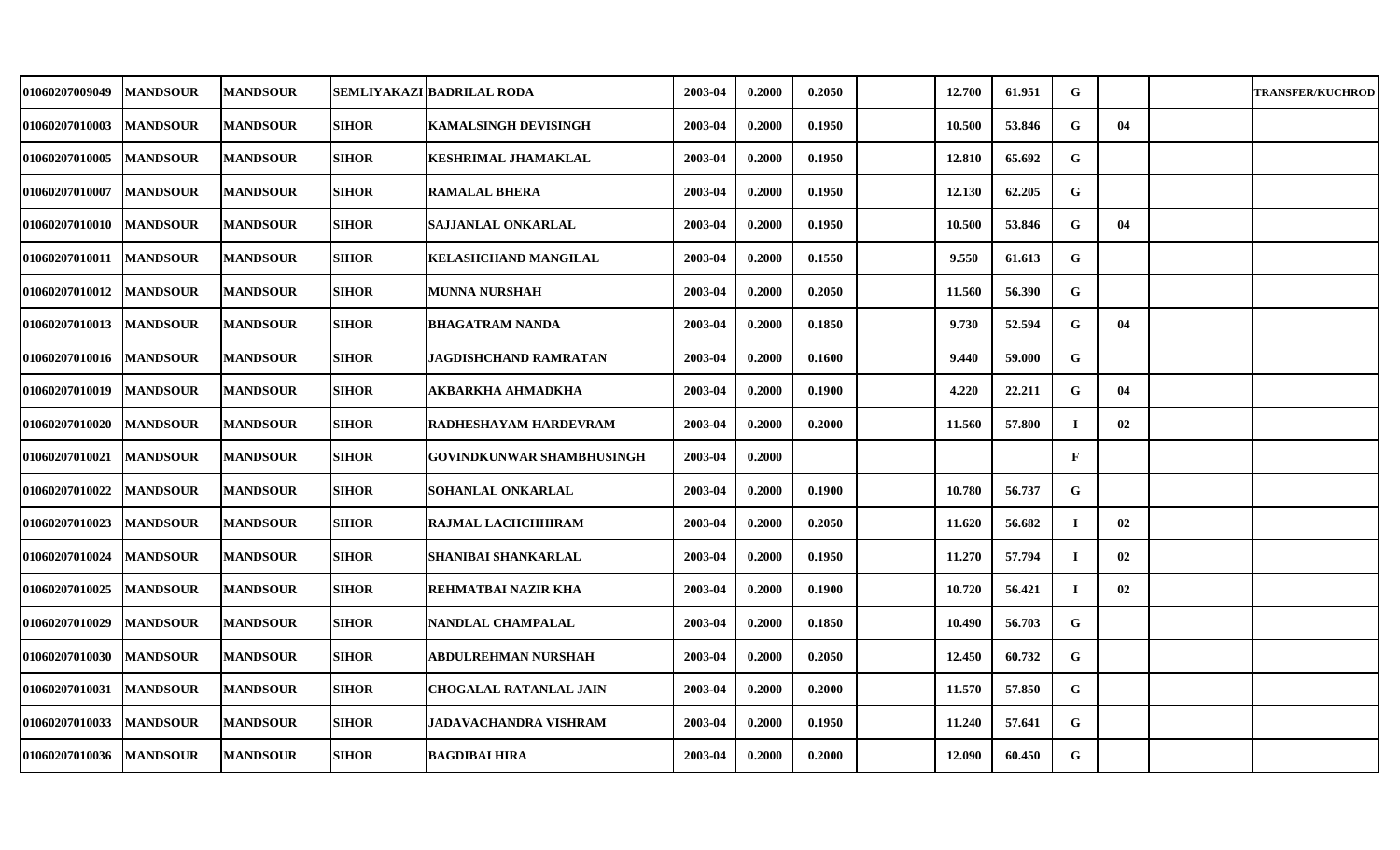| | | | | | | | | | | | | | | |
|---|---|---|---|---|---|---|---|---|---|---|---|---|---|---|
| 01060207009049 | MANDSOUR | MANDSOUR | SEMLIYAKAZI | BADRILAL RODA | 2003-04 | 0.2000 | 0.2050 | | 12.700 | 61.951 | G | | | TRANSFER/KUCHROD |
| 01060207010003 | MANDSOUR | MANDSOUR | SIHOR | KAMALSINGH DEVISINGH | 2003-04 | 0.2000 | 0.1950 | | 10.500 | 53.846 | G | 04 | | |
| 01060207010005 | MANDSOUR | MANDSOUR | SIHOR | KESHRIMAL JHAMAKLAL | 2003-04 | 0.2000 | 0.1950 | | 12.810 | 65.692 | G | | | |
| 01060207010007 | MANDSOUR | MANDSOUR | SIHOR | RAMALAL BHERA | 2003-04 | 0.2000 | 0.1950 | | 12.130 | 62.205 | G | | | |
| 01060207010010 | MANDSOUR | MANDSOUR | SIHOR | SAJJANLAL ONKARLAL | 2003-04 | 0.2000 | 0.1950 | | 10.500 | 53.846 | G | 04 | | |
| 01060207010011 | MANDSOUR | MANDSOUR | SIHOR | KELASHCHAND MANGILAL | 2003-04 | 0.2000 | 0.1550 | | 9.550 | 61.613 | G | | | |
| 01060207010012 | MANDSOUR | MANDSOUR | SIHOR | MUNNA NURSHAH | 2003-04 | 0.2000 | 0.2050 | | 11.560 | 56.390 | G | | | |
| 01060207010013 | MANDSOUR | MANDSOUR | SIHOR | BHAGATRAM NANDA | 2003-04 | 0.2000 | 0.1850 | | 9.730 | 52.594 | G | 04 | | |
| 01060207010016 | MANDSOUR | MANDSOUR | SIHOR | JAGDISHCHAND RAMRATAN | 2003-04 | 0.2000 | 0.1600 | | 9.440 | 59.000 | G | | | |
| 01060207010019 | MANDSOUR | MANDSOUR | SIHOR | AKBARKHA AHMADKHA | 2003-04 | 0.2000 | 0.1900 | | 4.220 | 22.211 | G | 04 | | |
| 01060207010020 | MANDSOUR | MANDSOUR | SIHOR | RADHESHAYAM HARDEVRAM | 2003-04 | 0.2000 | 0.2000 | | 11.560 | 57.800 | I | 02 | | |
| 01060207010021 | MANDSOUR | MANDSOUR | SIHOR | GOVINDKUNWAR SHAMBHUSINGH | 2003-04 | 0.2000 | | | | | F | | | |
| 01060207010022 | MANDSOUR | MANDSOUR | SIHOR | SOHANLAL ONKARLAL | 2003-04 | 0.2000 | 0.1900 | | 10.780 | 56.737 | G | | | |
| 01060207010023 | MANDSOUR | MANDSOUR | SIHOR | RAJMAL LACHCHHIRAM | 2003-04 | 0.2000 | 0.2050 | | 11.620 | 56.682 | I | 02 | | |
| 01060207010024 | MANDSOUR | MANDSOUR | SIHOR | SHANIBAI SHANKARLAL | 2003-04 | 0.2000 | 0.1950 | | 11.270 | 57.794 | I | 02 | | |
| 01060207010025 | MANDSOUR | MANDSOUR | SIHOR | REHMATBAI NAZIR KHA | 2003-04 | 0.2000 | 0.1900 | | 10.720 | 56.421 | I | 02 | | |
| 01060207010029 | MANDSOUR | MANDSOUR | SIHOR | NANDLAL CHAMPALAL | 2003-04 | 0.2000 | 0.1850 | | 10.490 | 56.703 | G | | | |
| 01060207010030 | MANDSOUR | MANDSOUR | SIHOR | ABDULREHMAN NURSHAH | 2003-04 | 0.2000 | 0.2050 | | 12.450 | 60.732 | G | | | |
| 01060207010031 | MANDSOUR | MANDSOUR | SIHOR | CHOGALAL RATANLAL JAIN | 2003-04 | 0.2000 | 0.2000 | | 11.570 | 57.850 | G | | | |
| 01060207010033 | MANDSOUR | MANDSOUR | SIHOR | JADAVACHANDRA VISHRAM | 2003-04 | 0.2000 | 0.1950 | | 11.240 | 57.641 | G | | | |
| 01060207010036 | MANDSOUR | MANDSOUR | SIHOR | BAGDIBAI HIRA | 2003-04 | 0.2000 | 0.2000 | | 12.090 | 60.450 | G | | | |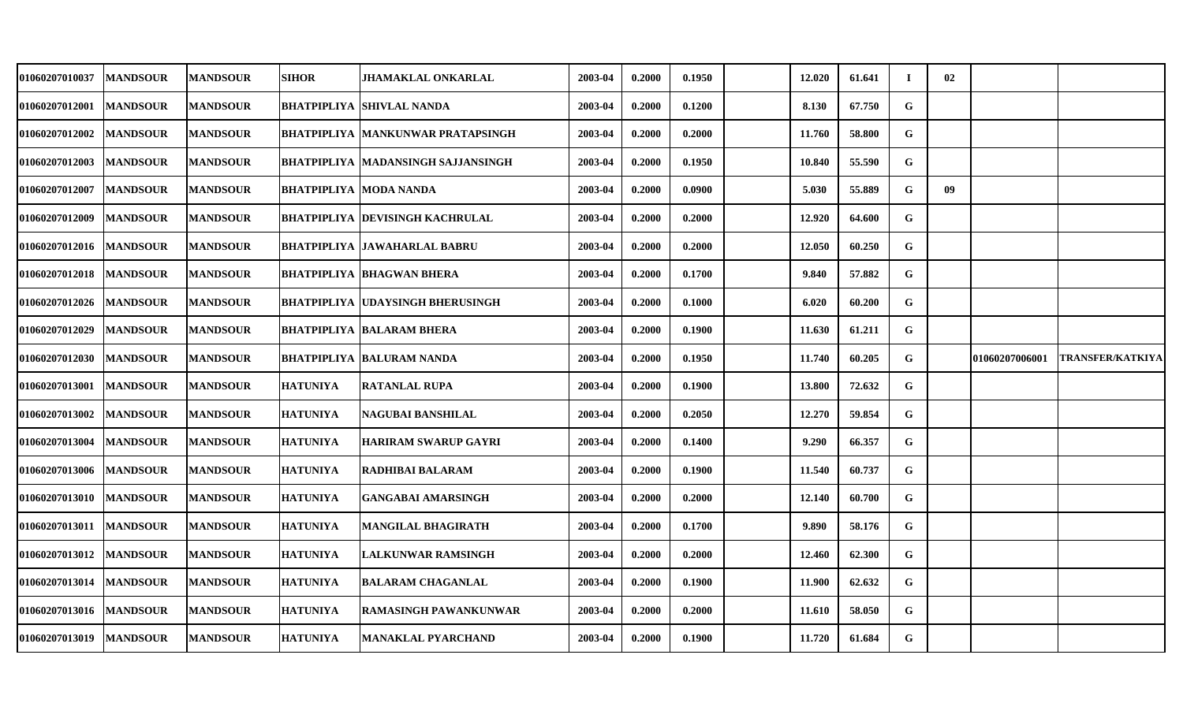| | | | | | | | | | | | | | | |
|---|---|---|---|---|---|---|---|---|---|---|---|---|---|---|
| 01060207010037 | MANDSOUR | MANDSOUR | SIHOR | JHAMAKLAL ONKARLAL | 2003-04 | 0.2000 | 0.1950 | | 12.020 | 61.641 | I | 02 | | |
| 01060207012001 | MANDSOUR | MANDSOUR | BHATPIPLIYA | SHIVLAL NANDA | 2003-04 | 0.2000 | 0.1200 | | 8.130 | 67.750 | G | | | |
| 01060207012002 | MANDSOUR | MANDSOUR | BHATPIPLIYA | MANKUNWAR PRATAPSINGH | 2003-04 | 0.2000 | 0.2000 | | 11.760 | 58.800 | G | | | |
| 01060207012003 | MANDSOUR | MANDSOUR | BHATPIPLIYA | MADANSINGH SAJJANSINGH | 2003-04 | 0.2000 | 0.1950 | | 10.840 | 55.590 | G | | | |
| 01060207012007 | MANDSOUR | MANDSOUR | BHATPIPLIYA | MODA NANDA | 2003-04 | 0.2000 | 0.0900 | | 5.030 | 55.889 | G | 09 | | |
| 01060207012009 | MANDSOUR | MANDSOUR | BHATPIPLIYA | DEVISINGH KACHRULAL | 2003-04 | 0.2000 | 0.2000 | | 12.920 | 64.600 | G | | | |
| 01060207012016 | MANDSOUR | MANDSOUR | BHATPIPLIYA | JAWAHARLAL BABRU | 2003-04 | 0.2000 | 0.2000 | | 12.050 | 60.250 | G | | | |
| 01060207012018 | MANDSOUR | MANDSOUR | BHATPIPLIYA | BHAGWAN BHERA | 2003-04 | 0.2000 | 0.1700 | | 9.840 | 57.882 | G | | | |
| 01060207012026 | MANDSOUR | MANDSOUR | BHATPIPLIYA | UDAYSINGH BHERUSINGH | 2003-04 | 0.2000 | 0.1000 | | 6.020 | 60.200 | G | | | |
| 01060207012029 | MANDSOUR | MANDSOUR | BHATPIPLIYA | BALARAM BHERA | 2003-04 | 0.2000 | 0.1900 | | 11.630 | 61.211 | G | | | |
| 01060207012030 | MANDSOUR | MANDSOUR | BHATPIPLIYA | BALURAM NANDA | 2003-04 | 0.2000 | 0.1950 | | 11.740 | 60.205 | G | | 01060207006001 | TRANSFER/KATKIYA |
| 01060207013001 | MANDSOUR | MANDSOUR | HATUNIYA | RATANLAL RUPA | 2003-04 | 0.2000 | 0.1900 | | 13.800 | 72.632 | G | | | |
| 01060207013002 | MANDSOUR | MANDSOUR | HATUNIYA | NAGUBAI BANSHILAL | 2003-04 | 0.2000 | 0.2050 | | 12.270 | 59.854 | G | | | |
| 01060207013004 | MANDSOUR | MANDSOUR | HATUNIYA | HARIRAM SWARUP GAYRI | 2003-04 | 0.2000 | 0.1400 | | 9.290 | 66.357 | G | | | |
| 01060207013006 | MANDSOUR | MANDSOUR | HATUNIYA | RADHIBAI BALARAM | 2003-04 | 0.2000 | 0.1900 | | 11.540 | 60.737 | G | | | |
| 01060207013010 | MANDSOUR | MANDSOUR | HATUNIYA | GANGABAI AMARSINGH | 2003-04 | 0.2000 | 0.2000 | | 12.140 | 60.700 | G | | | |
| 01060207013011 | MANDSOUR | MANDSOUR | HATUNIYA | MANGILAL BHAGIRATH | 2003-04 | 0.2000 | 0.1700 | | 9.890 | 58.176 | G | | | |
| 01060207013012 | MANDSOUR | MANDSOUR | HATUNIYA | LALKUNWAR RAMSINGH | 2003-04 | 0.2000 | 0.2000 | | 12.460 | 62.300 | G | | | |
| 01060207013014 | MANDSOUR | MANDSOUR | HATUNIYA | BALARAM CHAGANLAL | 2003-04 | 0.2000 | 0.1900 | | 11.900 | 62.632 | G | | | |
| 01060207013016 | MANDSOUR | MANDSOUR | HATUNIYA | RAMASINGH PAWANKUNWAR | 2003-04 | 0.2000 | 0.2000 | | 11.610 | 58.050 | G | | | |
| 01060207013019 | MANDSOUR | MANDSOUR | HATUNIYA | MANAKLAL PYARCHAND | 2003-04 | 0.2000 | 0.1900 | | 11.720 | 61.684 | G | | | |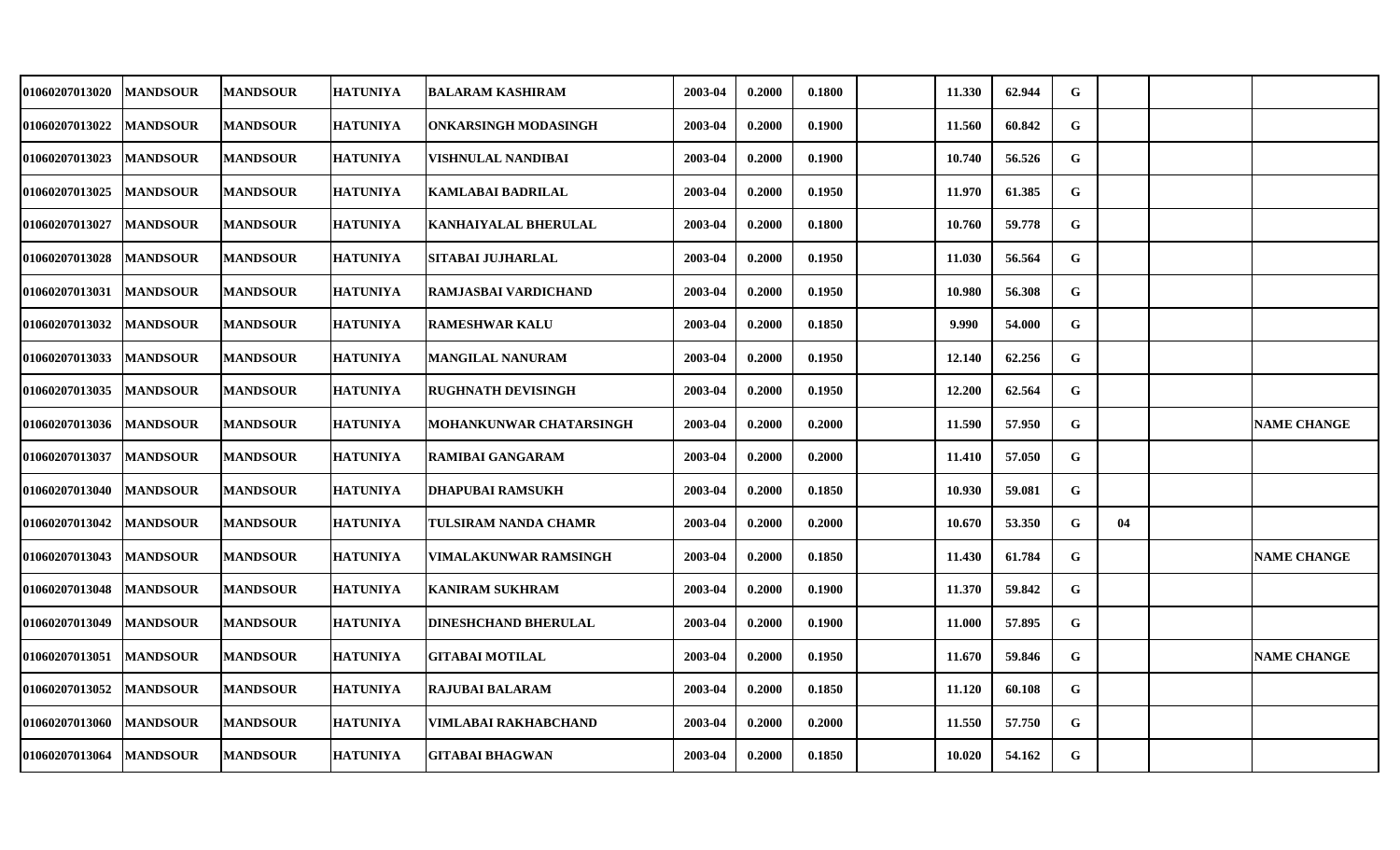| | | | | | | | | | | | | | | |
|---|---|---|---|---|---|---|---|---|---|---|---|---|---|---|
| 01060207013020 | MANDSOUR | MANDSOUR | HATUNIYA | BALARAM KASHIRAM | 2003-04 | 0.2000 | 0.1800 | | 11.330 | 62.944 | G | | | |
| 01060207013022 | MANDSOUR | MANDSOUR | HATUNIYA | ONKARSINGH MODASINGH | 2003-04 | 0.2000 | 0.1900 | | 11.560 | 60.842 | G | | | |
| 01060207013023 | MANDSOUR | MANDSOUR | HATUNIYA | VISHNULAL NANDIBAI | 2003-04 | 0.2000 | 0.1900 | | 10.740 | 56.526 | G | | | |
| 01060207013025 | MANDSOUR | MANDSOUR | HATUNIYA | KAMLABAI BADRILAL | 2003-04 | 0.2000 | 0.1950 | | 11.970 | 61.385 | G | | | |
| 01060207013027 | MANDSOUR | MANDSOUR | HATUNIYA | KANHAIYALAL BHERULAL | 2003-04 | 0.2000 | 0.1800 | | 10.760 | 59.778 | G | | | |
| 01060207013028 | MANDSOUR | MANDSOUR | HATUNIYA | SITABAI JUJHARLAL | 2003-04 | 0.2000 | 0.1950 | | 11.030 | 56.564 | G | | | |
| 01060207013031 | MANDSOUR | MANDSOUR | HATUNIYA | RAMJASBAI VARDICHAND | 2003-04 | 0.2000 | 0.1950 | | 10.980 | 56.308 | G | | | |
| 01060207013032 | MANDSOUR | MANDSOUR | HATUNIYA | RAMESHWAR KALU | 2003-04 | 0.2000 | 0.1850 | | 9.990 | 54.000 | G | | | |
| 01060207013033 | MANDSOUR | MANDSOUR | HATUNIYA | MANGILAL NANURAM | 2003-04 | 0.2000 | 0.1950 | | 12.140 | 62.256 | G | | | |
| 01060207013035 | MANDSOUR | MANDSOUR | HATUNIYA | RUGHNATH DEVISINGH | 2003-04 | 0.2000 | 0.1950 | | 12.200 | 62.564 | G | | | |
| 01060207013036 | MANDSOUR | MANDSOUR | HATUNIYA | MOHANKUNWAR CHATARSINGH | 2003-04 | 0.2000 | 0.2000 | | 11.590 | 57.950 | G | | | NAME CHANGE |
| 01060207013037 | MANDSOUR | MANDSOUR | HATUNIYA | RAMIBAI GANGARAM | 2003-04 | 0.2000 | 0.2000 | | 11.410 | 57.050 | G | | | |
| 01060207013040 | MANDSOUR | MANDSOUR | HATUNIYA | DHAPUBAI RAMSUKH | 2003-04 | 0.2000 | 0.1850 | | 10.930 | 59.081 | G | | | |
| 01060207013042 | MANDSOUR | MANDSOUR | HATUNIYA | TULSIRAM NANDA CHAMR | 2003-04 | 0.2000 | 0.2000 | | 10.670 | 53.350 | G | 04 | | |
| 01060207013043 | MANDSOUR | MANDSOUR | HATUNIYA | VIMALAKUNWAR RAMSINGH | 2003-04 | 0.2000 | 0.1850 | | 11.430 | 61.784 | G | | | NAME CHANGE |
| 01060207013048 | MANDSOUR | MANDSOUR | HATUNIYA | KANIRAM SUKHRAM | 2003-04 | 0.2000 | 0.1900 | | 11.370 | 59.842 | G | | | |
| 01060207013049 | MANDSOUR | MANDSOUR | HATUNIYA | DINESHCHAND BHERULAL | 2003-04 | 0.2000 | 0.1900 | | 11.000 | 57.895 | G | | | |
| 01060207013051 | MANDSOUR | MANDSOUR | HATUNIYA | GITABAI MOTILAL | 2003-04 | 0.2000 | 0.1950 | | 11.670 | 59.846 | G | | | NAME CHANGE |
| 01060207013052 | MANDSOUR | MANDSOUR | HATUNIYA | RAJUBAI BALARAM | 2003-04 | 0.2000 | 0.1850 | | 11.120 | 60.108 | G | | | |
| 01060207013060 | MANDSOUR | MANDSOUR | HATUNIYA | VIMLABAI RAKHABCHAND | 2003-04 | 0.2000 | 0.2000 | | 11.550 | 57.750 | G | | | |
| 01060207013064 | MANDSOUR | MANDSOUR | HATUNIYA | GITABAI BHAGWAN | 2003-04 | 0.2000 | 0.1850 | | 10.020 | 54.162 | G | | | |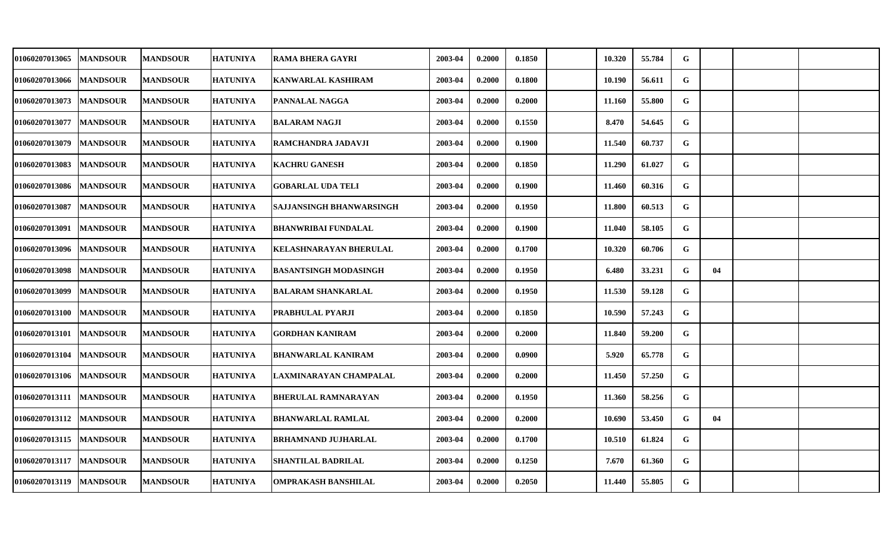| | | | | | | | | | | | | | | |
|---|---|---|---|---|---|---|---|---|---|---|---|---|---|---|
| 01060207013065 | MANDSOUR | MANDSOUR | HATUNIYA | RAMA BHERA GAYRI | 2003-04 | 0.2000 | 0.1850 | | 10.320 | 55.784 | G | | | |
| 01060207013066 | MANDSOUR | MANDSOUR | HATUNIYA | KANWARLAL KASHIRAM | 2003-04 | 0.2000 | 0.1800 | | 10.190 | 56.611 | G | | | |
| 01060207013073 | MANDSOUR | MANDSOUR | HATUNIYA | PANNALAL NAGGA | 2003-04 | 0.2000 | 0.2000 | | 11.160 | 55.800 | G | | | |
| 01060207013077 | MANDSOUR | MANDSOUR | HATUNIYA | BALARAM NAGJI | 2003-04 | 0.2000 | 0.1550 | | 8.470 | 54.645 | G | | | |
| 01060207013079 | MANDSOUR | MANDSOUR | HATUNIYA | RAMCHANDRA JADAVJI | 2003-04 | 0.2000 | 0.1900 | | 11.540 | 60.737 | G | | | |
| 01060207013083 | MANDSOUR | MANDSOUR | HATUNIYA | KACHRU GANESH | 2003-04 | 0.2000 | 0.1850 | | 11.290 | 61.027 | G | | | |
| 01060207013086 | MANDSOUR | MANDSOUR | HATUNIYA | GOBARLAL UDA TELI | 2003-04 | 0.2000 | 0.1900 | | 11.460 | 60.316 | G | | | |
| 01060207013087 | MANDSOUR | MANDSOUR | HATUNIYA | SAJJANSINGH BHANWARSINGH | 2003-04 | 0.2000 | 0.1950 | | 11.800 | 60.513 | G | | | |
| 01060207013091 | MANDSOUR | MANDSOUR | HATUNIYA | BHANWRIBAI FUNDALAL | 2003-04 | 0.2000 | 0.1900 | | 11.040 | 58.105 | G | | | |
| 01060207013096 | MANDSOUR | MANDSOUR | HATUNIYA | KELASHNARAYAN BHERULAL | 2003-04 | 0.2000 | 0.1700 | | 10.320 | 60.706 | G | | | |
| 01060207013098 | MANDSOUR | MANDSOUR | HATUNIYA | BASANTSINGH MODASINGH | 2003-04 | 0.2000 | 0.1950 | | 6.480 | 33.231 | G | 04 | | |
| 01060207013099 | MANDSOUR | MANDSOUR | HATUNIYA | BALARAM SHANKARLAL | 2003-04 | 0.2000 | 0.1950 | | 11.530 | 59.128 | G | | | |
| 01060207013100 | MANDSOUR | MANDSOUR | HATUNIYA | PRABHULAL PYARJI | 2003-04 | 0.2000 | 0.1850 | | 10.590 | 57.243 | G | | | |
| 01060207013101 | MANDSOUR | MANDSOUR | HATUNIYA | GORDHAN KANIRAM | 2003-04 | 0.2000 | 0.2000 | | 11.840 | 59.200 | G | | | |
| 01060207013104 | MANDSOUR | MANDSOUR | HATUNIYA | BHANWARLAL KANIRAM | 2003-04 | 0.2000 | 0.0900 | | 5.920 | 65.778 | G | | | |
| 01060207013106 | MANDSOUR | MANDSOUR | HATUNIYA | LAXMINARAYAN CHAMPALAL | 2003-04 | 0.2000 | 0.2000 | | 11.450 | 57.250 | G | | | |
| 01060207013111 | MANDSOUR | MANDSOUR | HATUNIYA | BHERULAL RAMNARAYAN | 2003-04 | 0.2000 | 0.1950 | | 11.360 | 58.256 | G | | | |
| 01060207013112 | MANDSOUR | MANDSOUR | HATUNIYA | BHANWARLAL RAMLAL | 2003-04 | 0.2000 | 0.2000 | | 10.690 | 53.450 | G | 04 | | |
| 01060207013115 | MANDSOUR | MANDSOUR | HATUNIYA | BRHAMNAND JUJHARLAL | 2003-04 | 0.2000 | 0.1700 | | 10.510 | 61.824 | G | | | |
| 01060207013117 | MANDSOUR | MANDSOUR | HATUNIYA | SHANTILAL BADRILAL | 2003-04 | 0.2000 | 0.1250 | | 7.670 | 61.360 | G | | | |
| 01060207013119 | MANDSOUR | MANDSOUR | HATUNIYA | OMPRAKASH BANSHILAL | 2003-04 | 0.2000 | 0.2050 | | 11.440 | 55.805 | G | | | |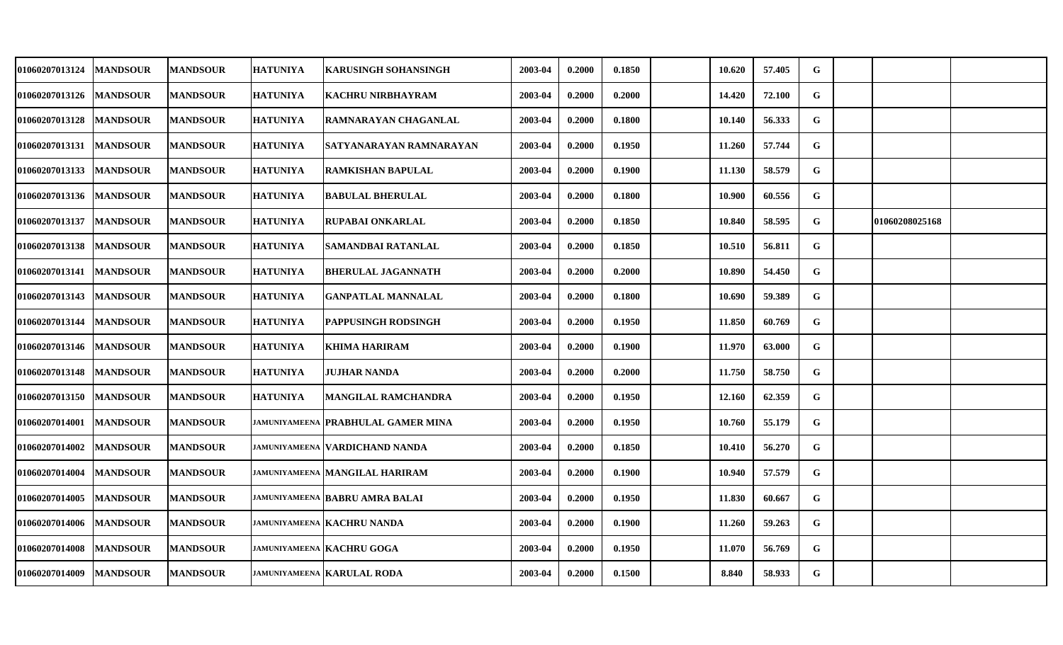| | | | | | | | | | | | | | | |
|---|---|---|---|---|---|---|---|---|---|---|---|---|---|---|
| 01060207013124 | MANDSOUR | MANDSOUR | HATUNIYA | KARUSINGH SOHANSINGH | 2003-04 | 0.2000 | 0.1850 | | 10.620 | 57.405 | G | | | |
| 01060207013126 | MANDSOUR | MANDSOUR | HATUNIYA | KACHRU NIRBHAYRAM | 2003-04 | 0.2000 | 0.2000 | | 14.420 | 72.100 | G | | | |
| 01060207013128 | MANDSOUR | MANDSOUR | HATUNIYA | RAMNARAYAN CHAGANLAL | 2003-04 | 0.2000 | 0.1800 | | 10.140 | 56.333 | G | | | |
| 01060207013131 | MANDSOUR | MANDSOUR | HATUNIYA | SATYANARAYAN RAMNARAYAN | 2003-04 | 0.2000 | 0.1950 | | 11.260 | 57.744 | G | | | |
| 01060207013133 | MANDSOUR | MANDSOUR | HATUNIYA | RAMKISHAN BAPULAL | 2003-04 | 0.2000 | 0.1900 | | 11.130 | 58.579 | G | | | |
| 01060207013136 | MANDSOUR | MANDSOUR | HATUNIYA | BABULAL BHERULAL | 2003-04 | 0.2000 | 0.1800 | | 10.900 | 60.556 | G | | | |
| 01060207013137 | MANDSOUR | MANDSOUR | HATUNIYA | RUPABAI ONKARLAL | 2003-04 | 0.2000 | 0.1850 | | 10.840 | 58.595 | G | | 01060208025168 | |
| 01060207013138 | MANDSOUR | MANDSOUR | HATUNIYA | SAMANDBAI RATANLAL | 2003-04 | 0.2000 | 0.1850 | | 10.510 | 56.811 | G | | | |
| 01060207013141 | MANDSOUR | MANDSOUR | HATUNIYA | BHERULAL JAGANNATH | 2003-04 | 0.2000 | 0.2000 | | 10.890 | 54.450 | G | | | |
| 01060207013143 | MANDSOUR | MANDSOUR | HATUNIYA | GANPATLAL MANNALAL | 2003-04 | 0.2000 | 0.1800 | | 10.690 | 59.389 | G | | | |
| 01060207013144 | MANDSOUR | MANDSOUR | HATUNIYA | PAPPUSINGH RODSINGH | 2003-04 | 0.2000 | 0.1950 | | 11.850 | 60.769 | G | | | |
| 01060207013146 | MANDSOUR | MANDSOUR | HATUNIYA | KHIMA HARIRAM | 2003-04 | 0.2000 | 0.1900 | | 11.970 | 63.000 | G | | | |
| 01060207013148 | MANDSOUR | MANDSOUR | HATUNIYA | JUJHAR NANDA | 2003-04 | 0.2000 | 0.2000 | | 11.750 | 58.750 | G | | | |
| 01060207013150 | MANDSOUR | MANDSOUR | HATUNIYA | MANGILAL RAMCHANDRA | 2003-04 | 0.2000 | 0.1950 | | 12.160 | 62.359 | G | | | |
| 01060207014001 | MANDSOUR | MANDSOUR | JAMUNIYAMEENA | PRABHULAL GAMER MINA | 2003-04 | 0.2000 | 0.1950 | | 10.760 | 55.179 | G | | | |
| 01060207014002 | MANDSOUR | MANDSOUR | JAMUNIYAMEENA | VARDICHAND NANDA | 2003-04 | 0.2000 | 0.1850 | | 10.410 | 56.270 | G | | | |
| 01060207014004 | MANDSOUR | MANDSOUR | JAMUNIYAMEENA | MANGILAL HARIRAM | 2003-04 | 0.2000 | 0.1900 | | 10.940 | 57.579 | G | | | |
| 01060207014005 | MANDSOUR | MANDSOUR | JAMUNIYAMEENA | BABRU AMRA BALAI | 2003-04 | 0.2000 | 0.1950 | | 11.830 | 60.667 | G | | | |
| 01060207014006 | MANDSOUR | MANDSOUR | JAMUNIYAMEENA | KACHRU NANDA | 2003-04 | 0.2000 | 0.1900 | | 11.260 | 59.263 | G | | | |
| 01060207014008 | MANDSOUR | MANDSOUR | JAMUNIYAMEENA | KACHRU GOGA | 2003-04 | 0.2000 | 0.1950 | | 11.070 | 56.769 | G | | | |
| 01060207014009 | MANDSOUR | MANDSOUR | JAMUNIYAMEENA | KARULAL RODA | 2003-04 | 0.2000 | 0.1500 | | 8.840 | 58.933 | G | | | |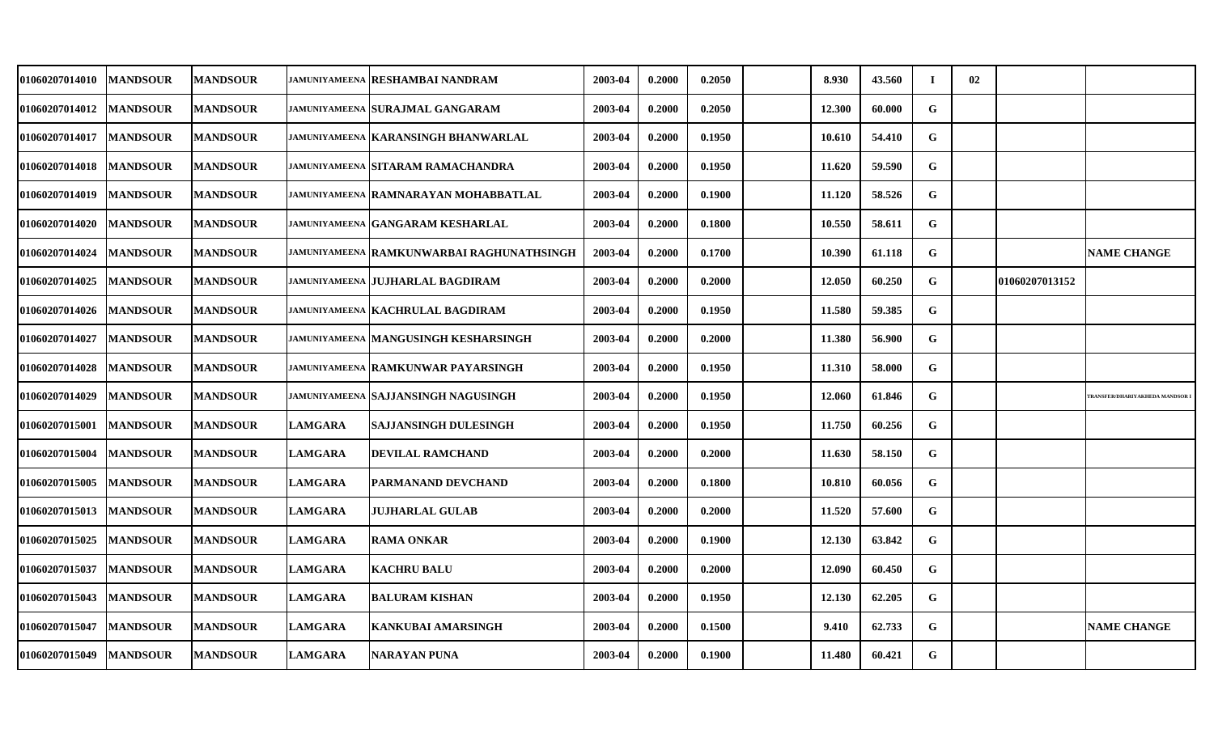| | | | | | | | | | | | | | | |
|---|---|---|---|---|---|---|---|---|---|---|---|---|---|---|
| 01060207014010 | MANDSOUR | MANDSOUR | JAMUNIYAMEENA | RESHAMBAI NANDRAM | 2003-04 | 0.2000 | 0.2050 | | 8.930 | 43.560 | I | 02 | | |
| 01060207014012 | MANDSOUR | MANDSOUR | JAMUNIYAMEENA | SURAJMAL GANGARAM | 2003-04 | 0.2000 | 0.2050 | | 12.300 | 60.000 | G | | | |
| 01060207014017 | MANDSOUR | MANDSOUR | JAMUNIYAMEENA | KARANSINGH BHANWARLAL | 2003-04 | 0.2000 | 0.1950 | | 10.610 | 54.410 | G | | | |
| 01060207014018 | MANDSOUR | MANDSOUR | JAMUNIYAMEENA | SITARAM RAMACHANDRA | 2003-04 | 0.2000 | 0.1950 | | 11.620 | 59.590 | G | | | |
| 01060207014019 | MANDSOUR | MANDSOUR | JAMUNIYAMEENA | RAMNARAYAN MOHABBATLAL | 2003-04 | 0.2000 | 0.1900 | | 11.120 | 58.526 | G | | | |
| 01060207014020 | MANDSOUR | MANDSOUR | JAMUNIYAMEENA | GANGARAM KESHARLAL | 2003-04 | 0.2000 | 0.1800 | | 10.550 | 58.611 | G | | | |
| 01060207014024 | MANDSOUR | MANDSOUR | JAMUNIYAMEENA | RAMKUNWARBAI RAGHUNATHSINGH | 2003-04 | 0.2000 | 0.1700 | | 10.390 | 61.118 | G | | | NAME CHANGE |
| 01060207014025 | MANDSOUR | MANDSOUR | JAMUNIYAMEENA | JUJHARLAL BAGDIRAM | 2003-04 | 0.2000 | 0.2000 | | 12.050 | 60.250 | G | | 01060207013152 | |
| 01060207014026 | MANDSOUR | MANDSOUR | JAMUNIYAMEENA | KACHRULAL BAGDIRAM | 2003-04 | 0.2000 | 0.1950 | | 11.580 | 59.385 | G | | | |
| 01060207014027 | MANDSOUR | MANDSOUR | JAMUNIYAMEENA | MANGUSINGH KESHARSINGH | 2003-04 | 0.2000 | 0.2000 | | 11.380 | 56.900 | G | | | |
| 01060207014028 | MANDSOUR | MANDSOUR | JAMUNIYAMEENA | RAMKUNWAR PAYARSINGH | 2003-04 | 0.2000 | 0.1950 | | 11.310 | 58.000 | G | | | |
| 01060207014029 | MANDSOUR | MANDSOUR | JAMUNIYAMEENA | SAJJANSINGH NAGUSINGH | 2003-04 | 0.2000 | 0.1950 | | 12.060 | 61.846 | G | | | TRANSFER/DHARIYAKHEDA MANDSOR I |
| 01060207015001 | MANDSOUR | MANDSOUR | LAMGARA | SAJJANSINGH DULESINGH | 2003-04 | 0.2000 | 0.1950 | | 11.750 | 60.256 | G | | | |
| 01060207015004 | MANDSOUR | MANDSOUR | LAMGARA | DEVILAL RAMCHAND | 2003-04 | 0.2000 | 0.2000 | | 11.630 | 58.150 | G | | | |
| 01060207015005 | MANDSOUR | MANDSOUR | LAMGARA | PARMANAND DEVCHAND | 2003-04 | 0.2000 | 0.1800 | | 10.810 | 60.056 | G | | | |
| 01060207015013 | MANDSOUR | MANDSOUR | LAMGARA | JUJHARLAL GULAB | 2003-04 | 0.2000 | 0.2000 | | 11.520 | 57.600 | G | | | |
| 01060207015025 | MANDSOUR | MANDSOUR | LAMGARA | RAMA ONKAR | 2003-04 | 0.2000 | 0.1900 | | 12.130 | 63.842 | G | | | |
| 01060207015037 | MANDSOUR | MANDSOUR | LAMGARA | KACHRU BALU | 2003-04 | 0.2000 | 0.2000 | | 12.090 | 60.450 | G | | | |
| 01060207015043 | MANDSOUR | MANDSOUR | LAMGARA | BALURAM KISHAN | 2003-04 | 0.2000 | 0.1950 | | 12.130 | 62.205 | G | | | |
| 01060207015047 | MANDSOUR | MANDSOUR | LAMGARA | KANKUBAI AMARSINGH | 2003-04 | 0.2000 | 0.1500 | | 9.410 | 62.733 | G | | | NAME CHANGE |
| 01060207015049 | MANDSOUR | MANDSOUR | LAMGARA | NARAYAN PUNA | 2003-04 | 0.2000 | 0.1900 | | 11.480 | 60.421 | G | | | |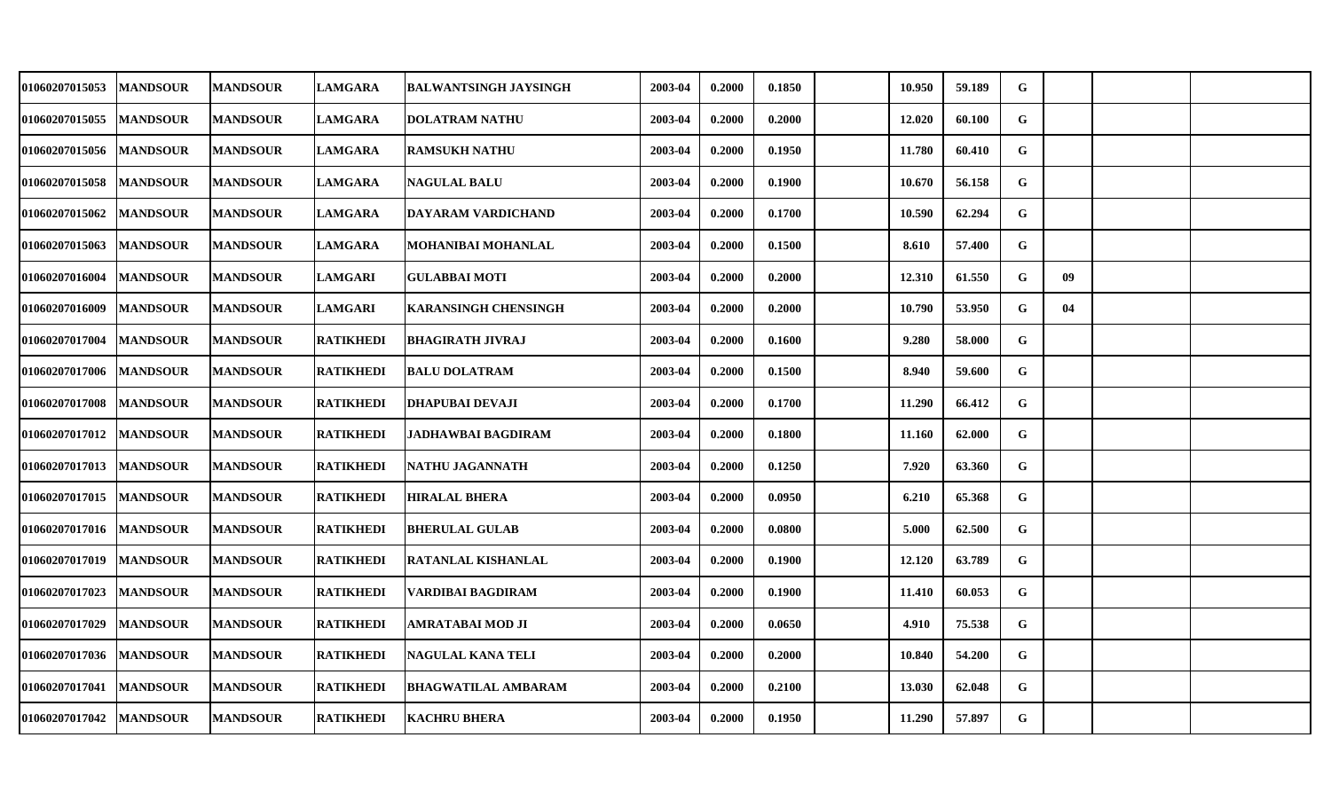| | | | | | | | | | | | | | | |
|---|---|---|---|---|---|---|---|---|---|---|---|---|---|---|
| 01060207015053 | MANDSOUR | MANDSOUR | LAMGARA | BALWANTSINGH JAYSINGH | 2003-04 | 0.2000 | 0.1850 | | 10.950 | 59.189 | G | | | |
| 01060207015055 | MANDSOUR | MANDSOUR | LAMGARA | DOLATRAM NATHU | 2003-04 | 0.2000 | 0.2000 | | 12.020 | 60.100 | G | | | |
| 01060207015056 | MANDSOUR | MANDSOUR | LAMGARA | RAMSUKH NATHU | 2003-04 | 0.2000 | 0.1950 | | 11.780 | 60.410 | G | | | |
| 01060207015058 | MANDSOUR | MANDSOUR | LAMGARA | NAGULAL BALU | 2003-04 | 0.2000 | 0.1900 | | 10.670 | 56.158 | G | | | |
| 01060207015062 | MANDSOUR | MANDSOUR | LAMGARA | DAYARAM VARDICHAND | 2003-04 | 0.2000 | 0.1700 | | 10.590 | 62.294 | G | | | |
| 01060207015063 | MANDSOUR | MANDSOUR | LAMGARA | MOHANIBAI MOHANLAL | 2003-04 | 0.2000 | 0.1500 | | 8.610 | 57.400 | G | | | |
| 01060207016004 | MANDSOUR | MANDSOUR | LAMGARI | GULABBAI MOTI | 2003-04 | 0.2000 | 0.2000 | | 12.310 | 61.550 | G | 09 | | |
| 01060207016009 | MANDSOUR | MANDSOUR | LAMGARI | KARANSINGH CHENSINGH | 2003-04 | 0.2000 | 0.2000 | | 10.790 | 53.950 | G | 04 | | |
| 01060207017004 | MANDSOUR | MANDSOUR | RATIKHEDI | BHAGIRATH JIVRAJ | 2003-04 | 0.2000 | 0.1600 | | 9.280 | 58.000 | G | | | |
| 01060207017006 | MANDSOUR | MANDSOUR | RATIKHEDI | BALU DOLATRAM | 2003-04 | 0.2000 | 0.1500 | | 8.940 | 59.600 | G | | | |
| 01060207017008 | MANDSOUR | MANDSOUR | RATIKHEDI | DHAPUBAI DEVAJI | 2003-04 | 0.2000 | 0.1700 | | 11.290 | 66.412 | G | | | |
| 01060207017012 | MANDSOUR | MANDSOUR | RATIKHEDI | JADHAWBAI BAGDIRAM | 2003-04 | 0.2000 | 0.1800 | | 11.160 | 62.000 | G | | | |
| 01060207017013 | MANDSOUR | MANDSOUR | RATIKHEDI | NATHU JAGANNATH | 2003-04 | 0.2000 | 0.1250 | | 7.920 | 63.360 | G | | | |
| 01060207017015 | MANDSOUR | MANDSOUR | RATIKHEDI | HIRALAL BHERA | 2003-04 | 0.2000 | 0.0950 | | 6.210 | 65.368 | G | | | |
| 01060207017016 | MANDSOUR | MANDSOUR | RATIKHEDI | BHERULAL GULAB | 2003-04 | 0.2000 | 0.0800 | | 5.000 | 62.500 | G | | | |
| 01060207017019 | MANDSOUR | MANDSOUR | RATIKHEDI | RATANLAL KISHANLAL | 2003-04 | 0.2000 | 0.1900 | | 12.120 | 63.789 | G | | | |
| 01060207017023 | MANDSOUR | MANDSOUR | RATIKHEDI | VARDIBAI BAGDIRAM | 2003-04 | 0.2000 | 0.1900 | | 11.410 | 60.053 | G | | | |
| 01060207017029 | MANDSOUR | MANDSOUR | RATIKHEDI | AMRATABAI MOD JI | 2003-04 | 0.2000 | 0.0650 | | 4.910 | 75.538 | G | | | |
| 01060207017036 | MANDSOUR | MANDSOUR | RATIKHEDI | NAGULAL KANA TELI | 2003-04 | 0.2000 | 0.2000 | | 10.840 | 54.200 | G | | | |
| 01060207017041 | MANDSOUR | MANDSOUR | RATIKHEDI | BHAGWATILAL AMBARAM | 2003-04 | 0.2000 | 0.2100 | | 13.030 | 62.048 | G | | | |
| 01060207017042 | MANDSOUR | MANDSOUR | RATIKHEDI | KACHRU BHERA | 2003-04 | 0.2000 | 0.1950 | | 11.290 | 57.897 | G | | | |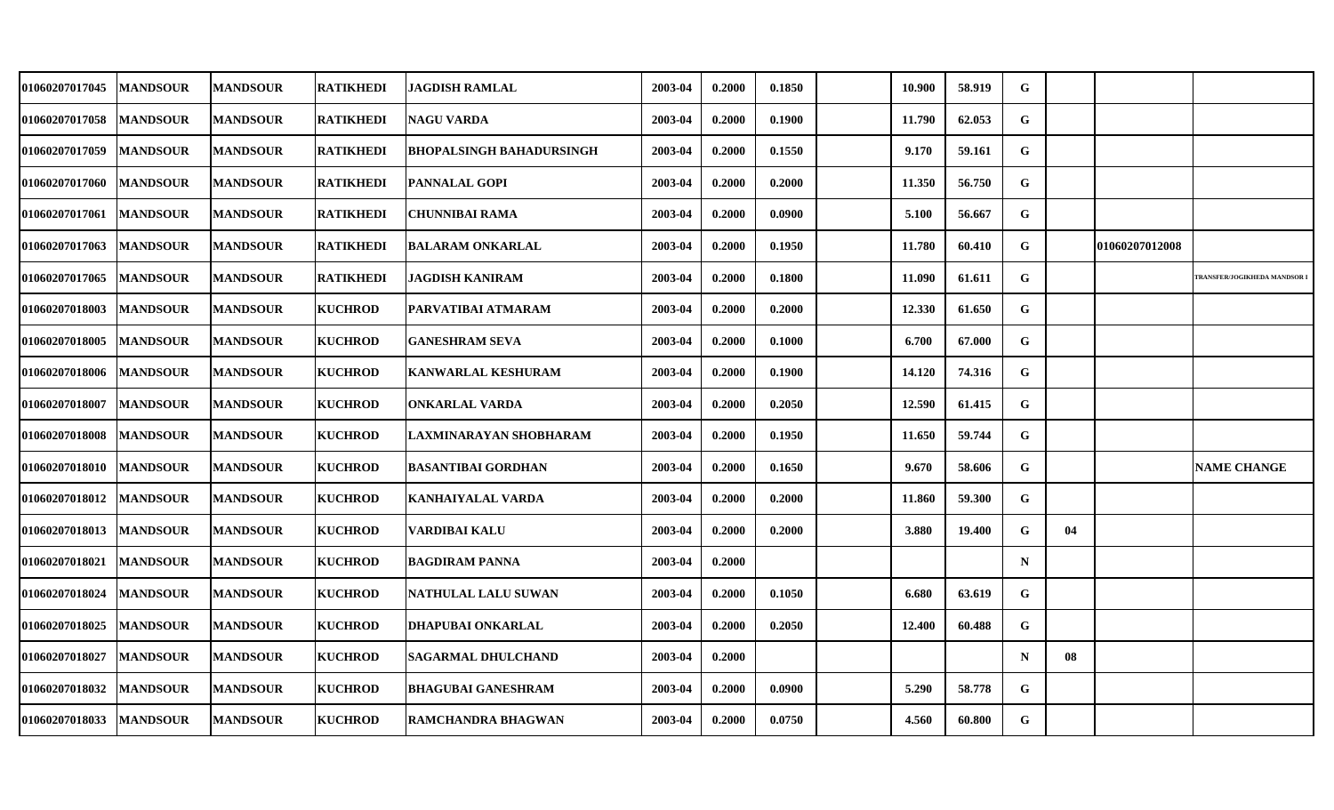| | | | | | | | | | | | | | | |
|---|---|---|---|---|---|---|---|---|---|---|---|---|---|---|
| 01060207017045 | MANDSOUR | MANDSOUR | RATIKHEDI | JAGDISH RAMLAL | 2003-04 | 0.2000 | 0.1850 | | 10.900 | 58.919 | G | | | |
| 01060207017058 | MANDSOUR | MANDSOUR | RATIKHEDI | NAGU VARDA | 2003-04 | 0.2000 | 0.1900 | | 11.790 | 62.053 | G | | | |
| 01060207017059 | MANDSOUR | MANDSOUR | RATIKHEDI | BHOPALSINGH BAHADURSINGH | 2003-04 | 0.2000 | 0.1550 | | 9.170 | 59.161 | G | | | |
| 01060207017060 | MANDSOUR | MANDSOUR | RATIKHEDI | PANNALAL GOPI | 2003-04 | 0.2000 | 0.2000 | | 11.350 | 56.750 | G | | | |
| 01060207017061 | MANDSOUR | MANDSOUR | RATIKHEDI | CHUNNIBAI RAMA | 2003-04 | 0.2000 | 0.0900 | | 5.100 | 56.667 | G | | | |
| 01060207017063 | MANDSOUR | MANDSOUR | RATIKHEDI | BALARAM ONKARLAL | 2003-04 | 0.2000 | 0.1950 | | 11.780 | 60.410 | G | | 01060207012008 | |
| 01060207017065 | MANDSOUR | MANDSOUR | RATIKHEDI | JAGDISH KANIRAM | 2003-04 | 0.2000 | 0.1800 | | 11.090 | 61.611 | G | | | TRANSFER/JOGIKHEDA MANDSOR I |
| 01060207018003 | MANDSOUR | MANDSOUR | KUCHROD | PARVATIBAI ATMARAM | 2003-04 | 0.2000 | 0.2000 | | 12.330 | 61.650 | G | | | |
| 01060207018005 | MANDSOUR | MANDSOUR | KUCHROD | GANESHRAM SEVA | 2003-04 | 0.2000 | 0.1000 | | 6.700 | 67.000 | G | | | |
| 01060207018006 | MANDSOUR | MANDSOUR | KUCHROD | KANWARLAL KESHURAM | 2003-04 | 0.2000 | 0.1900 | | 14.120 | 74.316 | G | | | |
| 01060207018007 | MANDSOUR | MANDSOUR | KUCHROD | ONKARLAL VARDA | 2003-04 | 0.2000 | 0.2050 | | 12.590 | 61.415 | G | | | |
| 01060207018008 | MANDSOUR | MANDSOUR | KUCHROD | LAXMINARAYAN SHOBHARAM | 2003-04 | 0.2000 | 0.1950 | | 11.650 | 59.744 | G | | | |
| 01060207018010 | MANDSOUR | MANDSOUR | KUCHROD | BASANTIBAI GORDHAN | 2003-04 | 0.2000 | 0.1650 | | 9.670 | 58.606 | G | | | NAME CHANGE |
| 01060207018012 | MANDSOUR | MANDSOUR | KUCHROD | KANHAIYALAL VARDA | 2003-04 | 0.2000 | 0.2000 | | 11.860 | 59.300 | G | | | |
| 01060207018013 | MANDSOUR | MANDSOUR | KUCHROD | VARDIBAI KALU | 2003-04 | 0.2000 | 0.2000 | | 3.880 | 19.400 | G | 04 | | |
| 01060207018021 | MANDSOUR | MANDSOUR | KUCHROD | BAGDIRAM PANNA | 2003-04 | 0.2000 | | | | | N | | | |
| 01060207018024 | MANDSOUR | MANDSOUR | KUCHROD | NATHULAL LALU SUWAN | 2003-04 | 0.2000 | 0.1050 | | 6.680 | 63.619 | G | | | |
| 01060207018025 | MANDSOUR | MANDSOUR | KUCHROD | DHAPUBAI ONKARLAL | 2003-04 | 0.2000 | 0.2050 | | 12.400 | 60.488 | G | | | |
| 01060207018027 | MANDSOUR | MANDSOUR | KUCHROD | SAGARMAL DHULCHAND | 2003-04 | 0.2000 | | | | | N | 08 | | |
| 01060207018032 | MANDSOUR | MANDSOUR | KUCHROD | BHAGUBAI GANESHRAM | 2003-04 | 0.2000 | 0.0900 | | 5.290 | 58.778 | G | | | |
| 01060207018033 | MANDSOUR | MANDSOUR | KUCHROD | RAMCHANDRA BHAGWAN | 2003-04 | 0.2000 | 0.0750 | | 4.560 | 60.800 | G | | | |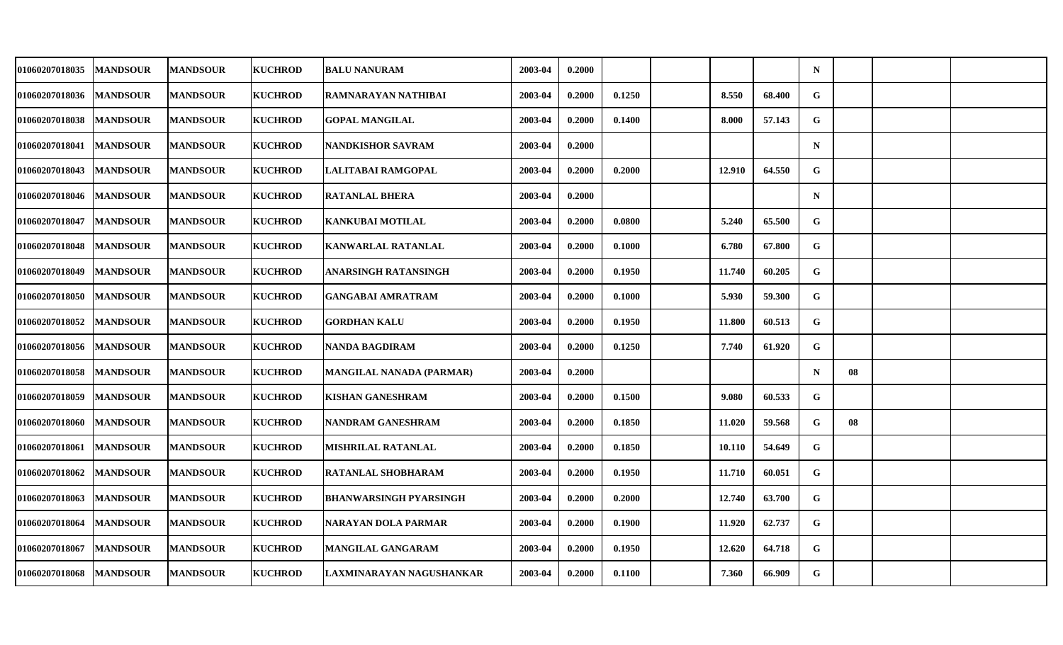| | | | | | | | | | | | | | | | |
|---|---|---|---|---|---|---|---|---|---|---|---|---|---|---|---|
| 01060207018035 | MANDSOUR | MANDSOUR | KUCHROD | BALU NANURAM | 2003-04 | 0.2000 | | | | | N | | | |
| 01060207018036 | MANDSOUR | MANDSOUR | KUCHROD | RAMNARAYAN NATHIBAI | 2003-04 | 0.2000 | 0.1250 | | 8.550 | 68.400 | G | | | |
| 01060207018038 | MANDSOUR | MANDSOUR | KUCHROD | GOPAL MANGILAL | 2003-04 | 0.2000 | 0.1400 | | 8.000 | 57.143 | G | | | |
| 01060207018041 | MANDSOUR | MANDSOUR | KUCHROD | NANDKISHOR SAVRAM | 2003-04 | 0.2000 | | | | | N | | | |
| 01060207018043 | MANDSOUR | MANDSOUR | KUCHROD | LALITABAI RAMGOPAL | 2003-04 | 0.2000 | 0.2000 | | 12.910 | 64.550 | G | | | |
| 01060207018046 | MANDSOUR | MANDSOUR | KUCHROD | RATANLAL BHERA | 2003-04 | 0.2000 | | | | | N | | | |
| 01060207018047 | MANDSOUR | MANDSOUR | KUCHROD | KANKUBAI MOTILAL | 2003-04 | 0.2000 | 0.0800 | | 5.240 | 65.500 | G | | | |
| 01060207018048 | MANDSOUR | MANDSOUR | KUCHROD | KANWARLAL RATANLAL | 2003-04 | 0.2000 | 0.1000 | | 6.780 | 67.800 | G | | | |
| 01060207018049 | MANDSOUR | MANDSOUR | KUCHROD | ANARSINGH RATANSINGH | 2003-04 | 0.2000 | 0.1950 | | 11.740 | 60.205 | G | | | |
| 01060207018050 | MANDSOUR | MANDSOUR | KUCHROD | GANGABAI AMRATRAM | 2003-04 | 0.2000 | 0.1000 | | 5.930 | 59.300 | G | | | |
| 01060207018052 | MANDSOUR | MANDSOUR | KUCHROD | GORDHAN KALU | 2003-04 | 0.2000 | 0.1950 | | 11.800 | 60.513 | G | | | |
| 01060207018056 | MANDSOUR | MANDSOUR | KUCHROD | NANDA BAGDIRAM | 2003-04 | 0.2000 | 0.1250 | | 7.740 | 61.920 | G | | | |
| 01060207018058 | MANDSOUR | MANDSOUR | KUCHROD | MANGILAL NANADA (PARMAR) | 2003-04 | 0.2000 | | | | | N | 08 | | |
| 01060207018059 | MANDSOUR | MANDSOUR | KUCHROD | KISHAN GANESHRAM | 2003-04 | 0.2000 | 0.1500 | | 9.080 | 60.533 | G | | | |
| 01060207018060 | MANDSOUR | MANDSOUR | KUCHROD | NANDRAM GANESHRAM | 2003-04 | 0.2000 | 0.1850 | | 11.020 | 59.568 | G | 08 | | |
| 01060207018061 | MANDSOUR | MANDSOUR | KUCHROD | MISHRILAL RATANLAL | 2003-04 | 0.2000 | 0.1850 | | 10.110 | 54.649 | G | | | |
| 01060207018062 | MANDSOUR | MANDSOUR | KUCHROD | RATANLAL SHOBHARAM | 2003-04 | 0.2000 | 0.1950 | | 11.710 | 60.051 | G | | | |
| 01060207018063 | MANDSOUR | MANDSOUR | KUCHROD | BHANWARSINGH PYARSINGH | 2003-04 | 0.2000 | 0.2000 | | 12.740 | 63.700 | G | | | |
| 01060207018064 | MANDSOUR | MANDSOUR | KUCHROD | NARAYAN DOLA PARMAR | 2003-04 | 0.2000 | 0.1900 | | 11.920 | 62.737 | G | | | |
| 01060207018067 | MANDSOUR | MANDSOUR | KUCHROD | MANGILAL GANGARAM | 2003-04 | 0.2000 | 0.1950 | | 12.620 | 64.718 | G | | | |
| 01060207018068 | MANDSOUR | MANDSOUR | KUCHROD | LAXMINARAYAN NAGUSHANKAR | 2003-04 | 0.2000 | 0.1100 | | 7.360 | 66.909 | G | | | |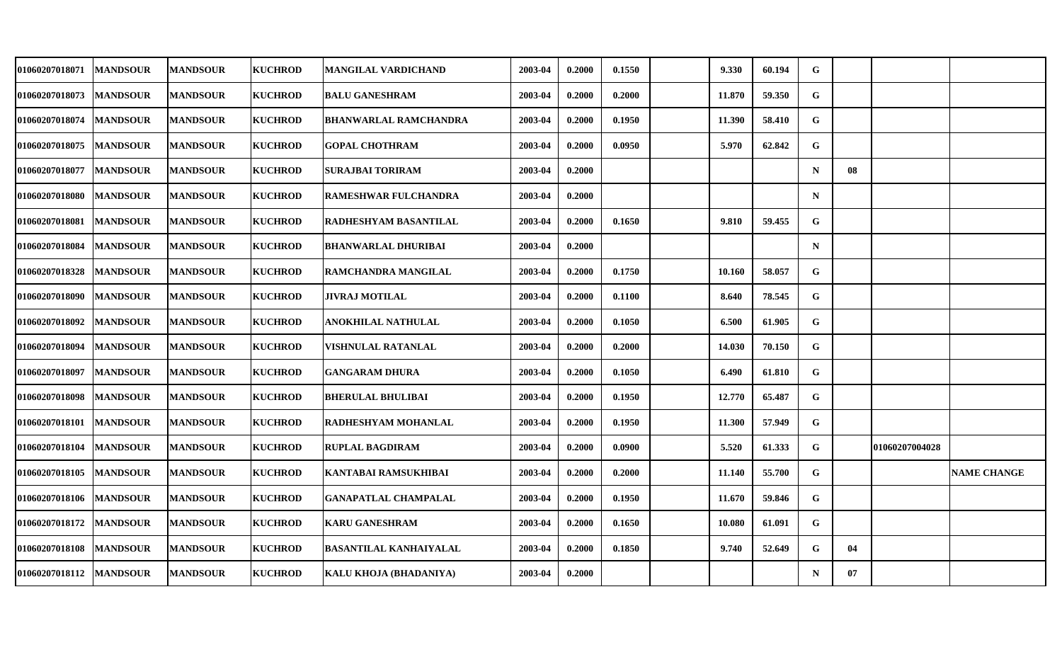| | | | | | | | | | | | | | | |
|---|---|---|---|---|---|---|---|---|---|---|---|---|---|---|
| 01060207018071 | MANDSOUR | MANDSOUR | KUCHROD | MANGILAL VARDICHAND | 2003-04 | 0.2000 | 0.1550 | | 9.330 | 60.194 | G | | | |
| 01060207018073 | MANDSOUR | MANDSOUR | KUCHROD | BALU GANESHRAM | 2003-04 | 0.2000 | 0.2000 | | 11.870 | 59.350 | G | | | |
| 01060207018074 | MANDSOUR | MANDSOUR | KUCHROD | BHANWARLAL RAMCHANDRA | 2003-04 | 0.2000 | 0.1950 | | 11.390 | 58.410 | G | | | |
| 01060207018075 | MANDSOUR | MANDSOUR | KUCHROD | GOPAL CHOTHRAM | 2003-04 | 0.2000 | 0.0950 | | 5.970 | 62.842 | G | | | |
| 01060207018077 | MANDSOUR | MANDSOUR | KUCHROD | SURAJBAI TORIRAM | 2003-04 | 0.2000 | | | | | N | 08 | | |
| 01060207018080 | MANDSOUR | MANDSOUR | KUCHROD | RAMESHWAR FULCHANDRA | 2003-04 | 0.2000 | | | | | N | | | |
| 01060207018081 | MANDSOUR | MANDSOUR | KUCHROD | RADHESHYAM BASANTILAL | 2003-04 | 0.2000 | 0.1650 | | 9.810 | 59.455 | G | | | |
| 01060207018084 | MANDSOUR | MANDSOUR | KUCHROD | BHANWARLAL DHURIBAI | 2003-04 | 0.2000 | | | | | N | | | |
| 01060207018328 | MANDSOUR | MANDSOUR | KUCHROD | RAMCHANDRA MANGILAL | 2003-04 | 0.2000 | 0.1750 | | 10.160 | 58.057 | G | | | |
| 01060207018090 | MANDSOUR | MANDSOUR | KUCHROD | JIVRAJ MOTILAL | 2003-04 | 0.2000 | 0.1100 | | 8.640 | 78.545 | G | | | |
| 01060207018092 | MANDSOUR | MANDSOUR | KUCHROD | ANOKHILAL NATHULAL | 2003-04 | 0.2000 | 0.1050 | | 6.500 | 61.905 | G | | | |
| 01060207018094 | MANDSOUR | MANDSOUR | KUCHROD | VISHNULAL RATANLAL | 2003-04 | 0.2000 | 0.2000 | | 14.030 | 70.150 | G | | | |
| 01060207018097 | MANDSOUR | MANDSOUR | KUCHROD | GANGARAM DHURA | 2003-04 | 0.2000 | 0.1050 | | 6.490 | 61.810 | G | | | |
| 01060207018098 | MANDSOUR | MANDSOUR | KUCHROD | BHERULAL BHULIBAI | 2003-04 | 0.2000 | 0.1950 | | 12.770 | 65.487 | G | | | |
| 01060207018101 | MANDSOUR | MANDSOUR | KUCHROD | RADHESHYAM MOHANLAL | 2003-04 | 0.2000 | 0.1950 | | 11.300 | 57.949 | G | | | |
| 01060207018104 | MANDSOUR | MANDSOUR | KUCHROD | RUPLAL BAGDIRAM | 2003-04 | 0.2000 | 0.0900 | | 5.520 | 61.333 | G | | 01060207004028 | |
| 01060207018105 | MANDSOUR | MANDSOUR | KUCHROD | KANTABAI RAMSUKHIBAI | 2003-04 | 0.2000 | 0.2000 | | 11.140 | 55.700 | G | | | NAME CHANGE |
| 01060207018106 | MANDSOUR | MANDSOUR | KUCHROD | GANAPATLAL CHAMPALAL | 2003-04 | 0.2000 | 0.1950 | | 11.670 | 59.846 | G | | | |
| 01060207018172 | MANDSOUR | MANDSOUR | KUCHROD | KARU GANESHRAM | 2003-04 | 0.2000 | 0.1650 | | 10.080 | 61.091 | G | | | |
| 01060207018108 | MANDSOUR | MANDSOUR | KUCHROD | BASANTILAL KANHAIYALAL | 2003-04 | 0.2000 | 0.1850 | | 9.740 | 52.649 | G | 04 | | |
| 01060207018112 | MANDSOUR | MANDSOUR | KUCHROD | KALU KHOJA (BHADANIYA) | 2003-04 | 0.2000 | | | | | N | 07 | | |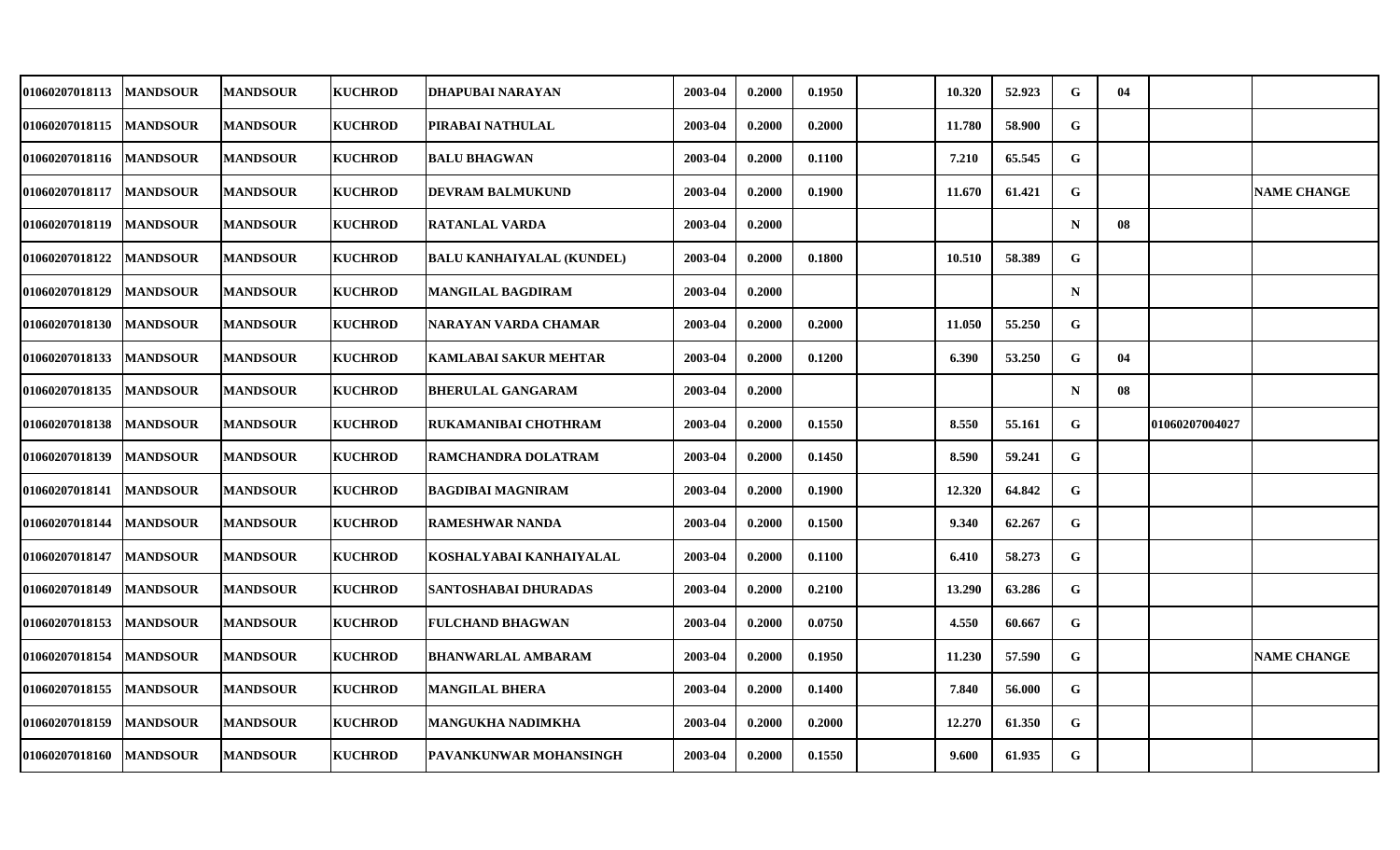| | | | | | | | | | | | | | | |
|---|---|---|---|---|---|---|---|---|---|---|---|---|---|---|
| 01060207018113 | MANDSOUR | MANDSOUR | KUCHROD | DHAPUBAI NARAYAN | 2003-04 | 0.2000 | 0.1950 | | 10.320 | 52.923 | G | 04 | | |
| 01060207018115 | MANDSOUR | MANDSOUR | KUCHROD | PIRABAI NATHULAL | 2003-04 | 0.2000 | 0.2000 | | 11.780 | 58.900 | G | | | |
| 01060207018116 | MANDSOUR | MANDSOUR | KUCHROD | BALU BHAGWAN | 2003-04 | 0.2000 | 0.1100 | | 7.210 | 65.545 | G | | | |
| 01060207018117 | MANDSOUR | MANDSOUR | KUCHROD | DEVRAM BALMUKUND | 2003-04 | 0.2000 | 0.1900 | | 11.670 | 61.421 | G | | | NAME CHANGE |
| 01060207018119 | MANDSOUR | MANDSOUR | KUCHROD | RATANLAL VARDA | 2003-04 | 0.2000 | | | | | N | 08 | | |
| 01060207018122 | MANDSOUR | MANDSOUR | KUCHROD | BALU KANHAIYALAL (KUNDEL) | 2003-04 | 0.2000 | 0.1800 | | 10.510 | 58.389 | G | | | |
| 01060207018129 | MANDSOUR | MANDSOUR | KUCHROD | MANGILAL BAGDIRAM | 2003-04 | 0.2000 | | | | | N | | | |
| 01060207018130 | MANDSOUR | MANDSOUR | KUCHROD | NARAYAN VARDA CHAMAR | 2003-04 | 0.2000 | 0.2000 | | 11.050 | 55.250 | G | | | |
| 01060207018133 | MANDSOUR | MANDSOUR | KUCHROD | KAMLABAI SAKUR MEHTAR | 2003-04 | 0.2000 | 0.1200 | | 6.390 | 53.250 | G | 04 | | |
| 01060207018135 | MANDSOUR | MANDSOUR | KUCHROD | BHERULAL GANGARAM | 2003-04 | 0.2000 | | | | | N | 08 | | |
| 01060207018138 | MANDSOUR | MANDSOUR | KUCHROD | RUKAMANIBAI CHOTHRAM | 2003-04 | 0.2000 | 0.1550 | | 8.550 | 55.161 | G | | 01060207004027 | |
| 01060207018139 | MANDSOUR | MANDSOUR | KUCHROD | RAMCHANDRA DOLATRAM | 2003-04 | 0.2000 | 0.1450 | | 8.590 | 59.241 | G | | | |
| 01060207018141 | MANDSOUR | MANDSOUR | KUCHROD | BAGDIBAI MAGNIRAM | 2003-04 | 0.2000 | 0.1900 | | 12.320 | 64.842 | G | | | |
| 01060207018144 | MANDSOUR | MANDSOUR | KUCHROD | RAMESHWAR NANDA | 2003-04 | 0.2000 | 0.1500 | | 9.340 | 62.267 | G | | | |
| 01060207018147 | MANDSOUR | MANDSOUR | KUCHROD | KOSHALYABAI KANHAIYALAL | 2003-04 | 0.2000 | 0.1100 | | 6.410 | 58.273 | G | | | |
| 01060207018149 | MANDSOUR | MANDSOUR | KUCHROD | SANTOSHABAI DHURADAS | 2003-04 | 0.2000 | 0.2100 | | 13.290 | 63.286 | G | | | |
| 01060207018153 | MANDSOUR | MANDSOUR | KUCHROD | FULCHAND BHAGWAN | 2003-04 | 0.2000 | 0.0750 | | 4.550 | 60.667 | G | | | |
| 01060207018154 | MANDSOUR | MANDSOUR | KUCHROD | BHANWARLAL AMBARAM | 2003-04 | 0.2000 | 0.1950 | | 11.230 | 57.590 | G | | | NAME CHANGE |
| 01060207018155 | MANDSOUR | MANDSOUR | KUCHROD | MANGILAL BHERA | 2003-04 | 0.2000 | 0.1400 | | 7.840 | 56.000 | G | | | |
| 01060207018159 | MANDSOUR | MANDSOUR | KUCHROD | MANGUKHA NADIMKHA | 2003-04 | 0.2000 | 0.2000 | | 12.270 | 61.350 | G | | | |
| 01060207018160 | MANDSOUR | MANDSOUR | KUCHROD | PAVANKUNWAR MOHANSINGH | 2003-04 | 0.2000 | 0.1550 | | 9.600 | 61.935 | G | | | |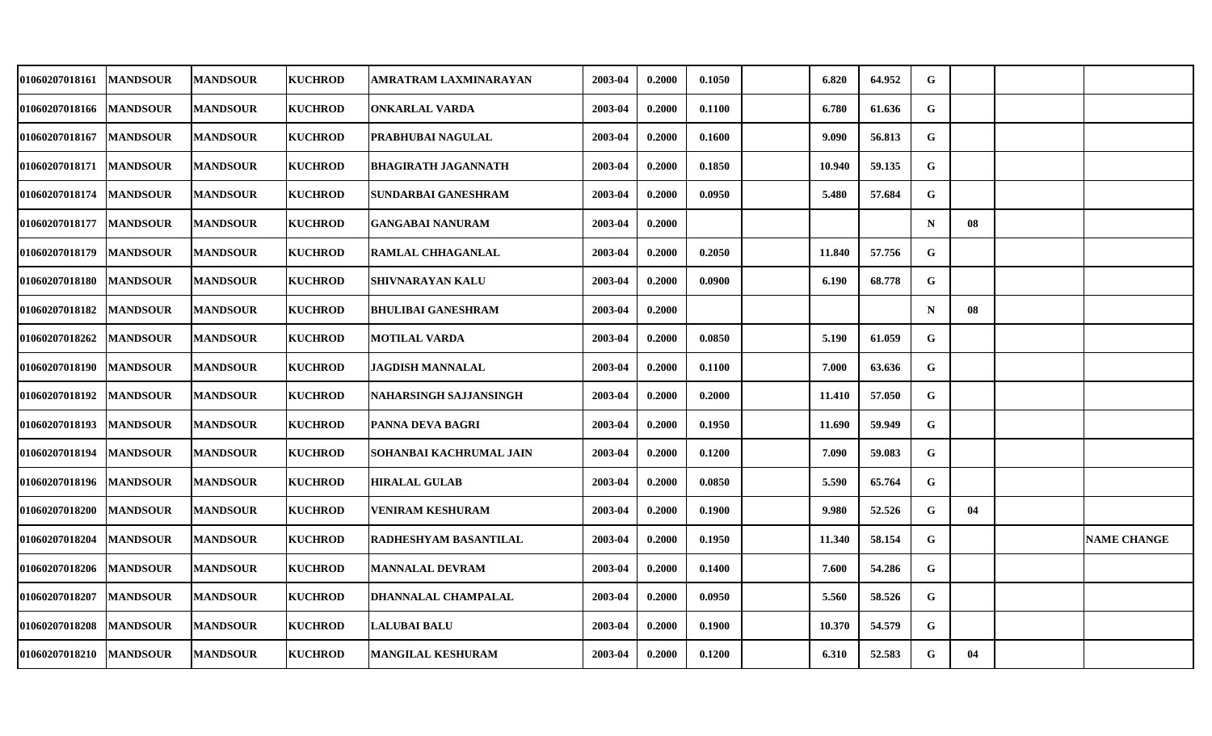| | | | | | | | | | | | | | | |
|---|---|---|---|---|---|---|---|---|---|---|---|---|---|---|
| 01060207018161 | MANDSOUR | MANDSOUR | KUCHROD | AMRATRAM LAXMINARAYAN | 2003-04 | 0.2000 | 0.1050 | | 6.820 | 64.952 | G | | | |
| 01060207018166 | MANDSOUR | MANDSOUR | KUCHROD | ONKARLAL VARDA | 2003-04 | 0.2000 | 0.1100 | | 6.780 | 61.636 | G | | | |
| 01060207018167 | MANDSOUR | MANDSOUR | KUCHROD | PRABHUBAI NAGULAL | 2003-04 | 0.2000 | 0.1600 | | 9.090 | 56.813 | G | | | |
| 01060207018171 | MANDSOUR | MANDSOUR | KUCHROD | BHAGIRATH JAGANNATH | 2003-04 | 0.2000 | 0.1850 | | 10.940 | 59.135 | G | | | |
| 01060207018174 | MANDSOUR | MANDSOUR | KUCHROD | SUNDARBAI GANESHRAM | 2003-04 | 0.2000 | 0.0950 | | 5.480 | 57.684 | G | | | |
| 01060207018177 | MANDSOUR | MANDSOUR | KUCHROD | GANGABAI NANURAM | 2003-04 | 0.2000 | | | | | N | 08 | | |
| 01060207018179 | MANDSOUR | MANDSOUR | KUCHROD | RAMLAL CHHAGANLAL | 2003-04 | 0.2000 | 0.2050 | | 11.840 | 57.756 | G | | | |
| 01060207018180 | MANDSOUR | MANDSOUR | KUCHROD | SHIVNARAYAN KALU | 2003-04 | 0.2000 | 0.0900 | | 6.190 | 68.778 | G | | | |
| 01060207018182 | MANDSOUR | MANDSOUR | KUCHROD | BHULIBAI GANESHRAM | 2003-04 | 0.2000 | | | | | N | 08 | | |
| 01060207018262 | MANDSOUR | MANDSOUR | KUCHROD | MOTILAL VARDA | 2003-04 | 0.2000 | 0.0850 | | 5.190 | 61.059 | G | | | |
| 01060207018190 | MANDSOUR | MANDSOUR | KUCHROD | JAGDISH MANNALAL | 2003-04 | 0.2000 | 0.1100 | | 7.000 | 63.636 | G | | | |
| 01060207018192 | MANDSOUR | MANDSOUR | KUCHROD | NAHARSINGH SAJJANSINGH | 2003-04 | 0.2000 | 0.2000 | | 11.410 | 57.050 | G | | | |
| 01060207018193 | MANDSOUR | MANDSOUR | KUCHROD | PANNA DEVA BAGRI | 2003-04 | 0.2000 | 0.1950 | | 11.690 | 59.949 | G | | | |
| 01060207018194 | MANDSOUR | MANDSOUR | KUCHROD | SOHANBAI KACHRUMAL JAIN | 2003-04 | 0.2000 | 0.1200 | | 7.090 | 59.083 | G | | | |
| 01060207018196 | MANDSOUR | MANDSOUR | KUCHROD | HIRALAL GULAB | 2003-04 | 0.2000 | 0.0850 | | 5.590 | 65.764 | G | | | |
| 01060207018200 | MANDSOUR | MANDSOUR | KUCHROD | VENIRAM KESHURAM | 2003-04 | 0.2000 | 0.1900 | | 9.980 | 52.526 | G | 04 | | |
| 01060207018204 | MANDSOUR | MANDSOUR | KUCHROD | RADHESHYAM BASANTILAL | 2003-04 | 0.2000 | 0.1950 | | 11.340 | 58.154 | G | | | NAME CHANGE |
| 01060207018206 | MANDSOUR | MANDSOUR | KUCHROD | MANNALAL DEVRAM | 2003-04 | 0.2000 | 0.1400 | | 7.600 | 54.286 | G | | | |
| 01060207018207 | MANDSOUR | MANDSOUR | KUCHROD | DHANNALAL CHAMPALAL | 2003-04 | 0.2000 | 0.0950 | | 5.560 | 58.526 | G | | | |
| 01060207018208 | MANDSOUR | MANDSOUR | KUCHROD | LALUBAI BALU | 2003-04 | 0.2000 | 0.1900 | | 10.370 | 54.579 | G | | | |
| 01060207018210 | MANDSOUR | MANDSOUR | KUCHROD | MANGILAL KESHURAM | 2003-04 | 0.2000 | 0.1200 | | 6.310 | 52.583 | G | 04 | | |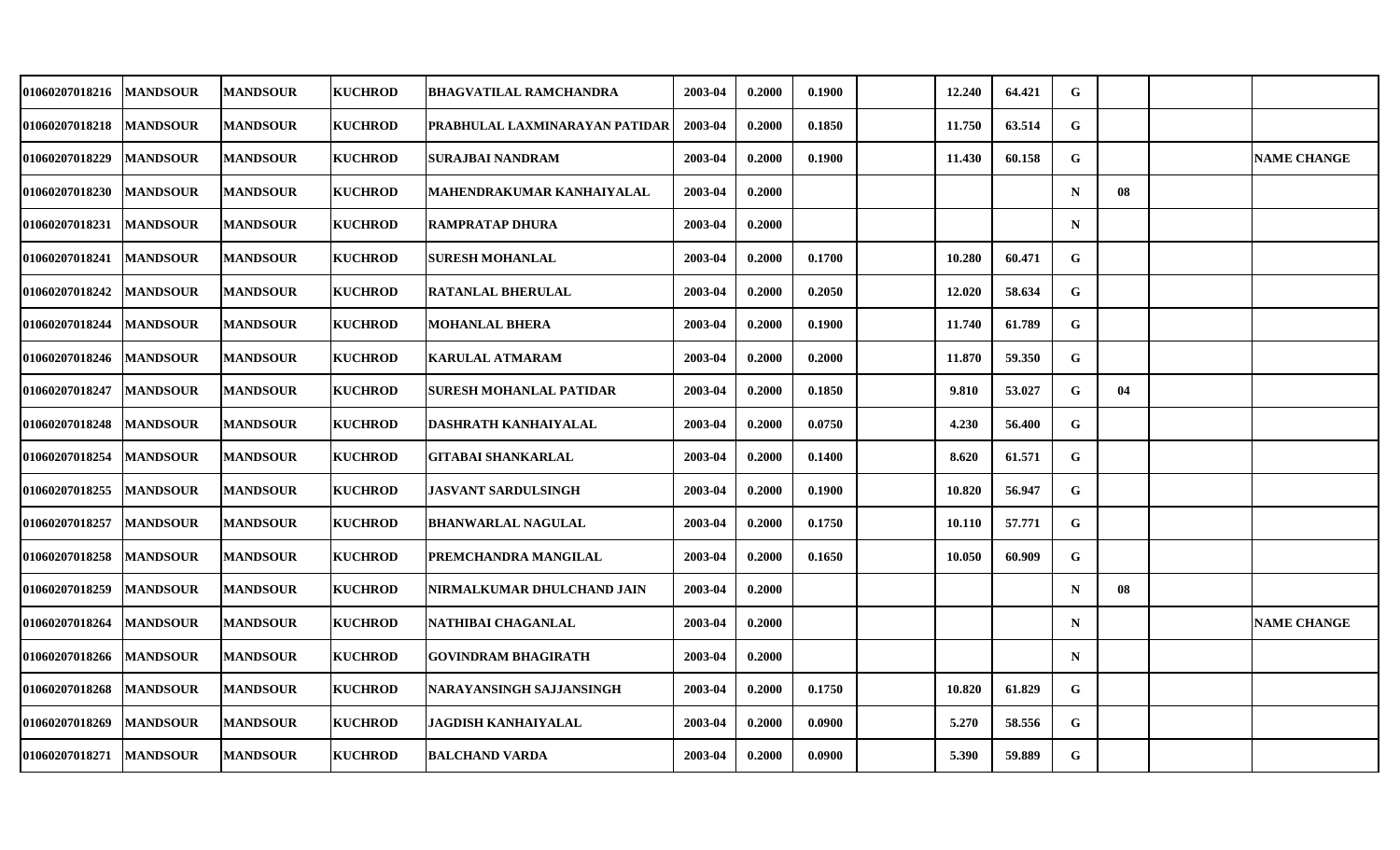| | | | | | | | | | | | | | | |
|---|---|---|---|---|---|---|---|---|---|---|---|---|---|---|
| 01060207018216 | MANDSOUR | MANDSOUR | KUCHROD | BHAGVATILAL RAMCHANDRA | 2003-04 | 0.2000 | 0.1900 | | 12.240 | 64.421 | G | | | |
| 01060207018218 | MANDSOUR | MANDSOUR | KUCHROD | PRABHULAL LAXMINARAYAN PATIDAR | 2003-04 | 0.2000 | 0.1850 | | 11.750 | 63.514 | G | | | |
| 01060207018229 | MANDSOUR | MANDSOUR | KUCHROD | SURAJBAI NANDRAM | 2003-04 | 0.2000 | 0.1900 | | 11.430 | 60.158 | G | | | NAME CHANGE |
| 01060207018230 | MANDSOUR | MANDSOUR | KUCHROD | MAHENDRAKUMAR KANHAIYALAL | 2003-04 | 0.2000 | | | | | N | 08 | | |
| 01060207018231 | MANDSOUR | MANDSOUR | KUCHROD | RAMPRATAP DHURA | 2003-04 | 0.2000 | | | | | N | | | |
| 01060207018241 | MANDSOUR | MANDSOUR | KUCHROD | SURESH MOHANLAL | 2003-04 | 0.2000 | 0.1700 | | 10.280 | 60.471 | G | | | |
| 01060207018242 | MANDSOUR | MANDSOUR | KUCHROD | RATANLAL BHERULAL | 2003-04 | 0.2000 | 0.2050 | | 12.020 | 58.634 | G | | | |
| 01060207018244 | MANDSOUR | MANDSOUR | KUCHROD | MOHANLAL BHERA | 2003-04 | 0.2000 | 0.1900 | | 11.740 | 61.789 | G | | | |
| 01060207018246 | MANDSOUR | MANDSOUR | KUCHROD | KARULAL ATMARAM | 2003-04 | 0.2000 | 0.2000 | | 11.870 | 59.350 | G | | | |
| 01060207018247 | MANDSOUR | MANDSOUR | KUCHROD | SURESH MOHANLAL PATIDAR | 2003-04 | 0.2000 | 0.1850 | | 9.810 | 53.027 | G | 04 | | |
| 01060207018248 | MANDSOUR | MANDSOUR | KUCHROD | DASHRATH KANHAIYALAL | 2003-04 | 0.2000 | 0.0750 | | 4.230 | 56.400 | G | | | |
| 01060207018254 | MANDSOUR | MANDSOUR | KUCHROD | GITABAI SHANKARLAL | 2003-04 | 0.2000 | 0.1400 | | 8.620 | 61.571 | G | | | |
| 01060207018255 | MANDSOUR | MANDSOUR | KUCHROD | JASVANT SARDULSINGH | 2003-04 | 0.2000 | 0.1900 | | 10.820 | 56.947 | G | | | |
| 01060207018257 | MANDSOUR | MANDSOUR | KUCHROD | BHANWARLAL NAGULAL | 2003-04 | 0.2000 | 0.1750 | | 10.110 | 57.771 | G | | | |
| 01060207018258 | MANDSOUR | MANDSOUR | KUCHROD | PREMCHANDRA MANGILAL | 2003-04 | 0.2000 | 0.1650 | | 10.050 | 60.909 | G | | | |
| 01060207018259 | MANDSOUR | MANDSOUR | KUCHROD | NIRMALKUMAR DHULCHAND JAIN | 2003-04 | 0.2000 | | | | | N | 08 | | |
| 01060207018264 | MANDSOUR | MANDSOUR | KUCHROD | NATHIBAI CHAGANLAL | 2003-04 | 0.2000 | | | | | N | | | NAME CHANGE |
| 01060207018266 | MANDSOUR | MANDSOUR | KUCHROD | GOVINDRAM BHAGIRATH | 2003-04 | 0.2000 | | | | | N | | | |
| 01060207018268 | MANDSOUR | MANDSOUR | KUCHROD | NARAYANSINGH SAJJANSINGH | 2003-04 | 0.2000 | 0.1750 | | 10.820 | 61.829 | G | | | |
| 01060207018269 | MANDSOUR | MANDSOUR | KUCHROD | JAGDISH KANHAIYALAL | 2003-04 | 0.2000 | 0.0900 | | 5.270 | 58.556 | G | | | |
| 01060207018271 | MANDSOUR | MANDSOUR | KUCHROD | BALCHAND VARDA | 2003-04 | 0.2000 | 0.0900 | | 5.390 | 59.889 | G | | | |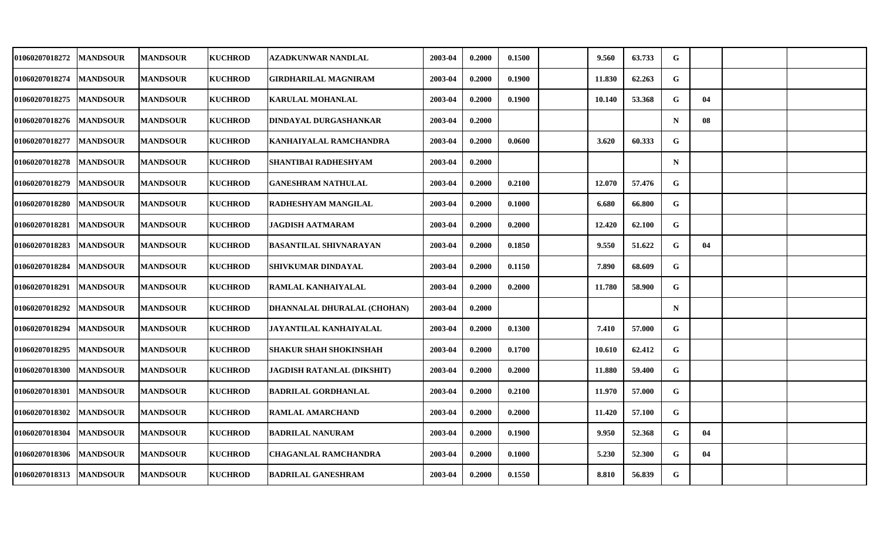| | | | | | | | | | | | | | | | |
|---|---|---|---|---|---|---|---|---|---|---|---|---|---|---|---|
| 01060207018272 | MANDSOUR | MANDSOUR | KUCHROD | AZADKUNWAR NANDLAL | 2003-04 | 0.2000 | 0.1500 | | 9.560 | 63.733 | G | | | |
| 01060207018274 | MANDSOUR | MANDSOUR | KUCHROD | GIRDHARILAL MAGNIRAM | 2003-04 | 0.2000 | 0.1900 | | 11.830 | 62.263 | G | | | |
| 01060207018275 | MANDSOUR | MANDSOUR | KUCHROD | KARULAL MOHANLAL | 2003-04 | 0.2000 | 0.1900 | | 10.140 | 53.368 | G | 04 | | |
| 01060207018276 | MANDSOUR | MANDSOUR | KUCHROD | DINDAYAL DURGASHANKAR | 2003-04 | 0.2000 | | | | | N | 08 | | |
| 01060207018277 | MANDSOUR | MANDSOUR | KUCHROD | KANHAIYALAL RAMCHANDRA | 2003-04 | 0.2000 | 0.0600 | | 3.620 | 60.333 | G | | | |
| 01060207018278 | MANDSOUR | MANDSOUR | KUCHROD | SHANTIBAI RADHESHYAM | 2003-04 | 0.2000 | | | | | N | | | |
| 01060207018279 | MANDSOUR | MANDSOUR | KUCHROD | GANESHRAM NATHULAL | 2003-04 | 0.2000 | 0.2100 | | 12.070 | 57.476 | G | | | |
| 01060207018280 | MANDSOUR | MANDSOUR | KUCHROD | RADHESHYAM MANGILAL | 2003-04 | 0.2000 | 0.1000 | | 6.680 | 66.800 | G | | | |
| 01060207018281 | MANDSOUR | MANDSOUR | KUCHROD | JAGDISH AATMARAM | 2003-04 | 0.2000 | 0.2000 | | 12.420 | 62.100 | G | | | |
| 01060207018283 | MANDSOUR | MANDSOUR | KUCHROD | BASANTILAL SHIVNARAYAN | 2003-04 | 0.2000 | 0.1850 | | 9.550 | 51.622 | G | 04 | | |
| 01060207018284 | MANDSOUR | MANDSOUR | KUCHROD | SHIVKUMAR DINDAYAL | 2003-04 | 0.2000 | 0.1150 | | 7.890 | 68.609 | G | | | |
| 01060207018291 | MANDSOUR | MANDSOUR | KUCHROD | RAMLAL KANHAIYALAL | 2003-04 | 0.2000 | 0.2000 | | 11.780 | 58.900 | G | | | |
| 01060207018292 | MANDSOUR | MANDSOUR | KUCHROD | DHANNALAL DHURALAL (CHOHAN) | 2003-04 | 0.2000 | | | | | N | | | |
| 01060207018294 | MANDSOUR | MANDSOUR | KUCHROD | JAYANTILAL KANHAIYALAL | 2003-04 | 0.2000 | 0.1300 | | 7.410 | 57.000 | G | | | |
| 01060207018295 | MANDSOUR | MANDSOUR | KUCHROD | SHAKUR SHAH SHOKINSHAH | 2003-04 | 0.2000 | 0.1700 | | 10.610 | 62.412 | G | | | |
| 01060207018300 | MANDSOUR | MANDSOUR | KUCHROD | JAGDISH RATANLAL (DIKSHIT) | 2003-04 | 0.2000 | 0.2000 | | 11.880 | 59.400 | G | | | |
| 01060207018301 | MANDSOUR | MANDSOUR | KUCHROD | BADRILAL GORDHANLAL | 2003-04 | 0.2000 | 0.2100 | | 11.970 | 57.000 | G | | | |
| 01060207018302 | MANDSOUR | MANDSOUR | KUCHROD | RAMLAL AMARCHAND | 2003-04 | 0.2000 | 0.2000 | | 11.420 | 57.100 | G | | | |
| 01060207018304 | MANDSOUR | MANDSOUR | KUCHROD | BADRILAL NANURAM | 2003-04 | 0.2000 | 0.1900 | | 9.950 | 52.368 | G | 04 | | |
| 01060207018306 | MANDSOUR | MANDSOUR | KUCHROD | CHAGANLAL RAMCHANDRA | 2003-04 | 0.2000 | 0.1000 | | 5.230 | 52.300 | G | 04 | | |
| 01060207018313 | MANDSOUR | MANDSOUR | KUCHROD | BADRILAL GANESHRAM | 2003-04 | 0.2000 | 0.1550 | | 8.810 | 56.839 | G | | | |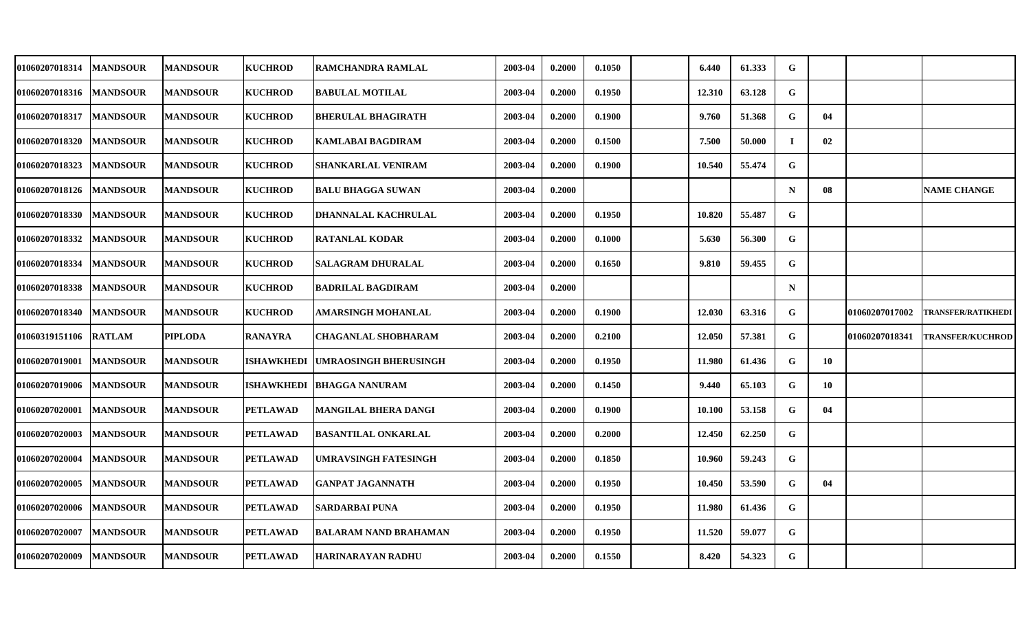| | | | | | | | | | | | | | | |
|---|---|---|---|---|---|---|---|---|---|---|---|---|---|---|
| 01060207018314 | MANDSOUR | MANDSOUR | KUCHROD | RAMCHANDRA RAMLAL | 2003-04 | 0.2000 | 0.1050 | | 6.440 | 61.333 | G | | | |
| 01060207018316 | MANDSOUR | MANDSOUR | KUCHROD | BABULAL MOTILAL | 2003-04 | 0.2000 | 0.1950 | | 12.310 | 63.128 | G | | | |
| 01060207018317 | MANDSOUR | MANDSOUR | KUCHROD | BHERULAL BHAGIRATH | 2003-04 | 0.2000 | 0.1900 | | 9.760 | 51.368 | G | 04 | | |
| 01060207018320 | MANDSOUR | MANDSOUR | KUCHROD | KAMLABAI BAGDIRAM | 2003-04 | 0.2000 | 0.1500 | | 7.500 | 50.000 | I | 02 | | |
| 01060207018323 | MANDSOUR | MANDSOUR | KUCHROD | SHANKARLAL VENIRAM | 2003-04 | 0.2000 | 0.1900 | | 10.540 | 55.474 | G | | | |
| 01060207018126 | MANDSOUR | MANDSOUR | KUCHROD | BALU BHAGGA SUWAN | 2003-04 | 0.2000 | | | | | N | 08 | | NAME CHANGE |
| 01060207018330 | MANDSOUR | MANDSOUR | KUCHROD | DHANNALAL KACHRULAL | 2003-04 | 0.2000 | 0.1950 | | 10.820 | 55.487 | G | | | |
| 01060207018332 | MANDSOUR | MANDSOUR | KUCHROD | RATANLAL KODAR | 2003-04 | 0.2000 | 0.1000 | | 5.630 | 56.300 | G | | | |
| 01060207018334 | MANDSOUR | MANDSOUR | KUCHROD | SALAGRAM DHURALAL | 2003-04 | 0.2000 | 0.1650 | | 9.810 | 59.455 | G | | | |
| 01060207018338 | MANDSOUR | MANDSOUR | KUCHROD | BADRILAL BAGDIRAM | 2003-04 | 0.2000 | | | | | N | | | |
| 01060207018340 | MANDSOUR | MANDSOUR | KUCHROD | AMARSINGH MOHANLAL | 2003-04 | 0.2000 | 0.1900 | | 12.030 | 63.316 | G | | 01060207017002 | TRANSFER/RATIKHEDI |
| 01060319151106 | RATLAM | PIPLODA | RANAYRA | CHAGANLAL SHOBHARAM | 2003-04 | 0.2000 | 0.2100 | | 12.050 | 57.381 | G | | 01060207018341 | TRANSFER/KUCHROD |
| 01060207019001 | MANDSOUR | MANDSOUR | ISHAWKHEDI | UMRAOSINGH BHERUSINGH | 2003-04 | 0.2000 | 0.1950 | | 11.980 | 61.436 | G | 10 | | |
| 01060207019006 | MANDSOUR | MANDSOUR | ISHAWKHEDI | BHAGGA NANURAM | 2003-04 | 0.2000 | 0.1450 | | 9.440 | 65.103 | G | 10 | | |
| 01060207020001 | MANDSOUR | MANDSOUR | PETLAWAD | MANGILAL BHERA DANGI | 2003-04 | 0.2000 | 0.1900 | | 10.100 | 53.158 | G | 04 | | |
| 01060207020003 | MANDSOUR | MANDSOUR | PETLAWAD | BASANTILAL ONKARLAL | 2003-04 | 0.2000 | 0.2000 | | 12.450 | 62.250 | G | | | |
| 01060207020004 | MANDSOUR | MANDSOUR | PETLAWAD | UMRAVSINGH FATESINGH | 2003-04 | 0.2000 | 0.1850 | | 10.960 | 59.243 | G | | | |
| 01060207020005 | MANDSOUR | MANDSOUR | PETLAWAD | GANPAT JAGANNATH | 2003-04 | 0.2000 | 0.1950 | | 10.450 | 53.590 | G | 04 | | |
| 01060207020006 | MANDSOUR | MANDSOUR | PETLAWAD | SARDARBAI PUNA | 2003-04 | 0.2000 | 0.1950 | | 11.980 | 61.436 | G | | | |
| 01060207020007 | MANDSOUR | MANDSOUR | PETLAWAD | BALARAM NAND BRAHAMAN | 2003-04 | 0.2000 | 0.1950 | | 11.520 | 59.077 | G | | | |
| 01060207020009 | MANDSOUR | MANDSOUR | PETLAWAD | HARINARAYAN RADHU | 2003-04 | 0.2000 | 0.1550 | | 8.420 | 54.323 | G | | | |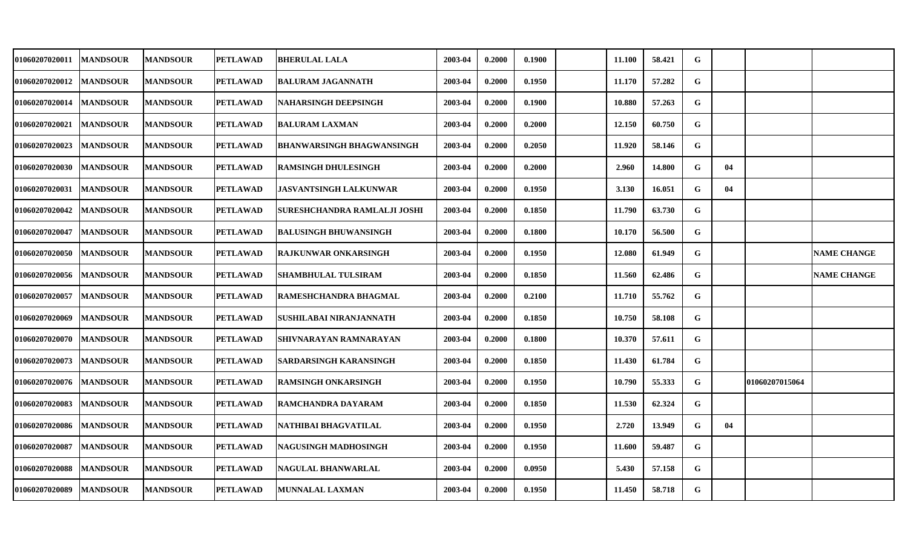| | | | | | | | | | | | | | | |
|---|---|---|---|---|---|---|---|---|---|---|---|---|---|---|
| 01060207020011 | MANDSOUR | MANDSOUR | PETLAWAD | BHERULAL LALA | 2003-04 | 0.2000 | 0.1900 | | 11.100 | 58.421 | G | | | |
| 01060207020012 | MANDSOUR | MANDSOUR | PETLAWAD | BALURAM JAGANNATH | 2003-04 | 0.2000 | 0.1950 | | 11.170 | 57.282 | G | | | |
| 01060207020014 | MANDSOUR | MANDSOUR | PETLAWAD | NAHARSINGH DEEPSINGH | 2003-04 | 0.2000 | 0.1900 | | 10.880 | 57.263 | G | | | |
| 01060207020021 | MANDSOUR | MANDSOUR | PETLAWAD | BALURAM LAXMAN | 2003-04 | 0.2000 | 0.2000 | | 12.150 | 60.750 | G | | | |
| 01060207020023 | MANDSOUR | MANDSOUR | PETLAWAD | BHANWARSINGH BHAGWANSINGH | 2003-04 | 0.2000 | 0.2050 | | 11.920 | 58.146 | G | | | |
| 01060207020030 | MANDSOUR | MANDSOUR | PETLAWAD | RAMSINGH DHULESINGH | 2003-04 | 0.2000 | 0.2000 | | 2.960 | 14.800 | G | 04 | | |
| 01060207020031 | MANDSOUR | MANDSOUR | PETLAWAD | JASVANTSINGH LALKUNWAR | 2003-04 | 0.2000 | 0.1950 | | 3.130 | 16.051 | G | 04 | | |
| 01060207020042 | MANDSOUR | MANDSOUR | PETLAWAD | SURESHCHANDRA RAMLALJI JOSHI | 2003-04 | 0.2000 | 0.1850 | | 11.790 | 63.730 | G | | | |
| 01060207020047 | MANDSOUR | MANDSOUR | PETLAWAD | BALUSINGH BHUWANSINGH | 2003-04 | 0.2000 | 0.1800 | | 10.170 | 56.500 | G | | | |
| 01060207020050 | MANDSOUR | MANDSOUR | PETLAWAD | RAJKUNWAR ONKARSINGH | 2003-04 | 0.2000 | 0.1950 | | 12.080 | 61.949 | G | | | NAME CHANGE |
| 01060207020056 | MANDSOUR | MANDSOUR | PETLAWAD | SHAMBHULAL TULSIRAM | 2003-04 | 0.2000 | 0.1850 | | 11.560 | 62.486 | G | | | NAME CHANGE |
| 01060207020057 | MANDSOUR | MANDSOUR | PETLAWAD | RAMESHCHANDRA BHAGMAL | 2003-04 | 0.2000 | 0.2100 | | 11.710 | 55.762 | G | | | |
| 01060207020069 | MANDSOUR | MANDSOUR | PETLAWAD | SUSHILABAI NIRANJANNATH | 2003-04 | 0.2000 | 0.1850 | | 10.750 | 58.108 | G | | | |
| 01060207020070 | MANDSOUR | MANDSOUR | PETLAWAD | SHIVNARAYAN RAMNARAYAN | 2003-04 | 0.2000 | 0.1800 | | 10.370 | 57.611 | G | | | |
| 01060207020073 | MANDSOUR | MANDSOUR | PETLAWAD | SARDARSINGH KARANSINGH | 2003-04 | 0.2000 | 0.1850 | | 11.430 | 61.784 | G | | | |
| 01060207020076 | MANDSOUR | MANDSOUR | PETLAWAD | RAMSINGH ONKARSINGH | 2003-04 | 0.2000 | 0.1950 | | 10.790 | 55.333 | G | | 01060207015064 | |
| 01060207020083 | MANDSOUR | MANDSOUR | PETLAWAD | RAMCHANDRA DAYARAM | 2003-04 | 0.2000 | 0.1850 | | 11.530 | 62.324 | G | | | |
| 01060207020086 | MANDSOUR | MANDSOUR | PETLAWAD | NATHIBAI BHAGVATILAL | 2003-04 | 0.2000 | 0.1950 | | 2.720 | 13.949 | G | 04 | | |
| 01060207020087 | MANDSOUR | MANDSOUR | PETLAWAD | NAGUSINGH MADHOSINGH | 2003-04 | 0.2000 | 0.1950 | | 11.600 | 59.487 | G | | | |
| 01060207020088 | MANDSOUR | MANDSOUR | PETLAWAD | NAGULAL BHANWARLAL | 2003-04 | 0.2000 | 0.0950 | | 5.430 | 57.158 | G | | | |
| 01060207020089 | MANDSOUR | MANDSOUR | PETLAWAD | MUNNALAL LAXMAN | 2003-04 | 0.2000 | 0.1950 | | 11.450 | 58.718 | G | | | |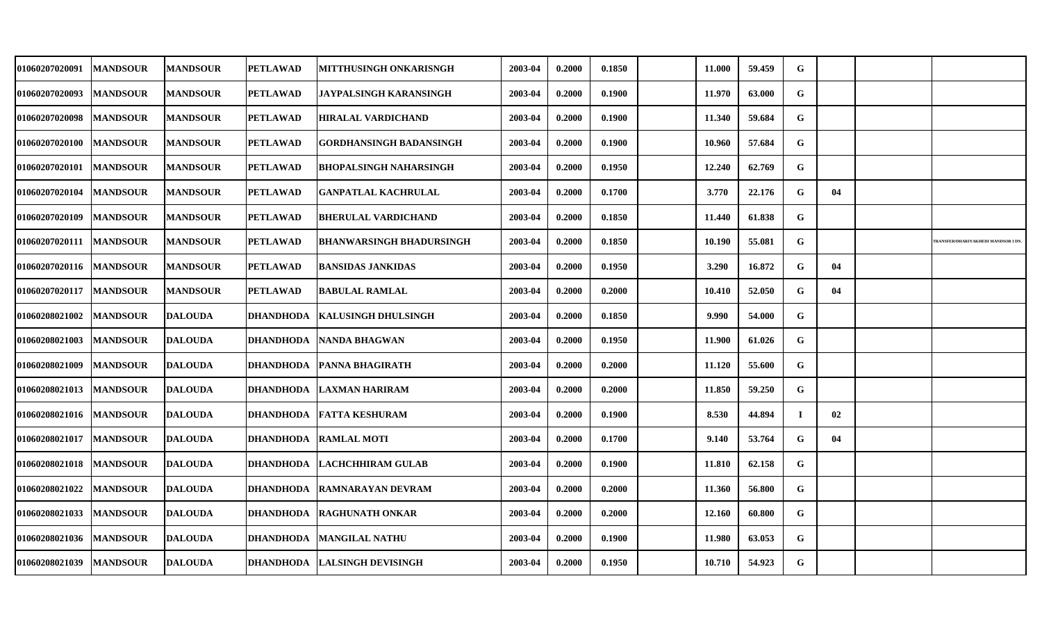| | | | | | | | | | | | | | | |
|---|---|---|---|---|---|---|---|---|---|---|---|---|---|---|
| 01060207020091 | MANDSOUR | MANDSOUR | PETLAWAD | MITTHUSINGH ONKARISNGH | 2003-04 | 0.2000 | 0.1850 | | 11.000 | 59.459 | G | | | |
| 01060207020093 | MANDSOUR | MANDSOUR | PETLAWAD | JAYPALSINGH KARANSINGH | 2003-04 | 0.2000 | 0.1900 | | 11.970 | 63.000 | G | | | |
| 01060207020098 | MANDSOUR | MANDSOUR | PETLAWAD | HIRALAL VARDICHAND | 2003-04 | 0.2000 | 0.1900 | | 11.340 | 59.684 | G | | | |
| 01060207020100 | MANDSOUR | MANDSOUR | PETLAWAD | GORDHANSINGH BADANSINGH | 2003-04 | 0.2000 | 0.1900 | | 10.960 | 57.684 | G | | | |
| 01060207020101 | MANDSOUR | MANDSOUR | PETLAWAD | BHOPALSINGH NAHARSINGH | 2003-04 | 0.2000 | 0.1950 | | 12.240 | 62.769 | G | | | |
| 01060207020104 | MANDSOUR | MANDSOUR | PETLAWAD | GANPATLAL KACHRULAL | 2003-04 | 0.2000 | 0.1700 | | 3.770 | 22.176 | G | 04 | | |
| 01060207020109 | MANDSOUR | MANDSOUR | PETLAWAD | BHERULAL VARDICHAND | 2003-04 | 0.2000 | 0.1850 | | 11.440 | 61.838 | G | | | |
| 01060207020111 | MANDSOUR | MANDSOUR | PETLAWAD | BHANWARSINGH BHADURSINGH | 2003-04 | 0.2000 | 0.1850 | | 10.190 | 55.081 | G | | | TRANSFER/DHARIYAKHEDI MANDSOR I DN. |
| 01060207020116 | MANDSOUR | MANDSOUR | PETLAWAD | BANSIDAS JANKIDAS | 2003-04 | 0.2000 | 0.1950 | | 3.290 | 16.872 | G | 04 | | |
| 01060207020117 | MANDSOUR | MANDSOUR | PETLAWAD | BABULAL RAMLAL | 2003-04 | 0.2000 | 0.2000 | | 10.410 | 52.050 | G | 04 | | |
| 01060208021002 | MANDSOUR | DALOUDA | DHANDHODA | KALUSINGH DHULSINGH | 2003-04 | 0.2000 | 0.1850 | | 9.990 | 54.000 | G | | | |
| 01060208021003 | MANDSOUR | DALOUDA | DHANDHODA | NANDA BHAGWAN | 2003-04 | 0.2000 | 0.1950 | | 11.900 | 61.026 | G | | | |
| 01060208021009 | MANDSOUR | DALOUDA | DHANDHODA | PANNA BHAGIRATH | 2003-04 | 0.2000 | 0.2000 | | 11.120 | 55.600 | G | | | |
| 01060208021013 | MANDSOUR | DALOUDA | DHANDHODA | LAXMAN HARIRAM | 2003-04 | 0.2000 | 0.2000 | | 11.850 | 59.250 | G | | | |
| 01060208021016 | MANDSOUR | DALOUDA | DHANDHODA | FATTA KESHURAM | 2003-04 | 0.2000 | 0.1900 | | 8.530 | 44.894 | I | 02 | | |
| 01060208021017 | MANDSOUR | DALOUDA | DHANDHODA | RAMLAL MOTI | 2003-04 | 0.2000 | 0.1700 | | 9.140 | 53.764 | G | 04 | | |
| 01060208021018 | MANDSOUR | DALOUDA | DHANDHODA | LACHCHHIRAM GULAB | 2003-04 | 0.2000 | 0.1900 | | 11.810 | 62.158 | G | | | |
| 01060208021022 | MANDSOUR | DALOUDA | DHANDHODA | RAMNARAYAN DEVRAM | 2003-04 | 0.2000 | 0.2000 | | 11.360 | 56.800 | G | | | |
| 01060208021033 | MANDSOUR | DALOUDA | DHANDHODA | RAGHUNATH ONKAR | 2003-04 | 0.2000 | 0.2000 | | 12.160 | 60.800 | G | | | |
| 01060208021036 | MANDSOUR | DALOUDA | DHANDHODA | MANGILAL NATHU | 2003-04 | 0.2000 | 0.1900 | | 11.980 | 63.053 | G | | | |
| 01060208021039 | MANDSOUR | DALOUDA | DHANDHODA | LALSINGH DEVISINGH | 2003-04 | 0.2000 | 0.1950 | | 10.710 | 54.923 | G | | | |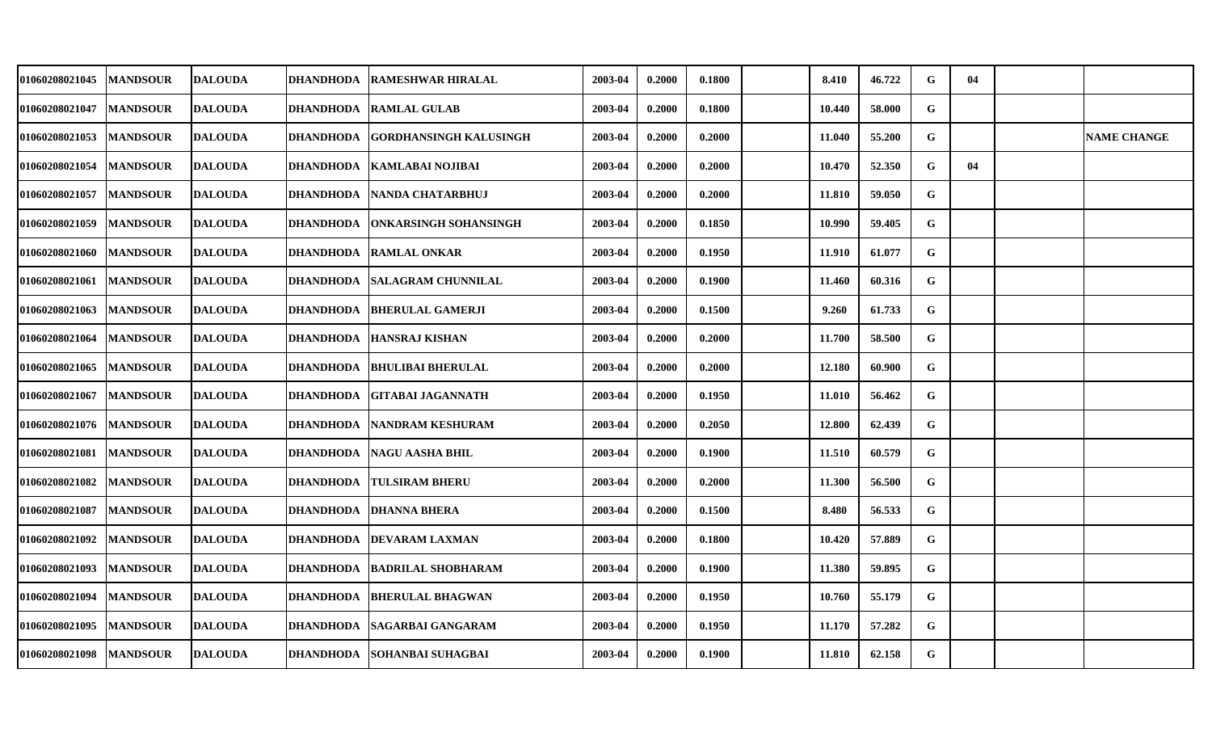| | | | | | | | | | | | | | | | |
|---|---|---|---|---|---|---|---|---|---|---|---|---|---|---|---|
| 01060208021045 | MANDSOUR | DALOUDA | DHANDHODA | RAMESHWAR HIRALAL | 2003-04 | 0.2000 | 0.1800 | | 8.410 | 46.722 | G | 04 | | |
| 01060208021047 | MANDSOUR | DALOUDA | DHANDHODA | RAMLAL GULAB | 2003-04 | 0.2000 | 0.1800 | | 10.440 | 58.000 | G | | | |
| 01060208021053 | MANDSOUR | DALOUDA | DHANDHODA | GORDHANSINGH KALUSINGH | 2003-04 | 0.2000 | 0.2000 | | 11.040 | 55.200 | G | | | NAME CHANGE |
| 01060208021054 | MANDSOUR | DALOUDA | DHANDHODA | KAMLABAI NOJIBAI | 2003-04 | 0.2000 | 0.2000 | | 10.470 | 52.350 | G | 04 | | |
| 01060208021057 | MANDSOUR | DALOUDA | DHANDHODA | NANDA CHATARBHUJ | 2003-04 | 0.2000 | 0.2000 | | 11.810 | 59.050 | G | | | |
| 01060208021059 | MANDSOUR | DALOUDA | DHANDHODA | ONKARSINGH SOHANSINGH | 2003-04 | 0.2000 | 0.1850 | | 10.990 | 59.405 | G | | | |
| 01060208021060 | MANDSOUR | DALOUDA | DHANDHODA | RAMLAL ONKAR | 2003-04 | 0.2000 | 0.1950 | | 11.910 | 61.077 | G | | | |
| 01060208021061 | MANDSOUR | DALOUDA | DHANDHODA | SALAGRAM CHUNNILAL | 2003-04 | 0.2000 | 0.1900 | | 11.460 | 60.316 | G | | | |
| 01060208021063 | MANDSOUR | DALOUDA | DHANDHODA | BHERULAL GAMERJI | 2003-04 | 0.2000 | 0.1500 | | 9.260 | 61.733 | G | | | |
| 01060208021064 | MANDSOUR | DALOUDA | DHANDHODA | HANSRAJ KISHAN | 2003-04 | 0.2000 | 0.2000 | | 11.700 | 58.500 | G | | | |
| 01060208021065 | MANDSOUR | DALOUDA | DHANDHODA | BHULIBAI BHERULAL | 2003-04 | 0.2000 | 0.2000 | | 12.180 | 60.900 | G | | | |
| 01060208021067 | MANDSOUR | DALOUDA | DHANDHODA | GITABAI JAGANNATH | 2003-04 | 0.2000 | 0.1950 | | 11.010 | 56.462 | G | | | |
| 01060208021076 | MANDSOUR | DALOUDA | DHANDHODA | NANDRAM KESHURAM | 2003-04 | 0.2000 | 0.2050 | | 12.800 | 62.439 | G | | | |
| 01060208021081 | MANDSOUR | DALOUDA | DHANDHODA | NAGU AASHA BHIL | 2003-04 | 0.2000 | 0.1900 | | 11.510 | 60.579 | G | | | |
| 01060208021082 | MANDSOUR | DALOUDA | DHANDHODA | TULSIRAM BHERU | 2003-04 | 0.2000 | 0.2000 | | 11.300 | 56.500 | G | | | |
| 01060208021087 | MANDSOUR | DALOUDA | DHANDHODA | DHANNA BHERA | 2003-04 | 0.2000 | 0.1500 | | 8.480 | 56.533 | G | | | |
| 01060208021092 | MANDSOUR | DALOUDA | DHANDHODA | DEVARAM LAXMAN | 2003-04 | 0.2000 | 0.1800 | | 10.420 | 57.889 | G | | | |
| 01060208021093 | MANDSOUR | DALOUDA | DHANDHODA | BADRILAL SHOBHARAM | 2003-04 | 0.2000 | 0.1900 | | 11.380 | 59.895 | G | | | |
| 01060208021094 | MANDSOUR | DALOUDA | DHANDHODA | BHERULAL BHAGWAN | 2003-04 | 0.2000 | 0.1950 | | 10.760 | 55.179 | G | | | |
| 01060208021095 | MANDSOUR | DALOUDA | DHANDHODA | SAGARBAI GANGARAM | 2003-04 | 0.2000 | 0.1950 | | 11.170 | 57.282 | G | | | |
| 01060208021098 | MANDSOUR | DALOUDA | DHANDHODA | SOHANBAI SUHAGBAI | 2003-04 | 0.2000 | 0.1900 | | 11.810 | 62.158 | G | | | |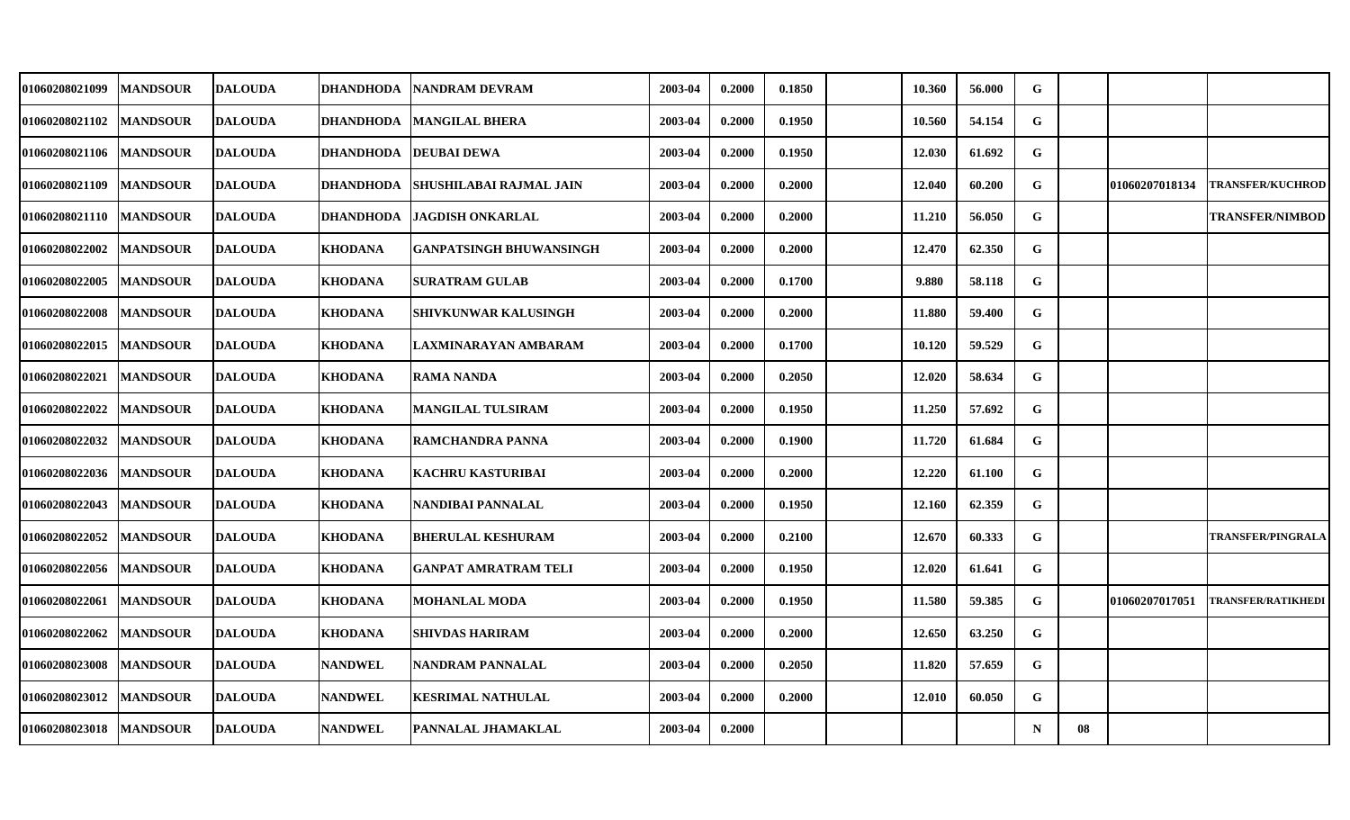| | | | | | | | | | | | | | | |
|---|---|---|---|---|---|---|---|---|---|---|---|---|---|---|
| 01060208021099 | MANDSOUR | DALOUDA | DHANDHODA | NANDRAM DEVRAM | 2003-04 | 0.2000 | 0.1850 | | 10.360 | 56.000 | G | | | |
| 01060208021102 | MANDSOUR | DALOUDA | DHANDHODA | MANGILAL BHERA | 2003-04 | 0.2000 | 0.1950 | | 10.560 | 54.154 | G | | | |
| 01060208021106 | MANDSOUR | DALOUDA | DHANDHODA | DEUBAI DEWA | 2003-04 | 0.2000 | 0.1950 | | 12.030 | 61.692 | G | | | |
| 01060208021109 | MANDSOUR | DALOUDA | DHANDHODA | SHUSHILABAI RAJMAL JAIN | 2003-04 | 0.2000 | 0.2000 | | 12.040 | 60.200 | G | | 01060207018134 | TRANSFER/KUCHROD |
| 01060208021110 | MANDSOUR | DALOUDA | DHANDHODA | JAGDISH ONKARLAL | 2003-04 | 0.2000 | 0.2000 | | 11.210 | 56.050 | G | | | TRANSFER/NIMBOD |
| 01060208022002 | MANDSOUR | DALOUDA | KHODANA | GANPATSINGH BHUWANSINGH | 2003-04 | 0.2000 | 0.2000 | | 12.470 | 62.350 | G | | | |
| 01060208022005 | MANDSOUR | DALOUDA | KHODANA | SURATRAM GULAB | 2003-04 | 0.2000 | 0.1700 | | 9.880 | 58.118 | G | | | |
| 01060208022008 | MANDSOUR | DALOUDA | KHODANA | SHIVKUNWAR KALUSINGH | 2003-04 | 0.2000 | 0.2000 | | 11.880 | 59.400 | G | | | |
| 01060208022015 | MANDSOUR | DALOUDA | KHODANA | LAXMINARAYAN AMBARAM | 2003-04 | 0.2000 | 0.1700 | | 10.120 | 59.529 | G | | | |
| 01060208022021 | MANDSOUR | DALOUDA | KHODANA | RAMA NANDA | 2003-04 | 0.2000 | 0.2050 | | 12.020 | 58.634 | G | | | |
| 01060208022022 | MANDSOUR | DALOUDA | KHODANA | MANGILAL TULSIRAM | 2003-04 | 0.2000 | 0.1950 | | 11.250 | 57.692 | G | | | |
| 01060208022032 | MANDSOUR | DALOUDA | KHODANA | RAMCHANDRA PANNA | 2003-04 | 0.2000 | 0.1900 | | 11.720 | 61.684 | G | | | |
| 01060208022036 | MANDSOUR | DALOUDA | KHODANA | KACHRU KASTURIBAI | 2003-04 | 0.2000 | 0.2000 | | 12.220 | 61.100 | G | | | |
| 01060208022043 | MANDSOUR | DALOUDA | KHODANA | NANDIBAI PANNALAL | 2003-04 | 0.2000 | 0.1950 | | 12.160 | 62.359 | G | | | |
| 01060208022052 | MANDSOUR | DALOUDA | KHODANA | BHERULAL KESHURAM | 2003-04 | 0.2000 | 0.2100 | | 12.670 | 60.333 | G | | | TRANSFER/PINGRALA |
| 01060208022056 | MANDSOUR | DALOUDA | KHODANA | GANPAT AMRATRAM TELI | 2003-04 | 0.2000 | 0.1950 | | 12.020 | 61.641 | G | | | |
| 01060208022061 | MANDSOUR | DALOUDA | KHODANA | MOHANLAL MODA | 2003-04 | 0.2000 | 0.1950 | | 11.580 | 59.385 | G | | 01060207017051 | TRANSFER/RATIKHEDI |
| 01060208022062 | MANDSOUR | DALOUDA | KHODANA | SHIVDAS HARIRAM | 2003-04 | 0.2000 | 0.2000 | | 12.650 | 63.250 | G | | | |
| 01060208023008 | MANDSOUR | DALOUDA | NANDWEL | NANDRAM PANNALAL | 2003-04 | 0.2000 | 0.2050 | | 11.820 | 57.659 | G | | | |
| 01060208023012 | MANDSOUR | DALOUDA | NANDWEL | KESRIMAL NATHULAL | 2003-04 | 0.2000 | 0.2000 | | 12.010 | 60.050 | G | | | |
| 01060208023018 | MANDSOUR | DALOUDA | NANDWEL | PANNALAL JHAMAKLAL | 2003-04 | 0.2000 | | | | | N | 08 | | |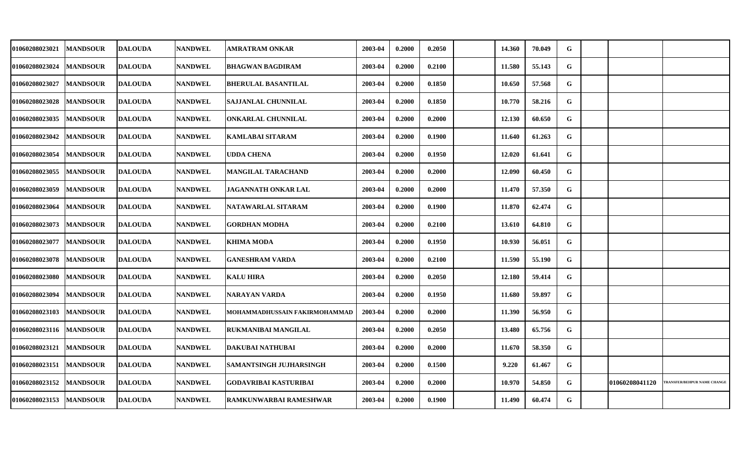| | | | | | | | | | | | | | | |
|---|---|---|---|---|---|---|---|---|---|---|---|---|---|---|
| 01060208023021 | MANDSOUR | DALOUDA | NANDWEL | AMRATRAM ONKAR | 2003-04 | 0.2000 | 0.2050 | | 14.360 | 70.049 | G | | | |
| 01060208023024 | MANDSOUR | DALOUDA | NANDWEL | BHAGWAN BAGDIRAM | 2003-04 | 0.2000 | 0.2100 | | 11.580 | 55.143 | G | | | |
| 01060208023027 | MANDSOUR | DALOUDA | NANDWEL | BHERULAL BASANTILAL | 2003-04 | 0.2000 | 0.1850 | | 10.650 | 57.568 | G | | | |
| 01060208023028 | MANDSOUR | DALOUDA | NANDWEL | SAJJANLAL CHUNNILAL | 2003-04 | 0.2000 | 0.1850 | | 10.770 | 58.216 | G | | | |
| 01060208023035 | MANDSOUR | DALOUDA | NANDWEL | ONKARLAL CHUNNILAL | 2003-04 | 0.2000 | 0.2000 | | 12.130 | 60.650 | G | | | |
| 01060208023042 | MANDSOUR | DALOUDA | NANDWEL | KAMLABAI SITARAM | 2003-04 | 0.2000 | 0.1900 | | 11.640 | 61.263 | G | | | |
| 01060208023054 | MANDSOUR | DALOUDA | NANDWEL | UDDA CHENA | 2003-04 | 0.2000 | 0.1950 | | 12.020 | 61.641 | G | | | |
| 01060208023055 | MANDSOUR | DALOUDA | NANDWEL | MANGILAL TARACHAND | 2003-04 | 0.2000 | 0.2000 | | 12.090 | 60.450 | G | | | |
| 01060208023059 | MANDSOUR | DALOUDA | NANDWEL | JAGANNATH ONKAR LAL | 2003-04 | 0.2000 | 0.2000 | | 11.470 | 57.350 | G | | | |
| 01060208023064 | MANDSOUR | DALOUDA | NANDWEL | NATAWARLAL SITARAM | 2003-04 | 0.2000 | 0.1900 | | 11.870 | 62.474 | G | | | |
| 01060208023073 | MANDSOUR | DALOUDA | NANDWEL | GORDHAN MODHA | 2003-04 | 0.2000 | 0.2100 | | 13.610 | 64.810 | G | | | |
| 01060208023077 | MANDSOUR | DALOUDA | NANDWEL | KHIMA MODA | 2003-04 | 0.2000 | 0.1950 | | 10.930 | 56.051 | G | | | |
| 01060208023078 | MANDSOUR | DALOUDA | NANDWEL | GANESHRAM VARDA | 2003-04 | 0.2000 | 0.2100 | | 11.590 | 55.190 | G | | | |
| 01060208023080 | MANDSOUR | DALOUDA | NANDWEL | KALU HIRA | 2003-04 | 0.2000 | 0.2050 | | 12.180 | 59.414 | G | | | |
| 01060208023094 | MANDSOUR | DALOUDA | NANDWEL | NARAYAN VARDA | 2003-04 | 0.2000 | 0.1950 | | 11.680 | 59.897 | G | | | |
| 01060208023103 | MANDSOUR | DALOUDA | NANDWEL | MOHAMMADHUSSAIN FAKIRMOHAMMAD | 2003-04 | 0.2000 | 0.2000 | | 11.390 | 56.950 | G | | | |
| 01060208023116 | MANDSOUR | DALOUDA | NANDWEL | RUKMANIBAI MANGILAL | 2003-04 | 0.2000 | 0.2050 | | 13.480 | 65.756 | G | | | |
| 01060208023121 | MANDSOUR | DALOUDA | NANDWEL | DAKUBAI NATHUBAI | 2003-04 | 0.2000 | 0.2000 | | 11.670 | 58.350 | G | | | |
| 01060208023151 | MANDSOUR | DALOUDA | NANDWEL | SAMANTSINGH JUJHARSINGH | 2003-04 | 0.2000 | 0.1500 | | 9.220 | 61.467 | G | | | |
| 01060208023152 | MANDSOUR | DALOUDA | NANDWEL | GODAVRIBAI KASTURIBAI | 2003-04 | 0.2000 | 0.2000 | | 10.970 | 54.850 | G | | 01060208041120 | TRANSFER/BEHPUR NAME CHANGE |
| 01060208023153 | MANDSOUR | DALOUDA | NANDWEL | RAMKUNWARBAI RAMESHWAR | 2003-04 | 0.2000 | 0.1900 | | 11.490 | 60.474 | G | | | |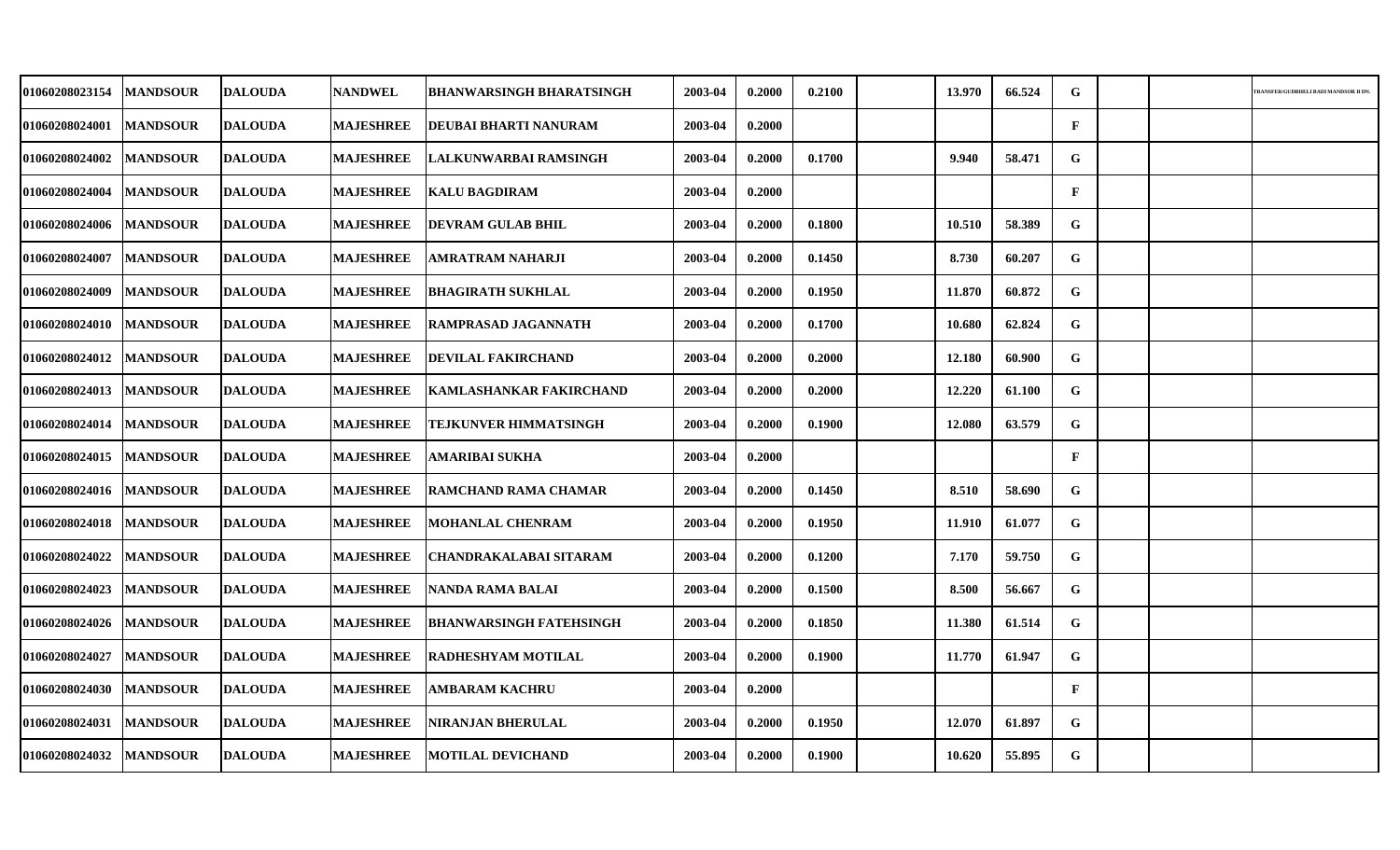| | | | | | | | | | | | | | | |
|---|---|---|---|---|---|---|---|---|---|---|---|---|---|---|
| 01060208023154 | MANDSOUR | DALOUDA | NANDWEL | BHANWARSINGH BHARATSINGH | 2003-04 | 0.2000 | 0.2100 | | 13.970 | 66.524 | G | | | TRANSFER/GUDBHELI BADI MANDSOR II DN. |
| 01060208024001 | MANDSOUR | DALOUDA | MAJESHREE | DEUBAI BHARTI NANURAM | 2003-04 | 0.2000 | | | | | F | | | |
| 01060208024002 | MANDSOUR | DALOUDA | MAJESHREE | LALKUNWARBAI RAMSINGH | 2003-04 | 0.2000 | 0.1700 | | 9.940 | 58.471 | G | | | |
| 01060208024004 | MANDSOUR | DALOUDA | MAJESHREE | KALU BAGDIRAM | 2003-04 | 0.2000 | | | | | F | | | |
| 01060208024006 | MANDSOUR | DALOUDA | MAJESHREE | DEVRAM GULAB BHIL | 2003-04 | 0.2000 | 0.1800 | | 10.510 | 58.389 | G | | | |
| 01060208024007 | MANDSOUR | DALOUDA | MAJESHREE | AMRATRAM NAHARJI | 2003-04 | 0.2000 | 0.1450 | | 8.730 | 60.207 | G | | | |
| 01060208024009 | MANDSOUR | DALOUDA | MAJESHREE | BHAGIRATH SUKHLAL | 2003-04 | 0.2000 | 0.1950 | | 11.870 | 60.872 | G | | | |
| 01060208024010 | MANDSOUR | DALOUDA | MAJESHREE | RAMPRASAD JAGANNATH | 2003-04 | 0.2000 | 0.1700 | | 10.680 | 62.824 | G | | | |
| 01060208024012 | MANDSOUR | DALOUDA | MAJESHREE | DEVILAL FAKIRCHAND | 2003-04 | 0.2000 | 0.2000 | | 12.180 | 60.900 | G | | | |
| 01060208024013 | MANDSOUR | DALOUDA | MAJESHREE | KAMLASHANKAR FAKIRCHAND | 2003-04 | 0.2000 | 0.2000 | | 12.220 | 61.100 | G | | | |
| 01060208024014 | MANDSOUR | DALOUDA | MAJESHREE | TEJKUNVER HIMMATSINGH | 2003-04 | 0.2000 | 0.1900 | | 12.080 | 63.579 | G | | | |
| 01060208024015 | MANDSOUR | DALOUDA | MAJESHREE | AMARIBAI SUKHA | 2003-04 | 0.2000 | | | | | F | | | |
| 01060208024016 | MANDSOUR | DALOUDA | MAJESHREE | RAMCHAND RAMA CHAMAR | 2003-04 | 0.2000 | 0.1450 | | 8.510 | 58.690 | G | | | |
| 01060208024018 | MANDSOUR | DALOUDA | MAJESHREE | MOHANLAL CHENRAM | 2003-04 | 0.2000 | 0.1950 | | 11.910 | 61.077 | G | | | |
| 01060208024022 | MANDSOUR | DALOUDA | MAJESHREE | CHANDRAKALABAI SITARAM | 2003-04 | 0.2000 | 0.1200 | | 7.170 | 59.750 | G | | | |
| 01060208024023 | MANDSOUR | DALOUDA | MAJESHREE | NANDA RAMA BALAI | 2003-04 | 0.2000 | 0.1500 | | 8.500 | 56.667 | G | | | |
| 01060208024026 | MANDSOUR | DALOUDA | MAJESHREE | BHANWARSINGH FATEHSINGH | 2003-04 | 0.2000 | 0.1850 | | 11.380 | 61.514 | G | | | |
| 01060208024027 | MANDSOUR | DALOUDA | MAJESHREE | RADHESHYAM MOTILAL | 2003-04 | 0.2000 | 0.1900 | | 11.770 | 61.947 | G | | | |
| 01060208024030 | MANDSOUR | DALOUDA | MAJESHREE | AMBARAM KACHRU | 2003-04 | 0.2000 | | | | | F | | | |
| 01060208024031 | MANDSOUR | DALOUDA | MAJESHREE | NIRANJAN BHERULAL | 2003-04 | 0.2000 | 0.1950 | | 12.070 | 61.897 | G | | | |
| 01060208024032 | MANDSOUR | DALOUDA | MAJESHREE | MOTILAL DEVICHAND | 2003-04 | 0.2000 | 0.1900 | | 10.620 | 55.895 | G | | | |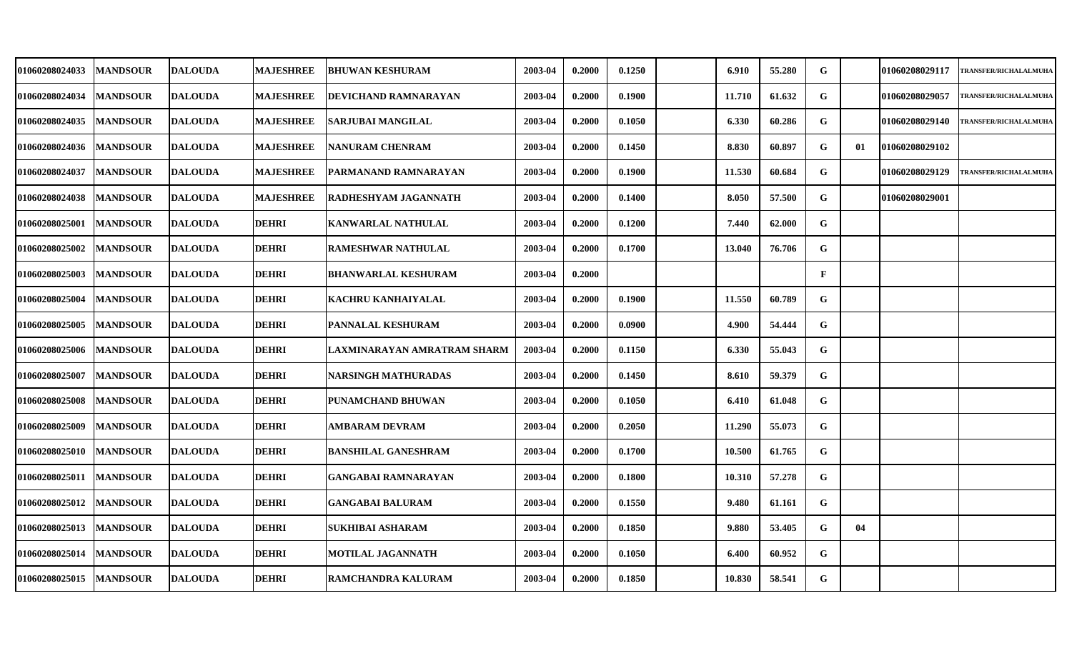| | | | | | | | | | | | | | | |
|---|---|---|---|---|---|---|---|---|---|---|---|---|---|---|
| 01060208024033 | MANDSOUR | DALOUDA | MAJESHREE | BHUWAN KESHURAM | 2003-04 | 0.2000 | 0.1250 | | 6.910 | 55.280 | G | | 01060208029117 | TRANSFER/RICHALALMUHA |
| 01060208024034 | MANDSOUR | DALOUDA | MAJESHREE | DEVICHAND RAMNARAYAN | 2003-04 | 0.2000 | 0.1900 | | 11.710 | 61.632 | G | | 01060208029057 | TRANSFER/RICHALALMUHA |
| 01060208024035 | MANDSOUR | DALOUDA | MAJESHREE | SARJUBAI MANGILAL | 2003-04 | 0.2000 | 0.1050 | | 6.330 | 60.286 | G | | 01060208029140 | TRANSFER/RICHALALMUHA |
| 01060208024036 | MANDSOUR | DALOUDA | MAJESHREE | NANURAM CHENRAM | 2003-04 | 0.2000 | 0.1450 | | 8.830 | 60.897 | G | 01 | 01060208029102 | |
| 01060208024037 | MANDSOUR | DALOUDA | MAJESHREE | PARMANAND RAMNARAYAN | 2003-04 | 0.2000 | 0.1900 | | 11.530 | 60.684 | G | | 01060208029129 | TRANSFER/RICHALALMUHA |
| 01060208024038 | MANDSOUR | DALOUDA | MAJESHREE | RADHESHYAM JAGANNATH | 2003-04 | 0.2000 | 0.1400 | | 8.050 | 57.500 | G | | 01060208029001 | |
| 01060208025001 | MANDSOUR | DALOUDA | DEHRI | KANWARLAL NATHULAL | 2003-04 | 0.2000 | 0.1200 | | 7.440 | 62.000 | G | | | |
| 01060208025002 | MANDSOUR | DALOUDA | DEHRI | RAMESHWAR NATHULAL | 2003-04 | 0.2000 | 0.1700 | | 13.040 | 76.706 | G | | | |
| 01060208025003 | MANDSOUR | DALOUDA | DEHRI | BHANWARLAL KESHURAM | 2003-04 | 0.2000 | | | | | F | | | |
| 01060208025004 | MANDSOUR | DALOUDA | DEHRI | KACHRU KANHAIYALAL | 2003-04 | 0.2000 | 0.1900 | | 11.550 | 60.789 | G | | | |
| 01060208025005 | MANDSOUR | DALOUDA | DEHRI | PANNALAL KESHURAM | 2003-04 | 0.2000 | 0.0900 | | 4.900 | 54.444 | G | | | |
| 01060208025006 | MANDSOUR | DALOUDA | DEHRI | LAXMINARAYAN AMRATRAM SHARM | 2003-04 | 0.2000 | 0.1150 | | 6.330 | 55.043 | G | | | |
| 01060208025007 | MANDSOUR | DALOUDA | DEHRI | NARSINGH MATHURADAS | 2003-04 | 0.2000 | 0.1450 | | 8.610 | 59.379 | G | | | |
| 01060208025008 | MANDSOUR | DALOUDA | DEHRI | PUNAMCHAND BHUWAN | 2003-04 | 0.2000 | 0.1050 | | 6.410 | 61.048 | G | | | |
| 01060208025009 | MANDSOUR | DALOUDA | DEHRI | AMBARAM DEVRAM | 2003-04 | 0.2000 | 0.2050 | | 11.290 | 55.073 | G | | | |
| 01060208025010 | MANDSOUR | DALOUDA | DEHRI | BANSHILAL GANESHRAM | 2003-04 | 0.2000 | 0.1700 | | 10.500 | 61.765 | G | | | |
| 01060208025011 | MANDSOUR | DALOUDA | DEHRI | GANGABAI RAMNARAYAN | 2003-04 | 0.2000 | 0.1800 | | 10.310 | 57.278 | G | | | |
| 01060208025012 | MANDSOUR | DALOUDA | DEHRI | GANGABAI BALURAM | 2003-04 | 0.2000 | 0.1550 | | 9.480 | 61.161 | G | | | |
| 01060208025013 | MANDSOUR | DALOUDA | DEHRI | SUKHIBAI ASHARAM | 2003-04 | 0.2000 | 0.1850 | | 9.880 | 53.405 | G | 04 | | |
| 01060208025014 | MANDSOUR | DALOUDA | DEHRI | MOTILAL JAGANNATH | 2003-04 | 0.2000 | 0.1050 | | 6.400 | 60.952 | G | | | |
| 01060208025015 | MANDSOUR | DALOUDA | DEHRI | RAMCHANDRA KALURAM | 2003-04 | 0.2000 | 0.1850 | | 10.830 | 58.541 | G | | | |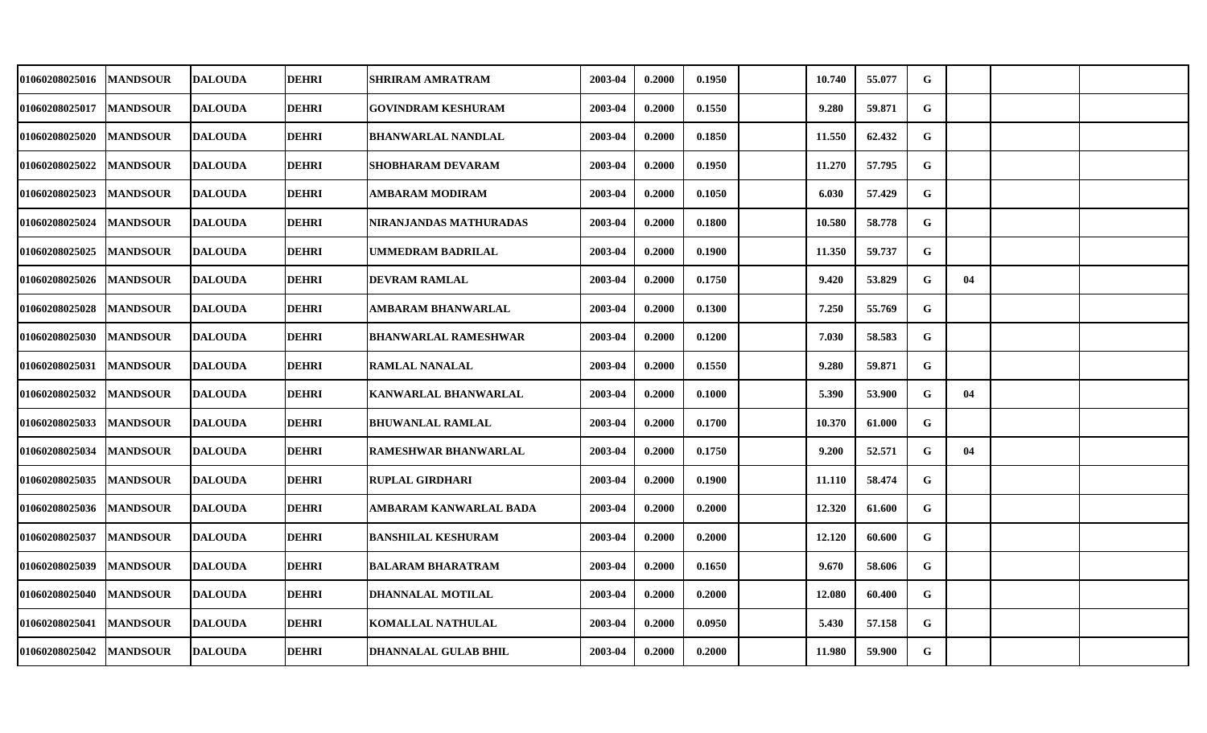| | | | | | | | | | | | | | | |
|---|---|---|---|---|---|---|---|---|---|---|---|---|---|---|
| 01060208025016 | MANDSOUR | DALOUDA | DEHRI | SHRIRAM AMRATRAM | 2003-04 | 0.2000 | 0.1950 | | 10.740 | 55.077 | G | | | |
| 01060208025017 | MANDSOUR | DALOUDA | DEHRI | GOVINDRAM KESHURAM | 2003-04 | 0.2000 | 0.1550 | | 9.280 | 59.871 | G | | | |
| 01060208025020 | MANDSOUR | DALOUDA | DEHRI | BHANWARLAL NANDLAL | 2003-04 | 0.2000 | 0.1850 | | 11.550 | 62.432 | G | | | |
| 01060208025022 | MANDSOUR | DALOUDA | DEHRI | SHOBHARAM DEVARAM | 2003-04 | 0.2000 | 0.1950 | | 11.270 | 57.795 | G | | | |
| 01060208025023 | MANDSOUR | DALOUDA | DEHRI | AMBARAM MODIRAM | 2003-04 | 0.2000 | 0.1050 | | 6.030 | 57.429 | G | | | |
| 01060208025024 | MANDSOUR | DALOUDA | DEHRI | NIRANJANDAS MATHURADAS | 2003-04 | 0.2000 | 0.1800 | | 10.580 | 58.778 | G | | | |
| 01060208025025 | MANDSOUR | DALOUDA | DEHRI | UMMEDRAM BADRILAL | 2003-04 | 0.2000 | 0.1900 | | 11.350 | 59.737 | G | | | |
| 01060208025026 | MANDSOUR | DALOUDA | DEHRI | DEVRAM RAMLAL | 2003-04 | 0.2000 | 0.1750 | | 9.420 | 53.829 | G | 04 | | |
| 01060208025028 | MANDSOUR | DALOUDA | DEHRI | AMBARAM BHANWARLAL | 2003-04 | 0.2000 | 0.1300 | | 7.250 | 55.769 | G | | | |
| 01060208025030 | MANDSOUR | DALOUDA | DEHRI | BHANWARLAL RAMESHWAR | 2003-04 | 0.2000 | 0.1200 | | 7.030 | 58.583 | G | | | |
| 01060208025031 | MANDSOUR | DALOUDA | DEHRI | RAMLAL NANALAL | 2003-04 | 0.2000 | 0.1550 | | 9.280 | 59.871 | G | | | |
| 01060208025032 | MANDSOUR | DALOUDA | DEHRI | KANWARLAL BHANWARLAL | 2003-04 | 0.2000 | 0.1000 | | 5.390 | 53.900 | G | 04 | | |
| 01060208025033 | MANDSOUR | DALOUDA | DEHRI | BHUWANLAL RAMLAL | 2003-04 | 0.2000 | 0.1700 | | 10.370 | 61.000 | G | | | |
| 01060208025034 | MANDSOUR | DALOUDA | DEHRI | RAMESHWAR BHANWARLAL | 2003-04 | 0.2000 | 0.1750 | | 9.200 | 52.571 | G | 04 | | |
| 01060208025035 | MANDSOUR | DALOUDA | DEHRI | RUPLAL GIRDHARI | 2003-04 | 0.2000 | 0.1900 | | 11.110 | 58.474 | G | | | |
| 01060208025036 | MANDSOUR | DALOUDA | DEHRI | AMBARAM KANWARLAL BADA | 2003-04 | 0.2000 | 0.2000 | | 12.320 | 61.600 | G | | | |
| 01060208025037 | MANDSOUR | DALOUDA | DEHRI | BANSHILAL KESHURAM | 2003-04 | 0.2000 | 0.2000 | | 12.120 | 60.600 | G | | | |
| 01060208025039 | MANDSOUR | DALOUDA | DEHRI | BALARAM BHARATRAM | 2003-04 | 0.2000 | 0.1650 | | 9.670 | 58.606 | G | | | |
| 01060208025040 | MANDSOUR | DALOUDA | DEHRI | DHANNALAL MOTILAL | 2003-04 | 0.2000 | 0.2000 | | 12.080 | 60.400 | G | | | |
| 01060208025041 | MANDSOUR | DALOUDA | DEHRI | KOMALLAL NATHULAL | 2003-04 | 0.2000 | 0.0950 | | 5.430 | 57.158 | G | | | |
| 01060208025042 | MANDSOUR | DALOUDA | DEHRI | DHANNALAL GULAB BHIL | 2003-04 | 0.2000 | 0.2000 | | 11.980 | 59.900 | G | | | |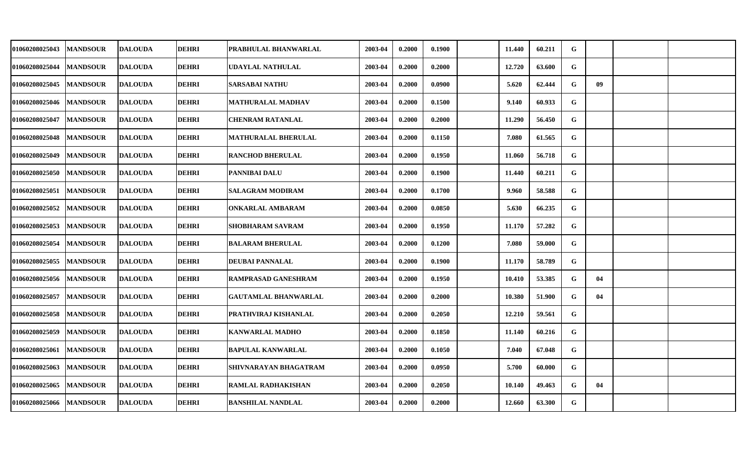| | | | | | | | | | | | | | | | |
|---|---|---|---|---|---|---|---|---|---|---|---|---|---|---|---|
| 01060208025043 | MANDSOUR | DALOUDA | DEHRI | PRABHULAL BHANWARLAL | 2003-04 | 0.2000 | 0.1900 | | 11.440 | 60.211 | G | | | |
| 01060208025044 | MANDSOUR | DALOUDA | DEHRI | UDAYLAL NATHULAL | 2003-04 | 0.2000 | 0.2000 | | 12.720 | 63.600 | G | | | |
| 01060208025045 | MANDSOUR | DALOUDA | DEHRI | SARSABAI NATHU | 2003-04 | 0.2000 | 0.0900 | | 5.620 | 62.444 | G | 09 | | |
| 01060208025046 | MANDSOUR | DALOUDA | DEHRI | MATHURALAL MADHAV | 2003-04 | 0.2000 | 0.1500 | | 9.140 | 60.933 | G | | | |
| 01060208025047 | MANDSOUR | DALOUDA | DEHRI | CHENRAM RATANLAL | 2003-04 | 0.2000 | 0.2000 | | 11.290 | 56.450 | G | | | |
| 01060208025048 | MANDSOUR | DALOUDA | DEHRI | MATHURALAL BHERULAL | 2003-04 | 0.2000 | 0.1150 | | 7.080 | 61.565 | G | | | |
| 01060208025049 | MANDSOUR | DALOUDA | DEHRI | RANCHOD BHERULAL | 2003-04 | 0.2000 | 0.1950 | | 11.060 | 56.718 | G | | | |
| 01060208025050 | MANDSOUR | DALOUDA | DEHRI | PANNIBAI DALU | 2003-04 | 0.2000 | 0.1900 | | 11.440 | 60.211 | G | | | |
| 01060208025051 | MANDSOUR | DALOUDA | DEHRI | SALAGRAM MODIRAM | 2003-04 | 0.2000 | 0.1700 | | 9.960 | 58.588 | G | | | |
| 01060208025052 | MANDSOUR | DALOUDA | DEHRI | ONKARLAL AMBARAM | 2003-04 | 0.2000 | 0.0850 | | 5.630 | 66.235 | G | | | |
| 01060208025053 | MANDSOUR | DALOUDA | DEHRI | SHOBHARAM SAVRAM | 2003-04 | 0.2000 | 0.1950 | | 11.170 | 57.282 | G | | | |
| 01060208025054 | MANDSOUR | DALOUDA | DEHRI | BALARAM BHERULAL | 2003-04 | 0.2000 | 0.1200 | | 7.080 | 59.000 | G | | | |
| 01060208025055 | MANDSOUR | DALOUDA | DEHRI | DEUBAI PANNALAL | 2003-04 | 0.2000 | 0.1900 | | 11.170 | 58.789 | G | | | |
| 01060208025056 | MANDSOUR | DALOUDA | DEHRI | RAMPRASAD GANESHRAM | 2003-04 | 0.2000 | 0.1950 | | 10.410 | 53.385 | G | 04 | | |
| 01060208025057 | MANDSOUR | DALOUDA | DEHRI | GAUTAMLAL BHANWARLAL | 2003-04 | 0.2000 | 0.2000 | | 10.380 | 51.900 | G | 04 | | |
| 01060208025058 | MANDSOUR | DALOUDA | DEHRI | PRATHVIRAJ KISHANLAL | 2003-04 | 0.2000 | 0.2050 | | 12.210 | 59.561 | G | | | |
| 01060208025059 | MANDSOUR | DALOUDA | DEHRI | KANWARLAL MADHO | 2003-04 | 0.2000 | 0.1850 | | 11.140 | 60.216 | G | | | |
| 01060208025061 | MANDSOUR | DALOUDA | DEHRI | BAPULAL KANWARLAL | 2003-04 | 0.2000 | 0.1050 | | 7.040 | 67.048 | G | | | |
| 01060208025063 | MANDSOUR | DALOUDA | DEHRI | SHIVNARAYAN BHAGATRAM | 2003-04 | 0.2000 | 0.0950 | | 5.700 | 60.000 | G | | | |
| 01060208025065 | MANDSOUR | DALOUDA | DEHRI | RAMLAL RADHAKISHAN | 2003-04 | 0.2000 | 0.2050 | | 10.140 | 49.463 | G | 04 | | |
| 01060208025066 | MANDSOUR | DALOUDA | DEHRI | BANSHILAL NANDLAL | 2003-04 | 0.2000 | 0.2000 | | 12.660 | 63.300 | G | | | |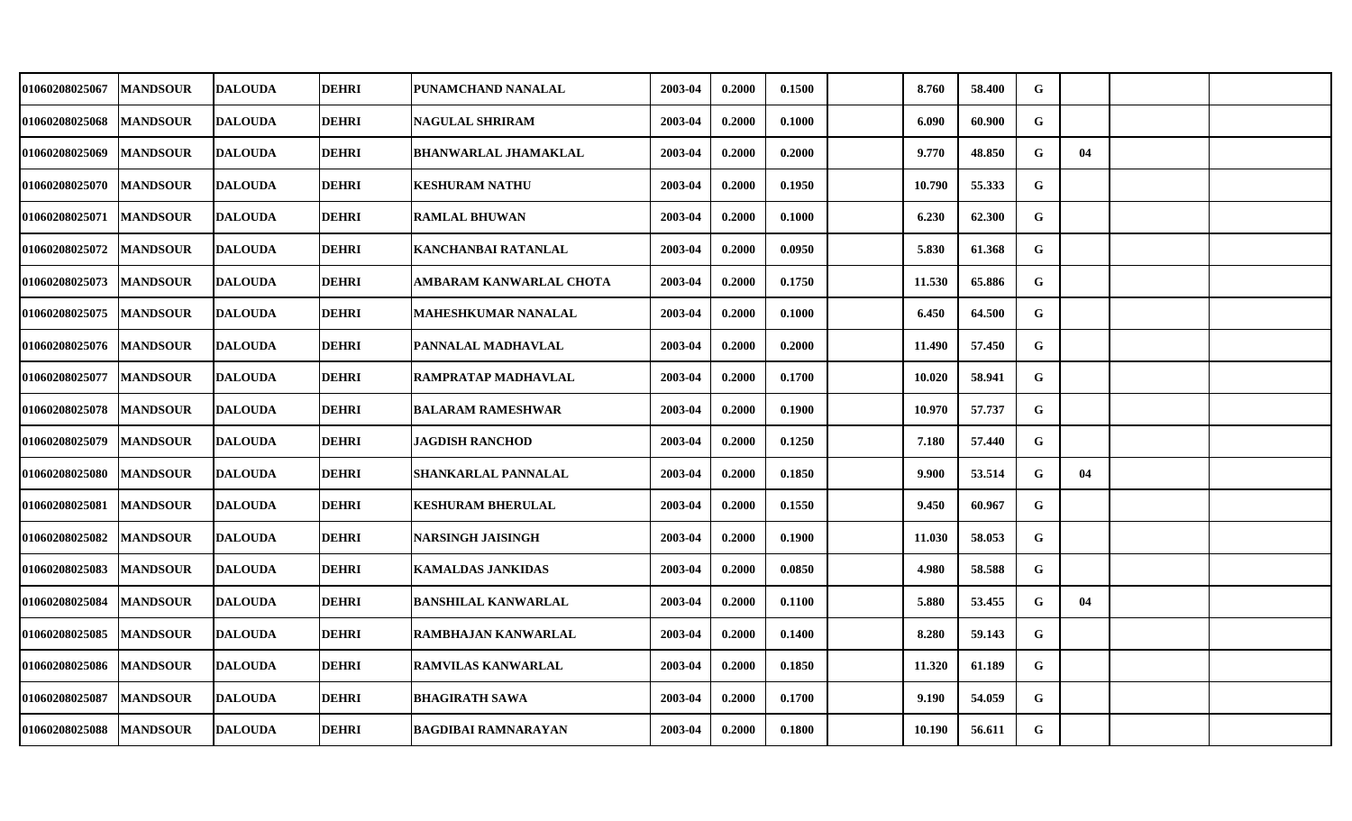| | | | | | | | | | | | | | | |
|---|---|---|---|---|---|---|---|---|---|---|---|---|---|---|
| 01060208025067 | MANDSOUR | DALOUDA | DEHRI | PUNAMCHAND NANALAL | 2003-04 | 0.2000 | 0.1500 | | 8.760 | 58.400 | G | | | |
| 01060208025068 | MANDSOUR | DALOUDA | DEHRI | NAGULAL SHRIRAM | 2003-04 | 0.2000 | 0.1000 | | 6.090 | 60.900 | G | | | |
| 01060208025069 | MANDSOUR | DALOUDA | DEHRI | BHANWARLAL JHAMAKLAL | 2003-04 | 0.2000 | 0.2000 | | 9.770 | 48.850 | G | 04 | | |
| 01060208025070 | MANDSOUR | DALOUDA | DEHRI | KESHURAM NATHU | 2003-04 | 0.2000 | 0.1950 | | 10.790 | 55.333 | G | | | |
| 01060208025071 | MANDSOUR | DALOUDA | DEHRI | RAMLAL BHUWAN | 2003-04 | 0.2000 | 0.1000 | | 6.230 | 62.300 | G | | | |
| 01060208025072 | MANDSOUR | DALOUDA | DEHRI | KANCHANBAI RATANLAL | 2003-04 | 0.2000 | 0.0950 | | 5.830 | 61.368 | G | | | |
| 01060208025073 | MANDSOUR | DALOUDA | DEHRI | AMBARAM KANWARLAL CHOTA | 2003-04 | 0.2000 | 0.1750 | | 11.530 | 65.886 | G | | | |
| 01060208025075 | MANDSOUR | DALOUDA | DEHRI | MAHESHKUMAR NANALAL | 2003-04 | 0.2000 | 0.1000 | | 6.450 | 64.500 | G | | | |
| 01060208025076 | MANDSOUR | DALOUDA | DEHRI | PANNALAL MADHAVLAL | 2003-04 | 0.2000 | 0.2000 | | 11.490 | 57.450 | G | | | |
| 01060208025077 | MANDSOUR | DALOUDA | DEHRI | RAMPRATAP MADHAVLAL | 2003-04 | 0.2000 | 0.1700 | | 10.020 | 58.941 | G | | | |
| 01060208025078 | MANDSOUR | DALOUDA | DEHRI | BALARAM RAMESHWAR | 2003-04 | 0.2000 | 0.1900 | | 10.970 | 57.737 | G | | | |
| 01060208025079 | MANDSOUR | DALOUDA | DEHRI | JAGDISH RANCHOD | 2003-04 | 0.2000 | 0.1250 | | 7.180 | 57.440 | G | | | |
| 01060208025080 | MANDSOUR | DALOUDA | DEHRI | SHANKARLAL PANNALAL | 2003-04 | 0.2000 | 0.1850 | | 9.900 | 53.514 | G | 04 | | |
| 01060208025081 | MANDSOUR | DALOUDA | DEHRI | KESHURAM BHERULAL | 2003-04 | 0.2000 | 0.1550 | | 9.450 | 60.967 | G | | | |
| 01060208025082 | MANDSOUR | DALOUDA | DEHRI | NARSINGH JAISINGH | 2003-04 | 0.2000 | 0.1900 | | 11.030 | 58.053 | G | | | |
| 01060208025083 | MANDSOUR | DALOUDA | DEHRI | KAMALDAS JANKIDAS | 2003-04 | 0.2000 | 0.0850 | | 4.980 | 58.588 | G | | | |
| 01060208025084 | MANDSOUR | DALOUDA | DEHRI | BANSHILAL KANWARLAL | 2003-04 | 0.2000 | 0.1100 | | 5.880 | 53.455 | G | 04 | | |
| 01060208025085 | MANDSOUR | DALOUDA | DEHRI | RAMBHAJAN KANWARLAL | 2003-04 | 0.2000 | 0.1400 | | 8.280 | 59.143 | G | | | |
| 01060208025086 | MANDSOUR | DALOUDA | DEHRI | RAMVILAS KANWARLAL | 2003-04 | 0.2000 | 0.1850 | | 11.320 | 61.189 | G | | | |
| 01060208025087 | MANDSOUR | DALOUDA | DEHRI | BHAGIRATH SAWA | 2003-04 | 0.2000 | 0.1700 | | 9.190 | 54.059 | G | | | |
| 01060208025088 | MANDSOUR | DALOUDA | DEHRI | BAGDIBAI RAMNARAYAN | 2003-04 | 0.2000 | 0.1800 | | 10.190 | 56.611 | G | | | |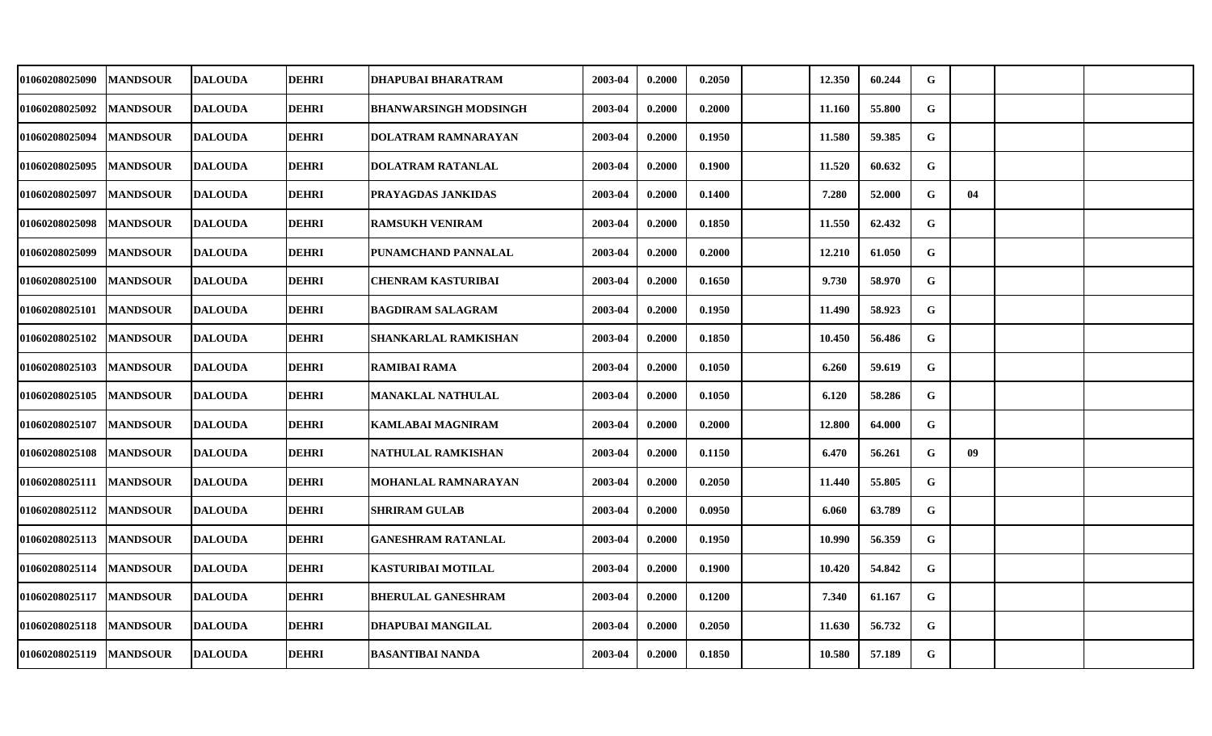| | | | | | | | | | | | | | | |
|---|---|---|---|---|---|---|---|---|---|---|---|---|---|---|
| 01060208025090 | MANDSOUR | DALOUDA | DEHRI | DHAPUBAI BHARATRAM | 2003-04 | 0.2000 | 0.2050 | | 12.350 | 60.244 | G | | | |
| 01060208025092 | MANDSOUR | DALOUDA | DEHRI | BHANWARSINGH MODSINGH | 2003-04 | 0.2000 | 0.2000 | | 11.160 | 55.800 | G | | | |
| 01060208025094 | MANDSOUR | DALOUDA | DEHRI | DOLATRAM RAMNARAYAN | 2003-04 | 0.2000 | 0.1950 | | 11.580 | 59.385 | G | | | |
| 01060208025095 | MANDSOUR | DALOUDA | DEHRI | DOLATRAM RATANLAL | 2003-04 | 0.2000 | 0.1900 | | 11.520 | 60.632 | G | | | |
| 01060208025097 | MANDSOUR | DALOUDA | DEHRI | PRAYAGDAS JANKIDAS | 2003-04 | 0.2000 | 0.1400 | | 7.280 | 52.000 | G | 04 | | |
| 01060208025098 | MANDSOUR | DALOUDA | DEHRI | RAMSUKH VENIRAM | 2003-04 | 0.2000 | 0.1850 | | 11.550 | 62.432 | G | | | |
| 01060208025099 | MANDSOUR | DALOUDA | DEHRI | PUNAMCHAND PANNALAL | 2003-04 | 0.2000 | 0.2000 | | 12.210 | 61.050 | G | | | |
| 01060208025100 | MANDSOUR | DALOUDA | DEHRI | CHENRAM KASTURIBAI | 2003-04 | 0.2000 | 0.1650 | | 9.730 | 58.970 | G | | | |
| 01060208025101 | MANDSOUR | DALOUDA | DEHRI | BAGDIRAM SALAGRAM | 2003-04 | 0.2000 | 0.1950 | | 11.490 | 58.923 | G | | | |
| 01060208025102 | MANDSOUR | DALOUDA | DEHRI | SHANKARLAL RAMKISHAN | 2003-04 | 0.2000 | 0.1850 | | 10.450 | 56.486 | G | | | |
| 01060208025103 | MANDSOUR | DALOUDA | DEHRI | RAMIBAI RAMA | 2003-04 | 0.2000 | 0.1050 | | 6.260 | 59.619 | G | | | |
| 01060208025105 | MANDSOUR | DALOUDA | DEHRI | MANAKLAL NATHULAL | 2003-04 | 0.2000 | 0.1050 | | 6.120 | 58.286 | G | | | |
| 01060208025107 | MANDSOUR | DALOUDA | DEHRI | KAMLABAI MAGNIRAM | 2003-04 | 0.2000 | 0.2000 | | 12.800 | 64.000 | G | | | |
| 01060208025108 | MANDSOUR | DALOUDA | DEHRI | NATHULAL RAMKISHAN | 2003-04 | 0.2000 | 0.1150 | | 6.470 | 56.261 | G | 09 | | |
| 01060208025111 | MANDSOUR | DALOUDA | DEHRI | MOHANLAL RAMNARAYAN | 2003-04 | 0.2000 | 0.2050 | | 11.440 | 55.805 | G | | | |
| 01060208025112 | MANDSOUR | DALOUDA | DEHRI | SHRIRAM GULAB | 2003-04 | 0.2000 | 0.0950 | | 6.060 | 63.789 | G | | | |
| 01060208025113 | MANDSOUR | DALOUDA | DEHRI | GANESHRAM RATANLAL | 2003-04 | 0.2000 | 0.1950 | | 10.990 | 56.359 | G | | | |
| 01060208025114 | MANDSOUR | DALOUDA | DEHRI | KASTURIBAI MOTILAL | 2003-04 | 0.2000 | 0.1900 | | 10.420 | 54.842 | G | | | |
| 01060208025117 | MANDSOUR | DALOUDA | DEHRI | BHERULAL GANESHRAM | 2003-04 | 0.2000 | 0.1200 | | 7.340 | 61.167 | G | | | |
| 01060208025118 | MANDSOUR | DALOUDA | DEHRI | DHAPUBAI MANGILAL | 2003-04 | 0.2000 | 0.2050 | | 11.630 | 56.732 | G | | | |
| 01060208025119 | MANDSOUR | DALOUDA | DEHRI | BASANTIBAI NANDA | 2003-04 | 0.2000 | 0.1850 | | 10.580 | 57.189 | G | | | |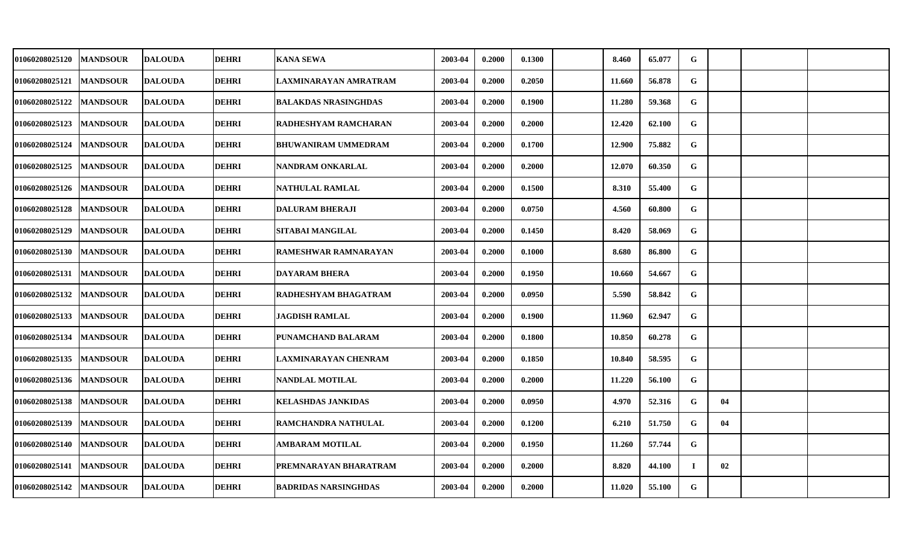| | | | | | | | | | | | | | | |
|---|---|---|---|---|---|---|---|---|---|---|---|---|---|---|
| 01060208025120 | MANDSOUR | DALOUDA | DEHRI | KANA SEWA | 2003-04 | 0.2000 | 0.1300 | | 8.460 | 65.077 | G | | | |
| 01060208025121 | MANDSOUR | DALOUDA | DEHRI | LAXMINARAYAN AMRATRAM | 2003-04 | 0.2000 | 0.2050 | | 11.660 | 56.878 | G | | | |
| 01060208025122 | MANDSOUR | DALOUDA | DEHRI | BALAKDAS NRASINGHDAS | 2003-04 | 0.2000 | 0.1900 | | 11.280 | 59.368 | G | | | |
| 01060208025123 | MANDSOUR | DALOUDA | DEHRI | RADHESHYAM RAMCHARAN | 2003-04 | 0.2000 | 0.2000 | | 12.420 | 62.100 | G | | | |
| 01060208025124 | MANDSOUR | DALOUDA | DEHRI | BHUWANIRAM UMMEDRAM | 2003-04 | 0.2000 | 0.1700 | | 12.900 | 75.882 | G | | | |
| 01060208025125 | MANDSOUR | DALOUDA | DEHRI | NANDRAM ONKARLAL | 2003-04 | 0.2000 | 0.2000 | | 12.070 | 60.350 | G | | | |
| 01060208025126 | MANDSOUR | DALOUDA | DEHRI | NATHULAL RAMLAL | 2003-04 | 0.2000 | 0.1500 | | 8.310 | 55.400 | G | | | |
| 01060208025128 | MANDSOUR | DALOUDA | DEHRI | DALURAM BHERAJI | 2003-04 | 0.2000 | 0.0750 | | 4.560 | 60.800 | G | | | |
| 01060208025129 | MANDSOUR | DALOUDA | DEHRI | SITABAI MANGILAL | 2003-04 | 0.2000 | 0.1450 | | 8.420 | 58.069 | G | | | |
| 01060208025130 | MANDSOUR | DALOUDA | DEHRI | RAMESHWAR RAMNARAYAN | 2003-04 | 0.2000 | 0.1000 | | 8.680 | 86.800 | G | | | |
| 01060208025131 | MANDSOUR | DALOUDA | DEHRI | DAYARAM BHERA | 2003-04 | 0.2000 | 0.1950 | | 10.660 | 54.667 | G | | | |
| 01060208025132 | MANDSOUR | DALOUDA | DEHRI | RADHESHYAM BHAGATRAM | 2003-04 | 0.2000 | 0.0950 | | 5.590 | 58.842 | G | | | |
| 01060208025133 | MANDSOUR | DALOUDA | DEHRI | JAGDISH RAMLAL | 2003-04 | 0.2000 | 0.1900 | | 11.960 | 62.947 | G | | | |
| 01060208025134 | MANDSOUR | DALOUDA | DEHRI | PUNAMCHAND BALARAM | 2003-04 | 0.2000 | 0.1800 | | 10.850 | 60.278 | G | | | |
| 01060208025135 | MANDSOUR | DALOUDA | DEHRI | LAXMINARAYAN CHENRAM | 2003-04 | 0.2000 | 0.1850 | | 10.840 | 58.595 | G | | | |
| 01060208025136 | MANDSOUR | DALOUDA | DEHRI | NANDLAL MOTILAL | 2003-04 | 0.2000 | 0.2000 | | 11.220 | 56.100 | G | | | |
| 01060208025138 | MANDSOUR | DALOUDA | DEHRI | KELASHDAS JANKIDAS | 2003-04 | 0.2000 | 0.0950 | | 4.970 | 52.316 | G | 04 | | |
| 01060208025139 | MANDSOUR | DALOUDA | DEHRI | RAMCHANDRA NATHULAL | 2003-04 | 0.2000 | 0.1200 | | 6.210 | 51.750 | G | 04 | | |
| 01060208025140 | MANDSOUR | DALOUDA | DEHRI | AMBARAM MOTILAL | 2003-04 | 0.2000 | 0.1950 | | 11.260 | 57.744 | G | | | |
| 01060208025141 | MANDSOUR | DALOUDA | DEHRI | PREMNARAYAN BHARATRAM | 2003-04 | 0.2000 | 0.2000 | | 8.820 | 44.100 | I | 02 | | |
| 01060208025142 | MANDSOUR | DALOUDA | DEHRI | BADRIDAS NARSINGHDAS | 2003-04 | 0.2000 | 0.2000 | | 11.020 | 55.100 | G | | | |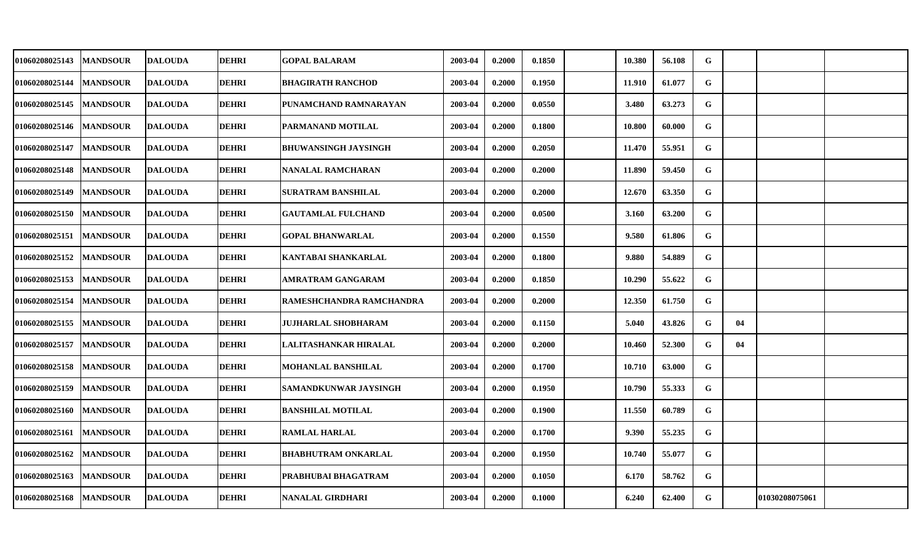| | | | | | | | | | | | | | | |
|---|---|---|---|---|---|---|---|---|---|---|---|---|---|---|
| 01060208025143 | MANDSOUR | DALOUDA | DEHRI | GOPAL BALARAM | 2003-04 | 0.2000 | 0.1850 | | 10.380 | 56.108 | G | | | |
| 01060208025144 | MANDSOUR | DALOUDA | DEHRI | BHAGIRATH RANCHOD | 2003-04 | 0.2000 | 0.1950 | | 11.910 | 61.077 | G | | | |
| 01060208025145 | MANDSOUR | DALOUDA | DEHRI | PUNAMCHAND RAMNARAYAN | 2003-04 | 0.2000 | 0.0550 | | 3.480 | 63.273 | G | | | |
| 01060208025146 | MANDSOUR | DALOUDA | DEHRI | PARMANAND MOTILAL | 2003-04 | 0.2000 | 0.1800 | | 10.800 | 60.000 | G | | | |
| 01060208025147 | MANDSOUR | DALOUDA | DEHRI | BHUWANSINGH JAYSINGH | 2003-04 | 0.2000 | 0.2050 | | 11.470 | 55.951 | G | | | |
| 01060208025148 | MANDSOUR | DALOUDA | DEHRI | NANALAL RAMCHARAN | 2003-04 | 0.2000 | 0.2000 | | 11.890 | 59.450 | G | | | |
| 01060208025149 | MANDSOUR | DALOUDA | DEHRI | SURATRAM BANSHILAL | 2003-04 | 0.2000 | 0.2000 | | 12.670 | 63.350 | G | | | |
| 01060208025150 | MANDSOUR | DALOUDA | DEHRI | GAUTAMLAL FULCHAND | 2003-04 | 0.2000 | 0.0500 | | 3.160 | 63.200 | G | | | |
| 01060208025151 | MANDSOUR | DALOUDA | DEHRI | GOPAL BHANWARLAL | 2003-04 | 0.2000 | 0.1550 | | 9.580 | 61.806 | G | | | |
| 01060208025152 | MANDSOUR | DALOUDA | DEHRI | KANTABAI SHANKARLAL | 2003-04 | 0.2000 | 0.1800 | | 9.880 | 54.889 | G | | | |
| 01060208025153 | MANDSOUR | DALOUDA | DEHRI | AMRATRAM GANGARAM | 2003-04 | 0.2000 | 0.1850 | | 10.290 | 55.622 | G | | | |
| 01060208025154 | MANDSOUR | DALOUDA | DEHRI | RAMESHCHANDRA RAMCHANDRA | 2003-04 | 0.2000 | 0.2000 | | 12.350 | 61.750 | G | | | |
| 01060208025155 | MANDSOUR | DALOUDA | DEHRI | JUJHARLAL SHOBHARAM | 2003-04 | 0.2000 | 0.1150 | | 5.040 | 43.826 | G | 04 | | |
| 01060208025157 | MANDSOUR | DALOUDA | DEHRI | LALITASHANKAR HIRALAL | 2003-04 | 0.2000 | 0.2000 | | 10.460 | 52.300 | G | 04 | | |
| 01060208025158 | MANDSOUR | DALOUDA | DEHRI | MOHANLAL BANSHILAL | 2003-04 | 0.2000 | 0.1700 | | 10.710 | 63.000 | G | | | |
| 01060208025159 | MANDSOUR | DALOUDA | DEHRI | SAMANDKUNWAR JAYSINGH | 2003-04 | 0.2000 | 0.1950 | | 10.790 | 55.333 | G | | | |
| 01060208025160 | MANDSOUR | DALOUDA | DEHRI | BANSHILAL MOTILAL | 2003-04 | 0.2000 | 0.1900 | | 11.550 | 60.789 | G | | | |
| 01060208025161 | MANDSOUR | DALOUDA | DEHRI | RAMLAL HARLAL | 2003-04 | 0.2000 | 0.1700 | | 9.390 | 55.235 | G | | | |
| 01060208025162 | MANDSOUR | DALOUDA | DEHRI | BHABHUTRAM ONKARLAL | 2003-04 | 0.2000 | 0.1950 | | 10.740 | 55.077 | G | | | |
| 01060208025163 | MANDSOUR | DALOUDA | DEHRI | PRABHUBAI BHAGATRAM | 2003-04 | 0.2000 | 0.1050 | | 6.170 | 58.762 | G | | | |
| 01060208025168 | MANDSOUR | DALOUDA | DEHRI | NANALAL GIRDHARI | 2003-04 | 0.2000 | 0.1000 | | 6.240 | 62.400 | G | | 01030208075061 | |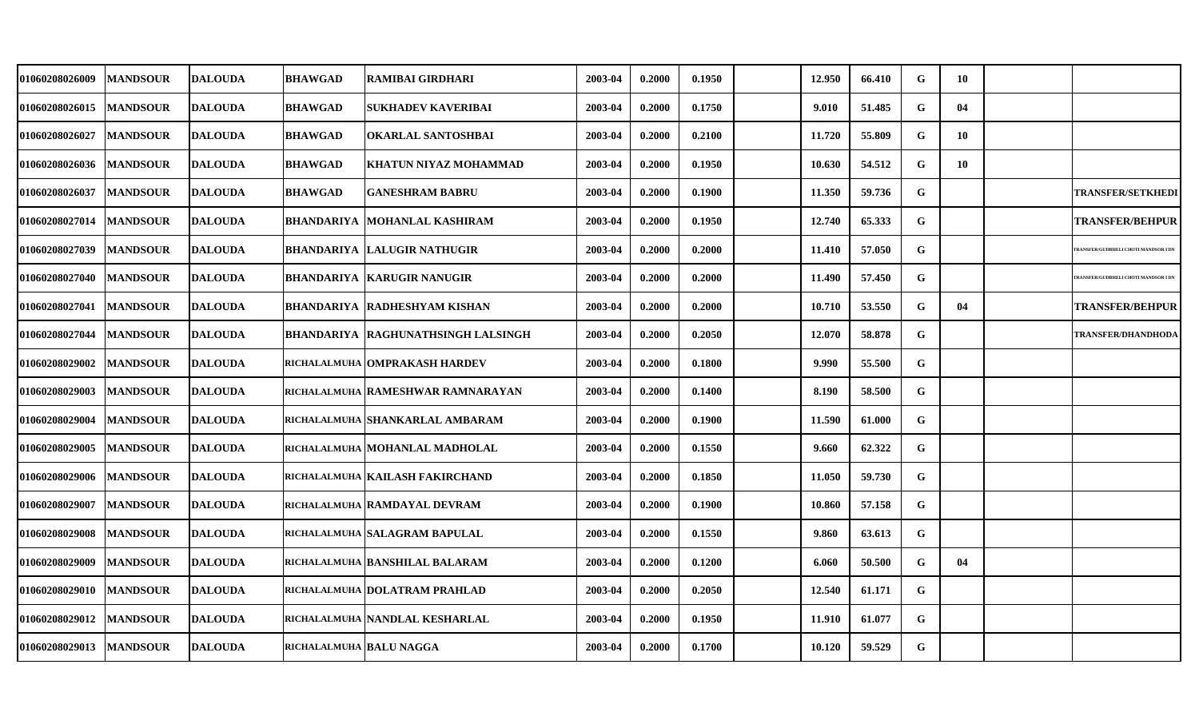| | | | | | | | | | | | | | | |
|---|---|---|---|---|---|---|---|---|---|---|---|---|---|---|
| 01060208026009 | MANDSOUR | DALOUDA | BHAWGAD | RAMIBAI GIRDHARI | 2003-04 | 0.2000 | 0.1950 | | 12.950 | 66.410 | G | 10 | | |
| 01060208026015 | MANDSOUR | DALOUDA | BHAWGAD | SUKHADEV KAVERIBAI | 2003-04 | 0.2000 | 0.1750 | | 9.010 | 51.485 | G | 04 | | |
| 01060208026027 | MANDSOUR | DALOUDA | BHAWGAD | OKARLAL SANTOSHBAI | 2003-04 | 0.2000 | 0.2100 | | 11.720 | 55.809 | G | 10 | | |
| 01060208026036 | MANDSOUR | DALOUDA | BHAWGAD | KHATUN NIYAZ MOHAMMAD | 2003-04 | 0.2000 | 0.1950 | | 10.630 | 54.512 | G | 10 | | |
| 01060208026037 | MANDSOUR | DALOUDA | BHAWGAD | GANESHRAM BABRU | 2003-04 | 0.2000 | 0.1900 | | 11.350 | 59.736 | G | | | TRANSFER/SETKHEDI |
| 01060208027014 | MANDSOUR | DALOUDA | BHANDARIYA | MOHANLAL KASHIRAM | 2003-04 | 0.2000 | 0.1950 | | 12.740 | 65.333 | G | | | TRANSFER/BEHPUR |
| 01060208027039 | MANDSOUR | DALOUDA | BHANDARIYA | LALUGIR NATHUGIR | 2003-04 | 0.2000 | 0.2000 | | 11.410 | 57.050 | G | | | TRANSFER/GUDBHELI CHOTI MANDSOR I DN |
| 01060208027040 | MANDSOUR | DALOUDA | BHANDARIYA | KARUGIR NANUGIR | 2003-04 | 0.2000 | 0.2000 | | 11.490 | 57.450 | G | | | TRANSFER/GUDBHELI CHOTI MANDSOR I DN |
| 01060208027041 | MANDSOUR | DALOUDA | BHANDARIYA | RADHESHYAM KISHAN | 2003-04 | 0.2000 | 0.2000 | | 10.710 | 53.550 | G | 04 | | TRANSFER/BEHPUR |
| 01060208027044 | MANDSOUR | DALOUDA | BHANDARIYA | RAGHUNATHSINGH LALSINGH | 2003-04 | 0.2000 | 0.2050 | | 12.070 | 58.878 | G | | | TRANSFER/DHANDHODA |
| 01060208029002 | MANDSOUR | DALOUDA | RICHALALMUHA | OMPRAKASH HARDEV | 2003-04 | 0.2000 | 0.1800 | | 9.990 | 55.500 | G | | | |
| 01060208029003 | MANDSOUR | DALOUDA | RICHALALMUHA | RAMESHWAR RAMNARAYAN | 2003-04 | 0.2000 | 0.1400 | | 8.190 | 58.500 | G | | | |
| 01060208029004 | MANDSOUR | DALOUDA | RICHALALMUHA | SHANKARLAL AMBARAM | 2003-04 | 0.2000 | 0.1900 | | 11.590 | 61.000 | G | | | |
| 01060208029005 | MANDSOUR | DALOUDA | RICHALALMUHA | MOHANLAL MADHOLAL | 2003-04 | 0.2000 | 0.1550 | | 9.660 | 62.322 | G | | | |
| 01060208029006 | MANDSOUR | DALOUDA | RICHALALMUHA | KAILASH FAKIRCHAND | 2003-04 | 0.2000 | 0.1850 | | 11.050 | 59.730 | G | | | |
| 01060208029007 | MANDSOUR | DALOUDA | RICHALALMUHA | RAMDAYAL DEVRAM | 2003-04 | 0.2000 | 0.1900 | | 10.860 | 57.158 | G | | | |
| 01060208029008 | MANDSOUR | DALOUDA | RICHALALMUHA | SALAGRAM BAPULAL | 2003-04 | 0.2000 | 0.1550 | | 9.860 | 63.613 | G | | | |
| 01060208029009 | MANDSOUR | DALOUDA | RICHALALMUHA | BANSHILAL BALARAM | 2003-04 | 0.2000 | 0.1200 | | 6.060 | 50.500 | G | 04 | | |
| 01060208029010 | MANDSOUR | DALOUDA | RICHALALMUHA | DOLATRAM PRAHLAD | 2003-04 | 0.2000 | 0.2050 | | 12.540 | 61.171 | G | | | |
| 01060208029012 | MANDSOUR | DALOUDA | RICHALALMUHA | NANDLAL KESHARLAL | 2003-04 | 0.2000 | 0.1950 | | 11.910 | 61.077 | G | | | |
| 01060208029013 | MANDSOUR | DALOUDA | RICHALALMUHA | BALU NAGGA | 2003-04 | 0.2000 | 0.1700 | | 10.120 | 59.529 | G | | | |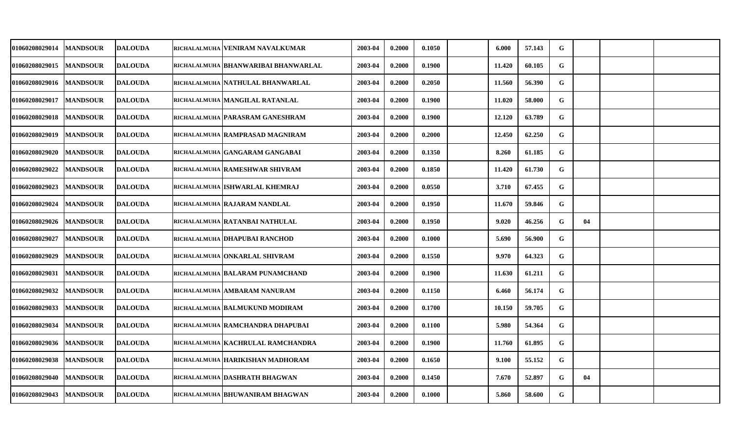| | | | | | | | | | | | | | | | |
|---|---|---|---|---|---|---|---|---|---|---|---|---|---|---|---|
| 01060208029014 | MANDSOUR | DALOUDA | RICHALALMUHA | VENIRAM NAVALKUMAR | 2003-04 | 0.2000 | 0.1050 | | 6.000 | 57.143 | G | | | |
| 01060208029015 | MANDSOUR | DALOUDA | RICHALALMUHA | BHANWARIBAI BHANWARLAL | 2003-04 | 0.2000 | 0.1900 | | 11.420 | 60.105 | G | | | |
| 01060208029016 | MANDSOUR | DALOUDA | RICHALALMUHA | NATHULAL BHANWARLAL | 2003-04 | 0.2000 | 0.2050 | | 11.560 | 56.390 | G | | | |
| 01060208029017 | MANDSOUR | DALOUDA | RICHALALMUHA | MANGILAL RATANLAL | 2003-04 | 0.2000 | 0.1900 | | 11.020 | 58.000 | G | | | |
| 01060208029018 | MANDSOUR | DALOUDA | RICHALALMUHA | PARASRAM GANESHRAM | 2003-04 | 0.2000 | 0.1900 | | 12.120 | 63.789 | G | | | |
| 01060208029019 | MANDSOUR | DALOUDA | RICHALALMUHA | RAMPRASAD MAGNIRAM | 2003-04 | 0.2000 | 0.2000 | | 12.450 | 62.250 | G | | | |
| 01060208029020 | MANDSOUR | DALOUDA | RICHALALMUHA | GANGARAM GANGABAI | 2003-04 | 0.2000 | 0.1350 | | 8.260 | 61.185 | G | | | |
| 01060208029022 | MANDSOUR | DALOUDA | RICHALALMUHA | RAMESHWAR SHIVRAM | 2003-04 | 0.2000 | 0.1850 | | 11.420 | 61.730 | G | | | |
| 01060208029023 | MANDSOUR | DALOUDA | RICHALALMUHA | ISHWARLAL KHEMRAJ | 2003-04 | 0.2000 | 0.0550 | | 3.710 | 67.455 | G | | | |
| 01060208029024 | MANDSOUR | DALOUDA | RICHALALMUHA | RAJARAM NANDLAL | 2003-04 | 0.2000 | 0.1950 | | 11.670 | 59.846 | G | | | |
| 01060208029026 | MANDSOUR | DALOUDA | RICHALALMUHA | RATANBAI NATHULAL | 2003-04 | 0.2000 | 0.1950 | | 9.020 | 46.256 | G | 04 | | |
| 01060208029027 | MANDSOUR | DALOUDA | RICHALALMUHA | DHAPUBAI RANCHOD | 2003-04 | 0.2000 | 0.1000 | | 5.690 | 56.900 | G | | | |
| 01060208029029 | MANDSOUR | DALOUDA | RICHALALMUHA | ONKARLAL SHIVRAM | 2003-04 | 0.2000 | 0.1550 | | 9.970 | 64.323 | G | | | |
| 01060208029031 | MANDSOUR | DALOUDA | RICHALALMUHA | BALARAM PUNAMCHAND | 2003-04 | 0.2000 | 0.1900 | | 11.630 | 61.211 | G | | | |
| 01060208029032 | MANDSOUR | DALOUDA | RICHALALMUHA | AMBARAM NANURAM | 2003-04 | 0.2000 | 0.1150 | | 6.460 | 56.174 | G | | | |
| 01060208029033 | MANDSOUR | DALOUDA | RICHALALMUHA | BALMUKUND MODIRAM | 2003-04 | 0.2000 | 0.1700 | | 10.150 | 59.705 | G | | | |
| 01060208029034 | MANDSOUR | DALOUDA | RICHALALMUHA | RAMCHANDRA DHAPUBAI | 2003-04 | 0.2000 | 0.1100 | | 5.980 | 54.364 | G | | | |
| 01060208029036 | MANDSOUR | DALOUDA | RICHALALMUHA | KACHRULAL RAMCHANDRA | 2003-04 | 0.2000 | 0.1900 | | 11.760 | 61.895 | G | | | |
| 01060208029038 | MANDSOUR | DALOUDA | RICHALALMUHA | HARIKISHAN MADHORAM | 2003-04 | 0.2000 | 0.1650 | | 9.100 | 55.152 | G | | | |
| 01060208029040 | MANDSOUR | DALOUDA | RICHALALMUHA | DASHRATH BHAGWAN | 2003-04 | 0.2000 | 0.1450 | | 7.670 | 52.897 | G | 04 | | |
| 01060208029043 | MANDSOUR | DALOUDA | RICHALALMUHA | BHUWANIRAM BHAGWAN | 2003-04 | 0.2000 | 0.1000 | | 5.860 | 58.600 | G | | | |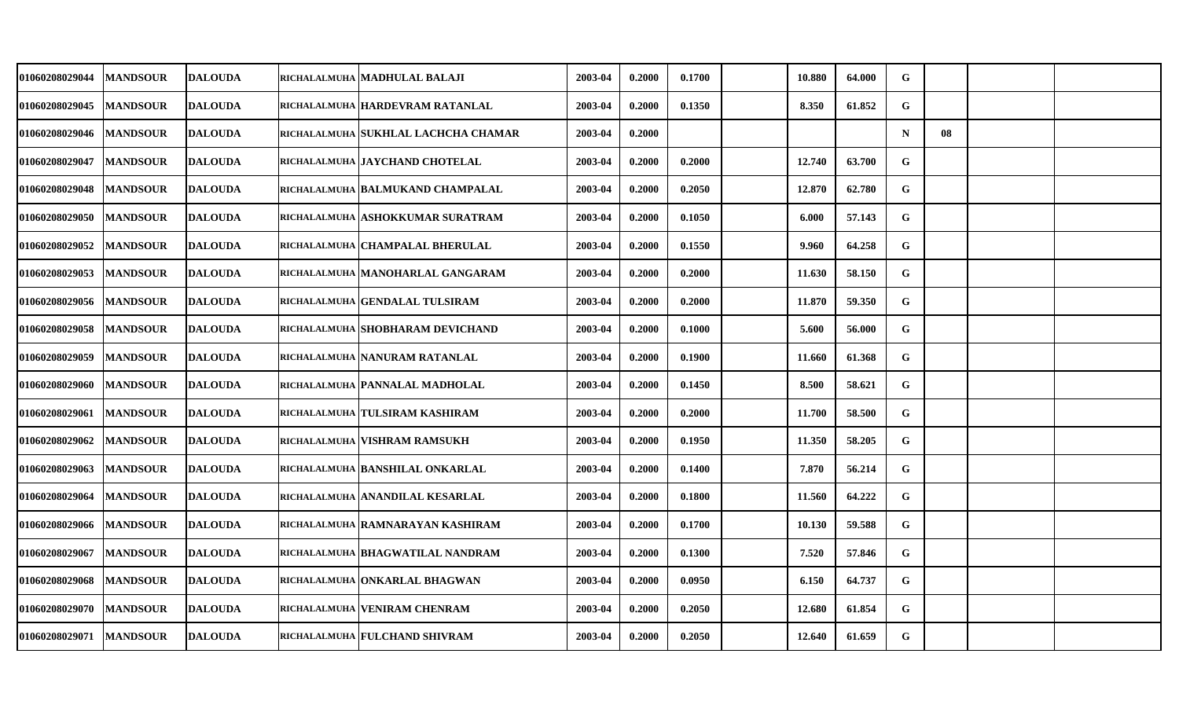| | | | | | | | | | | | | | | |
|---|---|---|---|---|---|---|---|---|---|---|---|---|---|---|
| 01060208029044 | MANDSOUR | DALOUDA | RICHALALMUHA | MADHULAL BALAJI | 2003-04 | 0.2000 | 0.1700 | | 10.880 | 64.000 | G | | | |
| 01060208029045 | MANDSOUR | DALOUDA | RICHALALMUHA | HARDEVRAM RATANLAL | 2003-04 | 0.2000 | 0.1350 | | 8.350 | 61.852 | G | | | |
| 01060208029046 | MANDSOUR | DALOUDA | RICHALALMUHA | SUKHLAL LACHCHA CHAMAR | 2003-04 | 0.2000 | | | | | N | 08 | | |
| 01060208029047 | MANDSOUR | DALOUDA | RICHALALMUHA | JAYCHAND CHOTELAL | 2003-04 | 0.2000 | 0.2000 | | 12.740 | 63.700 | G | | | |
| 01060208029048 | MANDSOUR | DALOUDA | RICHALALMUHA | BALMUKAND CHAMPALAL | 2003-04 | 0.2000 | 0.2050 | | 12.870 | 62.780 | G | | | |
| 01060208029050 | MANDSOUR | DALOUDA | RICHALALMUHA | ASHOKKUMAR SURATRAM | 2003-04 | 0.2000 | 0.1050 | | 6.000 | 57.143 | G | | | |
| 01060208029052 | MANDSOUR | DALOUDA | RICHALALMUHA | CHAMPALAL BHERULAL | 2003-04 | 0.2000 | 0.1550 | | 9.960 | 64.258 | G | | | |
| 01060208029053 | MANDSOUR | DALOUDA | RICHALALMUHA | MANOHARLAL GANGARAM | 2003-04 | 0.2000 | 0.2000 | | 11.630 | 58.150 | G | | | |
| 01060208029056 | MANDSOUR | DALOUDA | RICHALALMUHA | GENDALAL TULSIRAM | 2003-04 | 0.2000 | 0.2000 | | 11.870 | 59.350 | G | | | |
| 01060208029058 | MANDSOUR | DALOUDA | RICHALALMUHA | SHOBHARAM DEVICHAND | 2003-04 | 0.2000 | 0.1000 | | 5.600 | 56.000 | G | | | |
| 01060208029059 | MANDSOUR | DALOUDA | RICHALALMUHA | NANURAM RATANLAL | 2003-04 | 0.2000 | 0.1900 | | 11.660 | 61.368 | G | | | |
| 01060208029060 | MANDSOUR | DALOUDA | RICHALALMUHA | PANNALAL MADHOLAL | 2003-04 | 0.2000 | 0.1450 | | 8.500 | 58.621 | G | | | |
| 01060208029061 | MANDSOUR | DALOUDA | RICHALALMUHA | TULSIRAM KASHIRAM | 2003-04 | 0.2000 | 0.2000 | | 11.700 | 58.500 | G | | | |
| 01060208029062 | MANDSOUR | DALOUDA | RICHALALMUHA | VISHRAM RAMSUKH | 2003-04 | 0.2000 | 0.1950 | | 11.350 | 58.205 | G | | | |
| 01060208029063 | MANDSOUR | DALOUDA | RICHALALMUHA | BANSHILAL ONKARLAL | 2003-04 | 0.2000 | 0.1400 | | 7.870 | 56.214 | G | | | |
| 01060208029064 | MANDSOUR | DALOUDA | RICHALALMUHA | ANANDILAL KESARLAL | 2003-04 | 0.2000 | 0.1800 | | 11.560 | 64.222 | G | | | |
| 01060208029066 | MANDSOUR | DALOUDA | RICHALALMUHA | RAMNARAYAN KASHIRAM | 2003-04 | 0.2000 | 0.1700 | | 10.130 | 59.588 | G | | | |
| 01060208029067 | MANDSOUR | DALOUDA | RICHALALMUHA | BHAGWATILAL NANDRAM | 2003-04 | 0.2000 | 0.1300 | | 7.520 | 57.846 | G | | | |
| 01060208029068 | MANDSOUR | DALOUDA | RICHALALMUHA | ONKARLAL BHAGWAN | 2003-04 | 0.2000 | 0.0950 | | 6.150 | 64.737 | G | | | |
| 01060208029070 | MANDSOUR | DALOUDA | RICHALALMUHA | VENIRAM CHENRAM | 2003-04 | 0.2000 | 0.2050 | | 12.680 | 61.854 | G | | | |
| 01060208029071 | MANDSOUR | DALOUDA | RICHALALMUHA | FULCHAND SHIVRAM | 2003-04 | 0.2000 | 0.2050 | | 12.640 | 61.659 | G | | | |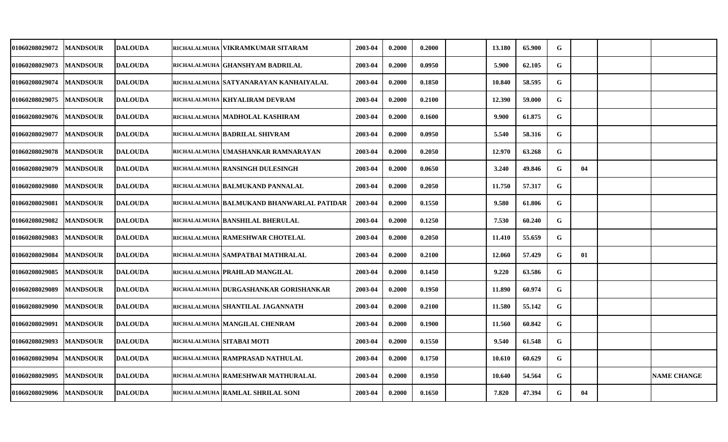| | | | | | | | | | | | | | | |
|---|---|---|---|---|---|---|---|---|---|---|---|---|---|---|
| 01060208029072 | MANDSOUR | DALOUDA | RICHALALMUHA | VIKRAMKUMAR SITARAM | 2003-04 | 0.2000 | 0.2000 | | 13.180 | 65.900 | G | | | |
| 01060208029073 | MANDSOUR | DALOUDA | RICHALALMUHA | GHANSHYAM BADRILAL | 2003-04 | 0.2000 | 0.0950 | | 5.900 | 62.105 | G | | | |
| 01060208029074 | MANDSOUR | DALOUDA | RICHALALMUHA | SATYANARAYAN KANHAIYALAL | 2003-04 | 0.2000 | 0.1850 | | 10.840 | 58.595 | G | | | |
| 01060208029075 | MANDSOUR | DALOUDA | RICHALALMUHA | KHYALIRAM DEVRAM | 2003-04 | 0.2000 | 0.2100 | | 12.390 | 59.000 | G | | | |
| 01060208029076 | MANDSOUR | DALOUDA | RICHALALMUHA | MADHOLAL KASHIRAM | 2003-04 | 0.2000 | 0.1600 | | 9.900 | 61.875 | G | | | |
| 01060208029077 | MANDSOUR | DALOUDA | RICHALALMUHA | BADRILAL SHIVRAM | 2003-04 | 0.2000 | 0.0950 | | 5.540 | 58.316 | G | | | |
| 01060208029078 | MANDSOUR | DALOUDA | RICHALALMUHA | UMASHANKAR RAMNARAYAN | 2003-04 | 0.2000 | 0.2050 | | 12.970 | 63.268 | G | | | |
| 01060208029079 | MANDSOUR | DALOUDA | RICHALALMUHA | RANSINGH DULESINGH | 2003-04 | 0.2000 | 0.0650 | | 3.240 | 49.846 | G | 04 | | |
| 01060208029080 | MANDSOUR | DALOUDA | RICHALALMUHA | BALMUKAND PANNALAL | 2003-04 | 0.2000 | 0.2050 | | 11.750 | 57.317 | G | | | |
| 01060208029081 | MANDSOUR | DALOUDA | RICHALALMUHA | BALMUKAND BHANWARLAL PATIDAR | 2003-04 | 0.2000 | 0.1550 | | 9.580 | 61.806 | G | | | |
| 01060208029082 | MANDSOUR | DALOUDA | RICHALALMUHA | BANSHILAL BHERULAL | 2003-04 | 0.2000 | 0.1250 | | 7.530 | 60.240 | G | | | |
| 01060208029083 | MANDSOUR | DALOUDA | RICHALALMUHA | RAMESHWAR CHOTELAL | 2003-04 | 0.2000 | 0.2050 | | 11.410 | 55.659 | G | | | |
| 01060208029084 | MANDSOUR | DALOUDA | RICHALALMUHA | SAMPATBAI MATHRALAL | 2003-04 | 0.2000 | 0.2100 | | 12.060 | 57.429 | G | 01 | | |
| 01060208029085 | MANDSOUR | DALOUDA | RICHALALMUHA | PRAHLAD MANGILAL | 2003-04 | 0.2000 | 0.1450 | | 9.220 | 63.586 | G | | | |
| 01060208029089 | MANDSOUR | DALOUDA | RICHALALMUHA | DURGASHANKAR GORISHANKAR | 2003-04 | 0.2000 | 0.1950 | | 11.890 | 60.974 | G | | | |
| 01060208029090 | MANDSOUR | DALOUDA | RICHALALMUHA | SHANTILAL JAGANNATH | 2003-04 | 0.2000 | 0.2100 | | 11.580 | 55.142 | G | | | |
| 01060208029091 | MANDSOUR | DALOUDA | RICHALALMUHA | MANGILAL CHENRAM | 2003-04 | 0.2000 | 0.1900 | | 11.560 | 60.842 | G | | | |
| 01060208029093 | MANDSOUR | DALOUDA | RICHALALMUHA | SITABAI MOTI | 2003-04 | 0.2000 | 0.1550 | | 9.540 | 61.548 | G | | | |
| 01060208029094 | MANDSOUR | DALOUDA | RICHALALMUHA | RAMPRASAD NATHULAL | 2003-04 | 0.2000 | 0.1750 | | 10.610 | 60.629 | G | | | |
| 01060208029095 | MANDSOUR | DALOUDA | RICHALALMUHA | RAMESHWAR MATHURALAL | 2003-04 | 0.2000 | 0.1950 | | 10.640 | 54.564 | G | | | NAME CHANGE |
| 01060208029096 | MANDSOUR | DALOUDA | RICHALALMUHA | RAMLAL SHRILAL SONI | 2003-04 | 0.2000 | 0.1650 | | 7.820 | 47.394 | G | 04 | | |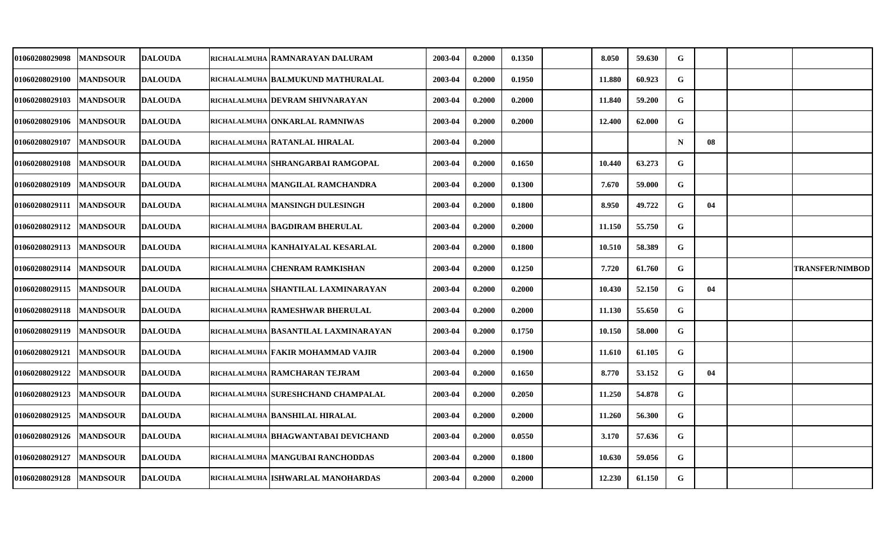| | | | | | | | | | | | | | | |
|---|---|---|---|---|---|---|---|---|---|---|---|---|---|---|
| 01060208029098 | MANDSOUR | DALOUDA | RICHALALMUHA | RAMNARAYAN DALURAM | 2003-04 | 0.2000 | 0.1350 | | 8.050 | 59.630 | G | | | |
| 01060208029100 | MANDSOUR | DALOUDA | RICHALALMUHA | BALMUKUND MATHURALAL | 2003-04 | 0.2000 | 0.1950 | | 11.880 | 60.923 | G | | | |
| 01060208029103 | MANDSOUR | DALOUDA | RICHALALMUHA | DEVRAM SHIVNARAYAN | 2003-04 | 0.2000 | 0.2000 | | 11.840 | 59.200 | G | | | |
| 01060208029106 | MANDSOUR | DALOUDA | RICHALALMUHA | ONKARLAL RAMNIWAS | 2003-04 | 0.2000 | 0.2000 | | 12.400 | 62.000 | G | | | |
| 01060208029107 | MANDSOUR | DALOUDA | RICHALALMUHA | RATANLAL HIRALAL | 2003-04 | 0.2000 | | | | | N | 08 | | |
| 01060208029108 | MANDSOUR | DALOUDA | RICHALALMUHA | SHRANGARBAI RAMGOPAL | 2003-04 | 0.2000 | 0.1650 | | 10.440 | 63.273 | G | | | |
| 01060208029109 | MANDSOUR | DALOUDA | RICHALALMUHA | MANGILAL RAMCHANDRA | 2003-04 | 0.2000 | 0.1300 | | 7.670 | 59.000 | G | | | |
| 01060208029111 | MANDSOUR | DALOUDA | RICHALALMUHA | MANSINGH DULESINGH | 2003-04 | 0.2000 | 0.1800 | | 8.950 | 49.722 | G | 04 | | |
| 01060208029112 | MANDSOUR | DALOUDA | RICHALALMUHA | BAGDIRAM BHERULAL | 2003-04 | 0.2000 | 0.2000 | | 11.150 | 55.750 | G | | | |
| 01060208029113 | MANDSOUR | DALOUDA | RICHALALMUHA | KANHAIYALAL KESARLAL | 2003-04 | 0.2000 | 0.1800 | | 10.510 | 58.389 | G | | | |
| 01060208029114 | MANDSOUR | DALOUDA | RICHALALMUHA | CHENRAM RAMKISHAN | 2003-04 | 0.2000 | 0.1250 | | 7.720 | 61.760 | G | | | TRANSFER/NIMBOD |
| 01060208029115 | MANDSOUR | DALOUDA | RICHALALMUHA | SHANTILAL LAXMINARAYAN | 2003-04 | 0.2000 | 0.2000 | | 10.430 | 52.150 | G | 04 | | |
| 01060208029118 | MANDSOUR | DALOUDA | RICHALALMUHA | RAMESHWAR BHERULAL | 2003-04 | 0.2000 | 0.2000 | | 11.130 | 55.650 | G | | | |
| 01060208029119 | MANDSOUR | DALOUDA | RICHALALMUHA | BASANTILAL LAXMINARAYAN | 2003-04 | 0.2000 | 0.1750 | | 10.150 | 58.000 | G | | | |
| 01060208029121 | MANDSOUR | DALOUDA | RICHALALMUHA | FAKIR MOHAMMAD VAJIR | 2003-04 | 0.2000 | 0.1900 | | 11.610 | 61.105 | G | | | |
| 01060208029122 | MANDSOUR | DALOUDA | RICHALALMUHA | RAMCHARAN TEJRAM | 2003-04 | 0.2000 | 0.1650 | | 8.770 | 53.152 | G | 04 | | |
| 01060208029123 | MANDSOUR | DALOUDA | RICHALALMUHA | SURESHCHAND CHAMPALAL | 2003-04 | 0.2000 | 0.2050 | | 11.250 | 54.878 | G | | | |
| 01060208029125 | MANDSOUR | DALOUDA | RICHALALMUHA | BANSHILAL HIRALAL | 2003-04 | 0.2000 | 0.2000 | | 11.260 | 56.300 | G | | | |
| 01060208029126 | MANDSOUR | DALOUDA | RICHALALMUHA | BHAGWANTABAI DEVICHAND | 2003-04 | 0.2000 | 0.0550 | | 3.170 | 57.636 | G | | | |
| 01060208029127 | MANDSOUR | DALOUDA | RICHALALMUHA | MANGUBAI RANCHODDAS | 2003-04 | 0.2000 | 0.1800 | | 10.630 | 59.056 | G | | | |
| 01060208029128 | MANDSOUR | DALOUDA | RICHALALMUHA | ISHWARLAL MANOHARDAS | 2003-04 | 0.2000 | 0.2000 | | 12.230 | 61.150 | G | | | |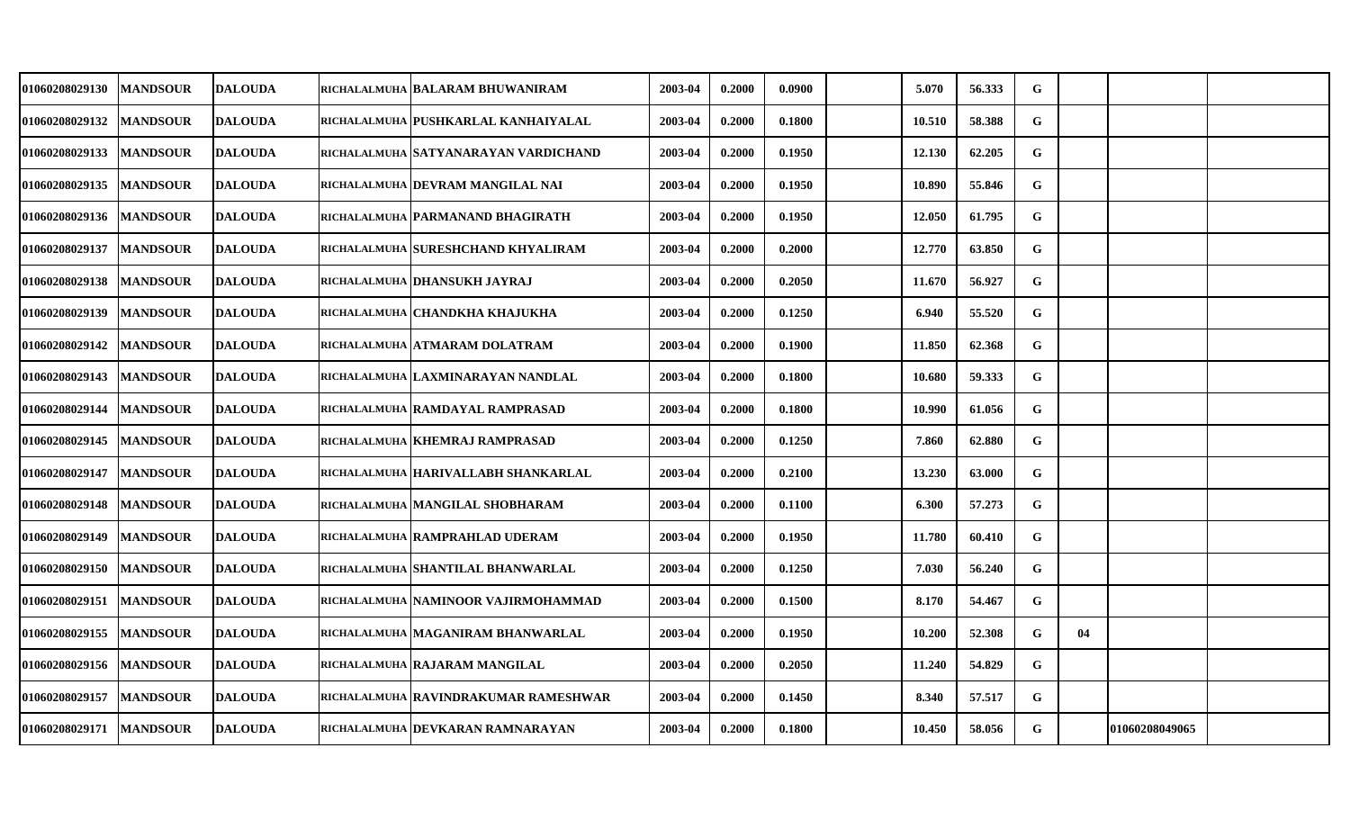| | | | | | | | | | | | | | | | |
|---|---|---|---|---|---|---|---|---|---|---|---|---|---|---|---|
| 01060208029130 | MANDSOUR | DALOUDA | RICHALALMUHA | BALARAM BHUWANIRAM | 2003-04 | 0.2000 | 0.0900 | | 5.070 | 56.333 | G | | | |
| 01060208029132 | MANDSOUR | DALOUDA | RICHALALMUHA | PUSHKARLAL KANHAIYALAL | 2003-04 | 0.2000 | 0.1800 | | 10.510 | 58.388 | G | | | |
| 01060208029133 | MANDSOUR | DALOUDA | RICHALALMUHA | SATYANARAYAN VARDICHAND | 2003-04 | 0.2000 | 0.1950 | | 12.130 | 62.205 | G | | | |
| 01060208029135 | MANDSOUR | DALOUDA | RICHALALMUHA | DEVRAM MANGILAL NAI | 2003-04 | 0.2000 | 0.1950 | | 10.890 | 55.846 | G | | | |
| 01060208029136 | MANDSOUR | DALOUDA | RICHALALMUHA | PARMANAND BHAGIRATH | 2003-04 | 0.2000 | 0.1950 | | 12.050 | 61.795 | G | | | |
| 01060208029137 | MANDSOUR | DALOUDA | RICHALALMUHA | SURESHCHAND KHYALIRAM | 2003-04 | 0.2000 | 0.2000 | | 12.770 | 63.850 | G | | | |
| 01060208029138 | MANDSOUR | DALOUDA | RICHALALMUHA | DHANSUKH JAYRAJ | 2003-04 | 0.2000 | 0.2050 | | 11.670 | 56.927 | G | | | |
| 01060208029139 | MANDSOUR | DALOUDA | RICHALALMUHA | CHANDKHA KHAJUKHA | 2003-04 | 0.2000 | 0.1250 | | 6.940 | 55.520 | G | | | |
| 01060208029142 | MANDSOUR | DALOUDA | RICHALALMUHA | ATMARAM DOLATRAM | 2003-04 | 0.2000 | 0.1900 | | 11.850 | 62.368 | G | | | |
| 01060208029143 | MANDSOUR | DALOUDA | RICHALALMUHA | LAXMINARAYAN NANDLAL | 2003-04 | 0.2000 | 0.1800 | | 10.680 | 59.333 | G | | | |
| 01060208029144 | MANDSOUR | DALOUDA | RICHALALMUHA | RAMDAYAL RAMPRASAD | 2003-04 | 0.2000 | 0.1800 | | 10.990 | 61.056 | G | | | |
| 01060208029145 | MANDSOUR | DALOUDA | RICHALALMUHA | KHEMRAJ RAMPRASAD | 2003-04 | 0.2000 | 0.1250 | | 7.860 | 62.880 | G | | | |
| 01060208029147 | MANDSOUR | DALOUDA | RICHALALMUHA | HARIVALLABH SHANKARLAL | 2003-04 | 0.2000 | 0.2100 | | 13.230 | 63.000 | G | | | |
| 01060208029148 | MANDSOUR | DALOUDA | RICHALALMUHA | MANGILAL SHOBHARAM | 2003-04 | 0.2000 | 0.1100 | | 6.300 | 57.273 | G | | | |
| 01060208029149 | MANDSOUR | DALOUDA | RICHALALMUHA | RAMPRAHLAD UDERAM | 2003-04 | 0.2000 | 0.1950 | | 11.780 | 60.410 | G | | | |
| 01060208029150 | MANDSOUR | DALOUDA | RICHALALMUHA | SHANTILAL BHANWARLAL | 2003-04 | 0.2000 | 0.1250 | | 7.030 | 56.240 | G | | | |
| 01060208029151 | MANDSOUR | DALOUDA | RICHALALMUHA | NAMINOOR VAJIRMOHAMMAD | 2003-04 | 0.2000 | 0.1500 | | 8.170 | 54.467 | G | | | |
| 01060208029155 | MANDSOUR | DALOUDA | RICHALALMUHA | MAGANIRAM BHANWARLAL | 2003-04 | 0.2000 | 0.1950 | | 10.200 | 52.308 | G | 04 | | |
| 01060208029156 | MANDSOUR | DALOUDA | RICHALALMUHA | RAJARAM MANGILAL | 2003-04 | 0.2000 | 0.2050 | | 11.240 | 54.829 | G | | | |
| 01060208029157 | MANDSOUR | DALOUDA | RICHALALMUHA | RAVINDRAKUMAR RAMESHWAR | 2003-04 | 0.2000 | 0.1450 | | 8.340 | 57.517 | G | | | |
| 01060208029171 | MANDSOUR | DALOUDA | RICHALALMUHA | DEVKARAN RAMNARAYAN | 2003-04 | 0.2000 | 0.1800 | | 10.450 | 58.056 | G | | 01060208049065 | |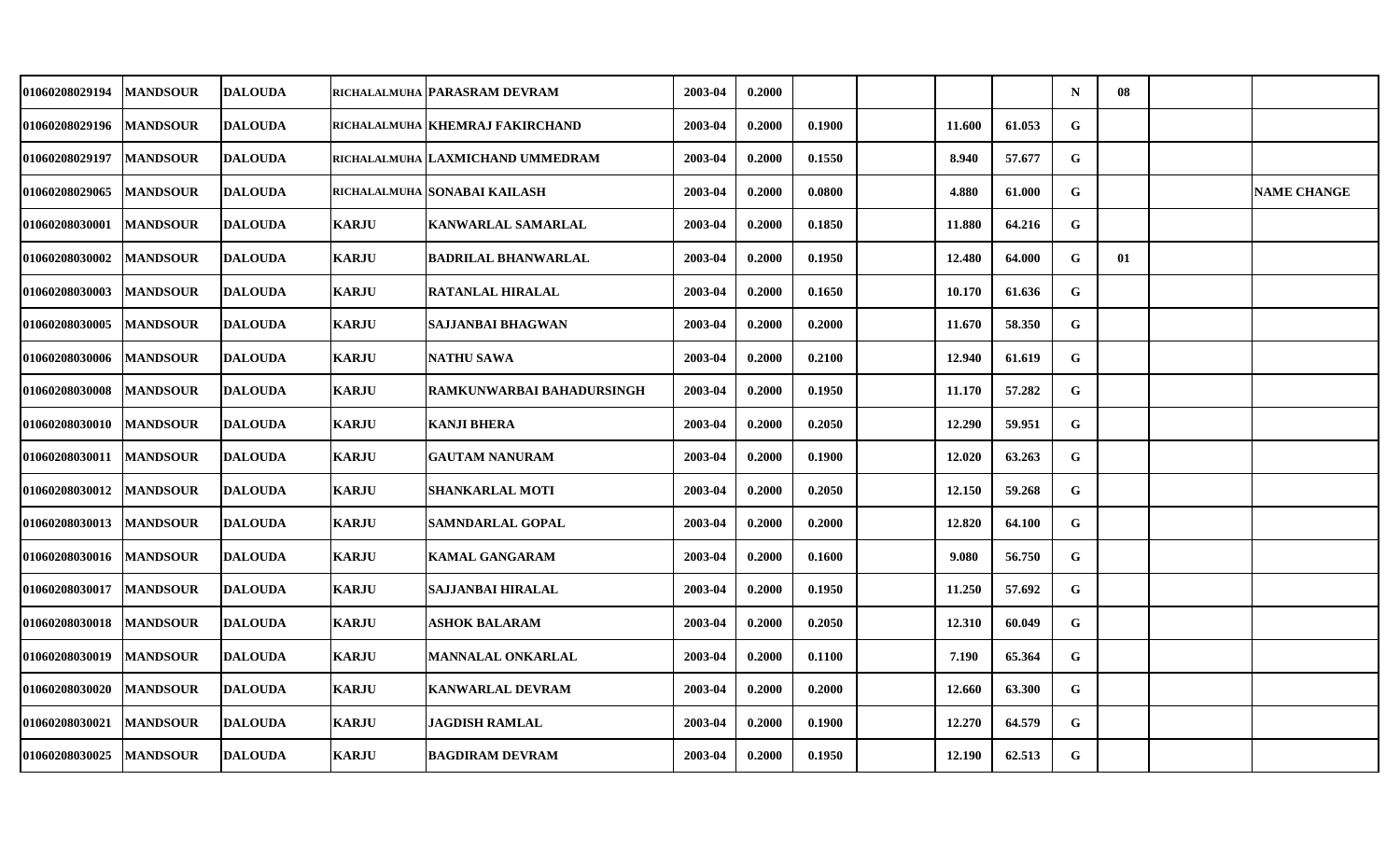| | | | | | | | | | | | | | | |
|---|---|---|---|---|---|---|---|---|---|---|---|---|---|---|
| 01060208029194 | MANDSOUR | DALOUDA | RICHALALMUHA | PARASRAM DEVRAM | 2003-04 | 0.2000 | | | | | N | 08 | | |
| 01060208029196 | MANDSOUR | DALOUDA | RICHALALMUHA | KHEMRAJ FAKIRCHAND | 2003-04 | 0.2000 | 0.1900 | | 11.600 | 61.053 | G | | | |
| 01060208029197 | MANDSOUR | DALOUDA | RICHALALMUHA | LAXMICHAND UMMEDRAM | 2003-04 | 0.2000 | 0.1550 | | 8.940 | 57.677 | G | | | |
| 01060208029065 | MANDSOUR | DALOUDA | RICHALALMUHA | SONABAI KAILASH | 2003-04 | 0.2000 | 0.0800 | | 4.880 | 61.000 | G | | | NAME CHANGE |
| 01060208030001 | MANDSOUR | DALOUDA | KARJU | KANWARLAL SAMARLAL | 2003-04 | 0.2000 | 0.1850 | | 11.880 | 64.216 | G | | | |
| 01060208030002 | MANDSOUR | DALOUDA | KARJU | BADRILAL BHANWARLAL | 2003-04 | 0.2000 | 0.1950 | | 12.480 | 64.000 | G | 01 | | |
| 01060208030003 | MANDSOUR | DALOUDA | KARJU | RATANLAL HIRALAL | 2003-04 | 0.2000 | 0.1650 | | 10.170 | 61.636 | G | | | |
| 01060208030005 | MANDSOUR | DALOUDA | KARJU | SAJJANBAI BHAGWAN | 2003-04 | 0.2000 | 0.2000 | | 11.670 | 58.350 | G | | | |
| 01060208030006 | MANDSOUR | DALOUDA | KARJU | NATHU SAWA | 2003-04 | 0.2000 | 0.2100 | | 12.940 | 61.619 | G | | | |
| 01060208030008 | MANDSOUR | DALOUDA | KARJU | RAMKUNWARBAI BAHADURSINGH | 2003-04 | 0.2000 | 0.1950 | | 11.170 | 57.282 | G | | | |
| 01060208030010 | MANDSOUR | DALOUDA | KARJU | KANJI BHERA | 2003-04 | 0.2000 | 0.2050 | | 12.290 | 59.951 | G | | | |
| 01060208030011 | MANDSOUR | DALOUDA | KARJU | GAUTAM NANURAM | 2003-04 | 0.2000 | 0.1900 | | 12.020 | 63.263 | G | | | |
| 01060208030012 | MANDSOUR | DALOUDA | KARJU | SHANKARLAL MOTI | 2003-04 | 0.2000 | 0.2050 | | 12.150 | 59.268 | G | | | |
| 01060208030013 | MANDSOUR | DALOUDA | KARJU | SAMNDARLAL GOPAL | 2003-04 | 0.2000 | 0.2000 | | 12.820 | 64.100 | G | | | |
| 01060208030016 | MANDSOUR | DALOUDA | KARJU | KAMAL GANGARAM | 2003-04 | 0.2000 | 0.1600 | | 9.080 | 56.750 | G | | | |
| 01060208030017 | MANDSOUR | DALOUDA | KARJU | SAJJANBAI HIRALAL | 2003-04 | 0.2000 | 0.1950 | | 11.250 | 57.692 | G | | | |
| 01060208030018 | MANDSOUR | DALOUDA | KARJU | ASHOK BALARAM | 2003-04 | 0.2000 | 0.2050 | | 12.310 | 60.049 | G | | | |
| 01060208030019 | MANDSOUR | DALOUDA | KARJU | MANNALAL ONKARLAL | 2003-04 | 0.2000 | 0.1100 | | 7.190 | 65.364 | G | | | |
| 01060208030020 | MANDSOUR | DALOUDA | KARJU | KANWARLAL DEVRAM | 2003-04 | 0.2000 | 0.2000 | | 12.660 | 63.300 | G | | | |
| 01060208030021 | MANDSOUR | DALOUDA | KARJU | JAGDISH RAMLAL | 2003-04 | 0.2000 | 0.1900 | | 12.270 | 64.579 | G | | | |
| 01060208030025 | MANDSOUR | DALOUDA | KARJU | BAGDIRAM DEVRAM | 2003-04 | 0.2000 | 0.1950 | | 12.190 | 62.513 | G | | | |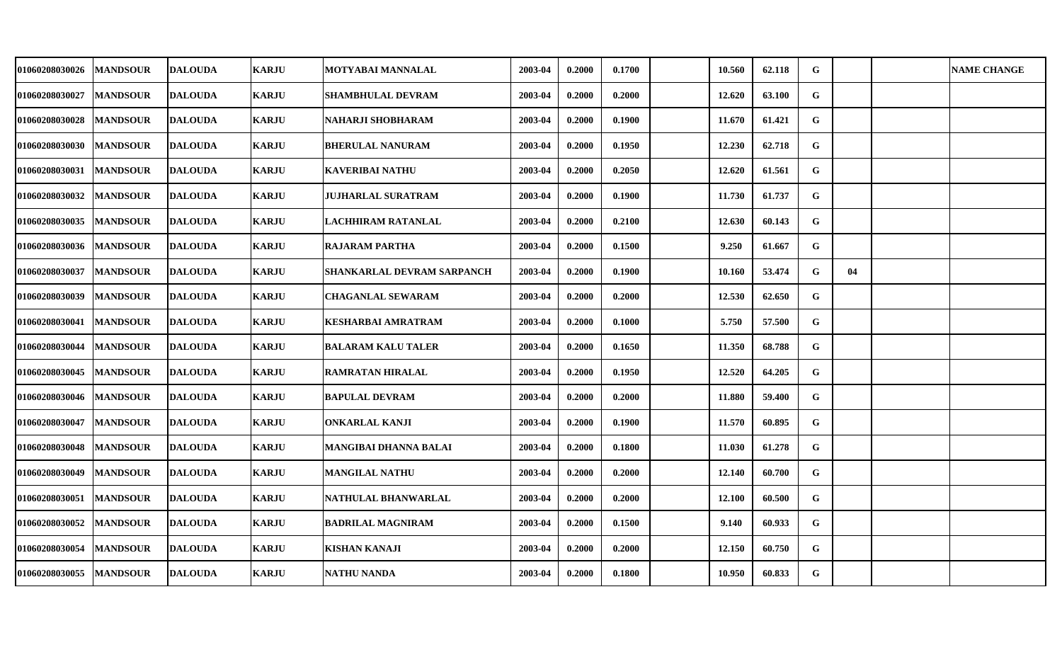| | | | | | | | | | | | | | | |
|---|---|---|---|---|---|---|---|---|---|---|---|---|---|---|
| 01060208030026 | MANDSOUR | DALOUDA | KARJU | MOTYABAI MANNALAL | 2003-04 | 0.2000 | 0.1700 | | 10.560 | 62.118 | G | | | NAME CHANGE |
| 01060208030027 | MANDSOUR | DALOUDA | KARJU | SHAMBHULAL DEVRAM | 2003-04 | 0.2000 | 0.2000 | | 12.620 | 63.100 | G | | | |
| 01060208030028 | MANDSOUR | DALOUDA | KARJU | NAHARJI SHOBHARAM | 2003-04 | 0.2000 | 0.1900 | | 11.670 | 61.421 | G | | | |
| 01060208030030 | MANDSOUR | DALOUDA | KARJU | BHERULAL NANURAM | 2003-04 | 0.2000 | 0.1950 | | 12.230 | 62.718 | G | | | |
| 01060208030031 | MANDSOUR | DALOUDA | KARJU | KAVERIBAI NATHU | 2003-04 | 0.2000 | 0.2050 | | 12.620 | 61.561 | G | | | |
| 01060208030032 | MANDSOUR | DALOUDA | KARJU | JUJHARLAL SURATRAM | 2003-04 | 0.2000 | 0.1900 | | 11.730 | 61.737 | G | | | |
| 01060208030035 | MANDSOUR | DALOUDA | KARJU | LACHHIRAM RATANLAL | 2003-04 | 0.2000 | 0.2100 | | 12.630 | 60.143 | G | | | |
| 01060208030036 | MANDSOUR | DALOUDA | KARJU | RAJARAM PARTHA | 2003-04 | 0.2000 | 0.1500 | | 9.250 | 61.667 | G | | | |
| 01060208030037 | MANDSOUR | DALOUDA | KARJU | SHANKARLAL DEVRAM SARPANCH | 2003-04 | 0.2000 | 0.1900 | | 10.160 | 53.474 | G | 04 | | |
| 01060208030039 | MANDSOUR | DALOUDA | KARJU | CHAGANLAL SEWARAM | 2003-04 | 0.2000 | 0.2000 | | 12.530 | 62.650 | G | | | |
| 01060208030041 | MANDSOUR | DALOUDA | KARJU | KESHARBAI AMRATRAM | 2003-04 | 0.2000 | 0.1000 | | 5.750 | 57.500 | G | | | |
| 01060208030044 | MANDSOUR | DALOUDA | KARJU | BALARAM KALU TALER | 2003-04 | 0.2000 | 0.1650 | | 11.350 | 68.788 | G | | | |
| 01060208030045 | MANDSOUR | DALOUDA | KARJU | RAMRATAN HIRALAL | 2003-04 | 0.2000 | 0.1950 | | 12.520 | 64.205 | G | | | |
| 01060208030046 | MANDSOUR | DALOUDA | KARJU | BAPULAL DEVRAM | 2003-04 | 0.2000 | 0.2000 | | 11.880 | 59.400 | G | | | |
| 01060208030047 | MANDSOUR | DALOUDA | KARJU | ONKARLAL KANJI | 2003-04 | 0.2000 | 0.1900 | | 11.570 | 60.895 | G | | | |
| 01060208030048 | MANDSOUR | DALOUDA | KARJU | MANGIBAI DHANNA BALAI | 2003-04 | 0.2000 | 0.1800 | | 11.030 | 61.278 | G | | | |
| 01060208030049 | MANDSOUR | DALOUDA | KARJU | MANGILAL NATHU | 2003-04 | 0.2000 | 0.2000 | | 12.140 | 60.700 | G | | | |
| 01060208030051 | MANDSOUR | DALOUDA | KARJU | NATHULAL BHANWARLAL | 2003-04 | 0.2000 | 0.2000 | | 12.100 | 60.500 | G | | | |
| 01060208030052 | MANDSOUR | DALOUDA | KARJU | BADRILAL MAGNIRAM | 2003-04 | 0.2000 | 0.1500 | | 9.140 | 60.933 | G | | | |
| 01060208030054 | MANDSOUR | DALOUDA | KARJU | KISHAN KANAJI | 2003-04 | 0.2000 | 0.2000 | | 12.150 | 60.750 | G | | | |
| 01060208030055 | MANDSOUR | DALOUDA | KARJU | NATHU NANDA | 2003-04 | 0.2000 | 0.1800 | | 10.950 | 60.833 | G | | | |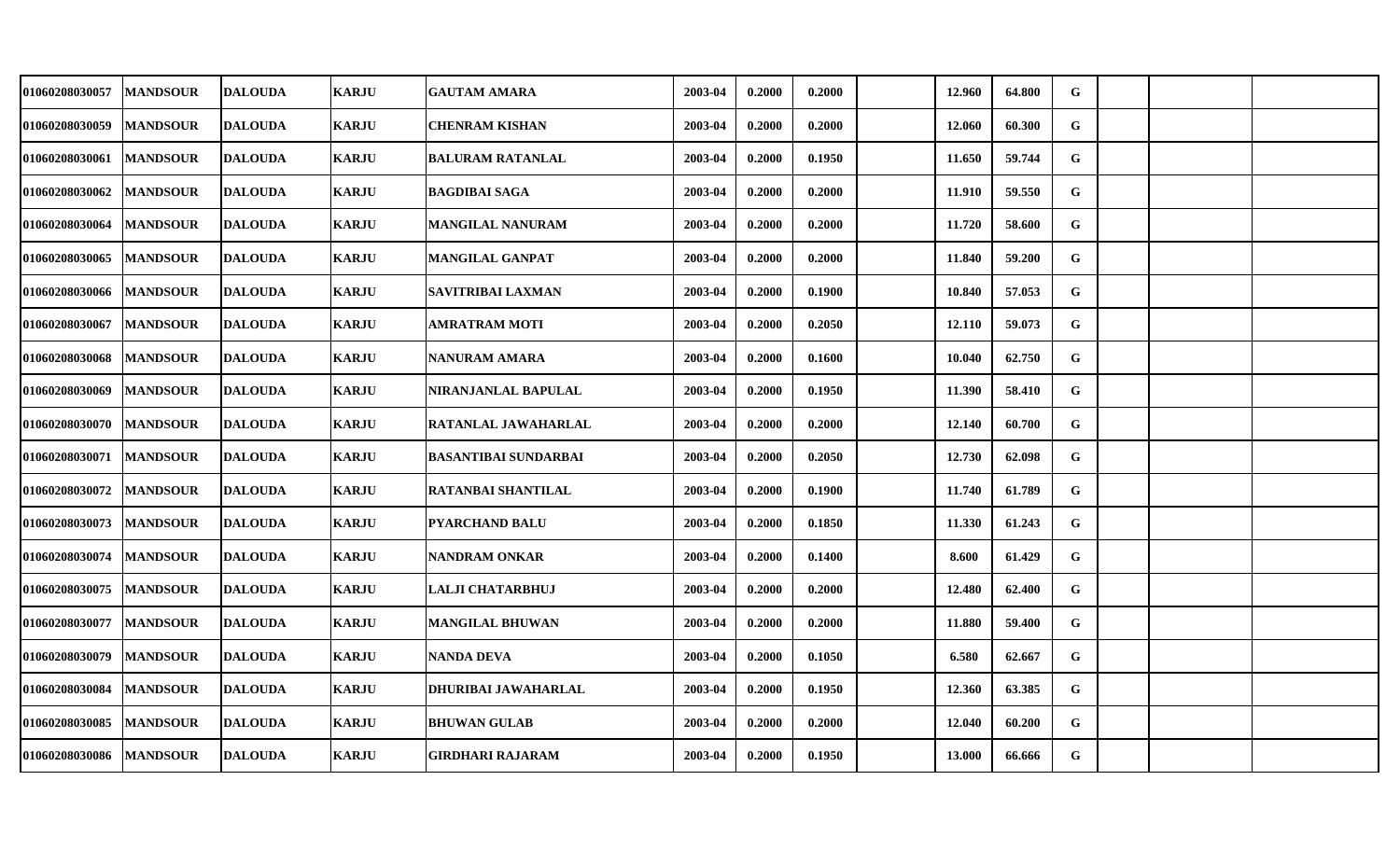| | | | | | | | | | | | | | | |
|---|---|---|---|---|---|---|---|---|---|---|---|---|---|---|
| 01060208030057 | MANDSOUR | DALOUDA | KARJU | GAUTAM AMARA | 2003-04 | 0.2000 | 0.2000 | | 12.960 | 64.800 | G | | | |
| 01060208030059 | MANDSOUR | DALOUDA | KARJU | CHENRAM KISHAN | 2003-04 | 0.2000 | 0.2000 | | 12.060 | 60.300 | G | | | |
| 01060208030061 | MANDSOUR | DALOUDA | KARJU | BALURAM RATANLAL | 2003-04 | 0.2000 | 0.1950 | | 11.650 | 59.744 | G | | | |
| 01060208030062 | MANDSOUR | DALOUDA | KARJU | BAGDIBAI SAGA | 2003-04 | 0.2000 | 0.2000 | | 11.910 | 59.550 | G | | | |
| 01060208030064 | MANDSOUR | DALOUDA | KARJU | MANGILAL NANURAM | 2003-04 | 0.2000 | 0.2000 | | 11.720 | 58.600 | G | | | |
| 01060208030065 | MANDSOUR | DALOUDA | KARJU | MANGILAL GANPAT | 2003-04 | 0.2000 | 0.2000 | | 11.840 | 59.200 | G | | | |
| 01060208030066 | MANDSOUR | DALOUDA | KARJU | SAVITRIBAI LAXMAN | 2003-04 | 0.2000 | 0.1900 | | 10.840 | 57.053 | G | | | |
| 01060208030067 | MANDSOUR | DALOUDA | KARJU | AMRATRAM MOTI | 2003-04 | 0.2000 | 0.2050 | | 12.110 | 59.073 | G | | | |
| 01060208030068 | MANDSOUR | DALOUDA | KARJU | NANURAM AMARA | 2003-04 | 0.2000 | 0.1600 | | 10.040 | 62.750 | G | | | |
| 01060208030069 | MANDSOUR | DALOUDA | KARJU | NIRANJANLAL BAPULAL | 2003-04 | 0.2000 | 0.1950 | | 11.390 | 58.410 | G | | | |
| 01060208030070 | MANDSOUR | DALOUDA | KARJU | RATANLAL JAWAHARLAL | 2003-04 | 0.2000 | 0.2000 | | 12.140 | 60.700 | G | | | |
| 01060208030071 | MANDSOUR | DALOUDA | KARJU | BASANTIBAI SUNDARBAI | 2003-04 | 0.2000 | 0.2050 | | 12.730 | 62.098 | G | | | |
| 01060208030072 | MANDSOUR | DALOUDA | KARJU | RATANBAI SHANTILAL | 2003-04 | 0.2000 | 0.1900 | | 11.740 | 61.789 | G | | | |
| 01060208030073 | MANDSOUR | DALOUDA | KARJU | PYARCHAND BALU | 2003-04 | 0.2000 | 0.1850 | | 11.330 | 61.243 | G | | | |
| 01060208030074 | MANDSOUR | DALOUDA | KARJU | NANDRAM ONKAR | 2003-04 | 0.2000 | 0.1400 | | 8.600 | 61.429 | G | | | |
| 01060208030075 | MANDSOUR | DALOUDA | KARJU | LALJI CHATARBHUJ | 2003-04 | 0.2000 | 0.2000 | | 12.480 | 62.400 | G | | | |
| 01060208030077 | MANDSOUR | DALOUDA | KARJU | MANGILAL BHUWAN | 2003-04 | 0.2000 | 0.2000 | | 11.880 | 59.400 | G | | | |
| 01060208030079 | MANDSOUR | DALOUDA | KARJU | NANDA DEVA | 2003-04 | 0.2000 | 0.1050 | | 6.580 | 62.667 | G | | | |
| 01060208030084 | MANDSOUR | DALOUDA | KARJU | DHURIBAI JAWAHARLAL | 2003-04 | 0.2000 | 0.1950 | | 12.360 | 63.385 | G | | | |
| 01060208030085 | MANDSOUR | DALOUDA | KARJU | BHUWAN GULAB | 2003-04 | 0.2000 | 0.2000 | | 12.040 | 60.200 | G | | | |
| 01060208030086 | MANDSOUR | DALOUDA | KARJU | GIRDHARI RAJARAM | 2003-04 | 0.2000 | 0.1950 | | 13.000 | 66.666 | G | | | |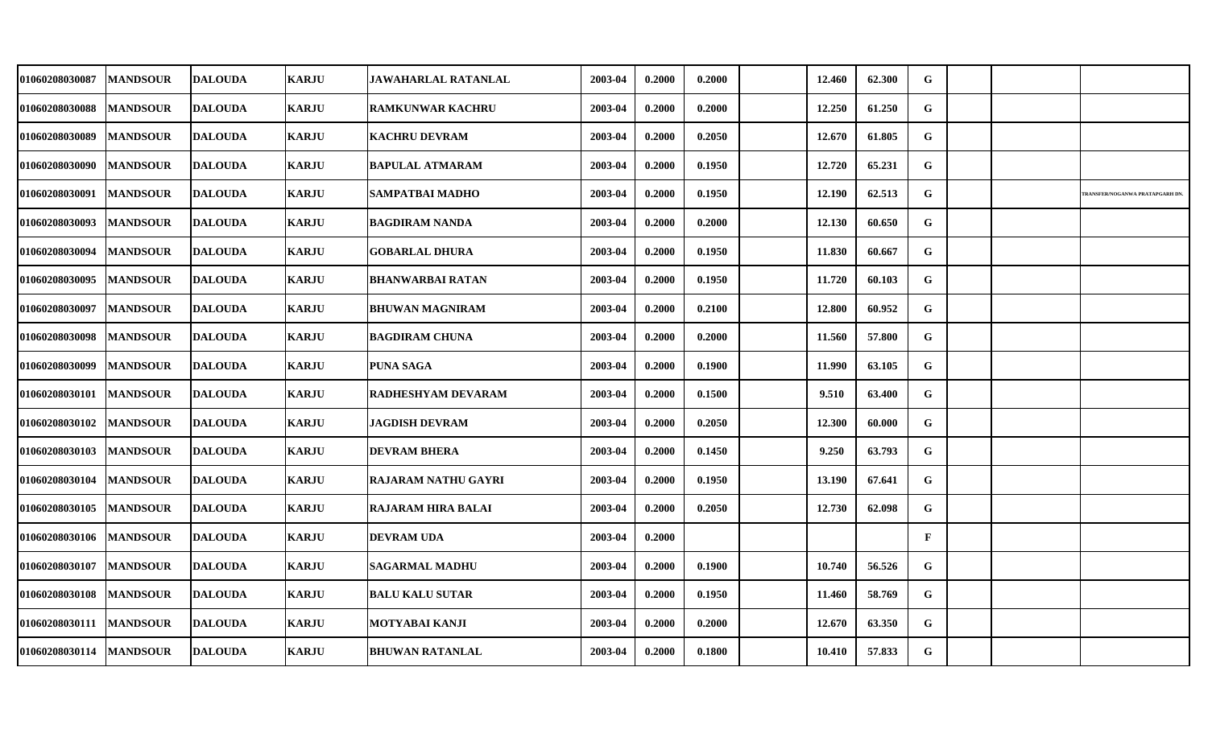| | | | | | | | | | | | | | | |
|---|---|---|---|---|---|---|---|---|---|---|---|---|---|---|
| 01060208030087 | MANDSOUR | DALOUDA | KARJU | JAWAHARLAL RATANLAL | 2003-04 | 0.2000 | 0.2000 | | 12.460 | 62.300 | G | | | |
| 01060208030088 | MANDSOUR | DALOUDA | KARJU | RAMKUNWAR KACHRU | 2003-04 | 0.2000 | 0.2000 | | 12.250 | 61.250 | G | | | |
| 01060208030089 | MANDSOUR | DALOUDA | KARJU | KACHRU DEVRAM | 2003-04 | 0.2000 | 0.2050 | | 12.670 | 61.805 | G | | | |
| 01060208030090 | MANDSOUR | DALOUDA | KARJU | BAPULAL ATMARAM | 2003-04 | 0.2000 | 0.1950 | | 12.720 | 65.231 | G | | | |
| 01060208030091 | MANDSOUR | DALOUDA | KARJU | SAMPATBAI MADHO | 2003-04 | 0.2000 | 0.1950 | | 12.190 | 62.513 | G | | | TRANSFER/NOGANWA PRATAPGARH DN. |
| 01060208030093 | MANDSOUR | DALOUDA | KARJU | BAGDIRAM NANDA | 2003-04 | 0.2000 | 0.2000 | | 12.130 | 60.650 | G | | | |
| 01060208030094 | MANDSOUR | DALOUDA | KARJU | GOBARLAL DHURA | 2003-04 | 0.2000 | 0.1950 | | 11.830 | 60.667 | G | | | |
| 01060208030095 | MANDSOUR | DALOUDA | KARJU | BHANWARBAI RATAN | 2003-04 | 0.2000 | 0.1950 | | 11.720 | 60.103 | G | | | |
| 01060208030097 | MANDSOUR | DALOUDA | KARJU | BHUWAN MAGNIRAM | 2003-04 | 0.2000 | 0.2100 | | 12.800 | 60.952 | G | | | |
| 01060208030098 | MANDSOUR | DALOUDA | KARJU | BAGDIRAM CHUNA | 2003-04 | 0.2000 | 0.2000 | | 11.560 | 57.800 | G | | | |
| 01060208030099 | MANDSOUR | DALOUDA | KARJU | PUNA SAGA | 2003-04 | 0.2000 | 0.1900 | | 11.990 | 63.105 | G | | | |
| 01060208030101 | MANDSOUR | DALOUDA | KARJU | RADHESHYAM DEVARAM | 2003-04 | 0.2000 | 0.1500 | | 9.510 | 63.400 | G | | | |
| 01060208030102 | MANDSOUR | DALOUDA | KARJU | JAGDISH DEVRAM | 2003-04 | 0.2000 | 0.2050 | | 12.300 | 60.000 | G | | | |
| 01060208030103 | MANDSOUR | DALOUDA | KARJU | DEVRAM BHERA | 2003-04 | 0.2000 | 0.1450 | | 9.250 | 63.793 | G | | | |
| 01060208030104 | MANDSOUR | DALOUDA | KARJU | RAJARAM NATHU GAYRI | 2003-04 | 0.2000 | 0.1950 | | 13.190 | 67.641 | G | | | |
| 01060208030105 | MANDSOUR | DALOUDA | KARJU | RAJARAM HIRA BALAI | 2003-04 | 0.2000 | 0.2050 | | 12.730 | 62.098 | G | | | |
| 01060208030106 | MANDSOUR | DALOUDA | KARJU | DEVRAM UDA | 2003-04 | 0.2000 | | | | | F | | | |
| 01060208030107 | MANDSOUR | DALOUDA | KARJU | SAGARMAL MADHU | 2003-04 | 0.2000 | 0.1900 | | 10.740 | 56.526 | G | | | |
| 01060208030108 | MANDSOUR | DALOUDA | KARJU | BALU KALU SUTAR | 2003-04 | 0.2000 | 0.1950 | | 11.460 | 58.769 | G | | | |
| 01060208030111 | MANDSOUR | DALOUDA | KARJU | MOTYABAI KANJI | 2003-04 | 0.2000 | 0.2000 | | 12.670 | 63.350 | G | | | |
| 01060208030114 | MANDSOUR | DALOUDA | KARJU | BHUWAN RATANLAL | 2003-04 | 0.2000 | 0.1800 | | 10.410 | 57.833 | G | | | |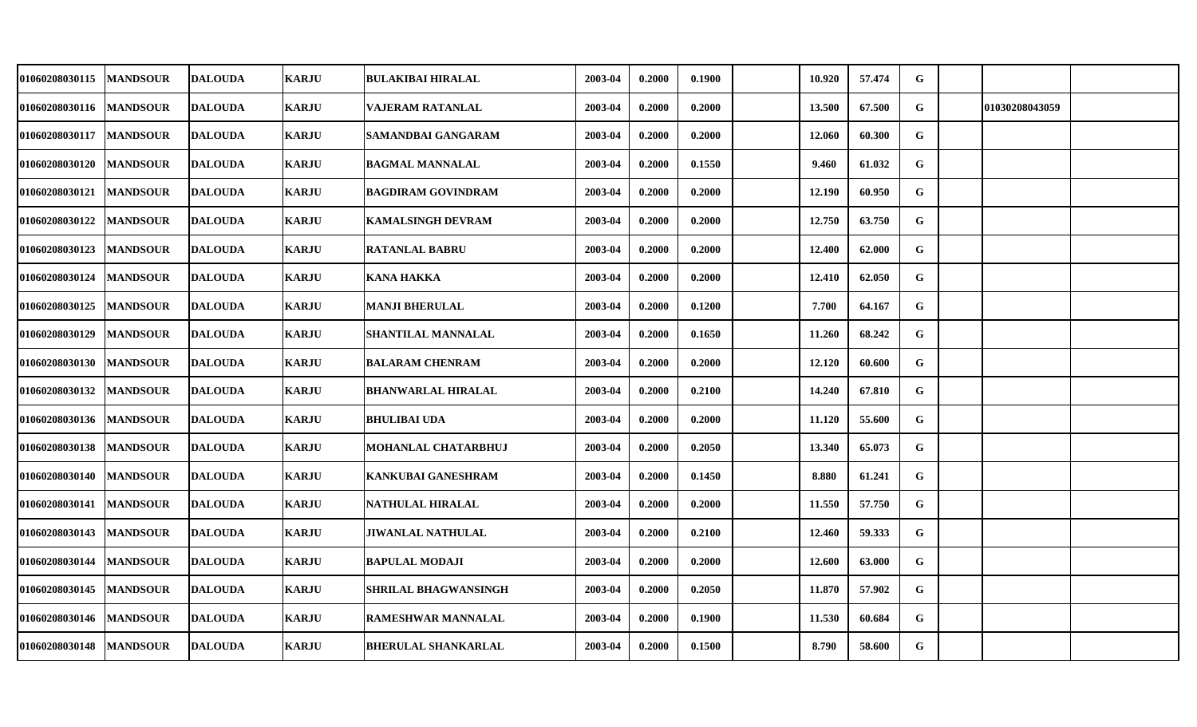| | | | | | | | | | | | | | | |
|---|---|---|---|---|---|---|---|---|---|---|---|---|---|---|
| 01060208030115 | MANDSOUR | DALOUDA | KARJU | BULAKIBAI HIRALAL | 2003-04 | 0.2000 | 0.1900 | | 10.920 | 57.474 | G | | | |
| 01060208030116 | MANDSOUR | DALOUDA | KARJU | VAJERAM RATANLAL | 2003-04 | 0.2000 | 0.2000 | | 13.500 | 67.500 | G | | 01030208043059 | |
| 01060208030117 | MANDSOUR | DALOUDA | KARJU | SAMANDBAI GANGARAM | 2003-04 | 0.2000 | 0.2000 | | 12.060 | 60.300 | G | | | |
| 01060208030120 | MANDSOUR | DALOUDA | KARJU | BAGMAL MANNALAL | 2003-04 | 0.2000 | 0.1550 | | 9.460 | 61.032 | G | | | |
| 01060208030121 | MANDSOUR | DALOUDA | KARJU | BAGDIRAM GOVINDRAM | 2003-04 | 0.2000 | 0.2000 | | 12.190 | 60.950 | G | | | |
| 01060208030122 | MANDSOUR | DALOUDA | KARJU | KAMALSINGH DEVRAM | 2003-04 | 0.2000 | 0.2000 | | 12.750 | 63.750 | G | | | |
| 01060208030123 | MANDSOUR | DALOUDA | KARJU | RATANLAL BABRU | 2003-04 | 0.2000 | 0.2000 | | 12.400 | 62.000 | G | | | |
| 01060208030124 | MANDSOUR | DALOUDA | KARJU | KANA HAKKA | 2003-04 | 0.2000 | 0.2000 | | 12.410 | 62.050 | G | | | |
| 01060208030125 | MANDSOUR | DALOUDA | KARJU | MANJI BHERULAL | 2003-04 | 0.2000 | 0.1200 | | 7.700 | 64.167 | G | | | |
| 01060208030129 | MANDSOUR | DALOUDA | KARJU | SHANTILAL MANNALAL | 2003-04 | 0.2000 | 0.1650 | | 11.260 | 68.242 | G | | | |
| 01060208030130 | MANDSOUR | DALOUDA | KARJU | BALARAM CHENRAM | 2003-04 | 0.2000 | 0.2000 | | 12.120 | 60.600 | G | | | |
| 01060208030132 | MANDSOUR | DALOUDA | KARJU | BHANWARLAL HIRALAL | 2003-04 | 0.2000 | 0.2100 | | 14.240 | 67.810 | G | | | |
| 01060208030136 | MANDSOUR | DALOUDA | KARJU | BHULIBAI UDA | 2003-04 | 0.2000 | 0.2000 | | 11.120 | 55.600 | G | | | |
| 01060208030138 | MANDSOUR | DALOUDA | KARJU | MOHANLAL CHATARBHUJ | 2003-04 | 0.2000 | 0.2050 | | 13.340 | 65.073 | G | | | |
| 01060208030140 | MANDSOUR | DALOUDA | KARJU | KANKUBAI GANESHRAM | 2003-04 | 0.2000 | 0.1450 | | 8.880 | 61.241 | G | | | |
| 01060208030141 | MANDSOUR | DALOUDA | KARJU | NATHULAL HIRALAL | 2003-04 | 0.2000 | 0.2000 | | 11.550 | 57.750 | G | | | |
| 01060208030143 | MANDSOUR | DALOUDA | KARJU | JIWANLAL NATHULAL | 2003-04 | 0.2000 | 0.2100 | | 12.460 | 59.333 | G | | | |
| 01060208030144 | MANDSOUR | DALOUDA | KARJU | BAPULAL MODAJI | 2003-04 | 0.2000 | 0.2000 | | 12.600 | 63.000 | G | | | |
| 01060208030145 | MANDSOUR | DALOUDA | KARJU | SHRILAL BHAGWANSINGH | 2003-04 | 0.2000 | 0.2050 | | 11.870 | 57.902 | G | | | |
| 01060208030146 | MANDSOUR | DALOUDA | KARJU | RAMESHWAR MANNALAL | 2003-04 | 0.2000 | 0.1900 | | 11.530 | 60.684 | G | | | |
| 01060208030148 | MANDSOUR | DALOUDA | KARJU | BHERULAL SHANKARLAL | 2003-04 | 0.2000 | 0.1500 | | 8.790 | 58.600 | G | | | |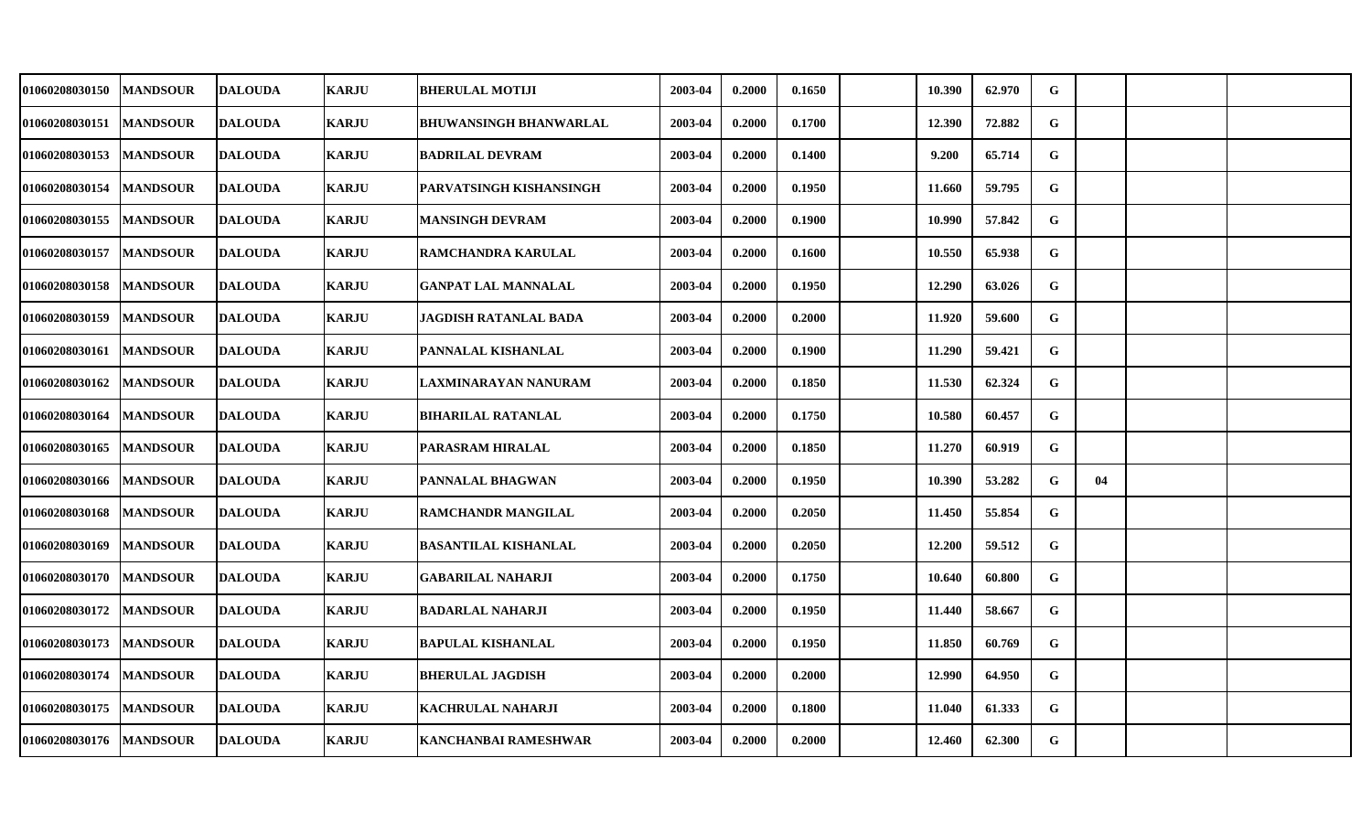| | | | | | | | | | | | | | | |
|---|---|---|---|---|---|---|---|---|---|---|---|---|---|---|
| 01060208030150 | MANDSOUR | DALOUDA | KARJU | BHERULAL MOTIJI | 2003-04 | 0.2000 | 0.1650 | | 10.390 | 62.970 | G | | | |
| 01060208030151 | MANDSOUR | DALOUDA | KARJU | BHUWANSINGH BHANWARLAL | 2003-04 | 0.2000 | 0.1700 | | 12.390 | 72.882 | G | | | |
| 01060208030153 | MANDSOUR | DALOUDA | KARJU | BADRILAL DEVRAM | 2003-04 | 0.2000 | 0.1400 | | 9.200 | 65.714 | G | | | |
| 01060208030154 | MANDSOUR | DALOUDA | KARJU | PARVATSINGH KISHANSINGH | 2003-04 | 0.2000 | 0.1950 | | 11.660 | 59.795 | G | | | |
| 01060208030155 | MANDSOUR | DALOUDA | KARJU | MANSINGH DEVRAM | 2003-04 | 0.2000 | 0.1900 | | 10.990 | 57.842 | G | | | |
| 01060208030157 | MANDSOUR | DALOUDA | KARJU | RAMCHANDRA KARULAL | 2003-04 | 0.2000 | 0.1600 | | 10.550 | 65.938 | G | | | |
| 01060208030158 | MANDSOUR | DALOUDA | KARJU | GANPAT LAL MANNALAL | 2003-04 | 0.2000 | 0.1950 | | 12.290 | 63.026 | G | | | |
| 01060208030159 | MANDSOUR | DALOUDA | KARJU | JAGDISH RATANLAL BADA | 2003-04 | 0.2000 | 0.2000 | | 11.920 | 59.600 | G | | | |
| 01060208030161 | MANDSOUR | DALOUDA | KARJU | PANNALAL KISHANLAL | 2003-04 | 0.2000 | 0.1900 | | 11.290 | 59.421 | G | | | |
| 01060208030162 | MANDSOUR | DALOUDA | KARJU | LAXMINARAYAN NANURAM | 2003-04 | 0.2000 | 0.1850 | | 11.530 | 62.324 | G | | | |
| 01060208030164 | MANDSOUR | DALOUDA | KARJU | BIHARILAL RATANLAL | 2003-04 | 0.2000 | 0.1750 | | 10.580 | 60.457 | G | | | |
| 01060208030165 | MANDSOUR | DALOUDA | KARJU | PARASRAM HIRALAL | 2003-04 | 0.2000 | 0.1850 | | 11.270 | 60.919 | G | | | |
| 01060208030166 | MANDSOUR | DALOUDA | KARJU | PANNALAL BHAGWAN | 2003-04 | 0.2000 | 0.1950 | | 10.390 | 53.282 | G | 04 | | |
| 01060208030168 | MANDSOUR | DALOUDA | KARJU | RAMCHANDR MANGILAL | 2003-04 | 0.2000 | 0.2050 | | 11.450 | 55.854 | G | | | |
| 01060208030169 | MANDSOUR | DALOUDA | KARJU | BASANTILAL KISHANLAL | 2003-04 | 0.2000 | 0.2050 | | 12.200 | 59.512 | G | | | |
| 01060208030170 | MANDSOUR | DALOUDA | KARJU | GABARILAL NAHARJI | 2003-04 | 0.2000 | 0.1750 | | 10.640 | 60.800 | G | | | |
| 01060208030172 | MANDSOUR | DALOUDA | KARJU | BADARLAL NAHARJI | 2003-04 | 0.2000 | 0.1950 | | 11.440 | 58.667 | G | | | |
| 01060208030173 | MANDSOUR | DALOUDA | KARJU | BAPULAL KISHANLAL | 2003-04 | 0.2000 | 0.1950 | | 11.850 | 60.769 | G | | | |
| 01060208030174 | MANDSOUR | DALOUDA | KARJU | BHERULAL JAGDISH | 2003-04 | 0.2000 | 0.2000 | | 12.990 | 64.950 | G | | | |
| 01060208030175 | MANDSOUR | DALOUDA | KARJU | KACHRULAL NAHARJI | 2003-04 | 0.2000 | 0.1800 | | 11.040 | 61.333 | G | | | |
| 01060208030176 | MANDSOUR | DALOUDA | KARJU | KANCHANBAI RAMESHWAR | 2003-04 | 0.2000 | 0.2000 | | 12.460 | 62.300 | G | | | |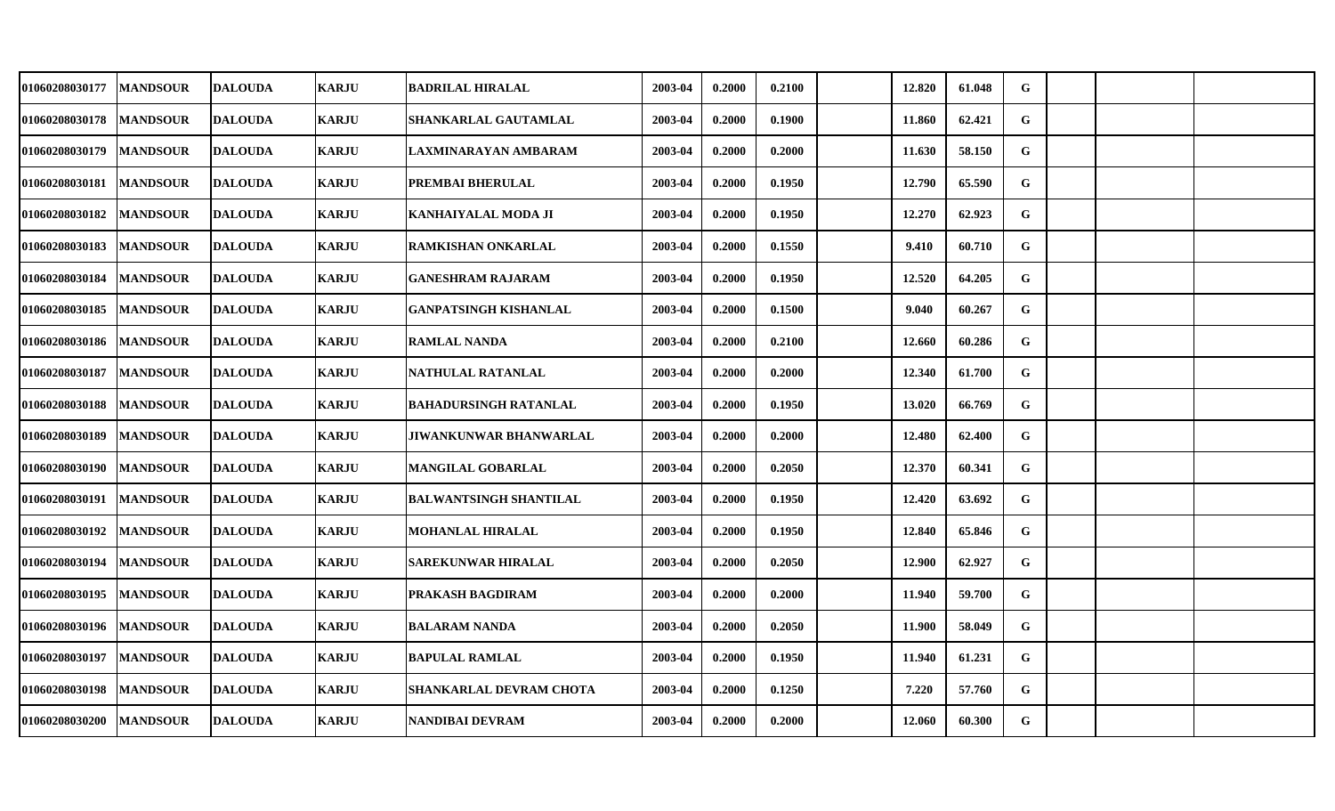| | | | | | | | | | | | | | | |
|---|---|---|---|---|---|---|---|---|---|---|---|---|---|---|
| 01060208030177 | MANDSOUR | DALOUDA | KARJU | BADRILAL HIRALAL | 2003-04 | 0.2000 | 0.2100 | | 12.820 | 61.048 | G | | | |
| 01060208030178 | MANDSOUR | DALOUDA | KARJU | SHANKARLAL GAUTAMLAL | 2003-04 | 0.2000 | 0.1900 | | 11.860 | 62.421 | G | | | |
| 01060208030179 | MANDSOUR | DALOUDA | KARJU | LAXMINARAYAN AMBARAM | 2003-04 | 0.2000 | 0.2000 | | 11.630 | 58.150 | G | | | |
| 01060208030181 | MANDSOUR | DALOUDA | KARJU | PREMBAI BHERULAL | 2003-04 | 0.2000 | 0.1950 | | 12.790 | 65.590 | G | | | |
| 01060208030182 | MANDSOUR | DALOUDA | KARJU | KANHAIYALAL MODA JI | 2003-04 | 0.2000 | 0.1950 | | 12.270 | 62.923 | G | | | |
| 01060208030183 | MANDSOUR | DALOUDA | KARJU | RAMKISHAN ONKARLAL | 2003-04 | 0.2000 | 0.1550 | | 9.410 | 60.710 | G | | | |
| 01060208030184 | MANDSOUR | DALOUDA | KARJU | GANESHRAM RAJARAM | 2003-04 | 0.2000 | 0.1950 | | 12.520 | 64.205 | G | | | |
| 01060208030185 | MANDSOUR | DALOUDA | KARJU | GANPATSINGH KISHANLAL | 2003-04 | 0.2000 | 0.1500 | | 9.040 | 60.267 | G | | | |
| 01060208030186 | MANDSOUR | DALOUDA | KARJU | RAMLAL NANDA | 2003-04 | 0.2000 | 0.2100 | | 12.660 | 60.286 | G | | | |
| 01060208030187 | MANDSOUR | DALOUDA | KARJU | NATHULAL RATANLAL | 2003-04 | 0.2000 | 0.2000 | | 12.340 | 61.700 | G | | | |
| 01060208030188 | MANDSOUR | DALOUDA | KARJU | BAHADURSINGH RATANLAL | 2003-04 | 0.2000 | 0.1950 | | 13.020 | 66.769 | G | | | |
| 01060208030189 | MANDSOUR | DALOUDA | KARJU | JIWANKUNWAR BHANWARLAL | 2003-04 | 0.2000 | 0.2000 | | 12.480 | 62.400 | G | | | |
| 01060208030190 | MANDSOUR | DALOUDA | KARJU | MANGILAL GOBARLAL | 2003-04 | 0.2000 | 0.2050 | | 12.370 | 60.341 | G | | | |
| 01060208030191 | MANDSOUR | DALOUDA | KARJU | BALWANTSINGH SHANTILAL | 2003-04 | 0.2000 | 0.1950 | | 12.420 | 63.692 | G | | | |
| 01060208030192 | MANDSOUR | DALOUDA | KARJU | MOHANLAL HIRALAL | 2003-04 | 0.2000 | 0.1950 | | 12.840 | 65.846 | G | | | |
| 01060208030194 | MANDSOUR | DALOUDA | KARJU | SAREKUNWAR HIRALAL | 2003-04 | 0.2000 | 0.2050 | | 12.900 | 62.927 | G | | | |
| 01060208030195 | MANDSOUR | DALOUDA | KARJU | PRAKASH BAGDIRAM | 2003-04 | 0.2000 | 0.2000 | | 11.940 | 59.700 | G | | | |
| 01060208030196 | MANDSOUR | DALOUDA | KARJU | BALARAM NANDA | 2003-04 | 0.2000 | 0.2050 | | 11.900 | 58.049 | G | | | |
| 01060208030197 | MANDSOUR | DALOUDA | KARJU | BAPULAL RAMLAL | 2003-04 | 0.2000 | 0.1950 | | 11.940 | 61.231 | G | | | |
| 01060208030198 | MANDSOUR | DALOUDA | KARJU | SHANKARLAL DEVRAM CHOTA | 2003-04 | 0.2000 | 0.1250 | | 7.220 | 57.760 | G | | | |
| 01060208030200 | MANDSOUR | DALOUDA | KARJU | NANDIBAI DEVRAM | 2003-04 | 0.2000 | 0.2000 | | 12.060 | 60.300 | G | | | |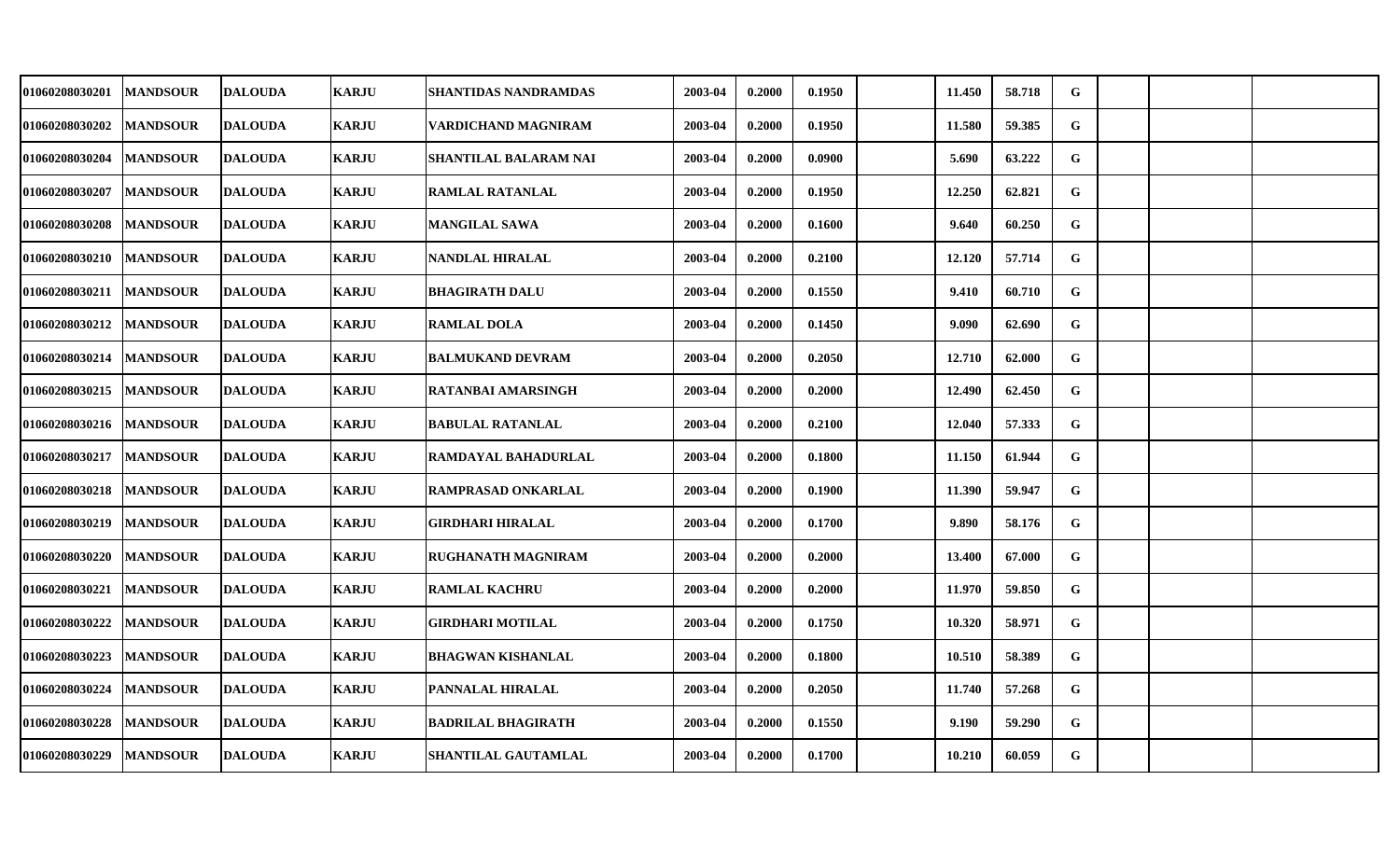| | | | | | | | | | | | | | | | |
|---|---|---|---|---|---|---|---|---|---|---|---|---|---|---|---|
| 01060208030201 | MANDSOUR | DALOUDA | KARJU | SHANTIDAS NANDRAMDAS | 2003-04 | 0.2000 | 0.1950 | | 11.450 | 58.718 | G | | | |
| 01060208030202 | MANDSOUR | DALOUDA | KARJU | VARDICHAND MAGNIRAM | 2003-04 | 0.2000 | 0.1950 | | 11.580 | 59.385 | G | | | |
| 01060208030204 | MANDSOUR | DALOUDA | KARJU | SHANTILAL BALARAM NAI | 2003-04 | 0.2000 | 0.0900 | | 5.690 | 63.222 | G | | | |
| 01060208030207 | MANDSOUR | DALOUDA | KARJU | RAMLAL RATANLAL | 2003-04 | 0.2000 | 0.1950 | | 12.250 | 62.821 | G | | | |
| 01060208030208 | MANDSOUR | DALOUDA | KARJU | MANGILAL SAWA | 2003-04 | 0.2000 | 0.1600 | | 9.640 | 60.250 | G | | | |
| 01060208030210 | MANDSOUR | DALOUDA | KARJU | NANDLAL HIRALAL | 2003-04 | 0.2000 | 0.2100 | | 12.120 | 57.714 | G | | | |
| 01060208030211 | MANDSOUR | DALOUDA | KARJU | BHAGIRATH DALU | 2003-04 | 0.2000 | 0.1550 | | 9.410 | 60.710 | G | | | |
| 01060208030212 | MANDSOUR | DALOUDA | KARJU | RAMLAL DOLA | 2003-04 | 0.2000 | 0.1450 | | 9.090 | 62.690 | G | | | |
| 01060208030214 | MANDSOUR | DALOUDA | KARJU | BALMUKAND DEVRAM | 2003-04 | 0.2000 | 0.2050 | | 12.710 | 62.000 | G | | | |
| 01060208030215 | MANDSOUR | DALOUDA | KARJU | RATANBAI AMARSINGH | 2003-04 | 0.2000 | 0.2000 | | 12.490 | 62.450 | G | | | |
| 01060208030216 | MANDSOUR | DALOUDA | KARJU | BABULAL RATANLAL | 2003-04 | 0.2000 | 0.2100 | | 12.040 | 57.333 | G | | | |
| 01060208030217 | MANDSOUR | DALOUDA | KARJU | RAMDAYAL BAHADURLAL | 2003-04 | 0.2000 | 0.1800 | | 11.150 | 61.944 | G | | | |
| 01060208030218 | MANDSOUR | DALOUDA | KARJU | RAMPRASAD ONKARLAL | 2003-04 | 0.2000 | 0.1900 | | 11.390 | 59.947 | G | | | |
| 01060208030219 | MANDSOUR | DALOUDA | KARJU | GIRDHARI HIRALAL | 2003-04 | 0.2000 | 0.1700 | | 9.890 | 58.176 | G | | | |
| 01060208030220 | MANDSOUR | DALOUDA | KARJU | RUGHANATH MAGNIRAM | 2003-04 | 0.2000 | 0.2000 | | 13.400 | 67.000 | G | | | |
| 01060208030221 | MANDSOUR | DALOUDA | KARJU | RAMLAL KACHRU | 2003-04 | 0.2000 | 0.2000 | | 11.970 | 59.850 | G | | | |
| 01060208030222 | MANDSOUR | DALOUDA | KARJU | GIRDHARI MOTILAL | 2003-04 | 0.2000 | 0.1750 | | 10.320 | 58.971 | G | | | |
| 01060208030223 | MANDSOUR | DALOUDA | KARJU | BHAGWAN KISHANLAL | 2003-04 | 0.2000 | 0.1800 | | 10.510 | 58.389 | G | | | |
| 01060208030224 | MANDSOUR | DALOUDA | KARJU | PANNALAL HIRALAL | 2003-04 | 0.2000 | 0.2050 | | 11.740 | 57.268 | G | | | |
| 01060208030228 | MANDSOUR | DALOUDA | KARJU | BADRILAL BHAGIRATH | 2003-04 | 0.2000 | 0.1550 | | 9.190 | 59.290 | G | | | |
| 01060208030229 | MANDSOUR | DALOUDA | KARJU | SHANTILAL GAUTAMLAL | 2003-04 | 0.2000 | 0.1700 | | 10.210 | 60.059 | G | | | |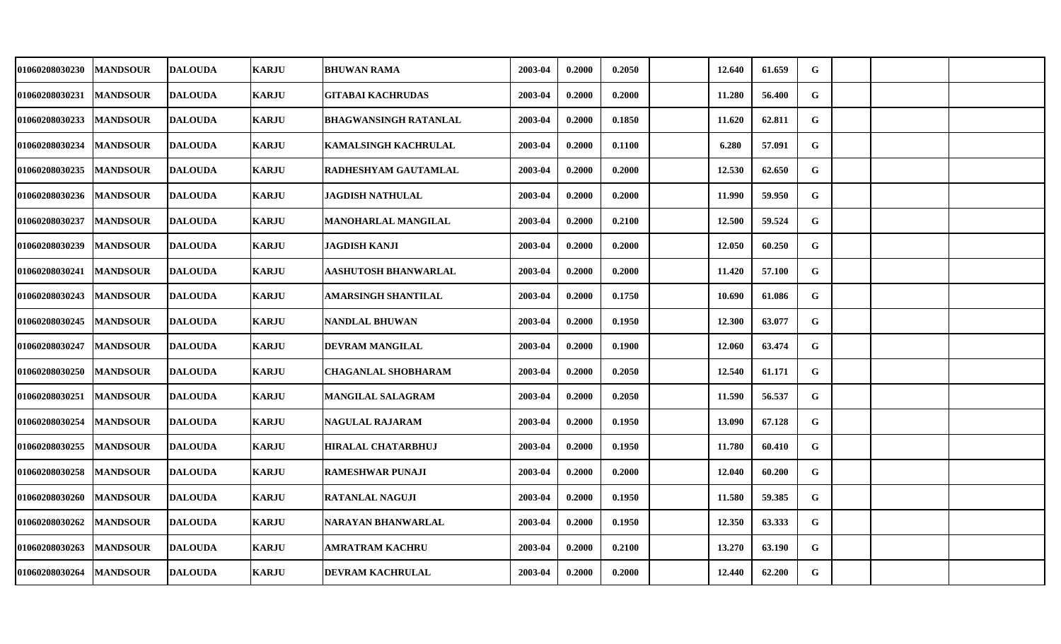| | | | | | | | | | | | | | | |
|---|---|---|---|---|---|---|---|---|---|---|---|---|---|---|
| 01060208030230 | MANDSOUR | DALOUDA | KARJU | BHUWAN RAMA | 2003-04 | 0.2000 | 0.2050 | | 12.640 | 61.659 | G | | | |
| 01060208030231 | MANDSOUR | DALOUDA | KARJU | GITABAI KACHRUDAS | 2003-04 | 0.2000 | 0.2000 | | 11.280 | 56.400 | G | | | |
| 01060208030233 | MANDSOUR | DALOUDA | KARJU | BHAGWANSINGH RATANLAL | 2003-04 | 0.2000 | 0.1850 | | 11.620 | 62.811 | G | | | |
| 01060208030234 | MANDSOUR | DALOUDA | KARJU | KAMALSINGH KACHRULAL | 2003-04 | 0.2000 | 0.1100 | | 6.280 | 57.091 | G | | | |
| 01060208030235 | MANDSOUR | DALOUDA | KARJU | RADHESHYAM GAUTAMLAL | 2003-04 | 0.2000 | 0.2000 | | 12.530 | 62.650 | G | | | |
| 01060208030236 | MANDSOUR | DALOUDA | KARJU | JAGDISH NATHULAL | 2003-04 | 0.2000 | 0.2000 | | 11.990 | 59.950 | G | | | |
| 01060208030237 | MANDSOUR | DALOUDA | KARJU | MANOHARLAL MANGILAL | 2003-04 | 0.2000 | 0.2100 | | 12.500 | 59.524 | G | | | |
| 01060208030239 | MANDSOUR | DALOUDA | KARJU | JAGDISH KANJI | 2003-04 | 0.2000 | 0.2000 | | 12.050 | 60.250 | G | | | |
| 01060208030241 | MANDSOUR | DALOUDA | KARJU | AASHUTOSH BHANWARLAL | 2003-04 | 0.2000 | 0.2000 | | 11.420 | 57.100 | G | | | |
| 01060208030243 | MANDSOUR | DALOUDA | KARJU | AMARSINGH SHANTILAL | 2003-04 | 0.2000 | 0.1750 | | 10.690 | 61.086 | G | | | |
| 01060208030245 | MANDSOUR | DALOUDA | KARJU | NANDLAL BHUWAN | 2003-04 | 0.2000 | 0.1950 | | 12.300 | 63.077 | G | | | |
| 01060208030247 | MANDSOUR | DALOUDA | KARJU | DEVRAM MANGILAL | 2003-04 | 0.2000 | 0.1900 | | 12.060 | 63.474 | G | | | |
| 01060208030250 | MANDSOUR | DALOUDA | KARJU | CHAGANLAL SHOBHARAM | 2003-04 | 0.2000 | 0.2050 | | 12.540 | 61.171 | G | | | |
| 01060208030251 | MANDSOUR | DALOUDA | KARJU | MANGILAL SALAGRAM | 2003-04 | 0.2000 | 0.2050 | | 11.590 | 56.537 | G | | | |
| 01060208030254 | MANDSOUR | DALOUDA | KARJU | NAGULAL RAJARAM | 2003-04 | 0.2000 | 0.1950 | | 13.090 | 67.128 | G | | | |
| 01060208030255 | MANDSOUR | DALOUDA | KARJU | HIRALAL CHATARBHUJ | 2003-04 | 0.2000 | 0.1950 | | 11.780 | 60.410 | G | | | |
| 01060208030258 | MANDSOUR | DALOUDA | KARJU | RAMESHWAR PUNAJI | 2003-04 | 0.2000 | 0.2000 | | 12.040 | 60.200 | G | | | |
| 01060208030260 | MANDSOUR | DALOUDA | KARJU | RATANLAL NAGUJI | 2003-04 | 0.2000 | 0.1950 | | 11.580 | 59.385 | G | | | |
| 01060208030262 | MANDSOUR | DALOUDA | KARJU | NARAYAN BHANWARLAL | 2003-04 | 0.2000 | 0.1950 | | 12.350 | 63.333 | G | | | |
| 01060208030263 | MANDSOUR | DALOUDA | KARJU | AMRATRAM KACHRU | 2003-04 | 0.2000 | 0.2100 | | 13.270 | 63.190 | G | | | |
| 01060208030264 | MANDSOUR | DALOUDA | KARJU | DEVRAM KACHRULAL | 2003-04 | 0.2000 | 0.2000 | | 12.440 | 62.200 | G | | | |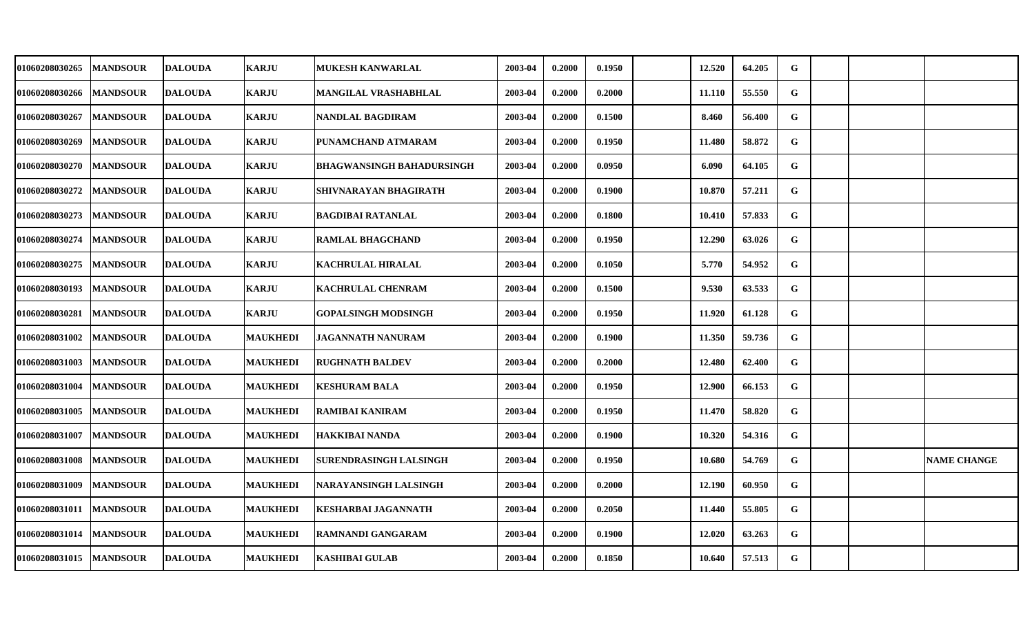| | | | | | | | | | | | | | | |
|---|---|---|---|---|---|---|---|---|---|---|---|---|---|---|
| 01060208030265 | MANDSOUR | DALOUDA | KARJU | MUKESH KANWARLAL | 2003-04 | 0.2000 | 0.1950 | | 12.520 | 64.205 | G | | | |
| 01060208030266 | MANDSOUR | DALOUDA | KARJU | MANGILAL VRASHABHLAL | 2003-04 | 0.2000 | 0.2000 | | 11.110 | 55.550 | G | | | |
| 01060208030267 | MANDSOUR | DALOUDA | KARJU | NANDLAL BAGDIRAM | 2003-04 | 0.2000 | 0.1500 | | 8.460 | 56.400 | G | | | |
| 01060208030269 | MANDSOUR | DALOUDA | KARJU | PUNAMCHAND ATMARAM | 2003-04 | 0.2000 | 0.1950 | | 11.480 | 58.872 | G | | | |
| 01060208030270 | MANDSOUR | DALOUDA | KARJU | BHAGWANSINGH BAHADURSINGH | 2003-04 | 0.2000 | 0.0950 | | 6.090 | 64.105 | G | | | |
| 01060208030272 | MANDSOUR | DALOUDA | KARJU | SHIVNARAYAN BHAGIRATH | 2003-04 | 0.2000 | 0.1900 | | 10.870 | 57.211 | G | | | |
| 01060208030273 | MANDSOUR | DALOUDA | KARJU | BAGDIBAI RATANLAL | 2003-04 | 0.2000 | 0.1800 | | 10.410 | 57.833 | G | | | |
| 01060208030274 | MANDSOUR | DALOUDA | KARJU | RAMLAL BHAGCHAND | 2003-04 | 0.2000 | 0.1950 | | 12.290 | 63.026 | G | | | |
| 01060208030275 | MANDSOUR | DALOUDA | KARJU | KACHRULAL HIRALAL | 2003-04 | 0.2000 | 0.1050 | | 5.770 | 54.952 | G | | | |
| 01060208030193 | MANDSOUR | DALOUDA | KARJU | KACHRULAL CHENRAM | 2003-04 | 0.2000 | 0.1500 | | 9.530 | 63.533 | G | | | |
| 01060208030281 | MANDSOUR | DALOUDA | KARJU | GOPALSINGH MODSINGH | 2003-04 | 0.2000 | 0.1950 | | 11.920 | 61.128 | G | | | |
| 01060208031002 | MANDSOUR | DALOUDA | MAUKHEDI | JAGANNATH NANURAM | 2003-04 | 0.2000 | 0.1900 | | 11.350 | 59.736 | G | | | |
| 01060208031003 | MANDSOUR | DALOUDA | MAUKHEDI | RUGHNATH BALDEV | 2003-04 | 0.2000 | 0.2000 | | 12.480 | 62.400 | G | | | |
| 01060208031004 | MANDSOUR | DALOUDA | MAUKHEDI | KESHURAM BALA | 2003-04 | 0.2000 | 0.1950 | | 12.900 | 66.153 | G | | | |
| 01060208031005 | MANDSOUR | DALOUDA | MAUKHEDI | RAMIBAI KANIRAM | 2003-04 | 0.2000 | 0.1950 | | 11.470 | 58.820 | G | | | |
| 01060208031007 | MANDSOUR | DALOUDA | MAUKHEDI | HAKKIBAI NANDA | 2003-04 | 0.2000 | 0.1900 | | 10.320 | 54.316 | G | | | |
| 01060208031008 | MANDSOUR | DALOUDA | MAUKHEDI | SURENDRASINGH LALSINGH | 2003-04 | 0.2000 | 0.1950 | | 10.680 | 54.769 | G | | | NAME CHANGE |
| 01060208031009 | MANDSOUR | DALOUDA | MAUKHEDI | NARAYANSINGH LALSINGH | 2003-04 | 0.2000 | 0.2000 | | 12.190 | 60.950 | G | | | |
| 01060208031011 | MANDSOUR | DALOUDA | MAUKHEDI | KESHARBAI JAGANNATH | 2003-04 | 0.2000 | 0.2050 | | 11.440 | 55.805 | G | | | |
| 01060208031014 | MANDSOUR | DALOUDA | MAUKHEDI | RAMNANDI GANGARAM | 2003-04 | 0.2000 | 0.1900 | | 12.020 | 63.263 | G | | | |
| 01060208031015 | MANDSOUR | DALOUDA | MAUKHEDI | KASHIBAI GULAB | 2003-04 | 0.2000 | 0.1850 | | 10.640 | 57.513 | G | | | |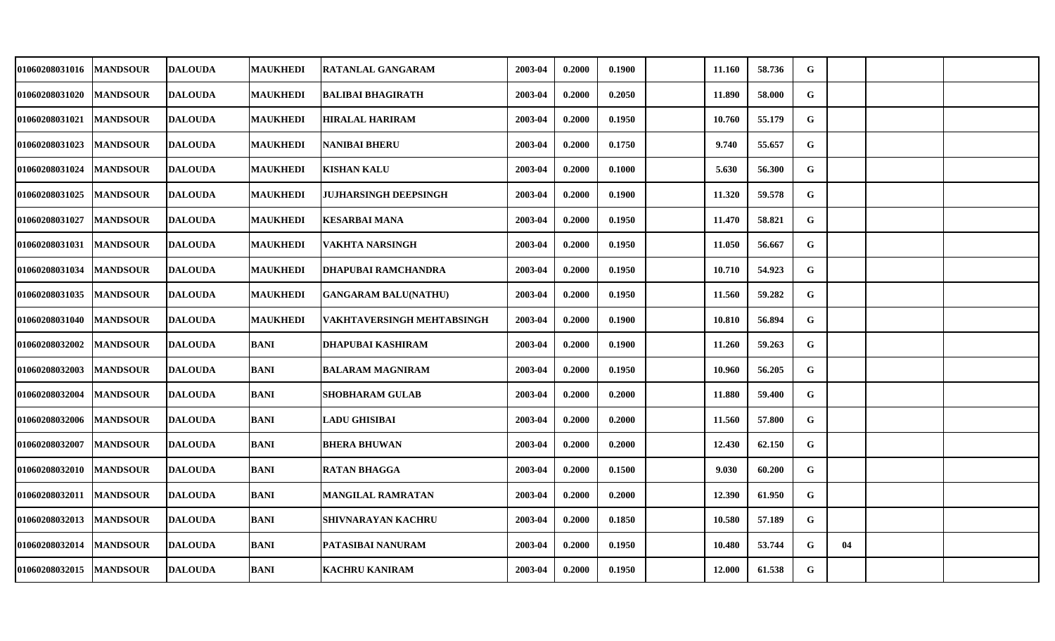| | | | | | | | | | | | | | | |
|---|---|---|---|---|---|---|---|---|---|---|---|---|---|---|
| 01060208031016 | MANDSOUR | DALOUDA | MAUKHEDI | RATANLAL GANGARAM | 2003-04 | 0.2000 | 0.1900 | | 11.160 | 58.736 | G | | | |
| 01060208031020 | MANDSOUR | DALOUDA | MAUKHEDI | BALIBAI BHAGIRATH | 2003-04 | 0.2000 | 0.2050 | | 11.890 | 58.000 | G | | | |
| 01060208031021 | MANDSOUR | DALOUDA | MAUKHEDI | HIRALAL HARIRAM | 2003-04 | 0.2000 | 0.1950 | | 10.760 | 55.179 | G | | | |
| 01060208031023 | MANDSOUR | DALOUDA | MAUKHEDI | NANIBAI BHERU | 2003-04 | 0.2000 | 0.1750 | | 9.740 | 55.657 | G | | | |
| 01060208031024 | MANDSOUR | DALOUDA | MAUKHEDI | KISHAN KALU | 2003-04 | 0.2000 | 0.1000 | | 5.630 | 56.300 | G | | | |
| 01060208031025 | MANDSOUR | DALOUDA | MAUKHEDI | JUJHARSINGH DEEPSINGH | 2003-04 | 0.2000 | 0.1900 | | 11.320 | 59.578 | G | | | |
| 01060208031027 | MANDSOUR | DALOUDA | MAUKHEDI | KESARBAI MANA | 2003-04 | 0.2000 | 0.1950 | | 11.470 | 58.821 | G | | | |
| 01060208031031 | MANDSOUR | DALOUDA | MAUKHEDI | VAKHTA NARSINGH | 2003-04 | 0.2000 | 0.1950 | | 11.050 | 56.667 | G | | | |
| 01060208031034 | MANDSOUR | DALOUDA | MAUKHEDI | DHAPUBAI RAMCHANDRA | 2003-04 | 0.2000 | 0.1950 | | 10.710 | 54.923 | G | | | |
| 01060208031035 | MANDSOUR | DALOUDA | MAUKHEDI | GANGARAM BALU(NATHU) | 2003-04 | 0.2000 | 0.1950 | | 11.560 | 59.282 | G | | | |
| 01060208031040 | MANDSOUR | DALOUDA | MAUKHEDI | VAKHTAVERSINGH MEHTABSINGH | 2003-04 | 0.2000 | 0.1900 | | 10.810 | 56.894 | G | | | |
| 01060208032002 | MANDSOUR | DALOUDA | BANI | DHAPUBAI KASHIRAM | 2003-04 | 0.2000 | 0.1900 | | 11.260 | 59.263 | G | | | |
| 01060208032003 | MANDSOUR | DALOUDA | BANI | BALARAM MAGNIRAM | 2003-04 | 0.2000 | 0.1950 | | 10.960 | 56.205 | G | | | |
| 01060208032004 | MANDSOUR | DALOUDA | BANI | SHOBHARAM GULAB | 2003-04 | 0.2000 | 0.2000 | | 11.880 | 59.400 | G | | | |
| 01060208032006 | MANDSOUR | DALOUDA | BANI | LADU GHISIBAI | 2003-04 | 0.2000 | 0.2000 | | 11.560 | 57.800 | G | | | |
| 01060208032007 | MANDSOUR | DALOUDA | BANI | BHERA BHUWAN | 2003-04 | 0.2000 | 0.2000 | | 12.430 | 62.150 | G | | | |
| 01060208032010 | MANDSOUR | DALOUDA | BANI | RATAN BHAGGA | 2003-04 | 0.2000 | 0.1500 | | 9.030 | 60.200 | G | | | |
| 01060208032011 | MANDSOUR | DALOUDA | BANI | MANGILAL RAMRATAN | 2003-04 | 0.2000 | 0.2000 | | 12.390 | 61.950 | G | | | |
| 01060208032013 | MANDSOUR | DALOUDA | BANI | SHIVNARAYAN KACHRU | 2003-04 | 0.2000 | 0.1850 | | 10.580 | 57.189 | G | | | |
| 01060208032014 | MANDSOUR | DALOUDA | BANI | PATASIBAI NANURAM | 2003-04 | 0.2000 | 0.1950 | | 10.480 | 53.744 | G | 04 | | |
| 01060208032015 | MANDSOUR | DALOUDA | BANI | KACHRU KANIRAM | 2003-04 | 0.2000 | 0.1950 | | 12.000 | 61.538 | G | | | |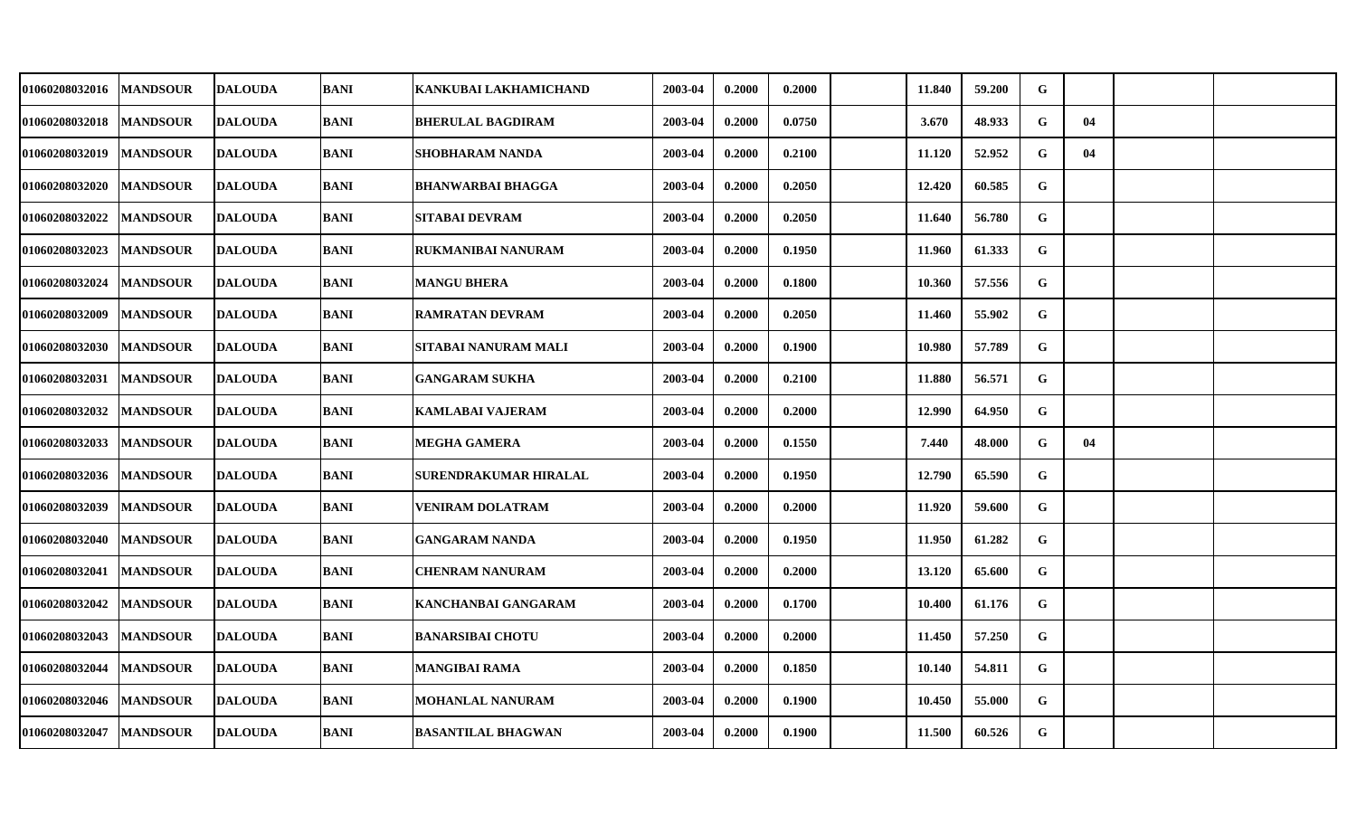| | | | | | | | | | | | | | | |
|---|---|---|---|---|---|---|---|---|---|---|---|---|---|---|
| 01060208032016 | MANDSOUR | DALOUDA | BANI | KANKUBAI LAKHAMICHAND | 2003-04 | 0.2000 | 0.2000 | | 11.840 | 59.200 | G | | | |
| 01060208032018 | MANDSOUR | DALOUDA | BANI | BHERULAL BAGDIRAM | 2003-04 | 0.2000 | 0.0750 | | 3.670 | 48.933 | G | 04 | | |
| 01060208032019 | MANDSOUR | DALOUDA | BANI | SHOBHARAM NANDA | 2003-04 | 0.2000 | 0.2100 | | 11.120 | 52.952 | G | 04 | | |
| 01060208032020 | MANDSOUR | DALOUDA | BANI | BHANWARBAI BHAGGA | 2003-04 | 0.2000 | 0.2050 | | 12.420 | 60.585 | G | | | |
| 01060208032022 | MANDSOUR | DALOUDA | BANI | SITABAI DEVRAM | 2003-04 | 0.2000 | 0.2050 | | 11.640 | 56.780 | G | | | |
| 01060208032023 | MANDSOUR | DALOUDA | BANI | RUKMANIBAI NANURAM | 2003-04 | 0.2000 | 0.1950 | | 11.960 | 61.333 | G | | | |
| 01060208032024 | MANDSOUR | DALOUDA | BANI | MANGU BHERA | 2003-04 | 0.2000 | 0.1800 | | 10.360 | 57.556 | G | | | |
| 01060208032009 | MANDSOUR | DALOUDA | BANI | RAMRATAN DEVRAM | 2003-04 | 0.2000 | 0.2050 | | 11.460 | 55.902 | G | | | |
| 01060208032030 | MANDSOUR | DALOUDA | BANI | SITABAI NANURAM MALI | 2003-04 | 0.2000 | 0.1900 | | 10.980 | 57.789 | G | | | |
| 01060208032031 | MANDSOUR | DALOUDA | BANI | GANGARAM SUKHA | 2003-04 | 0.2000 | 0.2100 | | 11.880 | 56.571 | G | | | |
| 01060208032032 | MANDSOUR | DALOUDA | BANI | KAMLABAI VAJERAM | 2003-04 | 0.2000 | 0.2000 | | 12.990 | 64.950 | G | | | |
| 01060208032033 | MANDSOUR | DALOUDA | BANI | MEGHA GAMERA | 2003-04 | 0.2000 | 0.1550 | | 7.440 | 48.000 | G | 04 | | |
| 01060208032036 | MANDSOUR | DALOUDA | BANI | SURENDRAKUMAR HIRALAL | 2003-04 | 0.2000 | 0.1950 | | 12.790 | 65.590 | G | | | |
| 01060208032039 | MANDSOUR | DALOUDA | BANI | VENIRAM DOLATRAM | 2003-04 | 0.2000 | 0.2000 | | 11.920 | 59.600 | G | | | |
| 01060208032040 | MANDSOUR | DALOUDA | BANI | GANGARAM NANDA | 2003-04 | 0.2000 | 0.1950 | | 11.950 | 61.282 | G | | | |
| 01060208032041 | MANDSOUR | DALOUDA | BANI | CHENRAM NANURAM | 2003-04 | 0.2000 | 0.2000 | | 13.120 | 65.600 | G | | | |
| 01060208032042 | MANDSOUR | DALOUDA | BANI | KANCHANBAI GANGARAM | 2003-04 | 0.2000 | 0.1700 | | 10.400 | 61.176 | G | | | |
| 01060208032043 | MANDSOUR | DALOUDA | BANI | BANARSIBAI CHOTU | 2003-04 | 0.2000 | 0.2000 | | 11.450 | 57.250 | G | | | |
| 01060208032044 | MANDSOUR | DALOUDA | BANI | MANGIBAI RAMA | 2003-04 | 0.2000 | 0.1850 | | 10.140 | 54.811 | G | | | |
| 01060208032046 | MANDSOUR | DALOUDA | BANI | MOHANLAL NANURAM | 2003-04 | 0.2000 | 0.1900 | | 10.450 | 55.000 | G | | | |
| 01060208032047 | MANDSOUR | DALOUDA | BANI | BASANTILAL BHAGWAN | 2003-04 | 0.2000 | 0.1900 | | 11.500 | 60.526 | G | | | |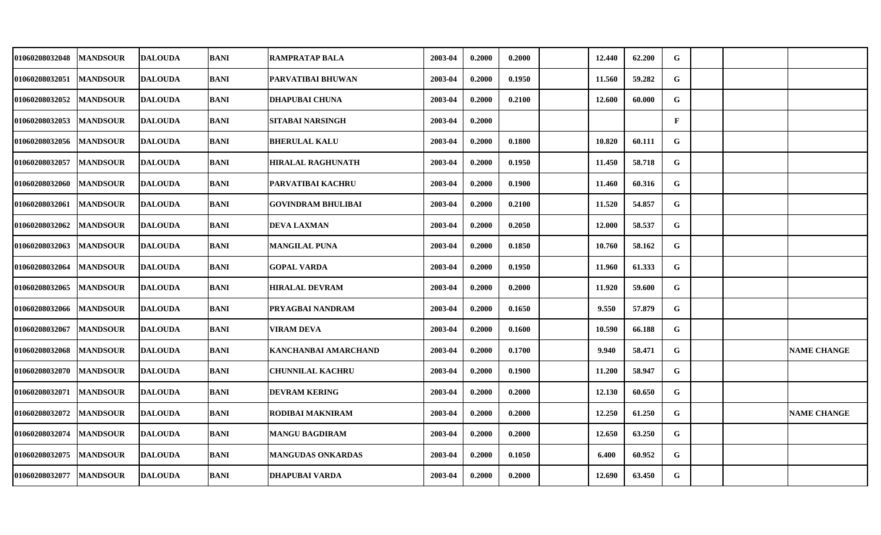| | | | | | | | | | | | | | | |
|---|---|---|---|---|---|---|---|---|---|---|---|---|---|---|
| 01060208032048 | MANDSOUR | DALOUDA | BANI | RAMPRATAP BALA | 2003-04 | 0.2000 | 0.2000 | | 12.440 | 62.200 | G | | | |
| 01060208032051 | MANDSOUR | DALOUDA | BANI | PARVATIBAI BHUWAN | 2003-04 | 0.2000 | 0.1950 | | 11.560 | 59.282 | G | | | |
| 01060208032052 | MANDSOUR | DALOUDA | BANI | DHAPUBAI CHUNA | 2003-04 | 0.2000 | 0.2100 | | 12.600 | 60.000 | G | | | |
| 01060208032053 | MANDSOUR | DALOUDA | BANI | SITABAI NARSINGH | 2003-04 | 0.2000 | | | | | F | | | |
| 01060208032056 | MANDSOUR | DALOUDA | BANI | BHERULAL KALU | 2003-04 | 0.2000 | 0.1800 | | 10.820 | 60.111 | G | | | |
| 01060208032057 | MANDSOUR | DALOUDA | BANI | HIRALAL RAGHUNATH | 2003-04 | 0.2000 | 0.1950 | | 11.450 | 58.718 | G | | | |
| 01060208032060 | MANDSOUR | DALOUDA | BANI | PARVATIBAI KACHRU | 2003-04 | 0.2000 | 0.1900 | | 11.460 | 60.316 | G | | | |
| 01060208032061 | MANDSOUR | DALOUDA | BANI | GOVINDRAM BHULIBAI | 2003-04 | 0.2000 | 0.2100 | | 11.520 | 54.857 | G | | | |
| 01060208032062 | MANDSOUR | DALOUDA | BANI | DEVA LAXMAN | 2003-04 | 0.2000 | 0.2050 | | 12.000 | 58.537 | G | | | |
| 01060208032063 | MANDSOUR | DALOUDA | BANI | MANGILAL PUNA | 2003-04 | 0.2000 | 0.1850 | | 10.760 | 58.162 | G | | | |
| 01060208032064 | MANDSOUR | DALOUDA | BANI | GOPAL VARDA | 2003-04 | 0.2000 | 0.1950 | | 11.960 | 61.333 | G | | | |
| 01060208032065 | MANDSOUR | DALOUDA | BANI | HIRALAL DEVRAM | 2003-04 | 0.2000 | 0.2000 | | 11.920 | 59.600 | G | | | |
| 01060208032066 | MANDSOUR | DALOUDA | BANI | PRYAGBAI NANDRAM | 2003-04 | 0.2000 | 0.1650 | | 9.550 | 57.879 | G | | | |
| 01060208032067 | MANDSOUR | DALOUDA | BANI | VIRAM DEVA | 2003-04 | 0.2000 | 0.1600 | | 10.590 | 66.188 | G | | | |
| 01060208032068 | MANDSOUR | DALOUDA | BANI | KANCHANBAI AMARCHAND | 2003-04 | 0.2000 | 0.1700 | | 9.940 | 58.471 | G | | | NAME CHANGE |
| 01060208032070 | MANDSOUR | DALOUDA | BANI | CHUNNILAL KACHRU | 2003-04 | 0.2000 | 0.1900 | | 11.200 | 58.947 | G | | | |
| 01060208032071 | MANDSOUR | DALOUDA | BANI | DEVRAM KERING | 2003-04 | 0.2000 | 0.2000 | | 12.130 | 60.650 | G | | | |
| 01060208032072 | MANDSOUR | DALOUDA | BANI | RODIBAI MAKNIRAM | 2003-04 | 0.2000 | 0.2000 | | 12.250 | 61.250 | G | | | NAME CHANGE |
| 01060208032074 | MANDSOUR | DALOUDA | BANI | MANGU BAGDIRAM | 2003-04 | 0.2000 | 0.2000 | | 12.650 | 63.250 | G | | | |
| 01060208032075 | MANDSOUR | DALOUDA | BANI | MANGUDAS ONKARDAS | 2003-04 | 0.2000 | 0.1050 | | 6.400 | 60.952 | G | | | |
| 01060208032077 | MANDSOUR | DALOUDA | BANI | DHAPUBAI VARDA | 2003-04 | 0.2000 | 0.2000 | | 12.690 | 63.450 | G | | | |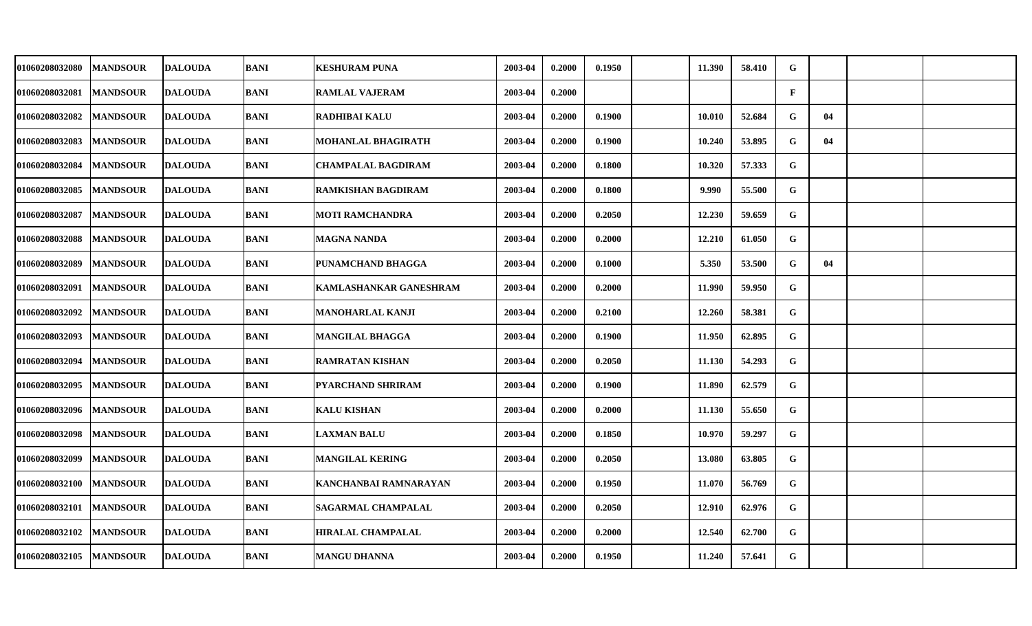| | | | | | | | | | | | | | | | |
|---|---|---|---|---|---|---|---|---|---|---|---|---|---|---|---|
| 01060208032080 | MANDSOUR | DALOUDA | BANI | KESHURAM PUNA | 2003-04 | 0.2000 | 0.1950 | | 11.390 | 58.410 | G | | | |
| 01060208032081 | MANDSOUR | DALOUDA | BANI | RAMLAL VAJERAM | 2003-04 | 0.2000 | | | | | F | | | |
| 01060208032082 | MANDSOUR | DALOUDA | BANI | RADHIBAI KALU | 2003-04 | 0.2000 | 0.1900 | | 10.010 | 52.684 | G | 04 | | |
| 01060208032083 | MANDSOUR | DALOUDA | BANI | MOHANLAL BHAGIRATH | 2003-04 | 0.2000 | 0.1900 | | 10.240 | 53.895 | G | 04 | | |
| 01060208032084 | MANDSOUR | DALOUDA | BANI | CHAMPALAL BAGDIRAM | 2003-04 | 0.2000 | 0.1800 | | 10.320 | 57.333 | G | | | |
| 01060208032085 | MANDSOUR | DALOUDA | BANI | RAMKISHAN BAGDIRAM | 2003-04 | 0.2000 | 0.1800 | | 9.990 | 55.500 | G | | | |
| 01060208032087 | MANDSOUR | DALOUDA | BANI | MOTI RAMCHANDRA | 2003-04 | 0.2000 | 0.2050 | | 12.230 | 59.659 | G | | | |
| 01060208032088 | MANDSOUR | DALOUDA | BANI | MAGNA NANDA | 2003-04 | 0.2000 | 0.2000 | | 12.210 | 61.050 | G | | | |
| 01060208032089 | MANDSOUR | DALOUDA | BANI | PUNAMCHAND BHAGGA | 2003-04 | 0.2000 | 0.1000 | | 5.350 | 53.500 | G | 04 | | |
| 01060208032091 | MANDSOUR | DALOUDA | BANI | KAMLASHANKAR GANESHRAM | 2003-04 | 0.2000 | 0.2000 | | 11.990 | 59.950 | G | | | |
| 01060208032092 | MANDSOUR | DALOUDA | BANI | MANOHARLAL KANJI | 2003-04 | 0.2000 | 0.2100 | | 12.260 | 58.381 | G | | | |
| 01060208032093 | MANDSOUR | DALOUDA | BANI | MANGILAL BHAGGA | 2003-04 | 0.2000 | 0.1900 | | 11.950 | 62.895 | G | | | |
| 01060208032094 | MANDSOUR | DALOUDA | BANI | RAMRATAN KISHAN | 2003-04 | 0.2000 | 0.2050 | | 11.130 | 54.293 | G | | | |
| 01060208032095 | MANDSOUR | DALOUDA | BANI | PYARCHAND SHRIRAM | 2003-04 | 0.2000 | 0.1900 | | 11.890 | 62.579 | G | | | |
| 01060208032096 | MANDSOUR | DALOUDA | BANI | KALU KISHAN | 2003-04 | 0.2000 | 0.2000 | | 11.130 | 55.650 | G | | | |
| 01060208032098 | MANDSOUR | DALOUDA | BANI | LAXMAN BALU | 2003-04 | 0.2000 | 0.1850 | | 10.970 | 59.297 | G | | | |
| 01060208032099 | MANDSOUR | DALOUDA | BANI | MANGILAL KERING | 2003-04 | 0.2000 | 0.2050 | | 13.080 | 63.805 | G | | | |
| 01060208032100 | MANDSOUR | DALOUDA | BANI | KANCHANBAI RAMNARAYAN | 2003-04 | 0.2000 | 0.1950 | | 11.070 | 56.769 | G | | | |
| 01060208032101 | MANDSOUR | DALOUDA | BANI | SAGARMAL CHAMPALAL | 2003-04 | 0.2000 | 0.2050 | | 12.910 | 62.976 | G | | | |
| 01060208032102 | MANDSOUR | DALOUDA | BANI | HIRALAL CHAMPALAL | 2003-04 | 0.2000 | 0.2000 | | 12.540 | 62.700 | G | | | |
| 01060208032105 | MANDSOUR | DALOUDA | BANI | MANGU DHANNA | 2003-04 | 0.2000 | 0.1950 | | 11.240 | 57.641 | G | | | |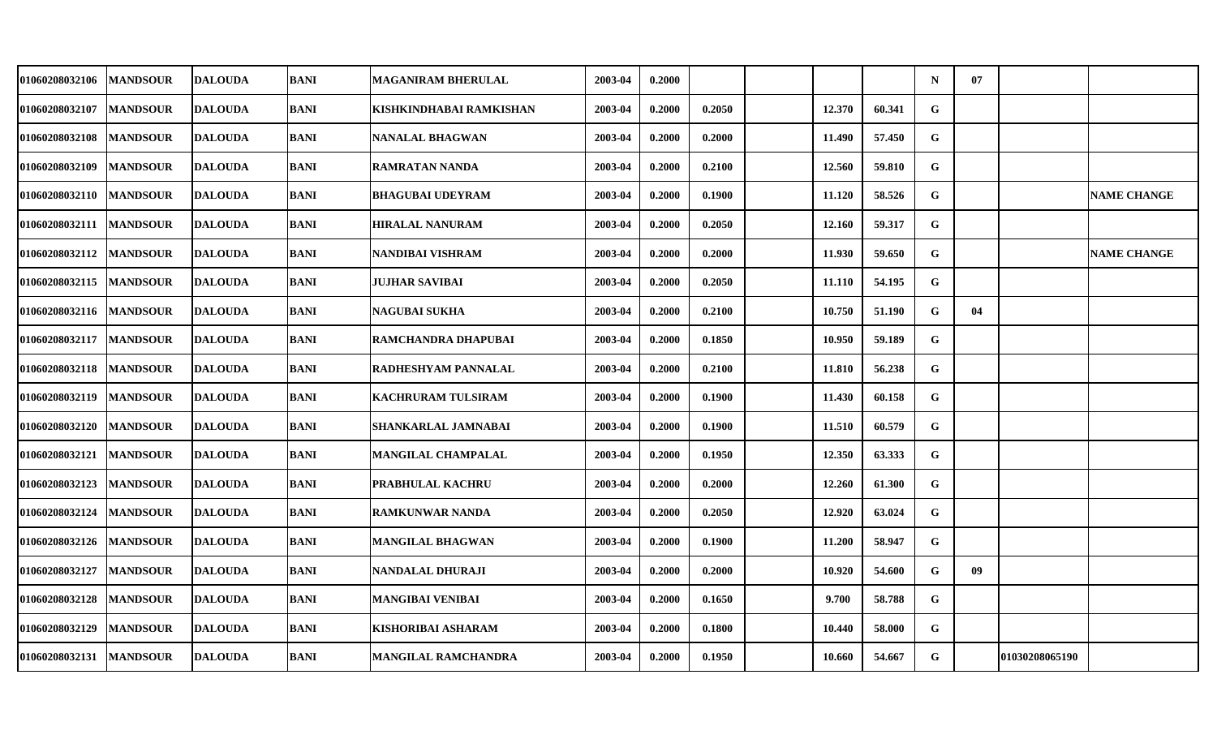| | | | | | | | | | | | | | | |
|---|---|---|---|---|---|---|---|---|---|---|---|---|---|---|
| 01060208032106 | MANDSOUR | DALOUDA | BANI | MAGANIRAM BHERULAL | 2003-04 | 0.2000 | | | | | N | 07 | | |
| 01060208032107 | MANDSOUR | DALOUDA | BANI | KISHKINDHABAI RAMKISHAN | 2003-04 | 0.2000 | 0.2050 | | 12.370 | 60.341 | G | | | |
| 01060208032108 | MANDSOUR | DALOUDA | BANI | NANALAL BHAGWAN | 2003-04 | 0.2000 | 0.2000 | | 11.490 | 57.450 | G | | | |
| 01060208032109 | MANDSOUR | DALOUDA | BANI | RAMRATAN NANDA | 2003-04 | 0.2000 | 0.2100 | | 12.560 | 59.810 | G | | | |
| 01060208032110 | MANDSOUR | DALOUDA | BANI | BHAGUBAI UDEYRAM | 2003-04 | 0.2000 | 0.1900 | | 11.120 | 58.526 | G | | | NAME CHANGE |
| 01060208032111 | MANDSOUR | DALOUDA | BANI | HIRALAL NANURAM | 2003-04 | 0.2000 | 0.2050 | | 12.160 | 59.317 | G | | | |
| 01060208032112 | MANDSOUR | DALOUDA | BANI | NANDIBAI VISHRAM | 2003-04 | 0.2000 | 0.2000 | | 11.930 | 59.650 | G | | | NAME CHANGE |
| 01060208032115 | MANDSOUR | DALOUDA | BANI | JUJHAR SAVIBAI | 2003-04 | 0.2000 | 0.2050 | | 11.110 | 54.195 | G | | | |
| 01060208032116 | MANDSOUR | DALOUDA | BANI | NAGUBAI SUKHA | 2003-04 | 0.2000 | 0.2100 | | 10.750 | 51.190 | G | 04 | | |
| 01060208032117 | MANDSOUR | DALOUDA | BANI | RAMCHANDRA DHAPUBAI | 2003-04 | 0.2000 | 0.1850 | | 10.950 | 59.189 | G | | | |
| 01060208032118 | MANDSOUR | DALOUDA | BANI | RADHESHYAM PANNALAL | 2003-04 | 0.2000 | 0.2100 | | 11.810 | 56.238 | G | | | |
| 01060208032119 | MANDSOUR | DALOUDA | BANI | KACHRURAM TULSIRAM | 2003-04 | 0.2000 | 0.1900 | | 11.430 | 60.158 | G | | | |
| 01060208032120 | MANDSOUR | DALOUDA | BANI | SHANKARLAL JAMNABAI | 2003-04 | 0.2000 | 0.1900 | | 11.510 | 60.579 | G | | | |
| 01060208032121 | MANDSOUR | DALOUDA | BANI | MANGILAL CHAMPALAL | 2003-04 | 0.2000 | 0.1950 | | 12.350 | 63.333 | G | | | |
| 01060208032123 | MANDSOUR | DALOUDA | BANI | PRABHULAL KACHRU | 2003-04 | 0.2000 | 0.2000 | | 12.260 | 61.300 | G | | | |
| 01060208032124 | MANDSOUR | DALOUDA | BANI | RAMKUNWAR NANDA | 2003-04 | 0.2000 | 0.2050 | | 12.920 | 63.024 | G | | | |
| 01060208032126 | MANDSOUR | DALOUDA | BANI | MANGILAL BHAGWAN | 2003-04 | 0.2000 | 0.1900 | | 11.200 | 58.947 | G | | | |
| 01060208032127 | MANDSOUR | DALOUDA | BANI | NANDALAL DHURAJI | 2003-04 | 0.2000 | 0.2000 | | 10.920 | 54.600 | G | 09 | | |
| 01060208032128 | MANDSOUR | DALOUDA | BANI | MANGIBAI VENIBAI | 2003-04 | 0.2000 | 0.1650 | | 9.700 | 58.788 | G | | | |
| 01060208032129 | MANDSOUR | DALOUDA | BANI | KISHORIBAI ASHARAM | 2003-04 | 0.2000 | 0.1800 | | 10.440 | 58.000 | G | | | |
| 01060208032131 | MANDSOUR | DALOUDA | BANI | MANGILAL RAMCHANDRA | 2003-04 | 0.2000 | 0.1950 | | 10.660 | 54.667 | G | | 01030208065190 | |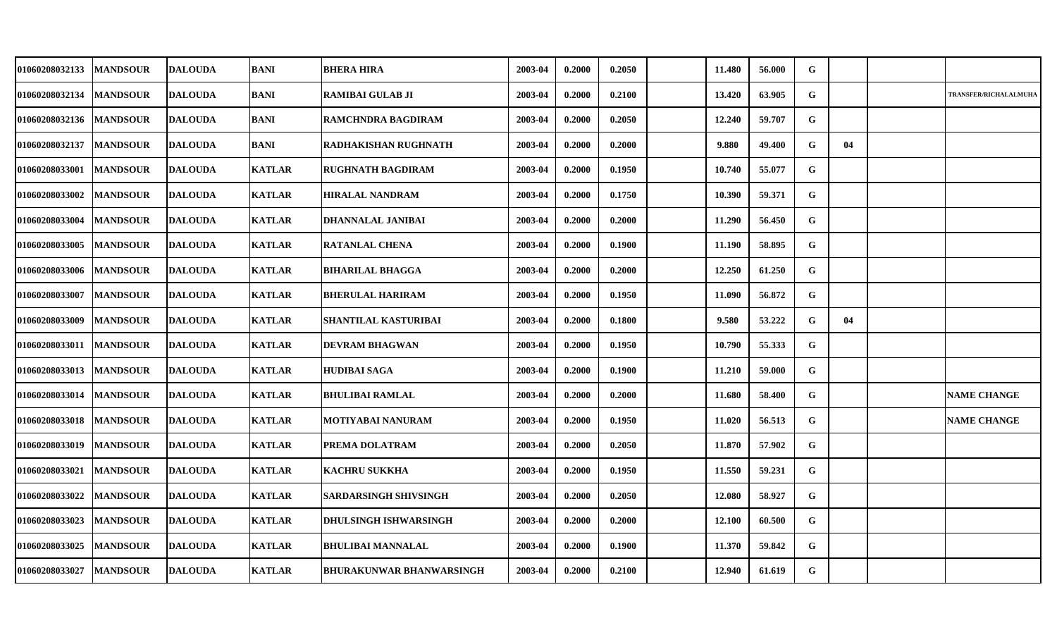| | | | | | | | | | | | | | | |
|---|---|---|---|---|---|---|---|---|---|---|---|---|---|---|
| 01060208032133 | MANDSOUR | DALOUDA | BANI | BHERA HIRA | 2003-04 | 0.2000 | 0.2050 | | 11.480 | 56.000 | G | | | |
| 01060208032134 | MANDSOUR | DALOUDA | BANI | RAMIBAI GULAB JI | 2003-04 | 0.2000 | 0.2100 | | 13.420 | 63.905 | G | | | TRANSFER/RICHALALMUHA |
| 01060208032136 | MANDSOUR | DALOUDA | BANI | RAMCHNDRA BAGDIRAM | 2003-04 | 0.2000 | 0.2050 | | 12.240 | 59.707 | G | | | |
| 01060208032137 | MANDSOUR | DALOUDA | BANI | RADHAKISHAN RUGHNATH | 2003-04 | 0.2000 | 0.2000 | | 9.880 | 49.400 | G | 04 | | |
| 01060208033001 | MANDSOUR | DALOUDA | KATLAR | RUGHNATH BAGDIRAM | 2003-04 | 0.2000 | 0.1950 | | 10.740 | 55.077 | G | | | |
| 01060208033002 | MANDSOUR | DALOUDA | KATLAR | HIRALAL NANDRAM | 2003-04 | 0.2000 | 0.1750 | | 10.390 | 59.371 | G | | | |
| 01060208033004 | MANDSOUR | DALOUDA | KATLAR | DHANNALAL JANIBAI | 2003-04 | 0.2000 | 0.2000 | | 11.290 | 56.450 | G | | | |
| 01060208033005 | MANDSOUR | DALOUDA | KATLAR | RATANLAL CHENA | 2003-04 | 0.2000 | 0.1900 | | 11.190 | 58.895 | G | | | |
| 01060208033006 | MANDSOUR | DALOUDA | KATLAR | BIHARILAL BHAGGA | 2003-04 | 0.2000 | 0.2000 | | 12.250 | 61.250 | G | | | |
| 01060208033007 | MANDSOUR | DALOUDA | KATLAR | BHERULAL HARIRAM | 2003-04 | 0.2000 | 0.1950 | | 11.090 | 56.872 | G | | | |
| 01060208033009 | MANDSOUR | DALOUDA | KATLAR | SHANTILAL KASTURIBAI | 2003-04 | 0.2000 | 0.1800 | | 9.580 | 53.222 | G | 04 | | |
| 01060208033011 | MANDSOUR | DALOUDA | KATLAR | DEVRAM BHAGWAN | 2003-04 | 0.2000 | 0.1950 | | 10.790 | 55.333 | G | | | |
| 01060208033013 | MANDSOUR | DALOUDA | KATLAR | HUDIBAI SAGA | 2003-04 | 0.2000 | 0.1900 | | 11.210 | 59.000 | G | | | |
| 01060208033014 | MANDSOUR | DALOUDA | KATLAR | BHULIBAI RAMLAL | 2003-04 | 0.2000 | 0.2000 | | 11.680 | 58.400 | G | | | NAME CHANGE |
| 01060208033018 | MANDSOUR | DALOUDA | KATLAR | MOTIYABAI NANURAM | 2003-04 | 0.2000 | 0.1950 | | 11.020 | 56.513 | G | | | NAME CHANGE |
| 01060208033019 | MANDSOUR | DALOUDA | KATLAR | PREMA DOLATRAM | 2003-04 | 0.2000 | 0.2050 | | 11.870 | 57.902 | G | | | |
| 01060208033021 | MANDSOUR | DALOUDA | KATLAR | KACHRU SUKKHA | 2003-04 | 0.2000 | 0.1950 | | 11.550 | 59.231 | G | | | |
| 01060208033022 | MANDSOUR | DALOUDA | KATLAR | SARDARSINGH SHIVSINGH | 2003-04 | 0.2000 | 0.2050 | | 12.080 | 58.927 | G | | | |
| 01060208033023 | MANDSOUR | DALOUDA | KATLAR | DHULSINGH ISHWARSINGH | 2003-04 | 0.2000 | 0.2000 | | 12.100 | 60.500 | G | | | |
| 01060208033025 | MANDSOUR | DALOUDA | KATLAR | BHULIBAI MANNALAL | 2003-04 | 0.2000 | 0.1900 | | 11.370 | 59.842 | G | | | |
| 01060208033027 | MANDSOUR | DALOUDA | KATLAR | BHURAKUNWAR BHANWARSINGH | 2003-04 | 0.2000 | 0.2100 | | 12.940 | 61.619 | G | | | |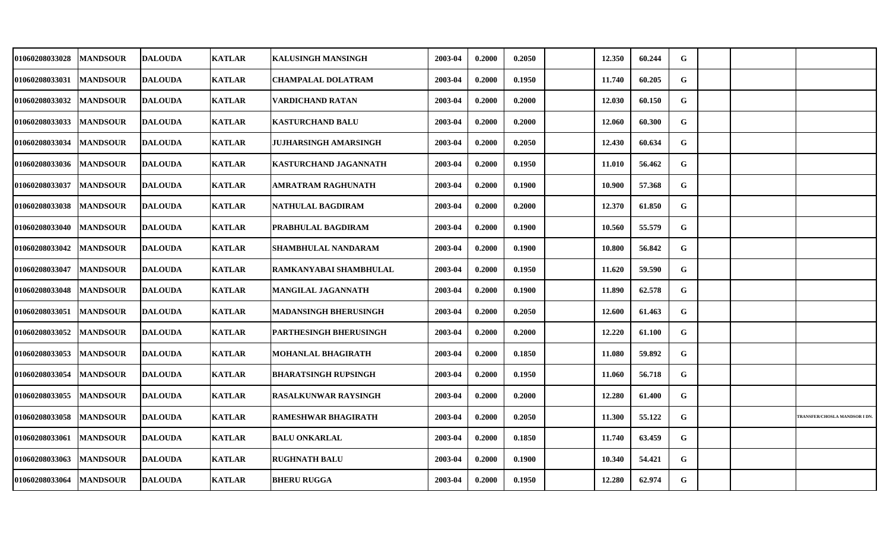| | | | | | | | | | | | | | | |
|---|---|---|---|---|---|---|---|---|---|---|---|---|---|---|
| 01060208033028 | MANDSOUR | DALOUDA | KATLAR | KALUSINGH MANSINGH | 2003-04 | 0.2000 | 0.2050 | | 12.350 | 60.244 | G | | | |
| 01060208033031 | MANDSOUR | DALOUDA | KATLAR | CHAMPALAL DOLATRAM | 2003-04 | 0.2000 | 0.1950 | | 11.740 | 60.205 | G | | | |
| 01060208033032 | MANDSOUR | DALOUDA | KATLAR | VARDICHAND RATAN | 2003-04 | 0.2000 | 0.2000 | | 12.030 | 60.150 | G | | | |
| 01060208033033 | MANDSOUR | DALOUDA | KATLAR | KASTURCHAND BALU | 2003-04 | 0.2000 | 0.2000 | | 12.060 | 60.300 | G | | | |
| 01060208033034 | MANDSOUR | DALOUDA | KATLAR | JUJHARSINGH AMARSINGH | 2003-04 | 0.2000 | 0.2050 | | 12.430 | 60.634 | G | | | |
| 01060208033036 | MANDSOUR | DALOUDA | KATLAR | KASTURCHAND JAGANNATH | 2003-04 | 0.2000 | 0.1950 | | 11.010 | 56.462 | G | | | |
| 01060208033037 | MANDSOUR | DALOUDA | KATLAR | AMRATRAM RAGHUNATH | 2003-04 | 0.2000 | 0.1900 | | 10.900 | 57.368 | G | | | |
| 01060208033038 | MANDSOUR | DALOUDA | KATLAR | NATHULAL BAGDIRAM | 2003-04 | 0.2000 | 0.2000 | | 12.370 | 61.850 | G | | | |
| 01060208033040 | MANDSOUR | DALOUDA | KATLAR | PRABHULAL BAGDIRAM | 2003-04 | 0.2000 | 0.1900 | | 10.560 | 55.579 | G | | | |
| 01060208033042 | MANDSOUR | DALOUDA | KATLAR | SHAMBHULAL NANDARAM | 2003-04 | 0.2000 | 0.1900 | | 10.800 | 56.842 | G | | | |
| 01060208033047 | MANDSOUR | DALOUDA | KATLAR | RAMKANYABAI SHAMBHULAL | 2003-04 | 0.2000 | 0.1950 | | 11.620 | 59.590 | G | | | |
| 01060208033048 | MANDSOUR | DALOUDA | KATLAR | MANGILAL JAGANNATH | 2003-04 | 0.2000 | 0.1900 | | 11.890 | 62.578 | G | | | |
| 01060208033051 | MANDSOUR | DALOUDA | KATLAR | MADANSINGH BHERUSINGH | 2003-04 | 0.2000 | 0.2050 | | 12.600 | 61.463 | G | | | |
| 01060208033052 | MANDSOUR | DALOUDA | KATLAR | PARTHESINGH BHERUSINGH | 2003-04 | 0.2000 | 0.2000 | | 12.220 | 61.100 | G | | | |
| 01060208033053 | MANDSOUR | DALOUDA | KATLAR | MOHANLAL BHAGIRATH | 2003-04 | 0.2000 | 0.1850 | | 11.080 | 59.892 | G | | | |
| 01060208033054 | MANDSOUR | DALOUDA | KATLAR | BHARATSINGH RUPSINGH | 2003-04 | 0.2000 | 0.1950 | | 11.060 | 56.718 | G | | | |
| 01060208033055 | MANDSOUR | DALOUDA | KATLAR | RASALKUNWAR RAYSINGH | 2003-04 | 0.2000 | 0.2000 | | 12.280 | 61.400 | G | | | |
| 01060208033058 | MANDSOUR | DALOUDA | KATLAR | RAMESHWAR BHAGIRATH | 2003-04 | 0.2000 | 0.2050 | | 11.300 | 55.122 | G | | | TRANSFER/CHOSLA MANDSOR I DN. |
| 01060208033061 | MANDSOUR | DALOUDA | KATLAR | BALU ONKARLAL | 2003-04 | 0.2000 | 0.1850 | | 11.740 | 63.459 | G | | | |
| 01060208033063 | MANDSOUR | DALOUDA | KATLAR | RUGHNATH BALU | 2003-04 | 0.2000 | 0.1900 | | 10.340 | 54.421 | G | | | |
| 01060208033064 | MANDSOUR | DALOUDA | KATLAR | BHERU RUGGA | 2003-04 | 0.2000 | 0.1950 | | 12.280 | 62.974 | G | | | |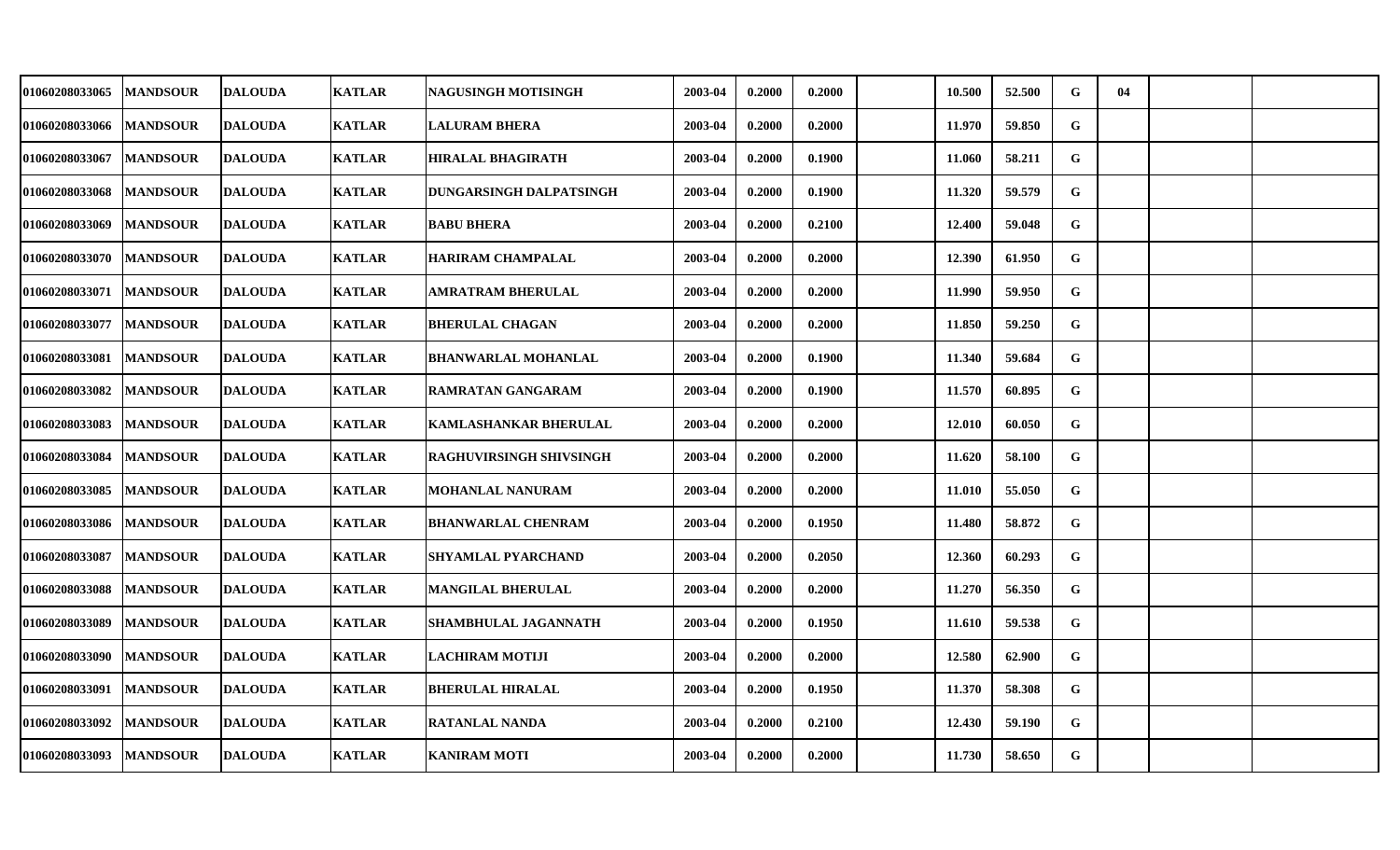| | | | | | | | | | | | | | | |
|---|---|---|---|---|---|---|---|---|---|---|---|---|---|---|
| 01060208033065 | MANDSOUR | DALOUDA | KATLAR | NAGUSINGH MOTISINGH | 2003-04 | 0.2000 | 0.2000 | | 10.500 | 52.500 | G | 04 | | |
| 01060208033066 | MANDSOUR | DALOUDA | KATLAR | LALURAM BHERA | 2003-04 | 0.2000 | 0.2000 | | 11.970 | 59.850 | G | | | |
| 01060208033067 | MANDSOUR | DALOUDA | KATLAR | HIRALAL BHAGIRATH | 2003-04 | 0.2000 | 0.1900 | | 11.060 | 58.211 | G | | | |
| 01060208033068 | MANDSOUR | DALOUDA | KATLAR | DUNGARSINGH DALPATSINGH | 2003-04 | 0.2000 | 0.1900 | | 11.320 | 59.579 | G | | | |
| 01060208033069 | MANDSOUR | DALOUDA | KATLAR | BABU BHERA | 2003-04 | 0.2000 | 0.2100 | | 12.400 | 59.048 | G | | | |
| 01060208033070 | MANDSOUR | DALOUDA | KATLAR | HARIRAM CHAMPALAL | 2003-04 | 0.2000 | 0.2000 | | 12.390 | 61.950 | G | | | |
| 01060208033071 | MANDSOUR | DALOUDA | KATLAR | AMRATRAM BHERULAL | 2003-04 | 0.2000 | 0.2000 | | 11.990 | 59.950 | G | | | |
| 01060208033077 | MANDSOUR | DALOUDA | KATLAR | BHERULAL CHAGAN | 2003-04 | 0.2000 | 0.2000 | | 11.850 | 59.250 | G | | | |
| 01060208033081 | MANDSOUR | DALOUDA | KATLAR | BHANWARLAL MOHANLAL | 2003-04 | 0.2000 | 0.1900 | | 11.340 | 59.684 | G | | | |
| 01060208033082 | MANDSOUR | DALOUDA | KATLAR | RAMRATAN GANGARAM | 2003-04 | 0.2000 | 0.1900 | | 11.570 | 60.895 | G | | | |
| 01060208033083 | MANDSOUR | DALOUDA | KATLAR | KAMLASHANKAR BHERULAL | 2003-04 | 0.2000 | 0.2000 | | 12.010 | 60.050 | G | | | |
| 01060208033084 | MANDSOUR | DALOUDA | KATLAR | RAGHUVIRSINGH SHIVSINGH | 2003-04 | 0.2000 | 0.2000 | | 11.620 | 58.100 | G | | | |
| 01060208033085 | MANDSOUR | DALOUDA | KATLAR | MOHANLAL NANURAM | 2003-04 | 0.2000 | 0.2000 | | 11.010 | 55.050 | G | | | |
| 01060208033086 | MANDSOUR | DALOUDA | KATLAR | BHANWARLAL CHENRAM | 2003-04 | 0.2000 | 0.1950 | | 11.480 | 58.872 | G | | | |
| 01060208033087 | MANDSOUR | DALOUDA | KATLAR | SHYAMLAL PYARCHAND | 2003-04 | 0.2000 | 0.2050 | | 12.360 | 60.293 | G | | | |
| 01060208033088 | MANDSOUR | DALOUDA | KATLAR | MANGILAL BHERULAL | 2003-04 | 0.2000 | 0.2000 | | 11.270 | 56.350 | G | | | |
| 01060208033089 | MANDSOUR | DALOUDA | KATLAR | SHAMBHULAL JAGANNATH | 2003-04 | 0.2000 | 0.1950 | | 11.610 | 59.538 | G | | | |
| 01060208033090 | MANDSOUR | DALOUDA | KATLAR | LACHIRAM MOTIJI | 2003-04 | 0.2000 | 0.2000 | | 12.580 | 62.900 | G | | | |
| 01060208033091 | MANDSOUR | DALOUDA | KATLAR | BHERULAL HIRALAL | 2003-04 | 0.2000 | 0.1950 | | 11.370 | 58.308 | G | | | |
| 01060208033092 | MANDSOUR | DALOUDA | KATLAR | RATANLAL NANDA | 2003-04 | 0.2000 | 0.2100 | | 12.430 | 59.190 | G | | | |
| 01060208033093 | MANDSOUR | DALOUDA | KATLAR | KANIRAM MOTI | 2003-04 | 0.2000 | 0.2000 | | 11.730 | 58.650 | G | | | |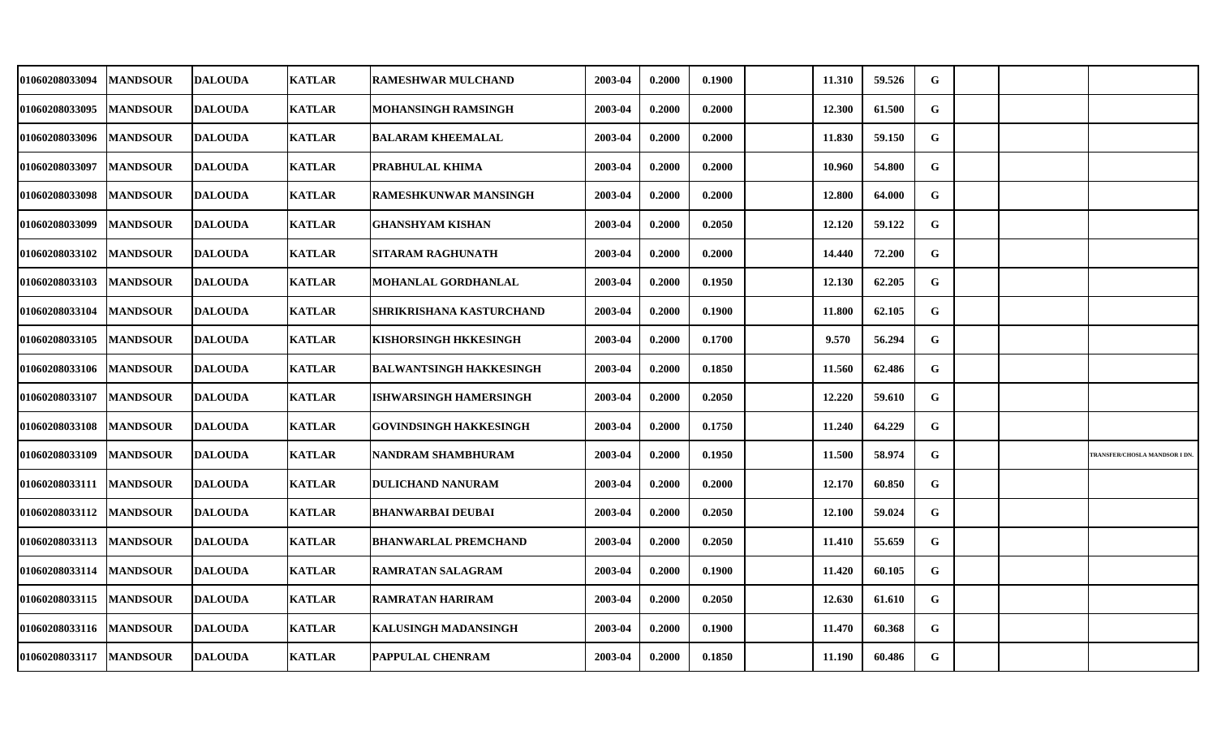| | | | | | | | | | | | | | | |
|---|---|---|---|---|---|---|---|---|---|---|---|---|---|---|
| 01060208033094 | MANDSOUR | DALOUDA | KATLAR | RAMESHWAR MULCHAND | 2003-04 | 0.2000 | 0.1900 | | 11.310 | 59.526 | G | | | |
| 01060208033095 | MANDSOUR | DALOUDA | KATLAR | MOHANSINGH RAMSINGH | 2003-04 | 0.2000 | 0.2000 | | 12.300 | 61.500 | G | | | |
| 01060208033096 | MANDSOUR | DALOUDA | KATLAR | BALARAM KHEEMALAL | 2003-04 | 0.2000 | 0.2000 | | 11.830 | 59.150 | G | | | |
| 01060208033097 | MANDSOUR | DALOUDA | KATLAR | PRABHULAL KHIMA | 2003-04 | 0.2000 | 0.2000 | | 10.960 | 54.800 | G | | | |
| 01060208033098 | MANDSOUR | DALOUDA | KATLAR | RAMESHKUNWAR MANSINGH | 2003-04 | 0.2000 | 0.2000 | | 12.800 | 64.000 | G | | | |
| 01060208033099 | MANDSOUR | DALOUDA | KATLAR | GHANSHYAM KISHAN | 2003-04 | 0.2000 | 0.2050 | | 12.120 | 59.122 | G | | | |
| 01060208033102 | MANDSOUR | DALOUDA | KATLAR | SITARAM RAGHUNATH | 2003-04 | 0.2000 | 0.2000 | | 14.440 | 72.200 | G | | | |
| 01060208033103 | MANDSOUR | DALOUDA | KATLAR | MOHANLAL GORDHANLAL | 2003-04 | 0.2000 | 0.1950 | | 12.130 | 62.205 | G | | | |
| 01060208033104 | MANDSOUR | DALOUDA | KATLAR | SHRIKRISHANA KASTURCHAND | 2003-04 | 0.2000 | 0.1900 | | 11.800 | 62.105 | G | | | |
| 01060208033105 | MANDSOUR | DALOUDA | KATLAR | KISHORSINGH HKKESINGH | 2003-04 | 0.2000 | 0.1700 | | 9.570 | 56.294 | G | | | |
| 01060208033106 | MANDSOUR | DALOUDA | KATLAR | BALWANTSINGH HAKKESINGH | 2003-04 | 0.2000 | 0.1850 | | 11.560 | 62.486 | G | | | |
| 01060208033107 | MANDSOUR | DALOUDA | KATLAR | ISHWARSINGH HAMERSINGH | 2003-04 | 0.2000 | 0.2050 | | 12.220 | 59.610 | G | | | |
| 01060208033108 | MANDSOUR | DALOUDA | KATLAR | GOVINDSINGH HAKKESINGH | 2003-04 | 0.2000 | 0.1750 | | 11.240 | 64.229 | G | | | |
| 01060208033109 | MANDSOUR | DALOUDA | KATLAR | NANDRAM SHAMBHURAM | 2003-04 | 0.2000 | 0.1950 | | 11.500 | 58.974 | G | | | TRANSFER/CHOSLA MANDSOR I DN. |
| 01060208033111 | MANDSOUR | DALOUDA | KATLAR | DULICHAND NANURAM | 2003-04 | 0.2000 | 0.2000 | | 12.170 | 60.850 | G | | | |
| 01060208033112 | MANDSOUR | DALOUDA | KATLAR | BHANWARBAI DEUBAI | 2003-04 | 0.2000 | 0.2050 | | 12.100 | 59.024 | G | | | |
| 01060208033113 | MANDSOUR | DALOUDA | KATLAR | BHANWARLAL PREMCHAND | 2003-04 | 0.2000 | 0.2050 | | 11.410 | 55.659 | G | | | |
| 01060208033114 | MANDSOUR | DALOUDA | KATLAR | RAMRATAN SALAGRAM | 2003-04 | 0.2000 | 0.1900 | | 11.420 | 60.105 | G | | | |
| 01060208033115 | MANDSOUR | DALOUDA | KATLAR | RAMRATAN HARIRAM | 2003-04 | 0.2000 | 0.2050 | | 12.630 | 61.610 | G | | | |
| 01060208033116 | MANDSOUR | DALOUDA | KATLAR | KALUSINGH MADANSINGH | 2003-04 | 0.2000 | 0.1900 | | 11.470 | 60.368 | G | | | |
| 01060208033117 | MANDSOUR | DALOUDA | KATLAR | PAPPULAL CHENRAM | 2003-04 | 0.2000 | 0.1850 | | 11.190 | 60.486 | G | | | |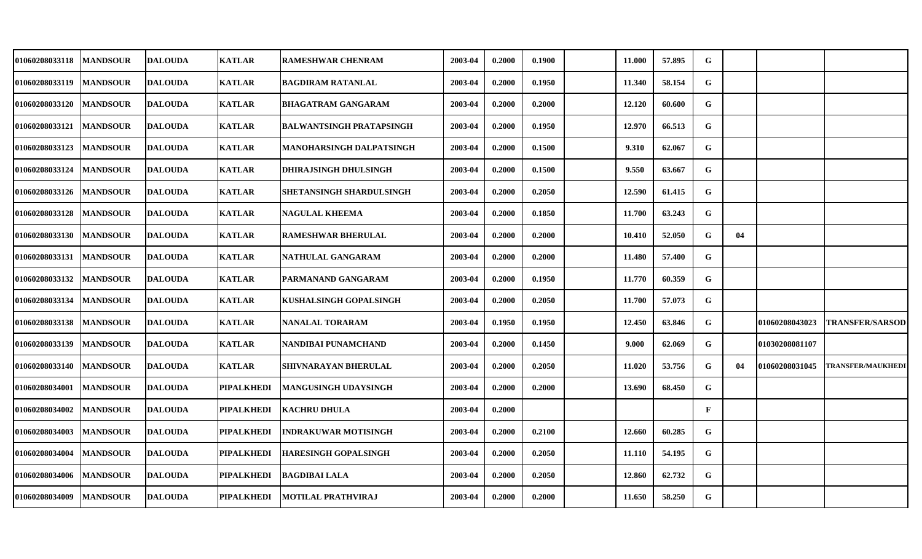| | | | | | | | | | | | | | | |
|---|---|---|---|---|---|---|---|---|---|---|---|---|---|---|
| 01060208033118 | MANDSOUR | DALOUDA | KATLAR | RAMESHWAR CHENRAM | 2003-04 | 0.2000 | 0.1900 | | 11.000 | 57.895 | G | | | |
| 01060208033119 | MANDSOUR | DALOUDA | KATLAR | BAGDIRAM RATANLAL | 2003-04 | 0.2000 | 0.1950 | | 11.340 | 58.154 | G | | | |
| 01060208033120 | MANDSOUR | DALOUDA | KATLAR | BHAGATRAM GANGARAM | 2003-04 | 0.2000 | 0.2000 | | 12.120 | 60.600 | G | | | |
| 01060208033121 | MANDSOUR | DALOUDA | KATLAR | BALWANTSINGH PRATAPSINGH | 2003-04 | 0.2000 | 0.1950 | | 12.970 | 66.513 | G | | | |
| 01060208033123 | MANDSOUR | DALOUDA | KATLAR | MANOHARSINGH DALPATSINGH | 2003-04 | 0.2000 | 0.1500 | | 9.310 | 62.067 | G | | | |
| 01060208033124 | MANDSOUR | DALOUDA | KATLAR | DHIRAJSINGH DHULSINGH | 2003-04 | 0.2000 | 0.1500 | | 9.550 | 63.667 | G | | | |
| 01060208033126 | MANDSOUR | DALOUDA | KATLAR | SHETANSINGH SHARDULSINGH | 2003-04 | 0.2000 | 0.2050 | | 12.590 | 61.415 | G | | | |
| 01060208033128 | MANDSOUR | DALOUDA | KATLAR | NAGULAL KHEEMA | 2003-04 | 0.2000 | 0.1850 | | 11.700 | 63.243 | G | | | |
| 01060208033130 | MANDSOUR | DALOUDA | KATLAR | RAMESHWAR BHERULAL | 2003-04 | 0.2000 | 0.2000 | | 10.410 | 52.050 | G | 04 | | |
| 01060208033131 | MANDSOUR | DALOUDA | KATLAR | NATHULAL GANGARAM | 2003-04 | 0.2000 | 0.2000 | | 11.480 | 57.400 | G | | | |
| 01060208033132 | MANDSOUR | DALOUDA | KATLAR | PARMANAND GANGARAM | 2003-04 | 0.2000 | 0.1950 | | 11.770 | 60.359 | G | | | |
| 01060208033134 | MANDSOUR | DALOUDA | KATLAR | KUSHALSINGH GOPALSINGH | 2003-04 | 0.2000 | 0.2050 | | 11.700 | 57.073 | G | | | |
| 01060208033138 | MANDSOUR | DALOUDA | KATLAR | NANALAL TORARAM | 2003-04 | 0.1950 | 0.1950 | | 12.450 | 63.846 | G | | 01060208043023 | TRANSFER/SARSOD |
| 01060208033139 | MANDSOUR | DALOUDA | KATLAR | NANDIBAI PUNAMCHAND | 2003-04 | 0.2000 | 0.1450 | | 9.000 | 62.069 | G | | 01030208081107 | |
| 01060208033140 | MANDSOUR | DALOUDA | KATLAR | SHIVNARAYAN BHERULAL | 2003-04 | 0.2000 | 0.2050 | | 11.020 | 53.756 | G | 04 | 01060208031045 | TRANSFER/MAUKHEDI |
| 01060208034001 | MANDSOUR | DALOUDA | PIPALKHEDI | MANGUSINGH UDAYSINGH | 2003-04 | 0.2000 | 0.2000 | | 13.690 | 68.450 | G | | | |
| 01060208034002 | MANDSOUR | DALOUDA | PIPALKHEDI | KACHRU DHULA | 2003-04 | 0.2000 | | | | | F | | | |
| 01060208034003 | MANDSOUR | DALOUDA | PIPALKHEDI | INDRAKUWAR MOTISINGH | 2003-04 | 0.2000 | 0.2100 | | 12.660 | 60.285 | G | | | |
| 01060208034004 | MANDSOUR | DALOUDA | PIPALKHEDI | HARESINGH GOPALSINGH | 2003-04 | 0.2000 | 0.2050 | | 11.110 | 54.195 | G | | | |
| 01060208034006 | MANDSOUR | DALOUDA | PIPALKHEDI | BAGDIBAI LALA | 2003-04 | 0.2000 | 0.2050 | | 12.860 | 62.732 | G | | | |
| 01060208034009 | MANDSOUR | DALOUDA | PIPALKHEDI | MOTILAL PRATHVIRAJ | 2003-04 | 0.2000 | 0.2000 | | 11.650 | 58.250 | G | | | |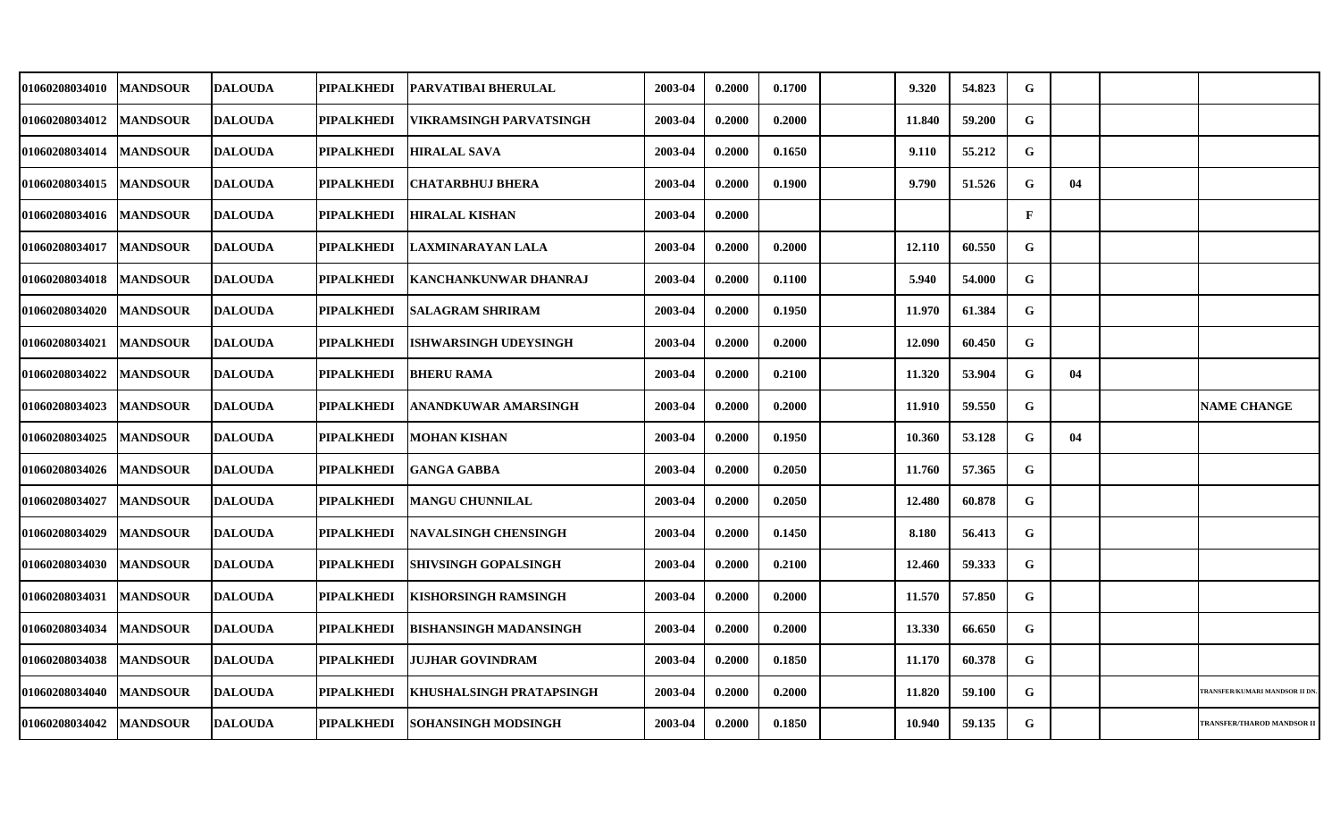| | | | | | | | | | | | | | | |
|---|---|---|---|---|---|---|---|---|---|---|---|---|---|---|
| 01060208034010 | MANDSOUR | DALOUDA | PIPALKHEDI | PARVATIBAI BHERULAL | 2003-04 | 0.2000 | 0.1700 | | 9.320 | 54.823 | G | | | |
| 01060208034012 | MANDSOUR | DALOUDA | PIPALKHEDI | VIKRAMSINGH PARVATSINGH | 2003-04 | 0.2000 | 0.2000 | | 11.840 | 59.200 | G | | | |
| 01060208034014 | MANDSOUR | DALOUDA | PIPALKHEDI | HIRALAL SAVA | 2003-04 | 0.2000 | 0.1650 | | 9.110 | 55.212 | G | | | |
| 01060208034015 | MANDSOUR | DALOUDA | PIPALKHEDI | CHATARBHUJ BHERA | 2003-04 | 0.2000 | 0.1900 | | 9.790 | 51.526 | G | 04 | | |
| 01060208034016 | MANDSOUR | DALOUDA | PIPALKHEDI | HIRALAL KISHAN | 2003-04 | 0.2000 | | | | | F | | | |
| 01060208034017 | MANDSOUR | DALOUDA | PIPALKHEDI | LAXMINARAYAN LALA | 2003-04 | 0.2000 | 0.2000 | | 12.110 | 60.550 | G | | | |
| 01060208034018 | MANDSOUR | DALOUDA | PIPALKHEDI | KANCHANKUNWAR DHANRAJ | 2003-04 | 0.2000 | 0.1100 | | 5.940 | 54.000 | G | | | |
| 01060208034020 | MANDSOUR | DALOUDA | PIPALKHEDI | SALAGRAM SHRIRAM | 2003-04 | 0.2000 | 0.1950 | | 11.970 | 61.384 | G | | | |
| 01060208034021 | MANDSOUR | DALOUDA | PIPALKHEDI | ISHWARSINGH UDEYSINGH | 2003-04 | 0.2000 | 0.2000 | | 12.090 | 60.450 | G | | | |
| 01060208034022 | MANDSOUR | DALOUDA | PIPALKHEDI | BHERU RAMA | 2003-04 | 0.2000 | 0.2100 | | 11.320 | 53.904 | G | 04 | | |
| 01060208034023 | MANDSOUR | DALOUDA | PIPALKHEDI | ANANDKUWAR AMARSINGH | 2003-04 | 0.2000 | 0.2000 | | 11.910 | 59.550 | G | | | NAME CHANGE |
| 01060208034025 | MANDSOUR | DALOUDA | PIPALKHEDI | MOHAN KISHAN | 2003-04 | 0.2000 | 0.1950 | | 10.360 | 53.128 | G | 04 | | |
| 01060208034026 | MANDSOUR | DALOUDA | PIPALKHEDI | GANGA GABBA | 2003-04 | 0.2000 | 0.2050 | | 11.760 | 57.365 | G | | | |
| 01060208034027 | MANDSOUR | DALOUDA | PIPALKHEDI | MANGU CHUNNILAL | 2003-04 | 0.2000 | 0.2050 | | 12.480 | 60.878 | G | | | |
| 01060208034029 | MANDSOUR | DALOUDA | PIPALKHEDI | NAVALSINGH CHENSINGH | 2003-04 | 0.2000 | 0.1450 | | 8.180 | 56.413 | G | | | |
| 01060208034030 | MANDSOUR | DALOUDA | PIPALKHEDI | SHIVSINGH GOPALSINGH | 2003-04 | 0.2000 | 0.2100 | | 12.460 | 59.333 | G | | | |
| 01060208034031 | MANDSOUR | DALOUDA | PIPALKHEDI | KISHORSINGH RAMSINGH | 2003-04 | 0.2000 | 0.2000 | | 11.570 | 57.850 | G | | | |
| 01060208034034 | MANDSOUR | DALOUDA | PIPALKHEDI | BISHANSINGH MADANSINGH | 2003-04 | 0.2000 | 0.2000 | | 13.330 | 66.650 | G | | | |
| 01060208034038 | MANDSOUR | DALOUDA | PIPALKHEDI | JUJHAR GOVINDRAM | 2003-04 | 0.2000 | 0.1850 | | 11.170 | 60.378 | G | | | |
| 01060208034040 | MANDSOUR | DALOUDA | PIPALKHEDI | KHUSHALSINGH PRATAPSINGH | 2003-04 | 0.2000 | 0.2000 | | 11.820 | 59.100 | G | | | TRANSFER/KUMARI MANDSOR II DN. |
| 01060208034042 | MANDSOUR | DALOUDA | PIPALKHEDI | SOHANSINGH MODSINGH | 2003-04 | 0.2000 | 0.1850 | | 10.940 | 59.135 | G | | | TRANSFER/THAROD MANDSOR II |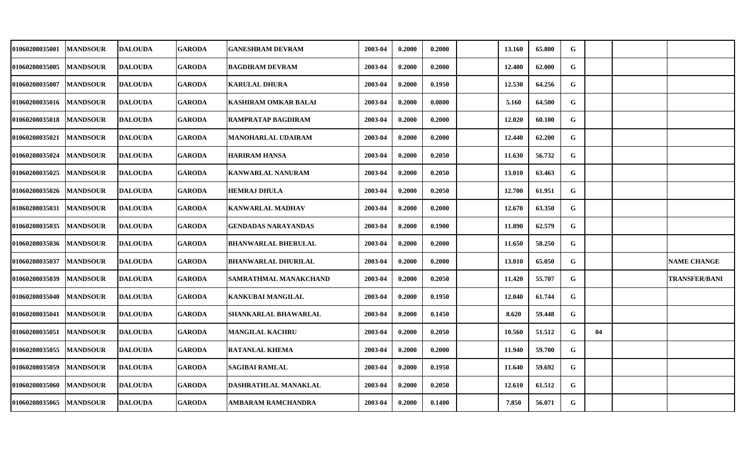| | | | | | | | | | | | | | | |
|---|---|---|---|---|---|---|---|---|---|---|---|---|---|---|
| 01060208035001 | MANDSOUR | DALOUDA | GARODA | GANESHRAM DEVRAM | 2003-04 | 0.2000 | 0.2000 | | 13.160 | 65.800 | G | | | |
| 01060208035005 | MANDSOUR | DALOUDA | GARODA | BAGDIRAM DEVRAM | 2003-04 | 0.2000 | 0.2000 | | 12.400 | 62.000 | G | | | |
| 01060208035007 | MANDSOUR | DALOUDA | GARODA | KARULAL DHURA | 2003-04 | 0.2000 | 0.1950 | | 12.530 | 64.256 | G | | | |
| 01060208035016 | MANDSOUR | DALOUDA | GARODA | KASHIRAM OMKAR BALAI | 2003-04 | 0.2000 | 0.0800 | | 5.160 | 64.500 | G | | | |
| 01060208035018 | MANDSOUR | DALOUDA | GARODA | RAMPRATAP BAGDIRAM | 2003-04 | 0.2000 | 0.2000 | | 12.020 | 60.100 | G | | | |
| 01060208035021 | MANDSOUR | DALOUDA | GARODA | MANOHARLAL UDAIRAM | 2003-04 | 0.2000 | 0.2000 | | 12.440 | 62.200 | G | | | |
| 01060208035024 | MANDSOUR | DALOUDA | GARODA | HARIRAM HANSA | 2003-04 | 0.2000 | 0.2050 | | 11.630 | 56.732 | G | | | |
| 01060208035025 | MANDSOUR | DALOUDA | GARODA | KANWARLAL NANURAM | 2003-04 | 0.2000 | 0.2050 | | 13.010 | 63.463 | G | | | |
| 01060208035026 | MANDSOUR | DALOUDA | GARODA | HEMRAJ DHULA | 2003-04 | 0.2000 | 0.2050 | | 12.700 | 61.951 | G | | | |
| 01060208035031 | MANDSOUR | DALOUDA | GARODA | KANWARLAL MADHAV | 2003-04 | 0.2000 | 0.2000 | | 12.670 | 63.350 | G | | | |
| 01060208035035 | MANDSOUR | DALOUDA | GARODA | GENDADAS NARAYANDAS | 2003-04 | 0.2000 | 0.1900 | | 11.890 | 62.579 | G | | | |
| 01060208035036 | MANDSOUR | DALOUDA | GARODA | BHANWARLAL BHERULAL | 2003-04 | 0.2000 | 0.2000 | | 11.650 | 58.250 | G | | | |
| 01060208035037 | MANDSOUR | DALOUDA | GARODA | BHANWARLAL DHURILAL | 2003-04 | 0.2000 | 0.2000 | | 13.010 | 65.050 | G | | | NAME CHANGE |
| 01060208035039 | MANDSOUR | DALOUDA | GARODA | SAMRATHMAL MANAKCHAND | 2003-04 | 0.2000 | 0.2050 | | 11.420 | 55.707 | G | | | TRANSFER/BANI |
| 01060208035040 | MANDSOUR | DALOUDA | GARODA | KANKUBAI MANGILAL | 2003-04 | 0.2000 | 0.1950 | | 12.040 | 61.744 | G | | | |
| 01060208035041 | MANDSOUR | DALOUDA | GARODA | SHANKARLAL BHAWARLAL | 2003-04 | 0.2000 | 0.1450 | | 8.620 | 59.448 | G | | | |
| 01060208035051 | MANDSOUR | DALOUDA | GARODA | MANGILAL KACHRU | 2003-04 | 0.2000 | 0.2050 | | 10.560 | 51.512 | G | 04 | | |
| 01060208035055 | MANDSOUR | DALOUDA | GARODA | RATANLAL KHEMA | 2003-04 | 0.2000 | 0.2000 | | 11.940 | 59.700 | G | | | |
| 01060208035059 | MANDSOUR | DALOUDA | GARODA | SAGIBAI RAMLAL | 2003-04 | 0.2000 | 0.1950 | | 11.640 | 59.692 | G | | | |
| 01060208035060 | MANDSOUR | DALOUDA | GARODA | DASHRATHLAL MANAKLAL | 2003-04 | 0.2000 | 0.2050 | | 12.610 | 61.512 | G | | | |
| 01060208035065 | MANDSOUR | DALOUDA | GARODA | AMBARAM RAMCHANDRA | 2003-04 | 0.2000 | 0.1400 | | 7.850 | 56.071 | G | | | |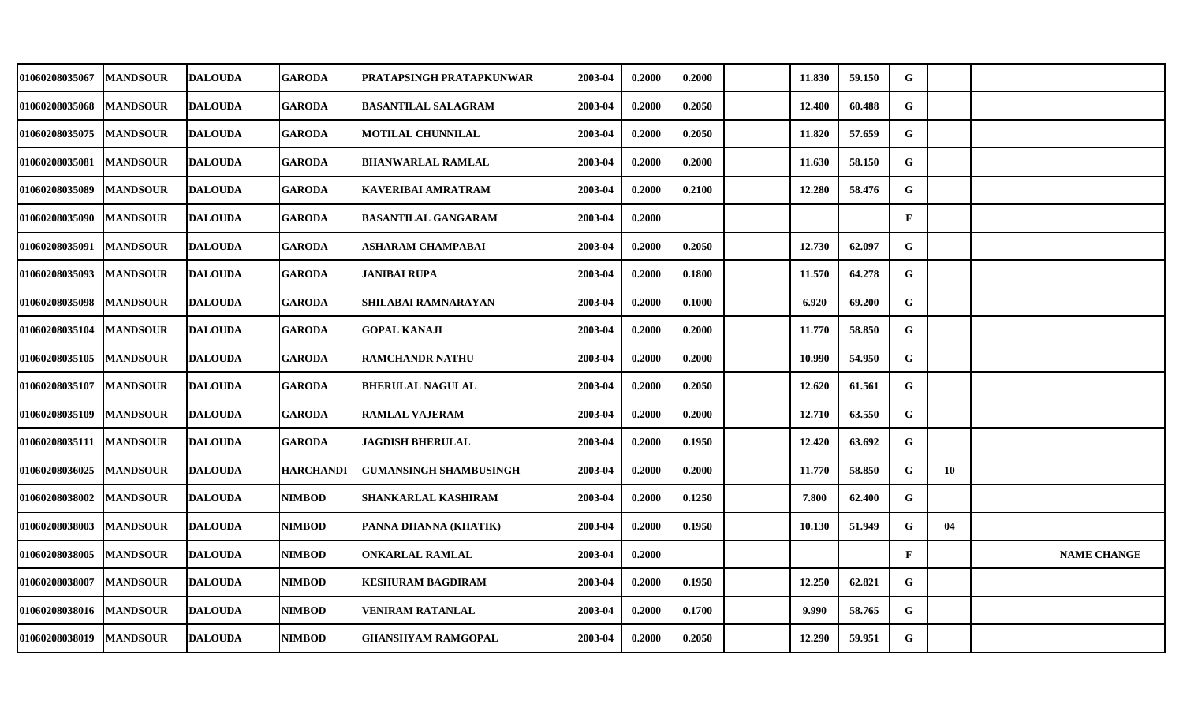| | | | | | | | | | | | | | | |
|---|---|---|---|---|---|---|---|---|---|---|---|---|---|---|
| 01060208035067 | MANDSOUR | DALOUDA | GARODA | PRATAPSINGH PRATAPKUNWAR | 2003-04 | 0.2000 | 0.2000 | | 11.830 | 59.150 | G | | | |
| 01060208035068 | MANDSOUR | DALOUDA | GARODA | BASANTILAL SALAGRAM | 2003-04 | 0.2000 | 0.2050 | | 12.400 | 60.488 | G | | | |
| 01060208035075 | MANDSOUR | DALOUDA | GARODA | MOTILAL CHUNNILAL | 2003-04 | 0.2000 | 0.2050 | | 11.820 | 57.659 | G | | | |
| 01060208035081 | MANDSOUR | DALOUDA | GARODA | BHANWARLAL RAMLAL | 2003-04 | 0.2000 | 0.2000 | | 11.630 | 58.150 | G | | | |
| 01060208035089 | MANDSOUR | DALOUDA | GARODA | KAVERIBAI AMRATRAM | 2003-04 | 0.2000 | 0.2100 | | 12.280 | 58.476 | G | | | |
| 01060208035090 | MANDSOUR | DALOUDA | GARODA | BASANTILAL GANGARAM | 2003-04 | 0.2000 | | | | | F | | | |
| 01060208035091 | MANDSOUR | DALOUDA | GARODA | ASHARAM CHAMPABAI | 2003-04 | 0.2000 | 0.2050 | | 12.730 | 62.097 | G | | | |
| 01060208035093 | MANDSOUR | DALOUDA | GARODA | JANIBAI RUPA | 2003-04 | 0.2000 | 0.1800 | | 11.570 | 64.278 | G | | | |
| 01060208035098 | MANDSOUR | DALOUDA | GARODA | SHILABAI RAMNARAYAN | 2003-04 | 0.2000 | 0.1000 | | 6.920 | 69.200 | G | | | |
| 01060208035104 | MANDSOUR | DALOUDA | GARODA | GOPAL KANAJI | 2003-04 | 0.2000 | 0.2000 | | 11.770 | 58.850 | G | | | |
| 01060208035105 | MANDSOUR | DALOUDA | GARODA | RAMCHANDR NATHU | 2003-04 | 0.2000 | 0.2000 | | 10.990 | 54.950 | G | | | |
| 01060208035107 | MANDSOUR | DALOUDA | GARODA | BHERULAL NAGULAL | 2003-04 | 0.2000 | 0.2050 | | 12.620 | 61.561 | G | | | |
| 01060208035109 | MANDSOUR | DALOUDA | GARODA | RAMLAL VAJERAM | 2003-04 | 0.2000 | 0.2000 | | 12.710 | 63.550 | G | | | |
| 01060208035111 | MANDSOUR | DALOUDA | GARODA | JAGDISH BHERULAL | 2003-04 | 0.2000 | 0.1950 | | 12.420 | 63.692 | G | | | |
| 01060208036025 | MANDSOUR | DALOUDA | HARCHANDI | GUMANSINGH SHAMBUSINGH | 2003-04 | 0.2000 | 0.2000 | | 11.770 | 58.850 | G | 10 | | |
| 01060208038002 | MANDSOUR | DALOUDA | NIMBOD | SHANKARLAL KASHIRAM | 2003-04 | 0.2000 | 0.1250 | | 7.800 | 62.400 | G | | | |
| 01060208038003 | MANDSOUR | DALOUDA | NIMBOD | PANNA DHANNA (KHATIK) | 2003-04 | 0.2000 | 0.1950 | | 10.130 | 51.949 | G | 04 | | |
| 01060208038005 | MANDSOUR | DALOUDA | NIMBOD | ONKARLAL RAMLAL | 2003-04 | 0.2000 | | | | | F | | | NAME CHANGE |
| 01060208038007 | MANDSOUR | DALOUDA | NIMBOD | KESHURAM BAGDIRAM | 2003-04 | 0.2000 | 0.1950 | | 12.250 | 62.821 | G | | | |
| 01060208038016 | MANDSOUR | DALOUDA | NIMBOD | VENIRAM RATANLAL | 2003-04 | 0.2000 | 0.1700 | | 9.990 | 58.765 | G | | | |
| 01060208038019 | MANDSOUR | DALOUDA | NIMBOD | GHANSHYAM RAMGOPAL | 2003-04 | 0.2000 | 0.2050 | | 12.290 | 59.951 | G | | | |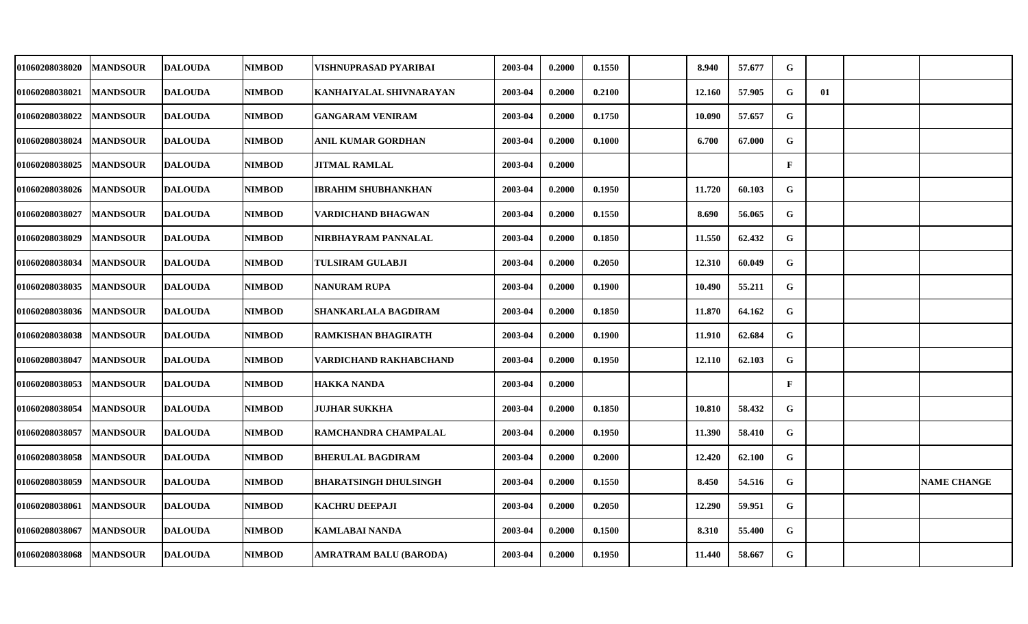| | | | | | | | | | | | | | | |
|---|---|---|---|---|---|---|---|---|---|---|---|---|---|---|
| 01060208038020 | MANDSOUR | DALOUDA | NIMBOD | VISHNUPRASAD PYARIBAI | 2003-04 | 0.2000 | 0.1550 | | 8.940 | 57.677 | G | | | |
| 01060208038021 | MANDSOUR | DALOUDA | NIMBOD | KANHAIYALAL SHIVNARAYAN | 2003-04 | 0.2000 | 0.2100 | | 12.160 | 57.905 | G | 01 | | |
| 01060208038022 | MANDSOUR | DALOUDA | NIMBOD | GANGARAM VENIRAM | 2003-04 | 0.2000 | 0.1750 | | 10.090 | 57.657 | G | | | |
| 01060208038024 | MANDSOUR | DALOUDA | NIMBOD | ANIL KUMAR GORDHAN | 2003-04 | 0.2000 | 0.1000 | | 6.700 | 67.000 | G | | | |
| 01060208038025 | MANDSOUR | DALOUDA | NIMBOD | JITMAL RAMLAL | 2003-04 | 0.2000 | | | | | F | | | |
| 01060208038026 | MANDSOUR | DALOUDA | NIMBOD | IBRAHIM SHUBHANKHAN | 2003-04 | 0.2000 | 0.1950 | | 11.720 | 60.103 | G | | | |
| 01060208038027 | MANDSOUR | DALOUDA | NIMBOD | VARDICHAND BHAGWAN | 2003-04 | 0.2000 | 0.1550 | | 8.690 | 56.065 | G | | | |
| 01060208038029 | MANDSOUR | DALOUDA | NIMBOD | NIRBHAYRAM PANNALAL | 2003-04 | 0.2000 | 0.1850 | | 11.550 | 62.432 | G | | | |
| 01060208038034 | MANDSOUR | DALOUDA | NIMBOD | TULSIRAM GULABJI | 2003-04 | 0.2000 | 0.2050 | | 12.310 | 60.049 | G | | | |
| 01060208038035 | MANDSOUR | DALOUDA | NIMBOD | NANURAM RUPA | 2003-04 | 0.2000 | 0.1900 | | 10.490 | 55.211 | G | | | |
| 01060208038036 | MANDSOUR | DALOUDA | NIMBOD | SHANKARLALA BAGDIRAM | 2003-04 | 0.2000 | 0.1850 | | 11.870 | 64.162 | G | | | |
| 01060208038038 | MANDSOUR | DALOUDA | NIMBOD | RAMKISHAN BHAGIRATH | 2003-04 | 0.2000 | 0.1900 | | 11.910 | 62.684 | G | | | |
| 01060208038047 | MANDSOUR | DALOUDA | NIMBOD | VARDICHAND RAKHABCHAND | 2003-04 | 0.2000 | 0.1950 | | 12.110 | 62.103 | G | | | |
| 01060208038053 | MANDSOUR | DALOUDA | NIMBOD | HAKKA NANDA | 2003-04 | 0.2000 | | | | | F | | | |
| 01060208038054 | MANDSOUR | DALOUDA | NIMBOD | JUJHAR SUKKHA | 2003-04 | 0.2000 | 0.1850 | | 10.810 | 58.432 | G | | | |
| 01060208038057 | MANDSOUR | DALOUDA | NIMBOD | RAMCHANDRA CHAMPALAL | 2003-04 | 0.2000 | 0.1950 | | 11.390 | 58.410 | G | | | |
| 01060208038058 | MANDSOUR | DALOUDA | NIMBOD | BHERULAL BAGDIRAM | 2003-04 | 0.2000 | 0.2000 | | 12.420 | 62.100 | G | | | |
| 01060208038059 | MANDSOUR | DALOUDA | NIMBOD | BHARATSINGH DHULSINGH | 2003-04 | 0.2000 | 0.1550 | | 8.450 | 54.516 | G | | | NAME CHANGE |
| 01060208038061 | MANDSOUR | DALOUDA | NIMBOD | KACHRU DEEPAJI | 2003-04 | 0.2000 | 0.2050 | | 12.290 | 59.951 | G | | | |
| 01060208038067 | MANDSOUR | DALOUDA | NIMBOD | KAMLABAI NANDA | 2003-04 | 0.2000 | 0.1500 | | 8.310 | 55.400 | G | | | |
| 01060208038068 | MANDSOUR | DALOUDA | NIMBOD | AMRATRAM BALU (BARODA) | 2003-04 | 0.2000 | 0.1950 | | 11.440 | 58.667 | G | | | |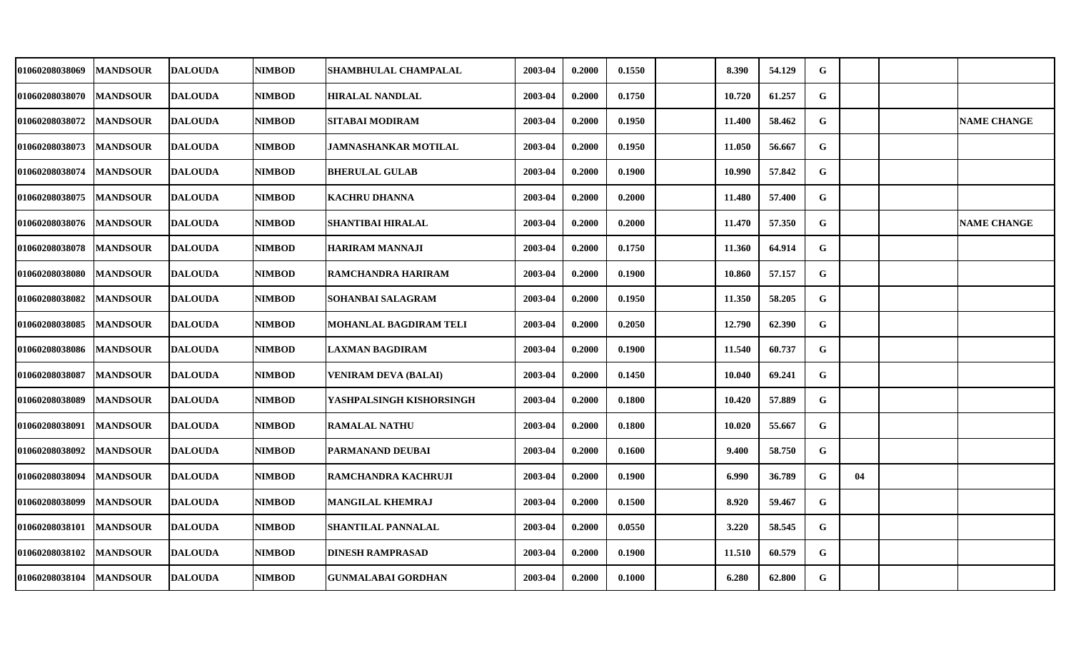| | | | | | | | | | | | | | | |
|---|---|---|---|---|---|---|---|---|---|---|---|---|---|---|
| 01060208038069 | MANDSOUR | DALOUDA | NIMBOD | SHAMBHULAL CHAMPALAL | 2003-04 | 0.2000 | 0.1550 | | 8.390 | 54.129 | G | | | |
| 01060208038070 | MANDSOUR | DALOUDA | NIMBOD | HIRALAL NANDLAL | 2003-04 | 0.2000 | 0.1750 | | 10.720 | 61.257 | G | | | |
| 01060208038072 | MANDSOUR | DALOUDA | NIMBOD | SITABAI MODIRAM | 2003-04 | 0.2000 | 0.1950 | | 11.400 | 58.462 | G | | | NAME CHANGE |
| 01060208038073 | MANDSOUR | DALOUDA | NIMBOD | JAMNASHANKAR MOTILAL | 2003-04 | 0.2000 | 0.1950 | | 11.050 | 56.667 | G | | | |
| 01060208038074 | MANDSOUR | DALOUDA | NIMBOD | BHERULAL GULAB | 2003-04 | 0.2000 | 0.1900 | | 10.990 | 57.842 | G | | | |
| 01060208038075 | MANDSOUR | DALOUDA | NIMBOD | KACHRU DHANNA | 2003-04 | 0.2000 | 0.2000 | | 11.480 | 57.400 | G | | | |
| 01060208038076 | MANDSOUR | DALOUDA | NIMBOD | SHANTIBAI HIRALAL | 2003-04 | 0.2000 | 0.2000 | | 11.470 | 57.350 | G | | | NAME CHANGE |
| 01060208038078 | MANDSOUR | DALOUDA | NIMBOD | HARIRAM MANNAJI | 2003-04 | 0.2000 | 0.1750 | | 11.360 | 64.914 | G | | | |
| 01060208038080 | MANDSOUR | DALOUDA | NIMBOD | RAMCHANDRA HARIRAM | 2003-04 | 0.2000 | 0.1900 | | 10.860 | 57.157 | G | | | |
| 01060208038082 | MANDSOUR | DALOUDA | NIMBOD | SOHANBAI SALAGRAM | 2003-04 | 0.2000 | 0.1950 | | 11.350 | 58.205 | G | | | |
| 01060208038085 | MANDSOUR | DALOUDA | NIMBOD | MOHANLAL BAGDIRAM TELI | 2003-04 | 0.2000 | 0.2050 | | 12.790 | 62.390 | G | | | |
| 01060208038086 | MANDSOUR | DALOUDA | NIMBOD | LAXMAN BAGDIRAM | 2003-04 | 0.2000 | 0.1900 | | 11.540 | 60.737 | G | | | |
| 01060208038087 | MANDSOUR | DALOUDA | NIMBOD | VENIRAM DEVA (BALAI) | 2003-04 | 0.2000 | 0.1450 | | 10.040 | 69.241 | G | | | |
| 01060208038089 | MANDSOUR | DALOUDA | NIMBOD | YASHPALSINGH KISHORSINGH | 2003-04 | 0.2000 | 0.1800 | | 10.420 | 57.889 | G | | | |
| 01060208038091 | MANDSOUR | DALOUDA | NIMBOD | RAMALAL NATHU | 2003-04 | 0.2000 | 0.1800 | | 10.020 | 55.667 | G | | | |
| 01060208038092 | MANDSOUR | DALOUDA | NIMBOD | PARMANAND DEUBAI | 2003-04 | 0.2000 | 0.1600 | | 9.400 | 58.750 | G | | | |
| 01060208038094 | MANDSOUR | DALOUDA | NIMBOD | RAMCHANDRA KACHRUJI | 2003-04 | 0.2000 | 0.1900 | | 6.990 | 36.789 | G | 04 | | |
| 01060208038099 | MANDSOUR | DALOUDA | NIMBOD | MANGILAL KHEMRAJ | 2003-04 | 0.2000 | 0.1500 | | 8.920 | 59.467 | G | | | |
| 01060208038101 | MANDSOUR | DALOUDA | NIMBOD | SHANTILAL PANNALAL | 2003-04 | 0.2000 | 0.0550 | | 3.220 | 58.545 | G | | | |
| 01060208038102 | MANDSOUR | DALOUDA | NIMBOD | DINESH RAMPRASAD | 2003-04 | 0.2000 | 0.1900 | | 11.510 | 60.579 | G | | | |
| 01060208038104 | MANDSOUR | DALOUDA | NIMBOD | GUNMALABAI GORDHAN | 2003-04 | 0.2000 | 0.1000 | | 6.280 | 62.800 | G | | | |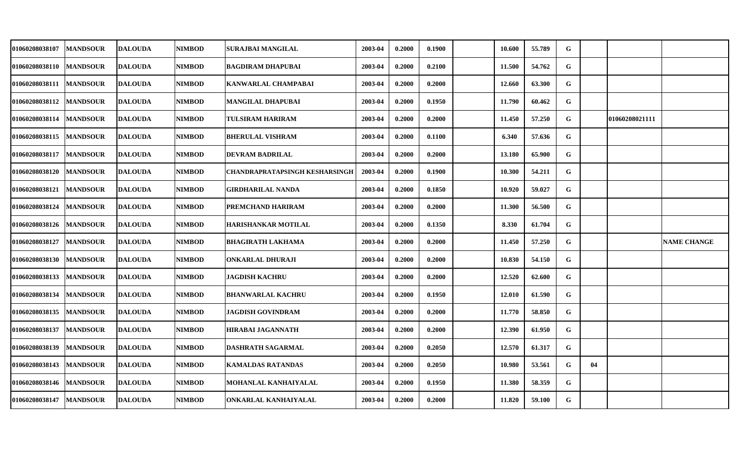| | | | | | | | | | | | | | | |
|---|---|---|---|---|---|---|---|---|---|---|---|---|---|---|
| 01060208038107 | MANDSOUR | DALOUDA | NIMBOD | SURAJBAI MANGILAL | 2003-04 | 0.2000 | 0.1900 | | 10.600 | 55.789 | G | | | |
| 01060208038110 | MANDSOUR | DALOUDA | NIMBOD | BAGDIRAM DHAPUBAI | 2003-04 | 0.2000 | 0.2100 | | 11.500 | 54.762 | G | | | |
| 01060208038111 | MANDSOUR | DALOUDA | NIMBOD | KANWARLAL CHAMPABAI | 2003-04 | 0.2000 | 0.2000 | | 12.660 | 63.300 | G | | | |
| 01060208038112 | MANDSOUR | DALOUDA | NIMBOD | MANGILAL DHAPUBAI | 2003-04 | 0.2000 | 0.1950 | | 11.790 | 60.462 | G | | | |
| 01060208038114 | MANDSOUR | DALOUDA | NIMBOD | TULSIRAM HARIRAM | 2003-04 | 0.2000 | 0.2000 | | 11.450 | 57.250 | G | | 01060208021111 | |
| 01060208038115 | MANDSOUR | DALOUDA | NIMBOD | BHERULAL VISHRAM | 2003-04 | 0.2000 | 0.1100 | | 6.340 | 57.636 | G | | | |
| 01060208038117 | MANDSOUR | DALOUDA | NIMBOD | DEVRAM BADRILAL | 2003-04 | 0.2000 | 0.2000 | | 13.180 | 65.900 | G | | | |
| 01060208038120 | MANDSOUR | DALOUDA | NIMBOD | CHANDRAPRATAPSINGH KESHARSINGH | 2003-04 | 0.2000 | 0.1900 | | 10.300 | 54.211 | G | | | |
| 01060208038121 | MANDSOUR | DALOUDA | NIMBOD | GIRDHARILAL NANDA | 2003-04 | 0.2000 | 0.1850 | | 10.920 | 59.027 | G | | | |
| 01060208038124 | MANDSOUR | DALOUDA | NIMBOD | PREMCHAND HARIRAM | 2003-04 | 0.2000 | 0.2000 | | 11.300 | 56.500 | G | | | |
| 01060208038126 | MANDSOUR | DALOUDA | NIMBOD | HARISHANKAR MOTILAL | 2003-04 | 0.2000 | 0.1350 | | 8.330 | 61.704 | G | | | |
| 01060208038127 | MANDSOUR | DALOUDA | NIMBOD | BHAGIRATH LAKHAMA | 2003-04 | 0.2000 | 0.2000 | | 11.450 | 57.250 | G | | | NAME CHANGE |
| 01060208038130 | MANDSOUR | DALOUDA | NIMBOD | ONKARLAL DHURAJI | 2003-04 | 0.2000 | 0.2000 | | 10.830 | 54.150 | G | | | |
| 01060208038133 | MANDSOUR | DALOUDA | NIMBOD | JAGDISH KACHRU | 2003-04 | 0.2000 | 0.2000 | | 12.520 | 62.600 | G | | | |
| 01060208038134 | MANDSOUR | DALOUDA | NIMBOD | BHANWARLAL KACHRU | 2003-04 | 0.2000 | 0.1950 | | 12.010 | 61.590 | G | | | |
| 01060208038135 | MANDSOUR | DALOUDA | NIMBOD | JAGDISH GOVINDRAM | 2003-04 | 0.2000 | 0.2000 | | 11.770 | 58.850 | G | | | |
| 01060208038137 | MANDSOUR | DALOUDA | NIMBOD | HIRABAI JAGANNATH | 2003-04 | 0.2000 | 0.2000 | | 12.390 | 61.950 | G | | | |
| 01060208038139 | MANDSOUR | DALOUDA | NIMBOD | DASHRATH SAGARMAL | 2003-04 | 0.2000 | 0.2050 | | 12.570 | 61.317 | G | | | |
| 01060208038143 | MANDSOUR | DALOUDA | NIMBOD | KAMALDAS RATANDAS | 2003-04 | 0.2000 | 0.2050 | | 10.980 | 53.561 | G | 04 | | |
| 01060208038146 | MANDSOUR | DALOUDA | NIMBOD | MOHANLAL KANHAIYALAL | 2003-04 | 0.2000 | 0.1950 | | 11.380 | 58.359 | G | | | |
| 01060208038147 | MANDSOUR | DALOUDA | NIMBOD | ONKARLAL KANHAIYALAL | 2003-04 | 0.2000 | 0.2000 | | 11.820 | 59.100 | G | | | |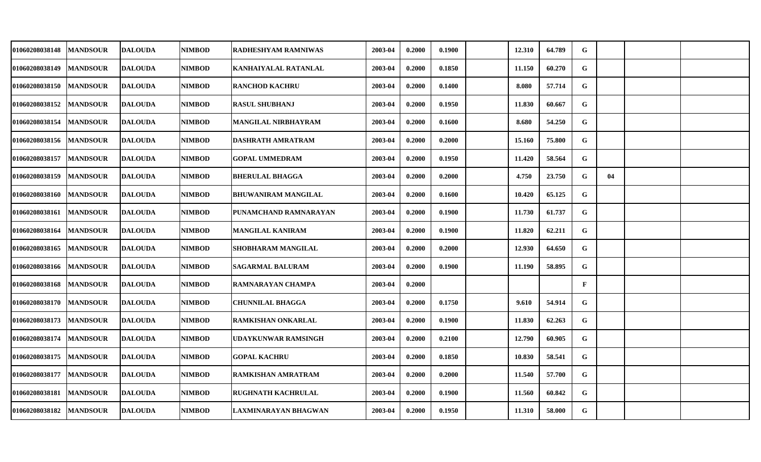| | | | | | | | | | | | | | | |
|---|---|---|---|---|---|---|---|---|---|---|---|---|---|---|
| 01060208038148 | MANDSOUR | DALOUDA | NIMBOD | RADHESHYAM RAMNIWAS | 2003-04 | 0.2000 | 0.1900 | | 12.310 | 64.789 | G | | | |
| 01060208038149 | MANDSOUR | DALOUDA | NIMBOD | KANHAIYALAL RATANLAL | 2003-04 | 0.2000 | 0.1850 | | 11.150 | 60.270 | G | | | |
| 01060208038150 | MANDSOUR | DALOUDA | NIMBOD | RANCHOD KACHRU | 2003-04 | 0.2000 | 0.1400 | | 8.080 | 57.714 | G | | | |
| 01060208038152 | MANDSOUR | DALOUDA | NIMBOD | RASUL SHUBHANJ | 2003-04 | 0.2000 | 0.1950 | | 11.830 | 60.667 | G | | | |
| 01060208038154 | MANDSOUR | DALOUDA | NIMBOD | MANGILAL NIRBHAYRAM | 2003-04 | 0.2000 | 0.1600 | | 8.680 | 54.250 | G | | | |
| 01060208038156 | MANDSOUR | DALOUDA | NIMBOD | DASHRATH AMRATRAM | 2003-04 | 0.2000 | 0.2000 | | 15.160 | 75.800 | G | | | |
| 01060208038157 | MANDSOUR | DALOUDA | NIMBOD | GOPAL UMMEDRAM | 2003-04 | 0.2000 | 0.1950 | | 11.420 | 58.564 | G | | | |
| 01060208038159 | MANDSOUR | DALOUDA | NIMBOD | BHERULAL BHAGGA | 2003-04 | 0.2000 | 0.2000 | | 4.750 | 23.750 | G | 04 | | |
| 01060208038160 | MANDSOUR | DALOUDA | NIMBOD | BHUWANIRAM MANGILAL | 2003-04 | 0.2000 | 0.1600 | | 10.420 | 65.125 | G | | | |
| 01060208038161 | MANDSOUR | DALOUDA | NIMBOD | PUNAMCHAND RAMNARAYAN | 2003-04 | 0.2000 | 0.1900 | | 11.730 | 61.737 | G | | | |
| 01060208038164 | MANDSOUR | DALOUDA | NIMBOD | MANGILAL KANIRAM | 2003-04 | 0.2000 | 0.1900 | | 11.820 | 62.211 | G | | | |
| 01060208038165 | MANDSOUR | DALOUDA | NIMBOD | SHOBHARAM MANGILAL | 2003-04 | 0.2000 | 0.2000 | | 12.930 | 64.650 | G | | | |
| 01060208038166 | MANDSOUR | DALOUDA | NIMBOD | SAGARMAL BALURAM | 2003-04 | 0.2000 | 0.1900 | | 11.190 | 58.895 | G | | | |
| 01060208038168 | MANDSOUR | DALOUDA | NIMBOD | RAMNARAYAN CHAMPA | 2003-04 | 0.2000 | | | | | F | | | |
| 01060208038170 | MANDSOUR | DALOUDA | NIMBOD | CHUNNILAL BHAGGA | 2003-04 | 0.2000 | 0.1750 | | 9.610 | 54.914 | G | | | |
| 01060208038173 | MANDSOUR | DALOUDA | NIMBOD | RAMKISHAN ONKARLAL | 2003-04 | 0.2000 | 0.1900 | | 11.830 | 62.263 | G | | | |
| 01060208038174 | MANDSOUR | DALOUDA | NIMBOD | UDAYKUNWAR RAMSINGH | 2003-04 | 0.2000 | 0.2100 | | 12.790 | 60.905 | G | | | |
| 01060208038175 | MANDSOUR | DALOUDA | NIMBOD | GOPAL KACHRU | 2003-04 | 0.2000 | 0.1850 | | 10.830 | 58.541 | G | | | |
| 01060208038177 | MANDSOUR | DALOUDA | NIMBOD | RAMKISHAN AMRATRAM | 2003-04 | 0.2000 | 0.2000 | | 11.540 | 57.700 | G | | | |
| 01060208038181 | MANDSOUR | DALOUDA | NIMBOD | RUGHNATH KACHRULAL | 2003-04 | 0.2000 | 0.1900 | | 11.560 | 60.842 | G | | | |
| 01060208038182 | MANDSOUR | DALOUDA | NIMBOD | LAXMINARAYAN BHAGWAN | 2003-04 | 0.2000 | 0.1950 | | 11.310 | 58.000 | G | | | |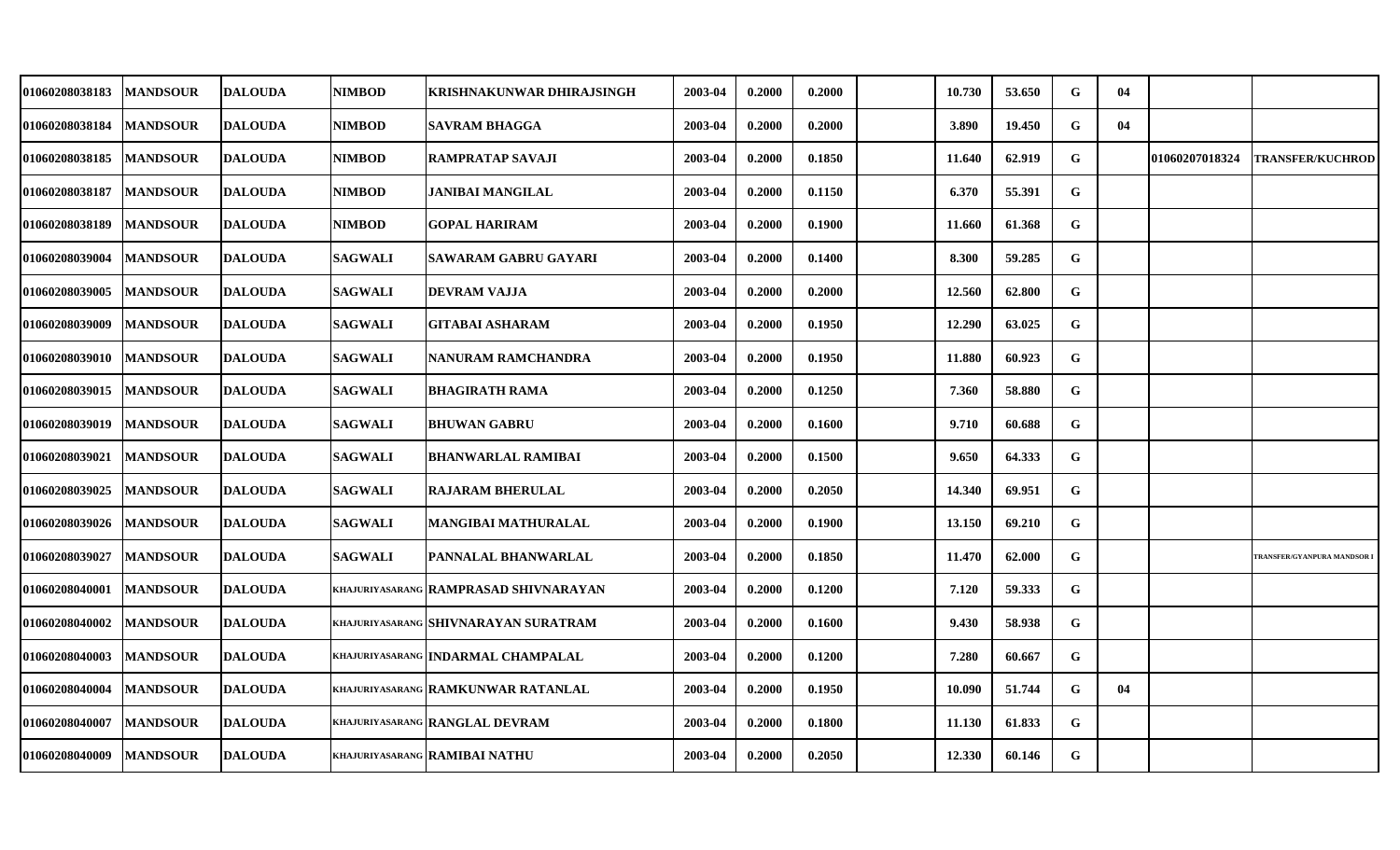| | | | | | | | | | | | | | | |
|---|---|---|---|---|---|---|---|---|---|---|---|---|---|---|
| 01060208038183 | MANDSOUR | DALOUDA | NIMBOD | KRISHNAKUNWAR DHIRAJSINGH | 2003-04 | 0.2000 | 0.2000 | | 10.730 | 53.650 | G | 04 | | |
| 01060208038184 | MANDSOUR | DALOUDA | NIMBOD | SAVRAM BHAGGA | 2003-04 | 0.2000 | 0.2000 | | 3.890 | 19.450 | G | 04 | | |
| 01060208038185 | MANDSOUR | DALOUDA | NIMBOD | RAMPRATAP SAVAJI | 2003-04 | 0.2000 | 0.1850 | | 11.640 | 62.919 | G | | 01060207018324 | TRANSFER/KUCHROD |
| 01060208038187 | MANDSOUR | DALOUDA | NIMBOD | JANIBAI MANGILAL | 2003-04 | 0.2000 | 0.1150 | | 6.370 | 55.391 | G | | | |
| 01060208038189 | MANDSOUR | DALOUDA | NIMBOD | GOPAL HARIRAM | 2003-04 | 0.2000 | 0.1900 | | 11.660 | 61.368 | G | | | |
| 01060208039004 | MANDSOUR | DALOUDA | SAGWALI | SAWARAM GABRU GAYARI | 2003-04 | 0.2000 | 0.1400 | | 8.300 | 59.285 | G | | | |
| 01060208039005 | MANDSOUR | DALOUDA | SAGWALI | DEVRAM VAJJA | 2003-04 | 0.2000 | 0.2000 | | 12.560 | 62.800 | G | | | |
| 01060208039009 | MANDSOUR | DALOUDA | SAGWALI | GITABAI ASHARAM | 2003-04 | 0.2000 | 0.1950 | | 12.290 | 63.025 | G | | | |
| 01060208039010 | MANDSOUR | DALOUDA | SAGWALI | NANURAM RAMCHANDRA | 2003-04 | 0.2000 | 0.1950 | | 11.880 | 60.923 | G | | | |
| 01060208039015 | MANDSOUR | DALOUDA | SAGWALI | BHAGIRATH RAMA | 2003-04 | 0.2000 | 0.1250 | | 7.360 | 58.880 | G | | | |
| 01060208039019 | MANDSOUR | DALOUDA | SAGWALI | BHUWAN GABRU | 2003-04 | 0.2000 | 0.1600 | | 9.710 | 60.688 | G | | | |
| 01060208039021 | MANDSOUR | DALOUDA | SAGWALI | BHANWARLAL RAMIBAI | 2003-04 | 0.2000 | 0.1500 | | 9.650 | 64.333 | G | | | |
| 01060208039025 | MANDSOUR | DALOUDA | SAGWALI | RAJARAM BHERULAL | 2003-04 | 0.2000 | 0.2050 | | 14.340 | 69.951 | G | | | |
| 01060208039026 | MANDSOUR | DALOUDA | SAGWALI | MANGIBAI MATHURALAL | 2003-04 | 0.2000 | 0.1900 | | 13.150 | 69.210 | G | | | |
| 01060208039027 | MANDSOUR | DALOUDA | SAGWALI | PANNALAL BHANWARLAL | 2003-04 | 0.2000 | 0.1850 | | 11.470 | 62.000 | G | | | TRANSFER/GYANPURA MANDSOR I |
| 01060208040001 | MANDSOUR | DALOUDA | KHAJURIYASARANG | RAMPRASAD SHIVNARAYAN | 2003-04 | 0.2000 | 0.1200 | | 7.120 | 59.333 | G | | | |
| 01060208040002 | MANDSOUR | DALOUDA | KHAJURIYASARANG | SHIVNARAYAN SURATRAM | 2003-04 | 0.2000 | 0.1600 | | 9.430 | 58.938 | G | | | |
| 01060208040003 | MANDSOUR | DALOUDA | KHAJURIYASARANG | INDARMAL CHAMPALAL | 2003-04 | 0.2000 | 0.1200 | | 7.280 | 60.667 | G | | | |
| 01060208040004 | MANDSOUR | DALOUDA | KHAJURIYASARANG | RAMKUNWAR RATANLAL | 2003-04 | 0.2000 | 0.1950 | | 10.090 | 51.744 | G | 04 | | |
| 01060208040007 | MANDSOUR | DALOUDA | KHAJURIYASARANG | RANGLAL DEVRAM | 2003-04 | 0.2000 | 0.1800 | | 11.130 | 61.833 | G | | | |
| 01060208040009 | MANDSOUR | DALOUDA | KHAJURIYASARANG | RAMIBAI NATHU | 2003-04 | 0.2000 | 0.2050 | | 12.330 | 60.146 | G | | | |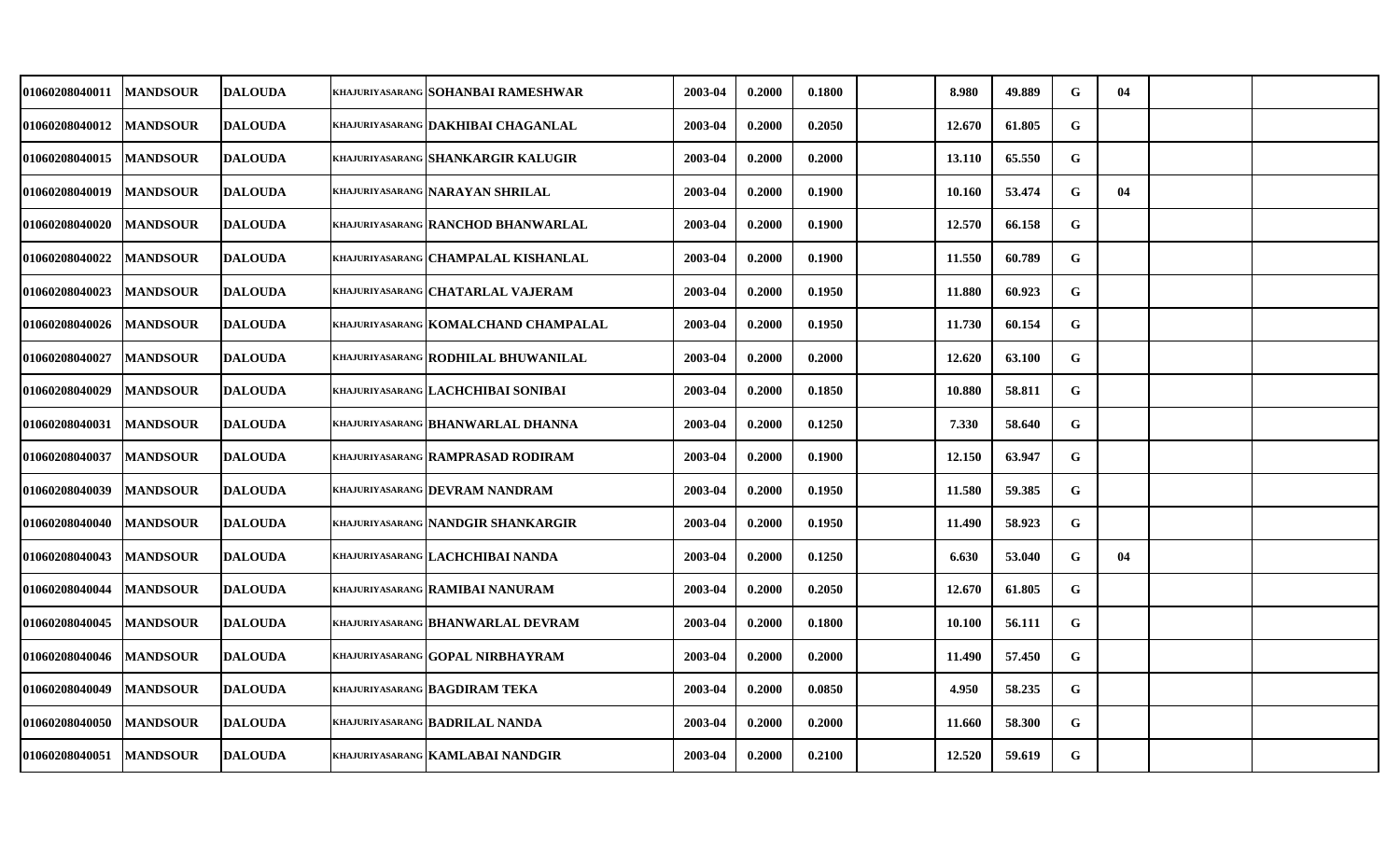| | | | | | | | | | | | | | | | |
|---|---|---|---|---|---|---|---|---|---|---|---|---|---|---|---|
| 01060208040011 | MANDSOUR | DALOUDA | KHAJURIYASARANG | SOHANBAI RAMESHWAR | 2003-04 | 0.2000 | 0.1800 | | 8.980 | 49.889 | G | 04 | | |
| 01060208040012 | MANDSOUR | DALOUDA | KHAJURIYASARANG | DAKHIBAI CHAGANLAL | 2003-04 | 0.2000 | 0.2050 | | 12.670 | 61.805 | G | | | |
| 01060208040015 | MANDSOUR | DALOUDA | KHAJURIYASARANG | SHANKARGIR KALUGIR | 2003-04 | 0.2000 | 0.2000 | | 13.110 | 65.550 | G | | | |
| 01060208040019 | MANDSOUR | DALOUDA | KHAJURIYASARANG | NARAYAN SHRILAL | 2003-04 | 0.2000 | 0.1900 | | 10.160 | 53.474 | G | 04 | | |
| 01060208040020 | MANDSOUR | DALOUDA | KHAJURIYASARANG | RANCHOD BHANWARLAL | 2003-04 | 0.2000 | 0.1900 | | 12.570 | 66.158 | G | | | |
| 01060208040022 | MANDSOUR | DALOUDA | KHAJURIYASARANG | CHAMPALAL KISHANLAL | 2003-04 | 0.2000 | 0.1900 | | 11.550 | 60.789 | G | | | |
| 01060208040023 | MANDSOUR | DALOUDA | KHAJURIYASARANG | CHATARLAL VAJERAM | 2003-04 | 0.2000 | 0.1950 | | 11.880 | 60.923 | G | | | |
| 01060208040026 | MANDSOUR | DALOUDA | KHAJURIYASARANG | KOMALCHAND CHAMPALAL | 2003-04 | 0.2000 | 0.1950 | | 11.730 | 60.154 | G | | | |
| 01060208040027 | MANDSOUR | DALOUDA | KHAJURIYASARANG | RODHILAL BHUWANILAL | 2003-04 | 0.2000 | 0.2000 | | 12.620 | 63.100 | G | | | |
| 01060208040029 | MANDSOUR | DALOUDA | KHAJURIYASARANG | LACHCHIBAI SONIBAI | 2003-04 | 0.2000 | 0.1850 | | 10.880 | 58.811 | G | | | |
| 01060208040031 | MANDSOUR | DALOUDA | KHAJURIYASARANG | BHANWARLAL DHANNA | 2003-04 | 0.2000 | 0.1250 | | 7.330 | 58.640 | G | | | |
| 01060208040037 | MANDSOUR | DALOUDA | KHAJURIYASARANG | RAMPRASAD RODIRAM | 2003-04 | 0.2000 | 0.1900 | | 12.150 | 63.947 | G | | | |
| 01060208040039 | MANDSOUR | DALOUDA | KHAJURIYASARANG | DEVRAM NANDRAM | 2003-04 | 0.2000 | 0.1950 | | 11.580 | 59.385 | G | | | |
| 01060208040040 | MANDSOUR | DALOUDA | KHAJURIYASARANG | NANDGIR SHANKARGIR | 2003-04 | 0.2000 | 0.1950 | | 11.490 | 58.923 | G | | | |
| 01060208040043 | MANDSOUR | DALOUDA | KHAJURIYASARANG | LACHCHIBAI NANDA | 2003-04 | 0.2000 | 0.1250 | | 6.630 | 53.040 | G | 04 | | |
| 01060208040044 | MANDSOUR | DALOUDA | KHAJURIYASARANG | RAMIBAI NANURAM | 2003-04 | 0.2000 | 0.2050 | | 12.670 | 61.805 | G | | | |
| 01060208040045 | MANDSOUR | DALOUDA | KHAJURIYASARANG | BHANWARLAL DEVRAM | 2003-04 | 0.2000 | 0.1800 | | 10.100 | 56.111 | G | | | |
| 01060208040046 | MANDSOUR | DALOUDA | KHAJURIYASARANG | GOPAL NIRBHAYRAM | 2003-04 | 0.2000 | 0.2000 | | 11.490 | 57.450 | G | | | |
| 01060208040049 | MANDSOUR | DALOUDA | KHAJURIYASARANG | BAGDIRAM TEKA | 2003-04 | 0.2000 | 0.0850 | | 4.950 | 58.235 | G | | | |
| 01060208040050 | MANDSOUR | DALOUDA | KHAJURIYASARANG | BADRILAL NANDA | 2003-04 | 0.2000 | 0.2000 | | 11.660 | 58.300 | G | | | |
| 01060208040051 | MANDSOUR | DALOUDA | KHAJURIYASARANG | KAMLABAI NANDGIR | 2003-04 | 0.2000 | 0.2100 | | 12.520 | 59.619 | G | | | |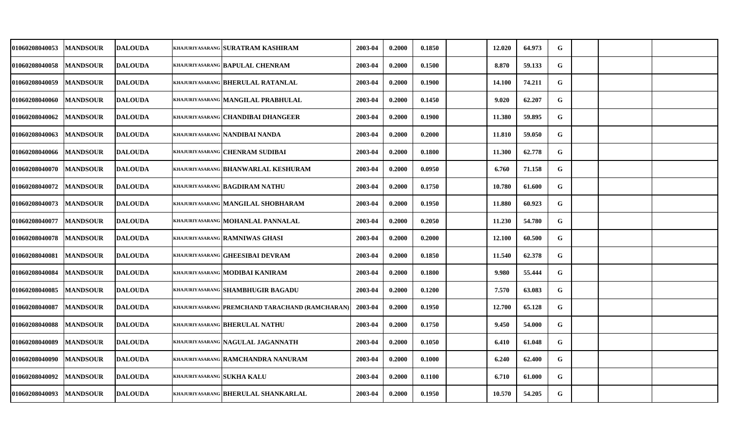| | | | | | | | | | | | | | | |
|---|---|---|---|---|---|---|---|---|---|---|---|---|---|---|
| 01060208040053 | MANDSOUR | DALOUDA | KHAJURIYASARANG | SURATRAM KASHIRAM | 2003-04 | 0.2000 | 0.1850 | | 12.020 | 64.973 | G | | | |
| 01060208040058 | MANDSOUR | DALOUDA | KHAJURIYASARANG | BAPULAL CHENRAM | 2003-04 | 0.2000 | 0.1500 | | 8.870 | 59.133 | G | | | |
| 01060208040059 | MANDSOUR | DALOUDA | KHAJURIYASARANG | BHERULAL RATANLAL | 2003-04 | 0.2000 | 0.1900 | | 14.100 | 74.211 | G | | | |
| 01060208040060 | MANDSOUR | DALOUDA | KHAJURIYASARANG | MANGILAL PRABHULAL | 2003-04 | 0.2000 | 0.1450 | | 9.020 | 62.207 | G | | | |
| 01060208040062 | MANDSOUR | DALOUDA | KHAJURIYASARANG | CHANDIBAI DHANGEER | 2003-04 | 0.2000 | 0.1900 | | 11.380 | 59.895 | G | | | |
| 01060208040063 | MANDSOUR | DALOUDA | KHAJURIYASARANG | NANDIBAI NANDA | 2003-04 | 0.2000 | 0.2000 | | 11.810 | 59.050 | G | | | |
| 01060208040066 | MANDSOUR | DALOUDA | KHAJURIYASARANG | CHENRAM SUDIBAI | 2003-04 | 0.2000 | 0.1800 | | 11.300 | 62.778 | G | | | |
| 01060208040070 | MANDSOUR | DALOUDA | KHAJURIYASARANG | BHANWARLAL KESHURAM | 2003-04 | 0.2000 | 0.0950 | | 6.760 | 71.158 | G | | | |
| 01060208040072 | MANDSOUR | DALOUDA | KHAJURIYASARANG | BAGDIRAM NATHU | 2003-04 | 0.2000 | 0.1750 | | 10.780 | 61.600 | G | | | |
| 01060208040073 | MANDSOUR | DALOUDA | KHAJURIYASARANG | MANGILAL SHOBHARAM | 2003-04 | 0.2000 | 0.1950 | | 11.880 | 60.923 | G | | | |
| 01060208040077 | MANDSOUR | DALOUDA | KHAJURIYASARANG | MOHANLAL PANNALAL | 2003-04 | 0.2000 | 0.2050 | | 11.230 | 54.780 | G | | | |
| 01060208040078 | MANDSOUR | DALOUDA | KHAJURIYASARANG | RAMNIWAS GHASI | 2003-04 | 0.2000 | 0.2000 | | 12.100 | 60.500 | G | | | |
| 01060208040081 | MANDSOUR | DALOUDA | KHAJURIYASARANG | GHEESIBAI DEVRAM | 2003-04 | 0.2000 | 0.1850 | | 11.540 | 62.378 | G | | | |
| 01060208040084 | MANDSOUR | DALOUDA | KHAJURIYASARANG | MODIBAI KANIRAM | 2003-04 | 0.2000 | 0.1800 | | 9.980 | 55.444 | G | | | |
| 01060208040085 | MANDSOUR | DALOUDA | KHAJURIYASARANG | SHAMBHUGIR BAGADU | 2003-04 | 0.2000 | 0.1200 | | 7.570 | 63.083 | G | | | |
| 01060208040087 | MANDSOUR | DALOUDA | KHAJURIYASARANG | PREMCHAND TARACHAND (RAMCHARAN) | 2003-04 | 0.2000 | 0.1950 | | 12.700 | 65.128 | G | | | |
| 01060208040088 | MANDSOUR | DALOUDA | KHAJURIYASARANG | BHERULAL NATHU | 2003-04 | 0.2000 | 0.1750 | | 9.450 | 54.000 | G | | | |
| 01060208040089 | MANDSOUR | DALOUDA | KHAJURIYASARANG | NAGULAL JAGANNATH | 2003-04 | 0.2000 | 0.1050 | | 6.410 | 61.048 | G | | | |
| 01060208040090 | MANDSOUR | DALOUDA | KHAJURIYASARANG | RAMCHANDRA NANURAM | 2003-04 | 0.2000 | 0.1000 | | 6.240 | 62.400 | G | | | |
| 01060208040092 | MANDSOUR | DALOUDA | KHAJURIYASARANG | SUKHA KALU | 2003-04 | 0.2000 | 0.1100 | | 6.710 | 61.000 | G | | | |
| 01060208040093 | MANDSOUR | DALOUDA | KHAJURIYASARANG | BHERULAL SHANKARLAL | 2003-04 | 0.2000 | 0.1950 | | 10.570 | 54.205 | G | | | |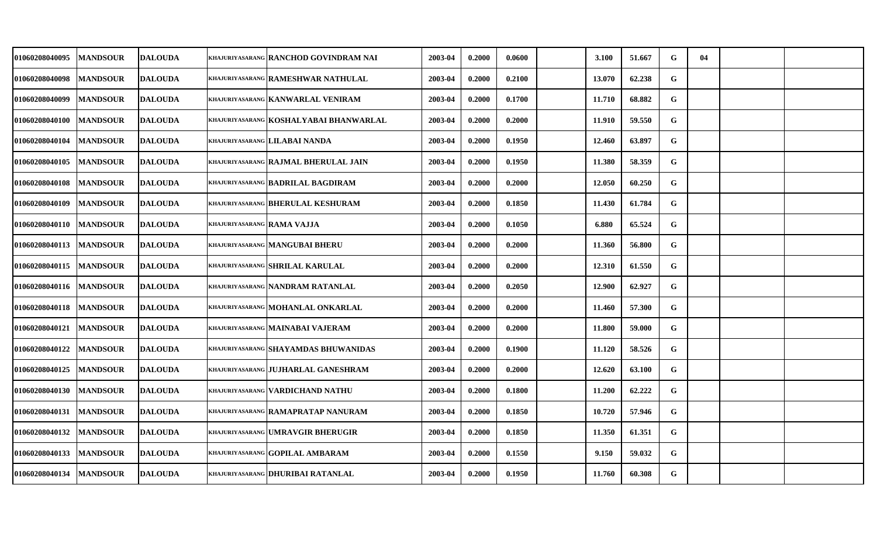| | | | | | | | | | | | | | | | |
|---|---|---|---|---|---|---|---|---|---|---|---|---|---|---|---|
| 01060208040095 | MANDSOUR | DALOUDA | KHAJURIYASARANG | RANCHOD GOVINDRAM NAI | 2003-04 | 0.2000 | 0.0600 | | 3.100 | 51.667 | G | 04 | | |
| 01060208040098 | MANDSOUR | DALOUDA | KHAJURIYASARANG | RAMESHWAR NATHULAL | 2003-04 | 0.2000 | 0.2100 | | 13.070 | 62.238 | G | | | |
| 01060208040099 | MANDSOUR | DALOUDA | KHAJURIYASARANG | KANWARLAL VENIRAM | 2003-04 | 0.2000 | 0.1700 | | 11.710 | 68.882 | G | | | |
| 01060208040100 | MANDSOUR | DALOUDA | KHAJURIYASARANG | KOSHALYABAI BHANWARLAL | 2003-04 | 0.2000 | 0.2000 | | 11.910 | 59.550 | G | | | |
| 01060208040104 | MANDSOUR | DALOUDA | KHAJURIYASARANG | LILABAI NANDA | 2003-04 | 0.2000 | 0.1950 | | 12.460 | 63.897 | G | | | |
| 01060208040105 | MANDSOUR | DALOUDA | KHAJURIYASARANG | RAJMAL BHERULAL JAIN | 2003-04 | 0.2000 | 0.1950 | | 11.380 | 58.359 | G | | | |
| 01060208040108 | MANDSOUR | DALOUDA | KHAJURIYASARANG | BADRILAL BAGDIRAM | 2003-04 | 0.2000 | 0.2000 | | 12.050 | 60.250 | G | | | |
| 01060208040109 | MANDSOUR | DALOUDA | KHAJURIYASARANG | BHERULAL KESHURAM | 2003-04 | 0.2000 | 0.1850 | | 11.430 | 61.784 | G | | | |
| 01060208040110 | MANDSOUR | DALOUDA | KHAJURIYASARANG | RAMA VAJJA | 2003-04 | 0.2000 | 0.1050 | | 6.880 | 65.524 | G | | | |
| 01060208040113 | MANDSOUR | DALOUDA | KHAJURIYASARANG | MANGUBAI BHERU | 2003-04 | 0.2000 | 0.2000 | | 11.360 | 56.800 | G | | | |
| 01060208040115 | MANDSOUR | DALOUDA | KHAJURIYASARANG | SHRILAL KARULAL | 2003-04 | 0.2000 | 0.2000 | | 12.310 | 61.550 | G | | | |
| 01060208040116 | MANDSOUR | DALOUDA | KHAJURIYASARANG | NANDRAM RATANLAL | 2003-04 | 0.2000 | 0.2050 | | 12.900 | 62.927 | G | | | |
| 01060208040118 | MANDSOUR | DALOUDA | KHAJURIYASARANG | MOHANLAL ONKARLAL | 2003-04 | 0.2000 | 0.2000 | | 11.460 | 57.300 | G | | | |
| 01060208040121 | MANDSOUR | DALOUDA | KHAJURIYASARANG | MAINABAI VAJERAM | 2003-04 | 0.2000 | 0.2000 | | 11.800 | 59.000 | G | | | |
| 01060208040122 | MANDSOUR | DALOUDA | KHAJURIYASARANG | SHAYAMDAS BHUWANIDAS | 2003-04 | 0.2000 | 0.1900 | | 11.120 | 58.526 | G | | | |
| 01060208040125 | MANDSOUR | DALOUDA | KHAJURIYASARANG | JUJHARLAL GANESHRAM | 2003-04 | 0.2000 | 0.2000 | | 12.620 | 63.100 | G | | | |
| 01060208040130 | MANDSOUR | DALOUDA | KHAJURIYASARANG | VARDICHAND NATHU | 2003-04 | 0.2000 | 0.1800 | | 11.200 | 62.222 | G | | | |
| 01060208040131 | MANDSOUR | DALOUDA | KHAJURIYASARANG | RAMAPRATAP NANURAM | 2003-04 | 0.2000 | 0.1850 | | 10.720 | 57.946 | G | | | |
| 01060208040132 | MANDSOUR | DALOUDA | KHAJURIYASARANG | UMRAVGIR BHERUGIR | 2003-04 | 0.2000 | 0.1850 | | 11.350 | 61.351 | G | | | |
| 01060208040133 | MANDSOUR | DALOUDA | KHAJURIYASARANG | GOPILAL AMBARAM | 2003-04 | 0.2000 | 0.1550 | | 9.150 | 59.032 | G | | | |
| 01060208040134 | MANDSOUR | DALOUDA | KHAJURIYASARANG | DHURIBAI RATANLAL | 2003-04 | 0.2000 | 0.1950 | | 11.760 | 60.308 | G | | | |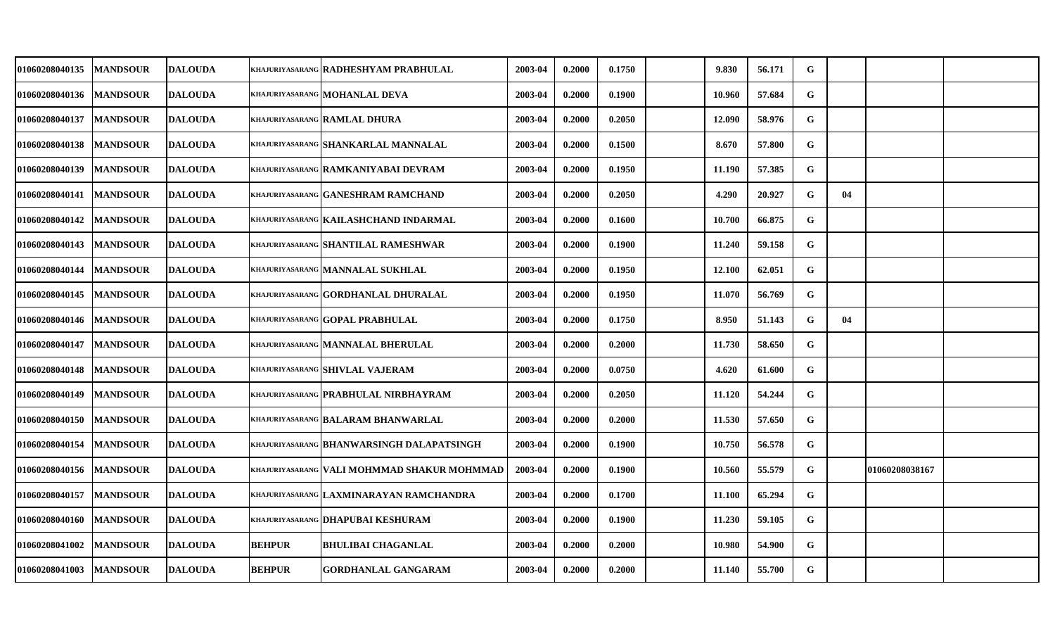| | | | | | | | | | | | | | | |
|---|---|---|---|---|---|---|---|---|---|---|---|---|---|---|
| 01060208040135 | MANDSOUR | DALOUDA | KHAJURIYASARANG | RADHESHYAM PRABHULAL | 2003-04 | 0.2000 | 0.1750 | | 9.830 | 56.171 | G | | | |
| 01060208040136 | MANDSOUR | DALOUDA | KHAJURIYASARANG | MOHANLAL DEVA | 2003-04 | 0.2000 | 0.1900 | | 10.960 | 57.684 | G | | | |
| 01060208040137 | MANDSOUR | DALOUDA | KHAJURIYASARANG | RAMLAL DHURA | 2003-04 | 0.2000 | 0.2050 | | 12.090 | 58.976 | G | | | |
| 01060208040138 | MANDSOUR | DALOUDA | KHAJURIYASARANG | SHANKARLAL MANNALAL | 2003-04 | 0.2000 | 0.1500 | | 8.670 | 57.800 | G | | | |
| 01060208040139 | MANDSOUR | DALOUDA | KHAJURIYASARANG | RAMKANIYABAI DEVRAM | 2003-04 | 0.2000 | 0.1950 | | 11.190 | 57.385 | G | | | |
| 01060208040141 | MANDSOUR | DALOUDA | KHAJURIYASARANG | GANESHRAM RAMCHAND | 2003-04 | 0.2000 | 0.2050 | | 4.290 | 20.927 | G | 04 | | |
| 01060208040142 | MANDSOUR | DALOUDA | KHAJURIYASARANG | KAILASHCHAND INDARMAL | 2003-04 | 0.2000 | 0.1600 | | 10.700 | 66.875 | G | | | |
| 01060208040143 | MANDSOUR | DALOUDA | KHAJURIYASARANG | SHANTILAL RAMESHWAR | 2003-04 | 0.2000 | 0.1900 | | 11.240 | 59.158 | G | | | |
| 01060208040144 | MANDSOUR | DALOUDA | KHAJURIYASARANG | MANNALAL SUKHLAL | 2003-04 | 0.2000 | 0.1950 | | 12.100 | 62.051 | G | | | |
| 01060208040145 | MANDSOUR | DALOUDA | KHAJURIYASARANG | GORDHANLAL DHURALAL | 2003-04 | 0.2000 | 0.1950 | | 11.070 | 56.769 | G | | | |
| 01060208040146 | MANDSOUR | DALOUDA | KHAJURIYASARANG | GOPAL PRABHULAL | 2003-04 | 0.2000 | 0.1750 | | 8.950 | 51.143 | G | 04 | | |
| 01060208040147 | MANDSOUR | DALOUDA | KHAJURIYASARANG | MANNALAL BHERULAL | 2003-04 | 0.2000 | 0.2000 | | 11.730 | 58.650 | G | | | |
| 01060208040148 | MANDSOUR | DALOUDA | KHAJURIYASARANG | SHIVLAL VAJERAM | 2003-04 | 0.2000 | 0.0750 | | 4.620 | 61.600 | G | | | |
| 01060208040149 | MANDSOUR | DALOUDA | KHAJURIYASARANG | PRABHULAL NIRBHAYRAM | 2003-04 | 0.2000 | 0.2050 | | 11.120 | 54.244 | G | | | |
| 01060208040150 | MANDSOUR | DALOUDA | KHAJURIYASARANG | BALARAM BHANWARLAL | 2003-04 | 0.2000 | 0.2000 | | 11.530 | 57.650 | G | | | |
| 01060208040154 | MANDSOUR | DALOUDA | KHAJURIYASARANG | BHANWARSINGH DALAPATSINGH | 2003-04 | 0.2000 | 0.1900 | | 10.750 | 56.578 | G | | | |
| 01060208040156 | MANDSOUR | DALOUDA | KHAJURIYASARANG | VALI MOHMMAD SHAKUR MOHMMAD | 2003-04 | 0.2000 | 0.1900 | | 10.560 | 55.579 | G | | 01060208038167 | |
| 01060208040157 | MANDSOUR | DALOUDA | KHAJURIYASARANG | LAXMINARAYAN RAMCHANDRA | 2003-04 | 0.2000 | 0.1700 | | 11.100 | 65.294 | G | | | |
| 01060208040160 | MANDSOUR | DALOUDA | KHAJURIYASARANG | DHAPUBAI KESHURAM | 2003-04 | 0.2000 | 0.1900 | | 11.230 | 59.105 | G | | | |
| 01060208041002 | MANDSOUR | DALOUDA | BEHPUR | BHULIBAI CHAGANLAL | 2003-04 | 0.2000 | 0.2000 | | 10.980 | 54.900 | G | | | |
| 01060208041003 | MANDSOUR | DALOUDA | BEHPUR | GORDHANLAL GANGARAM | 2003-04 | 0.2000 | 0.2000 | | 11.140 | 55.700 | G | | | |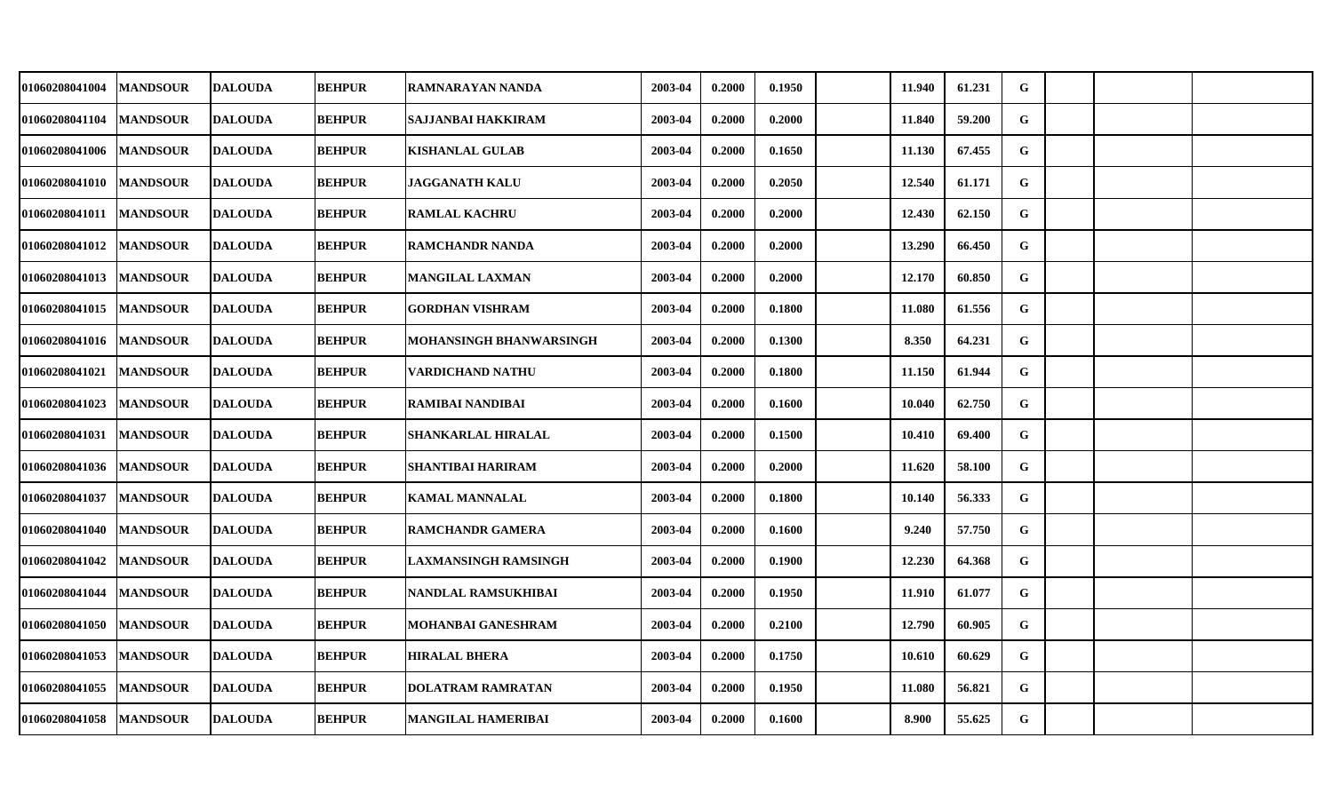| | | | | | | | | | | | | | | |
|---|---|---|---|---|---|---|---|---|---|---|---|---|---|---|
| 01060208041004 | MANDSOUR | DALOUDA | BEHPUR | RAMNARAYAN NANDA | 2003-04 | 0.2000 | 0.1950 | | 11.940 | 61.231 | G | | | |
| 01060208041104 | MANDSOUR | DALOUDA | BEHPUR | SAJJANBAI HAKKIRAM | 2003-04 | 0.2000 | 0.2000 | | 11.840 | 59.200 | G | | | |
| 01060208041006 | MANDSOUR | DALOUDA | BEHPUR | KISHANLAL GULAB | 2003-04 | 0.2000 | 0.1650 | | 11.130 | 67.455 | G | | | |
| 01060208041010 | MANDSOUR | DALOUDA | BEHPUR | JAGGANATH KALU | 2003-04 | 0.2000 | 0.2050 | | 12.540 | 61.171 | G | | | |
| 01060208041011 | MANDSOUR | DALOUDA | BEHPUR | RAMLAL KACHRU | 2003-04 | 0.2000 | 0.2000 | | 12.430 | 62.150 | G | | | |
| 01060208041012 | MANDSOUR | DALOUDA | BEHPUR | RAMCHANDR NANDA | 2003-04 | 0.2000 | 0.2000 | | 13.290 | 66.450 | G | | | |
| 01060208041013 | MANDSOUR | DALOUDA | BEHPUR | MANGILAL LAXMAN | 2003-04 | 0.2000 | 0.2000 | | 12.170 | 60.850 | G | | | |
| 01060208041015 | MANDSOUR | DALOUDA | BEHPUR | GORDHAN VISHRAM | 2003-04 | 0.2000 | 0.1800 | | 11.080 | 61.556 | G | | | |
| 01060208041016 | MANDSOUR | DALOUDA | BEHPUR | MOHANSINGH BHANWARSINGH | 2003-04 | 0.2000 | 0.1300 | | 8.350 | 64.231 | G | | | |
| 01060208041021 | MANDSOUR | DALOUDA | BEHPUR | VARDICHAND NATHU | 2003-04 | 0.2000 | 0.1800 | | 11.150 | 61.944 | G | | | |
| 01060208041023 | MANDSOUR | DALOUDA | BEHPUR | RAMIBAI NANDIBAI | 2003-04 | 0.2000 | 0.1600 | | 10.040 | 62.750 | G | | | |
| 01060208041031 | MANDSOUR | DALOUDA | BEHPUR | SHANKARLAL HIRALAL | 2003-04 | 0.2000 | 0.1500 | | 10.410 | 69.400 | G | | | |
| 01060208041036 | MANDSOUR | DALOUDA | BEHPUR | SHANTIBAI HARIRAM | 2003-04 | 0.2000 | 0.2000 | | 11.620 | 58.100 | G | | | |
| 01060208041037 | MANDSOUR | DALOUDA | BEHPUR | KAMAL MANNALAL | 2003-04 | 0.2000 | 0.1800 | | 10.140 | 56.333 | G | | | |
| 01060208041040 | MANDSOUR | DALOUDA | BEHPUR | RAMCHANDR GAMERA | 2003-04 | 0.2000 | 0.1600 | | 9.240 | 57.750 | G | | | |
| 01060208041042 | MANDSOUR | DALOUDA | BEHPUR | LAXMANSINGH RAMSINGH | 2003-04 | 0.2000 | 0.1900 | | 12.230 | 64.368 | G | | | |
| 01060208041044 | MANDSOUR | DALOUDA | BEHPUR | NANDLAL RAMSUKHIBAI | 2003-04 | 0.2000 | 0.1950 | | 11.910 | 61.077 | G | | | |
| 01060208041050 | MANDSOUR | DALOUDA | BEHPUR | MOHANBAI GANESHRAM | 2003-04 | 0.2000 | 0.2100 | | 12.790 | 60.905 | G | | | |
| 01060208041053 | MANDSOUR | DALOUDA | BEHPUR | HIRALAL BHERA | 2003-04 | 0.2000 | 0.1750 | | 10.610 | 60.629 | G | | | |
| 01060208041055 | MANDSOUR | DALOUDA | BEHPUR | DOLATRAM RAMRATAN | 2003-04 | 0.2000 | 0.1950 | | 11.080 | 56.821 | G | | | |
| 01060208041058 | MANDSOUR | DALOUDA | BEHPUR | MANGILAL HAMERIBAI | 2003-04 | 0.2000 | 0.1600 | | 8.900 | 55.625 | G | | | |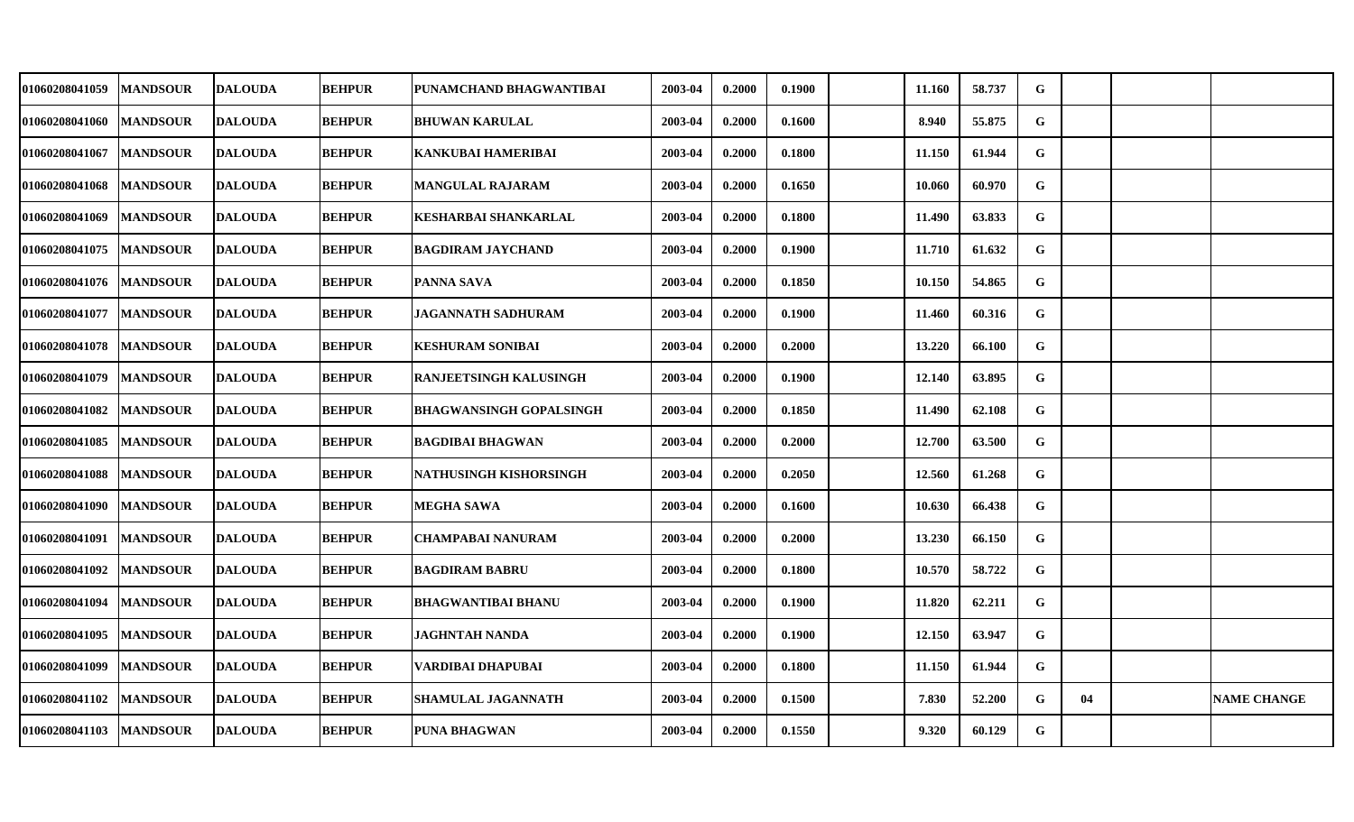| | | | | | | | | | | | | | | |
|---|---|---|---|---|---|---|---|---|---|---|---|---|---|---|
| 01060208041059 | MANDSOUR | DALOUDA | BEHPUR | PUNAMCHAND BHAGWANTIBAI | 2003-04 | 0.2000 | 0.1900 | | 11.160 | 58.737 | G | | | |
| 01060208041060 | MANDSOUR | DALOUDA | BEHPUR | BHUWAN KARULAL | 2003-04 | 0.2000 | 0.1600 | | 8.940 | 55.875 | G | | | |
| 01060208041067 | MANDSOUR | DALOUDA | BEHPUR | KANKUBAI HAMERIBAI | 2003-04 | 0.2000 | 0.1800 | | 11.150 | 61.944 | G | | | |
| 01060208041068 | MANDSOUR | DALOUDA | BEHPUR | MANGULAL RAJARAM | 2003-04 | 0.2000 | 0.1650 | | 10.060 | 60.970 | G | | | |
| 01060208041069 | MANDSOUR | DALOUDA | BEHPUR | KESHARBAI SHANKARLAL | 2003-04 | 0.2000 | 0.1800 | | 11.490 | 63.833 | G | | | |
| 01060208041075 | MANDSOUR | DALOUDA | BEHPUR | BAGDIRAM JAYCHAND | 2003-04 | 0.2000 | 0.1900 | | 11.710 | 61.632 | G | | | |
| 01060208041076 | MANDSOUR | DALOUDA | BEHPUR | PANNA SAVA | 2003-04 | 0.2000 | 0.1850 | | 10.150 | 54.865 | G | | | |
| 01060208041077 | MANDSOUR | DALOUDA | BEHPUR | JAGANNATH SADHURAM | 2003-04 | 0.2000 | 0.1900 | | 11.460 | 60.316 | G | | | |
| 01060208041078 | MANDSOUR | DALOUDA | BEHPUR | KESHURAM SONIBAI | 2003-04 | 0.2000 | 0.2000 | | 13.220 | 66.100 | G | | | |
| 01060208041079 | MANDSOUR | DALOUDA | BEHPUR | RANJEETSINGH KALUSINGH | 2003-04 | 0.2000 | 0.1900 | | 12.140 | 63.895 | G | | | |
| 01060208041082 | MANDSOUR | DALOUDA | BEHPUR | BHAGWANSINGH GOPALSINGH | 2003-04 | 0.2000 | 0.1850 | | 11.490 | 62.108 | G | | | |
| 01060208041085 | MANDSOUR | DALOUDA | BEHPUR | BAGDIBAI BHAGWAN | 2003-04 | 0.2000 | 0.2000 | | 12.700 | 63.500 | G | | | |
| 01060208041088 | MANDSOUR | DALOUDA | BEHPUR | NATHUSINGH KISHORSINGH | 2003-04 | 0.2000 | 0.2050 | | 12.560 | 61.268 | G | | | |
| 01060208041090 | MANDSOUR | DALOUDA | BEHPUR | MEGHA SAWA | 2003-04 | 0.2000 | 0.1600 | | 10.630 | 66.438 | G | | | |
| 01060208041091 | MANDSOUR | DALOUDA | BEHPUR | CHAMPABAI NANURAM | 2003-04 | 0.2000 | 0.2000 | | 13.230 | 66.150 | G | | | |
| 01060208041092 | MANDSOUR | DALOUDA | BEHPUR | BAGDIRAM BABRU | 2003-04 | 0.2000 | 0.1800 | | 10.570 | 58.722 | G | | | |
| 01060208041094 | MANDSOUR | DALOUDA | BEHPUR | BHAGWANTIBAI BHANU | 2003-04 | 0.2000 | 0.1900 | | 11.820 | 62.211 | G | | | |
| 01060208041095 | MANDSOUR | DALOUDA | BEHPUR | JAGHNTAH NANDA | 2003-04 | 0.2000 | 0.1900 | | 12.150 | 63.947 | G | | | |
| 01060208041099 | MANDSOUR | DALOUDA | BEHPUR | VARDIBAI DHAPUBAI | 2003-04 | 0.2000 | 0.1800 | | 11.150 | 61.944 | G | | | |
| 01060208041102 | MANDSOUR | DALOUDA | BEHPUR | SHAMULAL JAGANNATH | 2003-04 | 0.2000 | 0.1500 | | 7.830 | 52.200 | G | 04 | | NAME CHANGE |
| 01060208041103 | MANDSOUR | DALOUDA | BEHPUR | PUNA BHAGWAN | 2003-04 | 0.2000 | 0.1550 | | 9.320 | 60.129 | G | | | |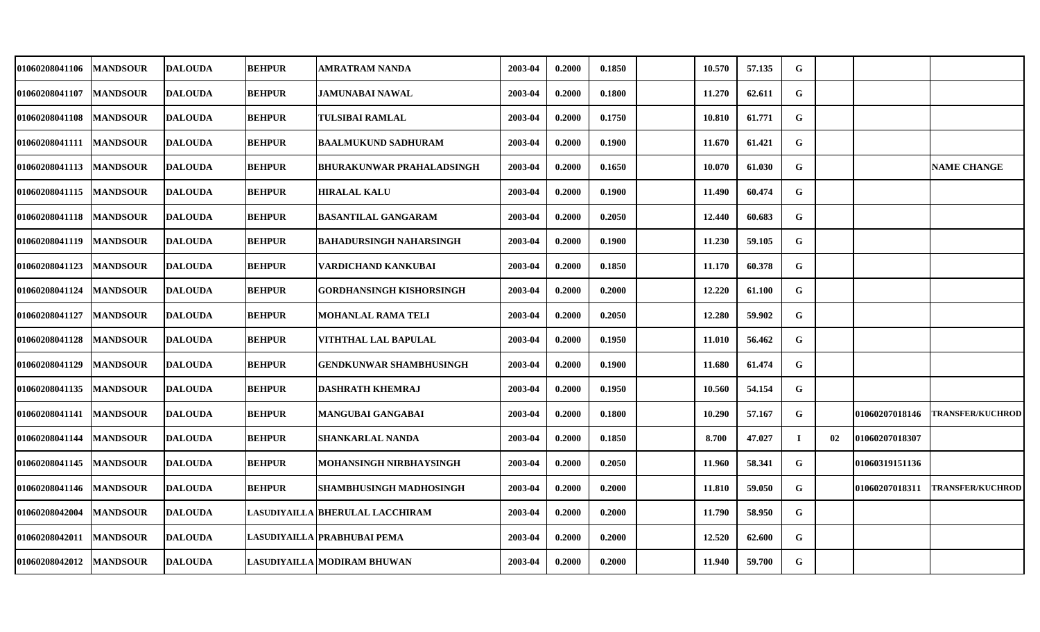| | | | | | | | | | | | | | | |
|---|---|---|---|---|---|---|---|---|---|---|---|---|---|---|
| 01060208041106 | MANDSOUR | DALOUDA | BEHPUR | AMRATRAM NANDA | 2003-04 | 0.2000 | 0.1850 | | 10.570 | 57.135 | G | | | |
| 01060208041107 | MANDSOUR | DALOUDA | BEHPUR | JAMUNABAI NAWAL | 2003-04 | 0.2000 | 0.1800 | | 11.270 | 62.611 | G | | | |
| 01060208041108 | MANDSOUR | DALOUDA | BEHPUR | TULSIBAI RAMLAL | 2003-04 | 0.2000 | 0.1750 | | 10.810 | 61.771 | G | | | |
| 01060208041111 | MANDSOUR | DALOUDA | BEHPUR | BAALMUKUND SADHURAM | 2003-04 | 0.2000 | 0.1900 | | 11.670 | 61.421 | G | | | |
| 01060208041113 | MANDSOUR | DALOUDA | BEHPUR | BHURAKUNWAR PRAHALADSINGH | 2003-04 | 0.2000 | 0.1650 | | 10.070 | 61.030 | G | | | NAME CHANGE |
| 01060208041115 | MANDSOUR | DALOUDA | BEHPUR | HIRALAL KALU | 2003-04 | 0.2000 | 0.1900 | | 11.490 | 60.474 | G | | | |
| 01060208041118 | MANDSOUR | DALOUDA | BEHPUR | BASANTILAL GANGARAM | 2003-04 | 0.2000 | 0.2050 | | 12.440 | 60.683 | G | | | |
| 01060208041119 | MANDSOUR | DALOUDA | BEHPUR | BAHADURSINGH NAHARSINGH | 2003-04 | 0.2000 | 0.1900 | | 11.230 | 59.105 | G | | | |
| 01060208041123 | MANDSOUR | DALOUDA | BEHPUR | VARDICHAND KANKUBAI | 2003-04 | 0.2000 | 0.1850 | | 11.170 | 60.378 | G | | | |
| 01060208041124 | MANDSOUR | DALOUDA | BEHPUR | GORDHANSINGH KISHORSINGH | 2003-04 | 0.2000 | 0.2000 | | 12.220 | 61.100 | G | | | |
| 01060208041127 | MANDSOUR | DALOUDA | BEHPUR | MOHANLAL RAMA TELI | 2003-04 | 0.2000 | 0.2050 | | 12.280 | 59.902 | G | | | |
| 01060208041128 | MANDSOUR | DALOUDA | BEHPUR | VITHTHAL LAL BAPULAL | 2003-04 | 0.2000 | 0.1950 | | 11.010 | 56.462 | G | | | |
| 01060208041129 | MANDSOUR | DALOUDA | BEHPUR | GENDKUNWAR SHAMBHUSINGH | 2003-04 | 0.2000 | 0.1900 | | 11.680 | 61.474 | G | | | |
| 01060208041135 | MANDSOUR | DALOUDA | BEHPUR | DASHRATH KHEMRAJ | 2003-04 | 0.2000 | 0.1950 | | 10.560 | 54.154 | G | | | |
| 01060208041141 | MANDSOUR | DALOUDA | BEHPUR | MANGUBAI GANGABAI | 2003-04 | 0.2000 | 0.1800 | | 10.290 | 57.167 | G | | 01060207018146 | TRANSFER/KUCHROD |
| 01060208041144 | MANDSOUR | DALOUDA | BEHPUR | SHANKARLAL NANDA | 2003-04 | 0.2000 | 0.1850 | | 8.700 | 47.027 | I | 02 | 01060207018307 | |
| 01060208041145 | MANDSOUR | DALOUDA | BEHPUR | MOHANSINGH NIRBHAYSINGH | 2003-04 | 0.2000 | 0.2050 | | 11.960 | 58.341 | G | | 01060319151136 | |
| 01060208041146 | MANDSOUR | DALOUDA | BEHPUR | SHAMBHUSINGH MADHOSINGH | 2003-04 | 0.2000 | 0.2000 | | 11.810 | 59.050 | G | | 01060207018311 | TRANSFER/KUCHROD |
| 01060208042004 | MANDSOUR | DALOUDA | LASUDIYAILLA | BHERULAL LACCHIRAM | 2003-04 | 0.2000 | 0.2000 | | 11.790 | 58.950 | G | | | |
| 01060208042011 | MANDSOUR | DALOUDA | LASUDIYAILLA | PRABHUBAI PEMA | 2003-04 | 0.2000 | 0.2000 | | 12.520 | 62.600 | G | | | |
| 01060208042012 | MANDSOUR | DALOUDA | LASUDIYAILLA | MODIRAM BHUWAN | 2003-04 | 0.2000 | 0.2000 | | 11.940 | 59.700 | G | | | |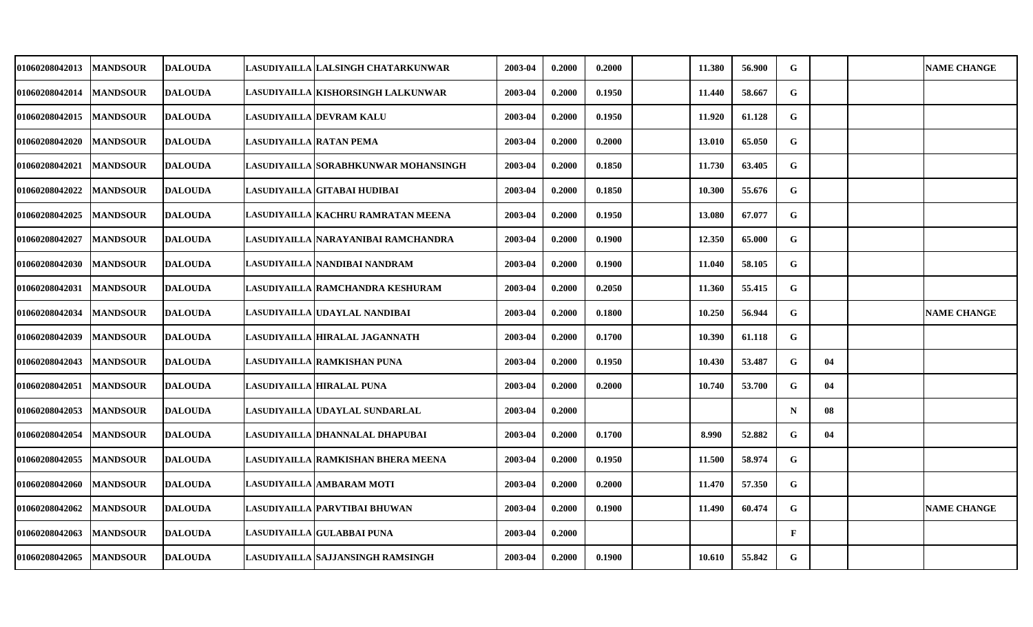| | | | | | | | | | | | | | | |
|---|---|---|---|---|---|---|---|---|---|---|---|---|---|---|
| 01060208042013 | MANDSOUR | DALOUDA | LASUDIYAILLA | LALSINGH CHATARKUNWAR | 2003-04 | 0.2000 | 0.2000 | | 11.380 | 56.900 | G | | | NAME CHANGE |
| 01060208042014 | MANDSOUR | DALOUDA | LASUDIYAILLA | KISHORSINGH LALKUNWAR | 2003-04 | 0.2000 | 0.1950 | | 11.440 | 58.667 | G | | | |
| 01060208042015 | MANDSOUR | DALOUDA | LASUDIYAILLA | DEVRAM KALU | 2003-04 | 0.2000 | 0.1950 | | 11.920 | 61.128 | G | | | |
| 01060208042020 | MANDSOUR | DALOUDA | LASUDIYAILLA | RATAN PEMA | 2003-04 | 0.2000 | 0.2000 | | 13.010 | 65.050 | G | | | |
| 01060208042021 | MANDSOUR | DALOUDA | LASUDIYAILLA | SORABHKUNWAR MOHANSINGH | 2003-04 | 0.2000 | 0.1850 | | 11.730 | 63.405 | G | | | |
| 01060208042022 | MANDSOUR | DALOUDA | LASUDIYAILLA | GITABAI HUDIBAI | 2003-04 | 0.2000 | 0.1850 | | 10.300 | 55.676 | G | | | |
| 01060208042025 | MANDSOUR | DALOUDA | LASUDIYAILLA | KACHRU RAMRATAN MEENA | 2003-04 | 0.2000 | 0.1950 | | 13.080 | 67.077 | G | | | |
| 01060208042027 | MANDSOUR | DALOUDA | LASUDIYAILLA | NARAYANIBAI RAMCHANDRA | 2003-04 | 0.2000 | 0.1900 | | 12.350 | 65.000 | G | | | |
| 01060208042030 | MANDSOUR | DALOUDA | LASUDIYAILLA | NANDIBAI NANDRAM | 2003-04 | 0.2000 | 0.1900 | | 11.040 | 58.105 | G | | | |
| 01060208042031 | MANDSOUR | DALOUDA | LASUDIYAILLA | RAMCHANDRA KESHURAM | 2003-04 | 0.2000 | 0.2050 | | 11.360 | 55.415 | G | | | |
| 01060208042034 | MANDSOUR | DALOUDA | LASUDIYAILLA | UDAYLAL NANDIBAI | 2003-04 | 0.2000 | 0.1800 | | 10.250 | 56.944 | G | | | NAME CHANGE |
| 01060208042039 | MANDSOUR | DALOUDA | LASUDIYAILLA | HIRALAL JAGANNATH | 2003-04 | 0.2000 | 0.1700 | | 10.390 | 61.118 | G | | | |
| 01060208042043 | MANDSOUR | DALOUDA | LASUDIYAILLA | RAMKISHAN PUNA | 2003-04 | 0.2000 | 0.1950 | | 10.430 | 53.487 | G | 04 | | |
| 01060208042051 | MANDSOUR | DALOUDA | LASUDIYAILLA | HIRALAL PUNA | 2003-04 | 0.2000 | 0.2000 | | 10.740 | 53.700 | G | 04 | | |
| 01060208042053 | MANDSOUR | DALOUDA | LASUDIYAILLA | UDAYLAL SUNDARLAL | 2003-04 | 0.2000 | | | | | N | 08 | | |
| 01060208042054 | MANDSOUR | DALOUDA | LASUDIYAILLA | DHANNALAL DHAPUBAI | 2003-04 | 0.2000 | 0.1700 | | 8.990 | 52.882 | G | 04 | | |
| 01060208042055 | MANDSOUR | DALOUDA | LASUDIYAILLA | RAMKISHAN BHERA MEENA | 2003-04 | 0.2000 | 0.1950 | | 11.500 | 58.974 | G | | | |
| 01060208042060 | MANDSOUR | DALOUDA | LASUDIYAILLA | AMBARAM MOTI | 2003-04 | 0.2000 | 0.2000 | | 11.470 | 57.350 | G | | | |
| 01060208042062 | MANDSOUR | DALOUDA | LASUDIYAILLA | PARVTIBAI BHUWAN | 2003-04 | 0.2000 | 0.1900 | | 11.490 | 60.474 | G | | | NAME CHANGE |
| 01060208042063 | MANDSOUR | DALOUDA | LASUDIYAILLA | GULABBAI PUNA | 2003-04 | 0.2000 | | | | | F | | | |
| 01060208042065 | MANDSOUR | DALOUDA | LASUDIYAILLA | SAJJANSINGH RAMSINGH | 2003-04 | 0.2000 | 0.1900 | | 10.610 | 55.842 | G | | | |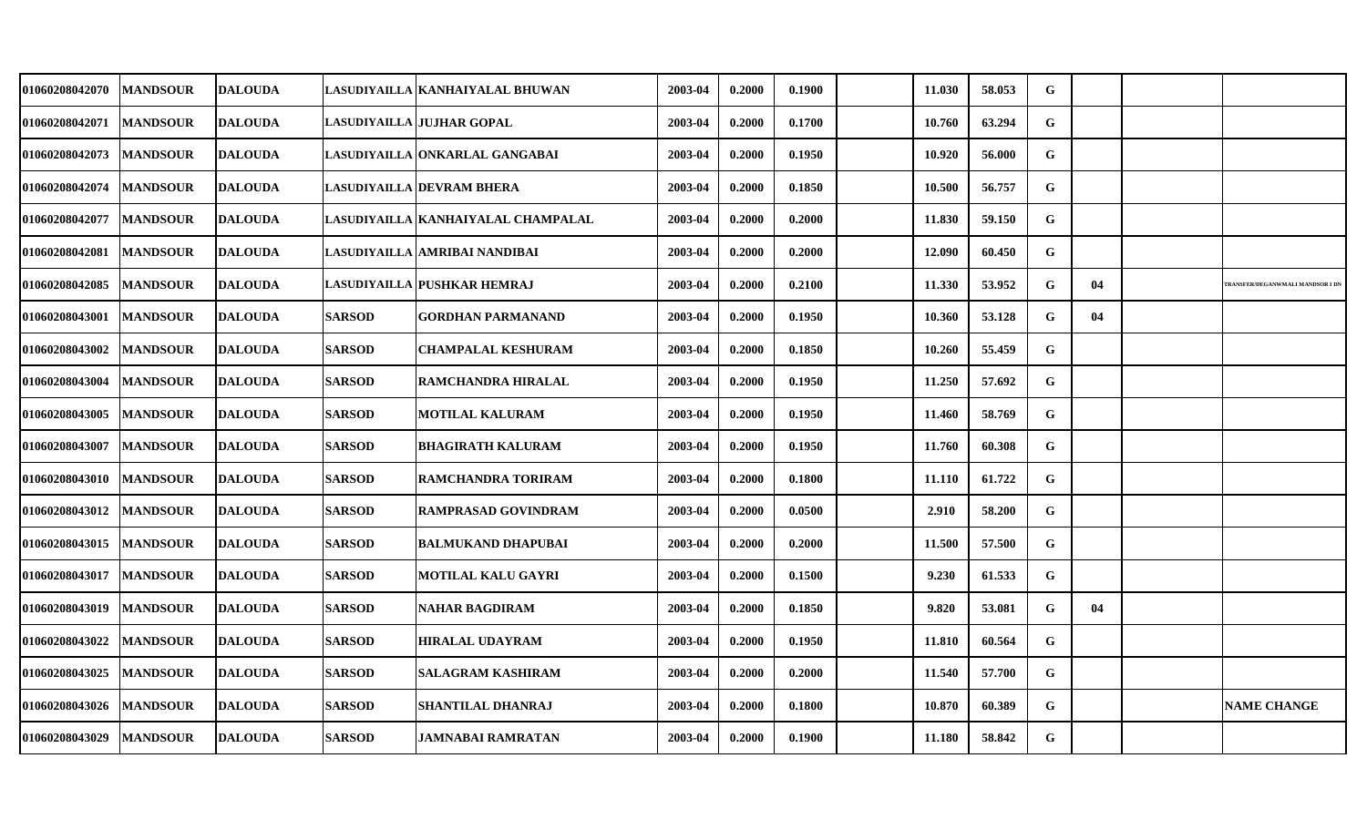| | | | | | | | | | | | | | | |
|---|---|---|---|---|---|---|---|---|---|---|---|---|---|---|
| 01060208042070 | MANDSOUR | DALOUDA | LASUDIYAILLA | KANHAIYALAL BHUWAN | 2003-04 | 0.2000 | 0.1900 | | 11.030 | 58.053 | G | | | |
| 01060208042071 | MANDSOUR | DALOUDA | LASUDIYAILLA | JUJHAR GOPAL | 2003-04 | 0.2000 | 0.1700 | | 10.760 | 63.294 | G | | | |
| 01060208042073 | MANDSOUR | DALOUDA | LASUDIYAILLA | ONKARLAL GANGABAI | 2003-04 | 0.2000 | 0.1950 | | 10.920 | 56.000 | G | | | |
| 01060208042074 | MANDSOUR | DALOUDA | LASUDIYAILLA | DEVRAM BHERA | 2003-04 | 0.2000 | 0.1850 | | 10.500 | 56.757 | G | | | |
| 01060208042077 | MANDSOUR | DALOUDA | LASUDIYAILLA | KANHAIYALAL CHAMPALAL | 2003-04 | 0.2000 | 0.2000 | | 11.830 | 59.150 | G | | | |
| 01060208042081 | MANDSOUR | DALOUDA | LASUDIYAILLA | AMRIBAI NANDIBAI | 2003-04 | 0.2000 | 0.2000 | | 12.090 | 60.450 | G | | | |
| 01060208042085 | MANDSOUR | DALOUDA | LASUDIYAILLA | PUSHKAR HEMRAJ | 2003-04 | 0.2000 | 0.2100 | | 11.330 | 53.952 | G | 04 | | TRANSFER/DEGANWMALI MANDSOR I DN |
| 01060208043001 | MANDSOUR | DALOUDA | SARSOD | GORDHAN PARMANAND | 2003-04 | 0.2000 | 0.1950 | | 10.360 | 53.128 | G | 04 | | |
| 01060208043002 | MANDSOUR | DALOUDA | SARSOD | CHAMPALAL KESHURAM | 2003-04 | 0.2000 | 0.1850 | | 10.260 | 55.459 | G | | | |
| 01060208043004 | MANDSOUR | DALOUDA | SARSOD | RAMCHANDRA HIRALAL | 2003-04 | 0.2000 | 0.1950 | | 11.250 | 57.692 | G | | | |
| 01060208043005 | MANDSOUR | DALOUDA | SARSOD | MOTILAL KALURAM | 2003-04 | 0.2000 | 0.1950 | | 11.460 | 58.769 | G | | | |
| 01060208043007 | MANDSOUR | DALOUDA | SARSOD | BHAGIRATH KALURAM | 2003-04 | 0.2000 | 0.1950 | | 11.760 | 60.308 | G | | | |
| 01060208043010 | MANDSOUR | DALOUDA | SARSOD | RAMCHANDRA TORIRAM | 2003-04 | 0.2000 | 0.1800 | | 11.110 | 61.722 | G | | | |
| 01060208043012 | MANDSOUR | DALOUDA | SARSOD | RAMPRASAD GOVINDRAM | 2003-04 | 0.2000 | 0.0500 | | 2.910 | 58.200 | G | | | |
| 01060208043015 | MANDSOUR | DALOUDA | SARSOD | BALMUKAND DHAPUBAI | 2003-04 | 0.2000 | 0.2000 | | 11.500 | 57.500 | G | | | |
| 01060208043017 | MANDSOUR | DALOUDA | SARSOD | MOTILAL KALU GAYRI | 2003-04 | 0.2000 | 0.1500 | | 9.230 | 61.533 | G | | | |
| 01060208043019 | MANDSOUR | DALOUDA | SARSOD | NAHAR BAGDIRAM | 2003-04 | 0.2000 | 0.1850 | | 9.820 | 53.081 | G | 04 | | |
| 01060208043022 | MANDSOUR | DALOUDA | SARSOD | HIRALAL UDAYRAM | 2003-04 | 0.2000 | 0.1950 | | 11.810 | 60.564 | G | | | |
| 01060208043025 | MANDSOUR | DALOUDA | SARSOD | SALAGRAM KASHIRAM | 2003-04 | 0.2000 | 0.2000 | | 11.540 | 57.700 | G | | | |
| 01060208043026 | MANDSOUR | DALOUDA | SARSOD | SHANTILAL DHANRAJ | 2003-04 | 0.2000 | 0.1800 | | 10.870 | 60.389 | G | | | NAME CHANGE |
| 01060208043029 | MANDSOUR | DALOUDA | SARSOD | JAMNABAI RAMRATAN | 2003-04 | 0.2000 | 0.1900 | | 11.180 | 58.842 | G | | | |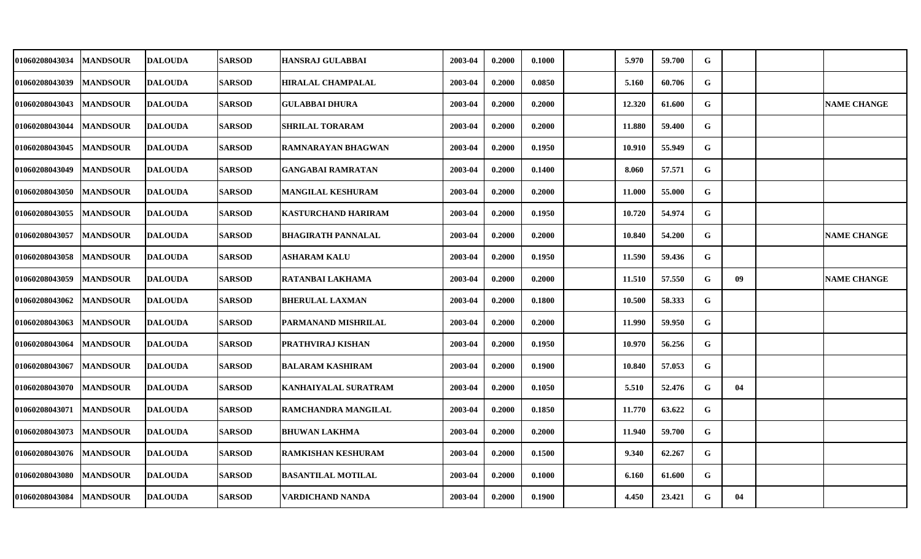| | | | | | | | | | | | | | | |
|---|---|---|---|---|---|---|---|---|---|---|---|---|---|---|
| 01060208043034 | MANDSOUR | DALOUDA | SARSOD | HANSRAJ GULABBAI | 2003-04 | 0.2000 | 0.1000 | | 5.970 | 59.700 | G | | | |
| 01060208043039 | MANDSOUR | DALOUDA | SARSOD | HIRALAL CHAMPALAL | 2003-04 | 0.2000 | 0.0850 | | 5.160 | 60.706 | G | | | |
| 01060208043043 | MANDSOUR | DALOUDA | SARSOD | GULABBAI DHURA | 2003-04 | 0.2000 | 0.2000 | | 12.320 | 61.600 | G | | | NAME CHANGE |
| 01060208043044 | MANDSOUR | DALOUDA | SARSOD | SHRILAL TORARAM | 2003-04 | 0.2000 | 0.2000 | | 11.880 | 59.400 | G | | | |
| 01060208043045 | MANDSOUR | DALOUDA | SARSOD | RAMNARAYAN BHAGWAN | 2003-04 | 0.2000 | 0.1950 | | 10.910 | 55.949 | G | | | |
| 01060208043049 | MANDSOUR | DALOUDA | SARSOD | GANGABAI RAMRATAN | 2003-04 | 0.2000 | 0.1400 | | 8.060 | 57.571 | G | | | |
| 01060208043050 | MANDSOUR | DALOUDA | SARSOD | MANGILAL KESHURAM | 2003-04 | 0.2000 | 0.2000 | | 11.000 | 55.000 | G | | | |
| 01060208043055 | MANDSOUR | DALOUDA | SARSOD | KASTURCHAND HARIRAM | 2003-04 | 0.2000 | 0.1950 | | 10.720 | 54.974 | G | | | |
| 01060208043057 | MANDSOUR | DALOUDA | SARSOD | BHAGIRATH PANNALAL | 2003-04 | 0.2000 | 0.2000 | | 10.840 | 54.200 | G | | | NAME CHANGE |
| 01060208043058 | MANDSOUR | DALOUDA | SARSOD | ASHARAM KALU | 2003-04 | 0.2000 | 0.1950 | | 11.590 | 59.436 | G | | | |
| 01060208043059 | MANDSOUR | DALOUDA | SARSOD | RATANBAI LAKHAMA | 2003-04 | 0.2000 | 0.2000 | | 11.510 | 57.550 | G | 09 | | NAME CHANGE |
| 01060208043062 | MANDSOUR | DALOUDA | SARSOD | BHERULAL LAXMAN | 2003-04 | 0.2000 | 0.1800 | | 10.500 | 58.333 | G | | | |
| 01060208043063 | MANDSOUR | DALOUDA | SARSOD | PARMANAND MISHRILAL | 2003-04 | 0.2000 | 0.2000 | | 11.990 | 59.950 | G | | | |
| 01060208043064 | MANDSOUR | DALOUDA | SARSOD | PRATHVIRAJ KISHAN | 2003-04 | 0.2000 | 0.1950 | | 10.970 | 56.256 | G | | | |
| 01060208043067 | MANDSOUR | DALOUDA | SARSOD | BALARAM KASHIRAM | 2003-04 | 0.2000 | 0.1900 | | 10.840 | 57.053 | G | | | |
| 01060208043070 | MANDSOUR | DALOUDA | SARSOD | KANHAIYALAL SURATRAM | 2003-04 | 0.2000 | 0.1050 | | 5.510 | 52.476 | G | 04 | | |
| 01060208043071 | MANDSOUR | DALOUDA | SARSOD | RAMCHANDRA MANGILAL | 2003-04 | 0.2000 | 0.1850 | | 11.770 | 63.622 | G | | | |
| 01060208043073 | MANDSOUR | DALOUDA | SARSOD | BHUWAN LAKHMA | 2003-04 | 0.2000 | 0.2000 | | 11.940 | 59.700 | G | | | |
| 01060208043076 | MANDSOUR | DALOUDA | SARSOD | RAMKISHAN KESHURAM | 2003-04 | 0.2000 | 0.1500 | | 9.340 | 62.267 | G | | | |
| 01060208043080 | MANDSOUR | DALOUDA | SARSOD | BASANTILAL MOTILAL | 2003-04 | 0.2000 | 0.1000 | | 6.160 | 61.600 | G | | | |
| 01060208043084 | MANDSOUR | DALOUDA | SARSOD | VARDICHAND NANDA | 2003-04 | 0.2000 | 0.1900 | | 4.450 | 23.421 | G | 04 | | |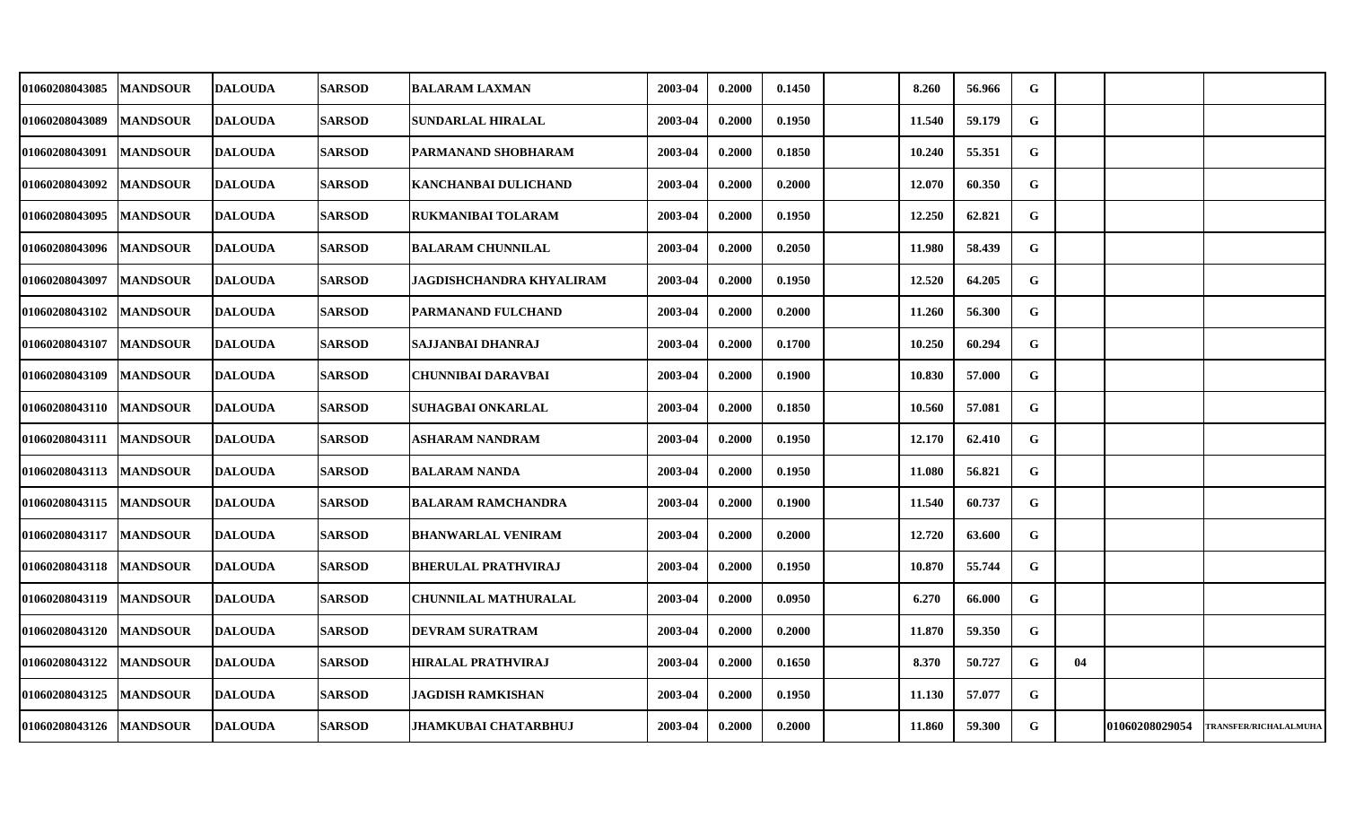| | | | | | | | | | | | | | | |
|---|---|---|---|---|---|---|---|---|---|---|---|---|---|---|
| 01060208043085 | MANDSOUR | DALOUDA | SARSOD | BALARAM LAXMAN | 2003-04 | 0.2000 | 0.1450 | | 8.260 | 56.966 | G | | | |
| 01060208043089 | MANDSOUR | DALOUDA | SARSOD | SUNDARLAL HIRALAL | 2003-04 | 0.2000 | 0.1950 | | 11.540 | 59.179 | G | | | |
| 01060208043091 | MANDSOUR | DALOUDA | SARSOD | PARMANAND SHOBHARAM | 2003-04 | 0.2000 | 0.1850 | | 10.240 | 55.351 | G | | | |
| 01060208043092 | MANDSOUR | DALOUDA | SARSOD | KANCHANBAI DULICHAND | 2003-04 | 0.2000 | 0.2000 | | 12.070 | 60.350 | G | | | |
| 01060208043095 | MANDSOUR | DALOUDA | SARSOD | RUKMANIBAI TOLARAM | 2003-04 | 0.2000 | 0.1950 | | 12.250 | 62.821 | G | | | |
| 01060208043096 | MANDSOUR | DALOUDA | SARSOD | BALARAM CHUNNILAL | 2003-04 | 0.2000 | 0.2050 | | 11.980 | 58.439 | G | | | |
| 01060208043097 | MANDSOUR | DALOUDA | SARSOD | JAGDISHCHANDRA KHYALIRAM | 2003-04 | 0.2000 | 0.1950 | | 12.520 | 64.205 | G | | | |
| 01060208043102 | MANDSOUR | DALOUDA | SARSOD | PARMANAND FULCHAND | 2003-04 | 0.2000 | 0.2000 | | 11.260 | 56.300 | G | | | |
| 01060208043107 | MANDSOUR | DALOUDA | SARSOD | SAJJANBAI DHANRAJ | 2003-04 | 0.2000 | 0.1700 | | 10.250 | 60.294 | G | | | |
| 01060208043109 | MANDSOUR | DALOUDA | SARSOD | CHUNNIBAI DARAVBAI | 2003-04 | 0.2000 | 0.1900 | | 10.830 | 57.000 | G | | | |
| 01060208043110 | MANDSOUR | DALOUDA | SARSOD | SUHAGBAI ONKARLAL | 2003-04 | 0.2000 | 0.1850 | | 10.560 | 57.081 | G | | | |
| 01060208043111 | MANDSOUR | DALOUDA | SARSOD | ASHARAM NANDRAM | 2003-04 | 0.2000 | 0.1950 | | 12.170 | 62.410 | G | | | |
| 01060208043113 | MANDSOUR | DALOUDA | SARSOD | BALARAM NANDA | 2003-04 | 0.2000 | 0.1950 | | 11.080 | 56.821 | G | | | |
| 01060208043115 | MANDSOUR | DALOUDA | SARSOD | BALARAM RAMCHANDRA | 2003-04 | 0.2000 | 0.1900 | | 11.540 | 60.737 | G | | | |
| 01060208043117 | MANDSOUR | DALOUDA | SARSOD | BHANWARLAL VENIRAM | 2003-04 | 0.2000 | 0.2000 | | 12.720 | 63.600 | G | | | |
| 01060208043118 | MANDSOUR | DALOUDA | SARSOD | BHERULAL PRATHVIRAJ | 2003-04 | 0.2000 | 0.1950 | | 10.870 | 55.744 | G | | | |
| 01060208043119 | MANDSOUR | DALOUDA | SARSOD | CHUNNILAL MATHURALAL | 2003-04 | 0.2000 | 0.0950 | | 6.270 | 66.000 | G | | | |
| 01060208043120 | MANDSOUR | DALOUDA | SARSOD | DEVRAM SURATRAM | 2003-04 | 0.2000 | 0.2000 | | 11.870 | 59.350 | G | | | |
| 01060208043122 | MANDSOUR | DALOUDA | SARSOD | HIRALAL PRATHVIRAJ | 2003-04 | 0.2000 | 0.1650 | | 8.370 | 50.727 | G | 04 | | |
| 01060208043125 | MANDSOUR | DALOUDA | SARSOD | JAGDISH RAMKISHAN | 2003-04 | 0.2000 | 0.1950 | | 11.130 | 57.077 | G | | | |
| 01060208043126 | MANDSOUR | DALOUDA | SARSOD | JHAMKUBAI CHATARBHUJ | 2003-04 | 0.2000 | 0.2000 | | 11.860 | 59.300 | G | | 01060208029054 | TRANSFER/RICHALALMUHA |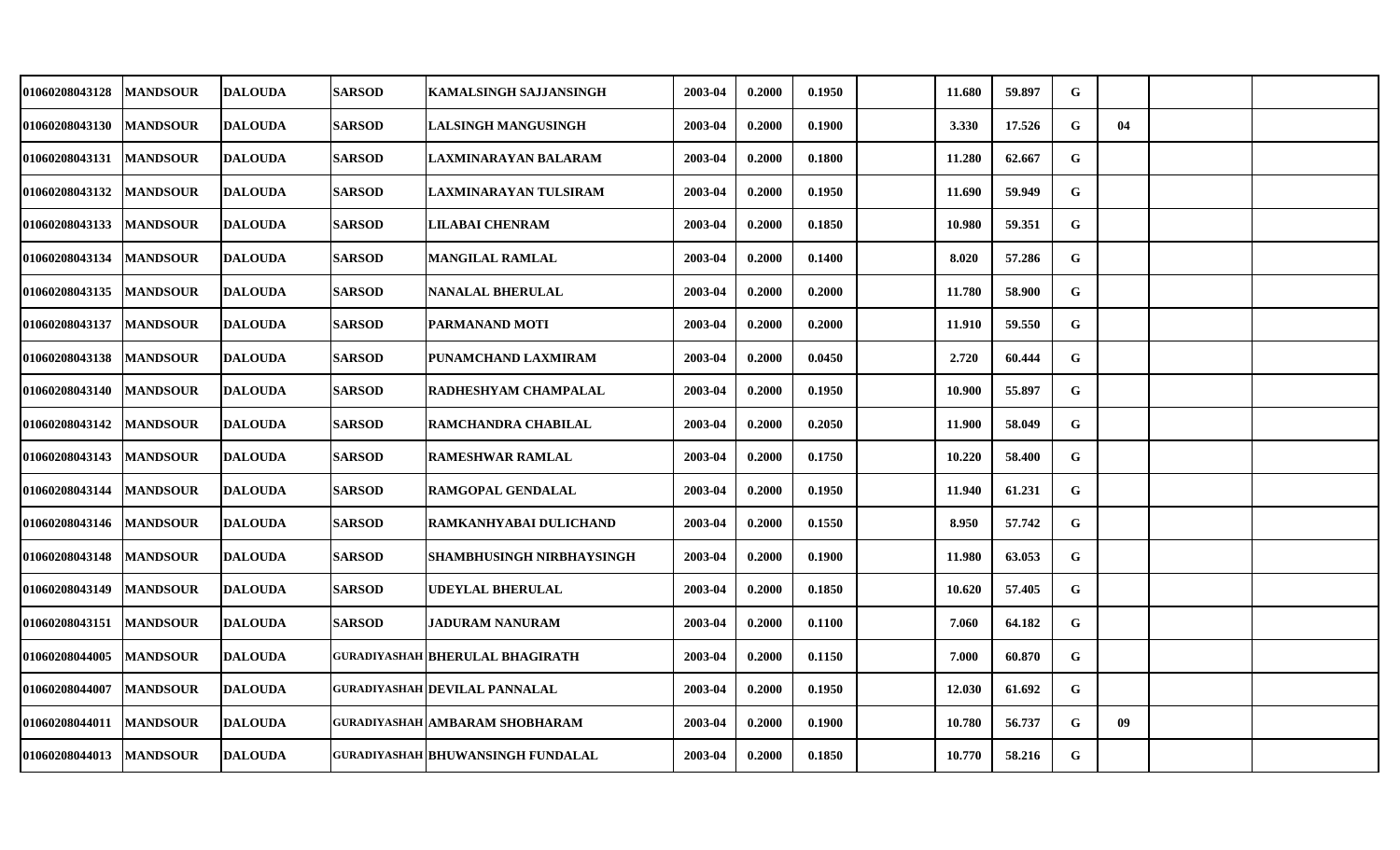| | | | | | | | | | | | | | | | |
|---|---|---|---|---|---|---|---|---|---|---|---|---|---|---|---|
| 01060208043128 | MANDSOUR | DALOUDA | SARSOD | KAMALSINGH SAJJANSINGH | 2003-04 | 0.2000 | 0.1950 | | 11.680 | 59.897 | G | | | |
| 01060208043130 | MANDSOUR | DALOUDA | SARSOD | LALSINGH MANGUSINGH | 2003-04 | 0.2000 | 0.1900 | | 3.330 | 17.526 | G | 04 | | |
| 01060208043131 | MANDSOUR | DALOUDA | SARSOD | LAXMINARAYAN BALARAM | 2003-04 | 0.2000 | 0.1800 | | 11.280 | 62.667 | G | | | |
| 01060208043132 | MANDSOUR | DALOUDA | SARSOD | LAXMINARAYAN TULSIRAM | 2003-04 | 0.2000 | 0.1950 | | 11.690 | 59.949 | G | | | |
| 01060208043133 | MANDSOUR | DALOUDA | SARSOD | LILABAI CHENRAM | 2003-04 | 0.2000 | 0.1850 | | 10.980 | 59.351 | G | | | |
| 01060208043134 | MANDSOUR | DALOUDA | SARSOD | MANGILAL RAMLAL | 2003-04 | 0.2000 | 0.1400 | | 8.020 | 57.286 | G | | | |
| 01060208043135 | MANDSOUR | DALOUDA | SARSOD | NANALAL BHERULAL | 2003-04 | 0.2000 | 0.2000 | | 11.780 | 58.900 | G | | | |
| 01060208043137 | MANDSOUR | DALOUDA | SARSOD | PARMANAND MOTI | 2003-04 | 0.2000 | 0.2000 | | 11.910 | 59.550 | G | | | |
| 01060208043138 | MANDSOUR | DALOUDA | SARSOD | PUNAMCHAND LAXMIRAM | 2003-04 | 0.2000 | 0.0450 | | 2.720 | 60.444 | G | | | |
| 01060208043140 | MANDSOUR | DALOUDA | SARSOD | RADHESHYAM CHAMPALAL | 2003-04 | 0.2000 | 0.1950 | | 10.900 | 55.897 | G | | | |
| 01060208043142 | MANDSOUR | DALOUDA | SARSOD | RAMCHANDRA CHABILAL | 2003-04 | 0.2000 | 0.2050 | | 11.900 | 58.049 | G | | | |
| 01060208043143 | MANDSOUR | DALOUDA | SARSOD | RAMESHWAR RAMLAL | 2003-04 | 0.2000 | 0.1750 | | 10.220 | 58.400 | G | | | |
| 01060208043144 | MANDSOUR | DALOUDA | SARSOD | RAMGOPAL GENDALAL | 2003-04 | 0.2000 | 0.1950 | | 11.940 | 61.231 | G | | | |
| 01060208043146 | MANDSOUR | DALOUDA | SARSOD | RAMKANHYABAI DULICHAND | 2003-04 | 0.2000 | 0.1550 | | 8.950 | 57.742 | G | | | |
| 01060208043148 | MANDSOUR | DALOUDA | SARSOD | SHAMBHUSINGH NIRBHAYSINGH | 2003-04 | 0.2000 | 0.1900 | | 11.980 | 63.053 | G | | | |
| 01060208043149 | MANDSOUR | DALOUDA | SARSOD | UDEYLAL BHERULAL | 2003-04 | 0.2000 | 0.1850 | | 10.620 | 57.405 | G | | | |
| 01060208043151 | MANDSOUR | DALOUDA | SARSOD | JADURAM NANURAM | 2003-04 | 0.2000 | 0.1100 | | 7.060 | 64.182 | G | | | |
| 01060208044005 | MANDSOUR | DALOUDA | GURADIYASHAH | BHERULAL BHAGIRATH | 2003-04 | 0.2000 | 0.1150 | | 7.000 | 60.870 | G | | | |
| 01060208044007 | MANDSOUR | DALOUDA | GURADIYASHAH | DEVILAL PANNALAL | 2003-04 | 0.2000 | 0.1950 | | 12.030 | 61.692 | G | | | |
| 01060208044011 | MANDSOUR | DALOUDA | GURADIYASHAH | AMBARAM SHOBHARAM | 2003-04 | 0.2000 | 0.1900 | | 10.780 | 56.737 | G | 09 | | |
| 01060208044013 | MANDSOUR | DALOUDA | GURADIYASHAH | BHUWANSINGH FUNDALAL | 2003-04 | 0.2000 | 0.1850 | | 10.770 | 58.216 | G | | | |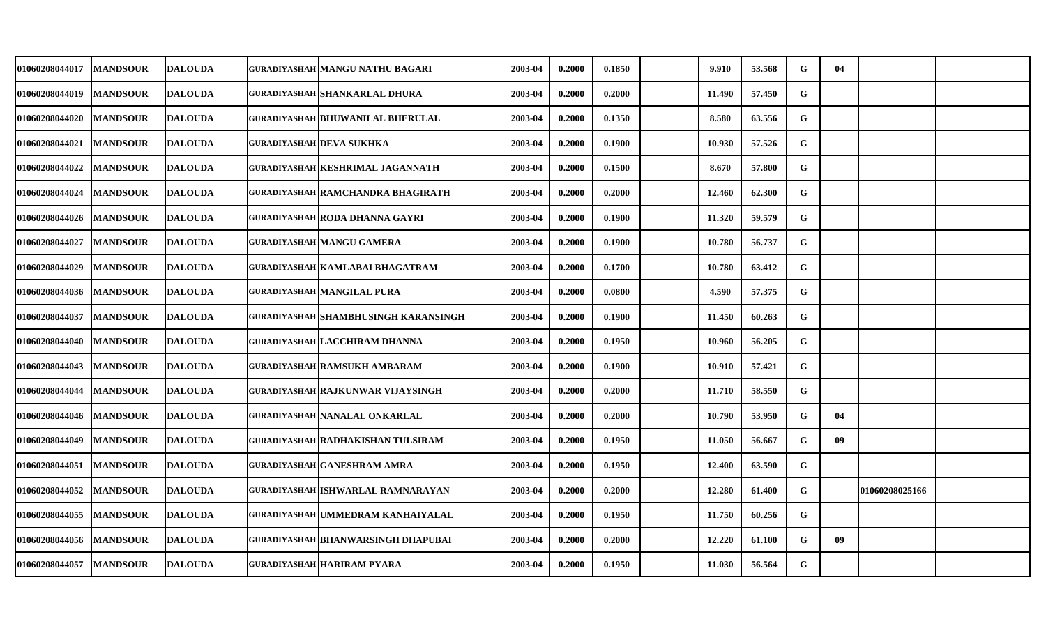| | | | | | | | | | | | | | | | |
|---|---|---|---|---|---|---|---|---|---|---|---|---|---|---|---|
| 01060208044017 | MANDSOUR | DALOUDA | GURADIYASHAH | MANGU NATHU BAGARI | 2003-04 | 0.2000 | 0.1850 | | 9.910 | 53.568 | G | 04 | | |
| 01060208044019 | MANDSOUR | DALOUDA | GURADIYASHAH | SHANKARLAL DHURA | 2003-04 | 0.2000 | 0.2000 | | 11.490 | 57.450 | G | | | |
| 01060208044020 | MANDSOUR | DALOUDA | GURADIYASHAH | BHUWANILAL BHERULAL | 2003-04 | 0.2000 | 0.1350 | | 8.580 | 63.556 | G | | | |
| 01060208044021 | MANDSOUR | DALOUDA | GURADIYASHAH | DEVA SUKHKA | 2003-04 | 0.2000 | 0.1900 | | 10.930 | 57.526 | G | | | |
| 01060208044022 | MANDSOUR | DALOUDA | GURADIYASHAH | KESHRIMAL JAGANNATH | 2003-04 | 0.2000 | 0.1500 | | 8.670 | 57.800 | G | | | |
| 01060208044024 | MANDSOUR | DALOUDA | GURADIYASHAH | RAMCHANDRA BHAGIRATH | 2003-04 | 0.2000 | 0.2000 | | 12.460 | 62.300 | G | | | |
| 01060208044026 | MANDSOUR | DALOUDA | GURADIYASHAH | RODA DHANNA GAYRI | 2003-04 | 0.2000 | 0.1900 | | 11.320 | 59.579 | G | | | |
| 01060208044027 | MANDSOUR | DALOUDA | GURADIYASHAH | MANGU GAMERA | 2003-04 | 0.2000 | 0.1900 | | 10.780 | 56.737 | G | | | |
| 01060208044029 | MANDSOUR | DALOUDA | GURADIYASHAH | KAMLABAI BHAGATRAM | 2003-04 | 0.2000 | 0.1700 | | 10.780 | 63.412 | G | | | |
| 01060208044036 | MANDSOUR | DALOUDA | GURADIYASHAH | MANGILAL PURA | 2003-04 | 0.2000 | 0.0800 | | 4.590 | 57.375 | G | | | |
| 01060208044037 | MANDSOUR | DALOUDA | GURADIYASHAH | SHAMBHUSINGH KARANSINGH | 2003-04 | 0.2000 | 0.1900 | | 11.450 | 60.263 | G | | | |
| 01060208044040 | MANDSOUR | DALOUDA | GURADIYASHAH | LACCHIRAM DHANNA | 2003-04 | 0.2000 | 0.1950 | | 10.960 | 56.205 | G | | | |
| 01060208044043 | MANDSOUR | DALOUDA | GURADIYASHAH | RAMSUKH AMBARAM | 2003-04 | 0.2000 | 0.1900 | | 10.910 | 57.421 | G | | | |
| 01060208044044 | MANDSOUR | DALOUDA | GURADIYASHAH | RAJKUNWAR VIJAYSINGH | 2003-04 | 0.2000 | 0.2000 | | 11.710 | 58.550 | G | | | |
| 01060208044046 | MANDSOUR | DALOUDA | GURADIYASHAH | NANALAL ONKARLAL | 2003-04 | 0.2000 | 0.2000 | | 10.790 | 53.950 | G | 04 | | |
| 01060208044049 | MANDSOUR | DALOUDA | GURADIYASHAH | RADHAKISHAN TULSIRAM | 2003-04 | 0.2000 | 0.1950 | | 11.050 | 56.667 | G | 09 | | |
| 01060208044051 | MANDSOUR | DALOUDA | GURADIYASHAH | GANESHRAM AMRA | 2003-04 | 0.2000 | 0.1950 | | 12.400 | 63.590 | G | | | |
| 01060208044052 | MANDSOUR | DALOUDA | GURADIYASHAH | ISHWARLAL RAMNARAYAN | 2003-04 | 0.2000 | 0.2000 | | 12.280 | 61.400 | G | | 01060208025166 | |
| 01060208044055 | MANDSOUR | DALOUDA | GURADIYASHAH | UMMEDRAM KANHAIYALAL | 2003-04 | 0.2000 | 0.1950 | | 11.750 | 60.256 | G | | | |
| 01060208044056 | MANDSOUR | DALOUDA | GURADIYASHAH | BHANWARSINGH DHAPUBAI | 2003-04 | 0.2000 | 0.2000 | | 12.220 | 61.100 | G | 09 | | |
| 01060208044057 | MANDSOUR | DALOUDA | GURADIYASHAH | HARIRAM PYARA | 2003-04 | 0.2000 | 0.1950 | | 11.030 | 56.564 | G | | | |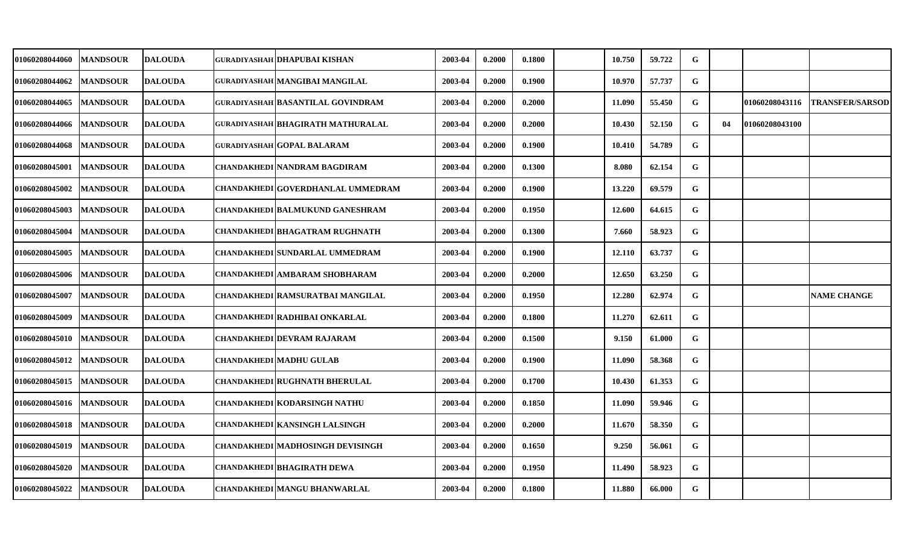| | | | | | | | | | | | | | | | |
|---|---|---|---|---|---|---|---|---|---|---|---|---|---|---|---|
| 01060208044060 | MANDSOUR | DALOUDA | GURADIYASHAH | DHAPUBAI KISHAN | 2003-04 | 0.2000 | 0.1800 | | 10.750 | 59.722 | G | | | |
| 01060208044062 | MANDSOUR | DALOUDA | GURADIYASHAH | MANGIBAI MANGILAL | 2003-04 | 0.2000 | 0.1900 | | 10.970 | 57.737 | G | | | |
| 01060208044065 | MANDSOUR | DALOUDA | GURADIYASHAH | BASANTILAL GOVINDRAM | 2003-04 | 0.2000 | 0.2000 | | 11.090 | 55.450 | G | | 01060208043116 | TRANSFER/SARSOD |
| 01060208044066 | MANDSOUR | DALOUDA | GURADIYASHAH | BHAGIRATH MATHURALAL | 2003-04 | 0.2000 | 0.2000 | | 10.430 | 52.150 | G | 04 | 01060208043100 | |
| 01060208044068 | MANDSOUR | DALOUDA | GURADIYASHAH | GOPAL BALARAM | 2003-04 | 0.2000 | 0.1900 | | 10.410 | 54.789 | G | | | |
| 01060208045001 | MANDSOUR | DALOUDA | CHANDAKHEDI | NANDRAM BAGDIRAM | 2003-04 | 0.2000 | 0.1300 | | 8.080 | 62.154 | G | | | |
| 01060208045002 | MANDSOUR | DALOUDA | CHANDAKHEDI | GOVERDHANLAL UMMEDRAM | 2003-04 | 0.2000 | 0.1900 | | 13.220 | 69.579 | G | | | |
| 01060208045003 | MANDSOUR | DALOUDA | CHANDAKHEDI | BALMUKUND GANESHRAM | 2003-04 | 0.2000 | 0.1950 | | 12.600 | 64.615 | G | | | |
| 01060208045004 | MANDSOUR | DALOUDA | CHANDAKHEDI | BHAGATRAM RUGHNATH | 2003-04 | 0.2000 | 0.1300 | | 7.660 | 58.923 | G | | | |
| 01060208045005 | MANDSOUR | DALOUDA | CHANDAKHEDI | SUNDARLAL UMMEDRAM | 2003-04 | 0.2000 | 0.1900 | | 12.110 | 63.737 | G | | | |
| 01060208045006 | MANDSOUR | DALOUDA | CHANDAKHEDI | AMBARAM SHOBHARAM | 2003-04 | 0.2000 | 0.2000 | | 12.650 | 63.250 | G | | | |
| 01060208045007 | MANDSOUR | DALOUDA | CHANDAKHEDI | RAMSURATBAI MANGILAL | 2003-04 | 0.2000 | 0.1950 | | 12.280 | 62.974 | G | | | NAME CHANGE |
| 01060208045009 | MANDSOUR | DALOUDA | CHANDAKHEDI | RADHIBAI ONKARLAL | 2003-04 | 0.2000 | 0.1800 | | 11.270 | 62.611 | G | | | |
| 01060208045010 | MANDSOUR | DALOUDA | CHANDAKHEDI | DEVRAM RAJARAM | 2003-04 | 0.2000 | 0.1500 | | 9.150 | 61.000 | G | | | |
| 01060208045012 | MANDSOUR | DALOUDA | CHANDAKHEDI | MADHU GULAB | 2003-04 | 0.2000 | 0.1900 | | 11.090 | 58.368 | G | | | |
| 01060208045015 | MANDSOUR | DALOUDA | CHANDAKHEDI | RUGHNATH BHERULAL | 2003-04 | 0.2000 | 0.1700 | | 10.430 | 61.353 | G | | | |
| 01060208045016 | MANDSOUR | DALOUDA | CHANDAKHEDI | KODARSINGH NATHU | 2003-04 | 0.2000 | 0.1850 | | 11.090 | 59.946 | G | | | |
| 01060208045018 | MANDSOUR | DALOUDA | CHANDAKHEDI | KANSINGH LALSINGH | 2003-04 | 0.2000 | 0.2000 | | 11.670 | 58.350 | G | | | |
| 01060208045019 | MANDSOUR | DALOUDA | CHANDAKHEDI | MADHOSINGH DEVISINGH | 2003-04 | 0.2000 | 0.1650 | | 9.250 | 56.061 | G | | | |
| 01060208045020 | MANDSOUR | DALOUDA | CHANDAKHEDI | BHAGIRATH DEWA | 2003-04 | 0.2000 | 0.1950 | | 11.490 | 58.923 | G | | | |
| 01060208045022 | MANDSOUR | DALOUDA | CHANDAKHEDI | MANGU BHANWARLAL | 2003-04 | 0.2000 | 0.1800 | | 11.880 | 66.000 | G | | | |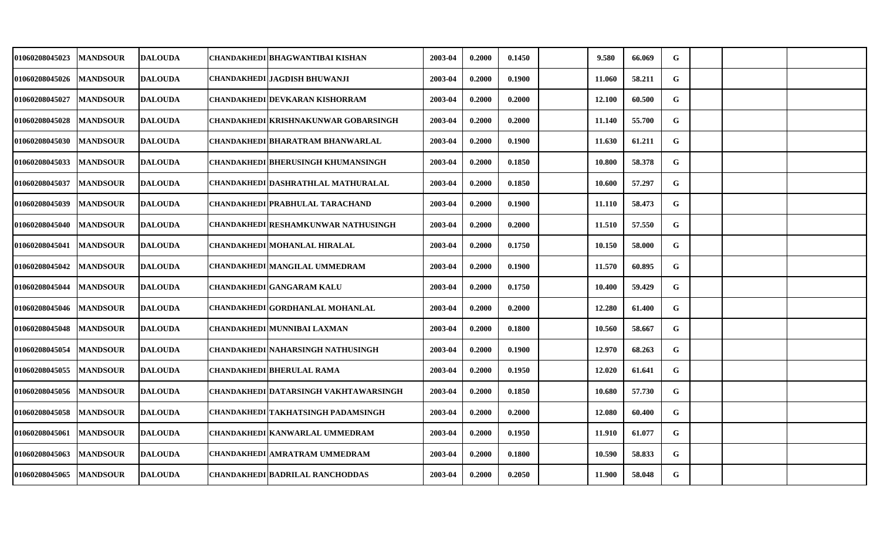| | | | | | | | | | | | | | | | |
|---|---|---|---|---|---|---|---|---|---|---|---|---|---|---|---|
| 01060208045023 | MANDSOUR | DALOUDA | CHANDAKHEDI | BHAGWANTIBAI KISHAN | 2003-04 | 0.2000 | 0.1450 | | 9.580 | 66.069 | G | | | |
| 01060208045026 | MANDSOUR | DALOUDA | CHANDAKHEDI | JAGDISH BHUWANJI | 2003-04 | 0.2000 | 0.1900 | | 11.060 | 58.211 | G | | | |
| 01060208045027 | MANDSOUR | DALOUDA | CHANDAKHEDI | DEVKARAN KISHORRAM | 2003-04 | 0.2000 | 0.2000 | | 12.100 | 60.500 | G | | | |
| 01060208045028 | MANDSOUR | DALOUDA | CHANDAKHEDI | KRISHNAKUNWAR GOBARSINGH | 2003-04 | 0.2000 | 0.2000 | | 11.140 | 55.700 | G | | | |
| 01060208045030 | MANDSOUR | DALOUDA | CHANDAKHEDI | BHARATRAM BHANWARLAL | 2003-04 | 0.2000 | 0.1900 | | 11.630 | 61.211 | G | | | |
| 01060208045033 | MANDSOUR | DALOUDA | CHANDAKHEDI | BHERUSINGH KHUMANSINGH | 2003-04 | 0.2000 | 0.1850 | | 10.800 | 58.378 | G | | | |
| 01060208045037 | MANDSOUR | DALOUDA | CHANDAKHEDI | DASHRATHLAL MATHURALAL | 2003-04 | 0.2000 | 0.1850 | | 10.600 | 57.297 | G | | | |
| 01060208045039 | MANDSOUR | DALOUDA | CHANDAKHEDI | PRABHULAL TARACHAND | 2003-04 | 0.2000 | 0.1900 | | 11.110 | 58.473 | G | | | |
| 01060208045040 | MANDSOUR | DALOUDA | CHANDAKHEDI | RESHAMKUNWAR NATHUSINGH | 2003-04 | 0.2000 | 0.2000 | | 11.510 | 57.550 | G | | | |
| 01060208045041 | MANDSOUR | DALOUDA | CHANDAKHEDI | MOHANLAL HIRALAL | 2003-04 | 0.2000 | 0.1750 | | 10.150 | 58.000 | G | | | |
| 01060208045042 | MANDSOUR | DALOUDA | CHANDAKHEDI | MANGILAL UMMEDRAM | 2003-04 | 0.2000 | 0.1900 | | 11.570 | 60.895 | G | | | |
| 01060208045044 | MANDSOUR | DALOUDA | CHANDAKHEDI | GANGARAM KALU | 2003-04 | 0.2000 | 0.1750 | | 10.400 | 59.429 | G | | | |
| 01060208045046 | MANDSOUR | DALOUDA | CHANDAKHEDI | GORDHANLAL MOHANLAL | 2003-04 | 0.2000 | 0.2000 | | 12.280 | 61.400 | G | | | |
| 01060208045048 | MANDSOUR | DALOUDA | CHANDAKHEDI | MUNNIBAI LAXMAN | 2003-04 | 0.2000 | 0.1800 | | 10.560 | 58.667 | G | | | |
| 01060208045054 | MANDSOUR | DALOUDA | CHANDAKHEDI | NAHARSINGH NATHUSINGH | 2003-04 | 0.2000 | 0.1900 | | 12.970 | 68.263 | G | | | |
| 01060208045055 | MANDSOUR | DALOUDA | CHANDAKHEDI | BHERULAL RAMA | 2003-04 | 0.2000 | 0.1950 | | 12.020 | 61.641 | G | | | |
| 01060208045056 | MANDSOUR | DALOUDA | CHANDAKHEDI | DATARSINGH VAKHTAWARSINGH | 2003-04 | 0.2000 | 0.1850 | | 10.680 | 57.730 | G | | | |
| 01060208045058 | MANDSOUR | DALOUDA | CHANDAKHEDI | TAKHATSINGH PADAMSINGH | 2003-04 | 0.2000 | 0.2000 | | 12.080 | 60.400 | G | | | |
| 01060208045061 | MANDSOUR | DALOUDA | CHANDAKHEDI | KANWARLAL UMMEDRAM | 2003-04 | 0.2000 | 0.1950 | | 11.910 | 61.077 | G | | | |
| 01060208045063 | MANDSOUR | DALOUDA | CHANDAKHEDI | AMRATRAM UMMEDRAM | 2003-04 | 0.2000 | 0.1800 | | 10.590 | 58.833 | G | | | |
| 01060208045065 | MANDSOUR | DALOUDA | CHANDAKHEDI | BADRILAL RANCHODDAS | 2003-04 | 0.2000 | 0.2050 | | 11.900 | 58.048 | G | | | |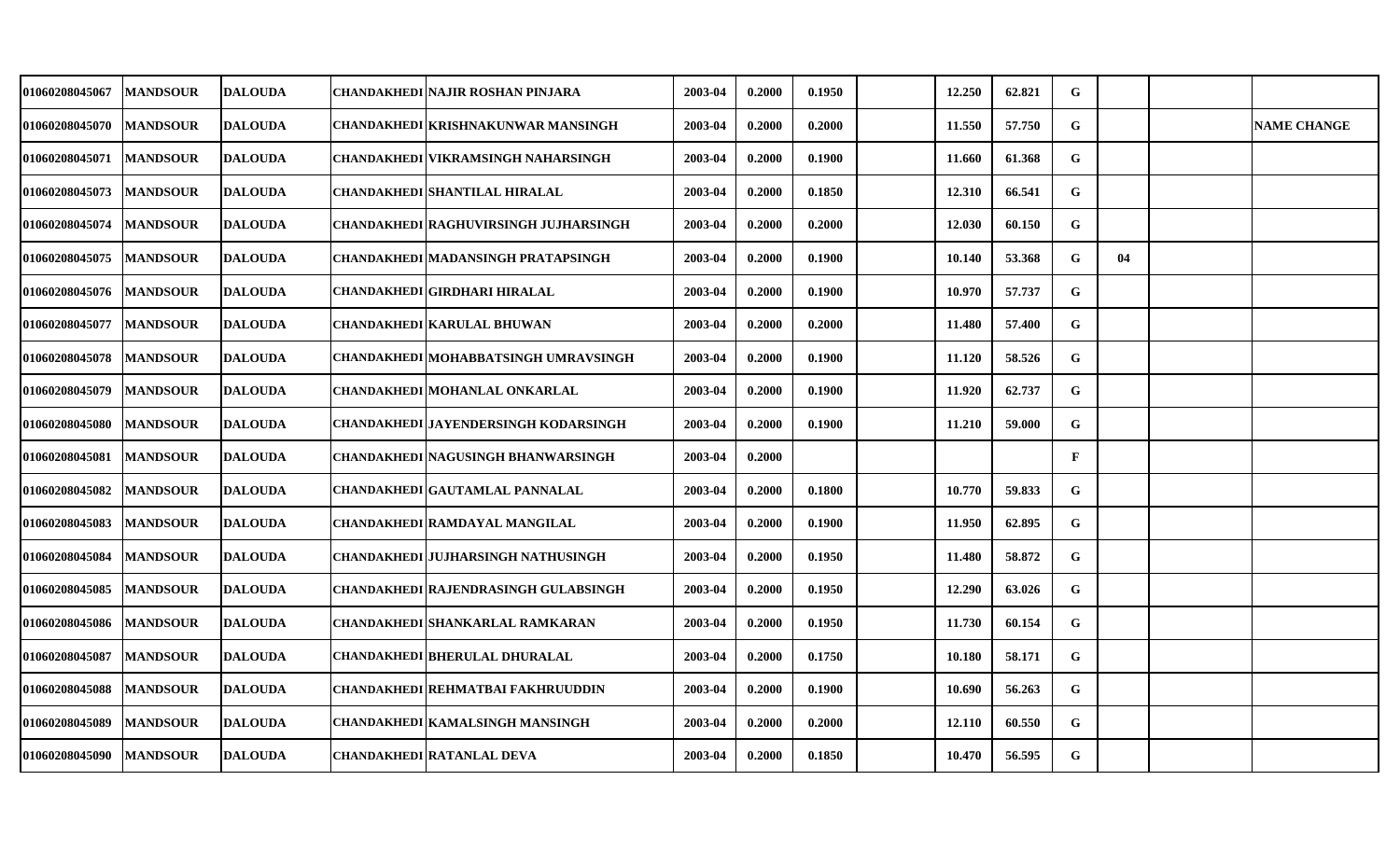| | | | | | | | | | | | | | | | |
|---|---|---|---|---|---|---|---|---|---|---|---|---|---|---|---|
| 01060208045067 | MANDSOUR | DALOUDA | CHANDAKHEDI | NAJIR ROSHAN PINJARA | 2003-04 | 0.2000 | 0.1950 | | 12.250 | 62.821 | G | | | |
| 01060208045070 | MANDSOUR | DALOUDA | CHANDAKHEDI | KRISHNAKUNWAR MANSINGH | 2003-04 | 0.2000 | 0.2000 | | 11.550 | 57.750 | G | | | NAME CHANGE |
| 01060208045071 | MANDSOUR | DALOUDA | CHANDAKHEDI | VIKRAMSINGH NAHARSINGH | 2003-04 | 0.2000 | 0.1900 | | 11.660 | 61.368 | G | | | |
| 01060208045073 | MANDSOUR | DALOUDA | CHANDAKHEDI | SHANTILAL HIRALAL | 2003-04 | 0.2000 | 0.1850 | | 12.310 | 66.541 | G | | | |
| 01060208045074 | MANDSOUR | DALOUDA | CHANDAKHEDI | RAGHUVIRSINGH JUJHARSINGH | 2003-04 | 0.2000 | 0.2000 | | 12.030 | 60.150 | G | | | |
| 01060208045075 | MANDSOUR | DALOUDA | CHANDAKHEDI | MADANSINGH PRATAPSINGH | 2003-04 | 0.2000 | 0.1900 | | 10.140 | 53.368 | G | 04 | | |
| 01060208045076 | MANDSOUR | DALOUDA | CHANDAKHEDI | GIRDHARI HIRALAL | 2003-04 | 0.2000 | 0.1900 | | 10.970 | 57.737 | G | | | |
| 01060208045077 | MANDSOUR | DALOUDA | CHANDAKHEDI | KARULAL BHUWAN | 2003-04 | 0.2000 | 0.2000 | | 11.480 | 57.400 | G | | | |
| 01060208045078 | MANDSOUR | DALOUDA | CHANDAKHEDI | MOHABBATSINGH UMRAVSINGH | 2003-04 | 0.2000 | 0.1900 | | 11.120 | 58.526 | G | | | |
| 01060208045079 | MANDSOUR | DALOUDA | CHANDAKHEDI | MOHANLAL ONKARLAL | 2003-04 | 0.2000 | 0.1900 | | 11.920 | 62.737 | G | | | |
| 01060208045080 | MANDSOUR | DALOUDA | CHANDAKHEDI | JAYENDERSINGH KODARSINGH | 2003-04 | 0.2000 | 0.1900 | | 11.210 | 59.000 | G | | | |
| 01060208045081 | MANDSOUR | DALOUDA | CHANDAKHEDI | NAGUSINGH BHANWARSINGH | 2003-04 | 0.2000 | | | | | F | | | |
| 01060208045082 | MANDSOUR | DALOUDA | CHANDAKHEDI | GAUTAMLAL PANNALAL | 2003-04 | 0.2000 | 0.1800 | | 10.770 | 59.833 | G | | | |
| 01060208045083 | MANDSOUR | DALOUDA | CHANDAKHEDI | RAMDAYAL MANGILAL | 2003-04 | 0.2000 | 0.1900 | | 11.950 | 62.895 | G | | | |
| 01060208045084 | MANDSOUR | DALOUDA | CHANDAKHEDI | JUJHARSINGH NATHUSINGH | 2003-04 | 0.2000 | 0.1950 | | 11.480 | 58.872 | G | | | |
| 01060208045085 | MANDSOUR | DALOUDA | CHANDAKHEDI | RAJENDRASINGH GULABSINGH | 2003-04 | 0.2000 | 0.1950 | | 12.290 | 63.026 | G | | | |
| 01060208045086 | MANDSOUR | DALOUDA | CHANDAKHEDI | SHANKARLAL RAMKARAN | 2003-04 | 0.2000 | 0.1950 | | 11.730 | 60.154 | G | | | |
| 01060208045087 | MANDSOUR | DALOUDA | CHANDAKHEDI | BHERULAL DHURALAL | 2003-04 | 0.2000 | 0.1750 | | 10.180 | 58.171 | G | | | |
| 01060208045088 | MANDSOUR | DALOUDA | CHANDAKHEDI | REHMATBAI FAKHRUUDDIN | 2003-04 | 0.2000 | 0.1900 | | 10.690 | 56.263 | G | | | |
| 01060208045089 | MANDSOUR | DALOUDA | CHANDAKHEDI | KAMALSINGH MANSINGH | 2003-04 | 0.2000 | 0.2000 | | 12.110 | 60.550 | G | | | |
| 01060208045090 | MANDSOUR | DALOUDA | CHANDAKHEDI | RATANLAL DEVA | 2003-04 | 0.2000 | 0.1850 | | 10.470 | 56.595 | G | | | |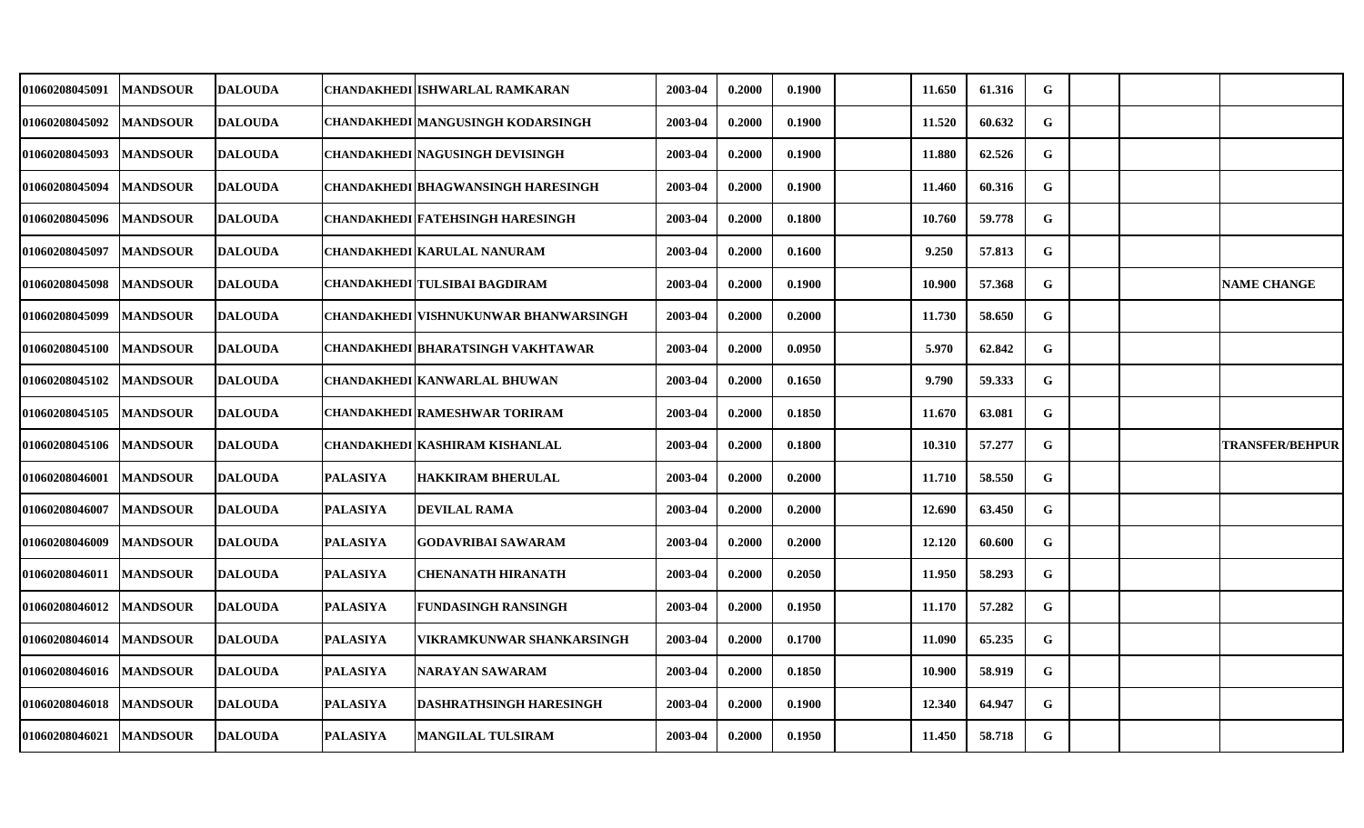| | | | | | | | | | | | | | | |
|---|---|---|---|---|---|---|---|---|---|---|---|---|---|---|
| 01060208045091 | MANDSOUR | DALOUDA | CHANDAKHEDI | ISHWARLAL RAMKARAN | 2003-04 | 0.2000 | 0.1900 | | 11.650 | 61.316 | G | | | |
| 01060208045092 | MANDSOUR | DALOUDA | CHANDAKHEDI | MANGUSINGH KODARSINGH | 2003-04 | 0.2000 | 0.1900 | | 11.520 | 60.632 | G | | | |
| 01060208045093 | MANDSOUR | DALOUDA | CHANDAKHEDI | NAGUSINGH DEVISINGH | 2003-04 | 0.2000 | 0.1900 | | 11.880 | 62.526 | G | | | |
| 01060208045094 | MANDSOUR | DALOUDA | CHANDAKHEDI | BHAGWANSINGH HARESINGH | 2003-04 | 0.2000 | 0.1900 | | 11.460 | 60.316 | G | | | |
| 01060208045096 | MANDSOUR | DALOUDA | CHANDAKHEDI | FATEHSINGH HARESINGH | 2003-04 | 0.2000 | 0.1800 | | 10.760 | 59.778 | G | | | |
| 01060208045097 | MANDSOUR | DALOUDA | CHANDAKHEDI | KARULAL NANURAM | 2003-04 | 0.2000 | 0.1600 | | 9.250 | 57.813 | G | | | |
| 01060208045098 | MANDSOUR | DALOUDA | CHANDAKHEDI | TULSIBAI BAGDIRAM | 2003-04 | 0.2000 | 0.1900 | | 10.900 | 57.368 | G | | | NAME CHANGE |
| 01060208045099 | MANDSOUR | DALOUDA | CHANDAKHEDI | VISHNUKUNWAR BHANWARSINGH | 2003-04 | 0.2000 | 0.2000 | | 11.730 | 58.650 | G | | | |
| 01060208045100 | MANDSOUR | DALOUDA | CHANDAKHEDI | BHARATSINGH VAKHTAWAR | 2003-04 | 0.2000 | 0.0950 | | 5.970 | 62.842 | G | | | |
| 01060208045102 | MANDSOUR | DALOUDA | CHANDAKHEDI | KANWARLAL BHUWAN | 2003-04 | 0.2000 | 0.1650 | | 9.790 | 59.333 | G | | | |
| 01060208045105 | MANDSOUR | DALOUDA | CHANDAKHEDI | RAMESHWAR TORIRAM | 2003-04 | 0.2000 | 0.1850 | | 11.670 | 63.081 | G | | | |
| 01060208045106 | MANDSOUR | DALOUDA | CHANDAKHEDI | KASHIRAM KISHANLAL | 2003-04 | 0.2000 | 0.1800 | | 10.310 | 57.277 | G | | | TRANSFER/BEHPUR |
| 01060208046001 | MANDSOUR | DALOUDA | PALASIYA | HAKKIRAM BHERULAL | 2003-04 | 0.2000 | 0.2000 | | 11.710 | 58.550 | G | | | |
| 01060208046007 | MANDSOUR | DALOUDA | PALASIYA | DEVILAL RAMA | 2003-04 | 0.2000 | 0.2000 | | 12.690 | 63.450 | G | | | |
| 01060208046009 | MANDSOUR | DALOUDA | PALASIYA | GODAVRIBAI SAWARAM | 2003-04 | 0.2000 | 0.2000 | | 12.120 | 60.600 | G | | | |
| 01060208046011 | MANDSOUR | DALOUDA | PALASIYA | CHENANATH HIRANATH | 2003-04 | 0.2000 | 0.2050 | | 11.950 | 58.293 | G | | | |
| 01060208046012 | MANDSOUR | DALOUDA | PALASIYA | FUNDASINGH RANSINGH | 2003-04 | 0.2000 | 0.1950 | | 11.170 | 57.282 | G | | | |
| 01060208046014 | MANDSOUR | DALOUDA | PALASIYA | VIKRAMKUNWAR SHANKARSINGH | 2003-04 | 0.2000 | 0.1700 | | 11.090 | 65.235 | G | | | |
| 01060208046016 | MANDSOUR | DALOUDA | PALASIYA | NARAYAN SAWARAM | 2003-04 | 0.2000 | 0.1850 | | 10.900 | 58.919 | G | | | |
| 01060208046018 | MANDSOUR | DALOUDA | PALASIYA | DASHRATHSINGH HARESINGH | 2003-04 | 0.2000 | 0.1900 | | 12.340 | 64.947 | G | | | |
| 01060208046021 | MANDSOUR | DALOUDA | PALASIYA | MANGILAL TULSIRAM | 2003-04 | 0.2000 | 0.1950 | | 11.450 | 58.718 | G | | | |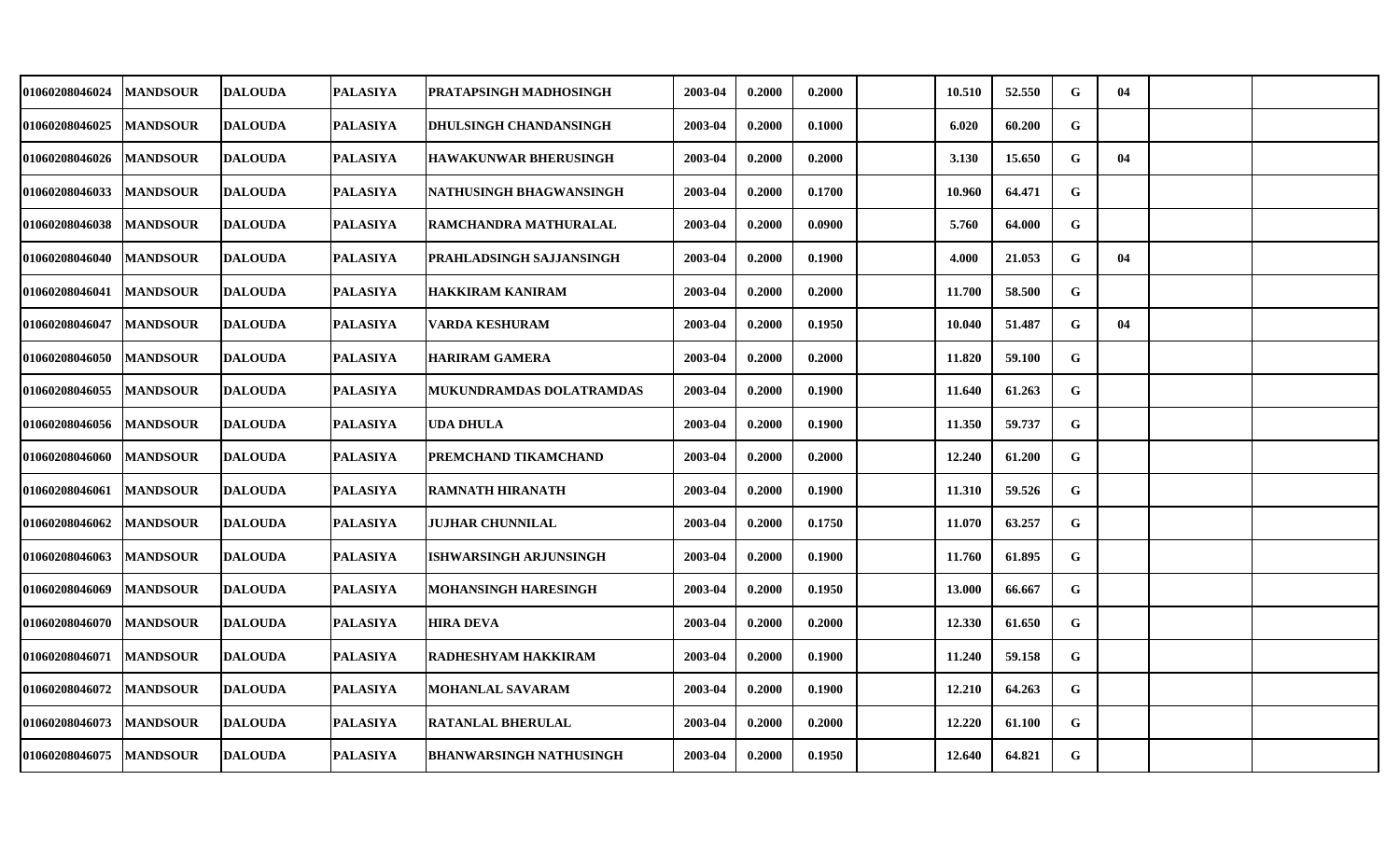| | | | | | | | | | | | | | | | |
|---|---|---|---|---|---|---|---|---|---|---|---|---|---|---|---|
| 01060208046024 | MANDSOUR | DALOUDA | PALASIYA | PRATAPSINGH MADHOSINGH | 2003-04 | 0.2000 | 0.2000 | | 10.510 | 52.550 | G | 04 | | | |
| 01060208046025 | MANDSOUR | DALOUDA | PALASIYA | DHULSINGH CHANDANSINGH | 2003-04 | 0.2000 | 0.1000 | | 6.020 | 60.200 | G | | | | |
| 01060208046026 | MANDSOUR | DALOUDA | PALASIYA | HAWAKUNWAR BHERUSINGH | 2003-04 | 0.2000 | 0.2000 | | 3.130 | 15.650 | G | 04 | | | |
| 01060208046033 | MANDSOUR | DALOUDA | PALASIYA | NATHUSINGH BHAGWANSINGH | 2003-04 | 0.2000 | 0.1700 | | 10.960 | 64.471 | G | | | | |
| 01060208046038 | MANDSOUR | DALOUDA | PALASIYA | RAMCHANDRA MATHURALAL | 2003-04 | 0.2000 | 0.0900 | | 5.760 | 64.000 | G | | | | |
| 01060208046040 | MANDSOUR | DALOUDA | PALASIYA | PRAHLADSINGH SAJJANSINGH | 2003-04 | 0.2000 | 0.1900 | | 4.000 | 21.053 | G | 04 | | | |
| 01060208046041 | MANDSOUR | DALOUDA | PALASIYA | HAKKIRAM KANIRAM | 2003-04 | 0.2000 | 0.2000 | | 11.700 | 58.500 | G | | | | |
| 01060208046047 | MANDSOUR | DALOUDA | PALASIYA | VARDA KESHURAM | 2003-04 | 0.2000 | 0.1950 | | 10.040 | 51.487 | G | 04 | | | |
| 01060208046050 | MANDSOUR | DALOUDA | PALASIYA | HARIRAM GAMERA | 2003-04 | 0.2000 | 0.2000 | | 11.820 | 59.100 | G | | | | |
| 01060208046055 | MANDSOUR | DALOUDA | PALASIYA | MUKUNDRAMDAS DOLATRAMDAS | 2003-04 | 0.2000 | 0.1900 | | 11.640 | 61.263 | G | | | | |
| 01060208046056 | MANDSOUR | DALOUDA | PALASIYA | UDA DHULA | 2003-04 | 0.2000 | 0.1900 | | 11.350 | 59.737 | G | | | | |
| 01060208046060 | MANDSOUR | DALOUDA | PALASIYA | PREMCHAND TIKAMCHAND | 2003-04 | 0.2000 | 0.2000 | | 12.240 | 61.200 | G | | | | |
| 01060208046061 | MANDSOUR | DALOUDA | PALASIYA | RAMNATH HIRANATH | 2003-04 | 0.2000 | 0.1900 | | 11.310 | 59.526 | G | | | | |
| 01060208046062 | MANDSOUR | DALOUDA | PALASIYA | JUJHAR CHUNNILAL | 2003-04 | 0.2000 | 0.1750 | | 11.070 | 63.257 | G | | | | |
| 01060208046063 | MANDSOUR | DALOUDA | PALASIYA | ISHWARSINGH ARJUNSINGH | 2003-04 | 0.2000 | 0.1900 | | 11.760 | 61.895 | G | | | | |
| 01060208046069 | MANDSOUR | DALOUDA | PALASIYA | MOHANSINGH HARESINGH | 2003-04 | 0.2000 | 0.1950 | | 13.000 | 66.667 | G | | | | |
| 01060208046070 | MANDSOUR | DALOUDA | PALASIYA | HIRA DEVA | 2003-04 | 0.2000 | 0.2000 | | 12.330 | 61.650 | G | | | | |
| 01060208046071 | MANDSOUR | DALOUDA | PALASIYA | RADHESHYAM HAKKIRAM | 2003-04 | 0.2000 | 0.1900 | | 11.240 | 59.158 | G | | | | |
| 01060208046072 | MANDSOUR | DALOUDA | PALASIYA | MOHANLAL SAVARAM | 2003-04 | 0.2000 | 0.1900 | | 12.210 | 64.263 | G | | | | |
| 01060208046073 | MANDSOUR | DALOUDA | PALASIYA | RATANLAL BHERULAL | 2003-04 | 0.2000 | 0.2000 | | 12.220 | 61.100 | G | | | | |
| 01060208046075 | MANDSOUR | DALOUDA | PALASIYA | BHANWARSINGH NATHUSINGH | 2003-04 | 0.2000 | 0.1950 | | 12.640 | 64.821 | G | | | | |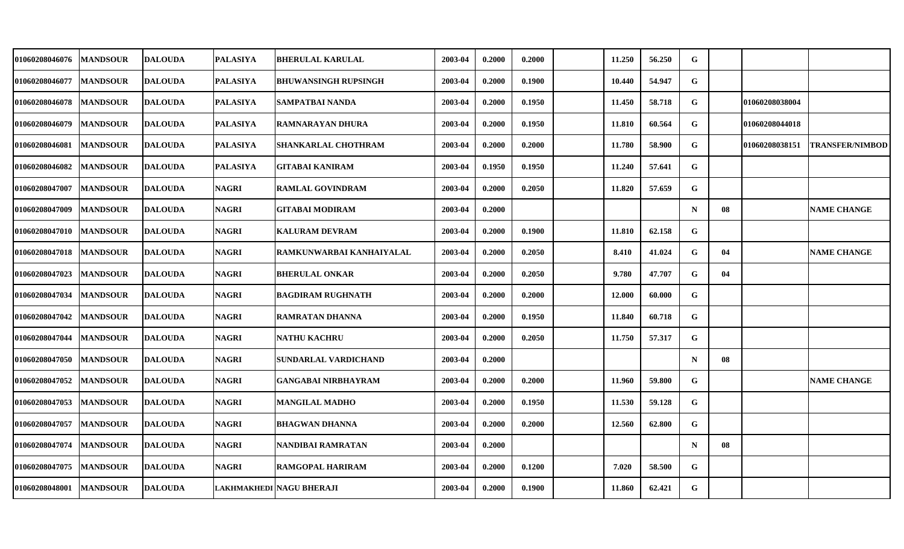| | | | | | | | | | | | | | | |
|---|---|---|---|---|---|---|---|---|---|---|---|---|---|---|
| 01060208046076 | MANDSOUR | DALOUDA | PALASIYA | BHERULAL KARULAL | 2003-04 | 0.2000 | 0.2000 | | 11.250 | 56.250 | G | | | |
| 01060208046077 | MANDSOUR | DALOUDA | PALASIYA | BHUWANSINGH RUPSINGH | 2003-04 | 0.2000 | 0.1900 | | 10.440 | 54.947 | G | | | |
| 01060208046078 | MANDSOUR | DALOUDA | PALASIYA | SAMPATBAI NANDA | 2003-04 | 0.2000 | 0.1950 | | 11.450 | 58.718 | G | | 01060208038004 | |
| 01060208046079 | MANDSOUR | DALOUDA | PALASIYA | RAMNARAYAN DHURA | 2003-04 | 0.2000 | 0.1950 | | 11.810 | 60.564 | G | | 01060208044018 | |
| 01060208046081 | MANDSOUR | DALOUDA | PALASIYA | SHANKARLAL CHOTHRAM | 2003-04 | 0.2000 | 0.2000 | | 11.780 | 58.900 | G | | 01060208038151 | TRANSFER/NIMBOD |
| 01060208046082 | MANDSOUR | DALOUDA | PALASIYA | GITABAI KANIRAM | 2003-04 | 0.1950 | 0.1950 | | 11.240 | 57.641 | G | | | |
| 01060208047007 | MANDSOUR | DALOUDA | NAGRI | RAMLAL GOVINDRAM | 2003-04 | 0.2000 | 0.2050 | | 11.820 | 57.659 | G | | | |
| 01060208047009 | MANDSOUR | DALOUDA | NAGRI | GITABAI MODIRAM | 2003-04 | 0.2000 | | | | | N | 08 | | NAME CHANGE |
| 01060208047010 | MANDSOUR | DALOUDA | NAGRI | KALURAM DEVRAM | 2003-04 | 0.2000 | 0.1900 | | 11.810 | 62.158 | G | | | |
| 01060208047018 | MANDSOUR | DALOUDA | NAGRI | RAMKUNWARBAI KANHAIYALAL | 2003-04 | 0.2000 | 0.2050 | | 8.410 | 41.024 | G | 04 | | NAME CHANGE |
| 01060208047023 | MANDSOUR | DALOUDA | NAGRI | BHERULAL ONKAR | 2003-04 | 0.2000 | 0.2050 | | 9.780 | 47.707 | G | 04 | | |
| 01060208047034 | MANDSOUR | DALOUDA | NAGRI | BAGDIRAM RUGHNATH | 2003-04 | 0.2000 | 0.2000 | | 12.000 | 60.000 | G | | | |
| 01060208047042 | MANDSOUR | DALOUDA | NAGRI | RAMRATAN DHANNA | 2003-04 | 0.2000 | 0.1950 | | 11.840 | 60.718 | G | | | |
| 01060208047044 | MANDSOUR | DALOUDA | NAGRI | NATHU KACHRU | 2003-04 | 0.2000 | 0.2050 | | 11.750 | 57.317 | G | | | |
| 01060208047050 | MANDSOUR | DALOUDA | NAGRI | SUNDARLAL VARDICHAND | 2003-04 | 0.2000 | | | | | N | 08 | | |
| 01060208047052 | MANDSOUR | DALOUDA | NAGRI | GANGABAI NIRBHAYRAM | 2003-04 | 0.2000 | 0.2000 | | 11.960 | 59.800 | G | | | NAME CHANGE |
| 01060208047053 | MANDSOUR | DALOUDA | NAGRI | MANGILAL MADHO | 2003-04 | 0.2000 | 0.1950 | | 11.530 | 59.128 | G | | | |
| 01060208047057 | MANDSOUR | DALOUDA | NAGRI | BHAGWAN DHANNA | 2003-04 | 0.2000 | 0.2000 | | 12.560 | 62.800 | G | | | |
| 01060208047074 | MANDSOUR | DALOUDA | NAGRI | NANDIBAI RAMRATAN | 2003-04 | 0.2000 | | | | | N | 08 | | |
| 01060208047075 | MANDSOUR | DALOUDA | NAGRI | RAMGOPAL HARIRAM | 2003-04 | 0.2000 | 0.1200 | | 7.020 | 58.500 | G | | | |
| 01060208048001 | MANDSOUR | DALOUDA | LAKHMAKHEDI | NAGU BHERAJI | 2003-04 | 0.2000 | 0.1900 | | 11.860 | 62.421 | G | | | |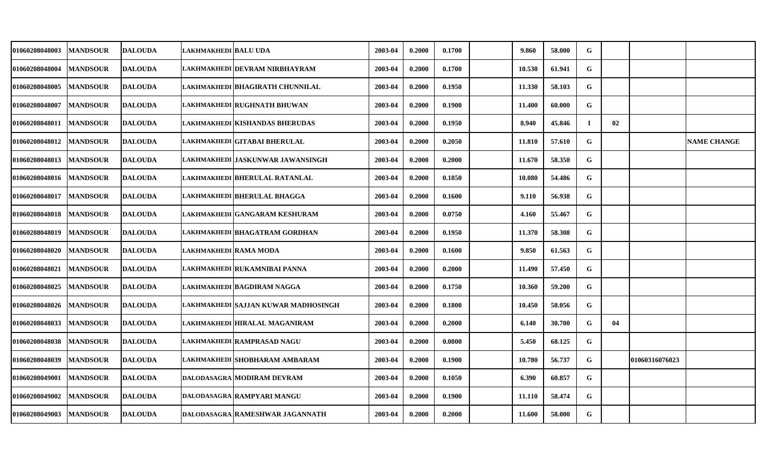| | | | | | | | | | | | | | | |
|---|---|---|---|---|---|---|---|---|---|---|---|---|---|---|
| 01060208048003 | MANDSOUR | DALOUDA | LAKHMAKHEDI | BALU UDA | 2003-04 | 0.2000 | 0.1700 | | 9.860 | 58.000 | G | | | |
| 01060208048004 | MANDSOUR | DALOUDA | LAKHMAKHEDI | DEVRAM NIRBHAYRAM | 2003-04 | 0.2000 | 0.1700 | | 10.530 | 61.941 | G | | | |
| 01060208048005 | MANDSOUR | DALOUDA | LAKHMAKHEDI | BHAGIRATH CHUNNILAL | 2003-04 | 0.2000 | 0.1950 | | 11.330 | 58.103 | G | | | |
| 01060208048007 | MANDSOUR | DALOUDA | LAKHMAKHEDI | RUGHNATH BHUWAN | 2003-04 | 0.2000 | 0.1900 | | 11.400 | 60.000 | G | | | |
| 01060208048011 | MANDSOUR | DALOUDA | LAKHMAKHEDI | KISHANDAS BHERUDAS | 2003-04 | 0.2000 | 0.1950 | | 8.940 | 45.846 | I | 02 | | |
| 01060208048012 | MANDSOUR | DALOUDA | LAKHMAKHEDI | GITABAI BHERULAL | 2003-04 | 0.2000 | 0.2050 | | 11.810 | 57.610 | G | | | NAME CHANGE |
| 01060208048013 | MANDSOUR | DALOUDA | LAKHMAKHEDI | JASKUNWAR JAWANSINGH | 2003-04 | 0.2000 | 0.2000 | | 11.670 | 58.350 | G | | | |
| 01060208048016 | MANDSOUR | DALOUDA | LAKHMAKHEDI | BHERULAL RATANLAL | 2003-04 | 0.2000 | 0.1850 | | 10.080 | 54.486 | G | | | |
| 01060208048017 | MANDSOUR | DALOUDA | LAKHMAKHEDI | BHERULAL BHAGGA | 2003-04 | 0.2000 | 0.1600 | | 9.110 | 56.938 | G | | | |
| 01060208048018 | MANDSOUR | DALOUDA | LAKHMAKHEDI | GANGARAM KESHURAM | 2003-04 | 0.2000 | 0.0750 | | 4.160 | 55.467 | G | | | |
| 01060208048019 | MANDSOUR | DALOUDA | LAKHMAKHEDI | BHAGATRAM GORDHAN | 2003-04 | 0.2000 | 0.1950 | | 11.370 | 58.308 | G | | | |
| 01060208048020 | MANDSOUR | DALOUDA | LAKHMAKHEDI | RAMA MODA | 2003-04 | 0.2000 | 0.1600 | | 9.850 | 61.563 | G | | | |
| 01060208048021 | MANDSOUR | DALOUDA | LAKHMAKHEDI | RUKAMNIBAI PANNA | 2003-04 | 0.2000 | 0.2000 | | 11.490 | 57.450 | G | | | |
| 01060208048025 | MANDSOUR | DALOUDA | LAKHMAKHEDI | BAGDIRAM NAGGA | 2003-04 | 0.2000 | 0.1750 | | 10.360 | 59.200 | G | | | |
| 01060208048026 | MANDSOUR | DALOUDA | LAKHMAKHEDI | SAJJAN KUWAR MADHOSINGH | 2003-04 | 0.2000 | 0.1800 | | 10.450 | 58.056 | G | | | |
| 01060208048033 | MANDSOUR | DALOUDA | LAKHMAKHEDI | HIRALAL MAGANIRAM | 2003-04 | 0.2000 | 0.2000 | | 6.140 | 30.700 | G | 04 | | |
| 01060208048038 | MANDSOUR | DALOUDA | LAKHMAKHEDI | RAMPRASAD NAGU | 2003-04 | 0.2000 | 0.0800 | | 5.450 | 68.125 | G | | | |
| 01060208048039 | MANDSOUR | DALOUDA | LAKHMAKHEDI | SHOBHARAM AMBARAM | 2003-04 | 0.2000 | 0.1900 | | 10.780 | 56.737 | G | | 01060316076023 | |
| 01060208049001 | MANDSOUR | DALOUDA | DALODASAGRA | MODIRAM DEVRAM | 2003-04 | 0.2000 | 0.1050 | | 6.390 | 60.857 | G | | | |
| 01060208049002 | MANDSOUR | DALOUDA | DALODASAGRA | RAMPYARI MANGU | 2003-04 | 0.2000 | 0.1900 | | 11.110 | 58.474 | G | | | |
| 01060208049003 | MANDSOUR | DALOUDA | DALODASAGRA | RAMESHWAR JAGANNATH | 2003-04 | 0.2000 | 0.2000 | | 11.600 | 58.000 | G | | | |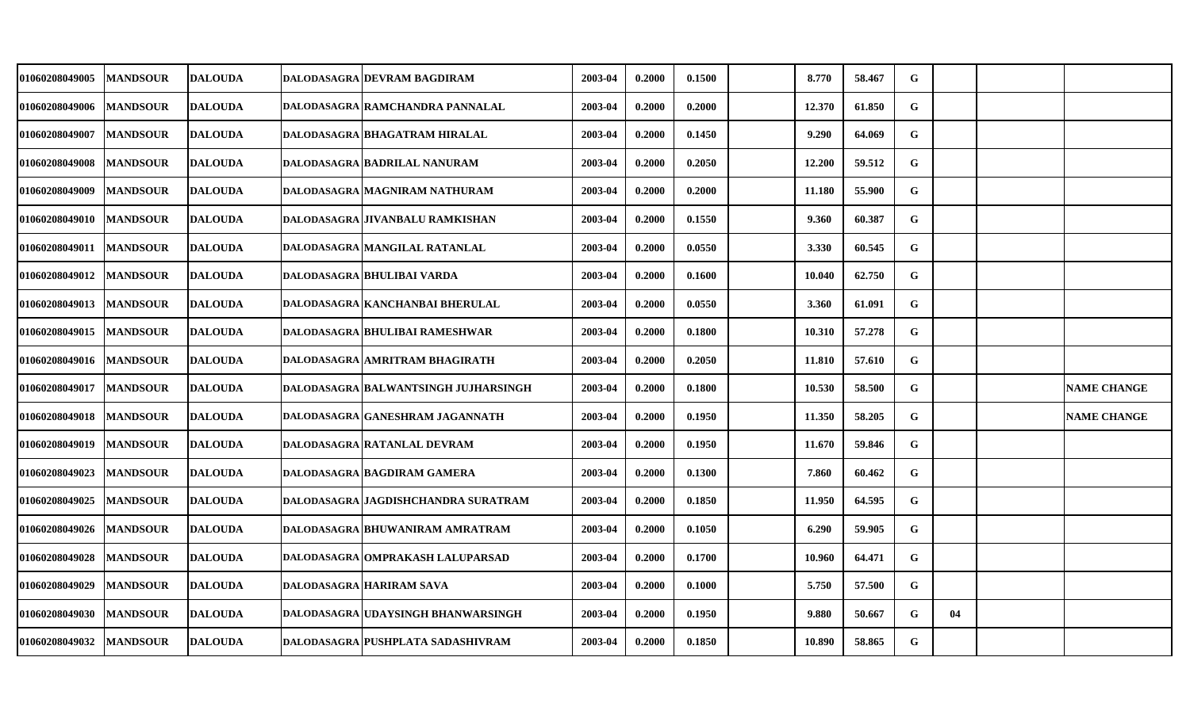| | | | | | | | | | | | | | | |
|---|---|---|---|---|---|---|---|---|---|---|---|---|---|---|
| 01060208049005 | MANDSOUR | DALOUDA | DALODASAGRA | DEVRAM BAGDIRAM | 2003-04 | 0.2000 | 0.1500 | | 8.770 | 58.467 | G | | | |
| 01060208049006 | MANDSOUR | DALOUDA | DALODASAGRA | RAMCHANDRA PANNALAL | 2003-04 | 0.2000 | 0.2000 | | 12.370 | 61.850 | G | | | |
| 01060208049007 | MANDSOUR | DALOUDA | DALODASAGRA | BHAGATRAM HIRALAL | 2003-04 | 0.2000 | 0.1450 | | 9.290 | 64.069 | G | | | |
| 01060208049008 | MANDSOUR | DALOUDA | DALODASAGRA | BADRILAL NANURAM | 2003-04 | 0.2000 | 0.2050 | | 12.200 | 59.512 | G | | | |
| 01060208049009 | MANDSOUR | DALOUDA | DALODASAGRA | MAGNIRAM NATHURAM | 2003-04 | 0.2000 | 0.2000 | | 11.180 | 55.900 | G | | | |
| 01060208049010 | MANDSOUR | DALOUDA | DALODASAGRA | JIVANBALU RAMKISHAN | 2003-04 | 0.2000 | 0.1550 | | 9.360 | 60.387 | G | | | |
| 01060208049011 | MANDSOUR | DALOUDA | DALODASAGRA | MANGILAL RATANLAL | 2003-04 | 0.2000 | 0.0550 | | 3.330 | 60.545 | G | | | |
| 01060208049012 | MANDSOUR | DALOUDA | DALODASAGRA | BHULIBAI VARDA | 2003-04 | 0.2000 | 0.1600 | | 10.040 | 62.750 | G | | | |
| 01060208049013 | MANDSOUR | DALOUDA | DALODASAGRA | KANCHANBAI BHERULAL | 2003-04 | 0.2000 | 0.0550 | | 3.360 | 61.091 | G | | | |
| 01060208049015 | MANDSOUR | DALOUDA | DALODASAGRA | BHULIBAI RAMESHWAR | 2003-04 | 0.2000 | 0.1800 | | 10.310 | 57.278 | G | | | |
| 01060208049016 | MANDSOUR | DALOUDA | DALODASAGRA | AMRITRAM BHAGIRATH | 2003-04 | 0.2000 | 0.2050 | | 11.810 | 57.610 | G | | | |
| 01060208049017 | MANDSOUR | DALOUDA | DALODASAGRA | BALWANTSINGH JUJHARSINGH | 2003-04 | 0.2000 | 0.1800 | | 10.530 | 58.500 | G | | | NAME CHANGE |
| 01060208049018 | MANDSOUR | DALOUDA | DALODASAGRA | GANESHRAM JAGANNATH | 2003-04 | 0.2000 | 0.1950 | | 11.350 | 58.205 | G | | | NAME CHANGE |
| 01060208049019 | MANDSOUR | DALOUDA | DALODASAGRA | RATANLAL DEVRAM | 2003-04 | 0.2000 | 0.1950 | | 11.670 | 59.846 | G | | | |
| 01060208049023 | MANDSOUR | DALOUDA | DALODASAGRA | BAGDIRAM GAMERA | 2003-04 | 0.2000 | 0.1300 | | 7.860 | 60.462 | G | | | |
| 01060208049025 | MANDSOUR | DALOUDA | DALODASAGRA | JAGDISHCHANDRA SURATRAM | 2003-04 | 0.2000 | 0.1850 | | 11.950 | 64.595 | G | | | |
| 01060208049026 | MANDSOUR | DALOUDA | DALODASAGRA | BHUWANIRAM AMRATRAM | 2003-04 | 0.2000 | 0.1050 | | 6.290 | 59.905 | G | | | |
| 01060208049028 | MANDSOUR | DALOUDA | DALODASAGRA | OMPRAKASH LALUPARSAD | 2003-04 | 0.2000 | 0.1700 | | 10.960 | 64.471 | G | | | |
| 01060208049029 | MANDSOUR | DALOUDA | DALODASAGRA | HARIRAM SAVA | 2003-04 | 0.2000 | 0.1000 | | 5.750 | 57.500 | G | | | |
| 01060208049030 | MANDSOUR | DALOUDA | DALODASAGRA | UDAYSINGH BHANWARSINGH | 2003-04 | 0.2000 | 0.1950 | | 9.880 | 50.667 | G | 04 | | |
| 01060208049032 | MANDSOUR | DALOUDA | DALODASAGRA | PUSHPLATA SADASHIVRAM | 2003-04 | 0.2000 | 0.1850 | | 10.890 | 58.865 | G | | | |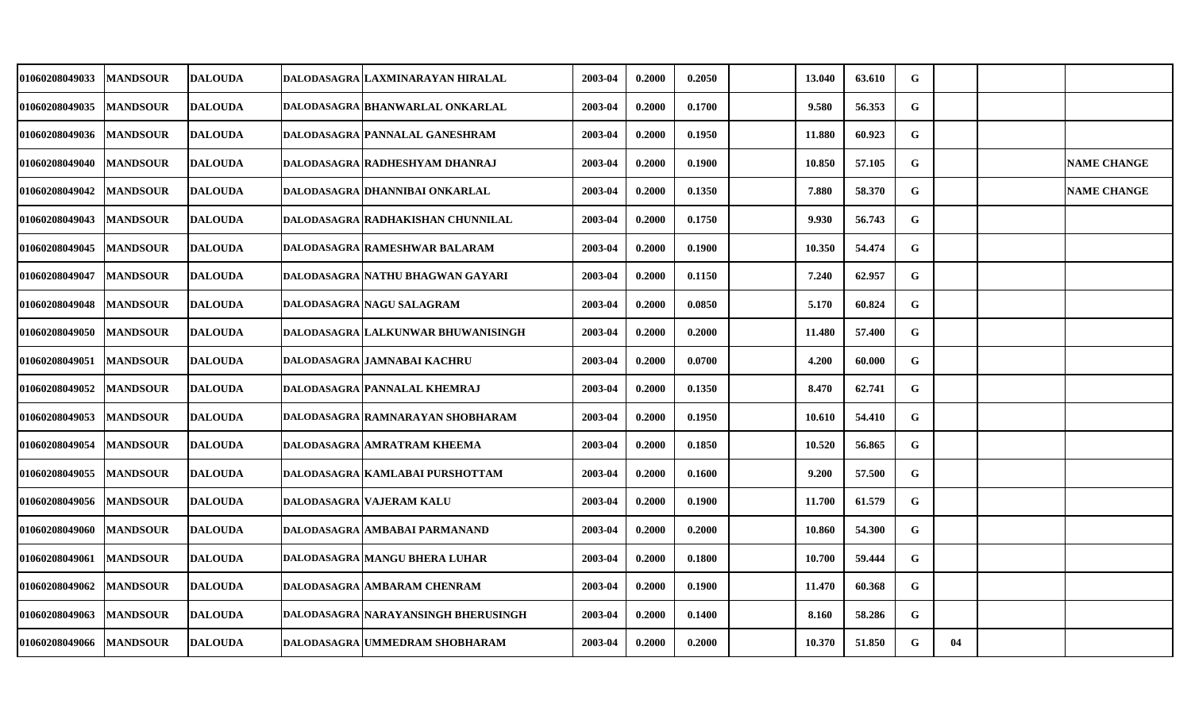| | | | | | | | | | | | | | | |
|---|---|---|---|---|---|---|---|---|---|---|---|---|---|---|
| 01060208049033 | MANDSOUR | DALOUDA | DALODASAGRA | LAXMINARAYAN HIRALAL | 2003-04 | 0.2000 | 0.2050 | | 13.040 | 63.610 | G | | | |
| 01060208049035 | MANDSOUR | DALOUDA | DALODASAGRA | BHANWARLAL ONKARLAL | 2003-04 | 0.2000 | 0.1700 | | 9.580 | 56.353 | G | | | |
| 01060208049036 | MANDSOUR | DALOUDA | DALODASAGRA | PANNALAL GANESHRAM | 2003-04 | 0.2000 | 0.1950 | | 11.880 | 60.923 | G | | | |
| 01060208049040 | MANDSOUR | DALOUDA | DALODASAGRA | RADHESHYAM DHANRAJ | 2003-04 | 0.2000 | 0.1900 | | 10.850 | 57.105 | G | | | NAME CHANGE |
| 01060208049042 | MANDSOUR | DALOUDA | DALODASAGRA | DHANNIBAI ONKARLAL | 2003-04 | 0.2000 | 0.1350 | | 7.880 | 58.370 | G | | | NAME CHANGE |
| 01060208049043 | MANDSOUR | DALOUDA | DALODASAGRA | RADHAKISHAN CHUNNILAL | 2003-04 | 0.2000 | 0.1750 | | 9.930 | 56.743 | G | | | |
| 01060208049045 | MANDSOUR | DALOUDA | DALODASAGRA | RAMESHWAR BALARAM | 2003-04 | 0.2000 | 0.1900 | | 10.350 | 54.474 | G | | | |
| 01060208049047 | MANDSOUR | DALOUDA | DALODASAGRA | NATHU BHAGWAN GAYARI | 2003-04 | 0.2000 | 0.1150 | | 7.240 | 62.957 | G | | | |
| 01060208049048 | MANDSOUR | DALOUDA | DALODASAGRA | NAGU SALAGRAM | 2003-04 | 0.2000 | 0.0850 | | 5.170 | 60.824 | G | | | |
| 01060208049050 | MANDSOUR | DALOUDA | DALODASAGRA | LALKUNWAR BHUWANISINGH | 2003-04 | 0.2000 | 0.2000 | | 11.480 | 57.400 | G | | | |
| 01060208049051 | MANDSOUR | DALOUDA | DALODASAGRA | JAMNABAI KACHRU | 2003-04 | 0.2000 | 0.0700 | | 4.200 | 60.000 | G | | | |
| 01060208049052 | MANDSOUR | DALOUDA | DALODASAGRA | PANNALAL KHEMRAJ | 2003-04 | 0.2000 | 0.1350 | | 8.470 | 62.741 | G | | | |
| 01060208049053 | MANDSOUR | DALOUDA | DALODASAGRA | RAMNARAYAN SHOBHARAM | 2003-04 | 0.2000 | 0.1950 | | 10.610 | 54.410 | G | | | |
| 01060208049054 | MANDSOUR | DALOUDA | DALODASAGRA | AMRATRAM KHEEMA | 2003-04 | 0.2000 | 0.1850 | | 10.520 | 56.865 | G | | | |
| 01060208049055 | MANDSOUR | DALOUDA | DALODASAGRA | KAMLABAI PURSHOTTAM | 2003-04 | 0.2000 | 0.1600 | | 9.200 | 57.500 | G | | | |
| 01060208049056 | MANDSOUR | DALOUDA | DALODASAGRA | VAJERAM KALU | 2003-04 | 0.2000 | 0.1900 | | 11.700 | 61.579 | G | | | |
| 01060208049060 | MANDSOUR | DALOUDA | DALODASAGRA | AMBABAI PARMANAND | 2003-04 | 0.2000 | 0.2000 | | 10.860 | 54.300 | G | | | |
| 01060208049061 | MANDSOUR | DALOUDA | DALODASAGRA | MANGU BHERA LUHAR | 2003-04 | 0.2000 | 0.1800 | | 10.700 | 59.444 | G | | | |
| 01060208049062 | MANDSOUR | DALOUDA | DALODASAGRA | AMBARAM CHENRAM | 2003-04 | 0.2000 | 0.1900 | | 11.470 | 60.368 | G | | | |
| 01060208049063 | MANDSOUR | DALOUDA | DALODASAGRA | NARAYANSINGH BHERUSINGH | 2003-04 | 0.2000 | 0.1400 | | 8.160 | 58.286 | G | | | |
| 01060208049066 | MANDSOUR | DALOUDA | DALODASAGRA | UMMEDRAM SHOBHARAM | 2003-04 | 0.2000 | 0.2000 | | 10.370 | 51.850 | G | 04 | | |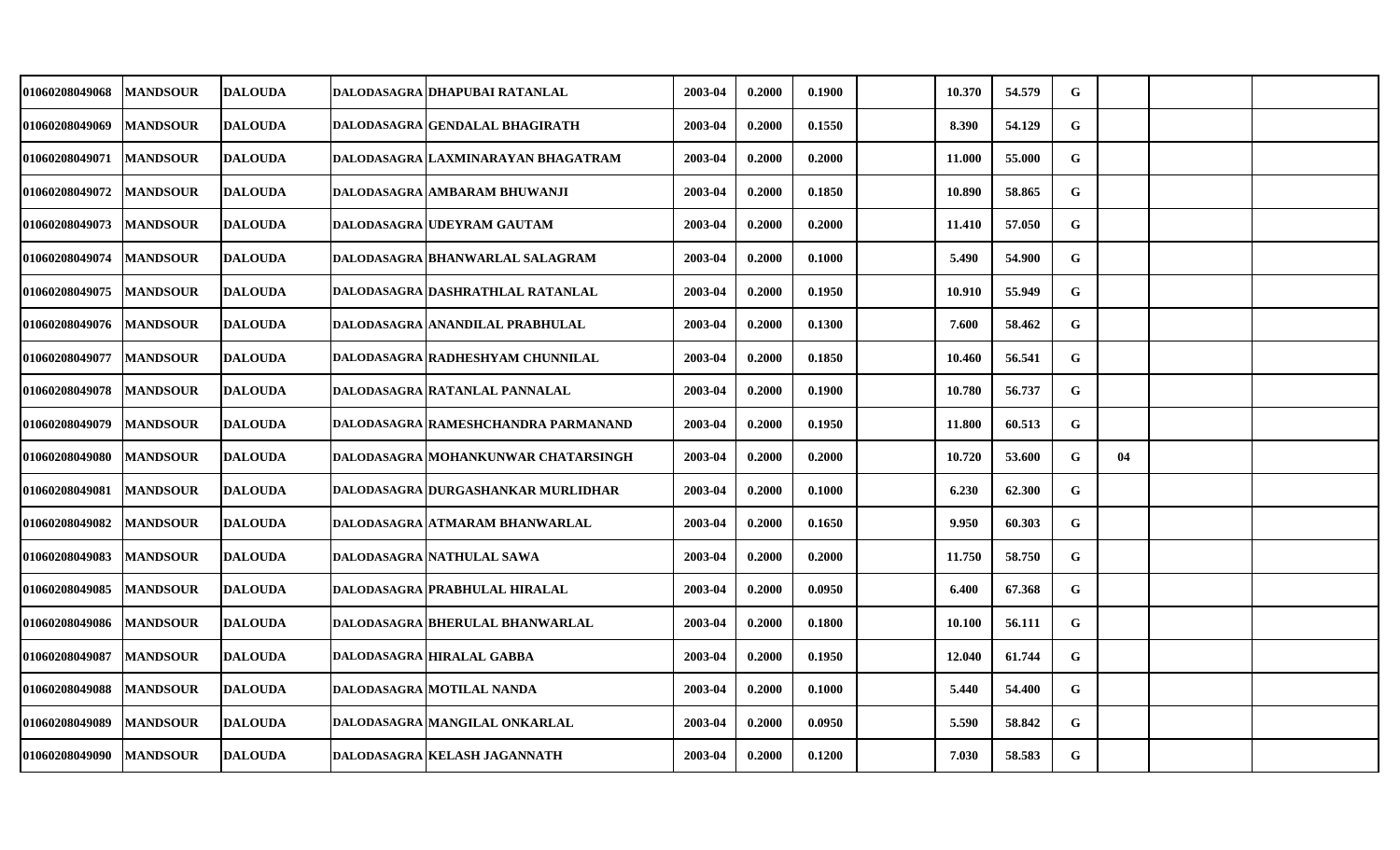| | | | | | | | | | | | | | | | |
|---|---|---|---|---|---|---|---|---|---|---|---|---|---|---|---|
| 01060208049068 | MANDSOUR | DALOUDA | DALODASAGRA | DHAPUBAI RATANLAL | 2003-04 | 0.2000 | 0.1900 | | 10.370 | 54.579 | G | | | |
| 01060208049069 | MANDSOUR | DALOUDA | DALODASAGRA | GENDALAL BHAGIRATH | 2003-04 | 0.2000 | 0.1550 | | 8.390 | 54.129 | G | | | |
| 01060208049071 | MANDSOUR | DALOUDA | DALODASAGRA | LAXMINARAYAN BHAGATRAM | 2003-04 | 0.2000 | 0.2000 | | 11.000 | 55.000 | G | | | |
| 01060208049072 | MANDSOUR | DALOUDA | DALODASAGRA | AMBARAM BHUWANJI | 2003-04 | 0.2000 | 0.1850 | | 10.890 | 58.865 | G | | | |
| 01060208049073 | MANDSOUR | DALOUDA | DALODASAGRA | UDEYRAM GAUTAM | 2003-04 | 0.2000 | 0.2000 | | 11.410 | 57.050 | G | | | |
| 01060208049074 | MANDSOUR | DALOUDA | DALODASAGRA | BHANWARLAL SALAGRAM | 2003-04 | 0.2000 | 0.1000 | | 5.490 | 54.900 | G | | | |
| 01060208049075 | MANDSOUR | DALOUDA | DALODASAGRA | DASHRATHLAL RATANLAL | 2003-04 | 0.2000 | 0.1950 | | 10.910 | 55.949 | G | | | |
| 01060208049076 | MANDSOUR | DALOUDA | DALODASAGRA | ANANDILAL PRABHULAL | 2003-04 | 0.2000 | 0.1300 | | 7.600 | 58.462 | G | | | |
| 01060208049077 | MANDSOUR | DALOUDA | DALODASAGRA | RADHESHYAM CHUNNILAL | 2003-04 | 0.2000 | 0.1850 | | 10.460 | 56.541 | G | | | |
| 01060208049078 | MANDSOUR | DALOUDA | DALODASAGRA | RATANLAL PANNALAL | 2003-04 | 0.2000 | 0.1900 | | 10.780 | 56.737 | G | | | |
| 01060208049079 | MANDSOUR | DALOUDA | DALODASAGRA | RAMESHCHANDRA PARMANAND | 2003-04 | 0.2000 | 0.1950 | | 11.800 | 60.513 | G | | | |
| 01060208049080 | MANDSOUR | DALOUDA | DALODASAGRA | MOHANKUNWAR CHATARSINGH | 2003-04 | 0.2000 | 0.2000 | | 10.720 | 53.600 | G | 04 | | |
| 01060208049081 | MANDSOUR | DALOUDA | DALODASAGRA | DURGASHANKAR MURLIDHAR | 2003-04 | 0.2000 | 0.1000 | | 6.230 | 62.300 | G | | | |
| 01060208049082 | MANDSOUR | DALOUDA | DALODASAGRA | ATMARAM BHANWARLAL | 2003-04 | 0.2000 | 0.1650 | | 9.950 | 60.303 | G | | | |
| 01060208049083 | MANDSOUR | DALOUDA | DALODASAGRA | NATHULAL SAWA | 2003-04 | 0.2000 | 0.2000 | | 11.750 | 58.750 | G | | | |
| 01060208049085 | MANDSOUR | DALOUDA | DALODASAGRA | PRABHULAL HIRALAL | 2003-04 | 0.2000 | 0.0950 | | 6.400 | 67.368 | G | | | |
| 01060208049086 | MANDSOUR | DALOUDA | DALODASAGRA | BHERULAL BHANWARLAL | 2003-04 | 0.2000 | 0.1800 | | 10.100 | 56.111 | G | | | |
| 01060208049087 | MANDSOUR | DALOUDA | DALODASAGRA | HIRALAL GABBA | 2003-04 | 0.2000 | 0.1950 | | 12.040 | 61.744 | G | | | |
| 01060208049088 | MANDSOUR | DALOUDA | DALODASAGRA | MOTILAL NANDA | 2003-04 | 0.2000 | 0.1000 | | 5.440 | 54.400 | G | | | |
| 01060208049089 | MANDSOUR | DALOUDA | DALODASAGRA | MANGILAL ONKARLAL | 2003-04 | 0.2000 | 0.0950 | | 5.590 | 58.842 | G | | | |
| 01060208049090 | MANDSOUR | DALOUDA | DALODASAGRA | KELASH JAGANNATH | 2003-04 | 0.2000 | 0.1200 | | 7.030 | 58.583 | G | | | |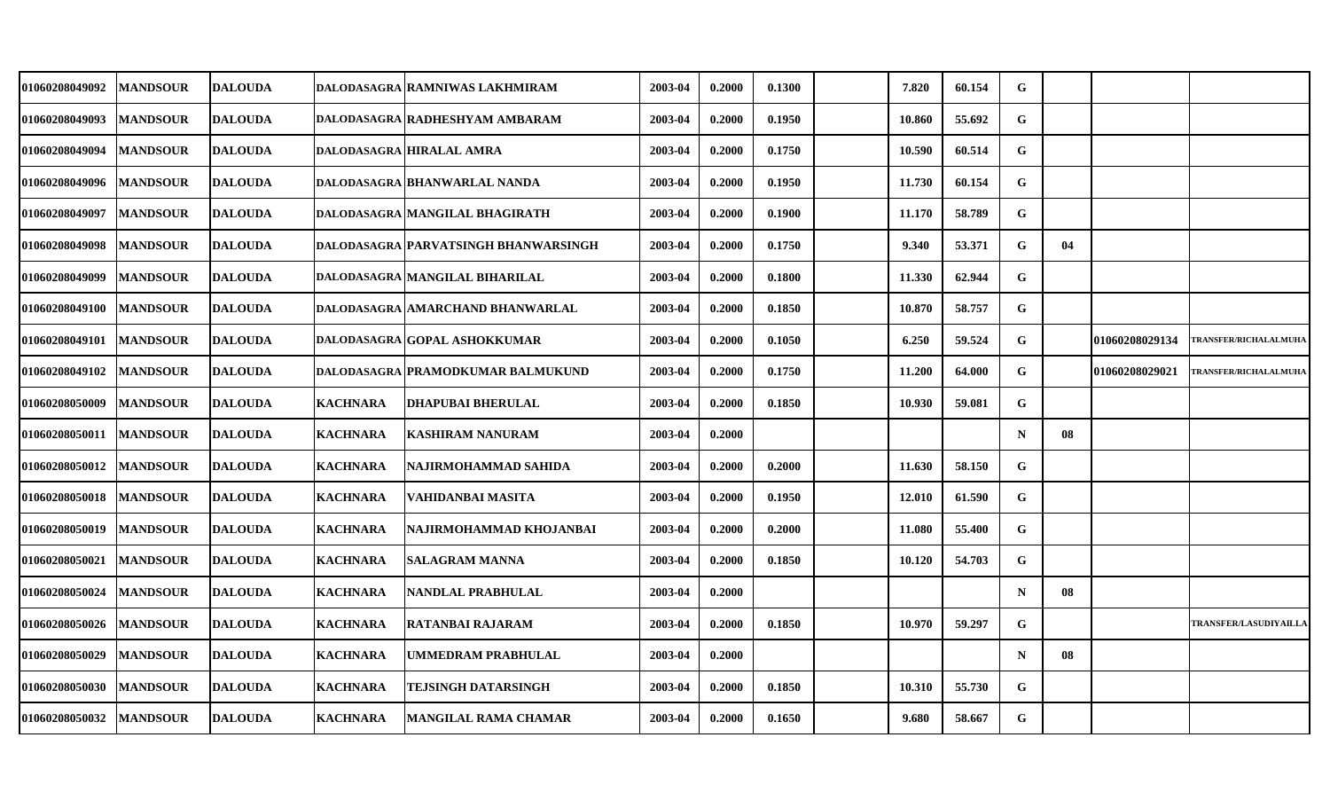| | | | | | | | | | | | | | | |
|---|---|---|---|---|---|---|---|---|---|---|---|---|---|---|
| 01060208049092 | MANDSOUR | DALOUDA | DALODASAGRA | RAMNIWAS LAKHMIRAM | 2003-04 | 0.2000 | 0.1300 | | 7.820 | 60.154 | G | | | |
| 01060208049093 | MANDSOUR | DALOUDA | DALODASAGRA | RADHESHYAM AMBARAM | 2003-04 | 0.2000 | 0.1950 | | 10.860 | 55.692 | G | | | |
| 01060208049094 | MANDSOUR | DALOUDA | DALODASAGRA | HIRALAL AMRA | 2003-04 | 0.2000 | 0.1750 | | 10.590 | 60.514 | G | | | |
| 01060208049096 | MANDSOUR | DALOUDA | DALODASAGRA | BHANWARLAL NANDA | 2003-04 | 0.2000 | 0.1950 | | 11.730 | 60.154 | G | | | |
| 01060208049097 | MANDSOUR | DALOUDA | DALODASAGRA | MANGILAL BHAGIRATH | 2003-04 | 0.2000 | 0.1900 | | 11.170 | 58.789 | G | | | |
| 01060208049098 | MANDSOUR | DALOUDA | DALODASAGRA | PARVATSINGH BHANWARSINGH | 2003-04 | 0.2000 | 0.1750 | | 9.340 | 53.371 | G | 04 | | |
| 01060208049099 | MANDSOUR | DALOUDA | DALODASAGRA | MANGILAL BIHARILAL | 2003-04 | 0.2000 | 0.1800 | | 11.330 | 62.944 | G | | | |
| 01060208049100 | MANDSOUR | DALOUDA | DALODASAGRA | AMARCHAND BHANWARLAL | 2003-04 | 0.2000 | 0.1850 | | 10.870 | 58.757 | G | | | |
| 01060208049101 | MANDSOUR | DALOUDA | DALODASAGRA | GOPAL ASHOKKUMAR | 2003-04 | 0.2000 | 0.1050 | | 6.250 | 59.524 | G | | 01060208029134 | TRANSFER/RICHALALMUHA |
| 01060208049102 | MANDSOUR | DALOUDA | DALODASAGRA | PRAMODKUMAR BALMUKUND | 2003-04 | 0.2000 | 0.1750 | | 11.200 | 64.000 | G | | 01060208029021 | TRANSFER/RICHALALMUHA |
| 01060208050009 | MANDSOUR | DALOUDA | KACHNARA | DHAPUBAI BHERULAL | 2003-04 | 0.2000 | 0.1850 | | 10.930 | 59.081 | G | | | |
| 01060208050011 | MANDSOUR | DALOUDA | KACHNARA | KASHIRAM NANURAM | 2003-04 | 0.2000 | | | | | N | 08 | | |
| 01060208050012 | MANDSOUR | DALOUDA | KACHNARA | NAJIRMOHAMMAD SAHIDA | 2003-04 | 0.2000 | 0.2000 | | 11.630 | 58.150 | G | | | |
| 01060208050018 | MANDSOUR | DALOUDA | KACHNARA | VAHIDANBAI MASITA | 2003-04 | 0.2000 | 0.1950 | | 12.010 | 61.590 | G | | | |
| 01060208050019 | MANDSOUR | DALOUDA | KACHNARA | NAJIRMOHAMMAD KHOJANBAI | 2003-04 | 0.2000 | 0.2000 | | 11.080 | 55.400 | G | | | |
| 01060208050021 | MANDSOUR | DALOUDA | KACHNARA | SALAGRAM MANNA | 2003-04 | 0.2000 | 0.1850 | | 10.120 | 54.703 | G | | | |
| 01060208050024 | MANDSOUR | DALOUDA | KACHNARA | NANDLAL PRABHULAL | 2003-04 | 0.2000 | | | | | N | 08 | | |
| 01060208050026 | MANDSOUR | DALOUDA | KACHNARA | RATANBAI RAJARAM | 2003-04 | 0.2000 | 0.1850 | | 10.970 | 59.297 | G | | | TRANSFER/LASUDIYAILLA |
| 01060208050029 | MANDSOUR | DALOUDA | KACHNARA | UMMEDRAM PRABHULAL | 2003-04 | 0.2000 | | | | | N | 08 | | |
| 01060208050030 | MANDSOUR | DALOUDA | KACHNARA | TEJSINGH DATARSINGH | 2003-04 | 0.2000 | 0.1850 | | 10.310 | 55.730 | G | | | |
| 01060208050032 | MANDSOUR | DALOUDA | KACHNARA | MANGILAL RAMA CHAMAR | 2003-04 | 0.2000 | 0.1650 | | 9.680 | 58.667 | G | | | |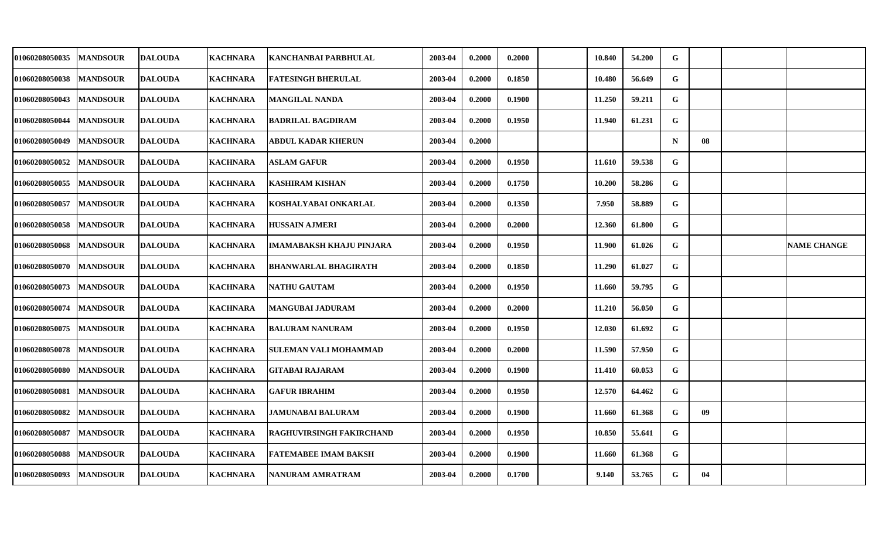| | | | | | | | | | | | | | | | |
|---|---|---|---|---|---|---|---|---|---|---|---|---|---|---|---|
| 01060208050035 | MANDSOUR | DALOUDA | KACHNARA | KANCHANBAI PARBHULAL | 2003-04 | 0.2000 | 0.2000 | | 10.840 | 54.200 | G | | | |
| 01060208050038 | MANDSOUR | DALOUDA | KACHNARA | FATESINGH BHERULAL | 2003-04 | 0.2000 | 0.1850 | | 10.480 | 56.649 | G | | | |
| 01060208050043 | MANDSOUR | DALOUDA | KACHNARA | MANGILAL NANDA | 2003-04 | 0.2000 | 0.1900 | | 11.250 | 59.211 | G | | | |
| 01060208050044 | MANDSOUR | DALOUDA | KACHNARA | BADRILAL BAGDIRAM | 2003-04 | 0.2000 | 0.1950 | | 11.940 | 61.231 | G | | | |
| 01060208050049 | MANDSOUR | DALOUDA | KACHNARA | ABDUL KADAR KHERUN | 2003-04 | 0.2000 | | | | | N | 08 | | |
| 01060208050052 | MANDSOUR | DALOUDA | KACHNARA | ASLAM GAFUR | 2003-04 | 0.2000 | 0.1950 | | 11.610 | 59.538 | G | | | |
| 01060208050055 | MANDSOUR | DALOUDA | KACHNARA | KASHIRAM KISHAN | 2003-04 | 0.2000 | 0.1750 | | 10.200 | 58.286 | G | | | |
| 01060208050057 | MANDSOUR | DALOUDA | KACHNARA | KOSHALYABAI ONKARLAL | 2003-04 | 0.2000 | 0.1350 | | 7.950 | 58.889 | G | | | |
| 01060208050058 | MANDSOUR | DALOUDA | KACHNARA | HUSSAIN AJMERI | 2003-04 | 0.2000 | 0.2000 | | 12.360 | 61.800 | G | | | |
| 01060208050068 | MANDSOUR | DALOUDA | KACHNARA | IMAMABAKSH KHAJU PINJARA | 2003-04 | 0.2000 | 0.1950 | | 11.900 | 61.026 | G | | | NAME CHANGE |
| 01060208050070 | MANDSOUR | DALOUDA | KACHNARA | BHANWARLAL BHAGIRATH | 2003-04 | 0.2000 | 0.1850 | | 11.290 | 61.027 | G | | | |
| 01060208050073 | MANDSOUR | DALOUDA | KACHNARA | NATHU GAUTAM | 2003-04 | 0.2000 | 0.1950 | | 11.660 | 59.795 | G | | | |
| 01060208050074 | MANDSOUR | DALOUDA | KACHNARA | MANGUBAI JADURAM | 2003-04 | 0.2000 | 0.2000 | | 11.210 | 56.050 | G | | | |
| 01060208050075 | MANDSOUR | DALOUDA | KACHNARA | BALURAM NANURAM | 2003-04 | 0.2000 | 0.1950 | | 12.030 | 61.692 | G | | | |
| 01060208050078 | MANDSOUR | DALOUDA | KACHNARA | SULEMAN VALI MOHAMMAD | 2003-04 | 0.2000 | 0.2000 | | 11.590 | 57.950 | G | | | |
| 01060208050080 | MANDSOUR | DALOUDA | KACHNARA | GITABAI RAJARAM | 2003-04 | 0.2000 | 0.1900 | | 11.410 | 60.053 | G | | | |
| 01060208050081 | MANDSOUR | DALOUDA | KACHNARA | GAFUR IBRAHIM | 2003-04 | 0.2000 | 0.1950 | | 12.570 | 64.462 | G | | | |
| 01060208050082 | MANDSOUR | DALOUDA | KACHNARA | JAMUNABAI BALURAM | 2003-04 | 0.2000 | 0.1900 | | 11.660 | 61.368 | G | 09 | | |
| 01060208050087 | MANDSOUR | DALOUDA | KACHNARA | RAGHUVIRSINGH FAKIRCHAND | 2003-04 | 0.2000 | 0.1950 | | 10.850 | 55.641 | G | | | |
| 01060208050088 | MANDSOUR | DALOUDA | KACHNARA | FATEMABEE IMAM BAKSH | 2003-04 | 0.2000 | 0.1900 | | 11.660 | 61.368 | G | | | |
| 01060208050093 | MANDSOUR | DALOUDA | KACHNARA | NANURAM AMRATRAM | 2003-04 | 0.2000 | 0.1700 | | 9.140 | 53.765 | G | 04 | | |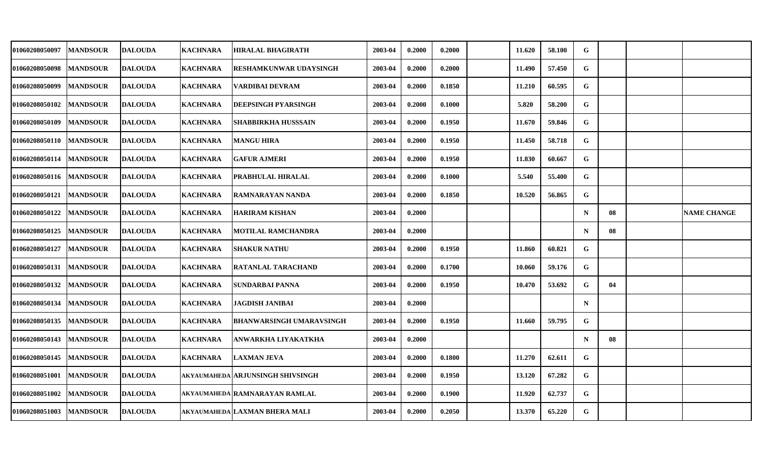| | | | | | | | | | | | | | | |
|---|---|---|---|---|---|---|---|---|---|---|---|---|---|---|
| 01060208050097 | MANDSOUR | DALOUDA | KACHNARA | HIRALAL BHAGIRATH | 2003-04 | 0.2000 | 0.2000 | | 11.620 | 58.100 | G | | | |
| 01060208050098 | MANDSOUR | DALOUDA | KACHNARA | RESHAMKUNWAR UDAYSINGH | 2003-04 | 0.2000 | 0.2000 | | 11.490 | 57.450 | G | | | |
| 01060208050099 | MANDSOUR | DALOUDA | KACHNARA | VARDIBAI DEVRAM | 2003-04 | 0.2000 | 0.1850 | | 11.210 | 60.595 | G | | | |
| 01060208050102 | MANDSOUR | DALOUDA | KACHNARA | DEEPSINGH PYARSINGH | 2003-04 | 0.2000 | 0.1000 | | 5.820 | 58.200 | G | | | |
| 01060208050109 | MANDSOUR | DALOUDA | KACHNARA | SHABBIRKHA HUSSSAIN | 2003-04 | 0.2000 | 0.1950 | | 11.670 | 59.846 | G | | | |
| 01060208050110 | MANDSOUR | DALOUDA | KACHNARA | MANGU HIRA | 2003-04 | 0.2000 | 0.1950 | | 11.450 | 58.718 | G | | | |
| 01060208050114 | MANDSOUR | DALOUDA | KACHNARA | GAFUR AJMERI | 2003-04 | 0.2000 | 0.1950 | | 11.830 | 60.667 | G | | | |
| 01060208050116 | MANDSOUR | DALOUDA | KACHNARA | PRABHULAL HIRALAL | 2003-04 | 0.2000 | 0.1000 | | 5.540 | 55.400 | G | | | |
| 01060208050121 | MANDSOUR | DALOUDA | KACHNARA | RAMNARAYAN NANDA | 2003-04 | 0.2000 | 0.1850 | | 10.520 | 56.865 | G | | | |
| 01060208050122 | MANDSOUR | DALOUDA | KACHNARA | HARIRAM KISHAN | 2003-04 | 0.2000 | | | | | N | 08 | | NAME CHANGE |
| 01060208050125 | MANDSOUR | DALOUDA | KACHNARA | MOTILAL RAMCHANDRA | 2003-04 | 0.2000 | | | | | N | 08 | | |
| 01060208050127 | MANDSOUR | DALOUDA | KACHNARA | SHAKUR NATHU | 2003-04 | 0.2000 | 0.1950 | | 11.860 | 60.821 | G | | | |
| 01060208050131 | MANDSOUR | DALOUDA | KACHNARA | RATANLAL TARACHAND | 2003-04 | 0.2000 | 0.1700 | | 10.060 | 59.176 | G | | | |
| 01060208050132 | MANDSOUR | DALOUDA | KACHNARA | SUNDARBAI PANNA | 2003-04 | 0.2000 | 0.1950 | | 10.470 | 53.692 | G | 04 | | |
| 01060208050134 | MANDSOUR | DALOUDA | KACHNARA | JAGDISH JANIBAI | 2003-04 | 0.2000 | | | | | N | | | |
| 01060208050135 | MANDSOUR | DALOUDA | KACHNARA | BHANWARSINGH UMARAVSINGH | 2003-04 | 0.2000 | 0.1950 | | 11.660 | 59.795 | G | | | |
| 01060208050143 | MANDSOUR | DALOUDA | KACHNARA | ANWARKHA LIYAKATKHA | 2003-04 | 0.2000 | | | | | N | 08 | | |
| 01060208050145 | MANDSOUR | DALOUDA | KACHNARA | LAXMAN JEVA | 2003-04 | 0.2000 | 0.1800 | | 11.270 | 62.611 | G | | | |
| 01060208051001 | MANDSOUR | DALOUDA | AKYAUMAHEDA | ARJUNSINGH SHIVSINGH | 2003-04 | 0.2000 | 0.1950 | | 13.120 | 67.282 | G | | | |
| 01060208051002 | MANDSOUR | DALOUDA | AKYAUMAHEDA | RAMNARAYAN RAMLAL | 2003-04 | 0.2000 | 0.1900 | | 11.920 | 62.737 | G | | | |
| 01060208051003 | MANDSOUR | DALOUDA | AKYAUMAHEDA | LAXMAN BHERA MALI | 2003-04 | 0.2000 | 0.2050 | | 13.370 | 65.220 | G | | | |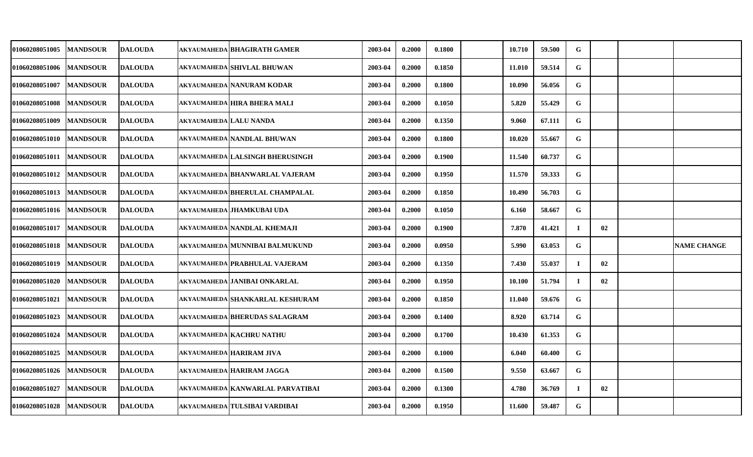| 01060208051005 | MANDSOUR | DALOUDA | AKYAUMAHEDA | BHAGIRATH GAMER | 2003-04 | 0.2000 | 0.1800 | | 10.710 | 59.500 | G | | | |
|---|---|---|---|---|---|---|---|---|---|---|---|---|---|---|
| 01060208051006 | MANDSOUR | DALOUDA | AKYAUMAHEDA | SHIVLAL BHUWAN | 2003-04 | 0.2000 | 0.1850 | | 11.010 | 59.514 | G | | | |
| 01060208051007 | MANDSOUR | DALOUDA | AKYAUMAHEDA | NANURAM KODAR | 2003-04 | 0.2000 | 0.1800 | | 10.090 | 56.056 | G | | | |
| 01060208051008 | MANDSOUR | DALOUDA | AKYAUMAHEDA | HIRA BHERA MALI | 2003-04 | 0.2000 | 0.1050 | | 5.820 | 55.429 | G | | | |
| 01060208051009 | MANDSOUR | DALOUDA | AKYAUMAHEDA | LALU NANDA | 2003-04 | 0.2000 | 0.1350 | | 9.060 | 67.111 | G | | | |
| 01060208051010 | MANDSOUR | DALOUDA | AKYAUMAHEDA | NANDLAL BHUWAN | 2003-04 | 0.2000 | 0.1800 | | 10.020 | 55.667 | G | | | |
| 01060208051011 | MANDSOUR | DALOUDA | AKYAUMAHEDA | LALSINGH BHERUSINGH | 2003-04 | 0.2000 | 0.1900 | | 11.540 | 60.737 | G | | | |
| 01060208051012 | MANDSOUR | DALOUDA | AKYAUMAHEDA | BHANWARLAL VAJERAM | 2003-04 | 0.2000 | 0.1950 | | 11.570 | 59.333 | G | | | |
| 01060208051013 | MANDSOUR | DALOUDA | AKYAUMAHEDA | BHERULAL CHAMPALAL | 2003-04 | 0.2000 | 0.1850 | | 10.490 | 56.703 | G | | | |
| 01060208051016 | MANDSOUR | DALOUDA | AKYAUMAHEDA | JHAMKUBAI UDA | 2003-04 | 0.2000 | 0.1050 | | 6.160 | 58.667 | G | | | |
| 01060208051017 | MANDSOUR | DALOUDA | AKYAUMAHEDA | NANDLAL KHEMAJI | 2003-04 | 0.2000 | 0.1900 | | 7.870 | 41.421 | I | 02 | | |
| 01060208051018 | MANDSOUR | DALOUDA | AKYAUMAHEDA | MUNNIBAI BALMUKUND | 2003-04 | 0.2000 | 0.0950 | | 5.990 | 63.053 | G | | | NAME CHANGE |
| 01060208051019 | MANDSOUR | DALOUDA | AKYAUMAHEDA | PRABHULAL VAJERAM | 2003-04 | 0.2000 | 0.1350 | | 7.430 | 55.037 | I | 02 | | |
| 01060208051020 | MANDSOUR | DALOUDA | AKYAUMAHEDA | JANIBAI ONKARLAL | 2003-04 | 0.2000 | 0.1950 | | 10.100 | 51.794 | I | 02 | | |
| 01060208051021 | MANDSOUR | DALOUDA | AKYAUMAHEDA | SHANKARLAL KESHURAM | 2003-04 | 0.2000 | 0.1850 | | 11.040 | 59.676 | G | | | |
| 01060208051023 | MANDSOUR | DALOUDA | AKYAUMAHEDA | BHERUDAS SALAGRAM | 2003-04 | 0.2000 | 0.1400 | | 8.920 | 63.714 | G | | | |
| 01060208051024 | MANDSOUR | DALOUDA | AKYAUMAHEDA | KACHRU NATHU | 2003-04 | 0.2000 | 0.1700 | | 10.430 | 61.353 | G | | | |
| 01060208051025 | MANDSOUR | DALOUDA | AKYAUMAHEDA | HARIRAM JIVA | 2003-04 | 0.2000 | 0.1000 | | 6.040 | 60.400 | G | | | |
| 01060208051026 | MANDSOUR | DALOUDA | AKYAUMAHEDA | HARIRAM JAGGA | 2003-04 | 0.2000 | 0.1500 | | 9.550 | 63.667 | G | | | |
| 01060208051027 | MANDSOUR | DALOUDA | AKYAUMAHEDA | KANWARLAL PARVATIBAI | 2003-04 | 0.2000 | 0.1300 | | 4.780 | 36.769 | I | 02 | | |
| 01060208051028 | MANDSOUR | DALOUDA | AKYAUMAHEDA | TULSIBAI VARDIBAI | 2003-04 | 0.2000 | 0.1950 | | 11.600 | 59.487 | G | | | |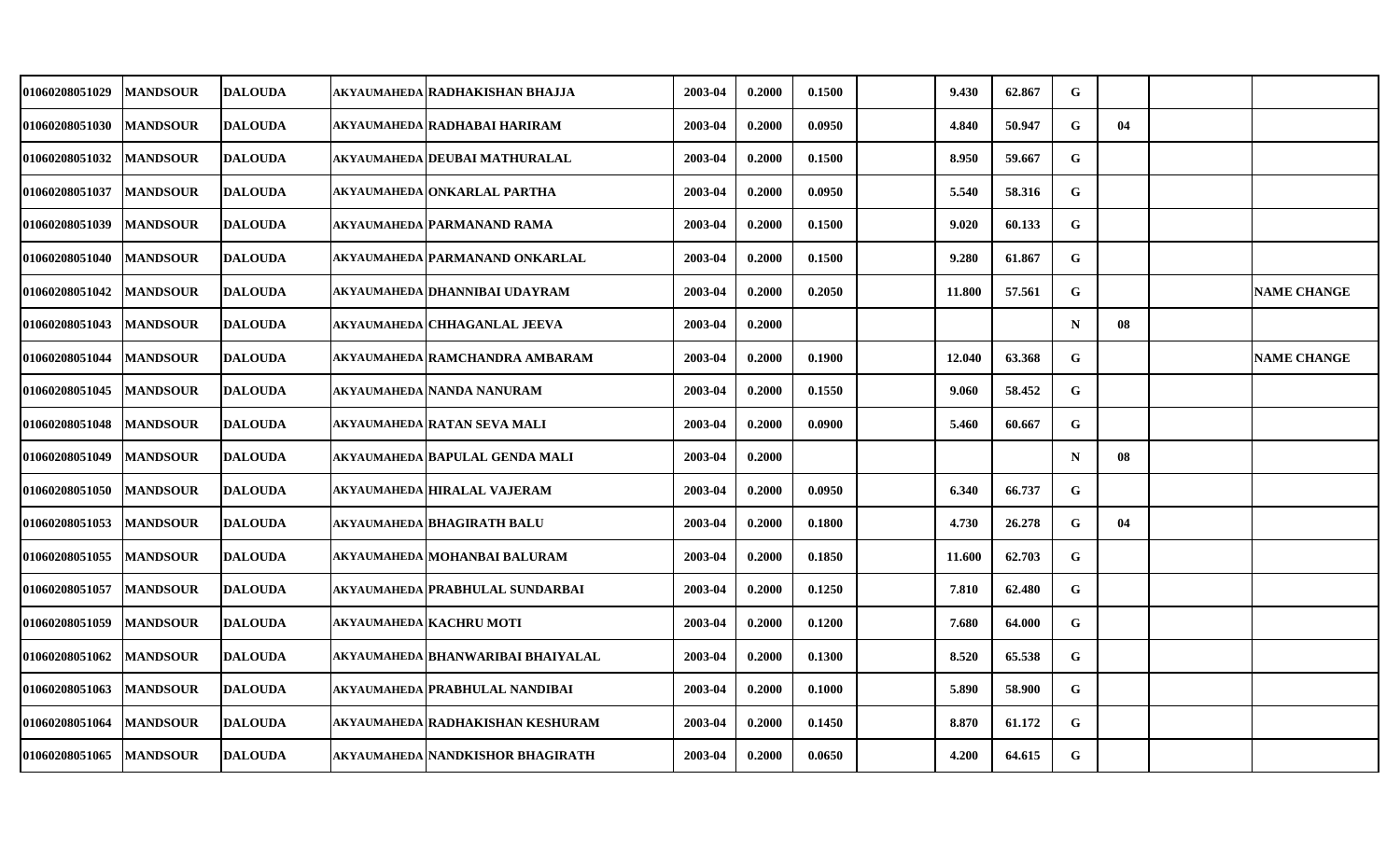| | | | | | | | | | | | | | | | |
|---|---|---|---|---|---|---|---|---|---|---|---|---|---|---|---|
| 01060208051029 | MANDSOUR | DALOUDA | AKYAUMAHEDA | RADHAKISHAN BHAJJA | 2003-04 | 0.2000 | 0.1500 | | 9.430 | 62.867 | G | | | |
| 01060208051030 | MANDSOUR | DALOUDA | AKYAUMAHEDA | RADHABAI HARIRAM | 2003-04 | 0.2000 | 0.0950 | | 4.840 | 50.947 | G | 04 | | |
| 01060208051032 | MANDSOUR | DALOUDA | AKYAUMAHEDA | DEUBAI MATHURALAL | 2003-04 | 0.2000 | 0.1500 | | 8.950 | 59.667 | G | | | |
| 01060208051037 | MANDSOUR | DALOUDA | AKYAUMAHEDA | ONKARLAL PARTHA | 2003-04 | 0.2000 | 0.0950 | | 5.540 | 58.316 | G | | | |
| 01060208051039 | MANDSOUR | DALOUDA | AKYAUMAHEDA | PARMANAND RAMA | 2003-04 | 0.2000 | 0.1500 | | 9.020 | 60.133 | G | | | |
| 01060208051040 | MANDSOUR | DALOUDA | AKYAUMAHEDA | PARMANAND ONKARLAL | 2003-04 | 0.2000 | 0.1500 | | 9.280 | 61.867 | G | | | |
| 01060208051042 | MANDSOUR | DALOUDA | AKYAUMAHEDA | DHANNIBAI UDAYRAM | 2003-04 | 0.2000 | 0.2050 | | 11.800 | 57.561 | G | | | NAME CHANGE |
| 01060208051043 | MANDSOUR | DALOUDA | AKYAUMAHEDA | CHHAGANLAL JEEVA | 2003-04 | 0.2000 | | | | | N | 08 | | |
| 01060208051044 | MANDSOUR | DALOUDA | AKYAUMAHEDA | RAMCHANDRA AMBARAM | 2003-04 | 0.2000 | 0.1900 | | 12.040 | 63.368 | G | | | NAME CHANGE |
| 01060208051045 | MANDSOUR | DALOUDA | AKYAUMAHEDA | NANDA NANURAM | 2003-04 | 0.2000 | 0.1550 | | 9.060 | 58.452 | G | | | |
| 01060208051048 | MANDSOUR | DALOUDA | AKYAUMAHEDA | RATAN SEVA MALI | 2003-04 | 0.2000 | 0.0900 | | 5.460 | 60.667 | G | | | |
| 01060208051049 | MANDSOUR | DALOUDA | AKYAUMAHEDA | BAPULAL GENDA MALI | 2003-04 | 0.2000 | | | | | N | 08 | | |
| 01060208051050 | MANDSOUR | DALOUDA | AKYAUMAHEDA | HIRALAL VAJERAM | 2003-04 | 0.2000 | 0.0950 | | 6.340 | 66.737 | G | | | |
| 01060208051053 | MANDSOUR | DALOUDA | AKYAUMAHEDA | BHAGIRATH BALU | 2003-04 | 0.2000 | 0.1800 | | 4.730 | 26.278 | G | 04 | | |
| 01060208051055 | MANDSOUR | DALOUDA | AKYAUMAHEDA | MOHANBAI BALURAM | 2003-04 | 0.2000 | 0.1850 | | 11.600 | 62.703 | G | | | |
| 01060208051057 | MANDSOUR | DALOUDA | AKYAUMAHEDA | PRABHULAL SUNDARBAI | 2003-04 | 0.2000 | 0.1250 | | 7.810 | 62.480 | G | | | |
| 01060208051059 | MANDSOUR | DALOUDA | AKYAUMAHEDA | KACHRU MOTI | 2003-04 | 0.2000 | 0.1200 | | 7.680 | 64.000 | G | | | |
| 01060208051062 | MANDSOUR | DALOUDA | AKYAUMAHEDA | BHANWARIBAI BHAIYALAL | 2003-04 | 0.2000 | 0.1300 | | 8.520 | 65.538 | G | | | |
| 01060208051063 | MANDSOUR | DALOUDA | AKYAUMAHEDA | PRABHULAL NANDIBAI | 2003-04 | 0.2000 | 0.1000 | | 5.890 | 58.900 | G | | | |
| 01060208051064 | MANDSOUR | DALOUDA | AKYAUMAHEDA | RADHAKISHAN KESHURAM | 2003-04 | 0.2000 | 0.1450 | | 8.870 | 61.172 | G | | | |
| 01060208051065 | MANDSOUR | DALOUDA | AKYAUMAHEDA | NANDKISHOR BHAGIRATH | 2003-04 | 0.2000 | 0.0650 | | 4.200 | 64.615 | G | | | |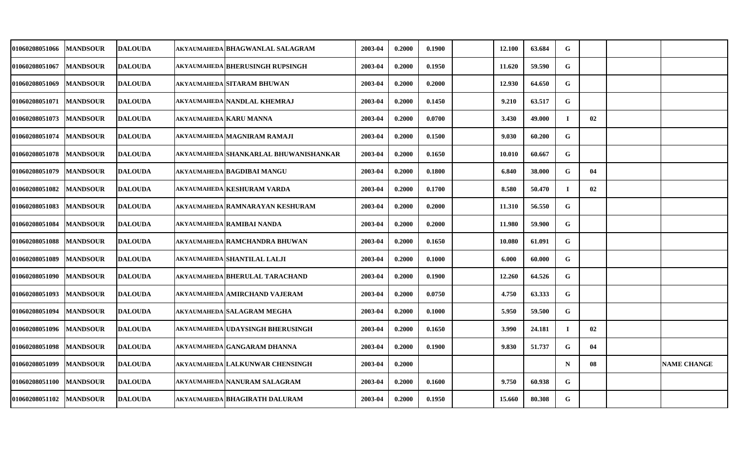| | | | | | | | | | | | | | | | |
|---|---|---|---|---|---|---|---|---|---|---|---|---|---|---|---|
| 01060208051066 | MANDSOUR | DALOUDA | AKYAUMAHEDA | BHAGWANLAL SALAGRAM | 2003-04 | 0.2000 | 0.1900 | | 12.100 | 63.684 | G | | | |
| 01060208051067 | MANDSOUR | DALOUDA | AKYAUMAHEDA | BHERUSINGH RUPSINGH | 2003-04 | 0.2000 | 0.1950 | | 11.620 | 59.590 | G | | | |
| 01060208051069 | MANDSOUR | DALOUDA | AKYAUMAHEDA | SITARAM BHUWAN | 2003-04 | 0.2000 | 0.2000 | | 12.930 | 64.650 | G | | | |
| 01060208051071 | MANDSOUR | DALOUDA | AKYAUMAHEDA | NANDLAL KHEMRAJ | 2003-04 | 0.2000 | 0.1450 | | 9.210 | 63.517 | G | | | |
| 01060208051073 | MANDSOUR | DALOUDA | AKYAUMAHEDA | KARU MANNA | 2003-04 | 0.2000 | 0.0700 | | 3.430 | 49.000 | I | 02 | | |
| 01060208051074 | MANDSOUR | DALOUDA | AKYAUMAHEDA | MAGNIRAM RAMAJI | 2003-04 | 0.2000 | 0.1500 | | 9.030 | 60.200 | G | | | |
| 01060208051078 | MANDSOUR | DALOUDA | AKYAUMAHEDA | SHANKARLAL BHUWANISHANKAR | 2003-04 | 0.2000 | 0.1650 | | 10.010 | 60.667 | G | | | |
| 01060208051079 | MANDSOUR | DALOUDA | AKYAUMAHEDA | BAGDIBAI MANGU | 2003-04 | 0.2000 | 0.1800 | | 6.840 | 38.000 | G | 04 | | |
| 01060208051082 | MANDSOUR | DALOUDA | AKYAUMAHEDA | KESHURAM VARDA | 2003-04 | 0.2000 | 0.1700 | | 8.580 | 50.470 | I | 02 | | |
| 01060208051083 | MANDSOUR | DALOUDA | AKYAUMAHEDA | RAMNARAYAN KESHURAM | 2003-04 | 0.2000 | 0.2000 | | 11.310 | 56.550 | G | | | |
| 01060208051084 | MANDSOUR | DALOUDA | AKYAUMAHEDA | RAMIBAI NANDA | 2003-04 | 0.2000 | 0.2000 | | 11.980 | 59.900 | G | | | |
| 01060208051088 | MANDSOUR | DALOUDA | AKYAUMAHEDA | RAMCHANDRA BHUWAN | 2003-04 | 0.2000 | 0.1650 | | 10.080 | 61.091 | G | | | |
| 01060208051089 | MANDSOUR | DALOUDA | AKYAUMAHEDA | SHANTILAL LALJI | 2003-04 | 0.2000 | 0.1000 | | 6.000 | 60.000 | G | | | |
| 01060208051090 | MANDSOUR | DALOUDA | AKYAUMAHEDA | BHERULAL TARACHAND | 2003-04 | 0.2000 | 0.1900 | | 12.260 | 64.526 | G | | | |
| 01060208051093 | MANDSOUR | DALOUDA | AKYAUMAHEDA | AMIRCHAND VAJERAM | 2003-04 | 0.2000 | 0.0750 | | 4.750 | 63.333 | G | | | |
| 01060208051094 | MANDSOUR | DALOUDA | AKYAUMAHEDA | SALAGRAM MEGHA | 2003-04 | 0.2000 | 0.1000 | | 5.950 | 59.500 | G | | | |
| 01060208051096 | MANDSOUR | DALOUDA | AKYAUMAHEDA | UDAYSINGH BHERUSINGH | 2003-04 | 0.2000 | 0.1650 | | 3.990 | 24.181 | I | 02 | | |
| 01060208051098 | MANDSOUR | DALOUDA | AKYAUMAHEDA | GANGARAM DHANNA | 2003-04 | 0.2000 | 0.1900 | | 9.830 | 51.737 | G | 04 | | |
| 01060208051099 | MANDSOUR | DALOUDA | AKYAUMAHEDA | LALKUNWAR CHENSINGH | 2003-04 | 0.2000 | | | | | N | 08 | | NAME CHANGE |
| 01060208051100 | MANDSOUR | DALOUDA | AKYAUMAHEDA | NANURAM SALAGRAM | 2003-04 | 0.2000 | 0.1600 | | 9.750 | 60.938 | G | | | |
| 01060208051102 | MANDSOUR | DALOUDA | AKYAUMAHEDA | BHAGIRATH DALURAM | 2003-04 | 0.2000 | 0.1950 | | 15.660 | 80.308 | G | | | |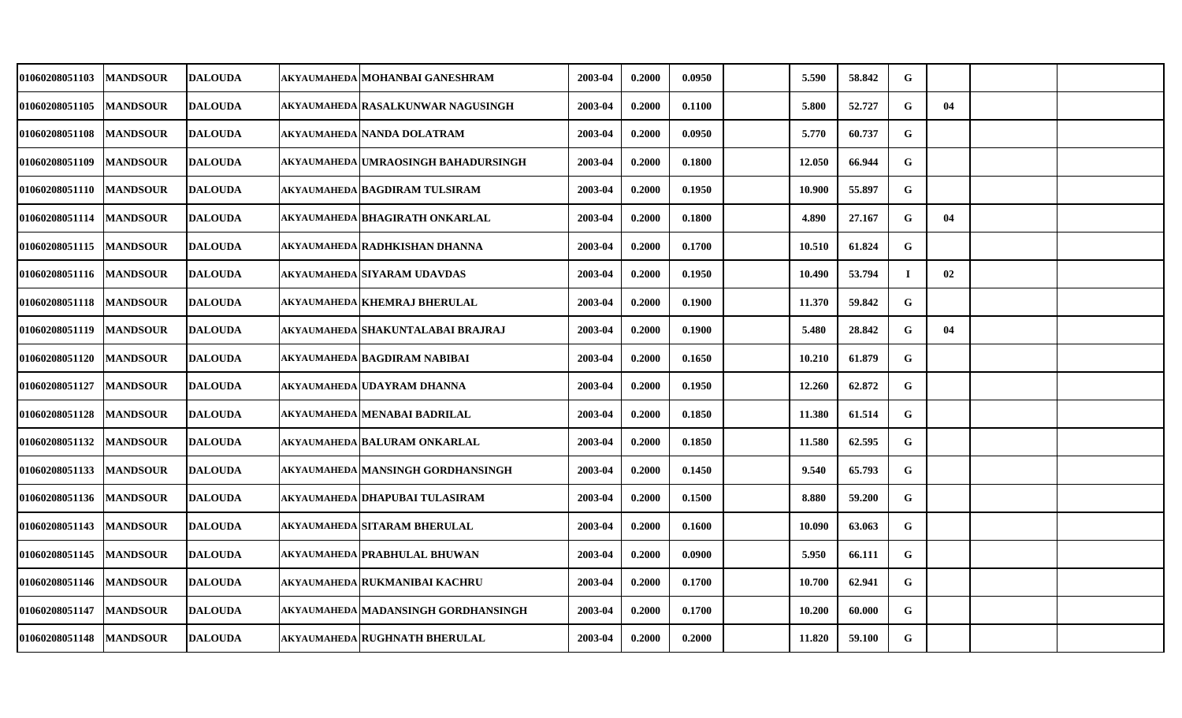| | | | | | | | | | | | | | | |
|---|---|---|---|---|---|---|---|---|---|---|---|---|---|---|
| 01060208051103 | MANDSOUR | DALOUDA | AKYAUMAHEDA | MOHANBAI GANESHRAM | 2003-04 | 0.2000 | 0.0950 | | 5.590 | 58.842 | G | | | |
| 01060208051105 | MANDSOUR | DALOUDA | AKYAUMAHEDA | RASALKUNWAR NAGUSINGH | 2003-04 | 0.2000 | 0.1100 | | 5.800 | 52.727 | G | 04 | | |
| 01060208051108 | MANDSOUR | DALOUDA | AKYAUMAHEDA | NANDA DOLATRAM | 2003-04 | 0.2000 | 0.0950 | | 5.770 | 60.737 | G | | | |
| 01060208051109 | MANDSOUR | DALOUDA | AKYAUMAHEDA | UMRAOSINGH BAHADURSINGH | 2003-04 | 0.2000 | 0.1800 | | 12.050 | 66.944 | G | | | |
| 01060208051110 | MANDSOUR | DALOUDA | AKYAUMAHEDA | BAGDIRAM TULSIRAM | 2003-04 | 0.2000 | 0.1950 | | 10.900 | 55.897 | G | | | |
| 01060208051114 | MANDSOUR | DALOUDA | AKYAUMAHEDA | BHAGIRATH ONKARLAL | 2003-04 | 0.2000 | 0.1800 | | 4.890 | 27.167 | G | 04 | | |
| 01060208051115 | MANDSOUR | DALOUDA | AKYAUMAHEDA | RADHKISHAN DHANNA | 2003-04 | 0.2000 | 0.1700 | | 10.510 | 61.824 | G | | | |
| 01060208051116 | MANDSOUR | DALOUDA | AKYAUMAHEDA | SIYARAM UDAVDAS | 2003-04 | 0.2000 | 0.1950 | | 10.490 | 53.794 | I | 02 | | |
| 01060208051118 | MANDSOUR | DALOUDA | AKYAUMAHEDA | KHEMRAJ BHERULAL | 2003-04 | 0.2000 | 0.1900 | | 11.370 | 59.842 | G | | | |
| 01060208051119 | MANDSOUR | DALOUDA | AKYAUMAHEDA | SHAKUNTALABAI BRAJRAJ | 2003-04 | 0.2000 | 0.1900 | | 5.480 | 28.842 | G | 04 | | |
| 01060208051120 | MANDSOUR | DALOUDA | AKYAUMAHEDA | BAGDIRAM NABIBAI | 2003-04 | 0.2000 | 0.1650 | | 10.210 | 61.879 | G | | | |
| 01060208051127 | MANDSOUR | DALOUDA | AKYAUMAHEDA | UDAYRAM DHANNA | 2003-04 | 0.2000 | 0.1950 | | 12.260 | 62.872 | G | | | |
| 01060208051128 | MANDSOUR | DALOUDA | AKYAUMAHEDA | MENABAI BADRILAL | 2003-04 | 0.2000 | 0.1850 | | 11.380 | 61.514 | G | | | |
| 01060208051132 | MANDSOUR | DALOUDA | AKYAUMAHEDA | BALURAM ONKARLAL | 2003-04 | 0.2000 | 0.1850 | | 11.580 | 62.595 | G | | | |
| 01060208051133 | MANDSOUR | DALOUDA | AKYAUMAHEDA | MANSINGH GORDHANSINGH | 2003-04 | 0.2000 | 0.1450 | | 9.540 | 65.793 | G | | | |
| 01060208051136 | MANDSOUR | DALOUDA | AKYAUMAHEDA | DHAPUBAI TULASIRAM | 2003-04 | 0.2000 | 0.1500 | | 8.880 | 59.200 | G | | | |
| 01060208051143 | MANDSOUR | DALOUDA | AKYAUMAHEDA | SITARAM BHERULAL | 2003-04 | 0.2000 | 0.1600 | | 10.090 | 63.063 | G | | | |
| 01060208051145 | MANDSOUR | DALOUDA | AKYAUMAHEDA | PRABHULAL BHUWAN | 2003-04 | 0.2000 | 0.0900 | | 5.950 | 66.111 | G | | | |
| 01060208051146 | MANDSOUR | DALOUDA | AKYAUMAHEDA | RUKMANIBAI KACHRU | 2003-04 | 0.2000 | 0.1700 | | 10.700 | 62.941 | G | | | |
| 01060208051147 | MANDSOUR | DALOUDA | AKYAUMAHEDA | MADANSINGH GORDHANSINGH | 2003-04 | 0.2000 | 0.1700 | | 10.200 | 60.000 | G | | | |
| 01060208051148 | MANDSOUR | DALOUDA | AKYAUMAHEDA | RUGHNATH BHERULAL | 2003-04 | 0.2000 | 0.2000 | | 11.820 | 59.100 | G | | | |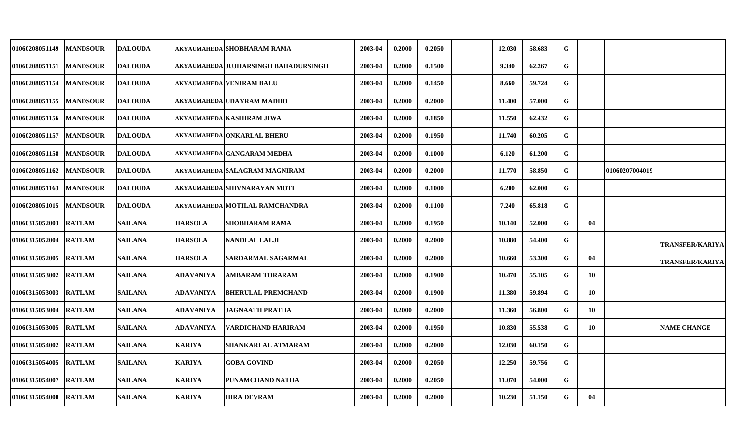| | | | | | | | | | | | | | | |
|---|---|---|---|---|---|---|---|---|---|---|---|---|---|---|
| 01060208051149 | MANDSOUR | DALOUDA | AKYAUMAHEDA | SHOBHARAM RAMA | 2003-04 | 0.2000 | 0.2050 | | 12.030 | 58.683 | G | | | |
| 01060208051151 | MANDSOUR | DALOUDA | AKYAUMAHEDA | JUJHARSINGH BAHADURSINGH | 2003-04 | 0.2000 | 0.1500 | | 9.340 | 62.267 | G | | | |
| 01060208051154 | MANDSOUR | DALOUDA | AKYAUMAHEDA | VENIRAM BALU | 2003-04 | 0.2000 | 0.1450 | | 8.660 | 59.724 | G | | | |
| 01060208051155 | MANDSOUR | DALOUDA | AKYAUMAHEDA | UDAYRAM MADHO | 2003-04 | 0.2000 | 0.2000 | | 11.400 | 57.000 | G | | | |
| 01060208051156 | MANDSOUR | DALOUDA | AKYAUMAHEDA | KASHIRAM JIWA | 2003-04 | 0.2000 | 0.1850 | | 11.550 | 62.432 | G | | | |
| 01060208051157 | MANDSOUR | DALOUDA | AKYAUMAHEDA | ONKARLAL BHERU | 2003-04 | 0.2000 | 0.1950 | | 11.740 | 60.205 | G | | | |
| 01060208051158 | MANDSOUR | DALOUDA | AKYAUMAHEDA | GANGARAM MEDHA | 2003-04 | 0.2000 | 0.1000 | | 6.120 | 61.200 | G | | | |
| 01060208051162 | MANDSOUR | DALOUDA | AKYAUMAHEDA | SALAGRAM MAGNIRAM | 2003-04 | 0.2000 | 0.2000 | | 11.770 | 58.850 | G | | 01060207004019 | |
| 01060208051163 | MANDSOUR | DALOUDA | AKYAUMAHEDA | SHIVNARAYAN MOTI | 2003-04 | 0.2000 | 0.1000 | | 6.200 | 62.000 | G | | | |
| 01060208051015 | MANDSOUR | DALOUDA | AKYAUMAHEDA | MOTILAL RAMCHANDRA | 2003-04 | 0.2000 | 0.1100 | | 7.240 | 65.818 | G | | | |
| 01060315052003 | RATLAM | SAILANA | HARSOLA | SHOBHARAM RAMA | 2003-04 | 0.2000 | 0.1950 | | 10.140 | 52.000 | G | 04 | | |
| 01060315052004 | RATLAM | SAILANA | HARSOLA | NANDLAL LALJI | 2003-04 | 0.2000 | 0.2000 | | 10.880 | 54.400 | G | | | TRANSFER/KARIYA |
| 01060315052005 | RATLAM | SAILANA | HARSOLA | SARDARMAL SAGARMAL | 2003-04 | 0.2000 | 0.2000 | | 10.660 | 53.300 | G | 04 | | TRANSFER/KARIYA |
| 01060315053002 | RATLAM | SAILANA | ADAVANIYA | AMBARAM TORARAM | 2003-04 | 0.2000 | 0.1900 | | 10.470 | 55.105 | G | 10 | | |
| 01060315053003 | RATLAM | SAILANA | ADAVANIYA | BHERULAL PREMCHAND | 2003-04 | 0.2000 | 0.1900 | | 11.380 | 59.894 | G | 10 | | |
| 01060315053004 | RATLAM | SAILANA | ADAVANIYA | JAGNAATH PRATHA | 2003-04 | 0.2000 | 0.2000 | | 11.360 | 56.800 | G | 10 | | |
| 01060315053005 | RATLAM | SAILANA | ADAVANIYA | VARDICHAND HARIRAM | 2003-04 | 0.2000 | 0.1950 | | 10.830 | 55.538 | G | 10 | | NAME CHANGE |
| 01060315054002 | RATLAM | SAILANA | KARIYA | SHANKARLAL ATMARAM | 2003-04 | 0.2000 | 0.2000 | | 12.030 | 60.150 | G | | | |
| 01060315054005 | RATLAM | SAILANA | KARIYA | GOBA GOVIND | 2003-04 | 0.2000 | 0.2050 | | 12.250 | 59.756 | G | | | |
| 01060315054007 | RATLAM | SAILANA | KARIYA | PUNAMCHAND NATHA | 2003-04 | 0.2000 | 0.2050 | | 11.070 | 54.000 | G | | | |
| 01060315054008 | RATLAM | SAILANA | KARIYA | HIRA DEVRAM | 2003-04 | 0.2000 | 0.2000 | | 10.230 | 51.150 | G | 04 | | |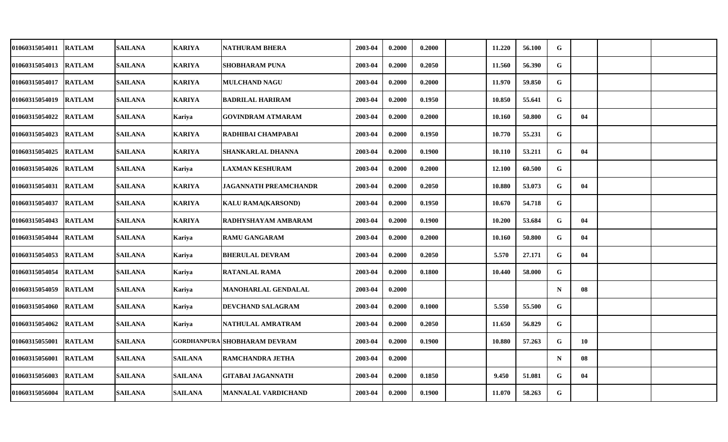| | | | | | | | | | | | | | | |
|---|---|---|---|---|---|---|---|---|---|---|---|---|---|---|
| 01060315054011 | RATLAM | SAILANA | KARIYA | NATHURAM BHERA | 2003-04 | 0.2000 | 0.2000 | | 11.220 | 56.100 | G | | | |
| 01060315054013 | RATLAM | SAILANA | KARIYA | SHOBHARAM PUNA | 2003-04 | 0.2000 | 0.2050 | | 11.560 | 56.390 | G | | | |
| 01060315054017 | RATLAM | SAILANA | KARIYA | MULCHAND NAGU | 2003-04 | 0.2000 | 0.2000 | | 11.970 | 59.850 | G | | | |
| 01060315054019 | RATLAM | SAILANA | KARIYA | BADRILAL HARIRAM | 2003-04 | 0.2000 | 0.1950 | | 10.850 | 55.641 | G | | | |
| 01060315054022 | RATLAM | SAILANA | Kariya | GOVINDRAM ATMARAM | 2003-04 | 0.2000 | 0.2000 | | 10.160 | 50.800 | G | 04 | | |
| 01060315054023 | RATLAM | SAILANA | KARIYA | RADHIBAI CHAMPABAI | 2003-04 | 0.2000 | 0.1950 | | 10.770 | 55.231 | G | | | |
| 01060315054025 | RATLAM | SAILANA | KARIYA | SHANKARLAL DHANNA | 2003-04 | 0.2000 | 0.1900 | | 10.110 | 53.211 | G | 04 | | |
| 01060315054026 | RATLAM | SAILANA | Kariya | LAXMAN KESHURAM | 2003-04 | 0.2000 | 0.2000 | | 12.100 | 60.500 | G | | | |
| 01060315054031 | RATLAM | SAILANA | KARIYA | JAGANNATH PREAMCHANDR | 2003-04 | 0.2000 | 0.2050 | | 10.880 | 53.073 | G | 04 | | |
| 01060315054037 | RATLAM | SAILANA | KARIYA | KALU RAMA(KARSOND) | 2003-04 | 0.2000 | 0.1950 | | 10.670 | 54.718 | G | | | |
| 01060315054043 | RATLAM | SAILANA | KARIYA | RADHYSHAYAM AMBARAM | 2003-04 | 0.2000 | 0.1900 | | 10.200 | 53.684 | G | 04 | | |
| 01060315054044 | RATLAM | SAILANA | Kariya | RAMU GANGARAM | 2003-04 | 0.2000 | 0.2000 | | 10.160 | 50.800 | G | 04 | | |
| 01060315054053 | RATLAM | SAILANA | Kariya | BHERULAL DEVRAM | 2003-04 | 0.2000 | 0.2050 | | 5.570 | 27.171 | G | 04 | | |
| 01060315054054 | RATLAM | SAILANA | Kariya | RATANLAL RAMA | 2003-04 | 0.2000 | 0.1800 | | 10.440 | 58.000 | G | | | |
| 01060315054059 | RATLAM | SAILANA | Kariya | MANOHARLAL GENDALAL | 2003-04 | 0.2000 | | | | | N | 08 | | |
| 01060315054060 | RATLAM | SAILANA | Kariya | DEVCHAND SALAGRAM | 2003-04 | 0.2000 | 0.1000 | | 5.550 | 55.500 | G | | | |
| 01060315054062 | RATLAM | SAILANA | Kariya | NATHULAL AMRATRAM | 2003-04 | 0.2000 | 0.2050 | | 11.650 | 56.829 | G | | | |
| 01060315055001 | RATLAM | SAILANA | GORDHANPURA | SHOBHARAM DEVRAM | 2003-04 | 0.2000 | 0.1900 | | 10.880 | 57.263 | G | 10 | | |
| 01060315056001 | RATLAM | SAILANA | SAILANA | RAMCHANDRA JETHA | 2003-04 | 0.2000 | | | | | N | 08 | | |
| 01060315056003 | RATLAM | SAILANA | SAILANA | GITABAI JAGANNATH | 2003-04 | 0.2000 | 0.1850 | | 9.450 | 51.081 | G | 04 | | |
| 01060315056004 | RATLAM | SAILANA | SAILANA | MANNALAL VARDICHAND | 2003-04 | 0.2000 | 0.1900 | | 11.070 | 58.263 | G | | | |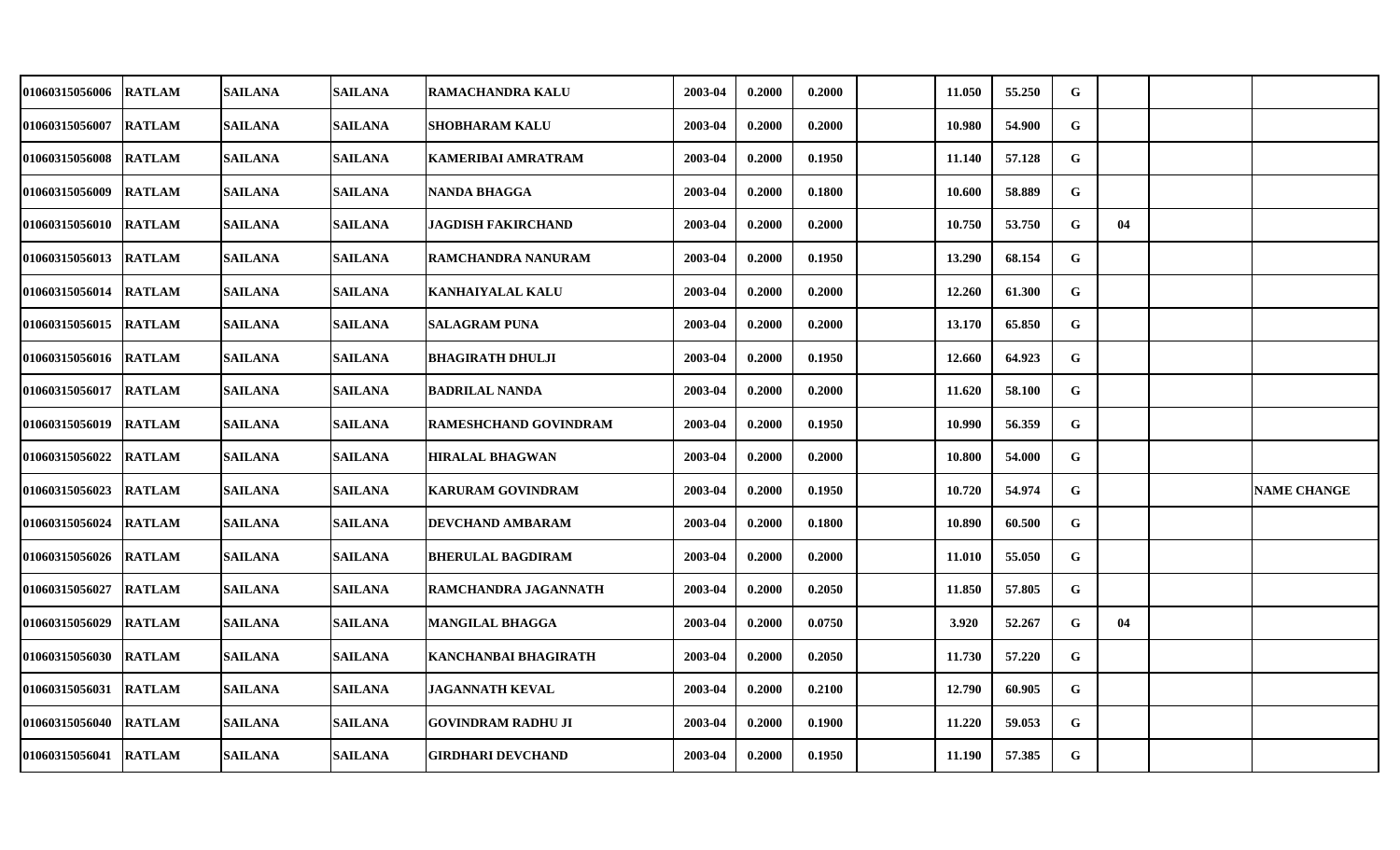| | | | | | | | | | | | | | | |
|---|---|---|---|---|---|---|---|---|---|---|---|---|---|---|
| 01060315056006 | RATLAM | SAILANA | SAILANA | RAMACHANDRA KALU | 2003-04 | 0.2000 | 0.2000 | | 11.050 | 55.250 | G | | | |
| 01060315056007 | RATLAM | SAILANA | SAILANA | SHOBHARAM KALU | 2003-04 | 0.2000 | 0.2000 | | 10.980 | 54.900 | G | | | |
| 01060315056008 | RATLAM | SAILANA | SAILANA | KAMERIBAI AMRATRAM | 2003-04 | 0.2000 | 0.1950 | | 11.140 | 57.128 | G | | | |
| 01060315056009 | RATLAM | SAILANA | SAILANA | NANDA BHAGGA | 2003-04 | 0.2000 | 0.1800 | | 10.600 | 58.889 | G | | | |
| 01060315056010 | RATLAM | SAILANA | SAILANA | JAGDISH FAKIRCHAND | 2003-04 | 0.2000 | 0.2000 | | 10.750 | 53.750 | G | 04 | | |
| 01060315056013 | RATLAM | SAILANA | SAILANA | RAMCHANDRA NANURAM | 2003-04 | 0.2000 | 0.1950 | | 13.290 | 68.154 | G | | | |
| 01060315056014 | RATLAM | SAILANA | SAILANA | KANHAIYALAL KALU | 2003-04 | 0.2000 | 0.2000 | | 12.260 | 61.300 | G | | | |
| 01060315056015 | RATLAM | SAILANA | SAILANA | SALAGRAM PUNA | 2003-04 | 0.2000 | 0.2000 | | 13.170 | 65.850 | G | | | |
| 01060315056016 | RATLAM | SAILANA | SAILANA | BHAGIRATH DHULJI | 2003-04 | 0.2000 | 0.1950 | | 12.660 | 64.923 | G | | | |
| 01060315056017 | RATLAM | SAILANA | SAILANA | BADRILAL NANDA | 2003-04 | 0.2000 | 0.2000 | | 11.620 | 58.100 | G | | | |
| 01060315056019 | RATLAM | SAILANA | SAILANA | RAMESHCHAND GOVINDRAM | 2003-04 | 0.2000 | 0.1950 | | 10.990 | 56.359 | G | | | |
| 01060315056022 | RATLAM | SAILANA | SAILANA | HIRALAL BHAGWAN | 2003-04 | 0.2000 | 0.2000 | | 10.800 | 54.000 | G | | | |
| 01060315056023 | RATLAM | SAILANA | SAILANA | KARURAM GOVINDRAM | 2003-04 | 0.2000 | 0.1950 | | 10.720 | 54.974 | G | | | NAME CHANGE |
| 01060315056024 | RATLAM | SAILANA | SAILANA | DEVCHAND AMBARAM | 2003-04 | 0.2000 | 0.1800 | | 10.890 | 60.500 | G | | | |
| 01060315056026 | RATLAM | SAILANA | SAILANA | BHERULAL BAGDIRAM | 2003-04 | 0.2000 | 0.2000 | | 11.010 | 55.050 | G | | | |
| 01060315056027 | RATLAM | SAILANA | SAILANA | RAMCHANDRA JAGANNATH | 2003-04 | 0.2000 | 0.2050 | | 11.850 | 57.805 | G | | | |
| 01060315056029 | RATLAM | SAILANA | SAILANA | MANGILAL BHAGGA | 2003-04 | 0.2000 | 0.0750 | | 3.920 | 52.267 | G | 04 | | |
| 01060315056030 | RATLAM | SAILANA | SAILANA | KANCHANBAI BHAGIRATH | 2003-04 | 0.2000 | 0.2050 | | 11.730 | 57.220 | G | | | |
| 01060315056031 | RATLAM | SAILANA | SAILANA | JAGANNATH KEVAL | 2003-04 | 0.2000 | 0.2100 | | 12.790 | 60.905 | G | | | |
| 01060315056040 | RATLAM | SAILANA | SAILANA | GOVINDRAM RADHU JI | 2003-04 | 0.2000 | 0.1900 | | 11.220 | 59.053 | G | | | |
| 01060315056041 | RATLAM | SAILANA | SAILANA | GIRDHARI DEVCHAND | 2003-04 | 0.2000 | 0.1950 | | 11.190 | 57.385 | G | | | |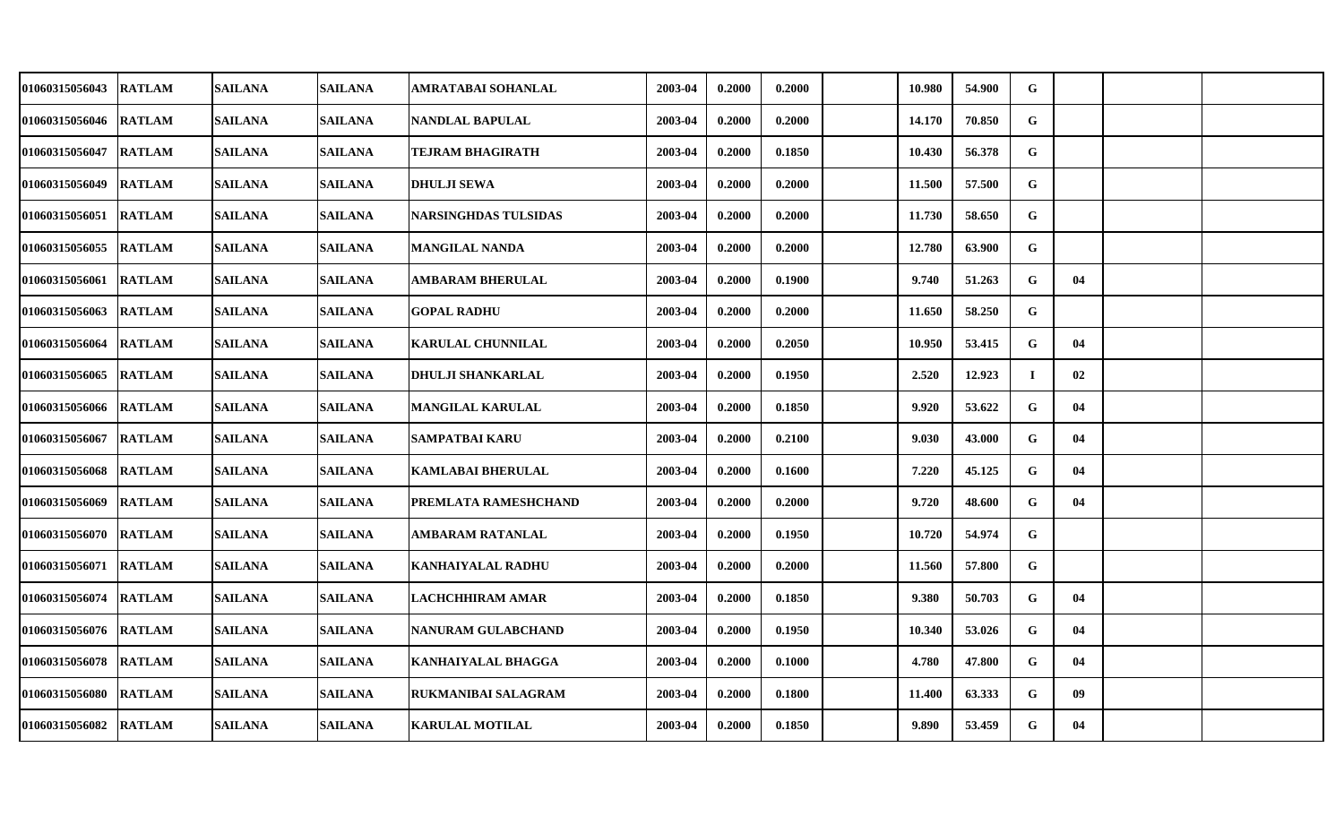| | | | | | | | | | | | | | | |
|---|---|---|---|---|---|---|---|---|---|---|---|---|---|---|
| 01060315056043 | RATLAM | SAILANA | SAILANA | AMRATABAI SOHANLAL | 2003-04 | 0.2000 | 0.2000 | | 10.980 | 54.900 | G | | | |
| 01060315056046 | RATLAM | SAILANA | SAILANA | NANDLAL BAPULAL | 2003-04 | 0.2000 | 0.2000 | | 14.170 | 70.850 | G | | | |
| 01060315056047 | RATLAM | SAILANA | SAILANA | TEJRAM BHAGIRATH | 2003-04 | 0.2000 | 0.1850 | | 10.430 | 56.378 | G | | | |
| 01060315056049 | RATLAM | SAILANA | SAILANA | DHULJI SEWA | 2003-04 | 0.2000 | 0.2000 | | 11.500 | 57.500 | G | | | |
| 01060315056051 | RATLAM | SAILANA | SAILANA | NARSINGHDAS TULSIDAS | 2003-04 | 0.2000 | 0.2000 | | 11.730 | 58.650 | G | | | |
| 01060315056055 | RATLAM | SAILANA | SAILANA | MANGILAL NANDA | 2003-04 | 0.2000 | 0.2000 | | 12.780 | 63.900 | G | | | |
| 01060315056061 | RATLAM | SAILANA | SAILANA | AMBARAM BHERULAL | 2003-04 | 0.2000 | 0.1900 | | 9.740 | 51.263 | G | 04 | | |
| 01060315056063 | RATLAM | SAILANA | SAILANA | GOPAL RADHU | 2003-04 | 0.2000 | 0.2000 | | 11.650 | 58.250 | G | | | |
| 01060315056064 | RATLAM | SAILANA | SAILANA | KARULAL CHUNNILAL | 2003-04 | 0.2000 | 0.2050 | | 10.950 | 53.415 | G | 04 | | |
| 01060315056065 | RATLAM | SAILANA | SAILANA | DHULJI SHANKARLAL | 2003-04 | 0.2000 | 0.1950 | | 2.520 | 12.923 | I | 02 | | |
| 01060315056066 | RATLAM | SAILANA | SAILANA | MANGILAL KARULAL | 2003-04 | 0.2000 | 0.1850 | | 9.920 | 53.622 | G | 04 | | |
| 01060315056067 | RATLAM | SAILANA | SAILANA | SAMPATBAI KARU | 2003-04 | 0.2000 | 0.2100 | | 9.030 | 43.000 | G | 04 | | |
| 01060315056068 | RATLAM | SAILANA | SAILANA | KAMLABAI BHERULAL | 2003-04 | 0.2000 | 0.1600 | | 7.220 | 45.125 | G | 04 | | |
| 01060315056069 | RATLAM | SAILANA | SAILANA | PREMLATA RAMESHCHAND | 2003-04 | 0.2000 | 0.2000 | | 9.720 | 48.600 | G | 04 | | |
| 01060315056070 | RATLAM | SAILANA | SAILANA | AMBARAM RATANLAL | 2003-04 | 0.2000 | 0.1950 | | 10.720 | 54.974 | G | | | |
| 01060315056071 | RATLAM | SAILANA | SAILANA | KANHAIYALAL RADHU | 2003-04 | 0.2000 | 0.2000 | | 11.560 | 57.800 | G | | | |
| 01060315056074 | RATLAM | SAILANA | SAILANA | LACHCHHIRAM AMAR | 2003-04 | 0.2000 | 0.1850 | | 9.380 | 50.703 | G | 04 | | |
| 01060315056076 | RATLAM | SAILANA | SAILANA | NANURAM GULABCHAND | 2003-04 | 0.2000 | 0.1950 | | 10.340 | 53.026 | G | 04 | | |
| 01060315056078 | RATLAM | SAILANA | SAILANA | KANHAIYALAL BHAGGA | 2003-04 | 0.2000 | 0.1000 | | 4.780 | 47.800 | G | 04 | | |
| 01060315056080 | RATLAM | SAILANA | SAILANA | RUKMANIBAI SALAGRAM | 2003-04 | 0.2000 | 0.1800 | | 11.400 | 63.333 | G | 09 | | |
| 01060315056082 | RATLAM | SAILANA | SAILANA | KARULAL MOTILAL | 2003-04 | 0.2000 | 0.1850 | | 9.890 | 53.459 | G | 04 | | |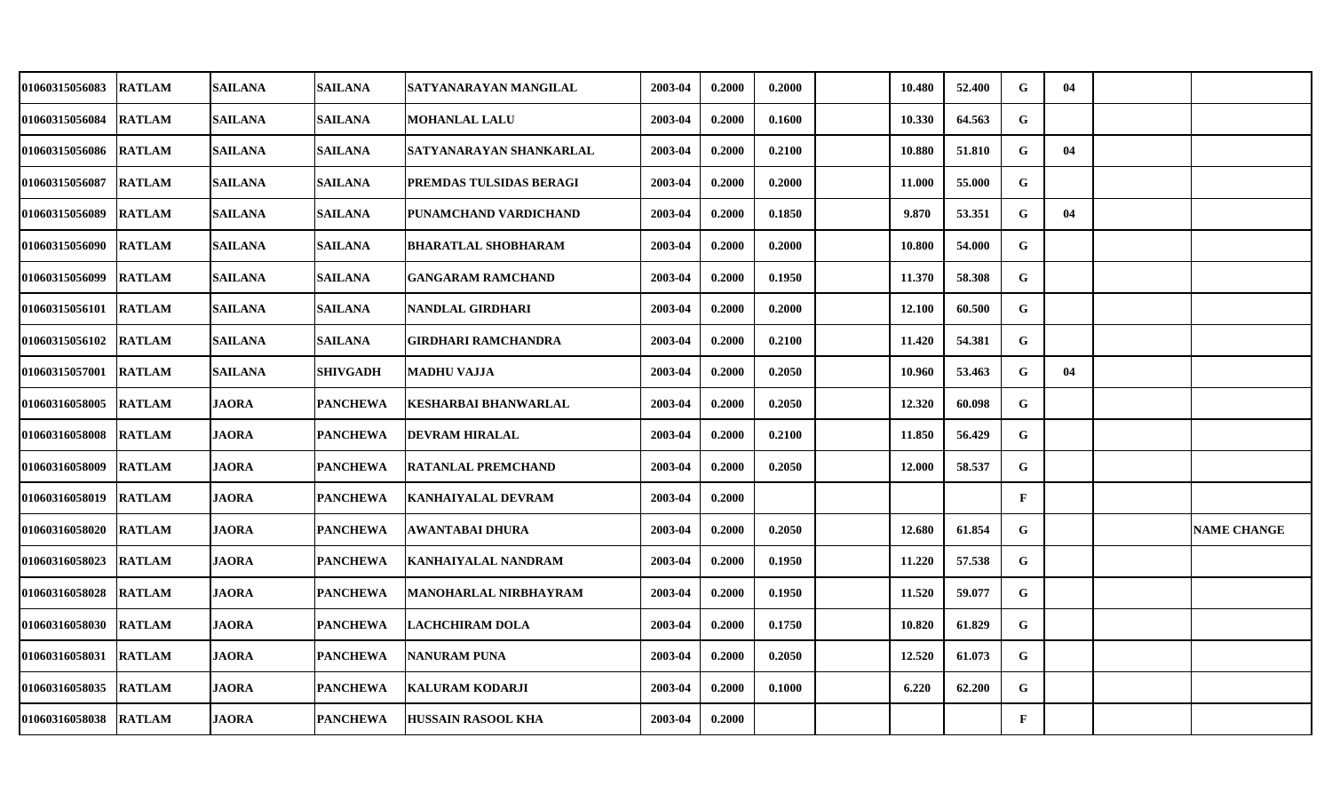| | | | | | | | | | | | | | | | |
|---|---|---|---|---|---|---|---|---|---|---|---|---|---|---|---|
| 01060315056083 | RATLAM | SAILANA | SAILANA | SATYANARAYAN MANGILAL | 2003-04 | 0.2000 | 0.2000 | | 10.480 | 52.400 | G | 04 | | |
| 01060315056084 | RATLAM | SAILANA | SAILANA | MOHANLAL LALU | 2003-04 | 0.2000 | 0.1600 | | 10.330 | 64.563 | G | | | |
| 01060315056086 | RATLAM | SAILANA | SAILANA | SATYANARAYAN SHANKARLAL | 2003-04 | 0.2000 | 0.2100 | | 10.880 | 51.810 | G | 04 | | |
| 01060315056087 | RATLAM | SAILANA | SAILANA | PREMDAS TULSIDAS BERAGI | 2003-04 | 0.2000 | 0.2000 | | 11.000 | 55.000 | G | | | |
| 01060315056089 | RATLAM | SAILANA | SAILANA | PUNAMCHAND VARDICHAND | 2003-04 | 0.2000 | 0.1850 | | 9.870 | 53.351 | G | 04 | | |
| 01060315056090 | RATLAM | SAILANA | SAILANA | BHARATLAL SHOBHARAM | 2003-04 | 0.2000 | 0.2000 | | 10.800 | 54.000 | G | | | |
| 01060315056099 | RATLAM | SAILANA | SAILANA | GANGARAM RAMCHAND | 2003-04 | 0.2000 | 0.1950 | | 11.370 | 58.308 | G | | | |
| 01060315056101 | RATLAM | SAILANA | SAILANA | NANDLAL GIRDHARI | 2003-04 | 0.2000 | 0.2000 | | 12.100 | 60.500 | G | | | |
| 01060315056102 | RATLAM | SAILANA | SAILANA | GIRDHARI RAMCHANDRA | 2003-04 | 0.2000 | 0.2100 | | 11.420 | 54.381 | G | | | |
| 01060315057001 | RATLAM | SAILANA | SHIVGADH | MADHU VAJJA | 2003-04 | 0.2000 | 0.2050 | | 10.960 | 53.463 | G | 04 | | |
| 01060316058005 | RATLAM | JAORA | PANCHEWA | KESHARBAI BHANWARLAL | 2003-04 | 0.2000 | 0.2050 | | 12.320 | 60.098 | G | | | |
| 01060316058008 | RATLAM | JAORA | PANCHEWA | DEVRAM HIRALAL | 2003-04 | 0.2000 | 0.2100 | | 11.850 | 56.429 | G | | | |
| 01060316058009 | RATLAM | JAORA | PANCHEWA | RATANLAL PREMCHAND | 2003-04 | 0.2000 | 0.2050 | | 12.000 | 58.537 | G | | | |
| 01060316058019 | RATLAM | JAORA | PANCHEWA | KANHAIYALAL DEVRAM | 2003-04 | 0.2000 | | | | | F | | | |
| 01060316058020 | RATLAM | JAORA | PANCHEWA | AWANTABAI DHURA | 2003-04 | 0.2000 | 0.2050 | | 12.680 | 61.854 | G | | | NAME CHANGE |
| 01060316058023 | RATLAM | JAORA | PANCHEWA | KANHAIYALAL NANDRAM | 2003-04 | 0.2000 | 0.1950 | | 11.220 | 57.538 | G | | | |
| 01060316058028 | RATLAM | JAORA | PANCHEWA | MANOHARLAL NIRBHAYRAM | 2003-04 | 0.2000 | 0.1950 | | 11.520 | 59.077 | G | | | |
| 01060316058030 | RATLAM | JAORA | PANCHEWA | LACHCHIRAM DOLA | 2003-04 | 0.2000 | 0.1750 | | 10.820 | 61.829 | G | | | |
| 01060316058031 | RATLAM | JAORA | PANCHEWA | NANURAM PUNA | 2003-04 | 0.2000 | 0.2050 | | 12.520 | 61.073 | G | | | |
| 01060316058035 | RATLAM | JAORA | PANCHEWA | KALURAM KODARJI | 2003-04 | 0.2000 | 0.1000 | | 6.220 | 62.200 | G | | | |
| 01060316058038 | RATLAM | JAORA | PANCHEWA | HUSSAIN RASOOL KHA | 2003-04 | 0.2000 | | | | | F | | | |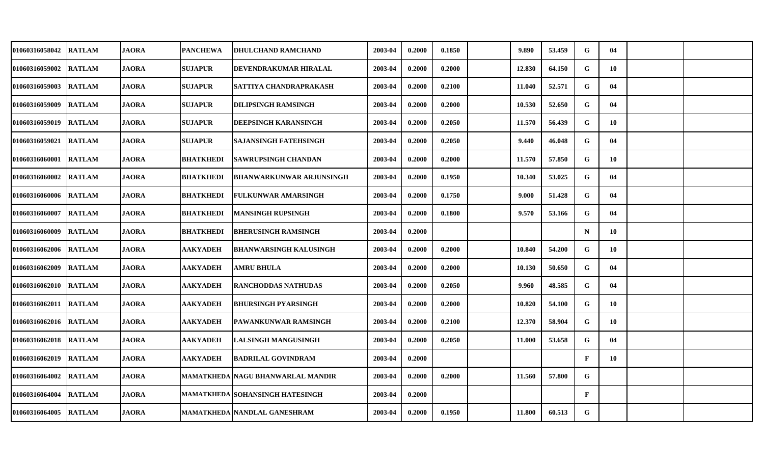| | | | | | | | | | | | | | | |
|---|---|---|---|---|---|---|---|---|---|---|---|---|---|---|
| 01060316058042 | RATLAM | JAORA | PANCHEWA | DHULCHAND RAMCHAND | 2003-04 | 0.2000 | 0.1850 | | 9.890 | 53.459 | G | 04 | | |
| 01060316059002 | RATLAM | JAORA | SUJAPUR | DEVENDRAKUMAR HIRALAL | 2003-04 | 0.2000 | 0.2000 | | 12.830 | 64.150 | G | 10 | | |
| 01060316059003 | RATLAM | JAORA | SUJAPUR | SATTIYA CHANDRAPRAKASH | 2003-04 | 0.2000 | 0.2100 | | 11.040 | 52.571 | G | 04 | | |
| 01060316059009 | RATLAM | JAORA | SUJAPUR | DILIPSINGH RAMSINGH | 2003-04 | 0.2000 | 0.2000 | | 10.530 | 52.650 | G | 04 | | |
| 01060316059019 | RATLAM | JAORA | SUJAPUR | DEEPSINGH KARANSINGH | 2003-04 | 0.2000 | 0.2050 | | 11.570 | 56.439 | G | 10 | | |
| 01060316059021 | RATLAM | JAORA | SUJAPUR | SAJANSINGH FATEHSINGH | 2003-04 | 0.2000 | 0.2050 | | 9.440 | 46.048 | G | 04 | | |
| 01060316060001 | RATLAM | JAORA | BHATKHEDI | SAWRUPSINGH CHANDAN | 2003-04 | 0.2000 | 0.2000 | | 11.570 | 57.850 | G | 10 | | |
| 01060316060002 | RATLAM | JAORA | BHATKHEDI | BHANWARKUNWAR ARJUNSINGH | 2003-04 | 0.2000 | 0.1950 | | 10.340 | 53.025 | G | 04 | | |
| 01060316060006 | RATLAM | JAORA | BHATKHEDI | FULKUNWAR AMARSINGH | 2003-04 | 0.2000 | 0.1750 | | 9.000 | 51.428 | G | 04 | | |
| 01060316060007 | RATLAM | JAORA | BHATKHEDI | MANSINGH RUPSINGH | 2003-04 | 0.2000 | 0.1800 | | 9.570 | 53.166 | G | 04 | | |
| 01060316060009 | RATLAM | JAORA | BHATKHEDI | BHERUSINGH RAMSINGH | 2003-04 | 0.2000 | | | | | N | 10 | | |
| 01060316062006 | RATLAM | JAORA | AAKYADEH | BHANWARSINGH KALUSINGH | 2003-04 | 0.2000 | 0.2000 | | 10.840 | 54.200 | G | 10 | | |
| 01060316062009 | RATLAM | JAORA | AAKYADEH | AMRU BHULA | 2003-04 | 0.2000 | 0.2000 | | 10.130 | 50.650 | G | 04 | | |
| 01060316062010 | RATLAM | JAORA | AAKYADEH | RANCHODDAS NATHUDAS | 2003-04 | 0.2000 | 0.2050 | | 9.960 | 48.585 | G | 04 | | |
| 01060316062011 | RATLAM | JAORA | AAKYADEH | BHURSINGH PYARSINGH | 2003-04 | 0.2000 | 0.2000 | | 10.820 | 54.100 | G | 10 | | |
| 01060316062016 | RATLAM | JAORA | AAKYADEH | PAWANKUNWAR RAMSINGH | 2003-04 | 0.2000 | 0.2100 | | 12.370 | 58.904 | G | 10 | | |
| 01060316062018 | RATLAM | JAORA | AAKYADEH | LALSINGH MANGUSINGH | 2003-04 | 0.2000 | 0.2050 | | 11.000 | 53.658 | G | 04 | | |
| 01060316062019 | RATLAM | JAORA | AAKYADEH | BADRILAL GOVINDRAM | 2003-04 | 0.2000 | | | | | F | 10 | | |
| 01060316064002 | RATLAM | JAORA | MAMATKHEDA | NAGU BHANWARLAL MANDIR | 2003-04 | 0.2000 | 0.2000 | | 11.560 | 57.800 | G | | | |
| 01060316064004 | RATLAM | JAORA | MAMATKHEDA | SOHANSINGH HATESINGH | 2003-04 | 0.2000 | | | | | F | | | |
| 01060316064005 | RATLAM | JAORA | MAMATKHEDA | NANDLAL GANESHRAM | 2003-04 | 0.2000 | 0.1950 | | 11.800 | 60.513 | G | | | |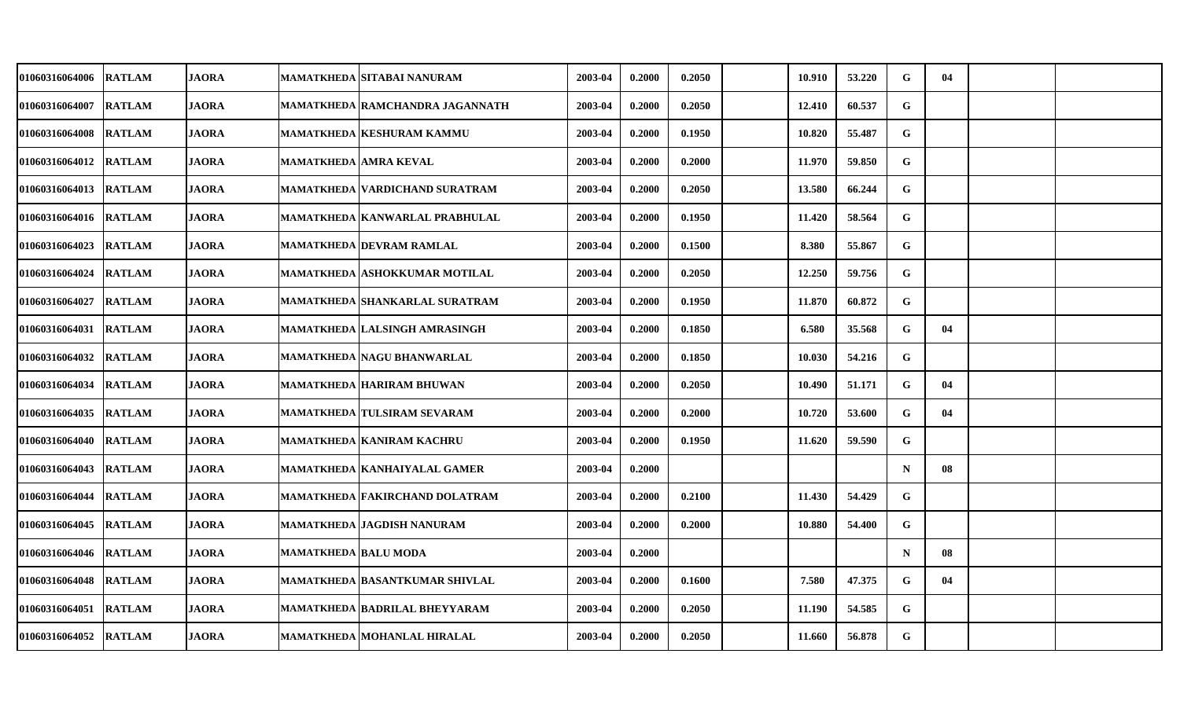| | | | | | | | | | | | | | | | |
|---|---|---|---|---|---|---|---|---|---|---|---|---|---|---|---|
| 01060316064006 | RATLAM | JAORA | MAMATKHEDA | SITABAI NANURAM | 2003-04 | 0.2000 | 0.2050 | | 10.910 | 53.220 | G | 04 | | |
| 01060316064007 | RATLAM | JAORA | MAMATKHEDA | RAMCHANDRA JAGANNATH | 2003-04 | 0.2000 | 0.2050 | | 12.410 | 60.537 | G | | | |
| 01060316064008 | RATLAM | JAORA | MAMATKHEDA | KESHURAM KAMMU | 2003-04 | 0.2000 | 0.1950 | | 10.820 | 55.487 | G | | | |
| 01060316064012 | RATLAM | JAORA | MAMATKHEDA | AMRA KEVAL | 2003-04 | 0.2000 | 0.2000 | | 11.970 | 59.850 | G | | | |
| 01060316064013 | RATLAM | JAORA | MAMATKHEDA | VARDICHAND SURATRAM | 2003-04 | 0.2000 | 0.2050 | | 13.580 | 66.244 | G | | | |
| 01060316064016 | RATLAM | JAORA | MAMATKHEDA | KANWARLAL PRABHULAL | 2003-04 | 0.2000 | 0.1950 | | 11.420 | 58.564 | G | | | |
| 01060316064023 | RATLAM | JAORA | MAMATKHEDA | DEVRAM RAMLAL | 2003-04 | 0.2000 | 0.1500 | | 8.380 | 55.867 | G | | | |
| 01060316064024 | RATLAM | JAORA | MAMATKHEDA | ASHOKKUMAR MOTILAL | 2003-04 | 0.2000 | 0.2050 | | 12.250 | 59.756 | G | | | |
| 01060316064027 | RATLAM | JAORA | MAMATKHEDA | SHANKARLAL SURATRAM | 2003-04 | 0.2000 | 0.1950 | | 11.870 | 60.872 | G | | | |
| 01060316064031 | RATLAM | JAORA | MAMATKHEDA | LALSINGH AMRASINGH | 2003-04 | 0.2000 | 0.1850 | | 6.580 | 35.568 | G | 04 | | |
| 01060316064032 | RATLAM | JAORA | MAMATKHEDA | NAGU BHANWARLAL | 2003-04 | 0.2000 | 0.1850 | | 10.030 | 54.216 | G | | | |
| 01060316064034 | RATLAM | JAORA | MAMATKHEDA | HARIRAM BHUWAN | 2003-04 | 0.2000 | 0.2050 | | 10.490 | 51.171 | G | 04 | | |
| 01060316064035 | RATLAM | JAORA | MAMATKHEDA | TULSIRAM SEVARAM | 2003-04 | 0.2000 | 0.2000 | | 10.720 | 53.600 | G | 04 | | |
| 01060316064040 | RATLAM | JAORA | MAMATKHEDA | KANIRAM KACHRU | 2003-04 | 0.2000 | 0.1950 | | 11.620 | 59.590 | G | | | |
| 01060316064043 | RATLAM | JAORA | MAMATKHEDA | KANHAIYALAL GAMER | 2003-04 | 0.2000 | | | | | N | 08 | | |
| 01060316064044 | RATLAM | JAORA | MAMATKHEDA | FAKIRCHAND DOLATRAM | 2003-04 | 0.2000 | 0.2100 | | 11.430 | 54.429 | G | | | |
| 01060316064045 | RATLAM | JAORA | MAMATKHEDA | JAGDISH NANURAM | 2003-04 | 0.2000 | 0.2000 | | 10.880 | 54.400 | G | | | |
| 01060316064046 | RATLAM | JAORA | MAMATKHEDA | BALU MODA | 2003-04 | 0.2000 | | | | | N | 08 | | |
| 01060316064048 | RATLAM | JAORA | MAMATKHEDA | BASANTKUMAR SHIVLAL | 2003-04 | 0.2000 | 0.1600 | | 7.580 | 47.375 | G | 04 | | |
| 01060316064051 | RATLAM | JAORA | MAMATKHEDA | BADRILAL BHEYYARAM | 2003-04 | 0.2000 | 0.2050 | | 11.190 | 54.585 | G | | | |
| 01060316064052 | RATLAM | JAORA | MAMATKHEDA | MOHANLAL HIRALAL | 2003-04 | 0.2000 | 0.2050 | | 11.660 | 56.878 | G | | | |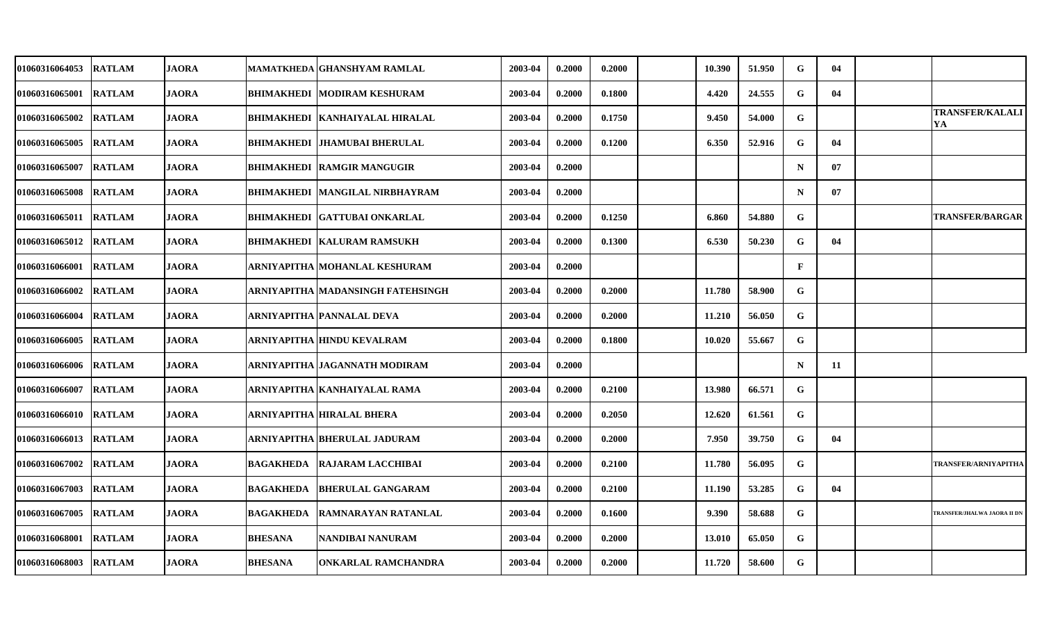| | | | | | | | | | | | | | | |
|---|---|---|---|---|---|---|---|---|---|---|---|---|---|---|
| 01060316064053 | RATLAM | JAORA | MAMATKHEDA | GHANSHYAM RAMLAL | 2003-04 | 0.2000 | 0.2000 | | 10.390 | 51.950 | G | 04 | | |
| 01060316065001 | RATLAM | JAORA | BHIMAKHEDI | MODIRAM KESHURAM | 2003-04 | 0.2000 | 0.1800 | | 4.420 | 24.555 | G | 04 | | |
| 01060316065002 | RATLAM | JAORA | BHIMAKHEDI | KANHAIYALAL HIRALAL | 2003-04 | 0.2000 | 0.1750 | | 9.450 | 54.000 | G | | | TRANSFER/KALALIYA |
| 01060316065005 | RATLAM | JAORA | BHIMAKHEDI | JHAMUBAI BHERULAL | 2003-04 | 0.2000 | 0.1200 | | 6.350 | 52.916 | G | 04 | | |
| 01060316065007 | RATLAM | JAORA | BHIMAKHEDI | RAMGIR MANGUGIR | 2003-04 | 0.2000 | | | | | N | 07 | | |
| 01060316065008 | RATLAM | JAORA | BHIMAKHEDI | MANGILAL NIRBHAYRAM | 2003-04 | 0.2000 | | | | | N | 07 | | |
| 01060316065011 | RATLAM | JAORA | BHIMAKHEDI | GATTUBAI ONKARLAL | 2003-04 | 0.2000 | 0.1250 | | 6.860 | 54.880 | G | | | TRANSFER/BARGAR |
| 01060316065012 | RATLAM | JAORA | BHIMAKHEDI | KALURAM RAMSUKH | 2003-04 | 0.2000 | 0.1300 | | 6.530 | 50.230 | G | 04 | | |
| 01060316066001 | RATLAM | JAORA | ARNIYAPITHA | MOHANLAL KESHURAM | 2003-04 | 0.2000 | | | | | F | | | |
| 01060316066002 | RATLAM | JAORA | ARNIYAPITHA | MADANSINGH FATEHSINGH | 2003-04 | 0.2000 | 0.2000 | | 11.780 | 58.900 | G | | | |
| 01060316066004 | RATLAM | JAORA | ARNIYAPITHA | PANNALAL DEVA | 2003-04 | 0.2000 | 0.2000 | | 11.210 | 56.050 | G | | | |
| 01060316066005 | RATLAM | JAORA | ARNIYAPITHA | HINDU KEVALRAM | 2003-04 | 0.2000 | 0.1800 | | 10.020 | 55.667 | G | | | |
| 01060316066006 | RATLAM | JAORA | ARNIYAPITHA | JAGANNATH MODIRAM | 2003-04 | 0.2000 | | | | | N | 11 | | |
| 01060316066007 | RATLAM | JAORA | ARNIYAPITHA | KANHAIYALAL RAMA | 2003-04 | 0.2000 | 0.2100 | | 13.980 | 66.571 | G | | | |
| 01060316066010 | RATLAM | JAORA | ARNIYAPITHA | HIRALAL BHERA | 2003-04 | 0.2000 | 0.2050 | | 12.620 | 61.561 | G | | | |
| 01060316066013 | RATLAM | JAORA | ARNIYAPITHA | BHERULAL JADURAM | 2003-04 | 0.2000 | 0.2000 | | 7.950 | 39.750 | G | 04 | | |
| 01060316067002 | RATLAM | JAORA | BAGAKHEDA | RAJARAM LACCHIBAI | 2003-04 | 0.2000 | 0.2100 | | 11.780 | 56.095 | G | | | TRANSFER/ARNIYAPITHA |
| 01060316067003 | RATLAM | JAORA | BAGAKHEDA | BHERULAL GANGARAM | 2003-04 | 0.2000 | 0.2100 | | 11.190 | 53.285 | G | 04 | | |
| 01060316067005 | RATLAM | JAORA | BAGAKHEDA | RAMNARAYAN RATANLAL | 2003-04 | 0.2000 | 0.1600 | | 9.390 | 58.688 | G | | | TRANSFER/JHALWA JAORA II DN |
| 01060316068001 | RATLAM | JAORA | BHESANA | NANDIBAI NANURAM | 2003-04 | 0.2000 | 0.2000 | | 13.010 | 65.050 | G | | | |
| 01060316068003 | RATLAM | JAORA | BHESANA | ONKARLAL RAMCHANDRA | 2003-04 | 0.2000 | 0.2000 | | 11.720 | 58.600 | G | | | |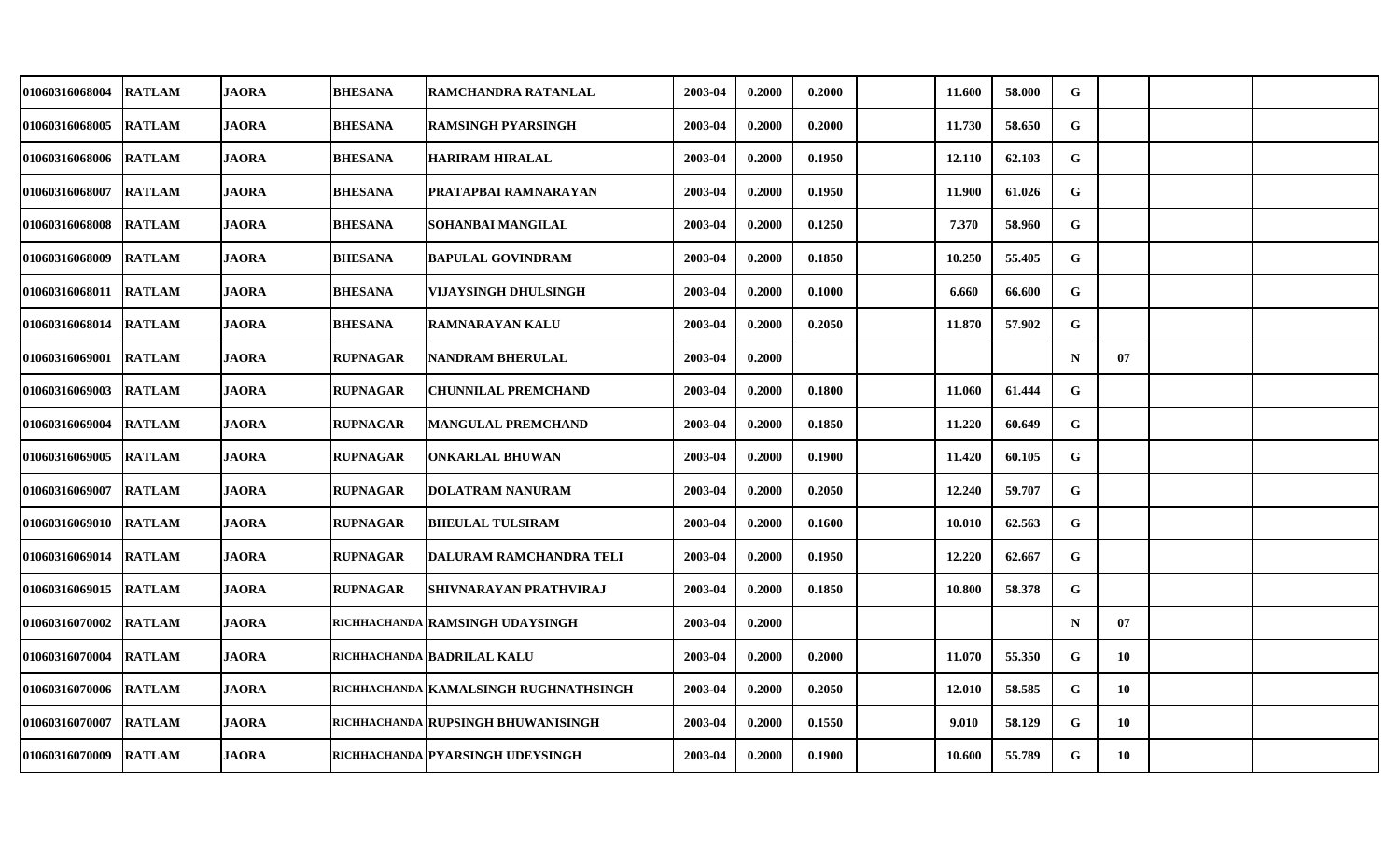| | | | | | | | | | | | | | | |
|---|---|---|---|---|---|---|---|---|---|---|---|---|---|---|
| 01060316068004 | RATLAM | JAORA | BHESANA | RAMCHANDRA RATANLAL | 2003-04 | 0.2000 | 0.2000 | | 11.600 | 58.000 | G | | | |
| 01060316068005 | RATLAM | JAORA | BHESANA | RAMSINGH PYARSINGH | 2003-04 | 0.2000 | 0.2000 | | 11.730 | 58.650 | G | | | |
| 01060316068006 | RATLAM | JAORA | BHESANA | HARIRAM HIRALAL | 2003-04 | 0.2000 | 0.1950 | | 12.110 | 62.103 | G | | | |
| 01060316068007 | RATLAM | JAORA | BHESANA | PRATAPBAI RAMNARAYAN | 2003-04 | 0.2000 | 0.1950 | | 11.900 | 61.026 | G | | | |
| 01060316068008 | RATLAM | JAORA | BHESANA | SOHANBAI MANGILAL | 2003-04 | 0.2000 | 0.1250 | | 7.370 | 58.960 | G | | | |
| 01060316068009 | RATLAM | JAORA | BHESANA | BAPULAL GOVINDRAM | 2003-04 | 0.2000 | 0.1850 | | 10.250 | 55.405 | G | | | |
| 01060316068011 | RATLAM | JAORA | BHESANA | VIJAYSINGH DHULSINGH | 2003-04 | 0.2000 | 0.1000 | | 6.660 | 66.600 | G | | | |
| 01060316068014 | RATLAM | JAORA | BHESANA | RAMNARAYAN KALU | 2003-04 | 0.2000 | 0.2050 | | 11.870 | 57.902 | G | | | |
| 01060316069001 | RATLAM | JAORA | RUPNAGAR | NANDRAM BHERULAL | 2003-04 | 0.2000 | | | | | N | 07 | | |
| 01060316069003 | RATLAM | JAORA | RUPNAGAR | CHUNNILAL PREMCHAND | 2003-04 | 0.2000 | 0.1800 | | 11.060 | 61.444 | G | | | |
| 01060316069004 | RATLAM | JAORA | RUPNAGAR | MANGULAL PREMCHAND | 2003-04 | 0.2000 | 0.1850 | | 11.220 | 60.649 | G | | | |
| 01060316069005 | RATLAM | JAORA | RUPNAGAR | ONKARLAL BHUWAN | 2003-04 | 0.2000 | 0.1900 | | 11.420 | 60.105 | G | | | |
| 01060316069007 | RATLAM | JAORA | RUPNAGAR | DOLATRAM NANURAM | 2003-04 | 0.2000 | 0.2050 | | 12.240 | 59.707 | G | | | |
| 01060316069010 | RATLAM | JAORA | RUPNAGAR | BHEULAL TULSIRAM | 2003-04 | 0.2000 | 0.1600 | | 10.010 | 62.563 | G | | | |
| 01060316069014 | RATLAM | JAORA | RUPNAGAR | DALURAM RAMCHANDRA TELI | 2003-04 | 0.2000 | 0.1950 | | 12.220 | 62.667 | G | | | |
| 01060316069015 | RATLAM | JAORA | RUPNAGAR | SHIVNARAYAN PRATHVIRAJ | 2003-04 | 0.2000 | 0.1850 | | 10.800 | 58.378 | G | | | |
| 01060316070002 | RATLAM | JAORA | RICHHACHANDA | RAMSINGH UDAYSINGH | 2003-04 | 0.2000 | | | | | N | 07 | | |
| 01060316070004 | RATLAM | JAORA | RICHHACHANDA | BADRILAL KALU | 2003-04 | 0.2000 | 0.2000 | | 11.070 | 55.350 | G | 10 | | |
| 01060316070006 | RATLAM | JAORA | RICHHACHANDA | KAMALSINGH RUGHNATHSINGH | 2003-04 | 0.2000 | 0.2050 | | 12.010 | 58.585 | G | 10 | | |
| 01060316070007 | RATLAM | JAORA | RICHHACHANDA | RUPSINGH BHUWANISINGH | 2003-04 | 0.2000 | 0.1550 | | 9.010 | 58.129 | G | 10 | | |
| 01060316070009 | RATLAM | JAORA | RICHHACHANDA | PYARSINGH UDEYSINGH | 2003-04 | 0.2000 | 0.1900 | | 10.600 | 55.789 | G | 10 | | |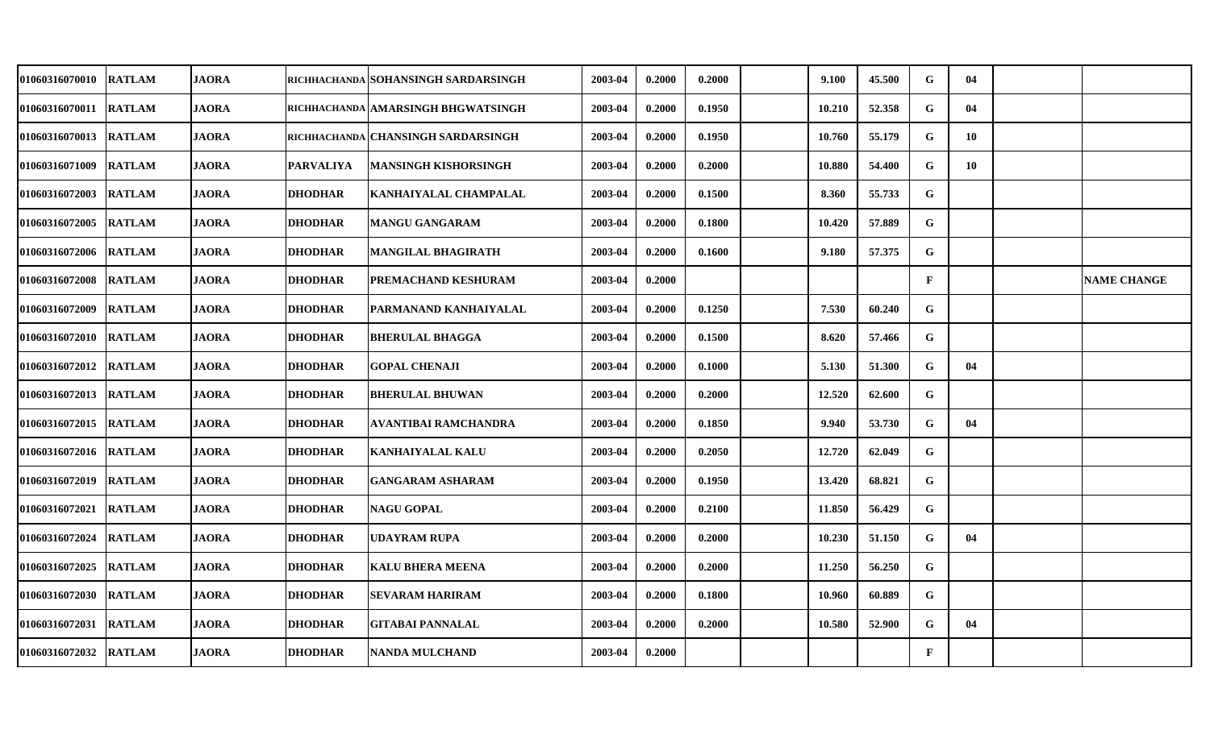| | | | | | | | | | | | | | | | |
|---|---|---|---|---|---|---|---|---|---|---|---|---|---|---|---|
| 01060316070010 | RATLAM | JAORA | RICHHACHANDA | SOHANSINGH SARDARSINGH | 2003-04 | 0.2000 | 0.2000 | | 9.100 | 45.500 | G | 04 | | |
| 01060316070011 | RATLAM | JAORA | RICHHACHANDA | AMARSINGH BHGWATSINGH | 2003-04 | 0.2000 | 0.1950 | | 10.210 | 52.358 | G | 04 | | |
| 01060316070013 | RATLAM | JAORA | RICHHACHANDA | CHANSINGH SARDARSINGH | 2003-04 | 0.2000 | 0.1950 | | 10.760 | 55.179 | G | 10 | | |
| 01060316071009 | RATLAM | JAORA | PARVALIYA | MANSINGH KISHORSINGH | 2003-04 | 0.2000 | 0.2000 | | 10.880 | 54.400 | G | 10 | | |
| 01060316072003 | RATLAM | JAORA | DHODHAR | KANHAIYALAL CHAMPALAL | 2003-04 | 0.2000 | 0.1500 | | 8.360 | 55.733 | G | | | |
| 01060316072005 | RATLAM | JAORA | DHODHAR | MANGU GANGARAM | 2003-04 | 0.2000 | 0.1800 | | 10.420 | 57.889 | G | | | |
| 01060316072006 | RATLAM | JAORA | DHODHAR | MANGILAL BHAGIRATH | 2003-04 | 0.2000 | 0.1600 | | 9.180 | 57.375 | G | | | |
| 01060316072008 | RATLAM | JAORA | DHODHAR | PREMACHAND KESHURAM | 2003-04 | 0.2000 | | | | | F | | | NAME CHANGE |
| 01060316072009 | RATLAM | JAORA | DHODHAR | PARMANAND KANHAIYALAL | 2003-04 | 0.2000 | 0.1250 | | 7.530 | 60.240 | G | | | |
| 01060316072010 | RATLAM | JAORA | DHODHAR | BHERULAL BHAGGA | 2003-04 | 0.2000 | 0.1500 | | 8.620 | 57.466 | G | | | |
| 01060316072012 | RATLAM | JAORA | DHODHAR | GOPAL CHENAJI | 2003-04 | 0.2000 | 0.1000 | | 5.130 | 51.300 | G | 04 | | |
| 01060316072013 | RATLAM | JAORA | DHODHAR | BHERULAL BHUWAN | 2003-04 | 0.2000 | 0.2000 | | 12.520 | 62.600 | G | | | |
| 01060316072015 | RATLAM | JAORA | DHODHAR | AVANTIBAI RAMCHANDRA | 2003-04 | 0.2000 | 0.1850 | | 9.940 | 53.730 | G | 04 | | |
| 01060316072016 | RATLAM | JAORA | DHODHAR | KANHAIYALAL KALU | 2003-04 | 0.2000 | 0.2050 | | 12.720 | 62.049 | G | | | |
| 01060316072019 | RATLAM | JAORA | DHODHAR | GANGARAM ASHARAM | 2003-04 | 0.2000 | 0.1950 | | 13.420 | 68.821 | G | | | |
| 01060316072021 | RATLAM | JAORA | DHODHAR | NAGU GOPAL | 2003-04 | 0.2000 | 0.2100 | | 11.850 | 56.429 | G | | | |
| 01060316072024 | RATLAM | JAORA | DHODHAR | UDAYRAM RUPA | 2003-04 | 0.2000 | 0.2000 | | 10.230 | 51.150 | G | 04 | | |
| 01060316072025 | RATLAM | JAORA | DHODHAR | KALU BHERA MEENA | 2003-04 | 0.2000 | 0.2000 | | 11.250 | 56.250 | G | | | |
| 01060316072030 | RATLAM | JAORA | DHODHAR | SEVARAM HARIRAM | 2003-04 | 0.2000 | 0.1800 | | 10.960 | 60.889 | G | | | |
| 01060316072031 | RATLAM | JAORA | DHODHAR | GITABAI PANNALAL | 2003-04 | 0.2000 | 0.2000 | | 10.580 | 52.900 | G | 04 | | |
| 01060316072032 | RATLAM | JAORA | DHODHAR | NANDA MULCHAND | 2003-04 | 0.2000 | | | | | F | | | |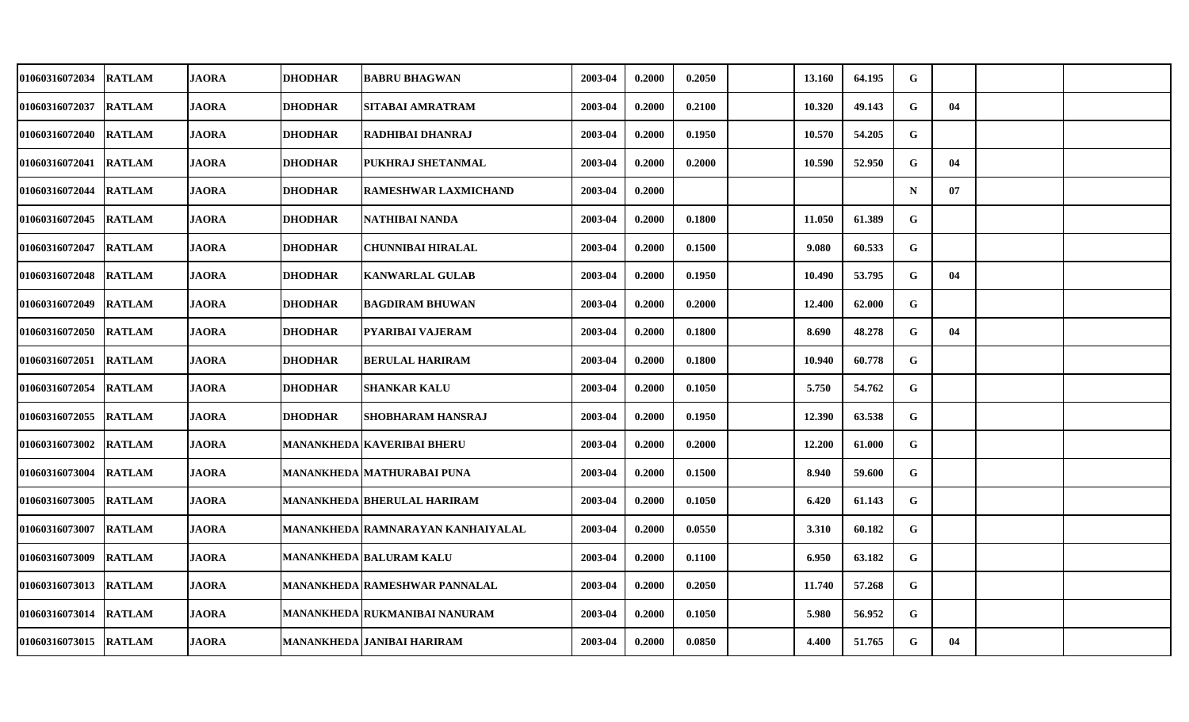| | | | | | | | | | | | | | | |
|---|---|---|---|---|---|---|---|---|---|---|---|---|---|---|
| 01060316072034 | RATLAM | JAORA | DHODHAR | BABRU BHAGWAN | 2003-04 | 0.2000 | 0.2050 | | 13.160 | 64.195 | G | | | |
| 01060316072037 | RATLAM | JAORA | DHODHAR | SITABAI AMRATRAM | 2003-04 | 0.2000 | 0.2100 | | 10.320 | 49.143 | G | 04 | | |
| 01060316072040 | RATLAM | JAORA | DHODHAR | RADHIBAI DHANRAJ | 2003-04 | 0.2000 | 0.1950 | | 10.570 | 54.205 | G | | | |
| 01060316072041 | RATLAM | JAORA | DHODHAR | PUKHRAJ SHETANMAL | 2003-04 | 0.2000 | 0.2000 | | 10.590 | 52.950 | G | 04 | | |
| 01060316072044 | RATLAM | JAORA | DHODHAR | RAMESHWAR LAXMICHAND | 2003-04 | 0.2000 | | | | | N | 07 | | |
| 01060316072045 | RATLAM | JAORA | DHODHAR | NATHIBAI NANDA | 2003-04 | 0.2000 | 0.1800 | | 11.050 | 61.389 | G | | | |
| 01060316072047 | RATLAM | JAORA | DHODHAR | CHUNNIBAI HIRALAL | 2003-04 | 0.2000 | 0.1500 | | 9.080 | 60.533 | G | | | |
| 01060316072048 | RATLAM | JAORA | DHODHAR | KANWARLAL GULAB | 2003-04 | 0.2000 | 0.1950 | | 10.490 | 53.795 | G | 04 | | |
| 01060316072049 | RATLAM | JAORA | DHODHAR | BAGDIRAM BHUWAN | 2003-04 | 0.2000 | 0.2000 | | 12.400 | 62.000 | G | | | |
| 01060316072050 | RATLAM | JAORA | DHODHAR | PYARIBAI VAJERAM | 2003-04 | 0.2000 | 0.1800 | | 8.690 | 48.278 | G | 04 | | |
| 01060316072051 | RATLAM | JAORA | DHODHAR | BERULAL HARIRAM | 2003-04 | 0.2000 | 0.1800 | | 10.940 | 60.778 | G | | | |
| 01060316072054 | RATLAM | JAORA | DHODHAR | SHANKAR KALU | 2003-04 | 0.2000 | 0.1050 | | 5.750 | 54.762 | G | | | |
| 01060316072055 | RATLAM | JAORA | DHODHAR | SHOBHARAM HANSRAJ | 2003-04 | 0.2000 | 0.1950 | | 12.390 | 63.538 | G | | | |
| 01060316073002 | RATLAM | JAORA | MANANKHEDA | KAVERIBAI BHERU | 2003-04 | 0.2000 | 0.2000 | | 12.200 | 61.000 | G | | | |
| 01060316073004 | RATLAM | JAORA | MANANKHEDA | MATHURABAI PUNA | 2003-04 | 0.2000 | 0.1500 | | 8.940 | 59.600 | G | | | |
| 01060316073005 | RATLAM | JAORA | MANANKHEDA | BHERULAL HARIRAM | 2003-04 | 0.2000 | 0.1050 | | 6.420 | 61.143 | G | | | |
| 01060316073007 | RATLAM | JAORA | MANANKHEDA | RAMNARAYAN KANHAIYALAL | 2003-04 | 0.2000 | 0.0550 | | 3.310 | 60.182 | G | | | |
| 01060316073009 | RATLAM | JAORA | MANANKHEDA | BALURAM KALU | 2003-04 | 0.2000 | 0.1100 | | 6.950 | 63.182 | G | | | |
| 01060316073013 | RATLAM | JAORA | MANANKHEDA | RAMESHWAR PANNALAL | 2003-04 | 0.2000 | 0.2050 | | 11.740 | 57.268 | G | | | |
| 01060316073014 | RATLAM | JAORA | MANANKHEDA | RUKMANIBAI NANURAM | 2003-04 | 0.2000 | 0.1050 | | 5.980 | 56.952 | G | | | |
| 01060316073015 | RATLAM | JAORA | MANANKHEDA | JANIBAI HARIRAM | 2003-04 | 0.2000 | 0.0850 | | 4.400 | 51.765 | G | 04 | | |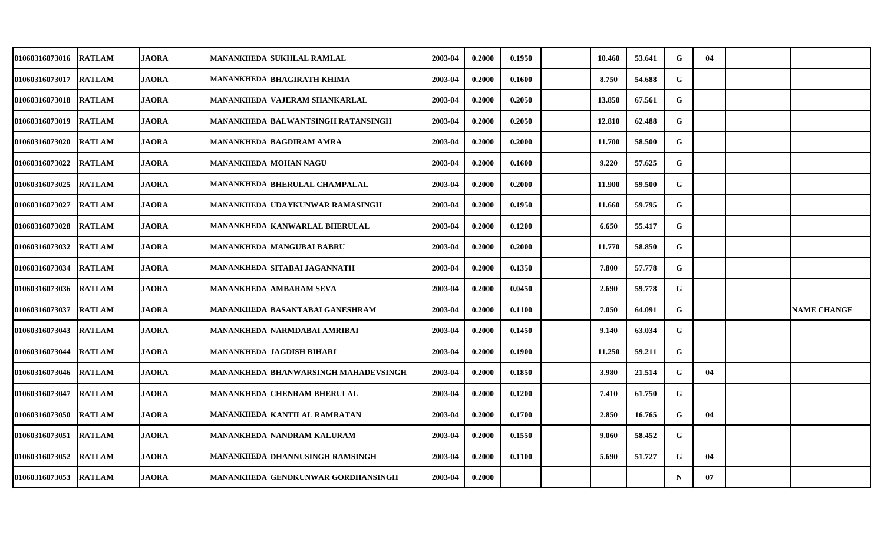| | | | | | | | | | | | | | | | |
|---|---|---|---|---|---|---|---|---|---|---|---|---|---|---|---|
| 01060316073016 | RATLAM | JAORA | MANANKHEDA | SUKHLAL RAMLAL | 2003-04 | 0.2000 | 0.1950 | | 10.460 | 53.641 | G | 04 | | |
| 01060316073017 | RATLAM | JAORA | MANANKHEDA | BHAGIRATH KHIMA | 2003-04 | 0.2000 | 0.1600 | | 8.750 | 54.688 | G | | | |
| 01060316073018 | RATLAM | JAORA | MANANKHEDA | VAJERAM SHANKARLAL | 2003-04 | 0.2000 | 0.2050 | | 13.850 | 67.561 | G | | | |
| 01060316073019 | RATLAM | JAORA | MANANKHEDA | BALWANTSINGH RATANSINGH | 2003-04 | 0.2000 | 0.2050 | | 12.810 | 62.488 | G | | | |
| 01060316073020 | RATLAM | JAORA | MANANKHEDA | BAGDIRAM AMRA | 2003-04 | 0.2000 | 0.2000 | | 11.700 | 58.500 | G | | | |
| 01060316073022 | RATLAM | JAORA | MANANKHEDA | MOHAN NAGU | 2003-04 | 0.2000 | 0.1600 | | 9.220 | 57.625 | G | | | |
| 01060316073025 | RATLAM | JAORA | MANANKHEDA | BHERULAL CHAMPALAL | 2003-04 | 0.2000 | 0.2000 | | 11.900 | 59.500 | G | | | |
| 01060316073027 | RATLAM | JAORA | MANANKHEDA | UDAYKUNWAR RAMASINGH | 2003-04 | 0.2000 | 0.1950 | | 11.660 | 59.795 | G | | | |
| 01060316073028 | RATLAM | JAORA | MANANKHEDA | KANWARLAL BHERULAL | 2003-04 | 0.2000 | 0.1200 | | 6.650 | 55.417 | G | | | |
| 01060316073032 | RATLAM | JAORA | MANANKHEDA | MANGUBAI BABRU | 2003-04 | 0.2000 | 0.2000 | | 11.770 | 58.850 | G | | | |
| 01060316073034 | RATLAM | JAORA | MANANKHEDA | SITABAI JAGANNATH | 2003-04 | 0.2000 | 0.1350 | | 7.800 | 57.778 | G | | | |
| 01060316073036 | RATLAM | JAORA | MANANKHEDA | AMBARAM SEVA | 2003-04 | 0.2000 | 0.0450 | | 2.690 | 59.778 | G | | | |
| 01060316073037 | RATLAM | JAORA | MANANKHEDA | BASANTABAI GANESHRAM | 2003-04 | 0.2000 | 0.1100 | | 7.050 | 64.091 | G | | | NAME CHANGE |
| 01060316073043 | RATLAM | JAORA | MANANKHEDA | NARMDABAI AMRIBAI | 2003-04 | 0.2000 | 0.1450 | | 9.140 | 63.034 | G | | | |
| 01060316073044 | RATLAM | JAORA | MANANKHEDA | JAGDISH BIHARI | 2003-04 | 0.2000 | 0.1900 | | 11.250 | 59.211 | G | | | |
| 01060316073046 | RATLAM | JAORA | MANANKHEDA | BHANWARSINGH MAHADEVSINGH | 2003-04 | 0.2000 | 0.1850 | | 3.980 | 21.514 | G | 04 | | |
| 01060316073047 | RATLAM | JAORA | MANANKHEDA | CHENRAM BHERULAL | 2003-04 | 0.2000 | 0.1200 | | 7.410 | 61.750 | G | | | |
| 01060316073050 | RATLAM | JAORA | MANANKHEDA | KANTILAL RAMRATAN | 2003-04 | 0.2000 | 0.1700 | | 2.850 | 16.765 | G | 04 | | |
| 01060316073051 | RATLAM | JAORA | MANANKHEDA | NANDRAM KALURAM | 2003-04 | 0.2000 | 0.1550 | | 9.060 | 58.452 | G | | | |
| 01060316073052 | RATLAM | JAORA | MANANKHEDA | DHANNUSINGH RAMSINGH | 2003-04 | 0.2000 | 0.1100 | | 5.690 | 51.727 | G | 04 | | |
| 01060316073053 | RATLAM | JAORA | MANANKHEDA | GENDKUNWAR GORDHANSINGH | 2003-04 | 0.2000 | | | | | N | 07 | | |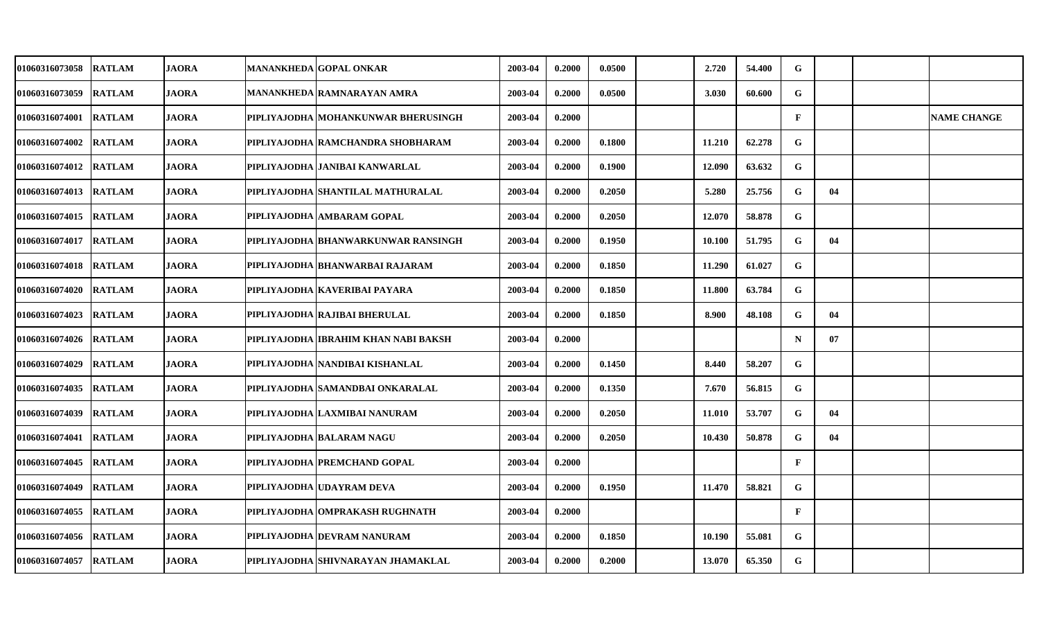| | | | | | | | | | | | | | | |
|---|---|---|---|---|---|---|---|---|---|---|---|---|---|---|
| 01060316073058 | RATLAM | JAORA | MANANKHEDA | GOPAL ONKAR | 2003-04 | 0.2000 | 0.0500 | | 2.720 | 54.400 | G | | | |
| 01060316073059 | RATLAM | JAORA | MANANKHEDA | RAMNARAYAN AMRA | 2003-04 | 0.2000 | 0.0500 | | 3.030 | 60.600 | G | | | |
| 01060316074001 | RATLAM | JAORA | PIPLIYAJODHA | MOHANKUNWAR BHERUSINGH | 2003-04 | 0.2000 | | | | | F | | | NAME CHANGE |
| 01060316074002 | RATLAM | JAORA | PIPLIYAJODHA | RAMCHANDRA SHOBHARAM | 2003-04 | 0.2000 | 0.1800 | | 11.210 | 62.278 | G | | | |
| 01060316074012 | RATLAM | JAORA | PIPLIYAJODHA | JANIBAI KANWARLAL | 2003-04 | 0.2000 | 0.1900 | | 12.090 | 63.632 | G | | | |
| 01060316074013 | RATLAM | JAORA | PIPLIYAJODHA | SHANTILAL MATHURALAL | 2003-04 | 0.2000 | 0.2050 | | 5.280 | 25.756 | G | 04 | | |
| 01060316074015 | RATLAM | JAORA | PIPLIYAJODHA | AMBARAM GOPAL | 2003-04 | 0.2000 | 0.2050 | | 12.070 | 58.878 | G | | | |
| 01060316074017 | RATLAM | JAORA | PIPLIYAJODHA | BHANWARKUNWAR RANSINGH | 2003-04 | 0.2000 | 0.1950 | | 10.100 | 51.795 | G | 04 | | |
| 01060316074018 | RATLAM | JAORA | PIPLIYAJODHA | BHANWARBAI RAJARAM | 2003-04 | 0.2000 | 0.1850 | | 11.290 | 61.027 | G | | | |
| 01060316074020 | RATLAM | JAORA | PIPLIYAJODHA | KAVERIBAI PAYARA | 2003-04 | 0.2000 | 0.1850 | | 11.800 | 63.784 | G | | | |
| 01060316074023 | RATLAM | JAORA | PIPLIYAJODHA | RAJIBAI BHERULAL | 2003-04 | 0.2000 | 0.1850 | | 8.900 | 48.108 | G | 04 | | |
| 01060316074026 | RATLAM | JAORA | PIPLIYAJODHA | IBRAHIM KHAN NABI BAKSH | 2003-04 | 0.2000 | | | | | N | 07 | | |
| 01060316074029 | RATLAM | JAORA | PIPLIYAJODHA | NANDIBAI KISHANLAL | 2003-04 | 0.2000 | 0.1450 | | 8.440 | 58.207 | G | | | |
| 01060316074035 | RATLAM | JAORA | PIPLIYAJODHA | SAMANDBAI ONKARALAL | 2003-04 | 0.2000 | 0.1350 | | 7.670 | 56.815 | G | | | |
| 01060316074039 | RATLAM | JAORA | PIPLIYAJODHA | LAXMIBAI NANURAM | 2003-04 | 0.2000 | 0.2050 | | 11.010 | 53.707 | G | 04 | | |
| 01060316074041 | RATLAM | JAORA | PIPLIYAJODHA | BALARAM NAGU | 2003-04 | 0.2000 | 0.2050 | | 10.430 | 50.878 | G | 04 | | |
| 01060316074045 | RATLAM | JAORA | PIPLIYAJODHA | PREMCHAND GOPAL | 2003-04 | 0.2000 | | | | | F | | | |
| 01060316074049 | RATLAM | JAORA | PIPLIYAJODHA | UDAYRAM DEVA | 2003-04 | 0.2000 | 0.1950 | | 11.470 | 58.821 | G | | | |
| 01060316074055 | RATLAM | JAORA | PIPLIYAJODHA | OMPRAKASH RUGHNATH | 2003-04 | 0.2000 | | | | | F | | | |
| 01060316074056 | RATLAM | JAORA | PIPLIYAJODHA | DEVRAM NANURAM | 2003-04 | 0.2000 | 0.1850 | | 10.190 | 55.081 | G | | | |
| 01060316074057 | RATLAM | JAORA | PIPLIYAJODHA | SHIVNARAYAN JHAMAKLAL | 2003-04 | 0.2000 | 0.2000 | | 13.070 | 65.350 | G | | | |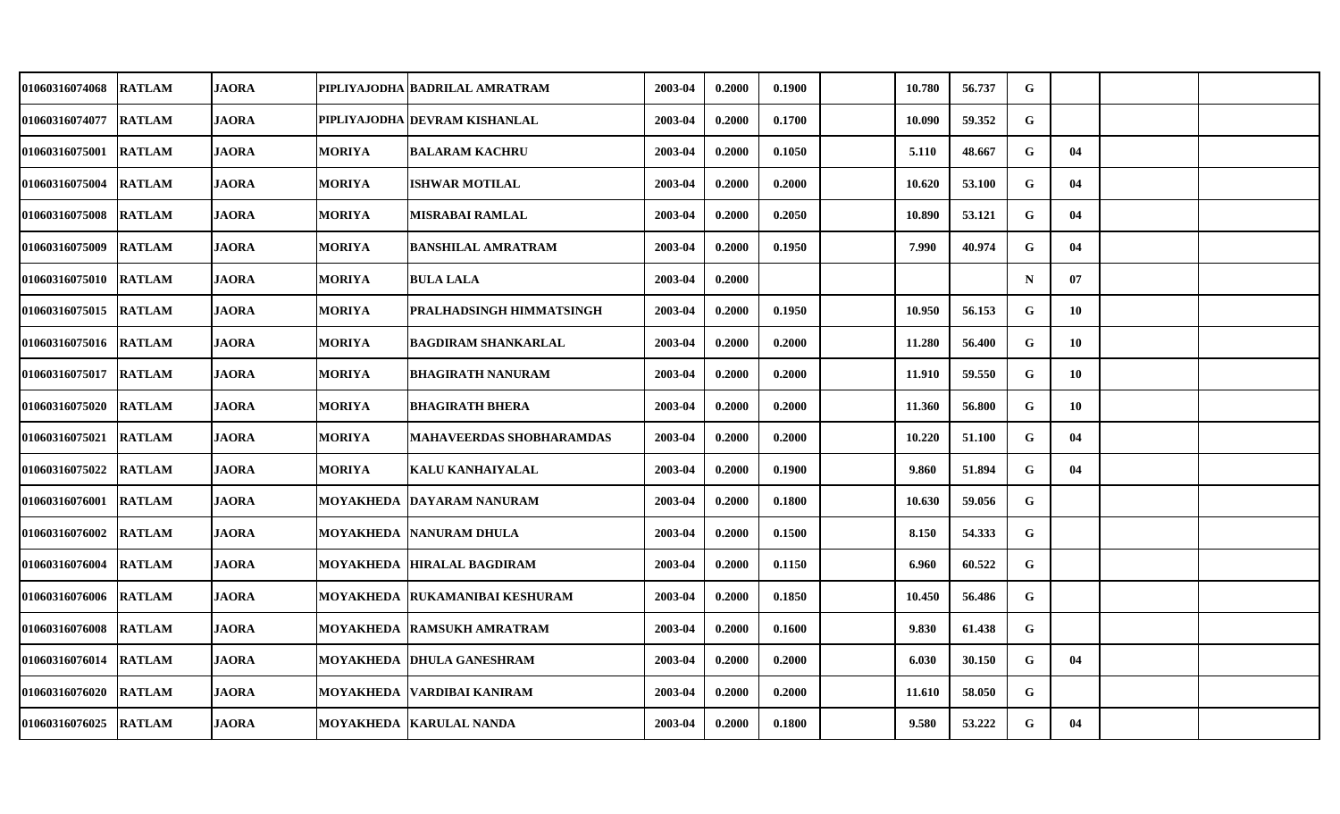| | | | | | | | | | | | | | | | |
|---|---|---|---|---|---|---|---|---|---|---|---|---|---|---|---|
| 01060316074068 | RATLAM | JAORA | PIPLIYAJODHA | BADRILAL AMRATRAM | 2003-04 | 0.2000 | 0.1900 | | 10.780 | 56.737 | G | | | |
| 01060316074077 | RATLAM | JAORA | PIPLIYAJODHA | DEVRAM KISHANLAL | 2003-04 | 0.2000 | 0.1700 | | 10.090 | 59.352 | G | | | |
| 01060316075001 | RATLAM | JAORA | MORIYA | BALARAM KACHRU | 2003-04 | 0.2000 | 0.1050 | | 5.110 | 48.667 | G | 04 | | |
| 01060316075004 | RATLAM | JAORA | MORIYA | ISHWAR MOTILAL | 2003-04 | 0.2000 | 0.2000 | | 10.620 | 53.100 | G | 04 | | |
| 01060316075008 | RATLAM | JAORA | MORIYA | MISRABAI RAMLAL | 2003-04 | 0.2000 | 0.2050 | | 10.890 | 53.121 | G | 04 | | |
| 01060316075009 | RATLAM | JAORA | MORIYA | BANSHILAL AMRATRAM | 2003-04 | 0.2000 | 0.1950 | | 7.990 | 40.974 | G | 04 | | |
| 01060316075010 | RATLAM | JAORA | MORIYA | BULA LALA | 2003-04 | 0.2000 | | | | | N | 07 | | |
| 01060316075015 | RATLAM | JAORA | MORIYA | PRALHADSINGH HIMMATSINGH | 2003-04 | 0.2000 | 0.1950 | | 10.950 | 56.153 | G | 10 | | |
| 01060316075016 | RATLAM | JAORA | MORIYA | BAGDIRAM SHANKARLAL | 2003-04 | 0.2000 | 0.2000 | | 11.280 | 56.400 | G | 10 | | |
| 01060316075017 | RATLAM | JAORA | MORIYA | BHAGIRATH NANURAM | 2003-04 | 0.2000 | 0.2000 | | 11.910 | 59.550 | G | 10 | | |
| 01060316075020 | RATLAM | JAORA | MORIYA | BHAGIRATH BHERA | 2003-04 | 0.2000 | 0.2000 | | 11.360 | 56.800 | G | 10 | | |
| 01060316075021 | RATLAM | JAORA | MORIYA | MAHAVEERDAS SHOBHARAMDAS | 2003-04 | 0.2000 | 0.2000 | | 10.220 | 51.100 | G | 04 | | |
| 01060316075022 | RATLAM | JAORA | MORIYA | KALU KANHAIYALAL | 2003-04 | 0.2000 | 0.1900 | | 9.860 | 51.894 | G | 04 | | |
| 01060316076001 | RATLAM | JAORA | MOYAKHEDA | DAYARAM NANURAM | 2003-04 | 0.2000 | 0.1800 | | 10.630 | 59.056 | G | | | |
| 01060316076002 | RATLAM | JAORA | MOYAKHEDA | NANURAM DHULA | 2003-04 | 0.2000 | 0.1500 | | 8.150 | 54.333 | G | | | |
| 01060316076004 | RATLAM | JAORA | MOYAKHEDA | HIRALAL BAGDIRAM | 2003-04 | 0.2000 | 0.1150 | | 6.960 | 60.522 | G | | | |
| 01060316076006 | RATLAM | JAORA | MOYAKHEDA | RUKAMANIBAI KESHURAM | 2003-04 | 0.2000 | 0.1850 | | 10.450 | 56.486 | G | | | |
| 01060316076008 | RATLAM | JAORA | MOYAKHEDA | RAMSUKH AMRATRAM | 2003-04 | 0.2000 | 0.1600 | | 9.830 | 61.438 | G | | | |
| 01060316076014 | RATLAM | JAORA | MOYAKHEDA | DHULA GANESHRAM | 2003-04 | 0.2000 | 0.2000 | | 6.030 | 30.150 | G | 04 | | |
| 01060316076020 | RATLAM | JAORA | MOYAKHEDA | VARDIBAI KANIRAM | 2003-04 | 0.2000 | 0.2000 | | 11.610 | 58.050 | G | | | |
| 01060316076025 | RATLAM | JAORA | MOYAKHEDA | KARULAL NANDA | 2003-04 | 0.2000 | 0.1800 | | 9.580 | 53.222 | G | 04 | | |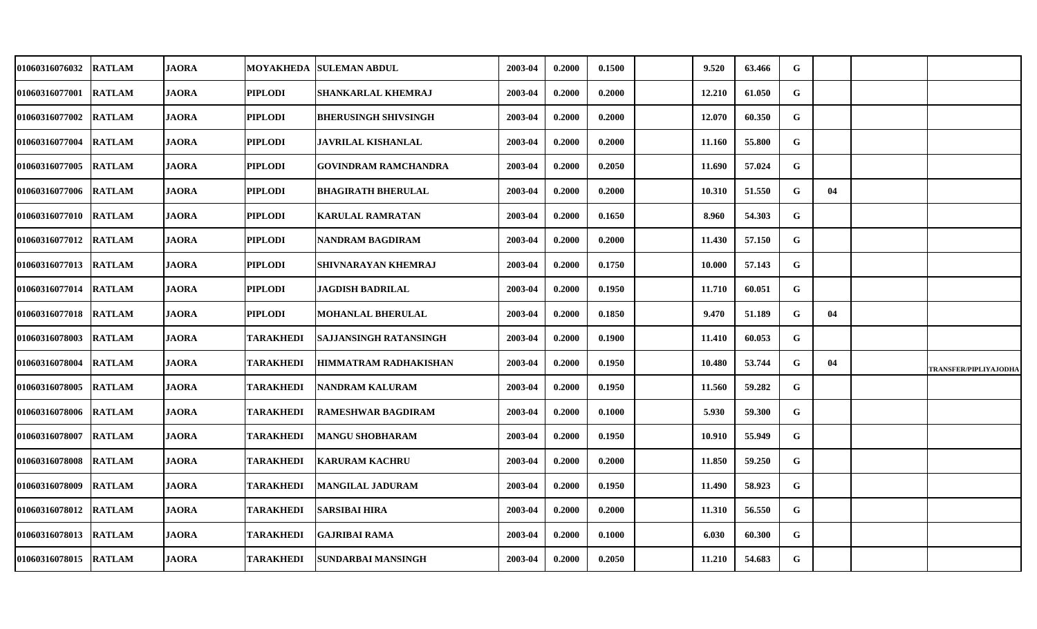| | | | | | | | | | | | | | | |
|---|---|---|---|---|---|---|---|---|---|---|---|---|---|---|
| 01060316076032 | RATLAM | JAORA | MOYAKHEDA | SULEMAN ABDUL | 2003-04 | 0.2000 | 0.1500 | | 9.520 | 63.466 | G | | | |
| 01060316077001 | RATLAM | JAORA | PIPLODI | SHANKARLAL KHEMRAJ | 2003-04 | 0.2000 | 0.2000 | | 12.210 | 61.050 | G | | | |
| 01060316077002 | RATLAM | JAORA | PIPLODI | BHERUSINGH SHIVSINGH | 2003-04 | 0.2000 | 0.2000 | | 12.070 | 60.350 | G | | | |
| 01060316077004 | RATLAM | JAORA | PIPLODI | JAVRILAL KISHANLAL | 2003-04 | 0.2000 | 0.2000 | | 11.160 | 55.800 | G | | | |
| 01060316077005 | RATLAM | JAORA | PIPLODI | GOVINDRAM RAMCHANDRA | 2003-04 | 0.2000 | 0.2050 | | 11.690 | 57.024 | G | | | |
| 01060316077006 | RATLAM | JAORA | PIPLODI | BHAGIRATH BHERULAL | 2003-04 | 0.2000 | 0.2000 | | 10.310 | 51.550 | G | 04 | | |
| 01060316077010 | RATLAM | JAORA | PIPLODI | KARULAL RAMRATAN | 2003-04 | 0.2000 | 0.1650 | | 8.960 | 54.303 | G | | | |
| 01060316077012 | RATLAM | JAORA | PIPLODI | NANDRAM BAGDIRAM | 2003-04 | 0.2000 | 0.2000 | | 11.430 | 57.150 | G | | | |
| 01060316077013 | RATLAM | JAORA | PIPLODI | SHIVNARAYAN KHEMRAJ | 2003-04 | 0.2000 | 0.1750 | | 10.000 | 57.143 | G | | | |
| 01060316077014 | RATLAM | JAORA | PIPLODI | JAGDISH BADRILAL | 2003-04 | 0.2000 | 0.1950 | | 11.710 | 60.051 | G | | | |
| 01060316077018 | RATLAM | JAORA | PIPLODI | MOHANLAL BHERULAL | 2003-04 | 0.2000 | 0.1850 | | 9.470 | 51.189 | G | 04 | | |
| 01060316078003 | RATLAM | JAORA | TARAKHEDI | SAJJANSINGH RATANSINGH | 2003-04 | 0.2000 | 0.1900 | | 11.410 | 60.053 | G | | | |
| 01060316078004 | RATLAM | JAORA | TARAKHEDI | HIMMATRAM RADHAKISHAN | 2003-04 | 0.2000 | 0.1950 | | 10.480 | 53.744 | G | 04 | | TRANSFER/PIPLIYAJODHA |
| 01060316078005 | RATLAM | JAORA | TARAKHEDI | NANDRAM KALURAM | 2003-04 | 0.2000 | 0.1950 | | 11.560 | 59.282 | G | | | |
| 01060316078006 | RATLAM | JAORA | TARAKHEDI | RAMESHWAR BAGDIRAM | 2003-04 | 0.2000 | 0.1000 | | 5.930 | 59.300 | G | | | |
| 01060316078007 | RATLAM | JAORA | TARAKHEDI | MANGU SHOBHARAM | 2003-04 | 0.2000 | 0.1950 | | 10.910 | 55.949 | G | | | |
| 01060316078008 | RATLAM | JAORA | TARAKHEDI | KARURAM KACHRU | 2003-04 | 0.2000 | 0.2000 | | 11.850 | 59.250 | G | | | |
| 01060316078009 | RATLAM | JAORA | TARAKHEDI | MANGILAL JADURAM | 2003-04 | 0.2000 | 0.1950 | | 11.490 | 58.923 | G | | | |
| 01060316078012 | RATLAM | JAORA | TARAKHEDI | SARSIBAI HIRA | 2003-04 | 0.2000 | 0.2000 | | 11.310 | 56.550 | G | | | |
| 01060316078013 | RATLAM | JAORA | TARAKHEDI | GAJRIBAI RAMA | 2003-04 | 0.2000 | 0.1000 | | 6.030 | 60.300 | G | | | |
| 01060316078015 | RATLAM | JAORA | TARAKHEDI | SUNDARBAI MANSINGH | 2003-04 | 0.2000 | 0.2050 | | 11.210 | 54.683 | G | | | |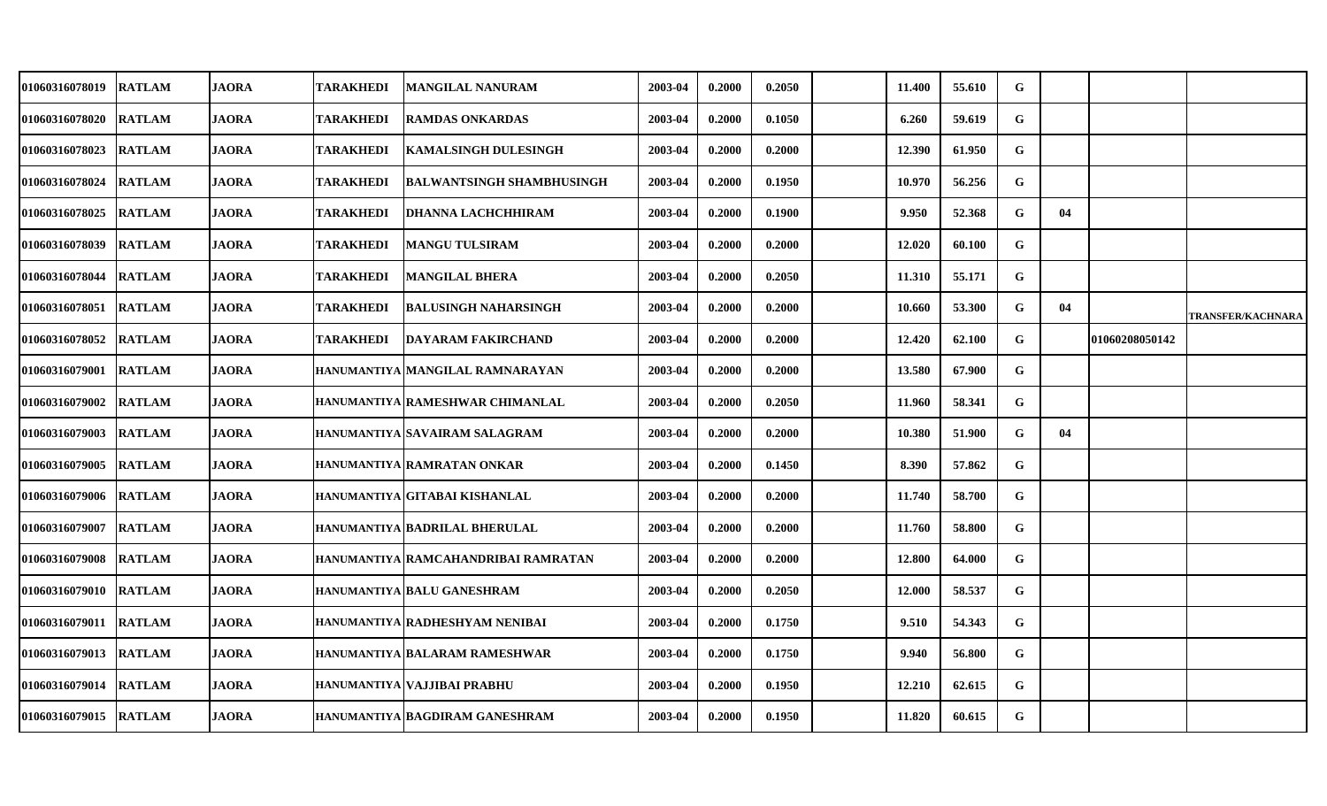| | | | | | | | | | | | | | | |
|---|---|---|---|---|---|---|---|---|---|---|---|---|---|---|
| 01060316078019 | RATLAM | JAORA | TARAKHEDI | MANGILAL NANURAM | 2003-04 | 0.2000 | 0.2050 | | 11.400 | 55.610 | G | | | |
| 01060316078020 | RATLAM | JAORA | TARAKHEDI | RAMDAS ONKARDAS | 2003-04 | 0.2000 | 0.1050 | | 6.260 | 59.619 | G | | | |
| 01060316078023 | RATLAM | JAORA | TARAKHEDI | KAMALSINGH DULESINGH | 2003-04 | 0.2000 | 0.2000 | | 12.390 | 61.950 | G | | | |
| 01060316078024 | RATLAM | JAORA | TARAKHEDI | BALWANTSINGH SHAMBHUSINGH | 2003-04 | 0.2000 | 0.1950 | | 10.970 | 56.256 | G | | | |
| 01060316078025 | RATLAM | JAORA | TARAKHEDI | DHANNA LACHCHHIRAM | 2003-04 | 0.2000 | 0.1900 | | 9.950 | 52.368 | G | 04 | | |
| 01060316078039 | RATLAM | JAORA | TARAKHEDI | MANGU TULSIRAM | 2003-04 | 0.2000 | 0.2000 | | 12.020 | 60.100 | G | | | |
| 01060316078044 | RATLAM | JAORA | TARAKHEDI | MANGILAL BHERA | 2003-04 | 0.2000 | 0.2050 | | 11.310 | 55.171 | G | | | |
| 01060316078051 | RATLAM | JAORA | TARAKHEDI | BALUSINGH NAHARSINGH | 2003-04 | 0.2000 | 0.2000 | | 10.660 | 53.300 | G | 04 | | TRANSFER/KACHNARA |
| 01060316078052 | RATLAM | JAORA | TARAKHEDI | DAYARAM FAKIRCHAND | 2003-04 | 0.2000 | 0.2000 | | 12.420 | 62.100 | G | | 01060208050142 | |
| 01060316079001 | RATLAM | JAORA | HANUMANTIYA | MANGILAL RAMNARAYAN | 2003-04 | 0.2000 | 0.2000 | | 13.580 | 67.900 | G | | | |
| 01060316079002 | RATLAM | JAORA | HANUMANTIYA | RAMESHWAR CHIMANLAL | 2003-04 | 0.2000 | 0.2050 | | 11.960 | 58.341 | G | | | |
| 01060316079003 | RATLAM | JAORA | HANUMANTIYA | SAVAIRAM SALAGRAM | 2003-04 | 0.2000 | 0.2000 | | 10.380 | 51.900 | G | 04 | | |
| 01060316079005 | RATLAM | JAORA | HANUMANTIYA | RAMRATAN ONKAR | 2003-04 | 0.2000 | 0.1450 | | 8.390 | 57.862 | G | | | |
| 01060316079006 | RATLAM | JAORA | HANUMANTIYA | GITABAI KISHANLAL | 2003-04 | 0.2000 | 0.2000 | | 11.740 | 58.700 | G | | | |
| 01060316079007 | RATLAM | JAORA | HANUMANTIYA | BADRILAL BHERULAL | 2003-04 | 0.2000 | 0.2000 | | 11.760 | 58.800 | G | | | |
| 01060316079008 | RATLAM | JAORA | HANUMANTIYA | RAMCAHANDRIBAI RAMRATAN | 2003-04 | 0.2000 | 0.2000 | | 12.800 | 64.000 | G | | | |
| 01060316079010 | RATLAM | JAORA | HANUMANTIYA | BALU GANESHRAM | 2003-04 | 0.2000 | 0.2050 | | 12.000 | 58.537 | G | | | |
| 01060316079011 | RATLAM | JAORA | HANUMANTIYA | RADHESHYAM NENIBAI | 2003-04 | 0.2000 | 0.1750 | | 9.510 | 54.343 | G | | | |
| 01060316079013 | RATLAM | JAORA | HANUMANTIYA | BALARAM RAMESHWAR | 2003-04 | 0.2000 | 0.1750 | | 9.940 | 56.800 | G | | | |
| 01060316079014 | RATLAM | JAORA | HANUMANTIYA | VAJJIBAI PRABHU | 2003-04 | 0.2000 | 0.1950 | | 12.210 | 62.615 | G | | | |
| 01060316079015 | RATLAM | JAORA | HANUMANTIYA | BAGDIRAM GANESHRAM | 2003-04 | 0.2000 | 0.1950 | | 11.820 | 60.615 | G | | | |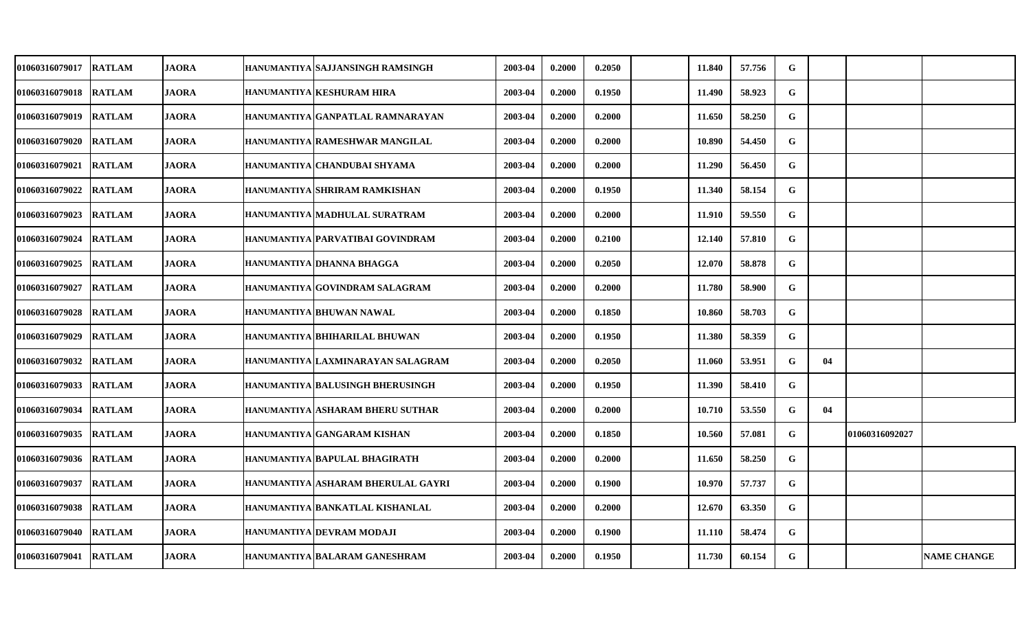| | | | | | | | | | | | | | | |
|---|---|---|---|---|---|---|---|---|---|---|---|---|---|---|
| 01060316079017 | RATLAM | JAORA | HANUMANTIYA | SAJJANSINGH RAMSINGH | 2003-04 | 0.2000 | 0.2050 | | 11.840 | 57.756 | G | | | |
| 01060316079018 | RATLAM | JAORA | HANUMANTIYA | KESHURAM HIRA | 2003-04 | 0.2000 | 0.1950 | | 11.490 | 58.923 | G | | | |
| 01060316079019 | RATLAM | JAORA | HANUMANTIYA | GANPATLAL RAMNARAYAN | 2003-04 | 0.2000 | 0.2000 | | 11.650 | 58.250 | G | | | |
| 01060316079020 | RATLAM | JAORA | HANUMANTIYA | RAMESHWAR MANGILAL | 2003-04 | 0.2000 | 0.2000 | | 10.890 | 54.450 | G | | | |
| 01060316079021 | RATLAM | JAORA | HANUMANTIYA | CHANDUBAI SHYAMA | 2003-04 | 0.2000 | 0.2000 | | 11.290 | 56.450 | G | | | |
| 01060316079022 | RATLAM | JAORA | HANUMANTIYA | SHRIRAM RAMKISHAN | 2003-04 | 0.2000 | 0.1950 | | 11.340 | 58.154 | G | | | |
| 01060316079023 | RATLAM | JAORA | HANUMANTIYA | MADHULAL SURATRAM | 2003-04 | 0.2000 | 0.2000 | | 11.910 | 59.550 | G | | | |
| 01060316079024 | RATLAM | JAORA | HANUMANTIYA | PARVATIBAI GOVINDRAM | 2003-04 | 0.2000 | 0.2100 | | 12.140 | 57.810 | G | | | |
| 01060316079025 | RATLAM | JAORA | HANUMANTIYA | DHANNA BHAGGA | 2003-04 | 0.2000 | 0.2050 | | 12.070 | 58.878 | G | | | |
| 01060316079027 | RATLAM | JAORA | HANUMANTIYA | GOVINDRAM SALAGRAM | 2003-04 | 0.2000 | 0.2000 | | 11.780 | 58.900 | G | | | |
| 01060316079028 | RATLAM | JAORA | HANUMANTIYA | BHUWAN NAWAL | 2003-04 | 0.2000 | 0.1850 | | 10.860 | 58.703 | G | | | |
| 01060316079029 | RATLAM | JAORA | HANUMANTIYA | BHIHARILAL BHUWAN | 2003-04 | 0.2000 | 0.1950 | | 11.380 | 58.359 | G | | | |
| 01060316079032 | RATLAM | JAORA | HANUMANTIYA | LAXMINARAYAN SALAGRAM | 2003-04 | 0.2000 | 0.2050 | | 11.060 | 53.951 | G | 04 | | |
| 01060316079033 | RATLAM | JAORA | HANUMANTIYA | BALUSINGH BHERUSINGH | 2003-04 | 0.2000 | 0.1950 | | 11.390 | 58.410 | G | | | |
| 01060316079034 | RATLAM | JAORA | HANUMANTIYA | ASHARAM BHERU SUTHAR | 2003-04 | 0.2000 | 0.2000 | | 10.710 | 53.550 | G | 04 | | |
| 01060316079035 | RATLAM | JAORA | HANUMANTIYA | GANGARAM KISHAN | 2003-04 | 0.2000 | 0.1850 | | 10.560 | 57.081 | G | | 01060316092027 | |
| 01060316079036 | RATLAM | JAORA | HANUMANTIYA | BAPULAL BHAGIRATH | 2003-04 | 0.2000 | 0.2000 | | 11.650 | 58.250 | G | | | |
| 01060316079037 | RATLAM | JAORA | HANUMANTIYA | ASHARAM BHERULAL GAYRI | 2003-04 | 0.2000 | 0.1900 | | 10.970 | 57.737 | G | | | |
| 01060316079038 | RATLAM | JAORA | HANUMANTIYA | BANKATLAL KISHANLAL | 2003-04 | 0.2000 | 0.2000 | | 12.670 | 63.350 | G | | | |
| 01060316079040 | RATLAM | JAORA | HANUMANTIYA | DEVRAM MODAJI | 2003-04 | 0.2000 | 0.1900 | | 11.110 | 58.474 | G | | | |
| 01060316079041 | RATLAM | JAORA | HANUMANTIYA | BALARAM GANESHRAM | 2003-04 | 0.2000 | 0.1950 | | 11.730 | 60.154 | G | | | NAME CHANGE |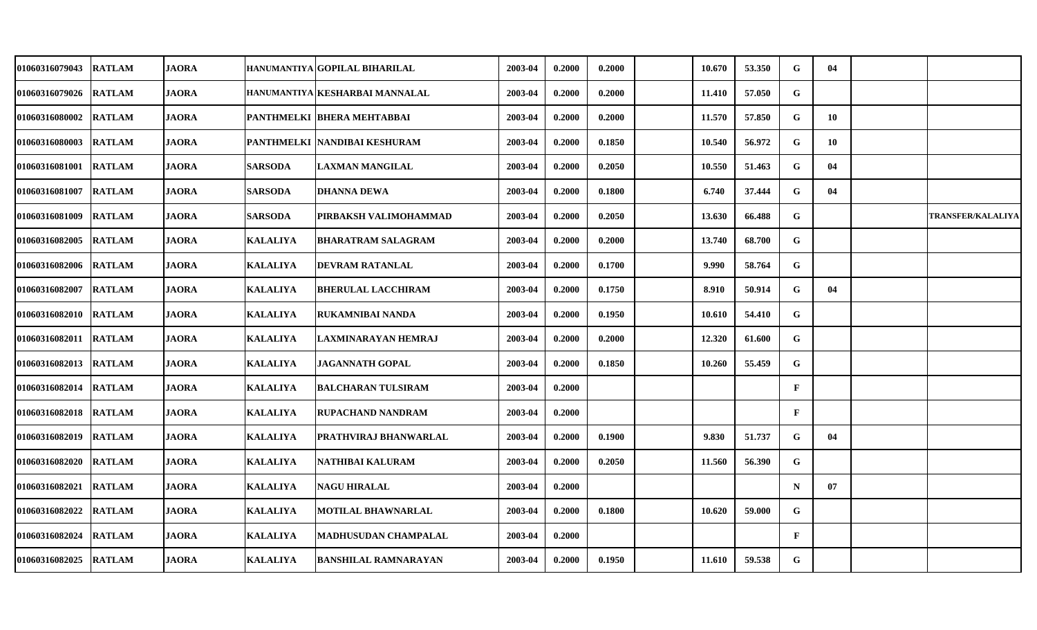| | | | | | | | | | | | | | | | |
|---|---|---|---|---|---|---|---|---|---|---|---|---|---|---|---|
| 01060316079043 | RATLAM | JAORA | HANUMANTIYA | GOPILAL BIHARILAL | 2003-04 | 0.2000 | 0.2000 | | 10.670 | 53.350 | G | 04 | | |
| 01060316079026 | RATLAM | JAORA | HANUMANTIYA | KESHARBAI MANNALAL | 2003-04 | 0.2000 | 0.2000 | | 11.410 | 57.050 | G | | | |
| 01060316080002 | RATLAM | JAORA | PANTHMELKI | BHERA MEHTABBAI | 2003-04 | 0.2000 | 0.2000 | | 11.570 | 57.850 | G | 10 | | |
| 01060316080003 | RATLAM | JAORA | PANTHMELKI | NANDIBAI KESHURAM | 2003-04 | 0.2000 | 0.1850 | | 10.540 | 56.972 | G | 10 | | |
| 01060316081001 | RATLAM | JAORA | SARSODA | LAXMAN MANGILAL | 2003-04 | 0.2000 | 0.2050 | | 10.550 | 51.463 | G | 04 | | |
| 01060316081007 | RATLAM | JAORA | SARSODA | DHANNA DEWA | 2003-04 | 0.2000 | 0.1800 | | 6.740 | 37.444 | G | 04 | | |
| 01060316081009 | RATLAM | JAORA | SARSODA | PIRBAKSH VALIMOHAMMAD | 2003-04 | 0.2000 | 0.2050 | | 13.630 | 66.488 | G | | | TRANSFER/KALALIYA |
| 01060316082005 | RATLAM | JAORA | KALALIYA | BHARATRAM SALAGRAM | 2003-04 | 0.2000 | 0.2000 | | 13.740 | 68.700 | G | | | |
| 01060316082006 | RATLAM | JAORA | KALALIYA | DEVRAM RATANLAL | 2003-04 | 0.2000 | 0.1700 | | 9.990 | 58.764 | G | | | |
| 01060316082007 | RATLAM | JAORA | KALALIYA | BHERULAL LACCHIRAM | 2003-04 | 0.2000 | 0.1750 | | 8.910 | 50.914 | G | 04 | | |
| 01060316082010 | RATLAM | JAORA | KALALIYA | RUKAMNIBAI NANDA | 2003-04 | 0.2000 | 0.1950 | | 10.610 | 54.410 | G | | | |
| 01060316082011 | RATLAM | JAORA | KALALIYA | LAXMINARAYAN HEMRAJ | 2003-04 | 0.2000 | 0.2000 | | 12.320 | 61.600 | G | | | |
| 01060316082013 | RATLAM | JAORA | KALALIYA | JAGANNATH GOPAL | 2003-04 | 0.2000 | 0.1850 | | 10.260 | 55.459 | G | | | |
| 01060316082014 | RATLAM | JAORA | KALALIYA | BALCHARAN TULSIRAM | 2003-04 | 0.2000 | | | | | F | | | |
| 01060316082018 | RATLAM | JAORA | KALALIYA | RUPACHAND NANDRAM | 2003-04 | 0.2000 | | | | | F | | | |
| 01060316082019 | RATLAM | JAORA | KALALIYA | PRATHVIRAJ BHANWARLAL | 2003-04 | 0.2000 | 0.1900 | | 9.830 | 51.737 | G | 04 | | |
| 01060316082020 | RATLAM | JAORA | KALALIYA | NATHIBAI KALURAM | 2003-04 | 0.2000 | 0.2050 | | 11.560 | 56.390 | G | | | |
| 01060316082021 | RATLAM | JAORA | KALALIYA | NAGU HIRALAL | 2003-04 | 0.2000 | | | | | N | 07 | | |
| 01060316082022 | RATLAM | JAORA | KALALIYA | MOTILAL BHAWNARLAL | 2003-04 | 0.2000 | 0.1800 | | 10.620 | 59.000 | G | | | |
| 01060316082024 | RATLAM | JAORA | KALALIYA | MADHUSUDAN CHAMPALAL | 2003-04 | 0.2000 | | | | | F | | | |
| 01060316082025 | RATLAM | JAORA | KALALIYA | BANSHILAL RAMNARAYAN | 2003-04 | 0.2000 | 0.1950 | | 11.610 | 59.538 | G | | | |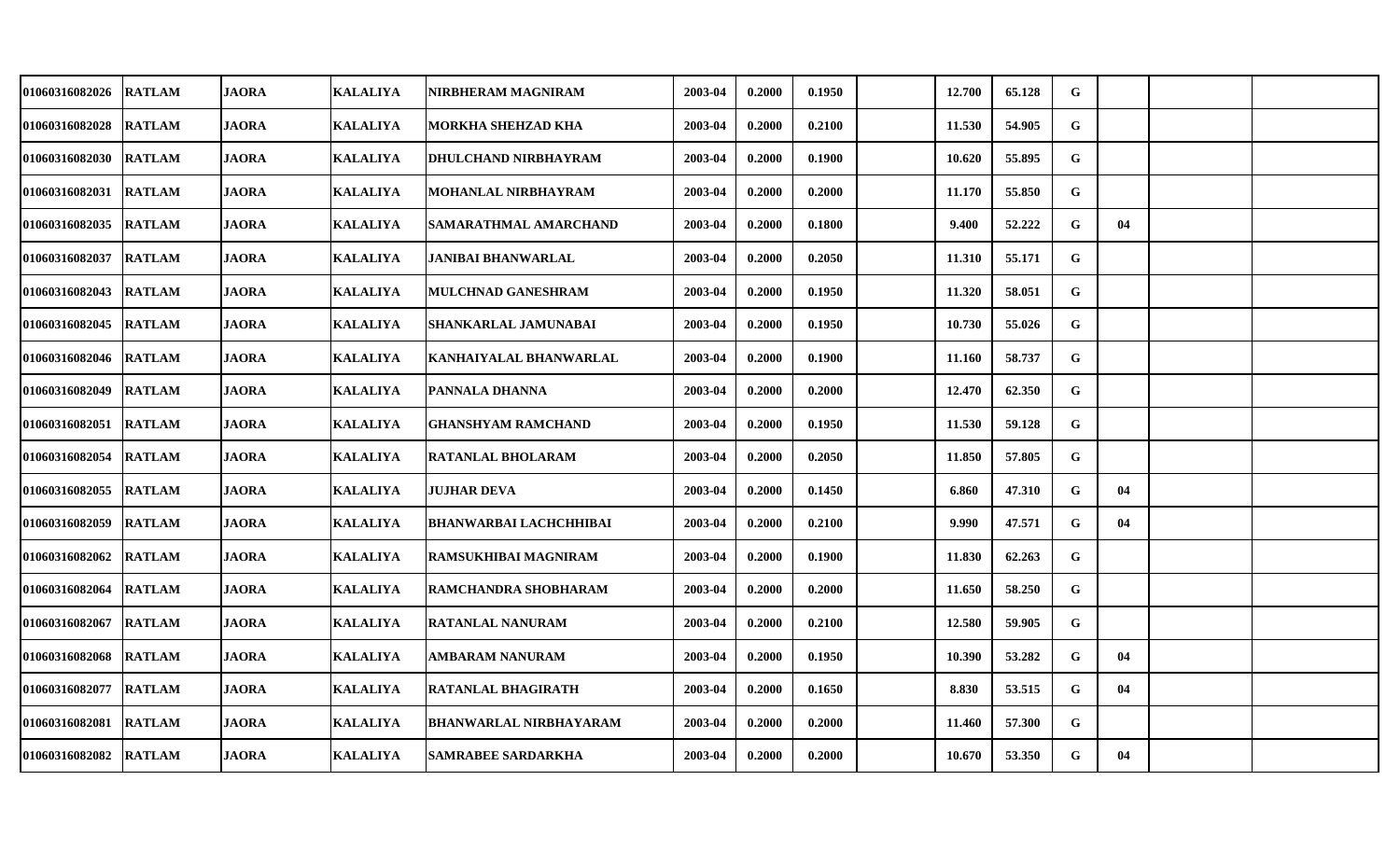| | | | | | | | | | | | | | | | |
|---|---|---|---|---|---|---|---|---|---|---|---|---|---|---|---|
| 01060316082026 | RATLAM | JAORA | KALALIYA | NIRBHERAM MAGNIRAM | 2003-04 | 0.2000 | 0.1950 | | 12.700 | 65.128 | G | | | |
| 01060316082028 | RATLAM | JAORA | KALALIYA | MORKHA SHEHZAD KHA | 2003-04 | 0.2000 | 0.2100 | | 11.530 | 54.905 | G | | | |
| 01060316082030 | RATLAM | JAORA | KALALIYA | DHULCHAND NIRBHAYRAM | 2003-04 | 0.2000 | 0.1900 | | 10.620 | 55.895 | G | | | |
| 01060316082031 | RATLAM | JAORA | KALALIYA | MOHANLAL NIRBHAYRAM | 2003-04 | 0.2000 | 0.2000 | | 11.170 | 55.850 | G | | | |
| 01060316082035 | RATLAM | JAORA | KALALIYA | SAMARATHMAL AMARCHAND | 2003-04 | 0.2000 | 0.1800 | | 9.400 | 52.222 | G | 04 | | |
| 01060316082037 | RATLAM | JAORA | KALALIYA | JANIBAI BHANWARLAL | 2003-04 | 0.2000 | 0.2050 | | 11.310 | 55.171 | G | | | |
| 01060316082043 | RATLAM | JAORA | KALALIYA | MULCHNAD GANESHRAM | 2003-04 | 0.2000 | 0.1950 | | 11.320 | 58.051 | G | | | |
| 01060316082045 | RATLAM | JAORA | KALALIYA | SHANKARLAL JAMUNABAI | 2003-04 | 0.2000 | 0.1950 | | 10.730 | 55.026 | G | | | |
| 01060316082046 | RATLAM | JAORA | KALALIYA | KANHAIYALAL BHANWARLAL | 2003-04 | 0.2000 | 0.1900 | | 11.160 | 58.737 | G | | | |
| 01060316082049 | RATLAM | JAORA | KALALIYA | PANNALA DHANNA | 2003-04 | 0.2000 | 0.2000 | | 12.470 | 62.350 | G | | | |
| 01060316082051 | RATLAM | JAORA | KALALIYA | GHANSHYAM RAMCHAND | 2003-04 | 0.2000 | 0.1950 | | 11.530 | 59.128 | G | | | |
| 01060316082054 | RATLAM | JAORA | KALALIYA | RATANLAL BHOLARAM | 2003-04 | 0.2000 | 0.2050 | | 11.850 | 57.805 | G | | | |
| 01060316082055 | RATLAM | JAORA | KALALIYA | JUJHAR DEVA | 2003-04 | 0.2000 | 0.1450 | | 6.860 | 47.310 | G | 04 | | |
| 01060316082059 | RATLAM | JAORA | KALALIYA | BHANWARBAI LACHCHHIBAI | 2003-04 | 0.2000 | 0.2100 | | 9.990 | 47.571 | G | 04 | | |
| 01060316082062 | RATLAM | JAORA | KALALIYA | RAMSUKHIBAI MAGNIRAM | 2003-04 | 0.2000 | 0.1900 | | 11.830 | 62.263 | G | | | |
| 01060316082064 | RATLAM | JAORA | KALALIYA | RAMCHANDRA SHOBHARAM | 2003-04 | 0.2000 | 0.2000 | | 11.650 | 58.250 | G | | | |
| 01060316082067 | RATLAM | JAORA | KALALIYA | RATANLAL NANURAM | 2003-04 | 0.2000 | 0.2100 | | 12.580 | 59.905 | G | | | |
| 01060316082068 | RATLAM | JAORA | KALALIYA | AMBARAM NANURAM | 2003-04 | 0.2000 | 0.1950 | | 10.390 | 53.282 | G | 04 | | |
| 01060316082077 | RATLAM | JAORA | KALALIYA | RATANLAL BHAGIRATH | 2003-04 | 0.2000 | 0.1650 | | 8.830 | 53.515 | G | 04 | | |
| 01060316082081 | RATLAM | JAORA | KALALIYA | BHANWARLAL NIRBHAYARAM | 2003-04 | 0.2000 | 0.2000 | | 11.460 | 57.300 | G | | | |
| 01060316082082 | RATLAM | JAORA | KALALIYA | SAMRABEE SARDARKHA | 2003-04 | 0.2000 | 0.2000 | | 10.670 | 53.350 | G | 04 | | |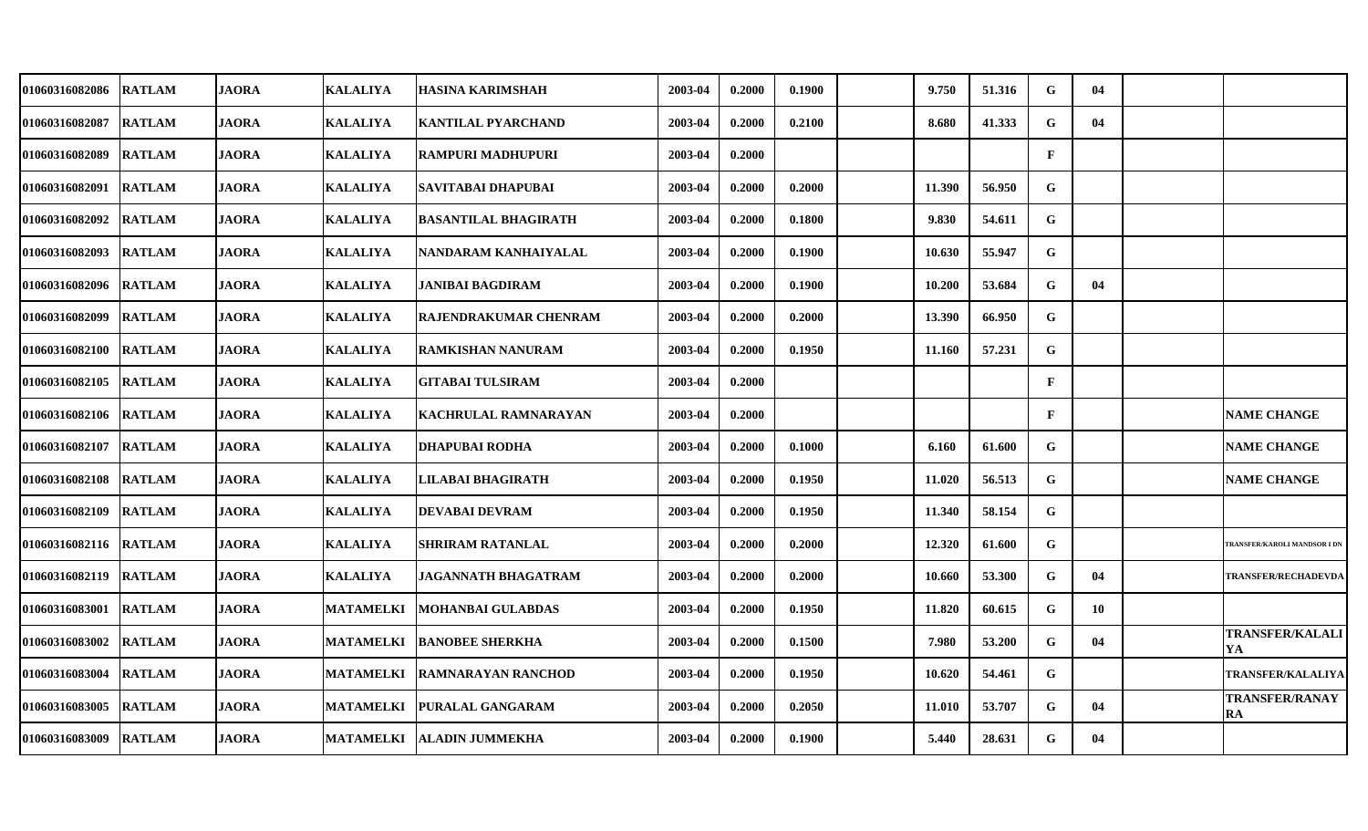| | | | | | | | | | | | | | | |
|---|---|---|---|---|---|---|---|---|---|---|---|---|---|---|
| 01060316082086 | RATLAM | JAORA | KALALIYA | HASINA KARIMSHAH | 2003-04 | 0.2000 | 0.1900 | | 9.750 | 51.316 | G | 04 | | |
| 01060316082087 | RATLAM | JAORA | KALALIYA | KANTILAL PYARCHAND | 2003-04 | 0.2000 | 0.2100 | | 8.680 | 41.333 | G | 04 | | |
| 01060316082089 | RATLAM | JAORA | KALALIYA | RAMPURI MADHUPURI | 2003-04 | 0.2000 | | | | | F | | | |
| 01060316082091 | RATLAM | JAORA | KALALIYA | SAVITABAI DHAPUBAI | 2003-04 | 0.2000 | 0.2000 | | 11.390 | 56.950 | G | | | |
| 01060316082092 | RATLAM | JAORA | KALALIYA | BASANTILAL BHAGIRATH | 2003-04 | 0.2000 | 0.1800 | | 9.830 | 54.611 | G | | | |
| 01060316082093 | RATLAM | JAORA | KALALIYA | NANDARAM KANHAIYALAL | 2003-04 | 0.2000 | 0.1900 | | 10.630 | 55.947 | G | | | |
| 01060316082096 | RATLAM | JAORA | KALALIYA | JANIBAI BAGDIRAM | 2003-04 | 0.2000 | 0.1900 | | 10.200 | 53.684 | G | 04 | | |
| 01060316082099 | RATLAM | JAORA | KALALIYA | RAJENDRAKUMAR CHENRAM | 2003-04 | 0.2000 | 0.2000 | | 13.390 | 66.950 | G | | | |
| 01060316082100 | RATLAM | JAORA | KALALIYA | RAMKISHAN NANURAM | 2003-04 | 0.2000 | 0.1950 | | 11.160 | 57.231 | G | | | |
| 01060316082105 | RATLAM | JAORA | KALALIYA | GITABAI TULSIRAM | 2003-04 | 0.2000 | | | | | F | | | |
| 01060316082106 | RATLAM | JAORA | KALALIYA | KACHRULAL RAMNARAYAN | 2003-04 | 0.2000 | | | | | F | | | NAME CHANGE |
| 01060316082107 | RATLAM | JAORA | KALALIYA | DHAPUBAI RODHA | 2003-04 | 0.2000 | 0.1000 | | 6.160 | 61.600 | G | | | NAME CHANGE |
| 01060316082108 | RATLAM | JAORA | KALALIYA | LILABAI BHAGIRATH | 2003-04 | 0.2000 | 0.1950 | | 11.020 | 56.513 | G | | | NAME CHANGE |
| 01060316082109 | RATLAM | JAORA | KALALIYA | DEVABAI DEVRAM | 2003-04 | 0.2000 | 0.1950 | | 11.340 | 58.154 | G | | | |
| 01060316082116 | RATLAM | JAORA | KALALIYA | SHRIRAM RATANLAL | 2003-04 | 0.2000 | 0.2000 | | 12.320 | 61.600 | G | | | TRANSFER/KAROLI MANDSOR I DN |
| 01060316082119 | RATLAM | JAORA | KALALIYA | JAGANNATH BHAGATRAM | 2003-04 | 0.2000 | 0.2000 | | 10.660 | 53.300 | G | 04 | | TRANSFER/RECHADEVDA |
| 01060316083001 | RATLAM | JAORA | MATAMELKI | MOHANBAI GULABDAS | 2003-04 | 0.2000 | 0.1950 | | 11.820 | 60.615 | G | 10 | | |
| 01060316083002 | RATLAM | JAORA | MATAMELKI | BANOBEE SHERKHA | 2003-04 | 0.2000 | 0.1500 | | 7.980 | 53.200 | G | 04 | | TRANSFER/KALALIYA |
| 01060316083004 | RATLAM | JAORA | MATAMELKI | RAMNARAYAN RANCHOD | 2003-04 | 0.2000 | 0.1950 | | 10.620 | 54.461 | G | | | TRANSFER/KALALIYA |
| 01060316083005 | RATLAM | JAORA | MATAMELKI | PURALAL GANGARAM | 2003-04 | 0.2000 | 0.2050 | | 11.010 | 53.707 | G | 04 | | TRANSFER/RANAYRA |
| 01060316083009 | RATLAM | JAORA | MATAMELKI | ALADIN JUMMEKHA | 2003-04 | 0.2000 | 0.1900 | | 5.440 | 28.631 | G | 04 | | |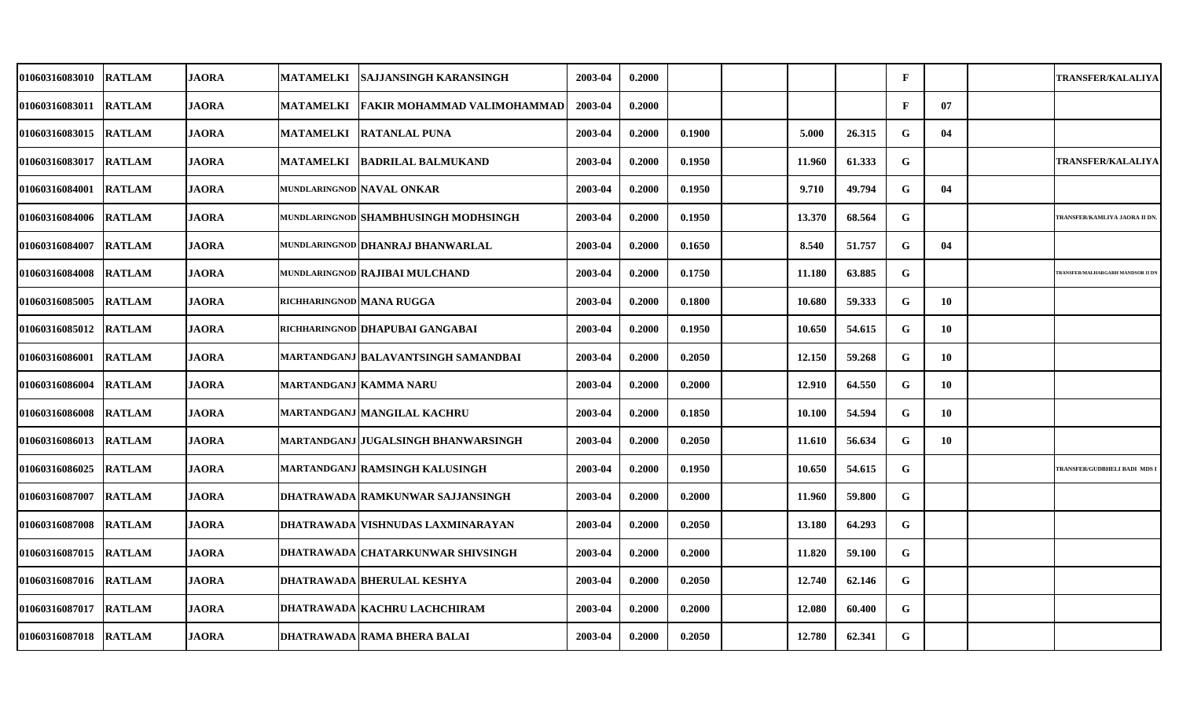| | | | | | | | | | | | | | | |
|---|---|---|---|---|---|---|---|---|---|---|---|---|---|---|
| 01060316083010 | RATLAM | JAORA | MATAMELKI | SAJJANSINGH KARANSINGH | 2003-04 | 0.2000 | | | | | F | | | TRANSFER/KALALIYA |
| 01060316083011 | RATLAM | JAORA | MATAMELKI | FAKIR MOHAMMAD VALIMOHAMMAD | 2003-04 | 0.2000 | | | | | F | 07 | | |
| 01060316083015 | RATLAM | JAORA | MATAMELKI | RATANLAL PUNA | 2003-04 | 0.2000 | 0.1900 | | 5.000 | 26.315 | G | 04 | | |
| 01060316083017 | RATLAM | JAORA | MATAMELKI | BADRILAL BALMUKAND | 2003-04 | 0.2000 | 0.1950 | | 11.960 | 61.333 | G | | | TRANSFER/KALALIYA |
| 01060316084001 | RATLAM | JAORA | MUNDLARINGNOD | NAVAL ONKAR | 2003-04 | 0.2000 | 0.1950 | | 9.710 | 49.794 | G | 04 | | |
| 01060316084006 | RATLAM | JAORA | MUNDLARINGNOD | SHAMBHUSINGH MODHSINGH | 2003-04 | 0.2000 | 0.1950 | | 13.370 | 68.564 | G | | | TRANSFER/KAMLIYA JAORA II DN. |
| 01060316084007 | RATLAM | JAORA | MUNDLARINGNOD | DHANRAJ BHANWARLAL | 2003-04 | 0.2000 | 0.1650 | | 8.540 | 51.757 | G | 04 | | |
| 01060316084008 | RATLAM | JAORA | MUNDLARINGNOD | RAJIBAI MULCHAND | 2003-04 | 0.2000 | 0.1750 | | 11.180 | 63.885 | G | | | TRANSFER/MALHARGARH MANDSOR II DN |
| 01060316085005 | RATLAM | JAORA | RICHHARINGNOD | MANA RUGGA | 2003-04 | 0.2000 | 0.1800 | | 10.680 | 59.333 | G | 10 | | |
| 01060316085012 | RATLAM | JAORA | RICHHARINGNOD | DHAPUBAI GANGABAI | 2003-04 | 0.2000 | 0.1950 | | 10.650 | 54.615 | G | 10 | | |
| 01060316086001 | RATLAM | JAORA | MARTANDGANJ | BALAVANTSINGH SAMANDBAI | 2003-04 | 0.2000 | 0.2050 | | 12.150 | 59.268 | G | 10 | | |
| 01060316086004 | RATLAM | JAORA | MARTANDGANJ | KAMMA NARU | 2003-04 | 0.2000 | 0.2000 | | 12.910 | 64.550 | G | 10 | | |
| 01060316086008 | RATLAM | JAORA | MARTANDGANJ | MANGILAL KACHRU | 2003-04 | 0.2000 | 0.1850 | | 10.100 | 54.594 | G | 10 | | |
| 01060316086013 | RATLAM | JAORA | MARTANDGANJ | JUGALSINGH BHANWARSINGH | 2003-04 | 0.2000 | 0.2050 | | 11.610 | 56.634 | G | 10 | | |
| 01060316086025 | RATLAM | JAORA | MARTANDGANJ | RAMSINGH KALUSINGH | 2003-04 | 0.2000 | 0.1950 | | 10.650 | 54.615 | G | | | TRANSFER/GUDBHELI BADI MDS I |
| 01060316087007 | RATLAM | JAORA | DHATRAWADA | RAMKUNWAR SAJJANSINGH | 2003-04 | 0.2000 | 0.2000 | | 11.960 | 59.800 | G | | | |
| 01060316087008 | RATLAM | JAORA | DHATRAWADA | VISHNUDAS LAXMINARAYAN | 2003-04 | 0.2000 | 0.2050 | | 13.180 | 64.293 | G | | | |
| 01060316087015 | RATLAM | JAORA | DHATRAWADA | CHATARKUNWAR SHIVSINGH | 2003-04 | 0.2000 | 0.2000 | | 11.820 | 59.100 | G | | | |
| 01060316087016 | RATLAM | JAORA | DHATRAWADA | BHERULAL KESHYA | 2003-04 | 0.2000 | 0.2050 | | 12.740 | 62.146 | G | | | |
| 01060316087017 | RATLAM | JAORA | DHATRAWADA | KACHRU LACHCHIRAM | 2003-04 | 0.2000 | 0.2000 | | 12.080 | 60.400 | G | | | |
| 01060316087018 | RATLAM | JAORA | DHATRAWADA | RAMA BHERA BALAI | 2003-04 | 0.2000 | 0.2050 | | 12.780 | 62.341 | G | | | |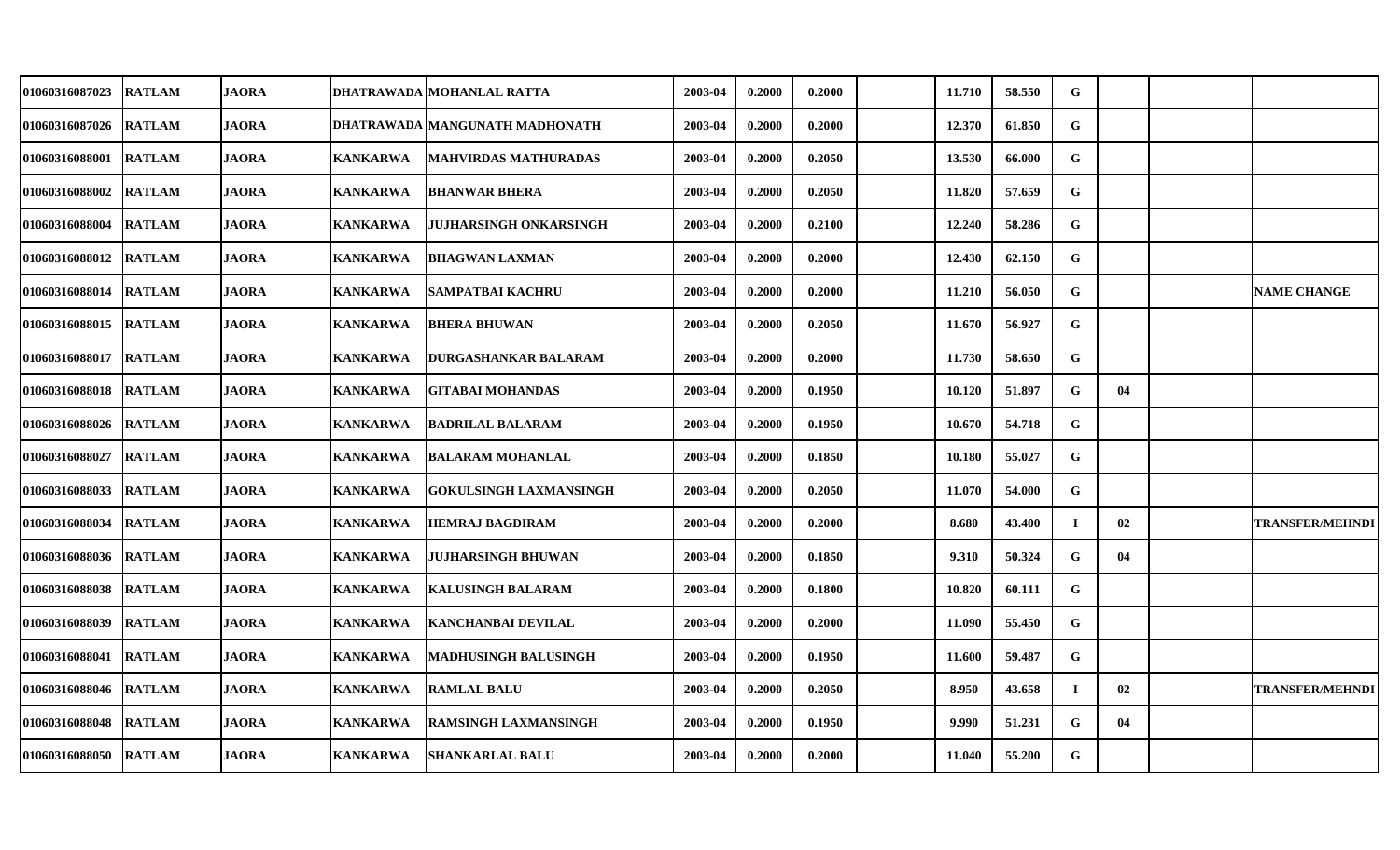| | | | | | | | | | | | | | | |
|---|---|---|---|---|---|---|---|---|---|---|---|---|---|---|
| 01060316087023 | RATLAM | JAORA | DHATRAWADA | MOHANLAL RATTA | 2003-04 | 0.2000 | 0.2000 | | 11.710 | 58.550 | G | | | |
| 01060316087026 | RATLAM | JAORA | DHATRAWADA | MANGUNATH MADHONATH | 2003-04 | 0.2000 | 0.2000 | | 12.370 | 61.850 | G | | | |
| 01060316088001 | RATLAM | JAORA | KANKARWA | MAHVIRDAS MATHURADAS | 2003-04 | 0.2000 | 0.2050 | | 13.530 | 66.000 | G | | | |
| 01060316088002 | RATLAM | JAORA | KANKARWA | BHANWAR BHERA | 2003-04 | 0.2000 | 0.2050 | | 11.820 | 57.659 | G | | | |
| 01060316088004 | RATLAM | JAORA | KANKARWA | JUJHARSINGH ONKARSINGH | 2003-04 | 0.2000 | 0.2100 | | 12.240 | 58.286 | G | | | |
| 01060316088012 | RATLAM | JAORA | KANKARWA | BHAGWAN LAXMAN | 2003-04 | 0.2000 | 0.2000 | | 12.430 | 62.150 | G | | | |
| 01060316088014 | RATLAM | JAORA | KANKARWA | SAMPATBAI KACHRU | 2003-04 | 0.2000 | 0.2000 | | 11.210 | 56.050 | G | | | NAME CHANGE |
| 01060316088015 | RATLAM | JAORA | KANKARWA | BHERA BHUWAN | 2003-04 | 0.2000 | 0.2050 | | 11.670 | 56.927 | G | | | |
| 01060316088017 | RATLAM | JAORA | KANKARWA | DURGASHANKAR BALARAM | 2003-04 | 0.2000 | 0.2000 | | 11.730 | 58.650 | G | | | |
| 01060316088018 | RATLAM | JAORA | KANKARWA | GITABAI MOHANDAS | 2003-04 | 0.2000 | 0.1950 | | 10.120 | 51.897 | G | 04 | | |
| 01060316088026 | RATLAM | JAORA | KANKARWA | BADRILAL BALARAM | 2003-04 | 0.2000 | 0.1950 | | 10.670 | 54.718 | G | | | |
| 01060316088027 | RATLAM | JAORA | KANKARWA | BALARAM MOHANLAL | 2003-04 | 0.2000 | 0.1850 | | 10.180 | 55.027 | G | | | |
| 01060316088033 | RATLAM | JAORA | KANKARWA | GOKULSINGH LAXMANSINGH | 2003-04 | 0.2000 | 0.2050 | | 11.070 | 54.000 | G | | | |
| 01060316088034 | RATLAM | JAORA | KANKARWA | HEMRAJ BAGDIRAM | 2003-04 | 0.2000 | 0.2000 | | 8.680 | 43.400 | I | 02 | | TRANSFER/MEHNDI |
| 01060316088036 | RATLAM | JAORA | KANKARWA | JUJHARSINGH BHUWAN | 2003-04 | 0.2000 | 0.1850 | | 9.310 | 50.324 | G | 04 | | |
| 01060316088038 | RATLAM | JAORA | KANKARWA | KALUSINGH BALARAM | 2003-04 | 0.2000 | 0.1800 | | 10.820 | 60.111 | G | | | |
| 01060316088039 | RATLAM | JAORA | KANKARWA | KANCHANBAI DEVILAL | 2003-04 | 0.2000 | 0.2000 | | 11.090 | 55.450 | G | | | |
| 01060316088041 | RATLAM | JAORA | KANKARWA | MADHUSINGH BALUSINGH | 2003-04 | 0.2000 | 0.1950 | | 11.600 | 59.487 | G | | | |
| 01060316088046 | RATLAM | JAORA | KANKARWA | RAMLAL BALU | 2003-04 | 0.2000 | 0.2050 | | 8.950 | 43.658 | I | 02 | | TRANSFER/MEHNDI |
| 01060316088048 | RATLAM | JAORA | KANKARWA | RAMSINGH LAXMANSINGH | 2003-04 | 0.2000 | 0.1950 | | 9.990 | 51.231 | G | 04 | | |
| 01060316088050 | RATLAM | JAORA | KANKARWA | SHANKARLAL BALU | 2003-04 | 0.2000 | 0.2000 | | 11.040 | 55.200 | G | | | |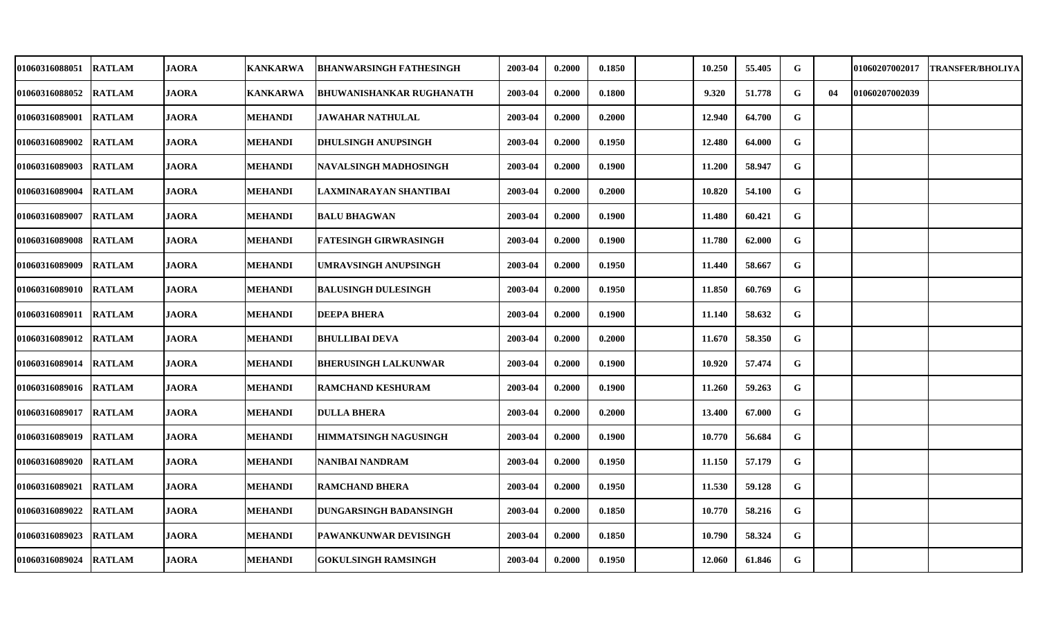| | | | | | | | | | | | | | | | |
|---|---|---|---|---|---|---|---|---|---|---|---|---|---|---|---|
| 01060316088051 | RATLAM | JAORA | KANKARWA | BHANWARSINGH FATHESINGH | 2003-04 | 0.2000 | 0.1850 | | 10.250 | 55.405 | G | | 01060207002017 | TRANSFER/BHOLIYA |
| 01060316088052 | RATLAM | JAORA | KANKARWA | BHUWANISHANKAR RUGHANATH | 2003-04 | 0.2000 | 0.1800 | | 9.320 | 51.778 | G | 04 | 01060207002039 | |
| 01060316089001 | RATLAM | JAORA | MEHANDI | JAWAHAR NATHULAL | 2003-04 | 0.2000 | 0.2000 | | 12.940 | 64.700 | G | | | |
| 01060316089002 | RATLAM | JAORA | MEHANDI | DHULSINGH ANUPSINGH | 2003-04 | 0.2000 | 0.1950 | | 12.480 | 64.000 | G | | | |
| 01060316089003 | RATLAM | JAORA | MEHANDI | NAVALSINGH MADHOSINGH | 2003-04 | 0.2000 | 0.1900 | | 11.200 | 58.947 | G | | | |
| 01060316089004 | RATLAM | JAORA | MEHANDI | LAXMINARAYAN SHANTIBAI | 2003-04 | 0.2000 | 0.2000 | | 10.820 | 54.100 | G | | | |
| 01060316089007 | RATLAM | JAORA | MEHANDI | BALU BHAGWAN | 2003-04 | 0.2000 | 0.1900 | | 11.480 | 60.421 | G | | | |
| 01060316089008 | RATLAM | JAORA | MEHANDI | FATESINGH GIRWRASINGH | 2003-04 | 0.2000 | 0.1900 | | 11.780 | 62.000 | G | | | |
| 01060316089009 | RATLAM | JAORA | MEHANDI | UMRAVSINGH ANUPSINGH | 2003-04 | 0.2000 | 0.1950 | | 11.440 | 58.667 | G | | | |
| 01060316089010 | RATLAM | JAORA | MEHANDI | BALUSINGH DULESINGH | 2003-04 | 0.2000 | 0.1950 | | 11.850 | 60.769 | G | | | |
| 01060316089011 | RATLAM | JAORA | MEHANDI | DEEPA BHERA | 2003-04 | 0.2000 | 0.1900 | | 11.140 | 58.632 | G | | | |
| 01060316089012 | RATLAM | JAORA | MEHANDI | BHULLIBAI DEVA | 2003-04 | 0.2000 | 0.2000 | | 11.670 | 58.350 | G | | | |
| 01060316089014 | RATLAM | JAORA | MEHANDI | BHERUSINGH LALKUNWAR | 2003-04 | 0.2000 | 0.1900 | | 10.920 | 57.474 | G | | | |
| 01060316089016 | RATLAM | JAORA | MEHANDI | RAMCHAND KESHURAM | 2003-04 | 0.2000 | 0.1900 | | 11.260 | 59.263 | G | | | |
| 01060316089017 | RATLAM | JAORA | MEHANDI | DULLA BHERA | 2003-04 | 0.2000 | 0.2000 | | 13.400 | 67.000 | G | | | |
| 01060316089019 | RATLAM | JAORA | MEHANDI | HIMMATSINGH NAGUSINGH | 2003-04 | 0.2000 | 0.1900 | | 10.770 | 56.684 | G | | | |
| 01060316089020 | RATLAM | JAORA | MEHANDI | NANIBAI NANDRAM | 2003-04 | 0.2000 | 0.1950 | | 11.150 | 57.179 | G | | | |
| 01060316089021 | RATLAM | JAORA | MEHANDI | RAMCHAND BHERA | 2003-04 | 0.2000 | 0.1950 | | 11.530 | 59.128 | G | | | |
| 01060316089022 | RATLAM | JAORA | MEHANDI | DUNGARSINGH BADANSINGH | 2003-04 | 0.2000 | 0.1850 | | 10.770 | 58.216 | G | | | |
| 01060316089023 | RATLAM | JAORA | MEHANDI | PAWANKUNWAR DEVISINGH | 2003-04 | 0.2000 | 0.1850 | | 10.790 | 58.324 | G | | | |
| 01060316089024 | RATLAM | JAORA | MEHANDI | GOKULSINGH RAMSINGH | 2003-04 | 0.2000 | 0.1950 | | 12.060 | 61.846 | G | | | |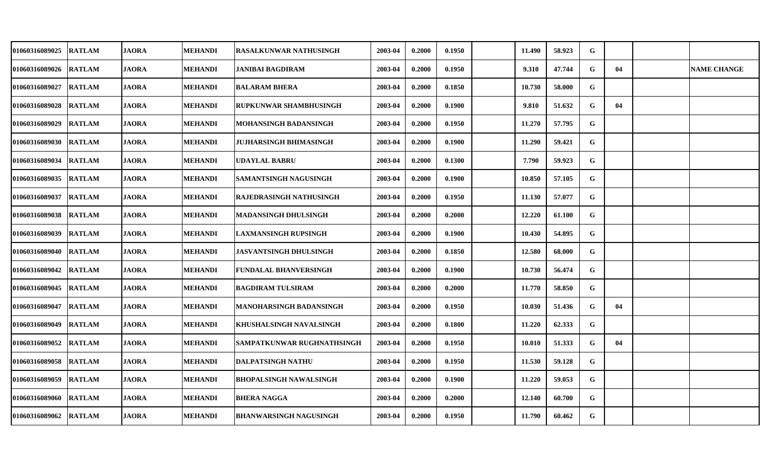| | | | | | | | | | | | | | | |
|---|---|---|---|---|---|---|---|---|---|---|---|---|---|---|
| 01060316089025 | RATLAM | JAORA | MEHANDI | RASALKUNWAR NATHUSINGH | 2003-04 | 0.2000 | 0.1950 | | 11.490 | 58.923 | G | | | |
| 01060316089026 | RATLAM | JAORA | MEHANDI | JANIBAI BAGDIRAM | 2003-04 | 0.2000 | 0.1950 | | 9.310 | 47.744 | G | 04 | | NAME CHANGE |
| 01060316089027 | RATLAM | JAORA | MEHANDI | BALARAM BHERA | 2003-04 | 0.2000 | 0.1850 | | 10.730 | 58.000 | G | | | |
| 01060316089028 | RATLAM | JAORA | MEHANDI | RUPKUNWAR SHAMBHUSINGH | 2003-04 | 0.2000 | 0.1900 | | 9.810 | 51.632 | G | 04 | | |
| 01060316089029 | RATLAM | JAORA | MEHANDI | MOHANSINGH BADANSINGH | 2003-04 | 0.2000 | 0.1950 | | 11.270 | 57.795 | G | | | |
| 01060316089030 | RATLAM | JAORA | MEHANDI | JUJHARSINGH BHIMASINGH | 2003-04 | 0.2000 | 0.1900 | | 11.290 | 59.421 | G | | | |
| 01060316089034 | RATLAM | JAORA | MEHANDI | UDAYLAL BABRU | 2003-04 | 0.2000 | 0.1300 | | 7.790 | 59.923 | G | | | |
| 01060316089035 | RATLAM | JAORA | MEHANDI | SAMANTSINGH NAGUSINGH | 2003-04 | 0.2000 | 0.1900 | | 10.850 | 57.105 | G | | | |
| 01060316089037 | RATLAM | JAORA | MEHANDI | RAJEDRASINGH NATHUSINGH | 2003-04 | 0.2000 | 0.1950 | | 11.130 | 57.077 | G | | | |
| 01060316089038 | RATLAM | JAORA | MEHANDI | MADANSINGH DHULSINGH | 2003-04 | 0.2000 | 0.2000 | | 12.220 | 61.100 | G | | | |
| 01060316089039 | RATLAM | JAORA | MEHANDI | LAXMANSINGH RUPSINGH | 2003-04 | 0.2000 | 0.1900 | | 10.430 | 54.895 | G | | | |
| 01060316089040 | RATLAM | JAORA | MEHANDI | JASVANTSINGH DHULSINGH | 2003-04 | 0.2000 | 0.1850 | | 12.580 | 68.000 | G | | | |
| 01060316089042 | RATLAM | JAORA | MEHANDI | FUNDALAL BHANVERSINGH | 2003-04 | 0.2000 | 0.1900 | | 10.730 | 56.474 | G | | | |
| 01060316089045 | RATLAM | JAORA | MEHANDI | BAGDIRAM TULSIRAM | 2003-04 | 0.2000 | 0.2000 | | 11.770 | 58.850 | G | | | |
| 01060316089047 | RATLAM | JAORA | MEHANDI | MANOHARSINGH BADANSINGH | 2003-04 | 0.2000 | 0.1950 | | 10.030 | 51.436 | G | 04 | | |
| 01060316089049 | RATLAM | JAORA | MEHANDI | KHUSHALSINGH NAVALSINGH | 2003-04 | 0.2000 | 0.1800 | | 11.220 | 62.333 | G | | | |
| 01060316089052 | RATLAM | JAORA | MEHANDI | SAMPATKUNWAR RUGHNATHSINGH | 2003-04 | 0.2000 | 0.1950 | | 10.010 | 51.333 | G | 04 | | |
| 01060316089058 | RATLAM | JAORA | MEHANDI | DALPATSINGH NATHU | 2003-04 | 0.2000 | 0.1950 | | 11.530 | 59.128 | G | | | |
| 01060316089059 | RATLAM | JAORA | MEHANDI | BHOPALSINGH NAWALSINGH | 2003-04 | 0.2000 | 0.1900 | | 11.220 | 59.053 | G | | | |
| 01060316089060 | RATLAM | JAORA | MEHANDI | BHERA NAGGA | 2003-04 | 0.2000 | 0.2000 | | 12.140 | 60.700 | G | | | |
| 01060316089062 | RATLAM | JAORA | MEHANDI | BHANWARSINGH NAGUSINGH | 2003-04 | 0.2000 | 0.1950 | | 11.790 | 60.462 | G | | | |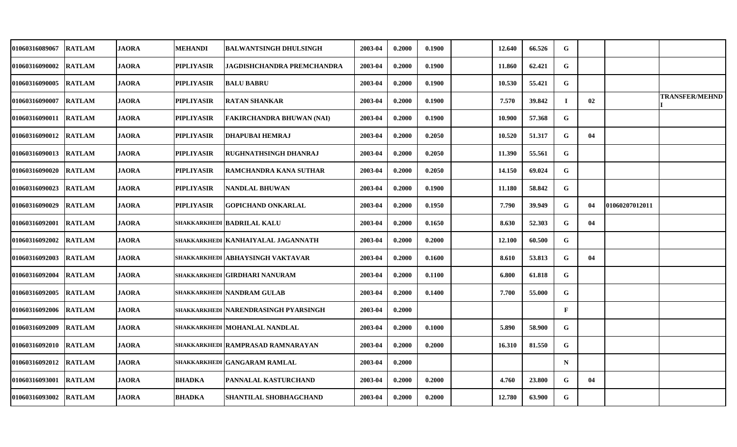| | | | | | | | | | | | | | | |
|---|---|---|---|---|---|---|---|---|---|---|---|---|---|---|
| 01060316089067 | RATLAM | JAORA | MEHANDI | BALWANTSINGH DHULSINGH | 2003-04 | 0.2000 | 0.1900 | | 12.640 | 66.526 | G | | | |
| 01060316090002 | RATLAM | JAORA | PIPLIYASIR | JAGDISHCHANDRA PREMCHANDRA | 2003-04 | 0.2000 | 0.1900 | | 11.860 | 62.421 | G | | | |
| 01060316090005 | RATLAM | JAORA | PIPLIYASIR | BALU BABRU | 2003-04 | 0.2000 | 0.1900 | | 10.530 | 55.421 | G | | | |
| 01060316090007 | RATLAM | JAORA | PIPLIYASIR | RATAN SHANKAR | 2003-04 | 0.2000 | 0.1900 | | 7.570 | 39.842 | I | 02 | | TRANSFER/MEHNDI |
| 01060316090011 | RATLAM | JAORA | PIPLIYASIR | FAKIRCHANDRA BHUWAN (NAI) | 2003-04 | 0.2000 | 0.1900 | | 10.900 | 57.368 | G | | | |
| 01060316090012 | RATLAM | JAORA | PIPLIYASIR | DHAPUBAI HEMRAJ | 2003-04 | 0.2000 | 0.2050 | | 10.520 | 51.317 | G | 04 | | |
| 01060316090013 | RATLAM | JAORA | PIPLIYASIR | RUGHNATHSINGH DHANRAJ | 2003-04 | 0.2000 | 0.2050 | | 11.390 | 55.561 | G | | | |
| 01060316090020 | RATLAM | JAORA | PIPLIYASIR | RAMCHANDRA KANA SUTHAR | 2003-04 | 0.2000 | 0.2050 | | 14.150 | 69.024 | G | | | |
| 01060316090023 | RATLAM | JAORA | PIPLIYASIR | NANDLAL BHUWAN | 2003-04 | 0.2000 | 0.1900 | | 11.180 | 58.842 | G | | | |
| 01060316090029 | RATLAM | JAORA | PIPLIYASIR | GOPICHAND ONKARLAL | 2003-04 | 0.2000 | 0.1950 | | 7.790 | 39.949 | G | 04 | 01060207012011 | |
| 01060316092001 | RATLAM | JAORA | SHAKKARKHEDI | BADRILAL KALU | 2003-04 | 0.2000 | 0.1650 | | 8.630 | 52.303 | G | 04 | | |
| 01060316092002 | RATLAM | JAORA | SHAKKARKHEDI | KANHAIYALAL JAGANNATH | 2003-04 | 0.2000 | 0.2000 | | 12.100 | 60.500 | G | | | |
| 01060316092003 | RATLAM | JAORA | SHAKKARKHEDI | ABHAYSINGH VAKTAVAR | 2003-04 | 0.2000 | 0.1600 | | 8.610 | 53.813 | G | 04 | | |
| 01060316092004 | RATLAM | JAORA | SHAKKARKHEDI | GIRDHARI NANURAM | 2003-04 | 0.2000 | 0.1100 | | 6.800 | 61.818 | G | | | |
| 01060316092005 | RATLAM | JAORA | SHAKKARKHEDI | NANDRAM GULAB | 2003-04 | 0.2000 | 0.1400 | | 7.700 | 55.000 | G | | | |
| 01060316092006 | RATLAM | JAORA | SHAKKARKHEDI | NARENDRASINGH PYARSINGH | 2003-04 | 0.2000 | | | | | F | | | |
| 01060316092009 | RATLAM | JAORA | SHAKKARKHEDI | MOHANLAL NANDLAL | 2003-04 | 0.2000 | 0.1000 | | 5.890 | 58.900 | G | | | |
| 01060316092010 | RATLAM | JAORA | SHAKKARKHEDI | RAMPRASAD RAMNARAYAN | 2003-04 | 0.2000 | 0.2000 | | 16.310 | 81.550 | G | | | |
| 01060316092012 | RATLAM | JAORA | SHAKKARKHEDI | GANGARAM RAMLAL | 2003-04 | 0.2000 | | | | | N | | | |
| 01060316093001 | RATLAM | JAORA | BHADKA | PANNALAL KASTURCHAND | 2003-04 | 0.2000 | 0.2000 | | 4.760 | 23.800 | G | 04 | | |
| 01060316093002 | RATLAM | JAORA | BHADKA | SHANTILAL SHOBHAGCHAND | 2003-04 | 0.2000 | 0.2000 | | 12.780 | 63.900 | G | | | |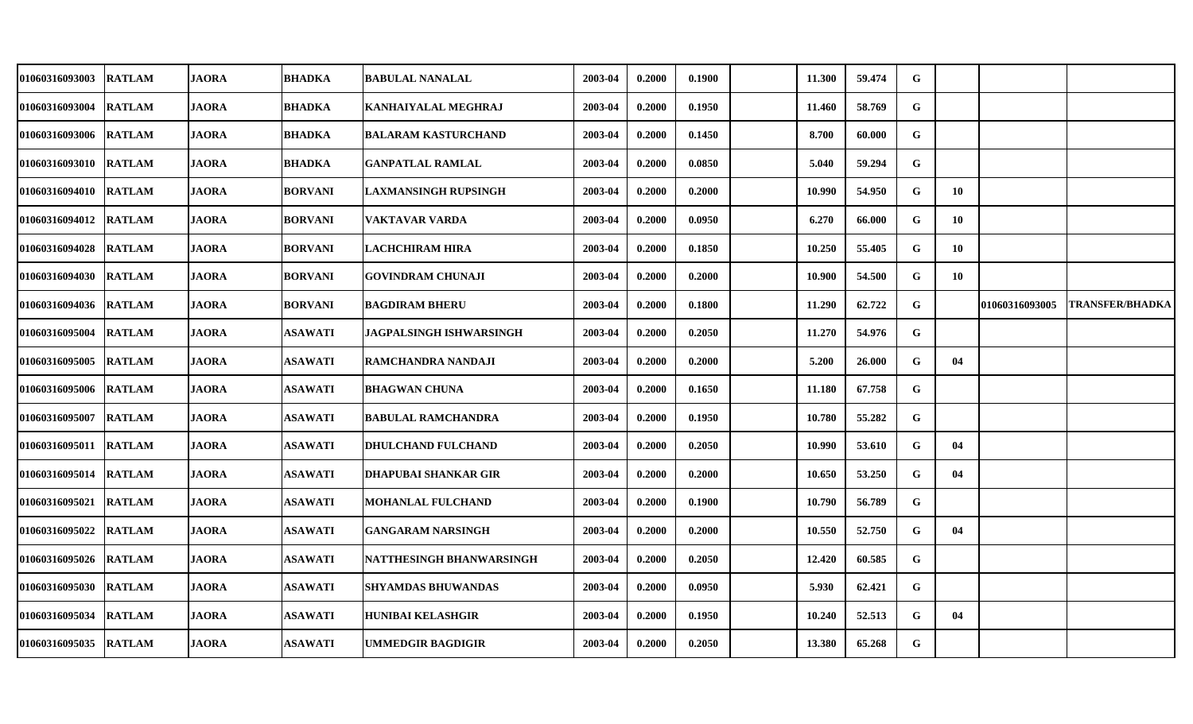| | | | | | | | | | | | | | | |
|---|---|---|---|---|---|---|---|---|---|---|---|---|---|---|
| 01060316093003 | RATLAM | JAORA | BHADKA | BABULAL NANALAL | 2003-04 | 0.2000 | 0.1900 | | 11.300 | 59.474 | G | | | |
| 01060316093004 | RATLAM | JAORA | BHADKA | KANHAIYALAL MEGHRAJ | 2003-04 | 0.2000 | 0.1950 | | 11.460 | 58.769 | G | | | |
| 01060316093006 | RATLAM | JAORA | BHADKA | BALARAM KASTURCHAND | 2003-04 | 0.2000 | 0.1450 | | 8.700 | 60.000 | G | | | |
| 01060316093010 | RATLAM | JAORA | BHADKA | GANPATLAL RAMLAL | 2003-04 | 0.2000 | 0.0850 | | 5.040 | 59.294 | G | | | |
| 01060316094010 | RATLAM | JAORA | BORVANI | LAXMANSINGH RUPSINGH | 2003-04 | 0.2000 | 0.2000 | | 10.990 | 54.950 | G | 10 | | |
| 01060316094012 | RATLAM | JAORA | BORVANI | VAKTAVAR VARDA | 2003-04 | 0.2000 | 0.0950 | | 6.270 | 66.000 | G | 10 | | |
| 01060316094028 | RATLAM | JAORA | BORVANI | LACHCHIRAM HIRA | 2003-04 | 0.2000 | 0.1850 | | 10.250 | 55.405 | G | 10 | | |
| 01060316094030 | RATLAM | JAORA | BORVANI | GOVINDRAM CHUNAJI | 2003-04 | 0.2000 | 0.2000 | | 10.900 | 54.500 | G | 10 | | |
| 01060316094036 | RATLAM | JAORA | BORVANI | BAGDIRAM BHERU | 2003-04 | 0.2000 | 0.1800 | | 11.290 | 62.722 | G | | 01060316093005 | TRANSFER/BHADKA |
| 01060316095004 | RATLAM | JAORA | ASAWATI | JAGPALSINGH ISHWARSINGH | 2003-04 | 0.2000 | 0.2050 | | 11.270 | 54.976 | G | | | |
| 01060316095005 | RATLAM | JAORA | ASAWATI | RAMCHANDRA NANDAJI | 2003-04 | 0.2000 | 0.2000 | | 5.200 | 26.000 | G | 04 | | |
| 01060316095006 | RATLAM | JAORA | ASAWATI | BHAGWAN CHUNA | 2003-04 | 0.2000 | 0.1650 | | 11.180 | 67.758 | G | | | |
| 01060316095007 | RATLAM | JAORA | ASAWATI | BABULAL RAMCHANDRA | 2003-04 | 0.2000 | 0.1950 | | 10.780 | 55.282 | G | | | |
| 01060316095011 | RATLAM | JAORA | ASAWATI | DHULCHAND FULCHAND | 2003-04 | 0.2000 | 0.2050 | | 10.990 | 53.610 | G | 04 | | |
| 01060316095014 | RATLAM | JAORA | ASAWATI | DHAPUBAI SHANKAR GIR | 2003-04 | 0.2000 | 0.2000 | | 10.650 | 53.250 | G | 04 | | |
| 01060316095021 | RATLAM | JAORA | ASAWATI | MOHANLAL FULCHAND | 2003-04 | 0.2000 | 0.1900 | | 10.790 | 56.789 | G | | | |
| 01060316095022 | RATLAM | JAORA | ASAWATI | GANGARAM NARSINGH | 2003-04 | 0.2000 | 0.2000 | | 10.550 | 52.750 | G | 04 | | |
| 01060316095026 | RATLAM | JAORA | ASAWATI | NATTHESINGH BHANWARSINGH | 2003-04 | 0.2000 | 0.2050 | | 12.420 | 60.585 | G | | | |
| 01060316095030 | RATLAM | JAORA | ASAWATI | SHYAMDAS BHUWANDAS | 2003-04 | 0.2000 | 0.0950 | | 5.930 | 62.421 | G | | | |
| 01060316095034 | RATLAM | JAORA | ASAWATI | HUNIBAI KELASHGIR | 2003-04 | 0.2000 | 0.1950 | | 10.240 | 52.513 | G | 04 | | |
| 01060316095035 | RATLAM | JAORA | ASAWATI | UMMEDGIR BAGDIGIR | 2003-04 | 0.2000 | 0.2050 | | 13.380 | 65.268 | G | | | |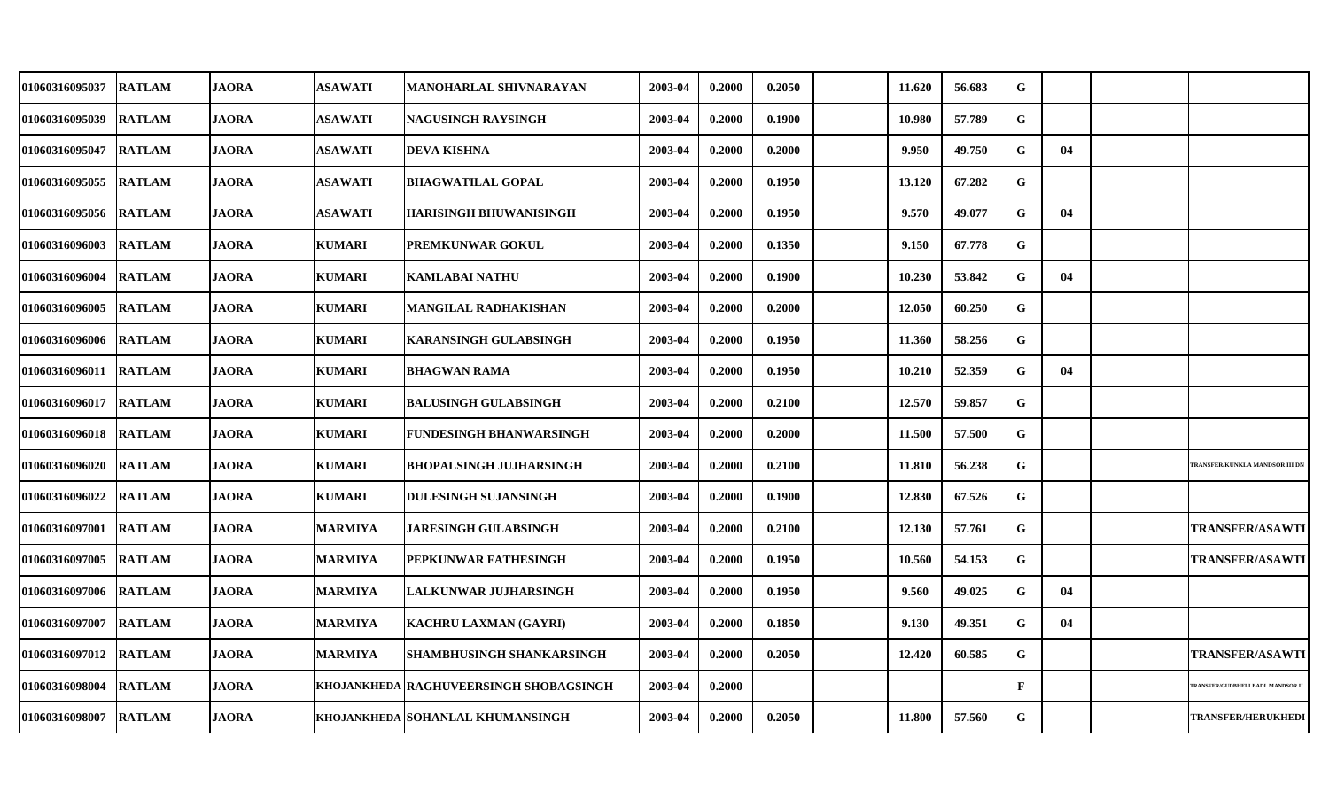| | | | | | | | | | | | | | | | |
|---|---|---|---|---|---|---|---|---|---|---|---|---|---|---|---|
| 01060316095037 | RATLAM | JAORA | ASAWATI | MANOHARLAL SHIVNARAYAN | 2003-04 | 0.2000 | 0.2050 | | 11.620 | 56.683 | G | | | |
| 01060316095039 | RATLAM | JAORA | ASAWATI | NAGUSINGH RAYSINGH | 2003-04 | 0.2000 | 0.1900 | | 10.980 | 57.789 | G | | | |
| 01060316095047 | RATLAM | JAORA | ASAWATI | DEVA KISHNA | 2003-04 | 0.2000 | 0.2000 | | 9.950 | 49.750 | G | 04 | | |
| 01060316095055 | RATLAM | JAORA | ASAWATI | BHAGWATILAL GOPAL | 2003-04 | 0.2000 | 0.1950 | | 13.120 | 67.282 | G | | | |
| 01060316095056 | RATLAM | JAORA | ASAWATI | HARISINGH BHUWANISINGH | 2003-04 | 0.2000 | 0.1950 | | 9.570 | 49.077 | G | 04 | | |
| 01060316096003 | RATLAM | JAORA | KUMARI | PREMKUNWAR GOKUL | 2003-04 | 0.2000 | 0.1350 | | 9.150 | 67.778 | G | | | |
| 01060316096004 | RATLAM | JAORA | KUMARI | KAMLABAI NATHU | 2003-04 | 0.2000 | 0.1900 | | 10.230 | 53.842 | G | 04 | | |
| 01060316096005 | RATLAM | JAORA | KUMARI | MANGILAL RADHAKISHAN | 2003-04 | 0.2000 | 0.2000 | | 12.050 | 60.250 | G | | | |
| 01060316096006 | RATLAM | JAORA | KUMARI | KARANSINGH GULABSINGH | 2003-04 | 0.2000 | 0.1950 | | 11.360 | 58.256 | G | | | |
| 01060316096011 | RATLAM | JAORA | KUMARI | BHAGWAN RAMA | 2003-04 | 0.2000 | 0.1950 | | 10.210 | 52.359 | G | 04 | | |
| 01060316096017 | RATLAM | JAORA | KUMARI | BALUSINGH GULABSINGH | 2003-04 | 0.2000 | 0.2100 | | 12.570 | 59.857 | G | | | |
| 01060316096018 | RATLAM | JAORA | KUMARI | FUNDESINGH BHANWARSINGH | 2003-04 | 0.2000 | 0.2000 | | 11.500 | 57.500 | G | | | |
| 01060316096020 | RATLAM | JAORA | KUMARI | BHOPALSINGH JUJHARSINGH | 2003-04 | 0.2000 | 0.2100 | | 11.810 | 56.238 | G | | | TRANSFER/KUNKLA MANDSOR III DN |
| 01060316096022 | RATLAM | JAORA | KUMARI | DULESINGH SUJANSINGH | 2003-04 | 0.2000 | 0.1900 | | 12.830 | 67.526 | G | | | |
| 01060316097001 | RATLAM | JAORA | MARMIYA | JARESINGH GULABSINGH | 2003-04 | 0.2000 | 0.2100 | | 12.130 | 57.761 | G | | | TRANSFER/ASAWTI |
| 01060316097005 | RATLAM | JAORA | MARMIYA | PEPKUNWAR FATHESINGH | 2003-04 | 0.2000 | 0.1950 | | 10.560 | 54.153 | G | | | TRANSFER/ASAWTI |
| 01060316097006 | RATLAM | JAORA | MARMIYA | LALKUNWAR JUJHARSINGH | 2003-04 | 0.2000 | 0.1950 | | 9.560 | 49.025 | G | 04 | | |
| 01060316097007 | RATLAM | JAORA | MARMIYA | KACHRU LAXMAN (GAYRI) | 2003-04 | 0.2000 | 0.1850 | | 9.130 | 49.351 | G | 04 | | |
| 01060316097012 | RATLAM | JAORA | MARMIYA | SHAMBHUSINGH SHANKARSINGH | 2003-04 | 0.2000 | 0.2050 | | 12.420 | 60.585 | G | | | TRANSFER/ASAWTI |
| 01060316098004 | RATLAM | JAORA | KHOJANKHEDA | RAGHUVEERSINGH SHOBAGSINGH | 2003-04 | 0.2000 | | | | | F | | | TRANSFER/GUDBHELI BADI MANDSOR II |
| 01060316098007 | RATLAM | JAORA | KHOJANKHEDA | SOHANLAL KHUMANSINGH | 2003-04 | 0.2000 | 0.2050 | | 11.800 | 57.560 | G | | | TRANSFER/HERUKHEDI |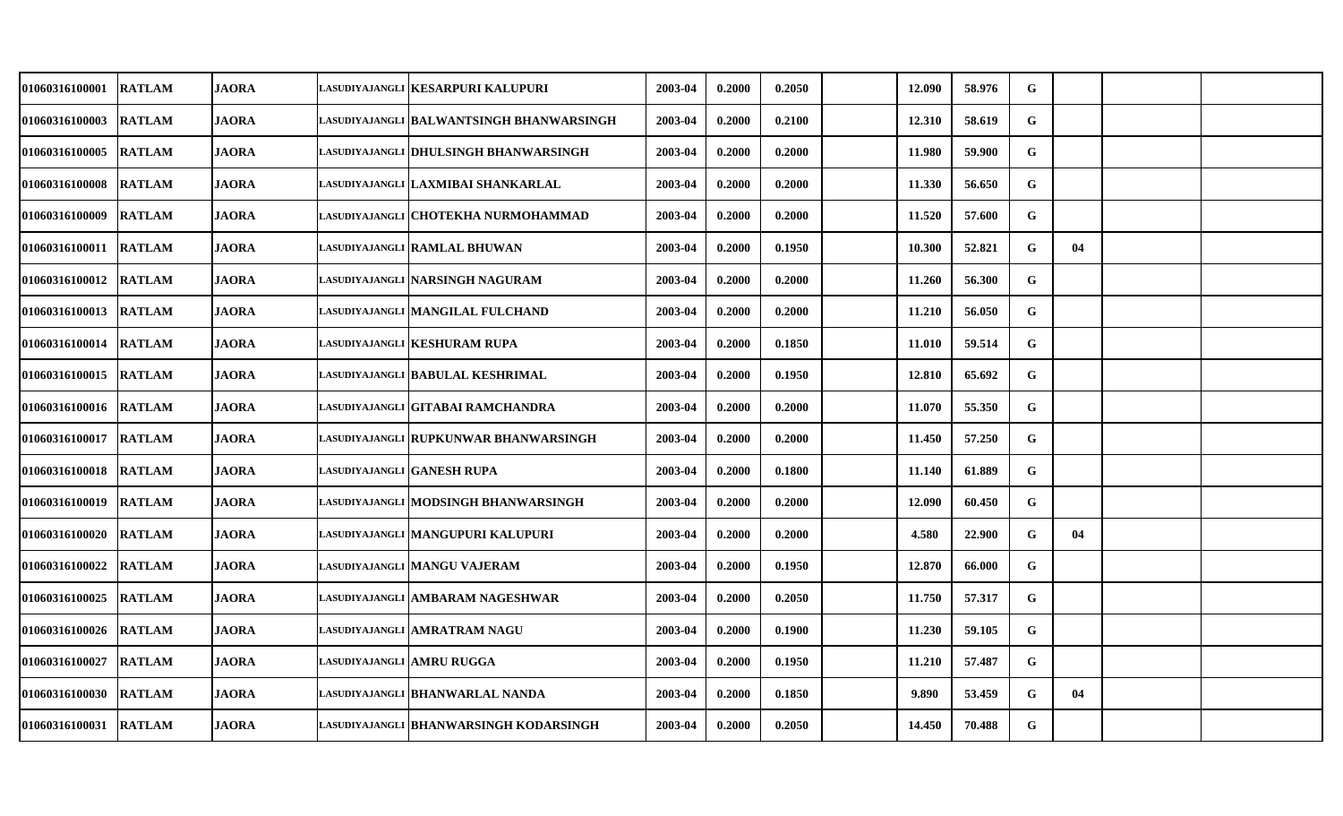| | | | | | | | | | | | | | | |
|---|---|---|---|---|---|---|---|---|---|---|---|---|---|---|
| 01060316100001 | RATLAM | JAORA | LASUDIYAJANGLI | KESARPURI KALUPURI | 2003-04 | 0.2000 | 0.2050 | | 12.090 | 58.976 | G | | | |
| 01060316100003 | RATLAM | JAORA | LASUDIYAJANGLI | BALWANTSINGH BHANWARSINGH | 2003-04 | 0.2000 | 0.2100 | | 12.310 | 58.619 | G | | | |
| 01060316100005 | RATLAM | JAORA | LASUDIYAJANGLI | DHULSINGH BHANWARSINGH | 2003-04 | 0.2000 | 0.2000 | | 11.980 | 59.900 | G | | | |
| 01060316100008 | RATLAM | JAORA | LASUDIYAJANGLI | LAXMIBAI SHANKARLAL | 2003-04 | 0.2000 | 0.2000 | | 11.330 | 56.650 | G | | | |
| 01060316100009 | RATLAM | JAORA | LASUDIYAJANGLI | CHOTEKHA NURMOHAMMAD | 2003-04 | 0.2000 | 0.2000 | | 11.520 | 57.600 | G | | | |
| 01060316100011 | RATLAM | JAORA | LASUDIYAJANGLI | RAMLAL BHUWAN | 2003-04 | 0.2000 | 0.1950 | | 10.300 | 52.821 | G | 04 | | |
| 01060316100012 | RATLAM | JAORA | LASUDIYAJANGLI | NARSINGH NAGURAM | 2003-04 | 0.2000 | 0.2000 | | 11.260 | 56.300 | G | | | |
| 01060316100013 | RATLAM | JAORA | LASUDIYAJANGLI | MANGILAL FULCHAND | 2003-04 | 0.2000 | 0.2000 | | 11.210 | 56.050 | G | | | |
| 01060316100014 | RATLAM | JAORA | LASUDIYAJANGLI | KESHURAM RUPA | 2003-04 | 0.2000 | 0.1850 | | 11.010 | 59.514 | G | | | |
| 01060316100015 | RATLAM | JAORA | LASUDIYAJANGLI | BABULAL KESHRIMAL | 2003-04 | 0.2000 | 0.1950 | | 12.810 | 65.692 | G | | | |
| 01060316100016 | RATLAM | JAORA | LASUDIYAJANGLI | GITABAI RAMCHANDRA | 2003-04 | 0.2000 | 0.2000 | | 11.070 | 55.350 | G | | | |
| 01060316100017 | RATLAM | JAORA | LASUDIYAJANGLI | RUPKUNWAR BHANWARSINGH | 2003-04 | 0.2000 | 0.2000 | | 11.450 | 57.250 | G | | | |
| 01060316100018 | RATLAM | JAORA | LASUDIYAJANGLI | GANESH RUPA | 2003-04 | 0.2000 | 0.1800 | | 11.140 | 61.889 | G | | | |
| 01060316100019 | RATLAM | JAORA | LASUDIYAJANGLI | MODSINGH BHANWARSINGH | 2003-04 | 0.2000 | 0.2000 | | 12.090 | 60.450 | G | | | |
| 01060316100020 | RATLAM | JAORA | LASUDIYAJANGLI | MANGUPURI KALUPURI | 2003-04 | 0.2000 | 0.2000 | | 4.580 | 22.900 | G | 04 | | |
| 01060316100022 | RATLAM | JAORA | LASUDIYAJANGLI | MANGU VAJERAM | 2003-04 | 0.2000 | 0.1950 | | 12.870 | 66.000 | G | | | |
| 01060316100025 | RATLAM | JAORA | LASUDIYAJANGLI | AMBARAM NAGESHWAR | 2003-04 | 0.2000 | 0.2050 | | 11.750 | 57.317 | G | | | |
| 01060316100026 | RATLAM | JAORA | LASUDIYAJANGLI | AMRATRAM NAGU | 2003-04 | 0.2000 | 0.1900 | | 11.230 | 59.105 | G | | | |
| 01060316100027 | RATLAM | JAORA | LASUDIYAJANGLI | AMRU RUGGA | 2003-04 | 0.2000 | 0.1950 | | 11.210 | 57.487 | G | | | |
| 01060316100030 | RATLAM | JAORA | LASUDIYAJANGLI | BHANWARLAL NANDA | 2003-04 | 0.2000 | 0.1850 | | 9.890 | 53.459 | G | 04 | | |
| 01060316100031 | RATLAM | JAORA | LASUDIYAJANGLI | BHANWARSINGH KODARSINGH | 2003-04 | 0.2000 | 0.2050 | | 14.450 | 70.488 | G | | | |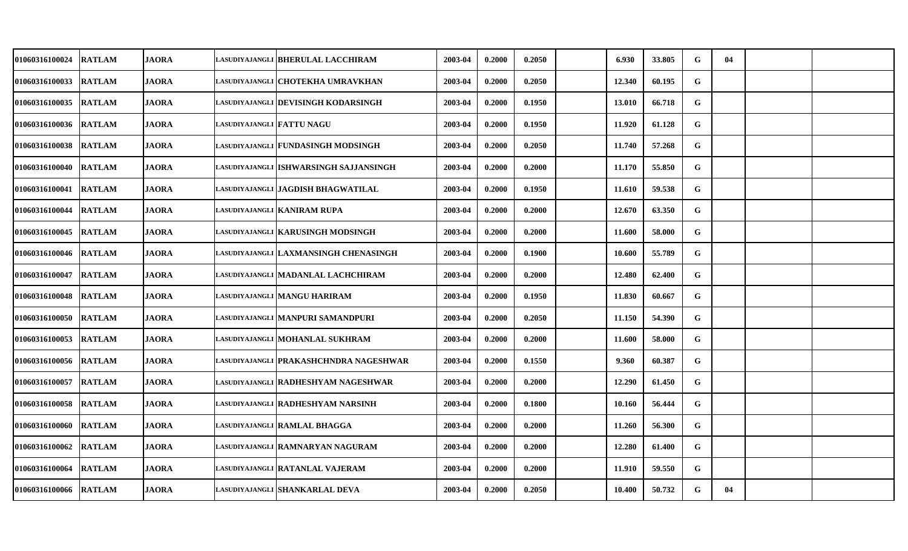| | | | | | | | | | | | | | | | |
|---|---|---|---|---|---|---|---|---|---|---|---|---|---|---|---|
| 01060316100024 | RATLAM | JAORA | LASUDIYAJANGLI | BHERULAL LACCHIRAM | 2003-04 | 0.2000 | 0.2050 | | 6.930 | 33.805 | G | 04 | | |
| 01060316100033 | RATLAM | JAORA | LASUDIYAJANGLI | CHOTEKHA UMRAVKHAN | 2003-04 | 0.2000 | 0.2050 | | 12.340 | 60.195 | G | | | |
| 01060316100035 | RATLAM | JAORA | LASUDIYAJANGLI | DEVISINGH KODARSINGH | 2003-04 | 0.2000 | 0.1950 | | 13.010 | 66.718 | G | | | |
| 01060316100036 | RATLAM | JAORA | LASUDIYAJANGLI | FATTU NAGU | 2003-04 | 0.2000 | 0.1950 | | 11.920 | 61.128 | G | | | |
| 01060316100038 | RATLAM | JAORA | LASUDIYAJANGLI | FUNDASINGH MODSINGH | 2003-04 | 0.2000 | 0.2050 | | 11.740 | 57.268 | G | | | |
| 01060316100040 | RATLAM | JAORA | LASUDIYAJANGLI | ISHWARSINGH SAJJANSINGH | 2003-04 | 0.2000 | 0.2000 | | 11.170 | 55.850 | G | | | |
| 01060316100041 | RATLAM | JAORA | LASUDIYAJANGLI | JAGDISH BHAGWATILAL | 2003-04 | 0.2000 | 0.1950 | | 11.610 | 59.538 | G | | | |
| 01060316100044 | RATLAM | JAORA | LASUDIYAJANGLI | KANIRAM RUPA | 2003-04 | 0.2000 | 0.2000 | | 12.670 | 63.350 | G | | | |
| 01060316100045 | RATLAM | JAORA | LASUDIYAJANGLI | KARUSINGH MODSINGH | 2003-04 | 0.2000 | 0.2000 | | 11.600 | 58.000 | G | | | |
| 01060316100046 | RATLAM | JAORA | LASUDIYAJANGLI | LAXMANSINGH CHENASINGH | 2003-04 | 0.2000 | 0.1900 | | 10.600 | 55.789 | G | | | |
| 01060316100047 | RATLAM | JAORA | LASUDIYAJANGLI | MADANLAL LACHCHIRAM | 2003-04 | 0.2000 | 0.2000 | | 12.480 | 62.400 | G | | | |
| 01060316100048 | RATLAM | JAORA | LASUDIYAJANGLI | MANGU HARIRAM | 2003-04 | 0.2000 | 0.1950 | | 11.830 | 60.667 | G | | | |
| 01060316100050 | RATLAM | JAORA | LASUDIYAJANGLI | MANPURI SAMANDPURI | 2003-04 | 0.2000 | 0.2050 | | 11.150 | 54.390 | G | | | |
| 01060316100053 | RATLAM | JAORA | LASUDIYAJANGLI | MOHANLAL SUKHRAM | 2003-04 | 0.2000 | 0.2000 | | 11.600 | 58.000 | G | | | |
| 01060316100056 | RATLAM | JAORA | LASUDIYAJANGLI | PRAKASHCHNDRA NAGESHWAR | 2003-04 | 0.2000 | 0.1550 | | 9.360 | 60.387 | G | | | |
| 01060316100057 | RATLAM | JAORA | LASUDIYAJANGLI | RADHESHYAM NAGESHWAR | 2003-04 | 0.2000 | 0.2000 | | 12.290 | 61.450 | G | | | |
| 01060316100058 | RATLAM | JAORA | LASUDIYAJANGLI | RADHESHYAM NARSINH | 2003-04 | 0.2000 | 0.1800 | | 10.160 | 56.444 | G | | | |
| 01060316100060 | RATLAM | JAORA | LASUDIYAJANGLI | RAMLAL BHAGGA | 2003-04 | 0.2000 | 0.2000 | | 11.260 | 56.300 | G | | | |
| 01060316100062 | RATLAM | JAORA | LASUDIYAJANGLI | RAMNARYAN NAGURAM | 2003-04 | 0.2000 | 0.2000 | | 12.280 | 61.400 | G | | | |
| 01060316100064 | RATLAM | JAORA | LASUDIYAJANGLI | RATANLAL VAJERAM | 2003-04 | 0.2000 | 0.2000 | | 11.910 | 59.550 | G | | | |
| 01060316100066 | RATLAM | JAORA | LASUDIYAJANGLI | SHANKARLAL DEVA | 2003-04 | 0.2000 | 0.2050 | | 10.400 | 50.732 | G | 04 | | |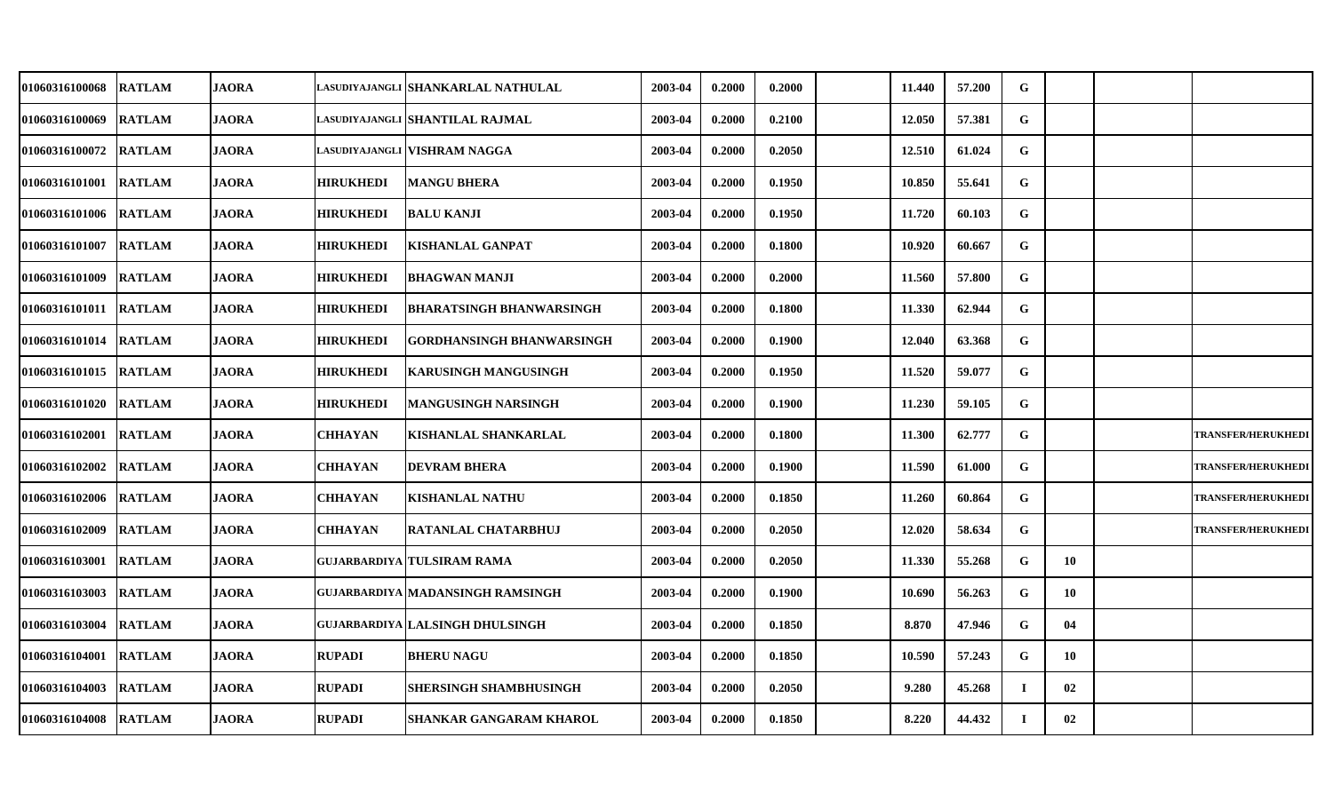| | | | | | | | | | | | | | | |
|---|---|---|---|---|---|---|---|---|---|---|---|---|---|---|
| 01060316100068 | RATLAM | JAORA | LASUDIYAJANGLI | SHANKARLAL NATHULAL | 2003-04 | 0.2000 | 0.2000 | | 11.440 | 57.200 | G | | | |
| 01060316100069 | RATLAM | JAORA | LASUDIYAJANGLI | SHANTILAL RAJMAL | 2003-04 | 0.2000 | 0.2100 | | 12.050 | 57.381 | G | | | |
| 01060316100072 | RATLAM | JAORA | LASUDIYAJANGLI | VISHRAM NAGGA | 2003-04 | 0.2000 | 0.2050 | | 12.510 | 61.024 | G | | | |
| 01060316101001 | RATLAM | JAORA | HIRUKHEDI | MANGU BHERA | 2003-04 | 0.2000 | 0.1950 | | 10.850 | 55.641 | G | | | |
| 01060316101006 | RATLAM | JAORA | HIRUKHEDI | BALU KANJI | 2003-04 | 0.2000 | 0.1950 | | 11.720 | 60.103 | G | | | |
| 01060316101007 | RATLAM | JAORA | HIRUKHEDI | KISHANLAL GANPAT | 2003-04 | 0.2000 | 0.1800 | | 10.920 | 60.667 | G | | | |
| 01060316101009 | RATLAM | JAORA | HIRUKHEDI | BHAGWAN MANJI | 2003-04 | 0.2000 | 0.2000 | | 11.560 | 57.800 | G | | | |
| 01060316101011 | RATLAM | JAORA | HIRUKHEDI | BHARATSINGH BHANWARSINGH | 2003-04 | 0.2000 | 0.1800 | | 11.330 | 62.944 | G | | | |
| 01060316101014 | RATLAM | JAORA | HIRUKHEDI | GORDHANSINGH BHANWARSINGH | 2003-04 | 0.2000 | 0.1900 | | 12.040 | 63.368 | G | | | |
| 01060316101015 | RATLAM | JAORA | HIRUKHEDI | KARUSINGH MANGUSINGH | 2003-04 | 0.2000 | 0.1950 | | 11.520 | 59.077 | G | | | |
| 01060316101020 | RATLAM | JAORA | HIRUKHEDI | MANGUSINGH NARSINGH | 2003-04 | 0.2000 | 0.1900 | | 11.230 | 59.105 | G | | | |
| 01060316102001 | RATLAM | JAORA | CHHAYAN | KISHANLAL SHANKARLAL | 2003-04 | 0.2000 | 0.1800 | | 11.300 | 62.777 | G | | | TRANSFER/HERUKHEDI |
| 01060316102002 | RATLAM | JAORA | CHHAYAN | DEVRAM BHERA | 2003-04 | 0.2000 | 0.1900 | | 11.590 | 61.000 | G | | | TRANSFER/HERUKHEDI |
| 01060316102006 | RATLAM | JAORA | CHHAYAN | KISHANLAL NATHU | 2003-04 | 0.2000 | 0.1850 | | 11.260 | 60.864 | G | | | TRANSFER/HERUKHEDI |
| 01060316102009 | RATLAM | JAORA | CHHAYAN | RATANLAL CHATARBHUJ | 2003-04 | 0.2000 | 0.2050 | | 12.020 | 58.634 | G | | | TRANSFER/HERUKHEDI |
| 01060316103001 | RATLAM | JAORA | GUJARBARDIYA | TULSIRAM RAMA | 2003-04 | 0.2000 | 0.2050 | | 11.330 | 55.268 | G | 10 | | |
| 01060316103003 | RATLAM | JAORA | GUJARBARDIYA | MADANSINGH RAMSINGH | 2003-04 | 0.2000 | 0.1900 | | 10.690 | 56.263 | G | 10 | | |
| 01060316103004 | RATLAM | JAORA | GUJARBARDIYA | LALSINGH DHULSINGH | 2003-04 | 0.2000 | 0.1850 | | 8.870 | 47.946 | G | 04 | | |
| 01060316104001 | RATLAM | JAORA | RUPADI | BHERU NAGU | 2003-04 | 0.2000 | 0.1850 | | 10.590 | 57.243 | G | 10 | | |
| 01060316104003 | RATLAM | JAORA | RUPADI | SHERSINGH SHAMBHUSINGH | 2003-04 | 0.2000 | 0.2050 | | 9.280 | 45.268 | I | 02 | | |
| 01060316104008 | RATLAM | JAORA | RUPADI | SHANKAR GANGARAM KHAROL | 2003-04 | 0.2000 | 0.1850 | | 8.220 | 44.432 | I | 02 | | |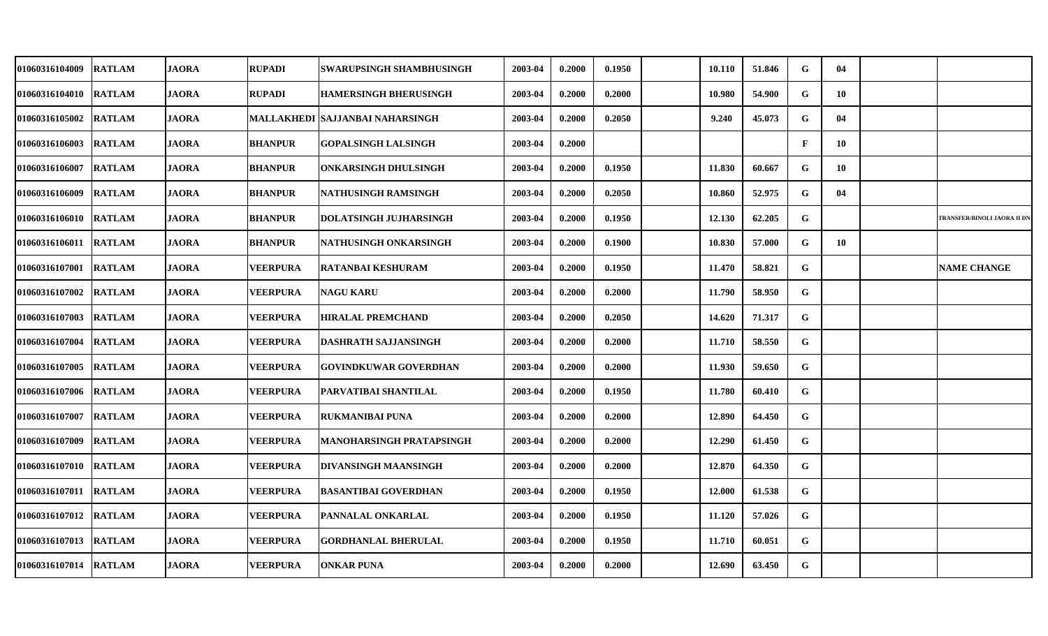| | | | | | | | | | | | | | | |
|---|---|---|---|---|---|---|---|---|---|---|---|---|---|---|
| 01060316104009 | RATLAM | JAORA | RUPADI | SWARUPSINGH SHAMBHUSINGH | 2003-04 | 0.2000 | 0.1950 | | 10.110 | 51.846 | G | 04 | | |
| 01060316104010 | RATLAM | JAORA | RUPADI | HAMERSINGH BHERUSINGH | 2003-04 | 0.2000 | 0.2000 | | 10.980 | 54.900 | G | 10 | | |
| 01060316105002 | RATLAM | JAORA | MALLAKHEDI | SAJJANBAI NAHARSINGH | 2003-04 | 0.2000 | 0.2050 | | 9.240 | 45.073 | G | 04 | | |
| 01060316106003 | RATLAM | JAORA | BHANPUR | GOPALSINGH LALSINGH | 2003-04 | 0.2000 | | | | | F | 10 | | |
| 01060316106007 | RATLAM | JAORA | BHANPUR | ONKARSINGH DHULSINGH | 2003-04 | 0.2000 | 0.1950 | | 11.830 | 60.667 | G | 10 | | |
| 01060316106009 | RATLAM | JAORA | BHANPUR | NATHUSINGH RAMSINGH | 2003-04 | 0.2000 | 0.2050 | | 10.860 | 52.975 | G | 04 | | |
| 01060316106010 | RATLAM | JAORA | BHANPUR | DOLATSINGH JUJHARSINGH | 2003-04 | 0.2000 | 0.1950 | | 12.130 | 62.205 | G | | | TRANSFER/BINOLI JAORA II DN |
| 01060316106011 | RATLAM | JAORA | BHANPUR | NATHUSINGH ONKARSINGH | 2003-04 | 0.2000 | 0.1900 | | 10.830 | 57.000 | G | 10 | | |
| 01060316107001 | RATLAM | JAORA | VEERPURA | RATANBAI KESHURAM | 2003-04 | 0.2000 | 0.1950 | | 11.470 | 58.821 | G | | | NAME CHANGE |
| 01060316107002 | RATLAM | JAORA | VEERPURA | NAGU KARU | 2003-04 | 0.2000 | 0.2000 | | 11.790 | 58.950 | G | | | |
| 01060316107003 | RATLAM | JAORA | VEERPURA | HIRALAL PREMCHAND | 2003-04 | 0.2000 | 0.2050 | | 14.620 | 71.317 | G | | | |
| 01060316107004 | RATLAM | JAORA | VEERPURA | DASHRATH SAJJANSINGH | 2003-04 | 0.2000 | 0.2000 | | 11.710 | 58.550 | G | | | |
| 01060316107005 | RATLAM | JAORA | VEERPURA | GOVINDKUWAR GOVERDHAN | 2003-04 | 0.2000 | 0.2000 | | 11.930 | 59.650 | G | | | |
| 01060316107006 | RATLAM | JAORA | VEERPURA | PARVATIBAI SHANTILAL | 2003-04 | 0.2000 | 0.1950 | | 11.780 | 60.410 | G | | | |
| 01060316107007 | RATLAM | JAORA | VEERPURA | RUKMANIBAI PUNA | 2003-04 | 0.2000 | 0.2000 | | 12.890 | 64.450 | G | | | |
| 01060316107009 | RATLAM | JAORA | VEERPURA | MANOHARSINGH PRATAPSINGH | 2003-04 | 0.2000 | 0.2000 | | 12.290 | 61.450 | G | | | |
| 01060316107010 | RATLAM | JAORA | VEERPURA | DIVANSINGH MAANSINGH | 2003-04 | 0.2000 | 0.2000 | | 12.870 | 64.350 | G | | | |
| 01060316107011 | RATLAM | JAORA | VEERPURA | BASANTIBAI GOVERDHAN | 2003-04 | 0.2000 | 0.1950 | | 12.000 | 61.538 | G | | | |
| 01060316107012 | RATLAM | JAORA | VEERPURA | PANNALAL ONKARLAL | 2003-04 | 0.2000 | 0.1950 | | 11.120 | 57.026 | G | | | |
| 01060316107013 | RATLAM | JAORA | VEERPURA | GORDHANLAL BHERULAL | 2003-04 | 0.2000 | 0.1950 | | 11.710 | 60.051 | G | | | |
| 01060316107014 | RATLAM | JAORA | VEERPURA | ONKAR PUNA | 2003-04 | 0.2000 | 0.2000 | | 12.690 | 63.450 | G | | | |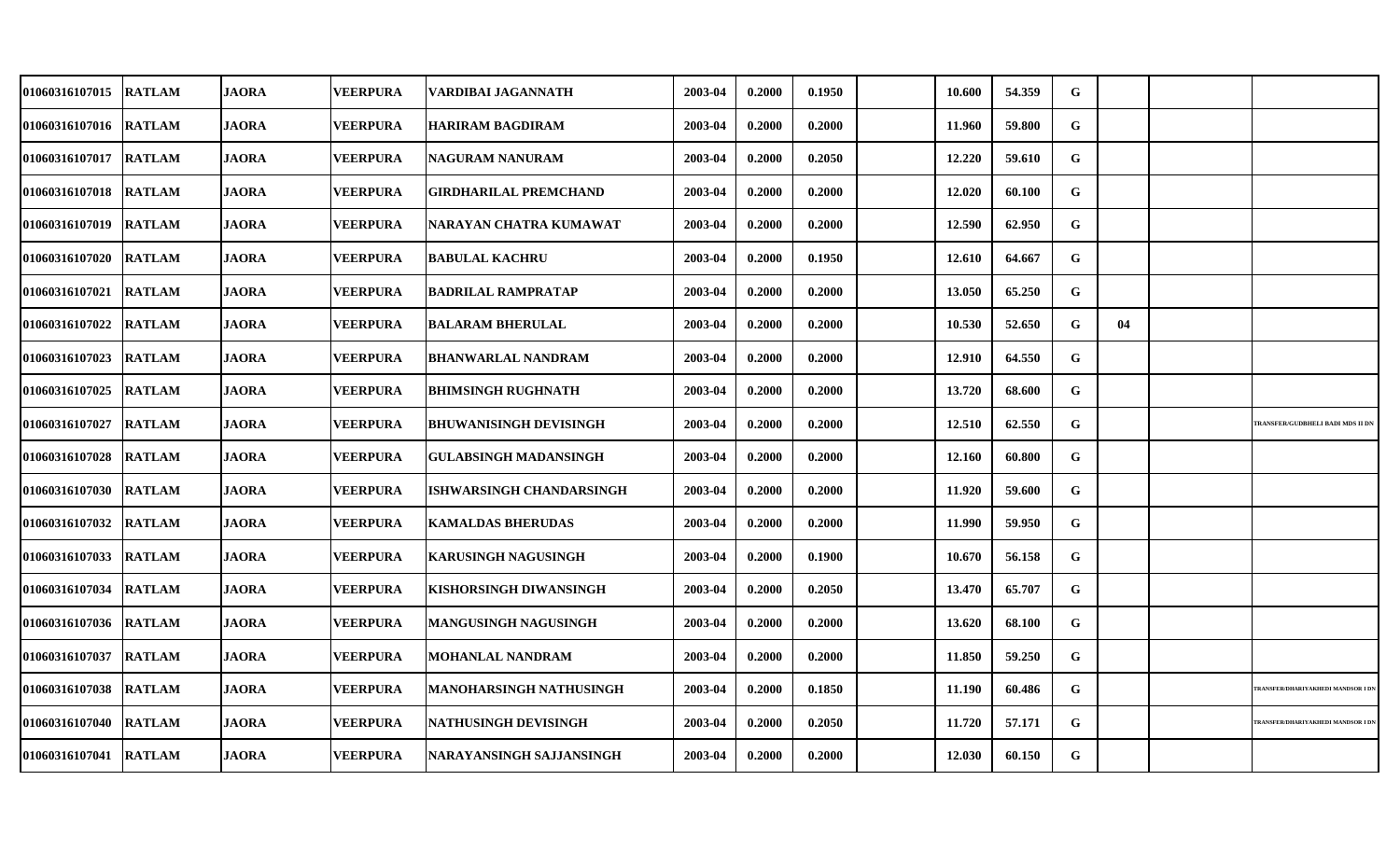| | | | | | | | | | | | | | | |
|---|---|---|---|---|---|---|---|---|---|---|---|---|---|---|
| 01060316107015 | RATLAM | JAORA | VEERPURA | VARDIBAI JAGANNATH | 2003-04 | 0.2000 | 0.1950 | | 10.600 | 54.359 | G | | | |
| 01060316107016 | RATLAM | JAORA | VEERPURA | HARIRAM BAGDIRAM | 2003-04 | 0.2000 | 0.2000 | | 11.960 | 59.800 | G | | | |
| 01060316107017 | RATLAM | JAORA | VEERPURA | NAGURAM NANURAM | 2003-04 | 0.2000 | 0.2050 | | 12.220 | 59.610 | G | | | |
| 01060316107018 | RATLAM | JAORA | VEERPURA | GIRDHARILAL PREMCHAND | 2003-04 | 0.2000 | 0.2000 | | 12.020 | 60.100 | G | | | |
| 01060316107019 | RATLAM | JAORA | VEERPURA | NARAYAN CHATRA KUMAWAT | 2003-04 | 0.2000 | 0.2000 | | 12.590 | 62.950 | G | | | |
| 01060316107020 | RATLAM | JAORA | VEERPURA | BABULAL KACHRU | 2003-04 | 0.2000 | 0.1950 | | 12.610 | 64.667 | G | | | |
| 01060316107021 | RATLAM | JAORA | VEERPURA | BADRILAL RAMPRATAP | 2003-04 | 0.2000 | 0.2000 | | 13.050 | 65.250 | G | | | |
| 01060316107022 | RATLAM | JAORA | VEERPURA | BALARAM BHERULAL | 2003-04 | 0.2000 | 0.2000 | | 10.530 | 52.650 | G | 04 | | |
| 01060316107023 | RATLAM | JAORA | VEERPURA | BHANWARLAL NANDRAM | 2003-04 | 0.2000 | 0.2000 | | 12.910 | 64.550 | G | | | |
| 01060316107025 | RATLAM | JAORA | VEERPURA | BHIMSINGH RUGHNATH | 2003-04 | 0.2000 | 0.2000 | | 13.720 | 68.600 | G | | | |
| 01060316107027 | RATLAM | JAORA | VEERPURA | BHUWANISINGH DEVISINGH | 2003-04 | 0.2000 | 0.2000 | | 12.510 | 62.550 | G | | | TRANSFER/GUDBHELI BADI MDS II DN |
| 01060316107028 | RATLAM | JAORA | VEERPURA | GULABSINGH MADANSINGH | 2003-04 | 0.2000 | 0.2000 | | 12.160 | 60.800 | G | | | |
| 01060316107030 | RATLAM | JAORA | VEERPURA | ISHWARSINGH CHANDARSINGH | 2003-04 | 0.2000 | 0.2000 | | 11.920 | 59.600 | G | | | |
| 01060316107032 | RATLAM | JAORA | VEERPURA | KAMALDAS BHERUDAS | 2003-04 | 0.2000 | 0.2000 | | 11.990 | 59.950 | G | | | |
| 01060316107033 | RATLAM | JAORA | VEERPURA | KARUSINGH NAGUSINGH | 2003-04 | 0.2000 | 0.1900 | | 10.670 | 56.158 | G | | | |
| 01060316107034 | RATLAM | JAORA | VEERPURA | KISHORSINGH DIWANSINGH | 2003-04 | 0.2000 | 0.2050 | | 13.470 | 65.707 | G | | | |
| 01060316107036 | RATLAM | JAORA | VEERPURA | MANGUSINGH NAGUSINGH | 2003-04 | 0.2000 | 0.2000 | | 13.620 | 68.100 | G | | | |
| 01060316107037 | RATLAM | JAORA | VEERPURA | MOHANLAL NANDRAM | 2003-04 | 0.2000 | 0.2000 | | 11.850 | 59.250 | G | | | |
| 01060316107038 | RATLAM | JAORA | VEERPURA | MANOHARSINGH NATHUSINGH | 2003-04 | 0.2000 | 0.1850 | | 11.190 | 60.486 | G | | | TRANSFER/DHARIYAKHEDI MANDSOR I DN |
| 01060316107040 | RATLAM | JAORA | VEERPURA | NATHUSINGH DEVISINGH | 2003-04 | 0.2000 | 0.2050 | | 11.720 | 57.171 | G | | | TRANSFER/DHARIYAKHEDI MANDSOR I DN |
| 01060316107041 | RATLAM | JAORA | VEERPURA | NARAYANSINGH SAJJANSINGH | 2003-04 | 0.2000 | 0.2000 | | 12.030 | 60.150 | G | | | |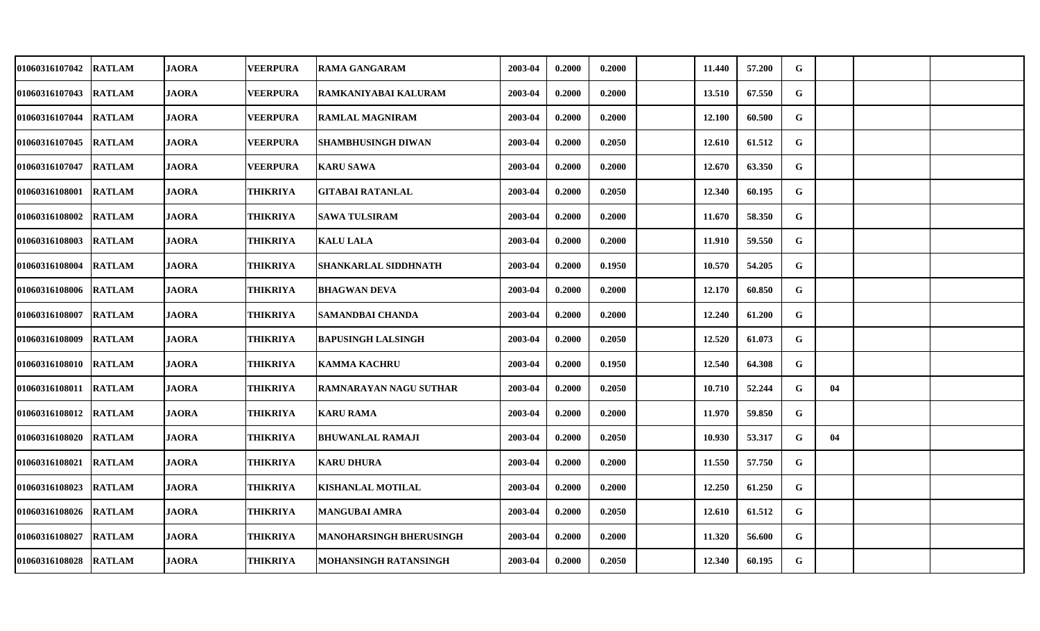| | | | | | | | | | | | | | | |
|---|---|---|---|---|---|---|---|---|---|---|---|---|---|---|
| 01060316107042 | RATLAM | JAORA | VEERPURA | RAMA GANGARAM | 2003-04 | 0.2000 | 0.2000 | | 11.440 | 57.200 | G | | | |
| 01060316107043 | RATLAM | JAORA | VEERPURA | RAMKANIYABAI KALURAM | 2003-04 | 0.2000 | 0.2000 | | 13.510 | 67.550 | G | | | |
| 01060316107044 | RATLAM | JAORA | VEERPURA | RAMLAL MAGNIRAM | 2003-04 | 0.2000 | 0.2000 | | 12.100 | 60.500 | G | | | |
| 01060316107045 | RATLAM | JAORA | VEERPURA | SHAMBHUSINGH DIWAN | 2003-04 | 0.2000 | 0.2050 | | 12.610 | 61.512 | G | | | |
| 01060316107047 | RATLAM | JAORA | VEERPURA | KARU SAWA | 2003-04 | 0.2000 | 0.2000 | | 12.670 | 63.350 | G | | | |
| 01060316108001 | RATLAM | JAORA | THIKRIYA | GITABAI RATANLAL | 2003-04 | 0.2000 | 0.2050 | | 12.340 | 60.195 | G | | | |
| 01060316108002 | RATLAM | JAORA | THIKRIYA | SAWA TULSIRAM | 2003-04 | 0.2000 | 0.2000 | | 11.670 | 58.350 | G | | | |
| 01060316108003 | RATLAM | JAORA | THIKRIYA | KALU LALA | 2003-04 | 0.2000 | 0.2000 | | 11.910 | 59.550 | G | | | |
| 01060316108004 | RATLAM | JAORA | THIKRIYA | SHANKARLAL SIDDHNATH | 2003-04 | 0.2000 | 0.1950 | | 10.570 | 54.205 | G | | | |
| 01060316108006 | RATLAM | JAORA | THIKRIYA | BHAGWAN DEVA | 2003-04 | 0.2000 | 0.2000 | | 12.170 | 60.850 | G | | | |
| 01060316108007 | RATLAM | JAORA | THIKRIYA | SAMANDBAI CHANDA | 2003-04 | 0.2000 | 0.2000 | | 12.240 | 61.200 | G | | | |
| 01060316108009 | RATLAM | JAORA | THIKRIYA | BAPUSINGH LALSINGH | 2003-04 | 0.2000 | 0.2050 | | 12.520 | 61.073 | G | | | |
| 01060316108010 | RATLAM | JAORA | THIKRIYA | KAMMA KACHRU | 2003-04 | 0.2000 | 0.1950 | | 12.540 | 64.308 | G | | | |
| 01060316108011 | RATLAM | JAORA | THIKRIYA | RAMNARAYAN NAGU SUTHAR | 2003-04 | 0.2000 | 0.2050 | | 10.710 | 52.244 | G | 04 | | |
| 01060316108012 | RATLAM | JAORA | THIKRIYA | KARU RAMA | 2003-04 | 0.2000 | 0.2000 | | 11.970 | 59.850 | G | | | |
| 01060316108020 | RATLAM | JAORA | THIKRIYA | BHUWANLAL RAMAJI | 2003-04 | 0.2000 | 0.2050 | | 10.930 | 53.317 | G | 04 | | |
| 01060316108021 | RATLAM | JAORA | THIKRIYA | KARU DHURA | 2003-04 | 0.2000 | 0.2000 | | 11.550 | 57.750 | G | | | |
| 01060316108023 | RATLAM | JAORA | THIKRIYA | KISHANLAL MOTILAL | 2003-04 | 0.2000 | 0.2000 | | 12.250 | 61.250 | G | | | |
| 01060316108026 | RATLAM | JAORA | THIKRIYA | MANGUBAI AMRA | 2003-04 | 0.2000 | 0.2050 | | 12.610 | 61.512 | G | | | |
| 01060316108027 | RATLAM | JAORA | THIKRIYA | MANOHARSINGH BHERUSINGH | 2003-04 | 0.2000 | 0.2000 | | 11.320 | 56.600 | G | | | |
| 01060316108028 | RATLAM | JAORA | THIKRIYA | MOHANSINGH RATANSINGH | 2003-04 | 0.2000 | 0.2050 | | 12.340 | 60.195 | G | | | |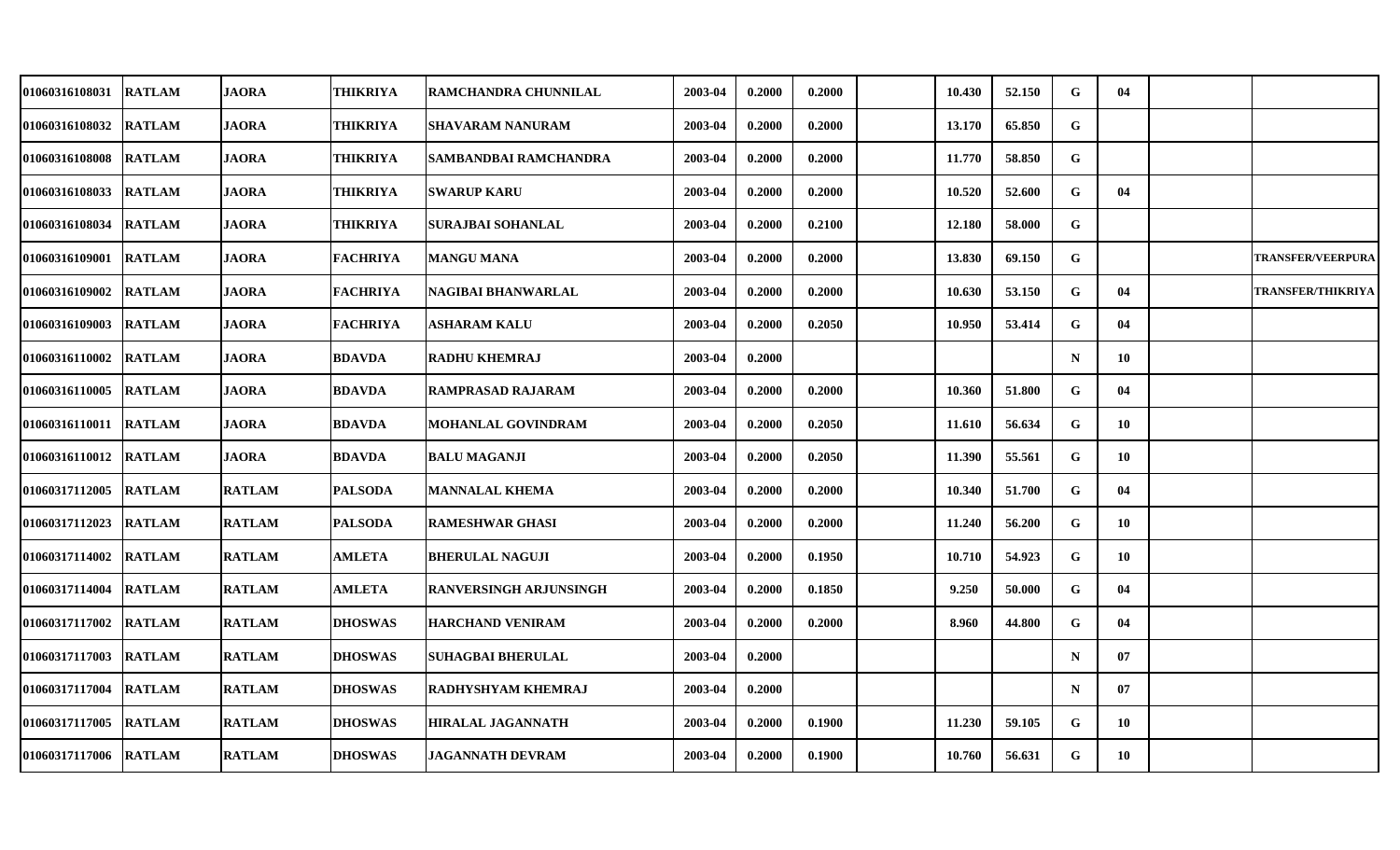| | | | | | | | | | | | | | | | |
|---|---|---|---|---|---|---|---|---|---|---|---|---|---|---|---|
| 01060316108031 | RATLAM | JAORA | THIKRIYA | RAMCHANDRA CHUNNILAL | 2003-04 | 0.2000 | 0.2000 | | 10.430 | 52.150 | G | 04 | | |
| 01060316108032 | RATLAM | JAORA | THIKRIYA | SHAVARAM NANURAM | 2003-04 | 0.2000 | 0.2000 | | 13.170 | 65.850 | G | | | |
| 01060316108008 | RATLAM | JAORA | THIKRIYA | SAMBANDBAI RAMCHANDRA | 2003-04 | 0.2000 | 0.2000 | | 11.770 | 58.850 | G | | | |
| 01060316108033 | RATLAM | JAORA | THIKRIYA | SWARUP KARU | 2003-04 | 0.2000 | 0.2000 | | 10.520 | 52.600 | G | 04 | | |
| 01060316108034 | RATLAM | JAORA | THIKRIYA | SURAJBAI SOHANLAL | 2003-04 | 0.2000 | 0.2100 | | 12.180 | 58.000 | G | | | |
| 01060316109001 | RATLAM | JAORA | FACHRIYA | MANGU MANA | 2003-04 | 0.2000 | 0.2000 | | 13.830 | 69.150 | G | | | TRANSFER/VEERPURA |
| 01060316109002 | RATLAM | JAORA | FACHRIYA | NAGIBAI BHANWARLAL | 2003-04 | 0.2000 | 0.2000 | | 10.630 | 53.150 | G | 04 | | TRANSFER/THIKRIYA |
| 01060316109003 | RATLAM | JAORA | FACHRIYA | ASHARAM KALU | 2003-04 | 0.2000 | 0.2050 | | 10.950 | 53.414 | G | 04 | | |
| 01060316110002 | RATLAM | JAORA | BDAVDA | RADHU KHEMRAJ | 2003-04 | 0.2000 | | | | | N | 10 | | |
| 01060316110005 | RATLAM | JAORA | BDAVDA | RAMPRASAD RAJARAM | 2003-04 | 0.2000 | 0.2000 | | 10.360 | 51.800 | G | 04 | | |
| 01060316110011 | RATLAM | JAORA | BDAVDA | MOHANLAL GOVINDRAM | 2003-04 | 0.2000 | 0.2050 | | 11.610 | 56.634 | G | 10 | | |
| 01060316110012 | RATLAM | JAORA | BDAVDA | BALU MAGANJI | 2003-04 | 0.2000 | 0.2050 | | 11.390 | 55.561 | G | 10 | | |
| 01060317112005 | RATLAM | RATLAM | PALSODA | MANNALAL KHEMA | 2003-04 | 0.2000 | 0.2000 | | 10.340 | 51.700 | G | 04 | | |
| 01060317112023 | RATLAM | RATLAM | PALSODA | RAMESHWAR GHASI | 2003-04 | 0.2000 | 0.2000 | | 11.240 | 56.200 | G | 10 | | |
| 01060317114002 | RATLAM | RATLAM | AMLETA | BHERULAL NAGUJI | 2003-04 | 0.2000 | 0.1950 | | 10.710 | 54.923 | G | 10 | | |
| 01060317114004 | RATLAM | RATLAM | AMLETA | RANVERSINGH ARJUNSINGH | 2003-04 | 0.2000 | 0.1850 | | 9.250 | 50.000 | G | 04 | | |
| 01060317117002 | RATLAM | RATLAM | DHOSWAS | HARCHAND VENIRAM | 2003-04 | 0.2000 | 0.2000 | | 8.960 | 44.800 | G | 04 | | |
| 01060317117003 | RATLAM | RATLAM | DHOSWAS | SUHAGBAI BHERULAL | 2003-04 | 0.2000 | | | | | N | 07 | | |
| 01060317117004 | RATLAM | RATLAM | DHOSWAS | RADHYSHYAM KHEMRAJ | 2003-04 | 0.2000 | | | | | N | 07 | | |
| 01060317117005 | RATLAM | RATLAM | DHOSWAS | HIRALAL JAGANNATH | 2003-04 | 0.2000 | 0.1900 | | 11.230 | 59.105 | G | 10 | | |
| 01060317117006 | RATLAM | RATLAM | DHOSWAS | JAGANNATH DEVRAM | 2003-04 | 0.2000 | 0.1900 | | 10.760 | 56.631 | G | 10 | | |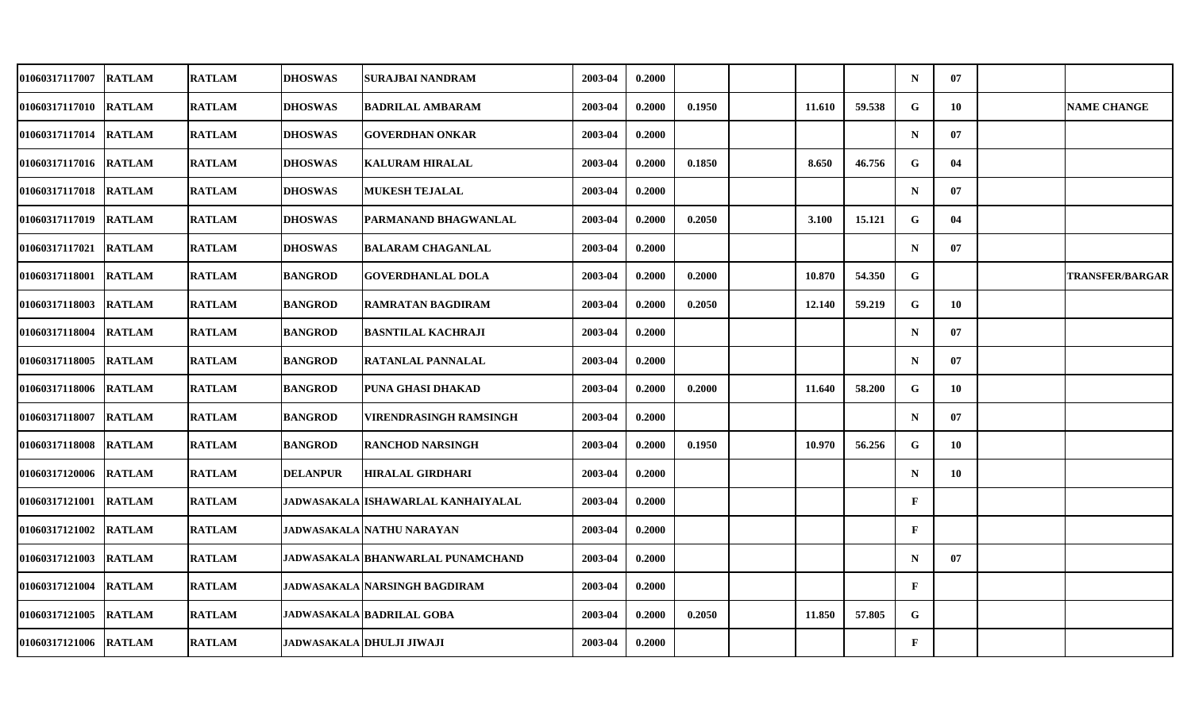| | | | | | | | | | | | | | | |
|---|---|---|---|---|---|---|---|---|---|---|---|---|---|---|
| 01060317117007 | RATLAM | RATLAM | DHOSWAS | SURAJBAI NANDRAM | 2003-04 | 0.2000 | | | | | N | 07 | | |
| 01060317117010 | RATLAM | RATLAM | DHOSWAS | BADRILAL AMBARAM | 2003-04 | 0.2000 | 0.1950 | | 11.610 | 59.538 | G | 10 | | NAME CHANGE |
| 01060317117014 | RATLAM | RATLAM | DHOSWAS | GOVERDHAN ONKAR | 2003-04 | 0.2000 | | | | | N | 07 | | |
| 01060317117016 | RATLAM | RATLAM | DHOSWAS | KALURAM HIRALAL | 2003-04 | 0.2000 | 0.1850 | | 8.650 | 46.756 | G | 04 | | |
| 01060317117018 | RATLAM | RATLAM | DHOSWAS | MUKESH TEJALAL | 2003-04 | 0.2000 | | | | | N | 07 | | |
| 01060317117019 | RATLAM | RATLAM | DHOSWAS | PARMANAND BHAGWANLAL | 2003-04 | 0.2000 | 0.2050 | | 3.100 | 15.121 | G | 04 | | |
| 01060317117021 | RATLAM | RATLAM | DHOSWAS | BALARAM CHAGANLAL | 2003-04 | 0.2000 | | | | | N | 07 | | |
| 01060317118001 | RATLAM | RATLAM | BANGROD | GOVERDHANLAL DOLA | 2003-04 | 0.2000 | 0.2000 | | 10.870 | 54.350 | G | | | TRANSFER/BARGAR |
| 01060317118003 | RATLAM | RATLAM | BANGROD | RAMRATAN BAGDIRAM | 2003-04 | 0.2000 | 0.2050 | | 12.140 | 59.219 | G | 10 | | |
| 01060317118004 | RATLAM | RATLAM | BANGROD | BASNTILAL KACHRAJI | 2003-04 | 0.2000 | | | | | N | 07 | | |
| 01060317118005 | RATLAM | RATLAM | BANGROD | RATANLAL PANNALAL | 2003-04 | 0.2000 | | | | | N | 07 | | |
| 01060317118006 | RATLAM | RATLAM | BANGROD | PUNA GHASI DHAKAD | 2003-04 | 0.2000 | 0.2000 | | 11.640 | 58.200 | G | 10 | | |
| 01060317118007 | RATLAM | RATLAM | BANGROD | VIRENDRASINGH RAMSINGH | 2003-04 | 0.2000 | | | | | N | 07 | | |
| 01060317118008 | RATLAM | RATLAM | BANGROD | RANCHOD NARSINGH | 2003-04 | 0.2000 | 0.1950 | | 10.970 | 56.256 | G | 10 | | |
| 01060317120006 | RATLAM | RATLAM | DELANPUR | HIRALAL GIRDHARI | 2003-04 | 0.2000 | | | | | N | 10 | | |
| 01060317121001 | RATLAM | RATLAM | JADWASAKALA | ISHAWARLAL KANHAIYALAL | 2003-04 | 0.2000 | | | | | F | | | |
| 01060317121002 | RATLAM | RATLAM | JADWASAKALA | NATHU NARAYAN | 2003-04 | 0.2000 | | | | | F | | | |
| 01060317121003 | RATLAM | RATLAM | JADWASAKALA | BHANWARLAL PUNAMCHAND | 2003-04 | 0.2000 | | | | | N | 07 | | |
| 01060317121004 | RATLAM | RATLAM | JADWASAKALA | NARSINGH BAGDIRAM | 2003-04 | 0.2000 | | | | | F | | | |
| 01060317121005 | RATLAM | RATLAM | JADWASAKALA | BADRILAL GOBA | 2003-04 | 0.2000 | 0.2050 | | 11.850 | 57.805 | G | | | |
| 01060317121006 | RATLAM | RATLAM | JADWASAKALA | DHULJI JIWAJI | 2003-04 | 0.2000 | | | | | F | | | |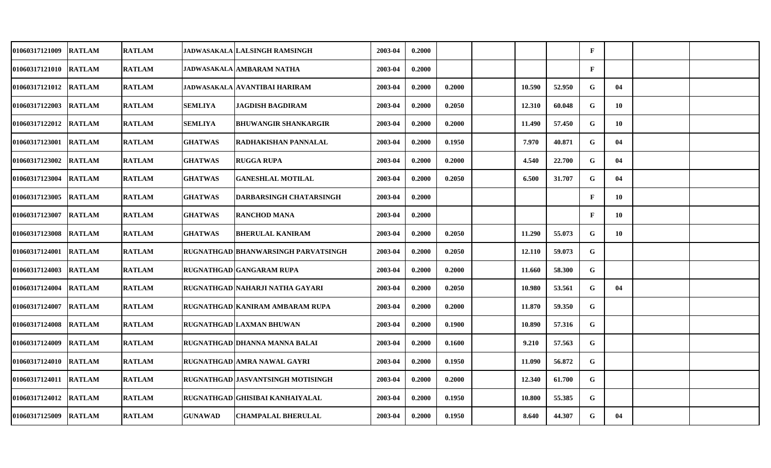| | | | | | | | | | | | | | | |
|---|---|---|---|---|---|---|---|---|---|---|---|---|---|---|
| 01060317121009 | RATLAM | RATLAM | JADWASAKALA | LALSINGH RAMSINGH | 2003-04 | 0.2000 | | | | | F | | | |
| 01060317121010 | RATLAM | RATLAM | JADWASAKALA | AMBARAM NATHA | 2003-04 | 0.2000 | | | | | F | | | |
| 01060317121012 | RATLAM | RATLAM | JADWASAKALA | AVANTIBAI HARIRAM | 2003-04 | 0.2000 | 0.2000 | | 10.590 | 52.950 | G | 04 | | |
| 01060317122003 | RATLAM | RATLAM | SEMLIYA | JAGDISH BAGDIRAM | 2003-04 | 0.2000 | 0.2050 | | 12.310 | 60.048 | G | 10 | | |
| 01060317122012 | RATLAM | RATLAM | SEMLIYA | BHUWANGIR SHANKARGIR | 2003-04 | 0.2000 | 0.2000 | | 11.490 | 57.450 | G | 10 | | |
| 01060317123001 | RATLAM | RATLAM | GHATWAS | RADHAKISHAN PANNALAL | 2003-04 | 0.2000 | 0.1950 | | 7.970 | 40.871 | G | 04 | | |
| 01060317123002 | RATLAM | RATLAM | GHATWAS | RUGGA RUPA | 2003-04 | 0.2000 | 0.2000 | | 4.540 | 22.700 | G | 04 | | |
| 01060317123004 | RATLAM | RATLAM | GHATWAS | GANESHLAL MOTILAL | 2003-04 | 0.2000 | 0.2050 | | 6.500 | 31.707 | G | 04 | | |
| 01060317123005 | RATLAM | RATLAM | GHATWAS | DARBARSINGH CHATARSINGH | 2003-04 | 0.2000 | | | | | F | 10 | | |
| 01060317123007 | RATLAM | RATLAM | GHATWAS | RANCHOD MANA | 2003-04 | 0.2000 | | | | | F | 10 | | |
| 01060317123008 | RATLAM | RATLAM | GHATWAS | BHERULAL KANIRAM | 2003-04 | 0.2000 | 0.2050 | | 11.290 | 55.073 | G | 10 | | |
| 01060317124001 | RATLAM | RATLAM | RUGNATHGAD | BHANWARSINGH PARVATSINGH | 2003-04 | 0.2000 | 0.2050 | | 12.110 | 59.073 | G | | | |
| 01060317124003 | RATLAM | RATLAM | RUGNATHGAD | GANGARAM RUPA | 2003-04 | 0.2000 | 0.2000 | | 11.660 | 58.300 | G | | | |
| 01060317124004 | RATLAM | RATLAM | RUGNATHGAD | NAHARJI NATHA GAYARI | 2003-04 | 0.2000 | 0.2050 | | 10.980 | 53.561 | G | 04 | | |
| 01060317124007 | RATLAM | RATLAM | RUGNATHGAD | KANIRAM AMBARAM RUPA | 2003-04 | 0.2000 | 0.2000 | | 11.870 | 59.350 | G | | | |
| 01060317124008 | RATLAM | RATLAM | RUGNATHGAD | LAXMAN BHUWAN | 2003-04 | 0.2000 | 0.1900 | | 10.890 | 57.316 | G | | | |
| 01060317124009 | RATLAM | RATLAM | RUGNATHGAD | DHANNA MANNA BALAI | 2003-04 | 0.2000 | 0.1600 | | 9.210 | 57.563 | G | | | |
| 01060317124010 | RATLAM | RATLAM | RUGNATHGAD | AMRA NAWAL GAYRI | 2003-04 | 0.2000 | 0.1950 | | 11.090 | 56.872 | G | | | |
| 01060317124011 | RATLAM | RATLAM | RUGNATHGAD | JASVANTSINGH MOTISINGH | 2003-04 | 0.2000 | 0.2000 | | 12.340 | 61.700 | G | | | |
| 01060317124012 | RATLAM | RATLAM | RUGNATHGAD | GHISIBAI KANHAIYALAL | 2003-04 | 0.2000 | 0.1950 | | 10.800 | 55.385 | G | | | |
| 01060317125009 | RATLAM | RATLAM | GUNAWAD | CHAMPALAL BHERULAL | 2003-04 | 0.2000 | 0.1950 | | 8.640 | 44.307 | G | 04 | | |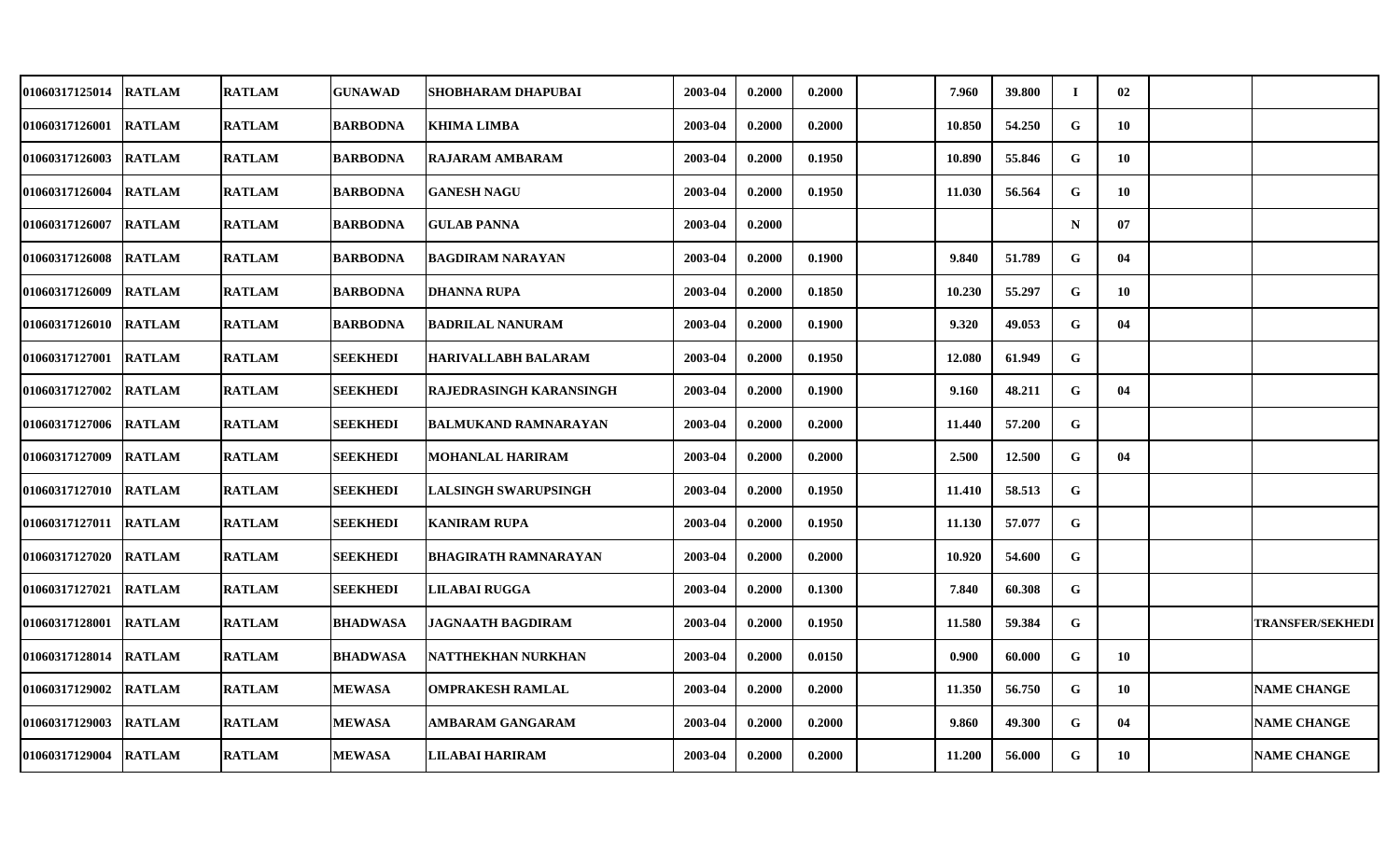| | | | | | | | | | | | | | | |
|---|---|---|---|---|---|---|---|---|---|---|---|---|---|---|
| 01060317125014 | RATLAM | RATLAM | GUNAWAD | SHOBHARAM DHAPUBAI | 2003-04 | 0.2000 | 0.2000 | | 7.960 | 39.800 | I | 02 | | |
| 01060317126001 | RATLAM | RATLAM | BARBODNA | KHIMA LIMBA | 2003-04 | 0.2000 | 0.2000 | | 10.850 | 54.250 | G | 10 | | |
| 01060317126003 | RATLAM | RATLAM | BARBODNA | RAJARAM AMBARAM | 2003-04 | 0.2000 | 0.1950 | | 10.890 | 55.846 | G | 10 | | |
| 01060317126004 | RATLAM | RATLAM | BARBODNA | GANESH NAGU | 2003-04 | 0.2000 | 0.1950 | | 11.030 | 56.564 | G | 10 | | |
| 01060317126007 | RATLAM | RATLAM | BARBODNA | GULAB PANNA | 2003-04 | 0.2000 | | | | | N | 07 | | |
| 01060317126008 | RATLAM | RATLAM | BARBODNA | BAGDIRAM NARAYAN | 2003-04 | 0.2000 | 0.1900 | | 9.840 | 51.789 | G | 04 | | |
| 01060317126009 | RATLAM | RATLAM | BARBODNA | DHANNA RUPA | 2003-04 | 0.2000 | 0.1850 | | 10.230 | 55.297 | G | 10 | | |
| 01060317126010 | RATLAM | RATLAM | BARBODNA | BADRILAL NANURAM | 2003-04 | 0.2000 | 0.1900 | | 9.320 | 49.053 | G | 04 | | |
| 01060317127001 | RATLAM | RATLAM | SEEKHEDI | HARIVALLABH BALARAM | 2003-04 | 0.2000 | 0.1950 | | 12.080 | 61.949 | G | | | |
| 01060317127002 | RATLAM | RATLAM | SEEKHEDI | RAJEDRASINGH KARANSINGH | 2003-04 | 0.2000 | 0.1900 | | 9.160 | 48.211 | G | 04 | | |
| 01060317127006 | RATLAM | RATLAM | SEEKHEDI | BALMUKAND RAMNARAYAN | 2003-04 | 0.2000 | 0.2000 | | 11.440 | 57.200 | G | | | |
| 01060317127009 | RATLAM | RATLAM | SEEKHEDI | MOHANLAL HARIRAM | 2003-04 | 0.2000 | 0.2000 | | 2.500 | 12.500 | G | 04 | | |
| 01060317127010 | RATLAM | RATLAM | SEEKHEDI | LALSINGH SWARUPSINGH | 2003-04 | 0.2000 | 0.1950 | | 11.410 | 58.513 | G | | | |
| 01060317127011 | RATLAM | RATLAM | SEEKHEDI | KANIRAM RUPA | 2003-04 | 0.2000 | 0.1950 | | 11.130 | 57.077 | G | | | |
| 01060317127020 | RATLAM | RATLAM | SEEKHEDI | BHAGIRATH RAMNARAYAN | 2003-04 | 0.2000 | 0.2000 | | 10.920 | 54.600 | G | | | |
| 01060317127021 | RATLAM | RATLAM | SEEKHEDI | LILABAI RUGGA | 2003-04 | 0.2000 | 0.1300 | | 7.840 | 60.308 | G | | | |
| 01060317128001 | RATLAM | RATLAM | BHADWASA | JAGNAATH BAGDIRAM | 2003-04 | 0.2000 | 0.1950 | | 11.580 | 59.384 | G | | | TRANSFER/SEKHEDI |
| 01060317128014 | RATLAM | RATLAM | BHADWASA | NATTHEKHAN NURKHAN | 2003-04 | 0.2000 | 0.0150 | | 0.900 | 60.000 | G | 10 | | |
| 01060317129002 | RATLAM | RATLAM | MEWASA | OMPRAKESH RAMLAL | 2003-04 | 0.2000 | 0.2000 | | 11.350 | 56.750 | G | 10 | | NAME CHANGE |
| 01060317129003 | RATLAM | RATLAM | MEWASA | AMBARAM GANGARAM | 2003-04 | 0.2000 | 0.2000 | | 9.860 | 49.300 | G | 04 | | NAME CHANGE |
| 01060317129004 | RATLAM | RATLAM | MEWASA | LILABAI HARIRAM | 2003-04 | 0.2000 | 0.2000 | | 11.200 | 56.000 | G | 10 | | NAME CHANGE |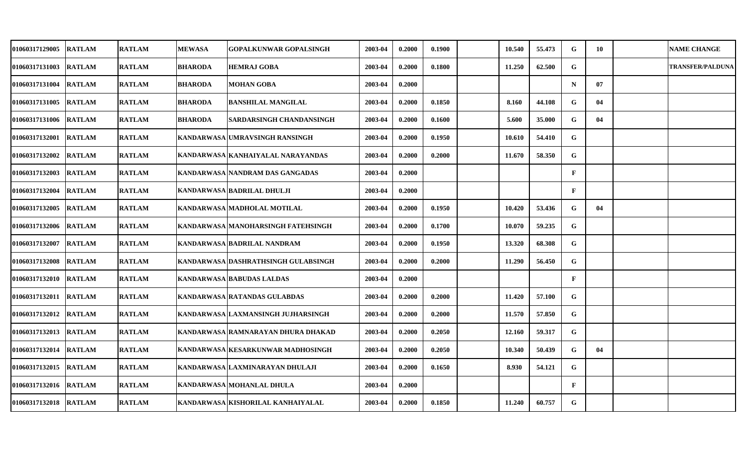| | | | | | | | | | | | | | | |
|---|---|---|---|---|---|---|---|---|---|---|---|---|---|---|
| 01060317129005 | RATLAM | RATLAM | MEWASA | GOPALKUNWAR GOPALSINGH | 2003-04 | 0.2000 | 0.1900 | | 10.540 | 55.473 | G | 10 | | NAME CHANGE |
| 01060317131003 | RATLAM | RATLAM | BHARODA | HEMRAJ GOBA | 2003-04 | 0.2000 | 0.1800 | | 11.250 | 62.500 | G | | | TRANSFER/PALDUNA |
| 01060317131004 | RATLAM | RATLAM | BHARODA | MOHAN GOBA | 2003-04 | 0.2000 | | | | | N | 07 | | |
| 01060317131005 | RATLAM | RATLAM | BHARODA | BANSHILAL MANGILAL | 2003-04 | 0.2000 | 0.1850 | | 8.160 | 44.108 | G | 04 | | |
| 01060317131006 | RATLAM | RATLAM | BHARODA | SARDARSINGH CHANDANSINGH | 2003-04 | 0.2000 | 0.1600 | | 5.600 | 35.000 | G | 04 | | |
| 01060317132001 | RATLAM | RATLAM | KANDARWASA | UMRAVSINGH RANSINGH | 2003-04 | 0.2000 | 0.1950 | | 10.610 | 54.410 | G | | | |
| 01060317132002 | RATLAM | RATLAM | KANDARWASA | KANHAIYALAL NARAYANDAS | 2003-04 | 0.2000 | 0.2000 | | 11.670 | 58.350 | G | | | |
| 01060317132003 | RATLAM | RATLAM | KANDARWASA | NANDRAM DAS GANGADAS | 2003-04 | 0.2000 | | | | | F | | | |
| 01060317132004 | RATLAM | RATLAM | KANDARWASA | BADRILAL DHULJI | 2003-04 | 0.2000 | | | | | F | | | |
| 01060317132005 | RATLAM | RATLAM | KANDARWASA | MADHOLAL MOTILAL | 2003-04 | 0.2000 | 0.1950 | | 10.420 | 53.436 | G | 04 | | |
| 01060317132006 | RATLAM | RATLAM | KANDARWASA | MANOHARSINGH FATEHSINGH | 2003-04 | 0.2000 | 0.1700 | | 10.070 | 59.235 | G | | | |
| 01060317132007 | RATLAM | RATLAM | KANDARWASA | BADRILAL NANDRAM | 2003-04 | 0.2000 | 0.1950 | | 13.320 | 68.308 | G | | | |
| 01060317132008 | RATLAM | RATLAM | KANDARWASA | DASHRATHSINGH GULABSINGH | 2003-04 | 0.2000 | 0.2000 | | 11.290 | 56.450 | G | | | |
| 01060317132010 | RATLAM | RATLAM | KANDARWASA | BABUDAS LALDAS | 2003-04 | 0.2000 | | | | | F | | | |
| 01060317132011 | RATLAM | RATLAM | KANDARWASA | RATANDAS GULABDAS | 2003-04 | 0.2000 | 0.2000 | | 11.420 | 57.100 | G | | | |
| 01060317132012 | RATLAM | RATLAM | KANDARWASA | LAXMANSINGH JUJHARSINGH | 2003-04 | 0.2000 | 0.2000 | | 11.570 | 57.850 | G | | | |
| 01060317132013 | RATLAM | RATLAM | KANDARWASA | RAMNARAYAN DHURA DHAKAD | 2003-04 | 0.2000 | 0.2050 | | 12.160 | 59.317 | G | | | |
| 01060317132014 | RATLAM | RATLAM | KANDARWASA | KESARKUNWAR MADHOSINGH | 2003-04 | 0.2000 | 0.2050 | | 10.340 | 50.439 | G | 04 | | |
| 01060317132015 | RATLAM | RATLAM | KANDARWASA | LAXMINARAYAN DHULAJI | 2003-04 | 0.2000 | 0.1650 | | 8.930 | 54.121 | G | | | |
| 01060317132016 | RATLAM | RATLAM | KANDARWASA | MOHANLAL DHULA | 2003-04 | 0.2000 | | | | | F | | | |
| 01060317132018 | RATLAM | RATLAM | KANDARWASA | KISHORILAL KANHAIYALAL | 2003-04 | 0.2000 | 0.1850 | | 11.240 | 60.757 | G | | | |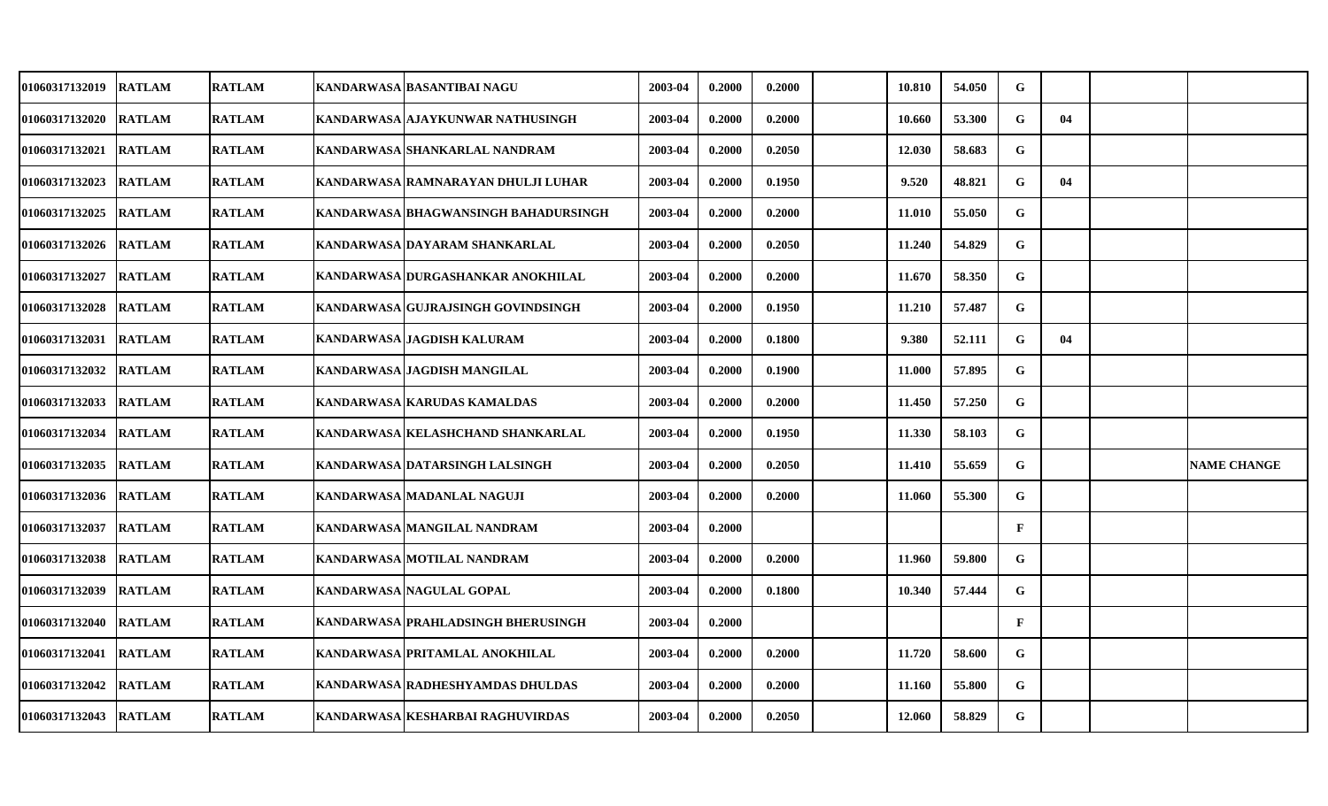| | | | | | | | | | | | | | | |
|---|---|---|---|---|---|---|---|---|---|---|---|---|---|---|
| 01060317132019 | RATLAM | RATLAM | KANDARWASA | BASANTIBAI NAGU | 2003-04 | 0.2000 | 0.2000 | | 10.810 | 54.050 | G | | | |
| 01060317132020 | RATLAM | RATLAM | KANDARWASA | AJAYKUNWAR NATHUSINGH | 2003-04 | 0.2000 | 0.2000 | | 10.660 | 53.300 | G | 04 | | |
| 01060317132021 | RATLAM | RATLAM | KANDARWASA | SHANKARLAL NANDRAM | 2003-04 | 0.2000 | 0.2050 | | 12.030 | 58.683 | G | | | |
| 01060317132023 | RATLAM | RATLAM | KANDARWASA | RAMNARAYAN DHULJI LUHAR | 2003-04 | 0.2000 | 0.1950 | | 9.520 | 48.821 | G | 04 | | |
| 01060317132025 | RATLAM | RATLAM | KANDARWASA | BHAGWANSINGH BAHADURSINGH | 2003-04 | 0.2000 | 0.2000 | | 11.010 | 55.050 | G | | | |
| 01060317132026 | RATLAM | RATLAM | KANDARWASA | DAYARAM SHANKARLAL | 2003-04 | 0.2000 | 0.2050 | | 11.240 | 54.829 | G | | | |
| 01060317132027 | RATLAM | RATLAM | KANDARWASA | DURGASHANKAR ANOKHILAL | 2003-04 | 0.2000 | 0.2000 | | 11.670 | 58.350 | G | | | |
| 01060317132028 | RATLAM | RATLAM | KANDARWASA | GUJRAJSINGH GOVINDSINGH | 2003-04 | 0.2000 | 0.1950 | | 11.210 | 57.487 | G | | | |
| 01060317132031 | RATLAM | RATLAM | KANDARWASA | JAGDISH KALURAM | 2003-04 | 0.2000 | 0.1800 | | 9.380 | 52.111 | G | 04 | | |
| 01060317132032 | RATLAM | RATLAM | KANDARWASA | JAGDISH MANGILAL | 2003-04 | 0.2000 | 0.1900 | | 11.000 | 57.895 | G | | | |
| 01060317132033 | RATLAM | RATLAM | KANDARWASA | KARUDAS KAMALDAS | 2003-04 | 0.2000 | 0.2000 | | 11.450 | 57.250 | G | | | |
| 01060317132034 | RATLAM | RATLAM | KANDARWASA | KELASHCHAND SHANKARLAL | 2003-04 | 0.2000 | 0.1950 | | 11.330 | 58.103 | G | | | |
| 01060317132035 | RATLAM | RATLAM | KANDARWASA | DATARSINGH LALSINGH | 2003-04 | 0.2000 | 0.2050 | | 11.410 | 55.659 | G | | | NAME CHANGE |
| 01060317132036 | RATLAM | RATLAM | KANDARWASA | MADANLAL NAGUJI | 2003-04 | 0.2000 | 0.2000 | | 11.060 | 55.300 | G | | | |
| 01060317132037 | RATLAM | RATLAM | KANDARWASA | MANGILAL NANDRAM | 2003-04 | 0.2000 | | | | | F | | | |
| 01060317132038 | RATLAM | RATLAM | KANDARWASA | MOTILAL NANDRAM | 2003-04 | 0.2000 | 0.2000 | | 11.960 | 59.800 | G | | | |
| 01060317132039 | RATLAM | RATLAM | KANDARWASA | NAGULAL GOPAL | 2003-04 | 0.2000 | 0.1800 | | 10.340 | 57.444 | G | | | |
| 01060317132040 | RATLAM | RATLAM | KANDARWASA | PRAHLADSINGH BHERUSINGH | 2003-04 | 0.2000 | | | | | F | | | |
| 01060317132041 | RATLAM | RATLAM | KANDARWASA | PRITAMLAL ANOKHILAL | 2003-04 | 0.2000 | 0.2000 | | 11.720 | 58.600 | G | | | |
| 01060317132042 | RATLAM | RATLAM | KANDARWASA | RADHESHYAMDAS DHULDAS | 2003-04 | 0.2000 | 0.2000 | | 11.160 | 55.800 | G | | | |
| 01060317132043 | RATLAM | RATLAM | KANDARWASA | KESHARBAI RAGHUVIRDAS | 2003-04 | 0.2000 | 0.2050 | | 12.060 | 58.829 | G | | | |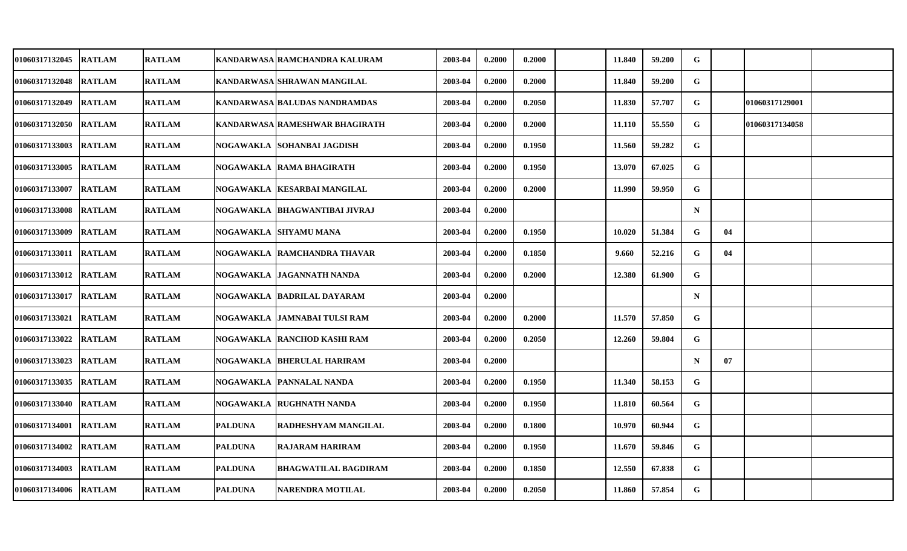| | | | | | | | | | | | | | | |
|---|---|---|---|---|---|---|---|---|---|---|---|---|---|---|
| 01060317132045 | RATLAM | RATLAM | KANDARWASA | RAMCHANDRA KALURAM | 2003-04 | 0.2000 | 0.2000 | | 11.840 | 59.200 | G | | | |
| 01060317132048 | RATLAM | RATLAM | KANDARWASA | SHRAWAN MANGILAL | 2003-04 | 0.2000 | 0.2000 | | 11.840 | 59.200 | G | | | |
| 01060317132049 | RATLAM | RATLAM | KANDARWASA | BALUDAS NANDRAMDAS | 2003-04 | 0.2000 | 0.2050 | | 11.830 | 57.707 | G | | 01060317129001 | |
| 01060317132050 | RATLAM | RATLAM | KANDARWASA | RAMESHWAR BHAGIRATH | 2003-04 | 0.2000 | 0.2000 | | 11.110 | 55.550 | G | | 01060317134058 | |
| 01060317133003 | RATLAM | RATLAM | NOGAWAKLA | SOHANBAI JAGDISH | 2003-04 | 0.2000 | 0.1950 | | 11.560 | 59.282 | G | | | |
| 01060317133005 | RATLAM | RATLAM | NOGAWAKLA | RAMA BHAGIRATH | 2003-04 | 0.2000 | 0.1950 | | 13.070 | 67.025 | G | | | |
| 01060317133007 | RATLAM | RATLAM | NOGAWAKLA | KESARBAI MANGILAL | 2003-04 | 0.2000 | 0.2000 | | 11.990 | 59.950 | G | | | |
| 01060317133008 | RATLAM | RATLAM | NOGAWAKLA | BHAGWANTIBAI JIVRAJ | 2003-04 | 0.2000 | | | | | N | | | |
| 01060317133009 | RATLAM | RATLAM | NOGAWAKLA | SHYAMU MANA | 2003-04 | 0.2000 | 0.1950 | | 10.020 | 51.384 | G | 04 | | |
| 01060317133011 | RATLAM | RATLAM | NOGAWAKLA | RAMCHANDRA THAVAR | 2003-04 | 0.2000 | 0.1850 | | 9.660 | 52.216 | G | 04 | | |
| 01060317133012 | RATLAM | RATLAM | NOGAWAKLA | JAGANNATH NANDA | 2003-04 | 0.2000 | 0.2000 | | 12.380 | 61.900 | G | | | |
| 01060317133017 | RATLAM | RATLAM | NOGAWAKLA | BADRILAL DAYARAM | 2003-04 | 0.2000 | | | | | N | | | |
| 01060317133021 | RATLAM | RATLAM | NOGAWAKLA | JAMNABAI TULSI RAM | 2003-04 | 0.2000 | 0.2000 | | 11.570 | 57.850 | G | | | |
| 01060317133022 | RATLAM | RATLAM | NOGAWAKLA | RANCHOD KASHI RAM | 2003-04 | 0.2000 | 0.2050 | | 12.260 | 59.804 | G | | | |
| 01060317133023 | RATLAM | RATLAM | NOGAWAKLA | BHERULAL HARIRAM | 2003-04 | 0.2000 | | | | | N | 07 | | |
| 01060317133035 | RATLAM | RATLAM | NOGAWAKLA | PANNALAL NANDA | 2003-04 | 0.2000 | 0.1950 | | 11.340 | 58.153 | G | | | |
| 01060317133040 | RATLAM | RATLAM | NOGAWAKLA | RUGHNATH NANDA | 2003-04 | 0.2000 | 0.1950 | | 11.810 | 60.564 | G | | | |
| 01060317134001 | RATLAM | RATLAM | PALDUNA | RADHESHYAM MANGILAL | 2003-04 | 0.2000 | 0.1800 | | 10.970 | 60.944 | G | | | |
| 01060317134002 | RATLAM | RATLAM | PALDUNA | RAJARAM HARIRAM | 2003-04 | 0.2000 | 0.1950 | | 11.670 | 59.846 | G | | | |
| 01060317134003 | RATLAM | RATLAM | PALDUNA | BHAGWATILAL BAGDIRAM | 2003-04 | 0.2000 | 0.1850 | | 12.550 | 67.838 | G | | | |
| 01060317134006 | RATLAM | RATLAM | PALDUNA | NARENDRA MOTILAL | 2003-04 | 0.2000 | 0.2050 | | 11.860 | 57.854 | G | | | |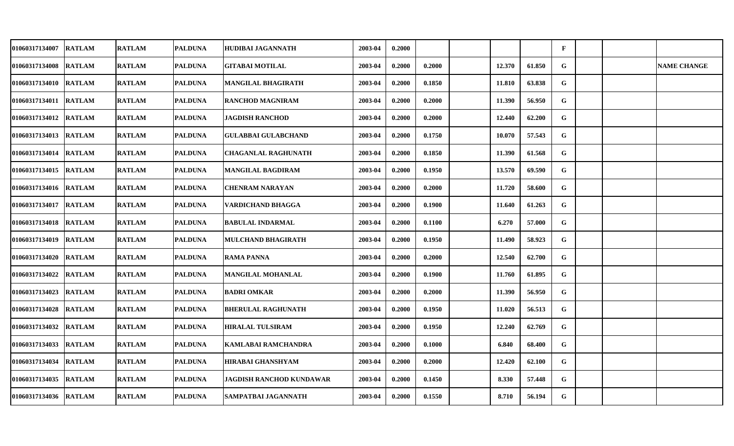| | | | | | | | | | | | | | | |
|---|---|---|---|---|---|---|---|---|---|---|---|---|---|---|
| 01060317134007 | RATLAM | RATLAM | PALDUNA | HUDIBAI JAGANNATH | 2003-04 | 0.2000 | | | | | F | | | |
| 01060317134008 | RATLAM | RATLAM | PALDUNA | GITABAI MOTILAL | 2003-04 | 0.2000 | 0.2000 | | 12.370 | 61.850 | G | | | NAME CHANGE |
| 01060317134010 | RATLAM | RATLAM | PALDUNA | MANGILAL BHAGIRATH | 2003-04 | 0.2000 | 0.1850 | | 11.810 | 63.838 | G | | | |
| 01060317134011 | RATLAM | RATLAM | PALDUNA | RANCHOD MAGNIRAM | 2003-04 | 0.2000 | 0.2000 | | 11.390 | 56.950 | G | | | |
| 01060317134012 | RATLAM | RATLAM | PALDUNA | JAGDISH RANCHOD | 2003-04 | 0.2000 | 0.2000 | | 12.440 | 62.200 | G | | | |
| 01060317134013 | RATLAM | RATLAM | PALDUNA | GULABBAI GULABCHAND | 2003-04 | 0.2000 | 0.1750 | | 10.070 | 57.543 | G | | | |
| 01060317134014 | RATLAM | RATLAM | PALDUNA | CHAGANLAL RAGHUNATH | 2003-04 | 0.2000 | 0.1850 | | 11.390 | 61.568 | G | | | |
| 01060317134015 | RATLAM | RATLAM | PALDUNA | MANGILAL BAGDIRAM | 2003-04 | 0.2000 | 0.1950 | | 13.570 | 69.590 | G | | | |
| 01060317134016 | RATLAM | RATLAM | PALDUNA | CHENRAM NARAYAN | 2003-04 | 0.2000 | 0.2000 | | 11.720 | 58.600 | G | | | |
| 01060317134017 | RATLAM | RATLAM | PALDUNA | VARDICHAND BHAGGA | 2003-04 | 0.2000 | 0.1900 | | 11.640 | 61.263 | G | | | |
| 01060317134018 | RATLAM | RATLAM | PALDUNA | BABULAL INDARMAL | 2003-04 | 0.2000 | 0.1100 | | 6.270 | 57.000 | G | | | |
| 01060317134019 | RATLAM | RATLAM | PALDUNA | MULCHAND BHAGIRATH | 2003-04 | 0.2000 | 0.1950 | | 11.490 | 58.923 | G | | | |
| 01060317134020 | RATLAM | RATLAM | PALDUNA | RAMA PANNA | 2003-04 | 0.2000 | 0.2000 | | 12.540 | 62.700 | G | | | |
| 01060317134022 | RATLAM | RATLAM | PALDUNA | MANGILAL MOHANLAL | 2003-04 | 0.2000 | 0.1900 | | 11.760 | 61.895 | G | | | |
| 01060317134023 | RATLAM | RATLAM | PALDUNA | BADRI OMKAR | 2003-04 | 0.2000 | 0.2000 | | 11.390 | 56.950 | G | | | |
| 01060317134028 | RATLAM | RATLAM | PALDUNA | BHERULAL RAGHUNATH | 2003-04 | 0.2000 | 0.1950 | | 11.020 | 56.513 | G | | | |
| 01060317134032 | RATLAM | RATLAM | PALDUNA | HIRALAL TULSIRAM | 2003-04 | 0.2000 | 0.1950 | | 12.240 | 62.769 | G | | | |
| 01060317134033 | RATLAM | RATLAM | PALDUNA | KAMLABAI RAMCHANDRA | 2003-04 | 0.2000 | 0.1000 | | 6.840 | 68.400 | G | | | |
| 01060317134034 | RATLAM | RATLAM | PALDUNA | HIRABAI GHANSHYAM | 2003-04 | 0.2000 | 0.2000 | | 12.420 | 62.100 | G | | | |
| 01060317134035 | RATLAM | RATLAM | PALDUNA | JAGDISH RANCHOD KUNDAWAR | 2003-04 | 0.2000 | 0.1450 | | 8.330 | 57.448 | G | | | |
| 01060317134036 | RATLAM | RATLAM | PALDUNA | SAMPATBAI JAGANNATH | 2003-04 | 0.2000 | 0.1550 | | 8.710 | 56.194 | G | | | |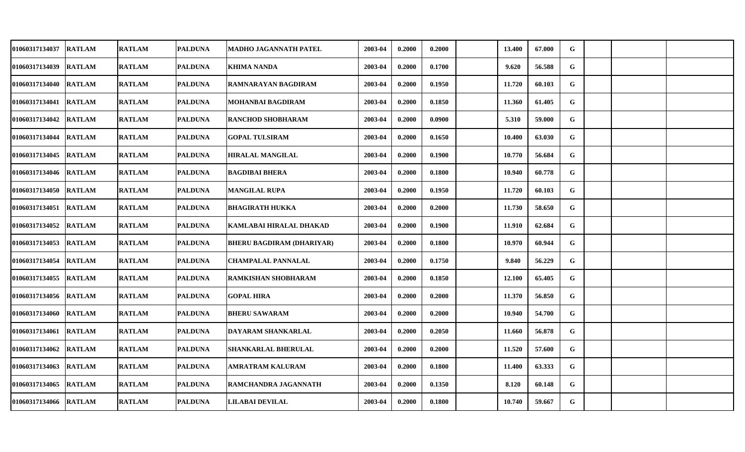| | | | | | | | | | | | | | | |
|---|---|---|---|---|---|---|---|---|---|---|---|---|---|---|
| 01060317134037 | RATLAM | RATLAM | PALDUNA | MADHO JAGANNATH PATEL | 2003-04 | 0.2000 | 0.2000 | | 13.400 | 67.000 | G | | | |
| 01060317134039 | RATLAM | RATLAM | PALDUNA | KHIMA NANDA | 2003-04 | 0.2000 | 0.1700 | | 9.620 | 56.588 | G | | | |
| 01060317134040 | RATLAM | RATLAM | PALDUNA | RAMNARAYAN BAGDIRAM | 2003-04 | 0.2000 | 0.1950 | | 11.720 | 60.103 | G | | | |
| 01060317134041 | RATLAM | RATLAM | PALDUNA | MOHANBAI BAGDIRAM | 2003-04 | 0.2000 | 0.1850 | | 11.360 | 61.405 | G | | | |
| 01060317134042 | RATLAM | RATLAM | PALDUNA | RANCHOD SHOBHARAM | 2003-04 | 0.2000 | 0.0900 | | 5.310 | 59.000 | G | | | |
| 01060317134044 | RATLAM | RATLAM | PALDUNA | GOPAL TULSIRAM | 2003-04 | 0.2000 | 0.1650 | | 10.400 | 63.030 | G | | | |
| 01060317134045 | RATLAM | RATLAM | PALDUNA | HIRALAL MANGILAL | 2003-04 | 0.2000 | 0.1900 | | 10.770 | 56.684 | G | | | |
| 01060317134046 | RATLAM | RATLAM | PALDUNA | BAGDIBAI BHERA | 2003-04 | 0.2000 | 0.1800 | | 10.940 | 60.778 | G | | | |
| 01060317134050 | RATLAM | RATLAM | PALDUNA | MANGILAL RUPA | 2003-04 | 0.2000 | 0.1950 | | 11.720 | 60.103 | G | | | |
| 01060317134051 | RATLAM | RATLAM | PALDUNA | BHAGIRATH HUKKA | 2003-04 | 0.2000 | 0.2000 | | 11.730 | 58.650 | G | | | |
| 01060317134052 | RATLAM | RATLAM | PALDUNA | KAMLABAI HIRALAL DHAKAD | 2003-04 | 0.2000 | 0.1900 | | 11.910 | 62.684 | G | | | |
| 01060317134053 | RATLAM | RATLAM | PALDUNA | BHERU BAGDIRAM (DHARIYAR) | 2003-04 | 0.2000 | 0.1800 | | 10.970 | 60.944 | G | | | |
| 01060317134054 | RATLAM | RATLAM | PALDUNA | CHAMPALAL PANNALAL | 2003-04 | 0.2000 | 0.1750 | | 9.840 | 56.229 | G | | | |
| 01060317134055 | RATLAM | RATLAM | PALDUNA | RAMKISHAN SHOBHARAM | 2003-04 | 0.2000 | 0.1850 | | 12.100 | 65.405 | G | | | |
| 01060317134056 | RATLAM | RATLAM | PALDUNA | GOPAL HIRA | 2003-04 | 0.2000 | 0.2000 | | 11.370 | 56.850 | G | | | |
| 01060317134060 | RATLAM | RATLAM | PALDUNA | BHERU SAWARAM | 2003-04 | 0.2000 | 0.2000 | | 10.940 | 54.700 | G | | | |
| 01060317134061 | RATLAM | RATLAM | PALDUNA | DAYARAM SHANKARLAL | 2003-04 | 0.2000 | 0.2050 | | 11.660 | 56.878 | G | | | |
| 01060317134062 | RATLAM | RATLAM | PALDUNA | SHANKARLAL BHERULAL | 2003-04 | 0.2000 | 0.2000 | | 11.520 | 57.600 | G | | | |
| 01060317134063 | RATLAM | RATLAM | PALDUNA | AMRATRAM KALURAM | 2003-04 | 0.2000 | 0.1800 | | 11.400 | 63.333 | G | | | |
| 01060317134065 | RATLAM | RATLAM | PALDUNA | RAMCHANDRA JAGANNATH | 2003-04 | 0.2000 | 0.1350 | | 8.120 | 60.148 | G | | | |
| 01060317134066 | RATLAM | RATLAM | PALDUNA | LILABAI DEVILAL | 2003-04 | 0.2000 | 0.1800 | | 10.740 | 59.667 | G | | | |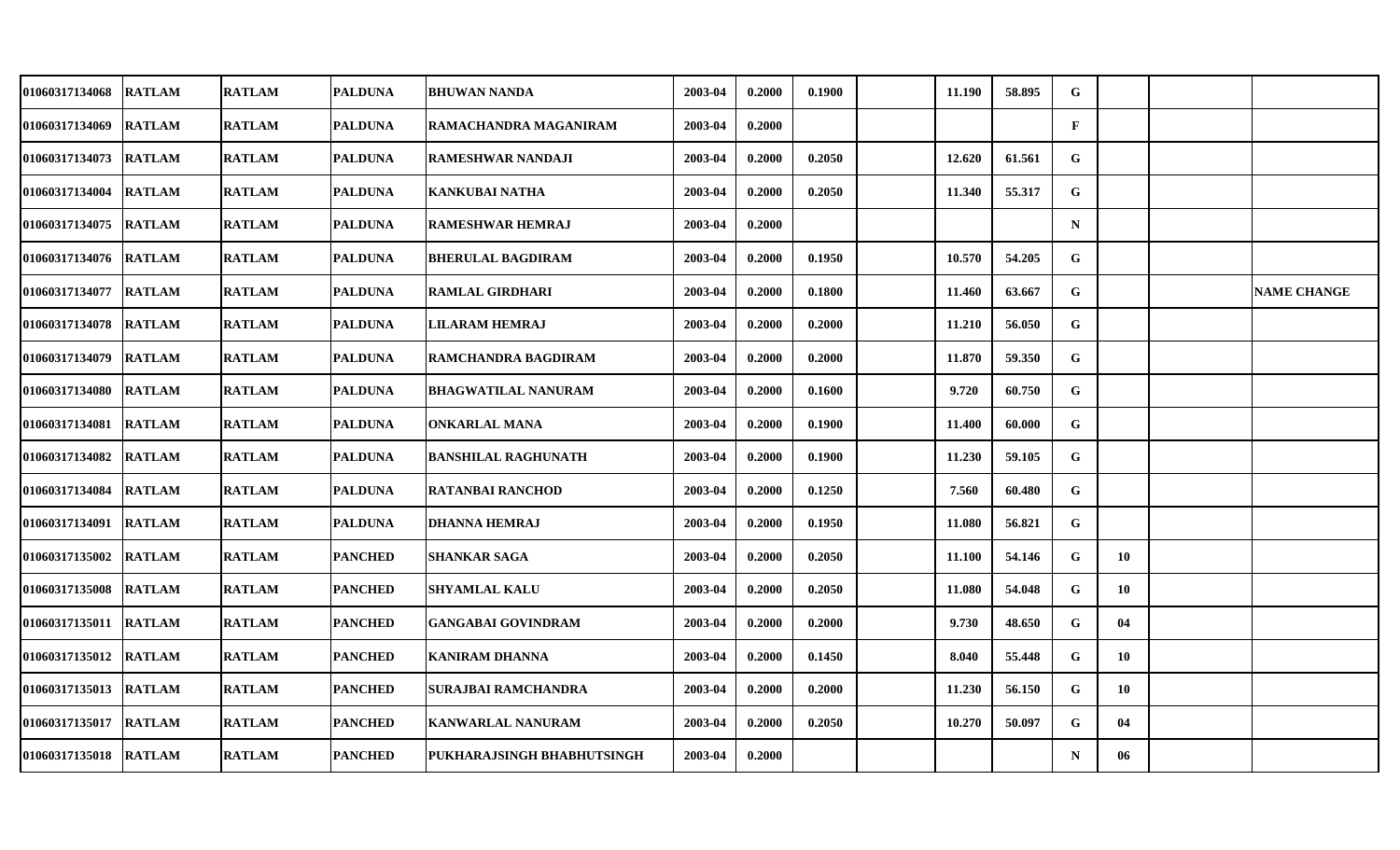| | | | | | | | | | | | | | | |
|---|---|---|---|---|---|---|---|---|---|---|---|---|---|---|
| 01060317134068 | RATLAM | RATLAM | PALDUNA | BHUWAN NANDA | 2003-04 | 0.2000 | 0.1900 | | 11.190 | 58.895 | G | | | |
| 01060317134069 | RATLAM | RATLAM | PALDUNA | RAMACHANDRA MAGANIRAM | 2003-04 | 0.2000 | | | | | F | | | |
| 01060317134073 | RATLAM | RATLAM | PALDUNA | RAMESHWAR NANDAJI | 2003-04 | 0.2000 | 0.2050 | | 12.620 | 61.561 | G | | | |
| 01060317134004 | RATLAM | RATLAM | PALDUNA | KANKUBAI NATHA | 2003-04 | 0.2000 | 0.2050 | | 11.340 | 55.317 | G | | | |
| 01060317134075 | RATLAM | RATLAM | PALDUNA | RAMESHWAR HEMRAJ | 2003-04 | 0.2000 | | | | | N | | | |
| 01060317134076 | RATLAM | RATLAM | PALDUNA | BHERULAL BAGDIRAM | 2003-04 | 0.2000 | 0.1950 | | 10.570 | 54.205 | G | | | |
| 01060317134077 | RATLAM | RATLAM | PALDUNA | RAMLAL GIRDHARI | 2003-04 | 0.2000 | 0.1800 | | 11.460 | 63.667 | G | | | NAME CHANGE |
| 01060317134078 | RATLAM | RATLAM | PALDUNA | LILARAM HEMRAJ | 2003-04 | 0.2000 | 0.2000 | | 11.210 | 56.050 | G | | | |
| 01060317134079 | RATLAM | RATLAM | PALDUNA | RAMCHANDRA BAGDIRAM | 2003-04 | 0.2000 | 0.2000 | | 11.870 | 59.350 | G | | | |
| 01060317134080 | RATLAM | RATLAM | PALDUNA | BHAGWATILAL NANURAM | 2003-04 | 0.2000 | 0.1600 | | 9.720 | 60.750 | G | | | |
| 01060317134081 | RATLAM | RATLAM | PALDUNA | ONKARLAL MANA | 2003-04 | 0.2000 | 0.1900 | | 11.400 | 60.000 | G | | | |
| 01060317134082 | RATLAM | RATLAM | PALDUNA | BANSHILAL RAGHUNATH | 2003-04 | 0.2000 | 0.1900 | | 11.230 | 59.105 | G | | | |
| 01060317134084 | RATLAM | RATLAM | PALDUNA | RATANBAI RANCHOD | 2003-04 | 0.2000 | 0.1250 | | 7.560 | 60.480 | G | | | |
| 01060317134091 | RATLAM | RATLAM | PALDUNA | DHANNA HEMRAJ | 2003-04 | 0.2000 | 0.1950 | | 11.080 | 56.821 | G | | | |
| 01060317135002 | RATLAM | RATLAM | PANCHED | SHANKAR SAGA | 2003-04 | 0.2000 | 0.2050 | | 11.100 | 54.146 | G | 10 | | |
| 01060317135008 | RATLAM | RATLAM | PANCHED | SHYAMLAL KALU | 2003-04 | 0.2000 | 0.2050 | | 11.080 | 54.048 | G | 10 | | |
| 01060317135011 | RATLAM | RATLAM | PANCHED | GANGABAI GOVINDRAM | 2003-04 | 0.2000 | 0.2000 | | 9.730 | 48.650 | G | 04 | | |
| 01060317135012 | RATLAM | RATLAM | PANCHED | KANIRAM DHANNA | 2003-04 | 0.2000 | 0.1450 | | 8.040 | 55.448 | G | 10 | | |
| 01060317135013 | RATLAM | RATLAM | PANCHED | SURAJBAI RAMCHANDRA | 2003-04 | 0.2000 | 0.2000 | | 11.230 | 56.150 | G | 10 | | |
| 01060317135017 | RATLAM | RATLAM | PANCHED | KANWARLAL NANURAM | 2003-04 | 0.2000 | 0.2050 | | 10.270 | 50.097 | G | 04 | | |
| 01060317135018 | RATLAM | RATLAM | PANCHED | PUKHARAJSINGH BHABHUTSINGH | 2003-04 | 0.2000 | | | | | N | 06 | | |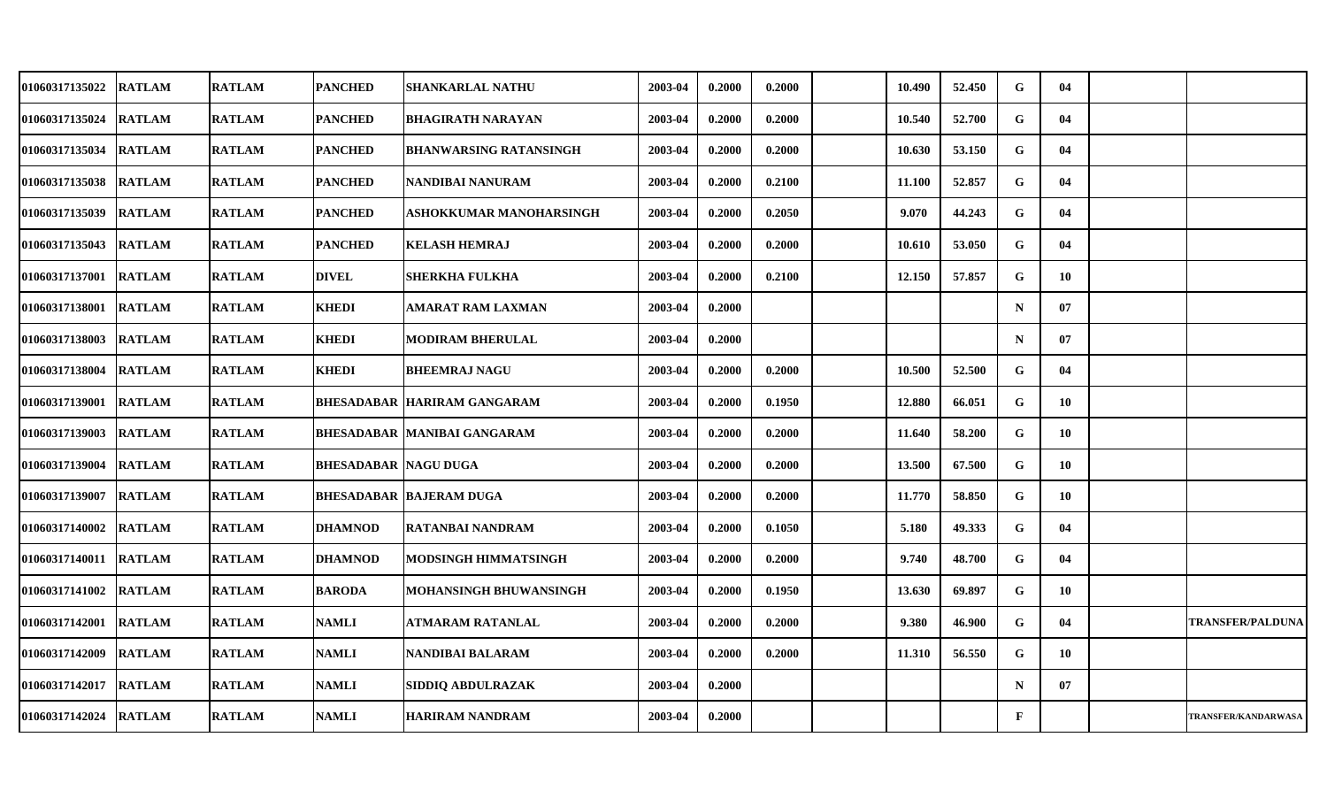| | | | | | | | | | | | | | | | |
|---|---|---|---|---|---|---|---|---|---|---|---|---|---|---|---|
| 01060317135022 | RATLAM | RATLAM | PANCHED | SHANKARLAL NATHU | 2003-04 | 0.2000 | 0.2000 | | 10.490 | 52.450 | G | 04 | | |
| 01060317135024 | RATLAM | RATLAM | PANCHED | BHAGIRATH NARAYAN | 2003-04 | 0.2000 | 0.2000 | | 10.540 | 52.700 | G | 04 | | |
| 01060317135034 | RATLAM | RATLAM | PANCHED | BHANWARSING RATANSINGH | 2003-04 | 0.2000 | 0.2000 | | 10.630 | 53.150 | G | 04 | | |
| 01060317135038 | RATLAM | RATLAM | PANCHED | NANDIBAI NANURAM | 2003-04 | 0.2000 | 0.2100 | | 11.100 | 52.857 | G | 04 | | |
| 01060317135039 | RATLAM | RATLAM | PANCHED | ASHOKKUMAR MANOHARSINGH | 2003-04 | 0.2000 | 0.2050 | | 9.070 | 44.243 | G | 04 | | |
| 01060317135043 | RATLAM | RATLAM | PANCHED | KELASH HEMRAJ | 2003-04 | 0.2000 | 0.2000 | | 10.610 | 53.050 | G | 04 | | |
| 01060317137001 | RATLAM | RATLAM | DIVEL | SHERKHA FULKHA | 2003-04 | 0.2000 | 0.2100 | | 12.150 | 57.857 | G | 10 | | |
| 01060317138001 | RATLAM | RATLAM | KHEDI | AMARAT RAM LAXMAN | 2003-04 | 0.2000 | | | | | N | 07 | | |
| 01060317138003 | RATLAM | RATLAM | KHEDI | MODIRAM BHERULAL | 2003-04 | 0.2000 | | | | | N | 07 | | |
| 01060317138004 | RATLAM | RATLAM | KHEDI | BHEEMRAJ NAGU | 2003-04 | 0.2000 | 0.2000 | | 10.500 | 52.500 | G | 04 | | |
| 01060317139001 | RATLAM | RATLAM | BHESADABAR | HARIRAM GANGARAM | 2003-04 | 0.2000 | 0.1950 | | 12.880 | 66.051 | G | 10 | | |
| 01060317139003 | RATLAM | RATLAM | BHESADABAR | MANIBAI GANGARAM | 2003-04 | 0.2000 | 0.2000 | | 11.640 | 58.200 | G | 10 | | |
| 01060317139004 | RATLAM | RATLAM | BHESADABAR | NAGU DUGA | 2003-04 | 0.2000 | 0.2000 | | 13.500 | 67.500 | G | 10 | | |
| 01060317139007 | RATLAM | RATLAM | BHESADABAR | BAJERAM DUGA | 2003-04 | 0.2000 | 0.2000 | | 11.770 | 58.850 | G | 10 | | |
| 01060317140002 | RATLAM | RATLAM | DHAMNOD | RATANBAI NANDRAM | 2003-04 | 0.2000 | 0.1050 | | 5.180 | 49.333 | G | 04 | | |
| 01060317140011 | RATLAM | RATLAM | DHAMNOD | MODSINGH HIMMATSINGH | 2003-04 | 0.2000 | 0.2000 | | 9.740 | 48.700 | G | 04 | | |
| 01060317141002 | RATLAM | RATLAM | BARODA | MOHANSINGH BHUWANSINGH | 2003-04 | 0.2000 | 0.1950 | | 13.630 | 69.897 | G | 10 | | |
| 01060317142001 | RATLAM | RATLAM | NAMLI | ATMARAM RATANLAL | 2003-04 | 0.2000 | 0.2000 | | 9.380 | 46.900 | G | 04 | | TRANSFER/PALDUNA |
| 01060317142009 | RATLAM | RATLAM | NAMLI | NANDIBAI BALARAM | 2003-04 | 0.2000 | 0.2000 | | 11.310 | 56.550 | G | 10 | | |
| 01060317142017 | RATLAM | RATLAM | NAMLI | SIDDIQ ABDULRAZAK | 2003-04 | 0.2000 | | | | | N | 07 | | |
| 01060317142024 | RATLAM | RATLAM | NAMLI | HARIRAM NANDRAM | 2003-04 | 0.2000 | | | | | F | | | TRANSFER/KANDARWASA |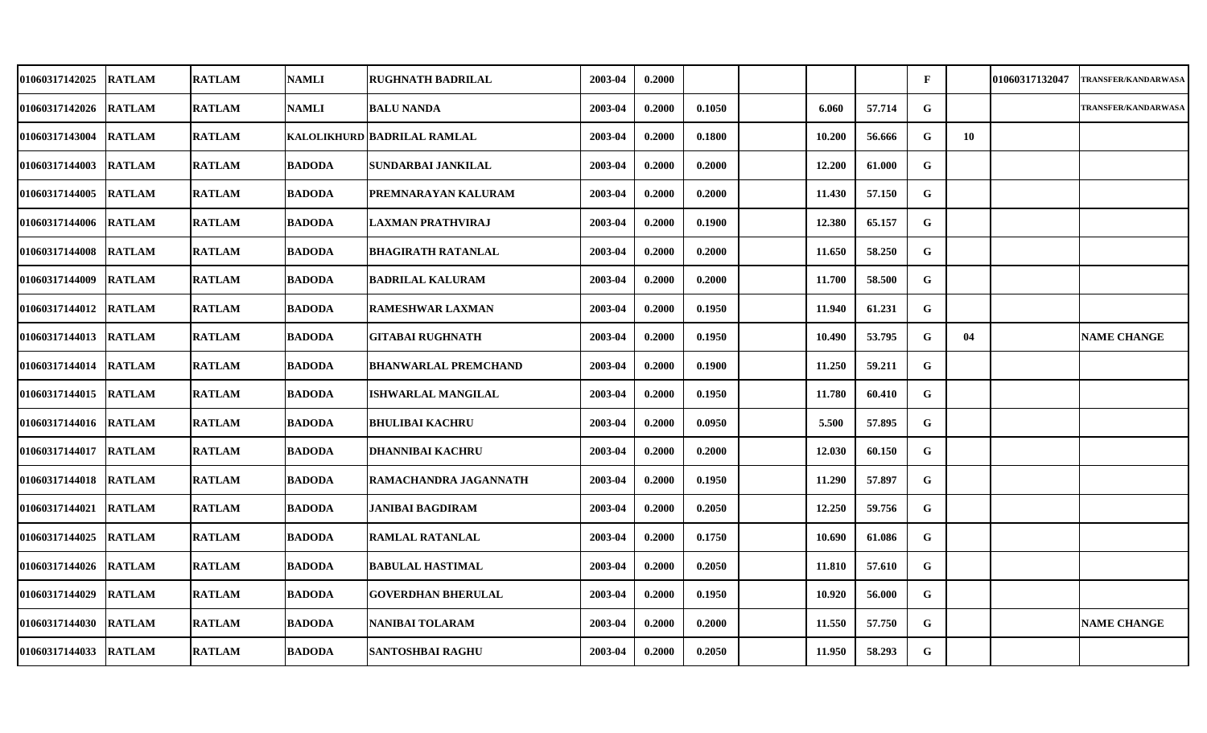| | | | | | | | | | | | | | | |
|---|---|---|---|---|---|---|---|---|---|---|---|---|---|---|
| 01060317142025 | RATLAM | RATLAM | NAMLI | RUGHNATH BADRILAL | 2003-04 | 0.2000 | | | | | F | | 01060317132047 | TRANSFER/KANDARWASA |
| 01060317142026 | RATLAM | RATLAM | NAMLI | BALU NANDA | 2003-04 | 0.2000 | 0.1050 | | 6.060 | 57.714 | G | | | TRANSFER/KANDARWASA |
| 01060317143004 | RATLAM | RATLAM | KALOLIKHURD | BADRILAL RAMLAL | 2003-04 | 0.2000 | 0.1800 | | 10.200 | 56.666 | G | 10 | | |
| 01060317144003 | RATLAM | RATLAM | BADODA | SUNDARBAI JANKILAL | 2003-04 | 0.2000 | 0.2000 | | 12.200 | 61.000 | G | | | |
| 01060317144005 | RATLAM | RATLAM | BADODA | PREMNARAYAN KALURAM | 2003-04 | 0.2000 | 0.2000 | | 11.430 | 57.150 | G | | | |
| 01060317144006 | RATLAM | RATLAM | BADODA | LAXMAN PRATHVIRAJ | 2003-04 | 0.2000 | 0.1900 | | 12.380 | 65.157 | G | | | |
| 01060317144008 | RATLAM | RATLAM | BADODA | BHAGIRATH RATANLAL | 2003-04 | 0.2000 | 0.2000 | | 11.650 | 58.250 | G | | | |
| 01060317144009 | RATLAM | RATLAM | BADODA | BADRILAL KALURAM | 2003-04 | 0.2000 | 0.2000 | | 11.700 | 58.500 | G | | | |
| 01060317144012 | RATLAM | RATLAM | BADODA | RAMESHWAR LAXMAN | 2003-04 | 0.2000 | 0.1950 | | 11.940 | 61.231 | G | | | |
| 01060317144013 | RATLAM | RATLAM | BADODA | GITABAI RUGHNATH | 2003-04 | 0.2000 | 0.1950 | | 10.490 | 53.795 | G | 04 | | NAME CHANGE |
| 01060317144014 | RATLAM | RATLAM | BADODA | BHANWARLAL PREMCHAND | 2003-04 | 0.2000 | 0.1900 | | 11.250 | 59.211 | G | | | |
| 01060317144015 | RATLAM | RATLAM | BADODA | ISHWARLAL MANGILAL | 2003-04 | 0.2000 | 0.1950 | | 11.780 | 60.410 | G | | | |
| 01060317144016 | RATLAM | RATLAM | BADODA | BHULIBAI KACHRU | 2003-04 | 0.2000 | 0.0950 | | 5.500 | 57.895 | G | | | |
| 01060317144017 | RATLAM | RATLAM | BADODA | DHANNIBAI KACHRU | 2003-04 | 0.2000 | 0.2000 | | 12.030 | 60.150 | G | | | |
| 01060317144018 | RATLAM | RATLAM | BADODA | RAMACHANDRA JAGANNATH | 2003-04 | 0.2000 | 0.1950 | | 11.290 | 57.897 | G | | | |
| 01060317144021 | RATLAM | RATLAM | BADODA | JANIBAI BAGDIRAM | 2003-04 | 0.2000 | 0.2050 | | 12.250 | 59.756 | G | | | |
| 01060317144025 | RATLAM | RATLAM | BADODA | RAMLAL RATANLAL | 2003-04 | 0.2000 | 0.1750 | | 10.690 | 61.086 | G | | | |
| 01060317144026 | RATLAM | RATLAM | BADODA | BABULAL HASTIMAL | 2003-04 | 0.2000 | 0.2050 | | 11.810 | 57.610 | G | | | |
| 01060317144029 | RATLAM | RATLAM | BADODA | GOVERDHAN BHERULAL | 2003-04 | 0.2000 | 0.1950 | | 10.920 | 56.000 | G | | | |
| 01060317144030 | RATLAM | RATLAM | BADODA | NANIBAI TOLARAM | 2003-04 | 0.2000 | 0.2000 | | 11.550 | 57.750 | G | | | NAME CHANGE |
| 01060317144033 | RATLAM | RATLAM | BADODA | SANTOSHBAI RAGHU | 2003-04 | 0.2000 | 0.2050 | | 11.950 | 58.293 | G | | | |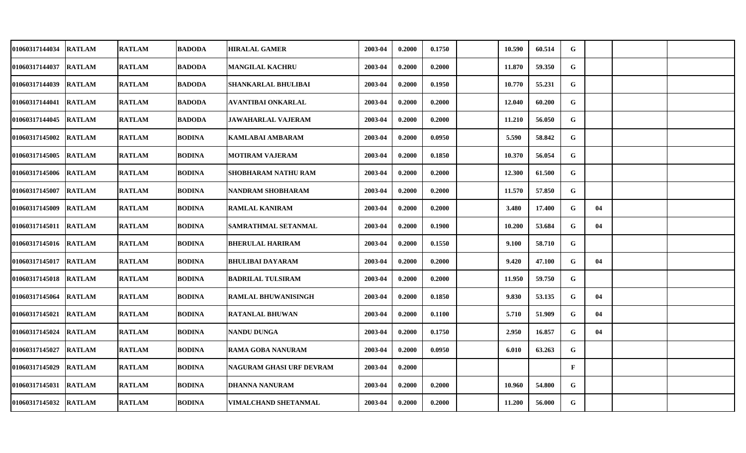| | | | | | | | | | | | | | | | |
|---|---|---|---|---|---|---|---|---|---|---|---|---|---|---|---|
| 01060317144034 | RATLAM | RATLAM | BADODA | HIRALAL GAMER | 2003-04 | 0.2000 | 0.1750 | | 10.590 | 60.514 | G | | | |
| 01060317144037 | RATLAM | RATLAM | BADODA | MANGILAL KACHRU | 2003-04 | 0.2000 | 0.2000 | | 11.870 | 59.350 | G | | | |
| 01060317144039 | RATLAM | RATLAM | BADODA | SHANKARLAL BHULIBAI | 2003-04 | 0.2000 | 0.1950 | | 10.770 | 55.231 | G | | | |
| 01060317144041 | RATLAM | RATLAM | BADODA | AVANTIBAI ONKARLAL | 2003-04 | 0.2000 | 0.2000 | | 12.040 | 60.200 | G | | | |
| 01060317144045 | RATLAM | RATLAM | BADODA | JAWAHARLAL VAJERAM | 2003-04 | 0.2000 | 0.2000 | | 11.210 | 56.050 | G | | | |
| 01060317145002 | RATLAM | RATLAM | BODINA | KAMLABAI AMBARAM | 2003-04 | 0.2000 | 0.0950 | | 5.590 | 58.842 | G | | | |
| 01060317145005 | RATLAM | RATLAM | BODINA | MOTIRAM VAJERAM | 2003-04 | 0.2000 | 0.1850 | | 10.370 | 56.054 | G | | | |
| 01060317145006 | RATLAM | RATLAM | BODINA | SHOBHARAM NATHU RAM | 2003-04 | 0.2000 | 0.2000 | | 12.300 | 61.500 | G | | | |
| 01060317145007 | RATLAM | RATLAM | BODINA | NANDRAM SHOBHARAM | 2003-04 | 0.2000 | 0.2000 | | 11.570 | 57.850 | G | | | |
| 01060317145009 | RATLAM | RATLAM | BODINA | RAMLAL KANIRAM | 2003-04 | 0.2000 | 0.2000 | | 3.480 | 17.400 | G | 04 | | |
| 01060317145011 | RATLAM | RATLAM | BODINA | SAMRATHMAL SETANMAL | 2003-04 | 0.2000 | 0.1900 | | 10.200 | 53.684 | G | 04 | | |
| 01060317145016 | RATLAM | RATLAM | BODINA | BHERULAL HARIRAM | 2003-04 | 0.2000 | 0.1550 | | 9.100 | 58.710 | G | | | |
| 01060317145017 | RATLAM | RATLAM | BODINA | BHULIBAI DAYARAM | 2003-04 | 0.2000 | 0.2000 | | 9.420 | 47.100 | G | 04 | | |
| 01060317145018 | RATLAM | RATLAM | BODINA | BADRILAL TULSIRAM | 2003-04 | 0.2000 | 0.2000 | | 11.950 | 59.750 | G | | | |
| 01060317145064 | RATLAM | RATLAM | BODINA | RAMLAL BHUWANISINGH | 2003-04 | 0.2000 | 0.1850 | | 9.830 | 53.135 | G | 04 | | |
| 01060317145021 | RATLAM | RATLAM | BODINA | RATANLAL BHUWAN | 2003-04 | 0.2000 | 0.1100 | | 5.710 | 51.909 | G | 04 | | |
| 01060317145024 | RATLAM | RATLAM | BODINA | NANDU DUNGA | 2003-04 | 0.2000 | 0.1750 | | 2.950 | 16.857 | G | 04 | | |
| 01060317145027 | RATLAM | RATLAM | BODINA | RAMA GOBA NANURAM | 2003-04 | 0.2000 | 0.0950 | | 6.010 | 63.263 | G | | | |
| 01060317145029 | RATLAM | RATLAM | BODINA | NAGURAM GHASI URF DEVRAM | 2003-04 | 0.2000 | | | | | F | | | |
| 01060317145031 | RATLAM | RATLAM | BODINA | DHANNA NANURAM | 2003-04 | 0.2000 | 0.2000 | | 10.960 | 54.800 | G | | | |
| 01060317145032 | RATLAM | RATLAM | BODINA | VIMALCHAND SHETANMAL | 2003-04 | 0.2000 | 0.2000 | | 11.200 | 56.000 | G | | | |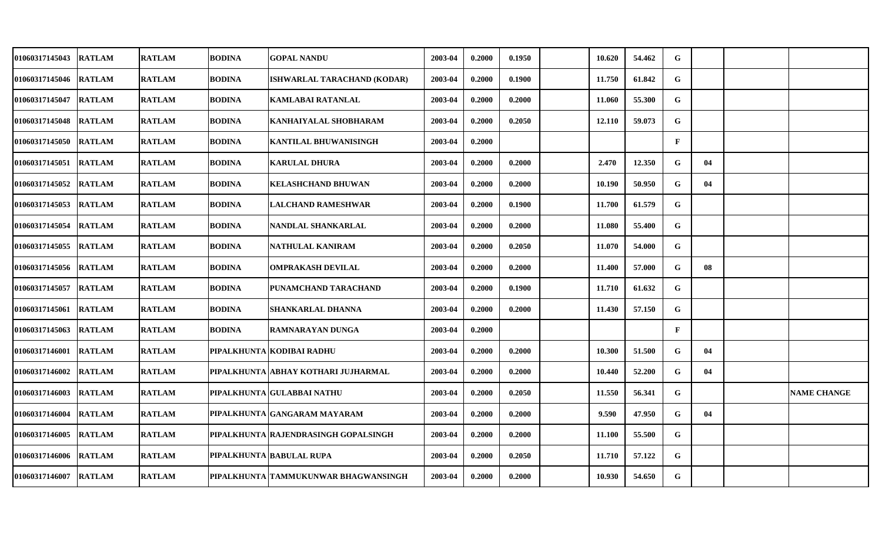| | | | | | | | | | | | | | | |
|---|---|---|---|---|---|---|---|---|---|---|---|---|---|---|
| 01060317145043 | RATLAM | RATLAM | BODINA | GOPAL NANDU | 2003-04 | 0.2000 | 0.1950 | | 10.620 | 54.462 | G | | | |
| 01060317145046 | RATLAM | RATLAM | BODINA | ISHWARLAL TARACHAND (KODAR) | 2003-04 | 0.2000 | 0.1900 | | 11.750 | 61.842 | G | | | |
| 01060317145047 | RATLAM | RATLAM | BODINA | KAMLABAI RATANLAL | 2003-04 | 0.2000 | 0.2000 | | 11.060 | 55.300 | G | | | |
| 01060317145048 | RATLAM | RATLAM | BODINA | KANHAIYALAL SHOBHARAM | 2003-04 | 0.2000 | 0.2050 | | 12.110 | 59.073 | G | | | |
| 01060317145050 | RATLAM | RATLAM | BODINA | KANTILAL BHUWANISINGH | 2003-04 | 0.2000 | | | | | F | | | |
| 01060317145051 | RATLAM | RATLAM | BODINA | KARULAL DHURA | 2003-04 | 0.2000 | 0.2000 | | 2.470 | 12.350 | G | 04 | | |
| 01060317145052 | RATLAM | RATLAM | BODINA | KELASHCHAND BHUWAN | 2003-04 | 0.2000 | 0.2000 | | 10.190 | 50.950 | G | 04 | | |
| 01060317145053 | RATLAM | RATLAM | BODINA | LALCHAND RAMESHWAR | 2003-04 | 0.2000 | 0.1900 | | 11.700 | 61.579 | G | | | |
| 01060317145054 | RATLAM | RATLAM | BODINA | NANDLAL SHANKARLAL | 2003-04 | 0.2000 | 0.2000 | | 11.080 | 55.400 | G | | | |
| 01060317145055 | RATLAM | RATLAM | BODINA | NATHULAL KANIRAM | 2003-04 | 0.2000 | 0.2050 | | 11.070 | 54.000 | G | | | |
| 01060317145056 | RATLAM | RATLAM | BODINA | OMPRAKASH DEVILAL | 2003-04 | 0.2000 | 0.2000 | | 11.400 | 57.000 | G | 08 | | |
| 01060317145057 | RATLAM | RATLAM | BODINA | PUNAMCHAND TARACHAND | 2003-04 | 0.2000 | 0.1900 | | 11.710 | 61.632 | G | | | |
| 01060317145061 | RATLAM | RATLAM | BODINA | SHANKARLAL DHANNA | 2003-04 | 0.2000 | 0.2000 | | 11.430 | 57.150 | G | | | |
| 01060317145063 | RATLAM | RATLAM | BODINA | RAMNARAYAN DUNGA | 2003-04 | 0.2000 | | | | | F | | | |
| 01060317146001 | RATLAM | RATLAM | PIPALKHUNTA | KODIBAI RADHU | 2003-04 | 0.2000 | 0.2000 | | 10.300 | 51.500 | G | 04 | | |
| 01060317146002 | RATLAM | RATLAM | PIPALKHUNTA | ABHAY KOTHARI JUJHARMAL | 2003-04 | 0.2000 | 0.2000 | | 10.440 | 52.200 | G | 04 | | |
| 01060317146003 | RATLAM | RATLAM | PIPALKHUNTA | GULABBAI NATHU | 2003-04 | 0.2000 | 0.2050 | | 11.550 | 56.341 | G | | | NAME CHANGE |
| 01060317146004 | RATLAM | RATLAM | PIPALKHUNTA | GANGARAM MAYARAM | 2003-04 | 0.2000 | 0.2000 | | 9.590 | 47.950 | G | 04 | | |
| 01060317146005 | RATLAM | RATLAM | PIPALKHUNTA | RAJENDRASINGH GOPALSINGH | 2003-04 | 0.2000 | 0.2000 | | 11.100 | 55.500 | G | | | |
| 01060317146006 | RATLAM | RATLAM | PIPALKHUNTA | BABULAL RUPA | 2003-04 | 0.2000 | 0.2050 | | 11.710 | 57.122 | G | | | |
| 01060317146007 | RATLAM | RATLAM | PIPALKHUNTA | TAMMUKUNWAR BHAGWANSINGH | 2003-04 | 0.2000 | 0.2000 | | 10.930 | 54.650 | G | | | |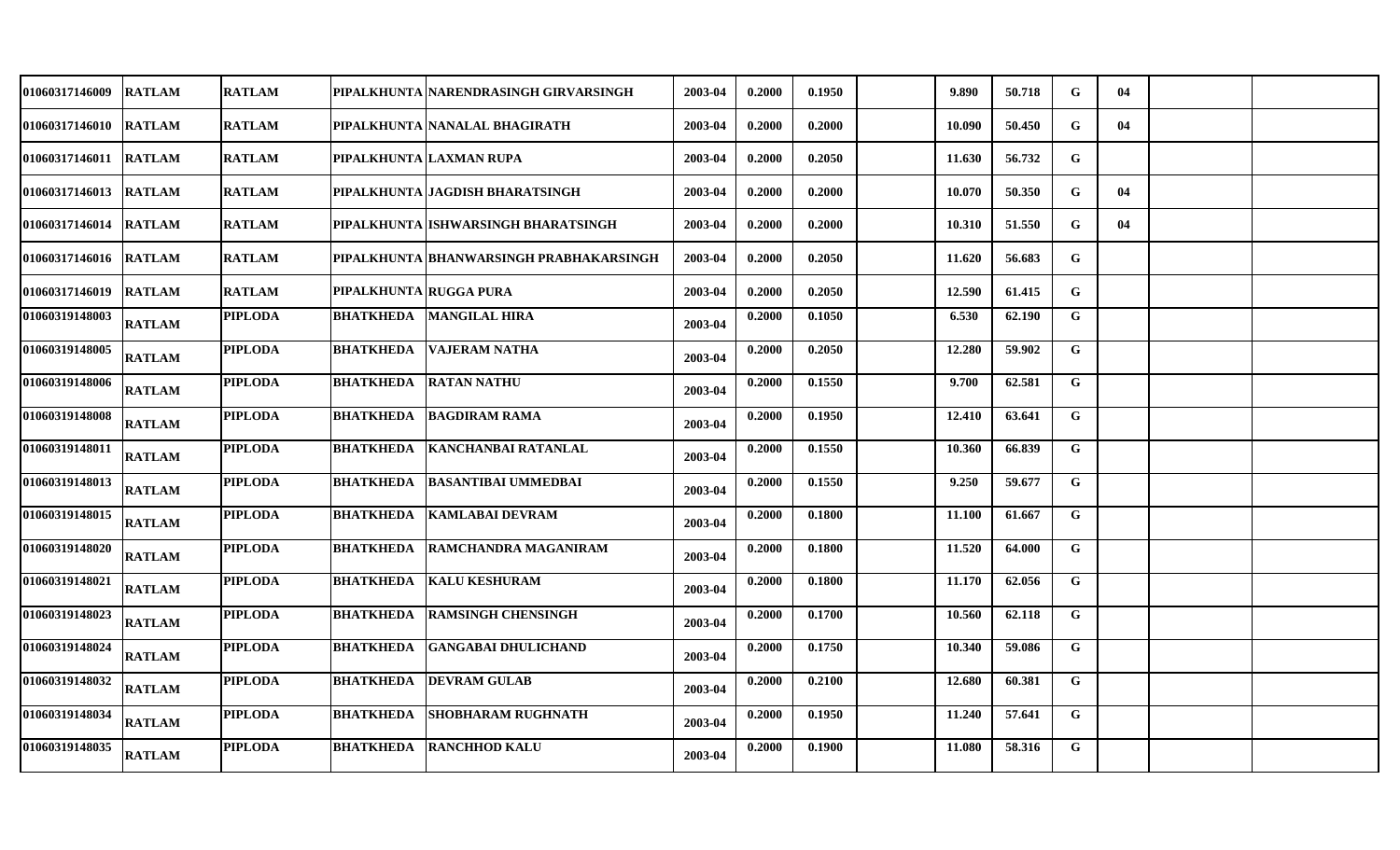| | | | | | | | | | | | | | | |
|---|---|---|---|---|---|---|---|---|---|---|---|---|---|---|
| 01060317146009 | RATLAM | RATLAM | PIPALKHUNTA | NARENDRASINGH GIRVARSINGH | 2003-04 | 0.2000 | 0.1950 | | 9.890 | 50.718 | G | 04 | | |
| 01060317146010 | RATLAM | RATLAM | PIPALKHUNTA | NANALAL BHAGIRATH | 2003-04 | 0.2000 | 0.2000 | | 10.090 | 50.450 | G | 04 | | |
| 01060317146011 | RATLAM | RATLAM | PIPALKHUNTA | LAXMAN RUPA | 2003-04 | 0.2000 | 0.2050 | | 11.630 | 56.732 | G | | | |
| 01060317146013 | RATLAM | RATLAM | PIPALKHUNTA | JAGDISH BHARATSINGH | 2003-04 | 0.2000 | 0.2000 | | 10.070 | 50.350 | G | 04 | | |
| 01060317146014 | RATLAM | RATLAM | PIPALKHUNTA | ISHWARSINGH BHARATSINGH | 2003-04 | 0.2000 | 0.2000 | | 10.310 | 51.550 | G | 04 | | |
| 01060317146016 | RATLAM | RATLAM | PIPALKHUNTA | BHANWARSINGH PRABHAKARSINGH | 2003-04 | 0.2000 | 0.2050 | | 11.620 | 56.683 | G | | | |
| 01060317146019 | RATLAM | RATLAM | PIPALKHUNTA | RUGGA PURA | 2003-04 | 0.2000 | 0.2050 | | 12.590 | 61.415 | G | | | |
| 01060319148003 | RATLAM | PIPLODA | BHATKHEDA | MANGILAL HIRA | 2003-04 | 0.2000 | 0.1050 | | 6.530 | 62.190 | G | | | |
| 01060319148005 | RATLAM | PIPLODA | BHATKHEDA | VAJERAM NATHA | 2003-04 | 0.2000 | 0.2050 | | 12.280 | 59.902 | G | | | |
| 01060319148006 | RATLAM | PIPLODA | BHATKHEDA | RATAN NATHU | 2003-04 | 0.2000 | 0.1550 | | 9.700 | 62.581 | G | | | |
| 01060319148008 | RATLAM | PIPLODA | BHATKHEDA | BAGDIRAM RAMA | 2003-04 | 0.2000 | 0.1950 | | 12.410 | 63.641 | G | | | |
| 01060319148011 | RATLAM | PIPLODA | BHATKHEDA | KANCHANBAI RATANLAL | 2003-04 | 0.2000 | 0.1550 | | 10.360 | 66.839 | G | | | |
| 01060319148013 | RATLAM | PIPLODA | BHATKHEDA | BASANTIBAI UMMEDBAI | 2003-04 | 0.2000 | 0.1550 | | 9.250 | 59.677 | G | | | |
| 01060319148015 | RATLAM | PIPLODA | BHATKHEDA | KAMLABAI DEVRAM | 2003-04 | 0.2000 | 0.1800 | | 11.100 | 61.667 | G | | | |
| 01060319148020 | RATLAM | PIPLODA | BHATKHEDA | RAMCHANDRA MAGANIRAM | 2003-04 | 0.2000 | 0.1800 | | 11.520 | 64.000 | G | | | |
| 01060319148021 | RATLAM | PIPLODA | BHATKHEDA | KALU KESHURAM | 2003-04 | 0.2000 | 0.1800 | | 11.170 | 62.056 | G | | | |
| 01060319148023 | RATLAM | PIPLODA | BHATKHEDA | RAMSINGH CHENSINGH | 2003-04 | 0.2000 | 0.1700 | | 10.560 | 62.118 | G | | | |
| 01060319148024 | RATLAM | PIPLODA | BHATKHEDA | GANGABAI DHULICHAND | 2003-04 | 0.2000 | 0.1750 | | 10.340 | 59.086 | G | | | |
| 01060319148032 | RATLAM | PIPLODA | BHATKHEDA | DEVRAM GULAB | 2003-04 | 0.2000 | 0.2100 | | 12.680 | 60.381 | G | | | |
| 01060319148034 | RATLAM | PIPLODA | BHATKHEDA | SHOBHARAM RUGHNATH | 2003-04 | 0.2000 | 0.1950 | | 11.240 | 57.641 | G | | | |
| 01060319148035 | RATLAM | PIPLODA | BHATKHEDA | RANCHHOD KALU | 2003-04 | 0.2000 | 0.1900 | | 11.080 | 58.316 | G | | | |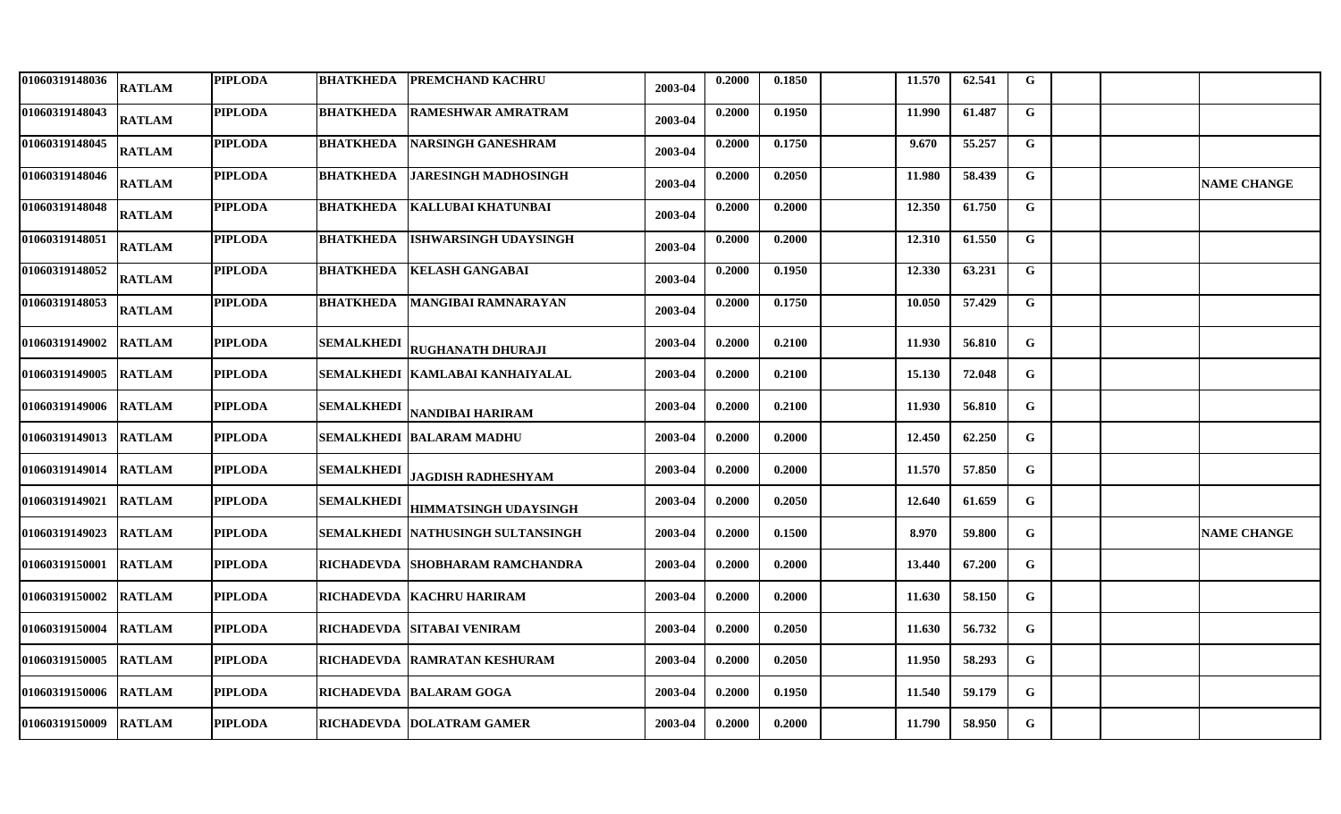| | | | | | | | | | | | | | | |
|---|---|---|---|---|---|---|---|---|---|---|---|---|---|---|
| 01060319148036 | RATLAM | PIPLODA | BHATKHEDA | PREMCHAND KACHRU | 2003-04 | 0.2000 | 0.1850 | | 11.570 | 62.541 | G | | | |
| 01060319148043 | RATLAM | PIPLODA | BHATKHEDA | RAMESHWAR AMRATRAM | 2003-04 | 0.2000 | 0.1950 | | 11.990 | 61.487 | G | | | |
| 01060319148045 | RATLAM | PIPLODA | BHATKHEDA | NARSINGH GANESHRAM | 2003-04 | 0.2000 | 0.1750 | | 9.670 | 55.257 | G | | | |
| 01060319148046 | RATLAM | PIPLODA | BHATKHEDA | JARESINGH MADHOSINGH | 2003-04 | 0.2000 | 0.2050 | | 11.980 | 58.439 | G | | | NAME CHANGE |
| 01060319148048 | RATLAM | PIPLODA | BHATKHEDA | KALLUBAI KHATUNBAI | 2003-04 | 0.2000 | 0.2000 | | 12.350 | 61.750 | G | | | |
| 01060319148051 | RATLAM | PIPLODA | BHATKHEDA | ISHWARSINGH UDAYSINGH | 2003-04 | 0.2000 | 0.2000 | | 12.310 | 61.550 | G | | | |
| 01060319148052 | RATLAM | PIPLODA | BHATKHEDA | KELASH GANGABAI | 2003-04 | 0.2000 | 0.1950 | | 12.330 | 63.231 | G | | | |
| 01060319148053 | RATLAM | PIPLODA | BHATKHEDA | MANGIBAI RAMNARAYAN | 2003-04 | 0.2000 | 0.1750 | | 10.050 | 57.429 | G | | | |
| 01060319149002 | RATLAM | PIPLODA | SEMALKHEDI | RUGHANATH DHURAJI | 2003-04 | 0.2000 | 0.2100 | | 11.930 | 56.810 | G | | | |
| 01060319149005 | RATLAM | PIPLODA | SEMALKHEDI | KAMLABAI KANHAIYALAL | 2003-04 | 0.2000 | 0.2100 | | 15.130 | 72.048 | G | | | |
| 01060319149006 | RATLAM | PIPLODA | SEMALKHEDI | NANDIBAI HARIRAM | 2003-04 | 0.2000 | 0.2100 | | 11.930 | 56.810 | G | | | |
| 01060319149013 | RATLAM | PIPLODA | SEMALKHEDI | BALARAM MADHU | 2003-04 | 0.2000 | 0.2000 | | 12.450 | 62.250 | G | | | |
| 01060319149014 | RATLAM | PIPLODA | SEMALKHEDI | JAGDISH RADHESHYAM | 2003-04 | 0.2000 | 0.2000 | | 11.570 | 57.850 | G | | | |
| 01060319149021 | RATLAM | PIPLODA | SEMALKHEDI | HIMMATSINGH UDAYSINGH | 2003-04 | 0.2000 | 0.2050 | | 12.640 | 61.659 | G | | | |
| 01060319149023 | RATLAM | PIPLODA | SEMALKHEDI | NATHUSINGH SULTANSINGH | 2003-04 | 0.2000 | 0.1500 | | 8.970 | 59.800 | G | | | NAME CHANGE |
| 01060319150001 | RATLAM | PIPLODA | RICHADEVDA | SHOBHARAM RAMCHANDRA | 2003-04 | 0.2000 | 0.2000 | | 13.440 | 67.200 | G | | | |
| 01060319150002 | RATLAM | PIPLODA | RICHADEVDA | KACHRU HARIRAM | 2003-04 | 0.2000 | 0.2000 | | 11.630 | 58.150 | G | | | |
| 01060319150004 | RATLAM | PIPLODA | RICHADEVDA | SITABAI VENIRAM | 2003-04 | 0.2000 | 0.2050 | | 11.630 | 56.732 | G | | | |
| 01060319150005 | RATLAM | PIPLODA | RICHADEVDA | RAMRATAN KESHURAM | 2003-04 | 0.2000 | 0.2050 | | 11.950 | 58.293 | G | | | |
| 01060319150006 | RATLAM | PIPLODA | RICHADEVDA | BALARAM GOGA | 2003-04 | 0.2000 | 0.1950 | | 11.540 | 59.179 | G | | | |
| 01060319150009 | RATLAM | PIPLODA | RICHADEVDA | DOLATRAM GAMER | 2003-04 | 0.2000 | 0.2000 | | 11.790 | 58.950 | G | | | |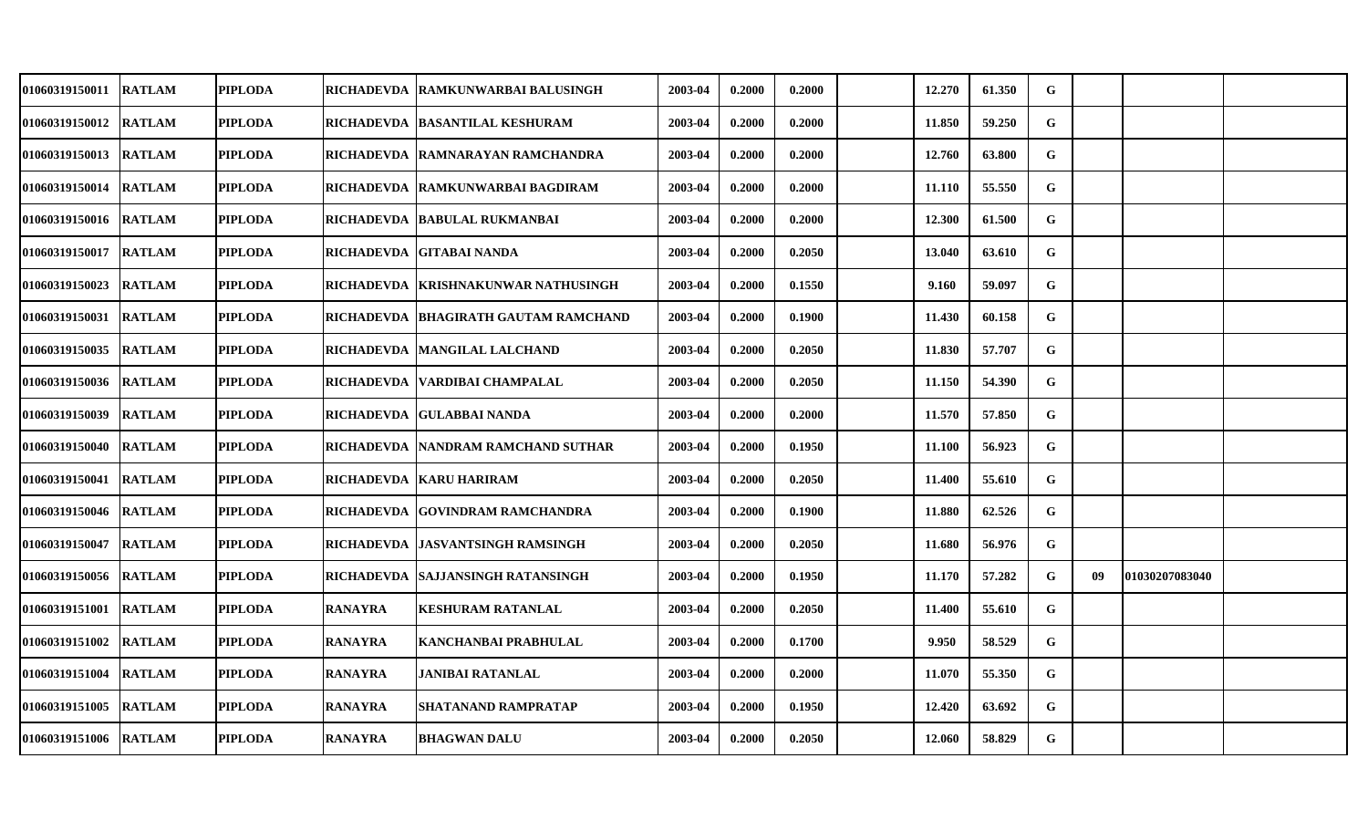| | | | | | | | | | | | | | | |
|---|---|---|---|---|---|---|---|---|---|---|---|---|---|---|
| 01060319150011 | RATLAM | PIPLODA | RICHADEVDA | RAMKUNWARBAI BALUSINGH | 2003-04 | 0.2000 | 0.2000 | | 12.270 | 61.350 | G | | | |
| 01060319150012 | RATLAM | PIPLODA | RICHADEVDA | BASANTILAL KESHURAM | 2003-04 | 0.2000 | 0.2000 | | 11.850 | 59.250 | G | | | |
| 01060319150013 | RATLAM | PIPLODA | RICHADEVDA | RAMNARAYAN RAMCHANDRA | 2003-04 | 0.2000 | 0.2000 | | 12.760 | 63.800 | G | | | |
| 01060319150014 | RATLAM | PIPLODA | RICHADEVDA | RAMKUNWARBAI BAGDIRAM | 2003-04 | 0.2000 | 0.2000 | | 11.110 | 55.550 | G | | | |
| 01060319150016 | RATLAM | PIPLODA | RICHADEVDA | BABULAL RUKMANBAI | 2003-04 | 0.2000 | 0.2000 | | 12.300 | 61.500 | G | | | |
| 01060319150017 | RATLAM | PIPLODA | RICHADEVDA | GITABAI NANDA | 2003-04 | 0.2000 | 0.2050 | | 13.040 | 63.610 | G | | | |
| 01060319150023 | RATLAM | PIPLODA | RICHADEVDA | KRISHNAKUNWAR NATHUSINGH | 2003-04 | 0.2000 | 0.1550 | | 9.160 | 59.097 | G | | | |
| 01060319150031 | RATLAM | PIPLODA | RICHADEVDA | BHAGIRATH GAUTAM RAMCHAND | 2003-04 | 0.2000 | 0.1900 | | 11.430 | 60.158 | G | | | |
| 01060319150035 | RATLAM | PIPLODA | RICHADEVDA | MANGILAL LALCHAND | 2003-04 | 0.2000 | 0.2050 | | 11.830 | 57.707 | G | | | |
| 01060319150036 | RATLAM | PIPLODA | RICHADEVDA | VARDIBAI CHAMPALAL | 2003-04 | 0.2000 | 0.2050 | | 11.150 | 54.390 | G | | | |
| 01060319150039 | RATLAM | PIPLODA | RICHADEVDA | GULABBAI NANDA | 2003-04 | 0.2000 | 0.2000 | | 11.570 | 57.850 | G | | | |
| 01060319150040 | RATLAM | PIPLODA | RICHADEVDA | NANDRAM RAMCHAND SUTHAR | 2003-04 | 0.2000 | 0.1950 | | 11.100 | 56.923 | G | | | |
| 01060319150041 | RATLAM | PIPLODA | RICHADEVDA | KARU HARIRAM | 2003-04 | 0.2000 | 0.2050 | | 11.400 | 55.610 | G | | | |
| 01060319150046 | RATLAM | PIPLODA | RICHADEVDA | GOVINDRAM RAMCHANDRA | 2003-04 | 0.2000 | 0.1900 | | 11.880 | 62.526 | G | | | |
| 01060319150047 | RATLAM | PIPLODA | RICHADEVDA | JASVANTSINGH RAMSINGH | 2003-04 | 0.2000 | 0.2050 | | 11.680 | 56.976 | G | | | |
| 01060319150056 | RATLAM | PIPLODA | RICHADEVDA | SAJJANSINGH RATANSINGH | 2003-04 | 0.2000 | 0.1950 | | 11.170 | 57.282 | G | 09 | 01030207083040 | |
| 01060319151001 | RATLAM | PIPLODA | RANAYRA | KESHURAM RATANLAL | 2003-04 | 0.2000 | 0.2050 | | 11.400 | 55.610 | G | | | |
| 01060319151002 | RATLAM | PIPLODA | RANAYRA | KANCHANBAI PRABHULAL | 2003-04 | 0.2000 | 0.1700 | | 9.950 | 58.529 | G | | | |
| 01060319151004 | RATLAM | PIPLODA | RANAYRA | JANIBAI RATANLAL | 2003-04 | 0.2000 | 0.2000 | | 11.070 | 55.350 | G | | | |
| 01060319151005 | RATLAM | PIPLODA | RANAYRA | SHATANAND RAMPRATAP | 2003-04 | 0.2000 | 0.1950 | | 12.420 | 63.692 | G | | | |
| 01060319151006 | RATLAM | PIPLODA | RANAYRA | BHAGWAN DALU | 2003-04 | 0.2000 | 0.2050 | | 12.060 | 58.829 | G | | | |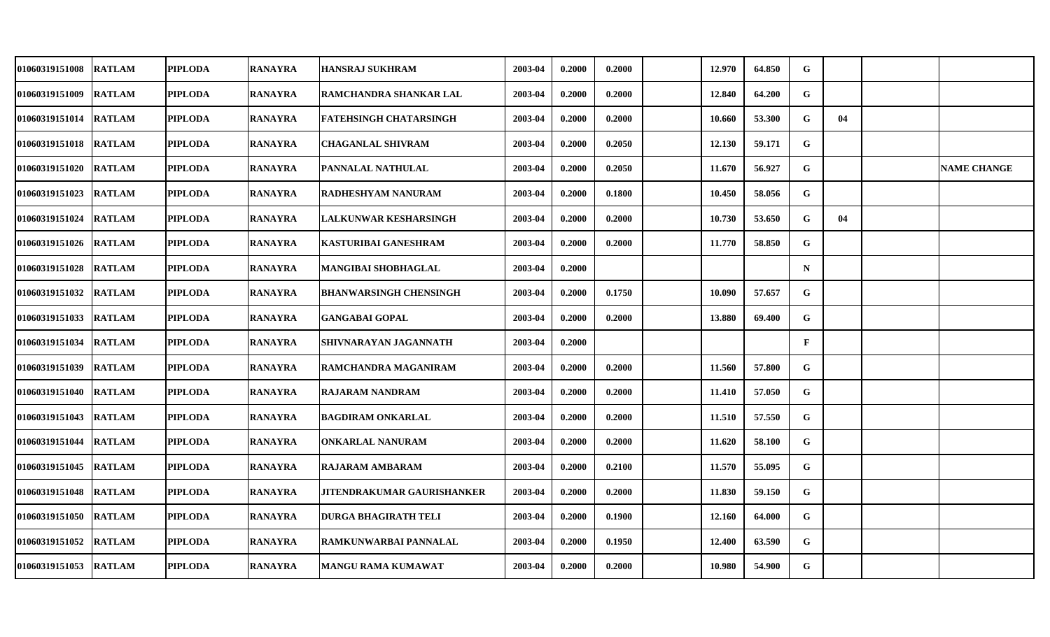| | | | | | | | | | | | | | | |
|---|---|---|---|---|---|---|---|---|---|---|---|---|---|---|
| 01060319151008 | RATLAM | PIPLODA | RANAYRA | HANSRAJ SUKHRAM | 2003-04 | 0.2000 | 0.2000 | | 12.970 | 64.850 | G | | | |
| 01060319151009 | RATLAM | PIPLODA | RANAYRA | RAMCHANDRA SHANKAR LAL | 2003-04 | 0.2000 | 0.2000 | | 12.840 | 64.200 | G | | | |
| 01060319151014 | RATLAM | PIPLODA | RANAYRA | FATEHSINGH CHATARSINGH | 2003-04 | 0.2000 | 0.2000 | | 10.660 | 53.300 | G | 04 | | |
| 01060319151018 | RATLAM | PIPLODA | RANAYRA | CHAGANLAL SHIVRAM | 2003-04 | 0.2000 | 0.2050 | | 12.130 | 59.171 | G | | | |
| 01060319151020 | RATLAM | PIPLODA | RANAYRA | PANNALAL NATHULAL | 2003-04 | 0.2000 | 0.2050 | | 11.670 | 56.927 | G | | | NAME CHANGE |
| 01060319151023 | RATLAM | PIPLODA | RANAYRA | RADHESHYAM NANURAM | 2003-04 | 0.2000 | 0.1800 | | 10.450 | 58.056 | G | | | |
| 01060319151024 | RATLAM | PIPLODA | RANAYRA | LALKUNWAR KESHARSINGH | 2003-04 | 0.2000 | 0.2000 | | 10.730 | 53.650 | G | 04 | | |
| 01060319151026 | RATLAM | PIPLODA | RANAYRA | KASTURIBAI GANESHRAM | 2003-04 | 0.2000 | 0.2000 | | 11.770 | 58.850 | G | | | |
| 01060319151028 | RATLAM | PIPLODA | RANAYRA | MANGIBAI SHOBHAGLAL | 2003-04 | 0.2000 | | | | | N | | | |
| 01060319151032 | RATLAM | PIPLODA | RANAYRA | BHANWARSINGH CHENSINGH | 2003-04 | 0.2000 | 0.1750 | | 10.090 | 57.657 | G | | | |
| 01060319151033 | RATLAM | PIPLODA | RANAYRA | GANGABAI GOPAL | 2003-04 | 0.2000 | 0.2000 | | 13.880 | 69.400 | G | | | |
| 01060319151034 | RATLAM | PIPLODA | RANAYRA | SHIVNARAYAN JAGANNATH | 2003-04 | 0.2000 | | | | | F | | | |
| 01060319151039 | RATLAM | PIPLODA | RANAYRA | RAMCHANDRA MAGANIRAM | 2003-04 | 0.2000 | 0.2000 | | 11.560 | 57.800 | G | | | |
| 01060319151040 | RATLAM | PIPLODA | RANAYRA | RAJARAM NANDRAM | 2003-04 | 0.2000 | 0.2000 | | 11.410 | 57.050 | G | | | |
| 01060319151043 | RATLAM | PIPLODA | RANAYRA | BAGDIRAM ONKARLAL | 2003-04 | 0.2000 | 0.2000 | | 11.510 | 57.550 | G | | | |
| 01060319151044 | RATLAM | PIPLODA | RANAYRA | ONKARLAL NANURAM | 2003-04 | 0.2000 | 0.2000 | | 11.620 | 58.100 | G | | | |
| 01060319151045 | RATLAM | PIPLODA | RANAYRA | RAJARAM AMBARAM | 2003-04 | 0.2000 | 0.2100 | | 11.570 | 55.095 | G | | | |
| 01060319151048 | RATLAM | PIPLODA | RANAYRA | JITENDRAKUMAR GAURISHANKER | 2003-04 | 0.2000 | 0.2000 | | 11.830 | 59.150 | G | | | |
| 01060319151050 | RATLAM | PIPLODA | RANAYRA | DURGA BHAGIRATH TELI | 2003-04 | 0.2000 | 0.1900 | | 12.160 | 64.000 | G | | | |
| 01060319151052 | RATLAM | PIPLODA | RANAYRA | RAMKUNWARBAI PANNALAL | 2003-04 | 0.2000 | 0.1950 | | 12.400 | 63.590 | G | | | |
| 01060319151053 | RATLAM | PIPLODA | RANAYRA | MANGU RAMA KUMAWAT | 2003-04 | 0.2000 | 0.2000 | | 10.980 | 54.900 | G | | | |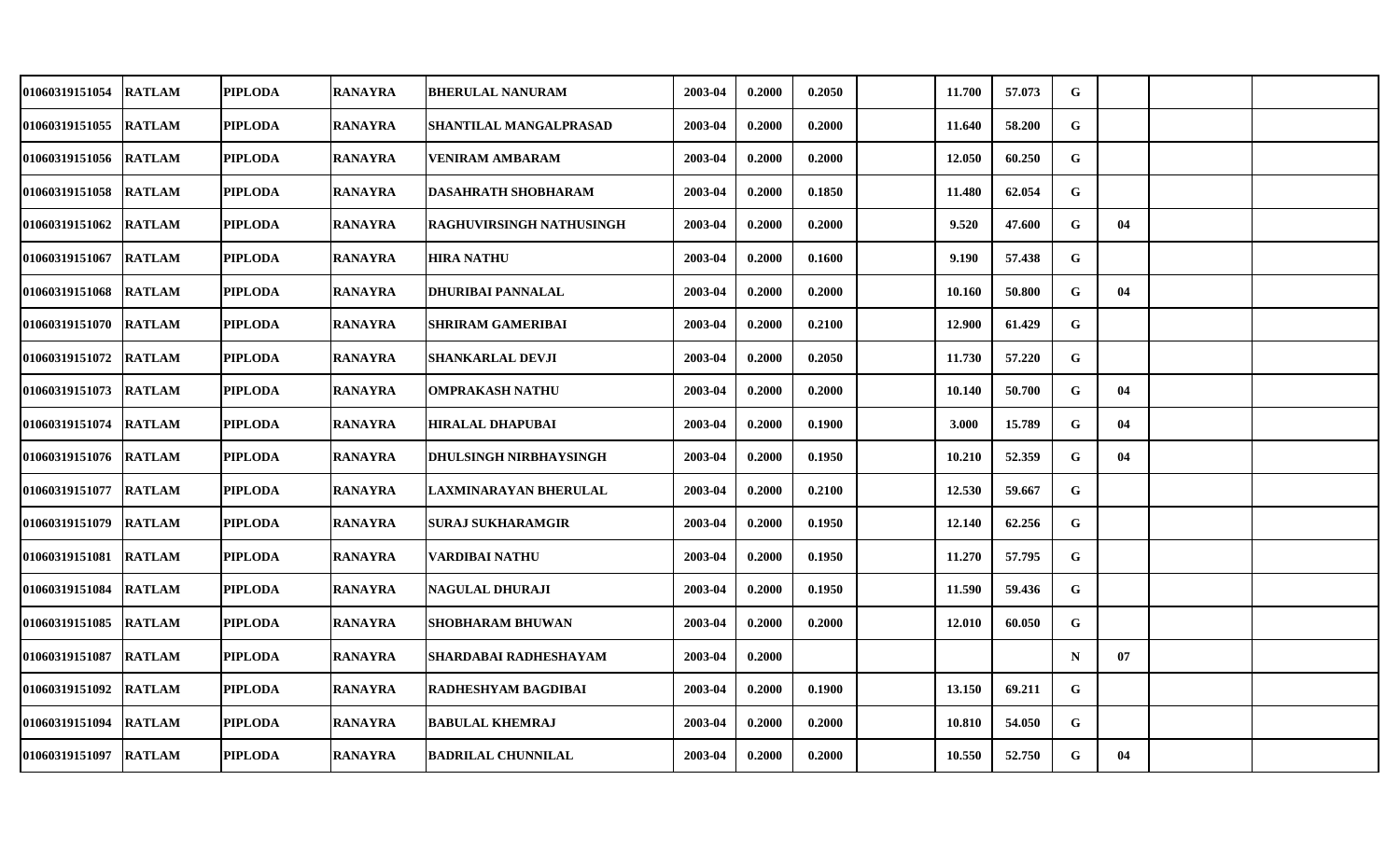| | | | | | | | | | | | | | | | |
|---|---|---|---|---|---|---|---|---|---|---|---|---|---|---|---|
| 01060319151054 | RATLAM | PIPLODA | RANAYRA | BHERULAL NANURAM | 2003-04 | 0.2000 | 0.2050 | | 11.700 | 57.073 | G | | | |
| 01060319151055 | RATLAM | PIPLODA | RANAYRA | SHANTILAL MANGALPRASAD | 2003-04 | 0.2000 | 0.2000 | | 11.640 | 58.200 | G | | | |
| 01060319151056 | RATLAM | PIPLODA | RANAYRA | VENIRAM AMBARAM | 2003-04 | 0.2000 | 0.2000 | | 12.050 | 60.250 | G | | | |
| 01060319151058 | RATLAM | PIPLODA | RANAYRA | DASAHRATH SHOBHARAM | 2003-04 | 0.2000 | 0.1850 | | 11.480 | 62.054 | G | | | |
| 01060319151062 | RATLAM | PIPLODA | RANAYRA | RAGHUVIRSINGH NATHUSINGH | 2003-04 | 0.2000 | 0.2000 | | 9.520 | 47.600 | G | 04 | | |
| 01060319151067 | RATLAM | PIPLODA | RANAYRA | HIRA NATHU | 2003-04 | 0.2000 | 0.1600 | | 9.190 | 57.438 | G | | | |
| 01060319151068 | RATLAM | PIPLODA | RANAYRA | DHURIBAI PANNALAL | 2003-04 | 0.2000 | 0.2000 | | 10.160 | 50.800 | G | 04 | | |
| 01060319151070 | RATLAM | PIPLODA | RANAYRA | SHRIRAM GAMERIBAI | 2003-04 | 0.2000 | 0.2100 | | 12.900 | 61.429 | G | | | |
| 01060319151072 | RATLAM | PIPLODA | RANAYRA | SHANKARLAL DEVJI | 2003-04 | 0.2000 | 0.2050 | | 11.730 | 57.220 | G | | | |
| 01060319151073 | RATLAM | PIPLODA | RANAYRA | OMPRAKASH NATHU | 2003-04 | 0.2000 | 0.2000 | | 10.140 | 50.700 | G | 04 | | |
| 01060319151074 | RATLAM | PIPLODA | RANAYRA | HIRALAL DHAPUBAI | 2003-04 | 0.2000 | 0.1900 | | 3.000 | 15.789 | G | 04 | | |
| 01060319151076 | RATLAM | PIPLODA | RANAYRA | DHULSINGH NIRBHAYSINGH | 2003-04 | 0.2000 | 0.1950 | | 10.210 | 52.359 | G | 04 | | |
| 01060319151077 | RATLAM | PIPLODA | RANAYRA | LAXMINARAYAN BHERULAL | 2003-04 | 0.2000 | 0.2100 | | 12.530 | 59.667 | G | | | |
| 01060319151079 | RATLAM | PIPLODA | RANAYRA | SURAJ SUKHARAMGIR | 2003-04 | 0.2000 | 0.1950 | | 12.140 | 62.256 | G | | | |
| 01060319151081 | RATLAM | PIPLODA | RANAYRA | VARDIBAI NATHU | 2003-04 | 0.2000 | 0.1950 | | 11.270 | 57.795 | G | | | |
| 01060319151084 | RATLAM | PIPLODA | RANAYRA | NAGULAL DHURAJI | 2003-04 | 0.2000 | 0.1950 | | 11.590 | 59.436 | G | | | |
| 01060319151085 | RATLAM | PIPLODA | RANAYRA | SHOBHARAM BHUWAN | 2003-04 | 0.2000 | 0.2000 | | 12.010 | 60.050 | G | | | |
| 01060319151087 | RATLAM | PIPLODA | RANAYRA | SHARDABAI RADHESHAYAM | 2003-04 | 0.2000 | | | | | N | 07 | | |
| 01060319151092 | RATLAM | PIPLODA | RANAYRA | RADHESHYAM BAGDIBAI | 2003-04 | 0.2000 | 0.1900 | | 13.150 | 69.211 | G | | | |
| 01060319151094 | RATLAM | PIPLODA | RANAYRA | BABULAL KHEMRAJ | 2003-04 | 0.2000 | 0.2000 | | 10.810 | 54.050 | G | | | |
| 01060319151097 | RATLAM | PIPLODA | RANAYRA | BADRILAL CHUNNILAL | 2003-04 | 0.2000 | 0.2000 | | 10.550 | 52.750 | G | 04 | | |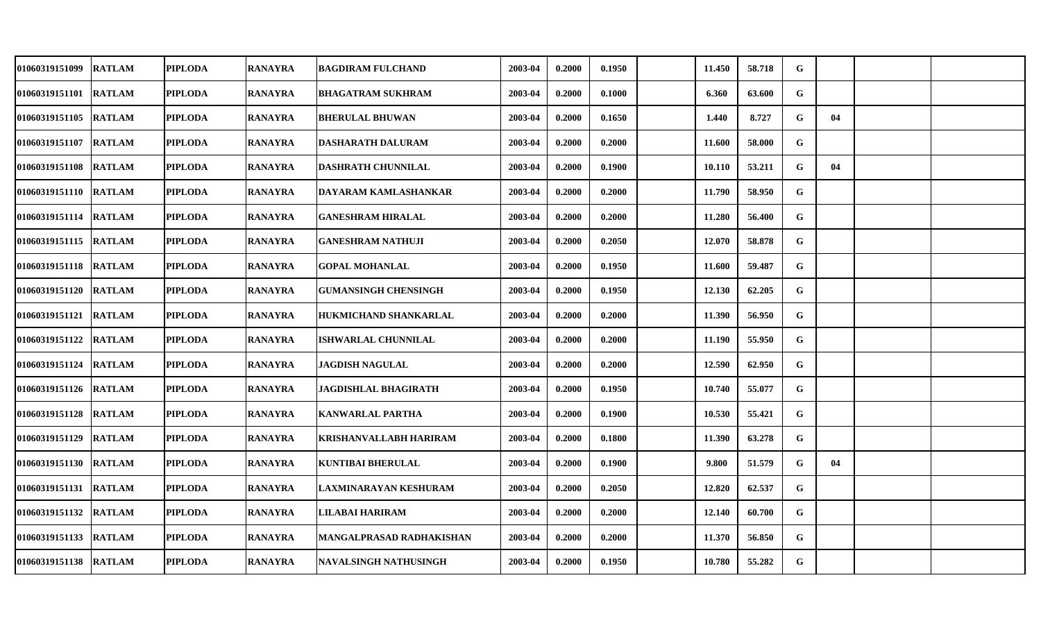| | | | | | | | | | | | | | | |
|---|---|---|---|---|---|---|---|---|---|---|---|---|---|---|
| 01060319151099 | RATLAM | PIPLODA | RANAYRA | BAGDIRAM FULCHAND | 2003-04 | 0.2000 | 0.1950 | | 11.450 | 58.718 | G | | | |
| 01060319151101 | RATLAM | PIPLODA | RANAYRA | BHAGATRAM SUKHRAM | 2003-04 | 0.2000 | 0.1000 | | 6.360 | 63.600 | G | | | |
| 01060319151105 | RATLAM | PIPLODA | RANAYRA | BHERULAL BHUWAN | 2003-04 | 0.2000 | 0.1650 | | 1.440 | 8.727 | G | 04 | | |
| 01060319151107 | RATLAM | PIPLODA | RANAYRA | DASHARATH DALURAM | 2003-04 | 0.2000 | 0.2000 | | 11.600 | 58.000 | G | | | |
| 01060319151108 | RATLAM | PIPLODA | RANAYRA | DASHRATH CHUNNILAL | 2003-04 | 0.2000 | 0.1900 | | 10.110 | 53.211 | G | 04 | | |
| 01060319151110 | RATLAM | PIPLODA | RANAYRA | DAYARAM KAMLASHANKAR | 2003-04 | 0.2000 | 0.2000 | | 11.790 | 58.950 | G | | | |
| 01060319151114 | RATLAM | PIPLODA | RANAYRA | GANESHRAM HIRALAL | 2003-04 | 0.2000 | 0.2000 | | 11.280 | 56.400 | G | | | |
| 01060319151115 | RATLAM | PIPLODA | RANAYRA | GANESHRAM NATHUJI | 2003-04 | 0.2000 | 0.2050 | | 12.070 | 58.878 | G | | | |
| 01060319151118 | RATLAM | PIPLODA | RANAYRA | GOPAL MOHANLAL | 2003-04 | 0.2000 | 0.1950 | | 11.600 | 59.487 | G | | | |
| 01060319151120 | RATLAM | PIPLODA | RANAYRA | GUMANSINGH CHENSINGH | 2003-04 | 0.2000 | 0.1950 | | 12.130 | 62.205 | G | | | |
| 01060319151121 | RATLAM | PIPLODA | RANAYRA | HUKMICHAND SHANKARLAL | 2003-04 | 0.2000 | 0.2000 | | 11.390 | 56.950 | G | | | |
| 01060319151122 | RATLAM | PIPLODA | RANAYRA | ISHWARLAL CHUNNILAL | 2003-04 | 0.2000 | 0.2000 | | 11.190 | 55.950 | G | | | |
| 01060319151124 | RATLAM | PIPLODA | RANAYRA | JAGDISH NAGULAL | 2003-04 | 0.2000 | 0.2000 | | 12.590 | 62.950 | G | | | |
| 01060319151126 | RATLAM | PIPLODA | RANAYRA | JAGDISHLAL BHAGIRATH | 2003-04 | 0.2000 | 0.1950 | | 10.740 | 55.077 | G | | | |
| 01060319151128 | RATLAM | PIPLODA | RANAYRA | KANWARLAL PARTHA | 2003-04 | 0.2000 | 0.1900 | | 10.530 | 55.421 | G | | | |
| 01060319151129 | RATLAM | PIPLODA | RANAYRA | KRISHANVALLABH HARIRAM | 2003-04 | 0.2000 | 0.1800 | | 11.390 | 63.278 | G | | | |
| 01060319151130 | RATLAM | PIPLODA | RANAYRA | KUNTIBAI BHERULAL | 2003-04 | 0.2000 | 0.1900 | | 9.800 | 51.579 | G | 04 | | |
| 01060319151131 | RATLAM | PIPLODA | RANAYRA | LAXMINARAYAN KESHURAM | 2003-04 | 0.2000 | 0.2050 | | 12.820 | 62.537 | G | | | |
| 01060319151132 | RATLAM | PIPLODA | RANAYRA | LILABAI HARIRAM | 2003-04 | 0.2000 | 0.2000 | | 12.140 | 60.700 | G | | | |
| 01060319151133 | RATLAM | PIPLODA | RANAYRA | MANGALPRASAD RADHAKISHAN | 2003-04 | 0.2000 | 0.2000 | | 11.370 | 56.850 | G | | | |
| 01060319151138 | RATLAM | PIPLODA | RANAYRA | NAVALSINGH NATHUSINGH | 2003-04 | 0.2000 | 0.1950 | | 10.780 | 55.282 | G | | | |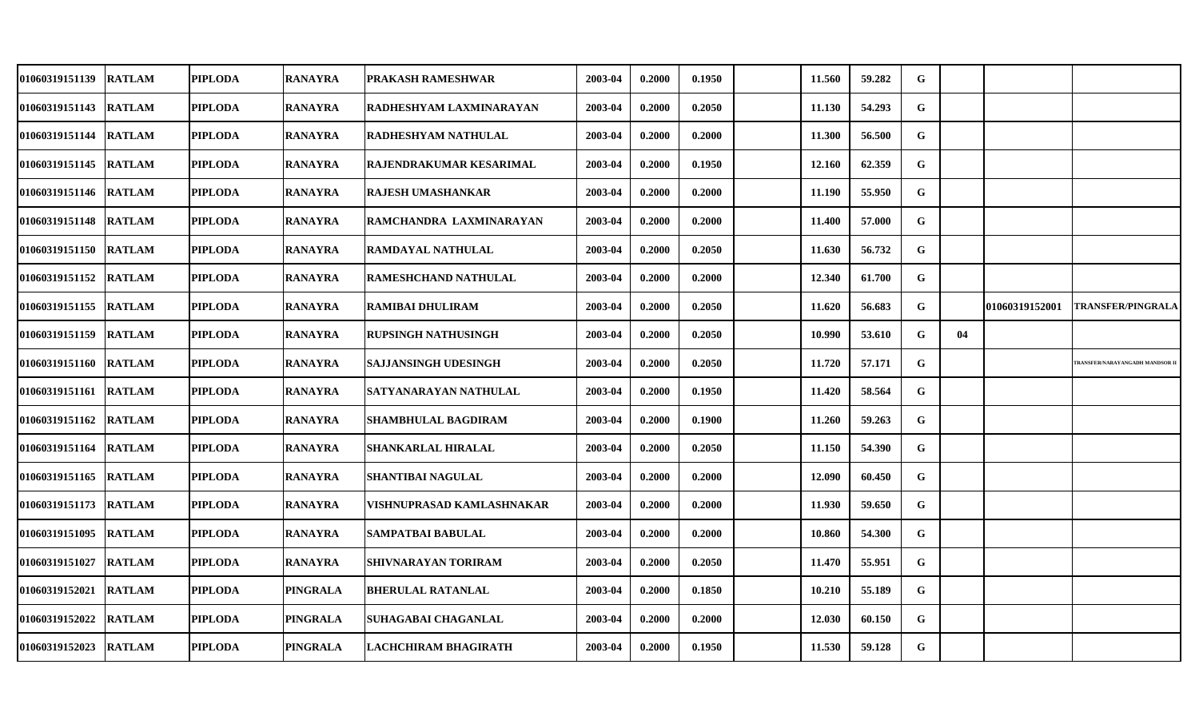| | | | | | | | | | | | | | | |
|---|---|---|---|---|---|---|---|---|---|---|---|---|---|---|
| 01060319151139 | RATLAM | PIPLODA | RANAYRA | PRAKASH RAMESHWAR | 2003-04 | 0.2000 | 0.1950 | | 11.560 | 59.282 | G | | | |
| 01060319151143 | RATLAM | PIPLODA | RANAYRA | RADHESHYAM LAXMINARAYAN | 2003-04 | 0.2000 | 0.2050 | | 11.130 | 54.293 | G | | | |
| 01060319151144 | RATLAM | PIPLODA | RANAYRA | RADHESHYAM NATHULAL | 2003-04 | 0.2000 | 0.2000 | | 11.300 | 56.500 | G | | | |
| 01060319151145 | RATLAM | PIPLODA | RANAYRA | RAJENDRAKUMAR KESARIMAL | 2003-04 | 0.2000 | 0.1950 | | 12.160 | 62.359 | G | | | |
| 01060319151146 | RATLAM | PIPLODA | RANAYRA | RAJESH UMASHANKAR | 2003-04 | 0.2000 | 0.2000 | | 11.190 | 55.950 | G | | | |
| 01060319151148 | RATLAM | PIPLODA | RANAYRA | RAMCHANDRA LAXMINARAYAN | 2003-04 | 0.2000 | 0.2000 | | 11.400 | 57.000 | G | | | |
| 01060319151150 | RATLAM | PIPLODA | RANAYRA | RAMDAYAL NATHULAL | 2003-04 | 0.2000 | 0.2050 | | 11.630 | 56.732 | G | | | |
| 01060319151152 | RATLAM | PIPLODA | RANAYRA | RAMESHCHAND NATHULAL | 2003-04 | 0.2000 | 0.2000 | | 12.340 | 61.700 | G | | | |
| 01060319151155 | RATLAM | PIPLODA | RANAYRA | RAMIBAI DHULIRAM | 2003-04 | 0.2000 | 0.2050 | | 11.620 | 56.683 | G | | 01060319152001 | TRANSFER/PINGRALA |
| 01060319151159 | RATLAM | PIPLODA | RANAYRA | RUPSINGH NATHUSINGH | 2003-04 | 0.2000 | 0.2050 | | 10.990 | 53.610 | G | 04 | | |
| 01060319151160 | RATLAM | PIPLODA | RANAYRA | SAJJANSINGH UDESINGH | 2003-04 | 0.2000 | 0.2050 | | 11.720 | 57.171 | G | | | TRANSFER/NARAYANGADH MANDSOR II |
| 01060319151161 | RATLAM | PIPLODA | RANAYRA | SATYANARAYAN NATHULAL | 2003-04 | 0.2000 | 0.1950 | | 11.420 | 58.564 | G | | | |
| 01060319151162 | RATLAM | PIPLODA | RANAYRA | SHAMBHULAL BAGDIRAM | 2003-04 | 0.2000 | 0.1900 | | 11.260 | 59.263 | G | | | |
| 01060319151164 | RATLAM | PIPLODA | RANAYRA | SHANKARLAL HIRALAL | 2003-04 | 0.2000 | 0.2050 | | 11.150 | 54.390 | G | | | |
| 01060319151165 | RATLAM | PIPLODA | RANAYRA | SHANTIBAI NAGULAL | 2003-04 | 0.2000 | 0.2000 | | 12.090 | 60.450 | G | | | |
| 01060319151173 | RATLAM | PIPLODA | RANAYRA | VISHNUPRASAD KAMLASHNAKAR | 2003-04 | 0.2000 | 0.2000 | | 11.930 | 59.650 | G | | | |
| 01060319151095 | RATLAM | PIPLODA | RANAYRA | SAMPATBAI BABULAL | 2003-04 | 0.2000 | 0.2000 | | 10.860 | 54.300 | G | | | |
| 01060319151027 | RATLAM | PIPLODA | RANAYRA | SHIVNARAYAN TORIRAM | 2003-04 | 0.2000 | 0.2050 | | 11.470 | 55.951 | G | | | |
| 01060319152021 | RATLAM | PIPLODA | PINGRALA | BHERULAL RATANLAL | 2003-04 | 0.2000 | 0.1850 | | 10.210 | 55.189 | G | | | |
| 01060319152022 | RATLAM | PIPLODA | PINGRALA | SUHAGABAI CHAGANLAL | 2003-04 | 0.2000 | 0.2000 | | 12.030 | 60.150 | G | | | |
| 01060319152023 | RATLAM | PIPLODA | PINGRALA | LACHCHIRAM BHAGIRATH | 2003-04 | 0.2000 | 0.1950 | | 11.530 | 59.128 | G | | | |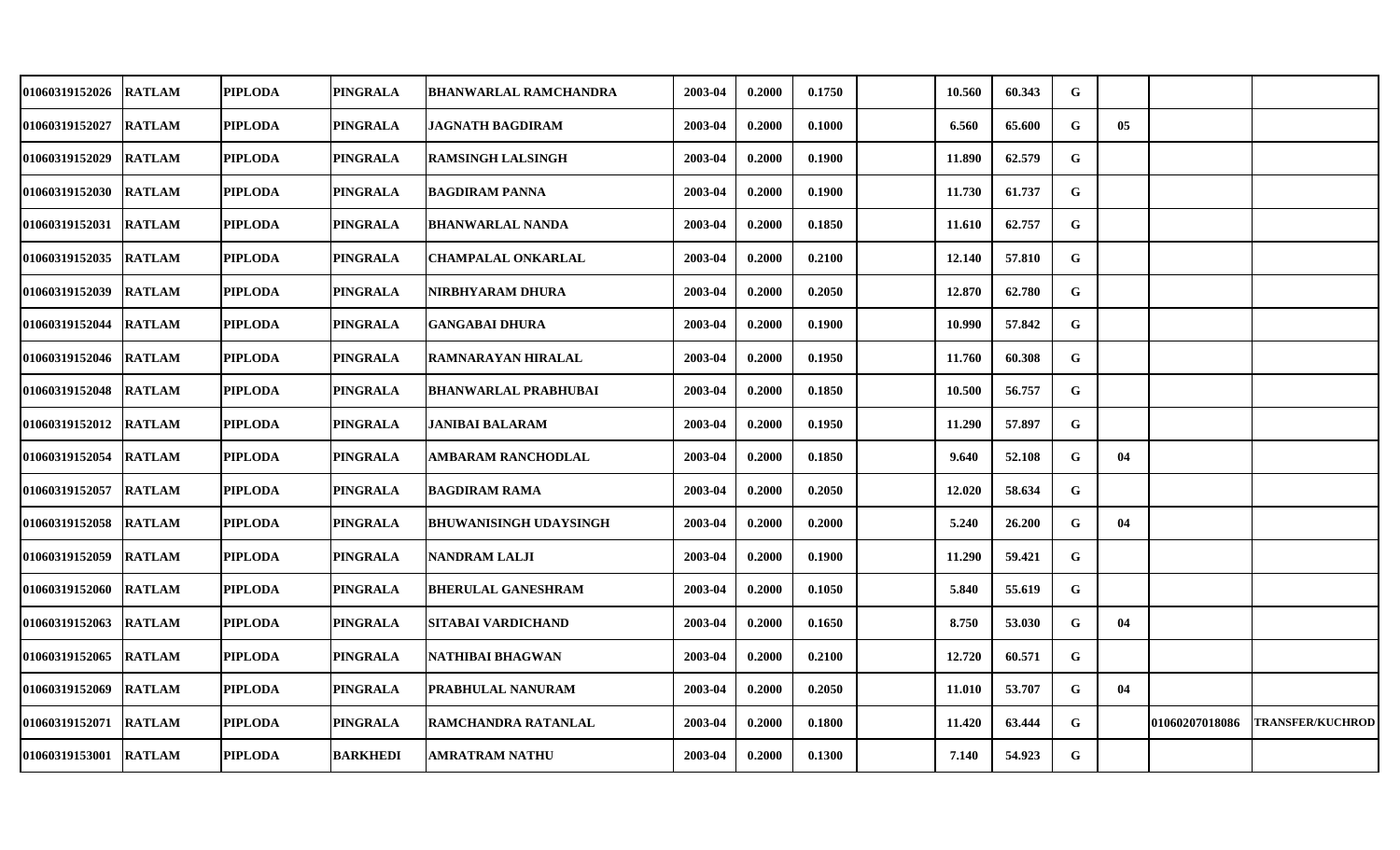| | | | | | | | | | | | | | | |
|---|---|---|---|---|---|---|---|---|---|---|---|---|---|---|
| 01060319152026 | RATLAM | PIPLODA | PINGRALA | BHANWARLAL RAMCHANDRA | 2003-04 | 0.2000 | 0.1750 | | 10.560 | 60.343 | G | | | |
| 01060319152027 | RATLAM | PIPLODA | PINGRALA | JAGNATH BAGDIRAM | 2003-04 | 0.2000 | 0.1000 | | 6.560 | 65.600 | G | 05 | | |
| 01060319152029 | RATLAM | PIPLODA | PINGRALA | RAMSINGH LALSINGH | 2003-04 | 0.2000 | 0.1900 | | 11.890 | 62.579 | G | | | |
| 01060319152030 | RATLAM | PIPLODA | PINGRALA | BAGDIRAM PANNA | 2003-04 | 0.2000 | 0.1900 | | 11.730 | 61.737 | G | | | |
| 01060319152031 | RATLAM | PIPLODA | PINGRALA | BHANWARLAL NANDA | 2003-04 | 0.2000 | 0.1850 | | 11.610 | 62.757 | G | | | |
| 01060319152035 | RATLAM | PIPLODA | PINGRALA | CHAMPALAL ONKARLAL | 2003-04 | 0.2000 | 0.2100 | | 12.140 | 57.810 | G | | | |
| 01060319152039 | RATLAM | PIPLODA | PINGRALA | NIRBHYARAM DHURA | 2003-04 | 0.2000 | 0.2050 | | 12.870 | 62.780 | G | | | |
| 01060319152044 | RATLAM | PIPLODA | PINGRALA | GANGABAI DHURA | 2003-04 | 0.2000 | 0.1900 | | 10.990 | 57.842 | G | | | |
| 01060319152046 | RATLAM | PIPLODA | PINGRALA | RAMNARAYAN HIRALAL | 2003-04 | 0.2000 | 0.1950 | | 11.760 | 60.308 | G | | | |
| 01060319152048 | RATLAM | PIPLODA | PINGRALA | BHANWARLAL PRABHUBAI | 2003-04 | 0.2000 | 0.1850 | | 10.500 | 56.757 | G | | | |
| 01060319152012 | RATLAM | PIPLODA | PINGRALA | JANIBAI BALARAM | 2003-04 | 0.2000 | 0.1950 | | 11.290 | 57.897 | G | | | |
| 01060319152054 | RATLAM | PIPLODA | PINGRALA | AMBARAM RANCHODLAL | 2003-04 | 0.2000 | 0.1850 | | 9.640 | 52.108 | G | 04 | | |
| 01060319152057 | RATLAM | PIPLODA | PINGRALA | BAGDIRAM RAMA | 2003-04 | 0.2000 | 0.2050 | | 12.020 | 58.634 | G | | | |
| 01060319152058 | RATLAM | PIPLODA | PINGRALA | BHUWANISINGH UDAYSINGH | 2003-04 | 0.2000 | 0.2000 | | 5.240 | 26.200 | G | 04 | | |
| 01060319152059 | RATLAM | PIPLODA | PINGRALA | NANDRAM LALJI | 2003-04 | 0.2000 | 0.1900 | | 11.290 | 59.421 | G | | | |
| 01060319152060 | RATLAM | PIPLODA | PINGRALA | BHERULAL GANESHRAM | 2003-04 | 0.2000 | 0.1050 | | 5.840 | 55.619 | G | | | |
| 01060319152063 | RATLAM | PIPLODA | PINGRALA | SITABAI VARDICHAND | 2003-04 | 0.2000 | 0.1650 | | 8.750 | 53.030 | G | 04 | | |
| 01060319152065 | RATLAM | PIPLODA | PINGRALA | NATHIBAI BHAGWAN | 2003-04 | 0.2000 | 0.2100 | | 12.720 | 60.571 | G | | | |
| 01060319152069 | RATLAM | PIPLODA | PINGRALA | PRABHULAL NANURAM | 2003-04 | 0.2000 | 0.2050 | | 11.010 | 53.707 | G | 04 | | |
| 01060319152071 | RATLAM | PIPLODA | PINGRALA | RAMCHANDRA RATANLAL | 2003-04 | 0.2000 | 0.1800 | | 11.420 | 63.444 | G | | 01060207018086 | TRANSFER/KUCHROD |
| 01060319153001 | RATLAM | PIPLODA | BARKHEDI | AMRATRAM NATHU | 2003-04 | 0.2000 | 0.1300 | | 7.140 | 54.923 | G | | | |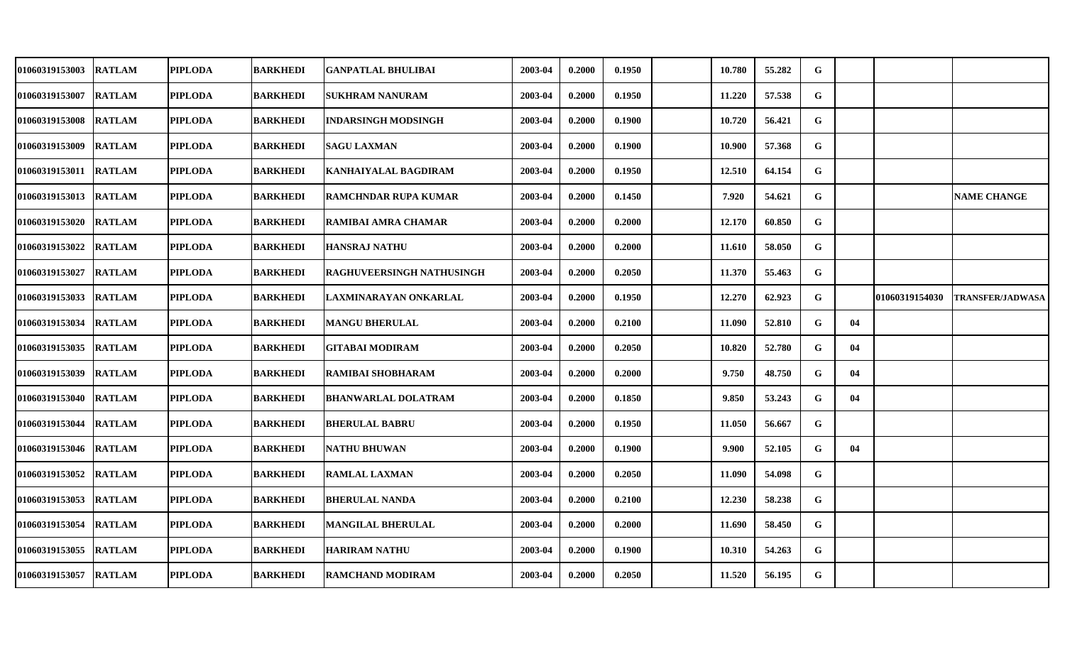| | | | | | | | | | | | | | | |
|---|---|---|---|---|---|---|---|---|---|---|---|---|---|---|
| 01060319153003 | RATLAM | PIPLODA | BARKHEDI | GANPATLAL BHULIBAI | 2003-04 | 0.2000 | 0.1950 | | 10.780 | 55.282 | G | | | |
| 01060319153007 | RATLAM | PIPLODA | BARKHEDI | SUKHRAM NANURAM | 2003-04 | 0.2000 | 0.1950 | | 11.220 | 57.538 | G | | | |
| 01060319153008 | RATLAM | PIPLODA | BARKHEDI | INDARSINGH MODSINGH | 2003-04 | 0.2000 | 0.1900 | | 10.720 | 56.421 | G | | | |
| 01060319153009 | RATLAM | PIPLODA | BARKHEDI | SAGU LAXMAN | 2003-04 | 0.2000 | 0.1900 | | 10.900 | 57.368 | G | | | |
| 01060319153011 | RATLAM | PIPLODA | BARKHEDI | KANHAIYALAL BAGDIRAM | 2003-04 | 0.2000 | 0.1950 | | 12.510 | 64.154 | G | | | |
| 01060319153013 | RATLAM | PIPLODA | BARKHEDI | RAMCHNDAR RUPA KUMAR | 2003-04 | 0.2000 | 0.1450 | | 7.920 | 54.621 | G | | | NAME CHANGE |
| 01060319153020 | RATLAM | PIPLODA | BARKHEDI | RAMIBAI AMRA CHAMAR | 2003-04 | 0.2000 | 0.2000 | | 12.170 | 60.850 | G | | | |
| 01060319153022 | RATLAM | PIPLODA | BARKHEDI | HANSRAJ NATHU | 2003-04 | 0.2000 | 0.2000 | | 11.610 | 58.050 | G | | | |
| 01060319153027 | RATLAM | PIPLODA | BARKHEDI | RAGHUVEERSINGH NATHUSINGH | 2003-04 | 0.2000 | 0.2050 | | 11.370 | 55.463 | G | | | |
| 01060319153033 | RATLAM | PIPLODA | BARKHEDI | LAXMINARAYAN ONKARLAL | 2003-04 | 0.2000 | 0.1950 | | 12.270 | 62.923 | G | | 01060319154030 | TRANSFER/JADWASA |
| 01060319153034 | RATLAM | PIPLODA | BARKHEDI | MANGU BHERULAL | 2003-04 | 0.2000 | 0.2100 | | 11.090 | 52.810 | G | 04 | | |
| 01060319153035 | RATLAM | PIPLODA | BARKHEDI | GITABAI MODIRAM | 2003-04 | 0.2000 | 0.2050 | | 10.820 | 52.780 | G | 04 | | |
| 01060319153039 | RATLAM | PIPLODA | BARKHEDI | RAMIBAI SHOBHARAM | 2003-04 | 0.2000 | 0.2000 | | 9.750 | 48.750 | G | 04 | | |
| 01060319153040 | RATLAM | PIPLODA | BARKHEDI | BHANWARLAL DOLATRAM | 2003-04 | 0.2000 | 0.1850 | | 9.850 | 53.243 | G | 04 | | |
| 01060319153044 | RATLAM | PIPLODA | BARKHEDI | BHERULAL BABRU | 2003-04 | 0.2000 | 0.1950 | | 11.050 | 56.667 | G | | | |
| 01060319153046 | RATLAM | PIPLODA | BARKHEDI | NATHU BHUWAN | 2003-04 | 0.2000 | 0.1900 | | 9.900 | 52.105 | G | 04 | | |
| 01060319153052 | RATLAM | PIPLODA | BARKHEDI | RAMLAL LAXMAN | 2003-04 | 0.2000 | 0.2050 | | 11.090 | 54.098 | G | | | |
| 01060319153053 | RATLAM | PIPLODA | BARKHEDI | BHERULAL NANDA | 2003-04 | 0.2000 | 0.2100 | | 12.230 | 58.238 | G | | | |
| 01060319153054 | RATLAM | PIPLODA | BARKHEDI | MANGILAL BHERULAL | 2003-04 | 0.2000 | 0.2000 | | 11.690 | 58.450 | G | | | |
| 01060319153055 | RATLAM | PIPLODA | BARKHEDI | HARIRAM NATHU | 2003-04 | 0.2000 | 0.1900 | | 10.310 | 54.263 | G | | | |
| 01060319153057 | RATLAM | PIPLODA | BARKHEDI | RAMCHAND MODIRAM | 2003-04 | 0.2000 | 0.2050 | | 11.520 | 56.195 | G | | | |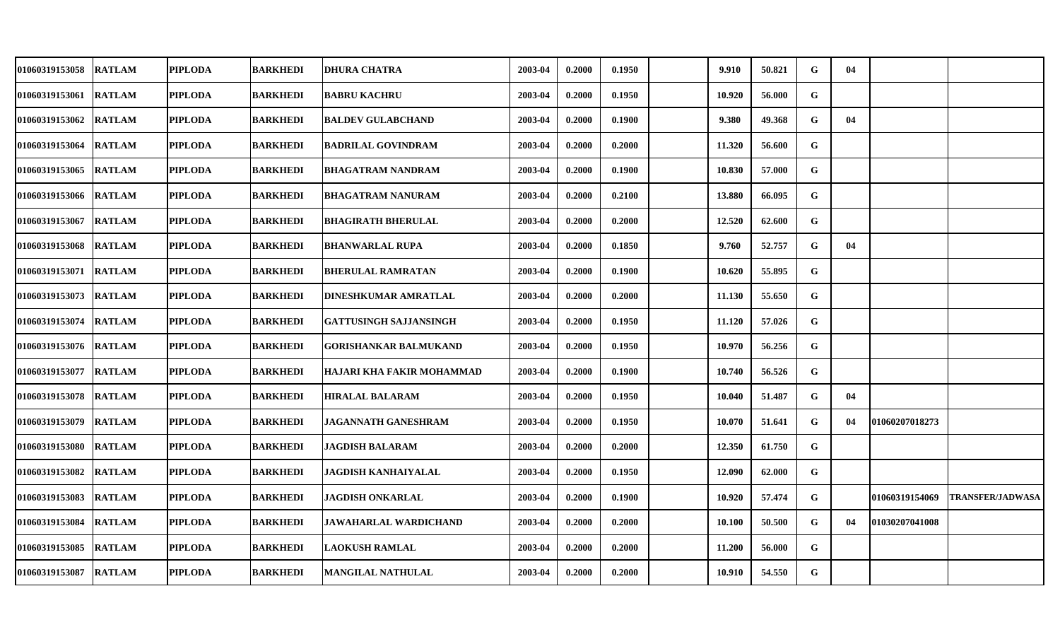| | | | | | | | | | | | | | | |
|---|---|---|---|---|---|---|---|---|---|---|---|---|---|---|
| 01060319153058 | RATLAM | PIPLODA | BARKHEDI | DHURA CHATRA | 2003-04 | 0.2000 | 0.1950 | | 9.910 | 50.821 | G | 04 | | |
| 01060319153061 | RATLAM | PIPLODA | BARKHEDI | BABRU KACHRU | 2003-04 | 0.2000 | 0.1950 | | 10.920 | 56.000 | G | | | |
| 01060319153062 | RATLAM | PIPLODA | BARKHEDI | BALDEV GULABCHAND | 2003-04 | 0.2000 | 0.1900 | | 9.380 | 49.368 | G | 04 | | |
| 01060319153064 | RATLAM | PIPLODA | BARKHEDI | BADRILAL GOVINDRAM | 2003-04 | 0.2000 | 0.2000 | | 11.320 | 56.600 | G | | | |
| 01060319153065 | RATLAM | PIPLODA | BARKHEDI | BHAGATRAM NANDRAM | 2003-04 | 0.2000 | 0.1900 | | 10.830 | 57.000 | G | | | |
| 01060319153066 | RATLAM | PIPLODA | BARKHEDI | BHAGATRAM NANURAM | 2003-04 | 0.2000 | 0.2100 | | 13.880 | 66.095 | G | | | |
| 01060319153067 | RATLAM | PIPLODA | BARKHEDI | BHAGIRATH BHERULAL | 2003-04 | 0.2000 | 0.2000 | | 12.520 | 62.600 | G | | | |
| 01060319153068 | RATLAM | PIPLODA | BARKHEDI | BHANWARLAL RUPA | 2003-04 | 0.2000 | 0.1850 | | 9.760 | 52.757 | G | 04 | | |
| 01060319153071 | RATLAM | PIPLODA | BARKHEDI | BHERULAL RAMRATAN | 2003-04 | 0.2000 | 0.1900 | | 10.620 | 55.895 | G | | | |
| 01060319153073 | RATLAM | PIPLODA | BARKHEDI | DINESHKUMAR AMRATLAL | 2003-04 | 0.2000 | 0.2000 | | 11.130 | 55.650 | G | | | |
| 01060319153074 | RATLAM | PIPLODA | BARKHEDI | GATTUSINGH SAJJANSINGH | 2003-04 | 0.2000 | 0.1950 | | 11.120 | 57.026 | G | | | |
| 01060319153076 | RATLAM | PIPLODA | BARKHEDI | GORISHANKAR BALMUKAND | 2003-04 | 0.2000 | 0.1950 | | 10.970 | 56.256 | G | | | |
| 01060319153077 | RATLAM | PIPLODA | BARKHEDI | HAJARI KHA FAKIR MOHAMMAD | 2003-04 | 0.2000 | 0.1900 | | 10.740 | 56.526 | G | | | |
| 01060319153078 | RATLAM | PIPLODA | BARKHEDI | HIRALAL BALARAM | 2003-04 | 0.2000 | 0.1950 | | 10.040 | 51.487 | G | 04 | | |
| 01060319153079 | RATLAM | PIPLODA | BARKHEDI | JAGANNATH GANESHRAM | 2003-04 | 0.2000 | 0.1950 | | 10.070 | 51.641 | G | 04 | 01060207018273 | |
| 01060319153080 | RATLAM | PIPLODA | BARKHEDI | JAGDISH BALARAM | 2003-04 | 0.2000 | 0.2000 | | 12.350 | 61.750 | G | | | |
| 01060319153082 | RATLAM | PIPLODA | BARKHEDI | JAGDISH KANHAIYALAL | 2003-04 | 0.2000 | 0.1950 | | 12.090 | 62.000 | G | | | |
| 01060319153083 | RATLAM | PIPLODA | BARKHEDI | JAGDISH ONKARLAL | 2003-04 | 0.2000 | 0.1900 | | 10.920 | 57.474 | G | | 01060319154069 | TRANSFER/JADWASA |
| 01060319153084 | RATLAM | PIPLODA | BARKHEDI | JAWAHARLAL WARDICHAND | 2003-04 | 0.2000 | 0.2000 | | 10.100 | 50.500 | G | 04 | 01030207041008 | |
| 01060319153085 | RATLAM | PIPLODA | BARKHEDI | LAOKUSH RAMLAL | 2003-04 | 0.2000 | 0.2000 | | 11.200 | 56.000 | G | | | |
| 01060319153087 | RATLAM | PIPLODA | BARKHEDI | MANGILAL NATHULAL | 2003-04 | 0.2000 | 0.2000 | | 10.910 | 54.550 | G | | | |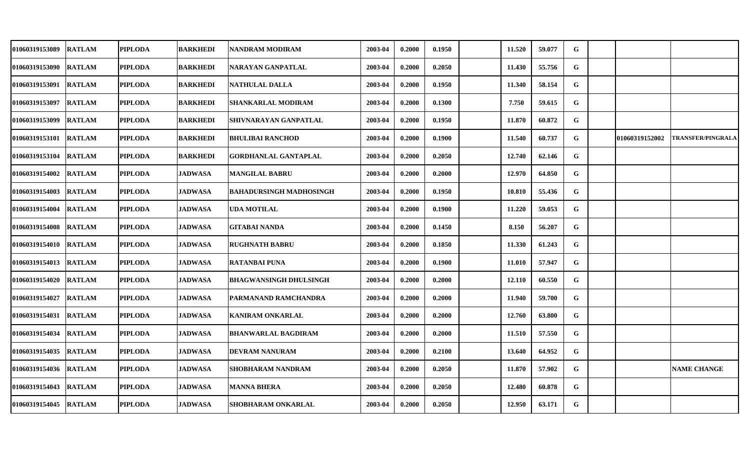| | | | | | | | | | | | | | | |
|---|---|---|---|---|---|---|---|---|---|---|---|---|---|---|
| 01060319153089 | RATLAM | PIPLODA | BARKHEDI | NANDRAM MODIRAM | 2003-04 | 0.2000 | 0.1950 | | 11.520 | 59.077 | G | | | |
| 01060319153090 | RATLAM | PIPLODA | BARKHEDI | NARAYAN GANPATLAL | 2003-04 | 0.2000 | 0.2050 | | 11.430 | 55.756 | G | | | |
| 01060319153091 | RATLAM | PIPLODA | BARKHEDI | NATHULAL DALLA | 2003-04 | 0.2000 | 0.1950 | | 11.340 | 58.154 | G | | | |
| 01060319153097 | RATLAM | PIPLODA | BARKHEDI | SHANKARLAL MODIRAM | 2003-04 | 0.2000 | 0.1300 | | 7.750 | 59.615 | G | | | |
| 01060319153099 | RATLAM | PIPLODA | BARKHEDI | SHIVNARAYAN GANPATLAL | 2003-04 | 0.2000 | 0.1950 | | 11.870 | 60.872 | G | | | |
| 01060319153101 | RATLAM | PIPLODA | BARKHEDI | BHULIBAI RANCHOD | 2003-04 | 0.2000 | 0.1900 | | 11.540 | 60.737 | G | | 01060319152002 | TRANSFER/PINGRALA |
| 01060319153104 | RATLAM | PIPLODA | BARKHEDI | GORDHANLAL GANTAPLAL | 2003-04 | 0.2000 | 0.2050 | | 12.740 | 62.146 | G | | | |
| 01060319154002 | RATLAM | PIPLODA | JADWASA | MANGILAL BABRU | 2003-04 | 0.2000 | 0.2000 | | 12.970 | 64.850 | G | | | |
| 01060319154003 | RATLAM | PIPLODA | JADWASA | BAHADURSINGH MADHOSINGH | 2003-04 | 0.2000 | 0.1950 | | 10.810 | 55.436 | G | | | |
| 01060319154004 | RATLAM | PIPLODA | JADWASA | UDA MOTILAL | 2003-04 | 0.2000 | 0.1900 | | 11.220 | 59.053 | G | | | |
| 01060319154008 | RATLAM | PIPLODA | JADWASA | GITABAI NANDA | 2003-04 | 0.2000 | 0.1450 | | 8.150 | 56.207 | G | | | |
| 01060319154010 | RATLAM | PIPLODA | JADWASA | RUGHNATH BABRU | 2003-04 | 0.2000 | 0.1850 | | 11.330 | 61.243 | G | | | |
| 01060319154013 | RATLAM | PIPLODA | JADWASA | RATANBAI PUNA | 2003-04 | 0.2000 | 0.1900 | | 11.010 | 57.947 | G | | | |
| 01060319154020 | RATLAM | PIPLODA | JADWASA | BHAGWANSINGH DHULSINGH | 2003-04 | 0.2000 | 0.2000 | | 12.110 | 60.550 | G | | | |
| 01060319154027 | RATLAM | PIPLODA | JADWASA | PARMANAND RAMCHANDRA | 2003-04 | 0.2000 | 0.2000 | | 11.940 | 59.700 | G | | | |
| 01060319154031 | RATLAM | PIPLODA | JADWASA | KANIRAM ONKARLAL | 2003-04 | 0.2000 | 0.2000 | | 12.760 | 63.800 | G | | | |
| 01060319154034 | RATLAM | PIPLODA | JADWASA | BHANWARLAL BAGDIRAM | 2003-04 | 0.2000 | 0.2000 | | 11.510 | 57.550 | G | | | |
| 01060319154035 | RATLAM | PIPLODA | JADWASA | DEVRAM NANURAM | 2003-04 | 0.2000 | 0.2100 | | 13.640 | 64.952 | G | | | |
| 01060319154036 | RATLAM | PIPLODA | JADWASA | SHOBHARAM NANDRAM | 2003-04 | 0.2000 | 0.2050 | | 11.870 | 57.902 | G | | | NAME CHANGE |
| 01060319154043 | RATLAM | PIPLODA | JADWASA | MANNA BHERA | 2003-04 | 0.2000 | 0.2050 | | 12.480 | 60.878 | G | | | |
| 01060319154045 | RATLAM | PIPLODA | JADWASA | SHOBHARAM ONKARLAL | 2003-04 | 0.2000 | 0.2050 | | 12.950 | 63.171 | G | | | |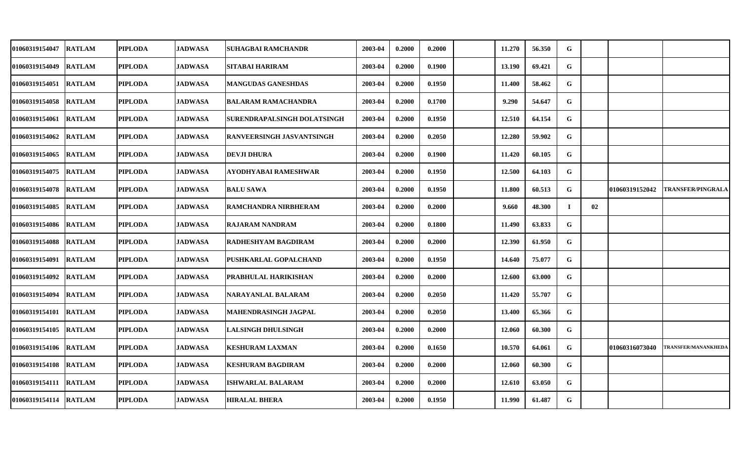| | | | | | | | | | | | | | | |
|---|---|---|---|---|---|---|---|---|---|---|---|---|---|---|
| 01060319154047 | RATLAM | PIPLODA | JADWASA | SUHAGBAI RAMCHANDR | 2003-04 | 0.2000 | 0.2000 | | 11.270 | 56.350 | G | | | |
| 01060319154049 | RATLAM | PIPLODA | JADWASA | SITABAI HARIRAM | 2003-04 | 0.2000 | 0.1900 | | 13.190 | 69.421 | G | | | |
| 01060319154051 | RATLAM | PIPLODA | JADWASA | MANGUDAS GANESHDAS | 2003-04 | 0.2000 | 0.1950 | | 11.400 | 58.462 | G | | | |
| 01060319154058 | RATLAM | PIPLODA | JADWASA | BALARAM RAMACHANDRA | 2003-04 | 0.2000 | 0.1700 | | 9.290 | 54.647 | G | | | |
| 01060319154061 | RATLAM | PIPLODA | JADWASA | SURENDRAPALSINGH DOLATSINGH | 2003-04 | 0.2000 | 0.1950 | | 12.510 | 64.154 | G | | | |
| 01060319154062 | RATLAM | PIPLODA | JADWASA | RANVEERSINGH JASVANTSINGH | 2003-04 | 0.2000 | 0.2050 | | 12.280 | 59.902 | G | | | |
| 01060319154065 | RATLAM | PIPLODA | JADWASA | DEVJI DHURA | 2003-04 | 0.2000 | 0.1900 | | 11.420 | 60.105 | G | | | |
| 01060319154075 | RATLAM | PIPLODA | JADWASA | AYODHYABAI RAMESHWAR | 2003-04 | 0.2000 | 0.1950 | | 12.500 | 64.103 | G | | | |
| 01060319154078 | RATLAM | PIPLODA | JADWASA | BALU SAWA | 2003-04 | 0.2000 | 0.1950 | | 11.800 | 60.513 | G | | 01060319152042 | TRANSFER/PINGRALA |
| 01060319154085 | RATLAM | PIPLODA | JADWASA | RAMCHANDRA NIRBHERAM | 2003-04 | 0.2000 | 0.2000 | | 9.660 | 48.300 | I | 02 | | |
| 01060319154086 | RATLAM | PIPLODA | JADWASA | RAJARAM NANDRAM | 2003-04 | 0.2000 | 0.1800 | | 11.490 | 63.833 | G | | | |
| 01060319154088 | RATLAM | PIPLODA | JADWASA | RADHESHYAM BAGDIRAM | 2003-04 | 0.2000 | 0.2000 | | 12.390 | 61.950 | G | | | |
| 01060319154091 | RATLAM | PIPLODA | JADWASA | PUSHKARLAL GOPALCHAND | 2003-04 | 0.2000 | 0.1950 | | 14.640 | 75.077 | G | | | |
| 01060319154092 | RATLAM | PIPLODA | JADWASA | PRABHULAL HARIKISHAN | 2003-04 | 0.2000 | 0.2000 | | 12.600 | 63.000 | G | | | |
| 01060319154094 | RATLAM | PIPLODA | JADWASA | NARAYANLAL BALARAM | 2003-04 | 0.2000 | 0.2050 | | 11.420 | 55.707 | G | | | |
| 01060319154101 | RATLAM | PIPLODA | JADWASA | MAHENDRASINGH JAGPAL | 2003-04 | 0.2000 | 0.2050 | | 13.400 | 65.366 | G | | | |
| 01060319154105 | RATLAM | PIPLODA | JADWASA | LALSINGH DHULSINGH | 2003-04 | 0.2000 | 0.2000 | | 12.060 | 60.300 | G | | | |
| 01060319154106 | RATLAM | PIPLODA | JADWASA | KESHURAM LAXMAN | 2003-04 | 0.2000 | 0.1650 | | 10.570 | 64.061 | G | | 01060316073040 | TRANSFER/MANANKHEDA |
| 01060319154108 | RATLAM | PIPLODA | JADWASA | KESHURAM BAGDIRAM | 2003-04 | 0.2000 | 0.2000 | | 12.060 | 60.300 | G | | | |
| 01060319154111 | RATLAM | PIPLODA | JADWASA | ISHWARLAL BALARAM | 2003-04 | 0.2000 | 0.2000 | | 12.610 | 63.050 | G | | | |
| 01060319154114 | RATLAM | PIPLODA | JADWASA | HIRALAL BHERA | 2003-04 | 0.2000 | 0.1950 | | 11.990 | 61.487 | G | | | |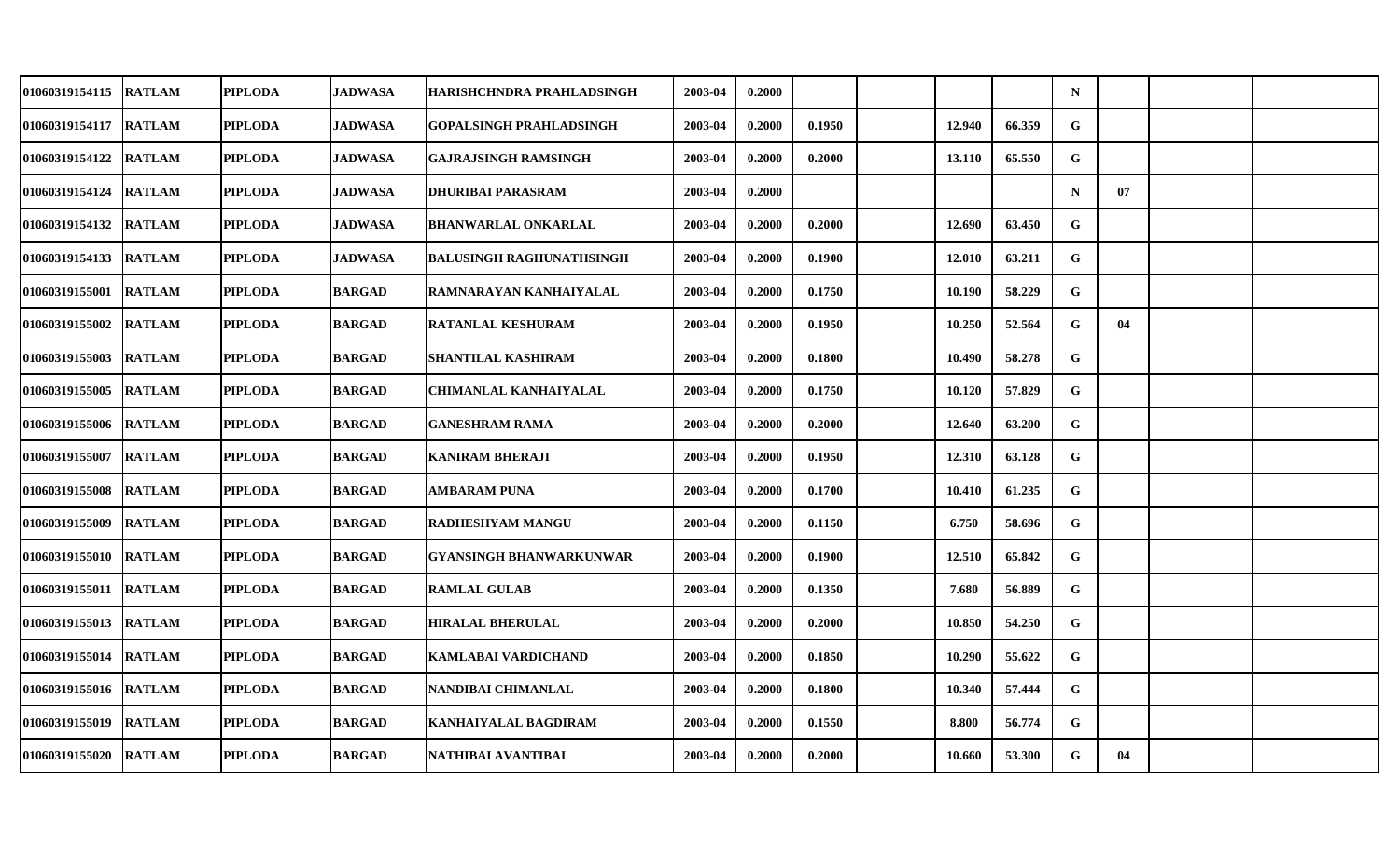| | | | | | | | | | | | | | | |
|---|---|---|---|---|---|---|---|---|---|---|---|---|---|---|
| 01060319154115 | RATLAM | PIPLODA | JADWASA | HARISHCHNDRA PRAHLADSINGH | 2003-04 | 0.2000 | | | | | N | | | |
| 01060319154117 | RATLAM | PIPLODA | JADWASA | GOPALSINGH PRAHLADSINGH | 2003-04 | 0.2000 | 0.1950 | | 12.940 | 66.359 | G | | | |
| 01060319154122 | RATLAM | PIPLODA | JADWASA | GAJRAJSINGH RAMSINGH | 2003-04 | 0.2000 | 0.2000 | | 13.110 | 65.550 | G | | | |
| 01060319154124 | RATLAM | PIPLODA | JADWASA | DHURIBAI PARASRAM | 2003-04 | 0.2000 | | | | | N | 07 | | |
| 01060319154132 | RATLAM | PIPLODA | JADWASA | BHANWARLAL ONKARLAL | 2003-04 | 0.2000 | 0.2000 | | 12.690 | 63.450 | G | | | |
| 01060319154133 | RATLAM | PIPLODA | JADWASA | BALUSINGH RAGHUNATHSINGH | 2003-04 | 0.2000 | 0.1900 | | 12.010 | 63.211 | G | | | |
| 01060319155001 | RATLAM | PIPLODA | BARGAD | RAMNARAYAN KANHAIYALAL | 2003-04 | 0.2000 | 0.1750 | | 10.190 | 58.229 | G | | | |
| 01060319155002 | RATLAM | PIPLODA | BARGAD | RATANLAL KESHURAM | 2003-04 | 0.2000 | 0.1950 | | 10.250 | 52.564 | G | 04 | | |
| 01060319155003 | RATLAM | PIPLODA | BARGAD | SHANTILAL KASHIRAM | 2003-04 | 0.2000 | 0.1800 | | 10.490 | 58.278 | G | | | |
| 01060319155005 | RATLAM | PIPLODA | BARGAD | CHIMANLAL KANHAIYALAL | 2003-04 | 0.2000 | 0.1750 | | 10.120 | 57.829 | G | | | |
| 01060319155006 | RATLAM | PIPLODA | BARGAD | GANESHRAM RAMA | 2003-04 | 0.2000 | 0.2000 | | 12.640 | 63.200 | G | | | |
| 01060319155007 | RATLAM | PIPLODA | BARGAD | KANIRAM BHERAJI | 2003-04 | 0.2000 | 0.1950 | | 12.310 | 63.128 | G | | | |
| 01060319155008 | RATLAM | PIPLODA | BARGAD | AMBARAM PUNA | 2003-04 | 0.2000 | 0.1700 | | 10.410 | 61.235 | G | | | |
| 01060319155009 | RATLAM | PIPLODA | BARGAD | RADHESHYAM MANGU | 2003-04 | 0.2000 | 0.1150 | | 6.750 | 58.696 | G | | | |
| 01060319155010 | RATLAM | PIPLODA | BARGAD | GYANSINGH BHANWARKUNWAR | 2003-04 | 0.2000 | 0.1900 | | 12.510 | 65.842 | G | | | |
| 01060319155011 | RATLAM | PIPLODA | BARGAD | RAMLAL GULAB | 2003-04 | 0.2000 | 0.1350 | | 7.680 | 56.889 | G | | | |
| 01060319155013 | RATLAM | PIPLODA | BARGAD | HIRALAL BHERULAL | 2003-04 | 0.2000 | 0.2000 | | 10.850 | 54.250 | G | | | |
| 01060319155014 | RATLAM | PIPLODA | BARGAD | KAMLABAI VARDICHAND | 2003-04 | 0.2000 | 0.1850 | | 10.290 | 55.622 | G | | | |
| 01060319155016 | RATLAM | PIPLODA | BARGAD | NANDIBAI CHIMANLAL | 2003-04 | 0.2000 | 0.1800 | | 10.340 | 57.444 | G | | | |
| 01060319155019 | RATLAM | PIPLODA | BARGAD | KANHAIYALAL BAGDIRAM | 2003-04 | 0.2000 | 0.1550 | | 8.800 | 56.774 | G | | | |
| 01060319155020 | RATLAM | PIPLODA | BARGAD | NATHIBAI AVANTIBAI | 2003-04 | 0.2000 | 0.2000 | | 10.660 | 53.300 | G | 04 | | |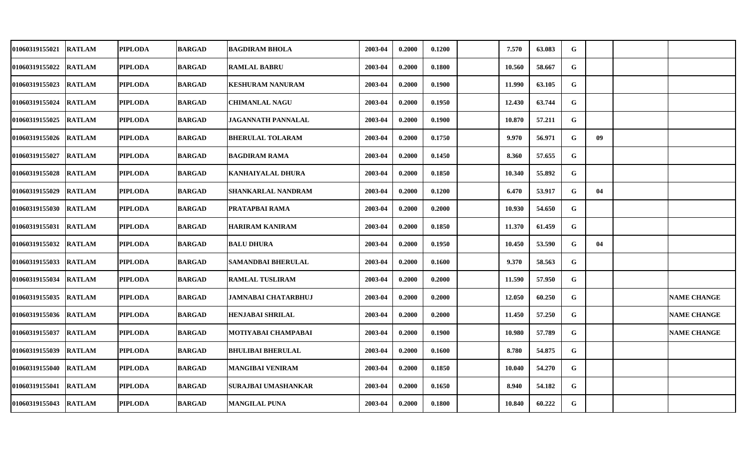| | | | | | | | | | | | | | | |
|---|---|---|---|---|---|---|---|---|---|---|---|---|---|---|
| 01060319155021 | RATLAM | PIPLODA | BARGAD | BAGDIRAM BHOLA | 2003-04 | 0.2000 | 0.1200 | | 7.570 | 63.083 | G | | | |
| 01060319155022 | RATLAM | PIPLODA | BARGAD | RAMLAL BABRU | 2003-04 | 0.2000 | 0.1800 | | 10.560 | 58.667 | G | | | |
| 01060319155023 | RATLAM | PIPLODA | BARGAD | KESHURAM NANURAM | 2003-04 | 0.2000 | 0.1900 | | 11.990 | 63.105 | G | | | |
| 01060319155024 | RATLAM | PIPLODA | BARGAD | CHIMANLAL NAGU | 2003-04 | 0.2000 | 0.1950 | | 12.430 | 63.744 | G | | | |
| 01060319155025 | RATLAM | PIPLODA | BARGAD | JAGANNATH PANNALAL | 2003-04 | 0.2000 | 0.1900 | | 10.870 | 57.211 | G | | | |
| 01060319155026 | RATLAM | PIPLODA | BARGAD | BHERULAL TOLARAM | 2003-04 | 0.2000 | 0.1750 | | 9.970 | 56.971 | G | 09 | | |
| 01060319155027 | RATLAM | PIPLODA | BARGAD | BAGDIRAM RAMA | 2003-04 | 0.2000 | 0.1450 | | 8.360 | 57.655 | G | | | |
| 01060319155028 | RATLAM | PIPLODA | BARGAD | KANHAIYALAL DHURA | 2003-04 | 0.2000 | 0.1850 | | 10.340 | 55.892 | G | | | |
| 01060319155029 | RATLAM | PIPLODA | BARGAD | SHANKARLAL NANDRAM | 2003-04 | 0.2000 | 0.1200 | | 6.470 | 53.917 | G | 04 | | |
| 01060319155030 | RATLAM | PIPLODA | BARGAD | PRATAPBAI RAMA | 2003-04 | 0.2000 | 0.2000 | | 10.930 | 54.650 | G | | | |
| 01060319155031 | RATLAM | PIPLODA | BARGAD | HARIRAM KANIRAM | 2003-04 | 0.2000 | 0.1850 | | 11.370 | 61.459 | G | | | |
| 01060319155032 | RATLAM | PIPLODA | BARGAD | BALU DHURA | 2003-04 | 0.2000 | 0.1950 | | 10.450 | 53.590 | G | 04 | | |
| 01060319155033 | RATLAM | PIPLODA | BARGAD | SAMANDBAI BHERULAL | 2003-04 | 0.2000 | 0.1600 | | 9.370 | 58.563 | G | | | |
| 01060319155034 | RATLAM | PIPLODA | BARGAD | RAMLAL TUSLIRAM | 2003-04 | 0.2000 | 0.2000 | | 11.590 | 57.950 | G | | | |
| 01060319155035 | RATLAM | PIPLODA | BARGAD | JAMNABAI CHATARBHUJ | 2003-04 | 0.2000 | 0.2000 | | 12.050 | 60.250 | G | | | NAME CHANGE |
| 01060319155036 | RATLAM | PIPLODA | BARGAD | HENJABAI SHRILAL | 2003-04 | 0.2000 | 0.2000 | | 11.450 | 57.250 | G | | | NAME CHANGE |
| 01060319155037 | RATLAM | PIPLODA | BARGAD | MOTIYABAI CHAMPABAI | 2003-04 | 0.2000 | 0.1900 | | 10.980 | 57.789 | G | | | NAME CHANGE |
| 01060319155039 | RATLAM | PIPLODA | BARGAD | BHULIBAI BHERULAL | 2003-04 | 0.2000 | 0.1600 | | 8.780 | 54.875 | G | | | |
| 01060319155040 | RATLAM | PIPLODA | BARGAD | MANGIBAI VENIRAM | 2003-04 | 0.2000 | 0.1850 | | 10.040 | 54.270 | G | | | |
| 01060319155041 | RATLAM | PIPLODA | BARGAD | SURAJBAI UMASHANKAR | 2003-04 | 0.2000 | 0.1650 | | 8.940 | 54.182 | G | | | |
| 01060319155043 | RATLAM | PIPLODA | BARGAD | MANGILAL PUNA | 2003-04 | 0.2000 | 0.1800 | | 10.840 | 60.222 | G | | | |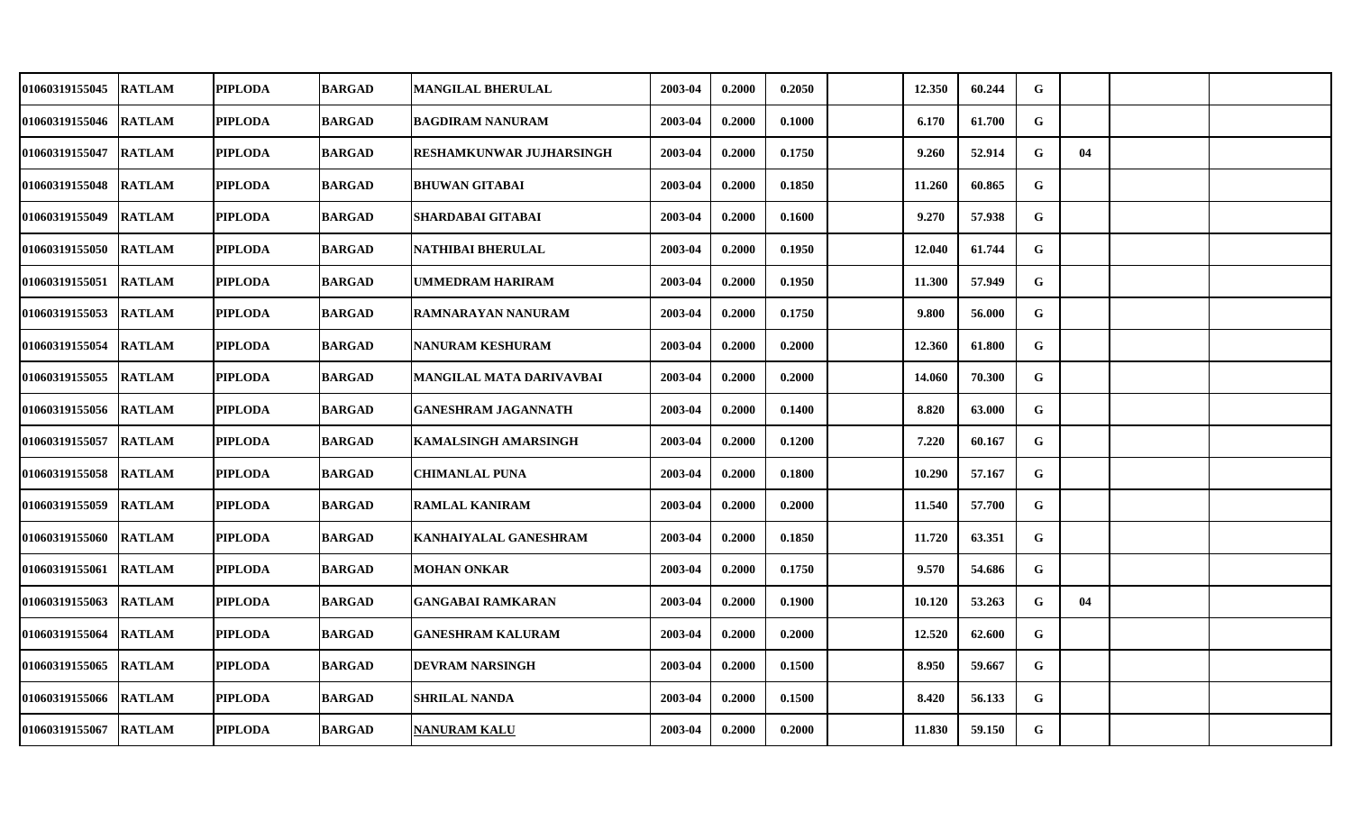| | | | | | | | | | | | | | | | |
|---|---|---|---|---|---|---|---|---|---|---|---|---|---|---|---|
| 01060319155045 | RATLAM | PIPLODA | BARGAD | MANGILAL BHERULAL | 2003-04 | 0.2000 | 0.2050 | | 12.350 | 60.244 | G | | | | |
| 01060319155046 | RATLAM | PIPLODA | BARGAD | BAGDIRAM NANURAM | 2003-04 | 0.2000 | 0.1000 | | 6.170 | 61.700 | G | | | | |
| 01060319155047 | RATLAM | PIPLODA | BARGAD | RESHAMKUNWAR JUJHARSINGH | 2003-04 | 0.2000 | 0.1750 | | 9.260 | 52.914 | G | 04 | | | |
| 01060319155048 | RATLAM | PIPLODA | BARGAD | BHUWAN GITABAI | 2003-04 | 0.2000 | 0.1850 | | 11.260 | 60.865 | G | | | | |
| 01060319155049 | RATLAM | PIPLODA | BARGAD | SHARDABAI GITABAI | 2003-04 | 0.2000 | 0.1600 | | 9.270 | 57.938 | G | | | | |
| 01060319155050 | RATLAM | PIPLODA | BARGAD | NATHIBAI BHERULAL | 2003-04 | 0.2000 | 0.1950 | | 12.040 | 61.744 | G | | | | |
| 01060319155051 | RATLAM | PIPLODA | BARGAD | UMMEDRAM HARIRAM | 2003-04 | 0.2000 | 0.1950 | | 11.300 | 57.949 | G | | | | |
| 01060319155053 | RATLAM | PIPLODA | BARGAD | RAMNARAYAN NANURAM | 2003-04 | 0.2000 | 0.1750 | | 9.800 | 56.000 | G | | | | |
| 01060319155054 | RATLAM | PIPLODA | BARGAD | NANURAM KESHURAM | 2003-04 | 0.2000 | 0.2000 | | 12.360 | 61.800 | G | | | | |
| 01060319155055 | RATLAM | PIPLODA | BARGAD | MANGILAL MATA DARIVAVBAI | 2003-04 | 0.2000 | 0.2000 | | 14.060 | 70.300 | G | | | | |
| 01060319155056 | RATLAM | PIPLODA | BARGAD | GANESHRAM JAGANNATH | 2003-04 | 0.2000 | 0.1400 | | 8.820 | 63.000 | G | | | | |
| 01060319155057 | RATLAM | PIPLODA | BARGAD | KAMALSINGH AMARSINGH | 2003-04 | 0.2000 | 0.1200 | | 7.220 | 60.167 | G | | | | |
| 01060319155058 | RATLAM | PIPLODA | BARGAD | CHIMANLAL PUNA | 2003-04 | 0.2000 | 0.1800 | | 10.290 | 57.167 | G | | | | |
| 01060319155059 | RATLAM | PIPLODA | BARGAD | RAMLAL KANIRAM | 2003-04 | 0.2000 | 0.2000 | | 11.540 | 57.700 | G | | | | |
| 01060319155060 | RATLAM | PIPLODA | BARGAD | KANHAIYALAL GANESHRAM | 2003-04 | 0.2000 | 0.1850 | | 11.720 | 63.351 | G | | | | |
| 01060319155061 | RATLAM | PIPLODA | BARGAD | MOHAN ONKAR | 2003-04 | 0.2000 | 0.1750 | | 9.570 | 54.686 | G | | | | |
| 01060319155063 | RATLAM | PIPLODA | BARGAD | GANGABAI RAMKARAN | 2003-04 | 0.2000 | 0.1900 | | 10.120 | 53.263 | G | 04 | | | |
| 01060319155064 | RATLAM | PIPLODA | BARGAD | GANESHRAM KALURAM | 2003-04 | 0.2000 | 0.2000 | | 12.520 | 62.600 | G | | | | |
| 01060319155065 | RATLAM | PIPLODA | BARGAD | DEVRAM NARSINGH | 2003-04 | 0.2000 | 0.1500 | | 8.950 | 59.667 | G | | | | |
| 01060319155066 | RATLAM | PIPLODA | BARGAD | SHRILAL NANDA | 2003-04 | 0.2000 | 0.1500 | | 8.420 | 56.133 | G | | | | |
| 01060319155067 | RATLAM | PIPLODA | BARGAD | NANURAM KALU | 2003-04 | 0.2000 | 0.2000 | | 11.830 | 59.150 | G | | | | |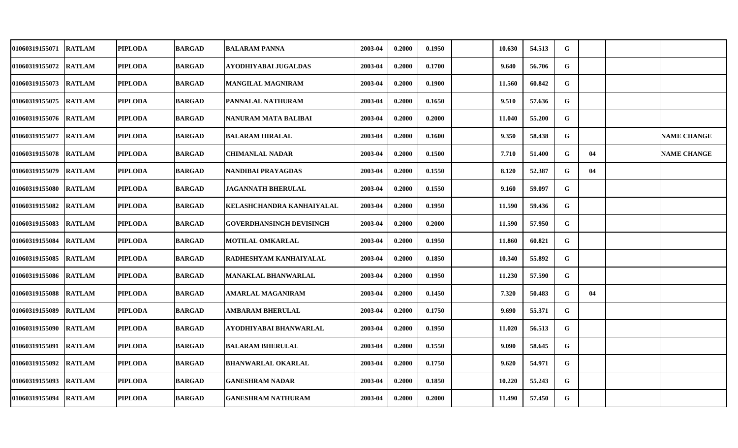| | | | | | | | | | | | | | | |
|---|---|---|---|---|---|---|---|---|---|---|---|---|---|---|
| 01060319155071 | RATLAM | PIPLODA | BARGAD | BALARAM PANNA | 2003-04 | 0.2000 | 0.1950 | | 10.630 | 54.513 | G | | | |
| 01060319155072 | RATLAM | PIPLODA | BARGAD | AYODHIYABAI JUGALDAS | 2003-04 | 0.2000 | 0.1700 | | 9.640 | 56.706 | G | | | |
| 01060319155073 | RATLAM | PIPLODA | BARGAD | MANGILAL MAGNIRAM | 2003-04 | 0.2000 | 0.1900 | | 11.560 | 60.842 | G | | | |
| 01060319155075 | RATLAM | PIPLODA | BARGAD | PANNALAL NATHURAM | 2003-04 | 0.2000 | 0.1650 | | 9.510 | 57.636 | G | | | |
| 01060319155076 | RATLAM | PIPLODA | BARGAD | NANURAM MATA BALIBAI | 2003-04 | 0.2000 | 0.2000 | | 11.040 | 55.200 | G | | | |
| 01060319155077 | RATLAM | PIPLODA | BARGAD | BALARAM HIRALAL | 2003-04 | 0.2000 | 0.1600 | | 9.350 | 58.438 | G | | | NAME CHANGE |
| 01060319155078 | RATLAM | PIPLODA | BARGAD | CHIMANLAL NADAR | 2003-04 | 0.2000 | 0.1500 | | 7.710 | 51.400 | G | 04 | | NAME CHANGE |
| 01060319155079 | RATLAM | PIPLODA | BARGAD | NANDIBAI PRAYAGDAS | 2003-04 | 0.2000 | 0.1550 | | 8.120 | 52.387 | G | 04 | | |
| 01060319155080 | RATLAM | PIPLODA | BARGAD | JAGANNATH BHERULAL | 2003-04 | 0.2000 | 0.1550 | | 9.160 | 59.097 | G | | | |
| 01060319155082 | RATLAM | PIPLODA | BARGAD | KELASHCHANDRA KANHAIYALAL | 2003-04 | 0.2000 | 0.1950 | | 11.590 | 59.436 | G | | | |
| 01060319155083 | RATLAM | PIPLODA | BARGAD | GOVERDHANSINGH DEVISINGH | 2003-04 | 0.2000 | 0.2000 | | 11.590 | 57.950 | G | | | |
| 01060319155084 | RATLAM | PIPLODA | BARGAD | MOTILAL OMKARLAL | 2003-04 | 0.2000 | 0.1950 | | 11.860 | 60.821 | G | | | |
| 01060319155085 | RATLAM | PIPLODA | BARGAD | RADHESHYAM KANHAIYALAL | 2003-04 | 0.2000 | 0.1850 | | 10.340 | 55.892 | G | | | |
| 01060319155086 | RATLAM | PIPLODA | BARGAD | MANAKLAL BHANWARLAL | 2003-04 | 0.2000 | 0.1950 | | 11.230 | 57.590 | G | | | |
| 01060319155088 | RATLAM | PIPLODA | BARGAD | AMARLAL MAGANIRAM | 2003-04 | 0.2000 | 0.1450 | | 7.320 | 50.483 | G | 04 | | |
| 01060319155089 | RATLAM | PIPLODA | BARGAD | AMBARAM BHERULAL | 2003-04 | 0.2000 | 0.1750 | | 9.690 | 55.371 | G | | | |
| 01060319155090 | RATLAM | PIPLODA | BARGAD | AYODHIYABAI BHANWARLAL | 2003-04 | 0.2000 | 0.1950 | | 11.020 | 56.513 | G | | | |
| 01060319155091 | RATLAM | PIPLODA | BARGAD | BALARAM BHERULAL | 2003-04 | 0.2000 | 0.1550 | | 9.090 | 58.645 | G | | | |
| 01060319155092 | RATLAM | PIPLODA | BARGAD | BHANWARLAL OKARLAL | 2003-04 | 0.2000 | 0.1750 | | 9.620 | 54.971 | G | | | |
| 01060319155093 | RATLAM | PIPLODA | BARGAD | GANESHRAM NADAR | 2003-04 | 0.2000 | 0.1850 | | 10.220 | 55.243 | G | | | |
| 01060319155094 | RATLAM | PIPLODA | BARGAD | GANESHRAM NATHURAM | 2003-04 | 0.2000 | 0.2000 | | 11.490 | 57.450 | G | | | |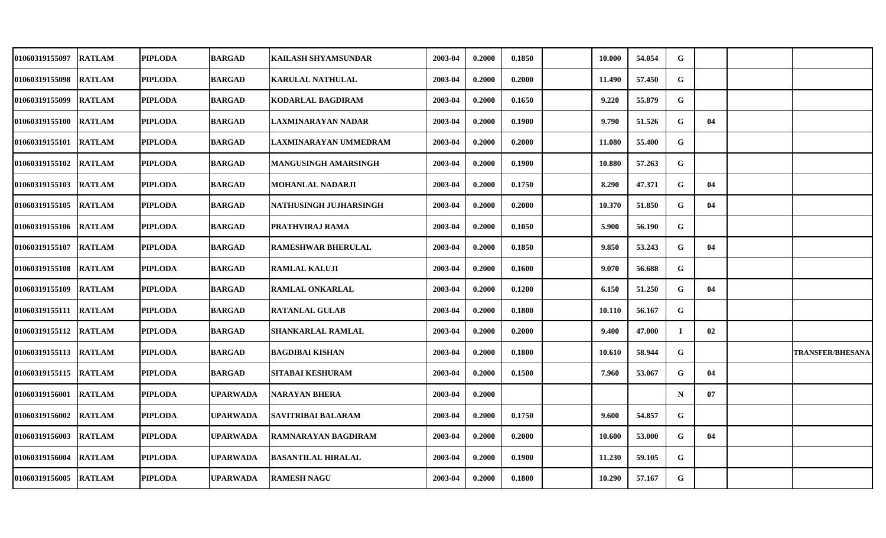| | | | | | | | | | | | | | | | |
|---|---|---|---|---|---|---|---|---|---|---|---|---|---|---|---|
| 01060319155097 | RATLAM | PIPLODA | BARGAD | KAILASH SHYAMSUNDAR | 2003-04 | 0.2000 | 0.1850 | | 10.000 | 54.054 | G | | | |
| 01060319155098 | RATLAM | PIPLODA | BARGAD | KARULAL NATHULAL | 2003-04 | 0.2000 | 0.2000 | | 11.490 | 57.450 | G | | | |
| 01060319155099 | RATLAM | PIPLODA | BARGAD | KODARLAL BAGDIRAM | 2003-04 | 0.2000 | 0.1650 | | 9.220 | 55.879 | G | | | |
| 01060319155100 | RATLAM | PIPLODA | BARGAD | LAXMINARAYAN NADAR | 2003-04 | 0.2000 | 0.1900 | | 9.790 | 51.526 | G | 04 | | |
| 01060319155101 | RATLAM | PIPLODA | BARGAD | LAXMINARAYAN UMMEDRAM | 2003-04 | 0.2000 | 0.2000 | | 11.080 | 55.400 | G | | | |
| 01060319155102 | RATLAM | PIPLODA | BARGAD | MANGUSINGH AMARSINGH | 2003-04 | 0.2000 | 0.1900 | | 10.880 | 57.263 | G | | | |
| 01060319155103 | RATLAM | PIPLODA | BARGAD | MOHANLAL NADARJI | 2003-04 | 0.2000 | 0.1750 | | 8.290 | 47.371 | G | 04 | | |
| 01060319155105 | RATLAM | PIPLODA | BARGAD | NATHUSINGH JUJHARSINGH | 2003-04 | 0.2000 | 0.2000 | | 10.370 | 51.850 | G | 04 | | |
| 01060319155106 | RATLAM | PIPLODA | BARGAD | PRATHVIRAJ RAMA | 2003-04 | 0.2000 | 0.1050 | | 5.900 | 56.190 | G | | | |
| 01060319155107 | RATLAM | PIPLODA | BARGAD | RAMESHWAR BHERULAL | 2003-04 | 0.2000 | 0.1850 | | 9.850 | 53.243 | G | 04 | | |
| 01060319155108 | RATLAM | PIPLODA | BARGAD | RAMLAL KALUJI | 2003-04 | 0.2000 | 0.1600 | | 9.070 | 56.688 | G | | | |
| 01060319155109 | RATLAM | PIPLODA | BARGAD | RAMLAL ONKARLAL | 2003-04 | 0.2000 | 0.1200 | | 6.150 | 51.250 | G | 04 | | |
| 01060319155111 | RATLAM | PIPLODA | BARGAD | RATANLAL GULAB | 2003-04 | 0.2000 | 0.1800 | | 10.110 | 56.167 | G | | | |
| 01060319155112 | RATLAM | PIPLODA | BARGAD | SHANKARLAL RAMLAL | 2003-04 | 0.2000 | 0.2000 | | 9.400 | 47.000 | I | 02 | | |
| 01060319155113 | RATLAM | PIPLODA | BARGAD | BAGDIBAI KISHAN | 2003-04 | 0.2000 | 0.1800 | | 10.610 | 58.944 | G | | | TRANSFER/BHESANA |
| 01060319155115 | RATLAM | PIPLODA | BARGAD | SITABAI KESHURAM | 2003-04 | 0.2000 | 0.1500 | | 7.960 | 53.067 | G | 04 | | |
| 01060319156001 | RATLAM | PIPLODA | UPARWADA | NARAYAN BHERA | 2003-04 | 0.2000 | | | | | N | 07 | | |
| 01060319156002 | RATLAM | PIPLODA | UPARWADA | SAVITRIBAI BALARAM | 2003-04 | 0.2000 | 0.1750 | | 9.600 | 54.857 | G | | | |
| 01060319156003 | RATLAM | PIPLODA | UPARWADA | RAMNARAYAN BAGDIRAM | 2003-04 | 0.2000 | 0.2000 | | 10.600 | 53.000 | G | 04 | | |
| 01060319156004 | RATLAM | PIPLODA | UPARWADA | BASANTILAL HIRALAL | 2003-04 | 0.2000 | 0.1900 | | 11.230 | 59.105 | G | | | |
| 01060319156005 | RATLAM | PIPLODA | UPARWADA | RAMESH NAGU | 2003-04 | 0.2000 | 0.1800 | | 10.290 | 57.167 | G | | | |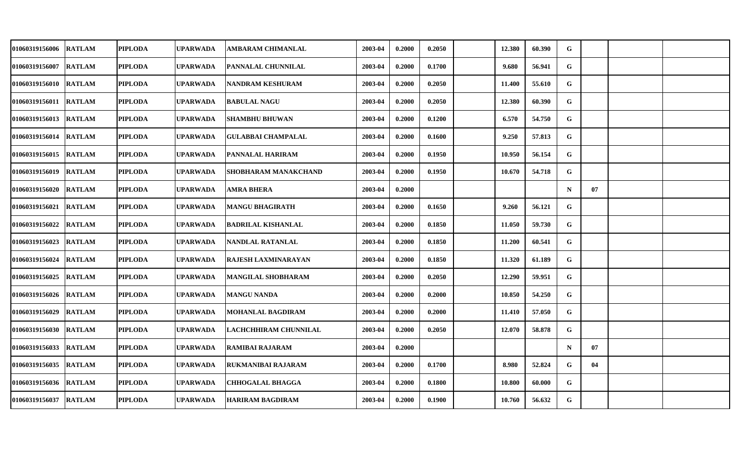| | | | | | | | | | | | | | | |
|---|---|---|---|---|---|---|---|---|---|---|---|---|---|---|
| 01060319156006 | RATLAM | PIPLODA | UPARWADA | AMBARAM CHIMANLAL | 2003-04 | 0.2000 | 0.2050 | | 12.380 | 60.390 | G | | | |
| 01060319156007 | RATLAM | PIPLODA | UPARWADA | PANNALAL CHUNNILAL | 2003-04 | 0.2000 | 0.1700 | | 9.680 | 56.941 | G | | | |
| 01060319156010 | RATLAM | PIPLODA | UPARWADA | NANDRAM KESHURAM | 2003-04 | 0.2000 | 0.2050 | | 11.400 | 55.610 | G | | | |
| 01060319156011 | RATLAM | PIPLODA | UPARWADA | BABULAL NAGU | 2003-04 | 0.2000 | 0.2050 | | 12.380 | 60.390 | G | | | |
| 01060319156013 | RATLAM | PIPLODA | UPARWADA | SHAMBHU BHUWAN | 2003-04 | 0.2000 | 0.1200 | | 6.570 | 54.750 | G | | | |
| 01060319156014 | RATLAM | PIPLODA | UPARWADA | GULABBAI CHAMPALAL | 2003-04 | 0.2000 | 0.1600 | | 9.250 | 57.813 | G | | | |
| 01060319156015 | RATLAM | PIPLODA | UPARWADA | PANNALAL HARIRAM | 2003-04 | 0.2000 | 0.1950 | | 10.950 | 56.154 | G | | | |
| 01060319156019 | RATLAM | PIPLODA | UPARWADA | SHOBHARAM MANAKCHAND | 2003-04 | 0.2000 | 0.1950 | | 10.670 | 54.718 | G | | | |
| 01060319156020 | RATLAM | PIPLODA | UPARWADA | AMRA BHERA | 2003-04 | 0.2000 | | | | | N | 07 | | |
| 01060319156021 | RATLAM | PIPLODA | UPARWADA | MANGU BHAGIRATH | 2003-04 | 0.2000 | 0.1650 | | 9.260 | 56.121 | G | | | |
| 01060319156022 | RATLAM | PIPLODA | UPARWADA | BADRILAL KISHANLAL | 2003-04 | 0.2000 | 0.1850 | | 11.050 | 59.730 | G | | | |
| 01060319156023 | RATLAM | PIPLODA | UPARWADA | NANDLAL RATANLAL | 2003-04 | 0.2000 | 0.1850 | | 11.200 | 60.541 | G | | | |
| 01060319156024 | RATLAM | PIPLODA | UPARWADA | RAJESH LAXMINARAYAN | 2003-04 | 0.2000 | 0.1850 | | 11.320 | 61.189 | G | | | |
| 01060319156025 | RATLAM | PIPLODA | UPARWADA | MANGILAL SHOBHARAM | 2003-04 | 0.2000 | 0.2050 | | 12.290 | 59.951 | G | | | |
| 01060319156026 | RATLAM | PIPLODA | UPARWADA | MANGU NANDA | 2003-04 | 0.2000 | 0.2000 | | 10.850 | 54.250 | G | | | |
| 01060319156029 | RATLAM | PIPLODA | UPARWADA | MOHANLAL BAGDIRAM | 2003-04 | 0.2000 | 0.2000 | | 11.410 | 57.050 | G | | | |
| 01060319156030 | RATLAM | PIPLODA | UPARWADA | LACHCHHIRAM CHUNNILAL | 2003-04 | 0.2000 | 0.2050 | | 12.070 | 58.878 | G | | | |
| 01060319156033 | RATLAM | PIPLODA | UPARWADA | RAMIBAI RAJARAM | 2003-04 | 0.2000 | | | | | N | 07 | | |
| 01060319156035 | RATLAM | PIPLODA | UPARWADA | RUKMANIBAI RAJARAM | 2003-04 | 0.2000 | 0.1700 | | 8.980 | 52.824 | G | 04 | | |
| 01060319156036 | RATLAM | PIPLODA | UPARWADA | CHHOGALAL BHAGGA | 2003-04 | 0.2000 | 0.1800 | | 10.800 | 60.000 | G | | | |
| 01060319156037 | RATLAM | PIPLODA | UPARWADA | HARIRAM BAGDIRAM | 2003-04 | 0.2000 | 0.1900 | | 10.760 | 56.632 | G | | | |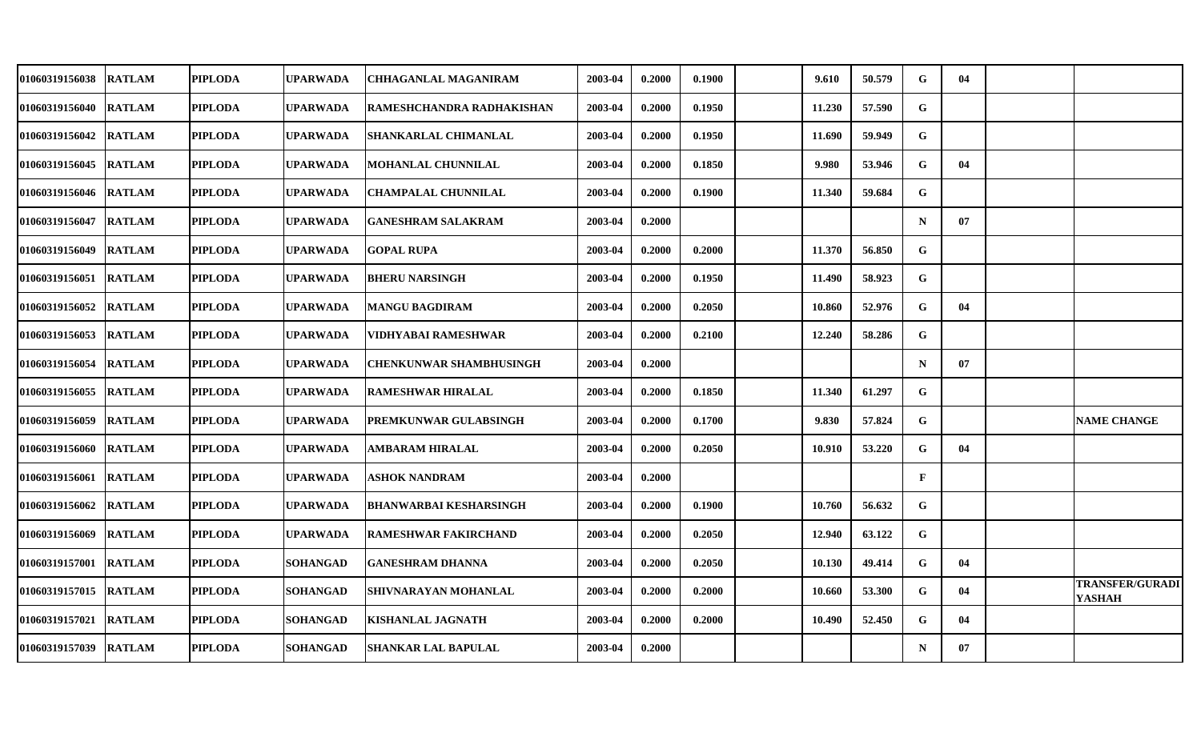| | | | | | | | | | | | | | | | |
|---|---|---|---|---|---|---|---|---|---|---|---|---|---|---|---|
| 01060319156038 | RATLAM | PIPLODA | UPARWADA | CHHAGANLAL MAGANIRAM | 2003-04 | 0.2000 | 0.1900 | | 9.610 | 50.579 | G | 04 | | |
| 01060319156040 | RATLAM | PIPLODA | UPARWADA | RAMESHCHANDRA RADHAKISHAN | 2003-04 | 0.2000 | 0.1950 | | 11.230 | 57.590 | G | | | |
| 01060319156042 | RATLAM | PIPLODA | UPARWADA | SHANKARLAL CHIMANLAL | 2003-04 | 0.2000 | 0.1950 | | 11.690 | 59.949 | G | | | |
| 01060319156045 | RATLAM | PIPLODA | UPARWADA | MOHANLAL CHUNNILAL | 2003-04 | 0.2000 | 0.1850 | | 9.980 | 53.946 | G | 04 | | |
| 01060319156046 | RATLAM | PIPLODA | UPARWADA | CHAMPALAL CHUNNILAL | 2003-04 | 0.2000 | 0.1900 | | 11.340 | 59.684 | G | | | |
| 01060319156047 | RATLAM | PIPLODA | UPARWADA | GANESHRAM SALAKRAM | 2003-04 | 0.2000 | | | | | N | 07 | | |
| 01060319156049 | RATLAM | PIPLODA | UPARWADA | GOPAL RUPA | 2003-04 | 0.2000 | 0.2000 | | 11.370 | 56.850 | G | | | |
| 01060319156051 | RATLAM | PIPLODA | UPARWADA | BHERU NARSINGH | 2003-04 | 0.2000 | 0.1950 | | 11.490 | 58.923 | G | | | |
| 01060319156052 | RATLAM | PIPLODA | UPARWADA | MANGU BAGDIRAM | 2003-04 | 0.2000 | 0.2050 | | 10.860 | 52.976 | G | 04 | | |
| 01060319156053 | RATLAM | PIPLODA | UPARWADA | VIDHYABAI RAMESHWAR | 2003-04 | 0.2000 | 0.2100 | | 12.240 | 58.286 | G | | | |
| 01060319156054 | RATLAM | PIPLODA | UPARWADA | CHENKUNWAR SHAMBHUSINGH | 2003-04 | 0.2000 | | | | | N | 07 | | |
| 01060319156055 | RATLAM | PIPLODA | UPARWADA | RAMESHWAR HIRALAL | 2003-04 | 0.2000 | 0.1850 | | 11.340 | 61.297 | G | | | |
| 01060319156059 | RATLAM | PIPLODA | UPARWADA | PREMKUNWAR GULABSINGH | 2003-04 | 0.2000 | 0.1700 | | 9.830 | 57.824 | G | | | NAME CHANGE |
| 01060319156060 | RATLAM | PIPLODA | UPARWADA | AMBARAM HIRALAL | 2003-04 | 0.2000 | 0.2050 | | 10.910 | 53.220 | G | 04 | | |
| 01060319156061 | RATLAM | PIPLODA | UPARWADA | ASHOK NANDRAM | 2003-04 | 0.2000 | | | | | F | | | |
| 01060319156062 | RATLAM | PIPLODA | UPARWADA | BHANWARBAI KESHARSINGH | 2003-04 | 0.2000 | 0.1900 | | 10.760 | 56.632 | G | | | |
| 01060319156069 | RATLAM | PIPLODA | UPARWADA | RAMESHWAR FAKIRCHAND | 2003-04 | 0.2000 | 0.2050 | | 12.940 | 63.122 | G | | | |
| 01060319157001 | RATLAM | PIPLODA | SOHANGAD | GANESHRAM DHANNA | 2003-04 | 0.2000 | 0.2050 | | 10.130 | 49.414 | G | 04 | | |
| 01060319157015 | RATLAM | PIPLODA | SOHANGAD | SHIVNARAYAN MOHANLAL | 2003-04 | 0.2000 | 0.2000 | | 10.660 | 53.300 | G | 04 | | TRANSFER/GURADI YASHAH |
| 01060319157021 | RATLAM | PIPLODA | SOHANGAD | KISHANLAL JAGNATH | 2003-04 | 0.2000 | 0.2000 | | 10.490 | 52.450 | G | 04 | | |
| 01060319157039 | RATLAM | PIPLODA | SOHANGAD | SHANKAR LAL BAPULAL | 2003-04 | 0.2000 | | | | | N | 07 | | |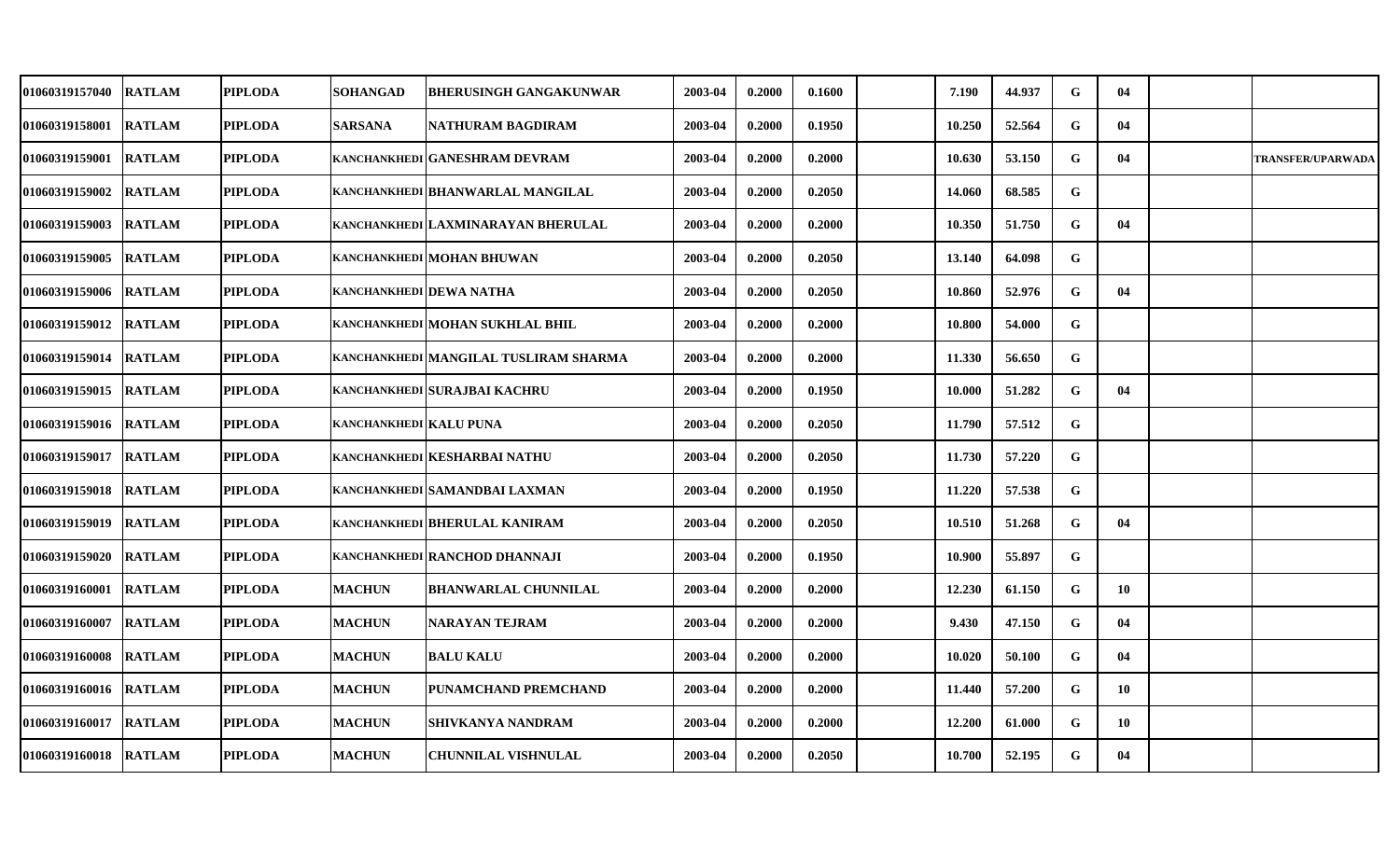| | | | | | | | | | | | | | | |
|---|---|---|---|---|---|---|---|---|---|---|---|---|---|---|
| 01060319157040 | RATLAM | PIPLODA | SOHANGAD | BHERUSINGH GANGAKUNWAR | 2003-04 | 0.2000 | 0.1600 | | 7.190 | 44.937 | G | 04 | | |
| 01060319158001 | RATLAM | PIPLODA | SARSANA | NATHURAM BAGDIRAM | 2003-04 | 0.2000 | 0.1950 | | 10.250 | 52.564 | G | 04 | | |
| 01060319159001 | RATLAM | PIPLODA | KANCHANKHEDI | GANESHRAM DEVRAM | 2003-04 | 0.2000 | 0.2000 | | 10.630 | 53.150 | G | 04 | | TRANSFER/UPARWADA |
| 01060319159002 | RATLAM | PIPLODA | KANCHANKHEDI | BHANWARLAL MANGILAL | 2003-04 | 0.2000 | 0.2050 | | 14.060 | 68.585 | G | | | |
| 01060319159003 | RATLAM | PIPLODA | KANCHANKHEDI | LAXMINARAYAN BHERULAL | 2003-04 | 0.2000 | 0.2000 | | 10.350 | 51.750 | G | 04 | | |
| 01060319159005 | RATLAM | PIPLODA | KANCHANKHEDI | MOHAN BHUWAN | 2003-04 | 0.2000 | 0.2050 | | 13.140 | 64.098 | G | | | |
| 01060319159006 | RATLAM | PIPLODA | KANCHANKHEDI | DEWA NATHA | 2003-04 | 0.2000 | 0.2050 | | 10.860 | 52.976 | G | 04 | | |
| 01060319159012 | RATLAM | PIPLODA | KANCHANKHEDI | MOHAN SUKHLAL BHIL | 2003-04 | 0.2000 | 0.2000 | | 10.800 | 54.000 | G | | | |
| 01060319159014 | RATLAM | PIPLODA | KANCHANKHEDI | MANGILAL TUSLIRAM SHARMA | 2003-04 | 0.2000 | 0.2000 | | 11.330 | 56.650 | G | | | |
| 01060319159015 | RATLAM | PIPLODA | KANCHANKHEDI | SURAJBAI KACHRU | 2003-04 | 0.2000 | 0.1950 | | 10.000 | 51.282 | G | 04 | | |
| 01060319159016 | RATLAM | PIPLODA | KANCHANKHEDI | KALU PUNA | 2003-04 | 0.2000 | 0.2050 | | 11.790 | 57.512 | G | | | |
| 01060319159017 | RATLAM | PIPLODA | KANCHANKHEDI | KESHARBAI NATHU | 2003-04 | 0.2000 | 0.2050 | | 11.730 | 57.220 | G | | | |
| 01060319159018 | RATLAM | PIPLODA | KANCHANKHEDI | SAMANDBAI LAXMAN | 2003-04 | 0.2000 | 0.1950 | | 11.220 | 57.538 | G | | | |
| 01060319159019 | RATLAM | PIPLODA | KANCHANKHEDI | BHERULAL KANIRAM | 2003-04 | 0.2000 | 0.2050 | | 10.510 | 51.268 | G | 04 | | |
| 01060319159020 | RATLAM | PIPLODA | KANCHANKHEDI | RANCHOD DHANNAJI | 2003-04 | 0.2000 | 0.1950 | | 10.900 | 55.897 | G | | | |
| 01060319160001 | RATLAM | PIPLODA | MACHUN | BHANWARLAL CHUNNILAL | 2003-04 | 0.2000 | 0.2000 | | 12.230 | 61.150 | G | 10 | | |
| 01060319160007 | RATLAM | PIPLODA | MACHUN | NARAYAN TEJRAM | 2003-04 | 0.2000 | 0.2000 | | 9.430 | 47.150 | G | 04 | | |
| 01060319160008 | RATLAM | PIPLODA | MACHUN | BALU KALU | 2003-04 | 0.2000 | 0.2000 | | 10.020 | 50.100 | G | 04 | | |
| 01060319160016 | RATLAM | PIPLODA | MACHUN | PUNAMCHAND PREMCHAND | 2003-04 | 0.2000 | 0.2000 | | 11.440 | 57.200 | G | 10 | | |
| 01060319160017 | RATLAM | PIPLODA | MACHUN | SHIVKANYA NANDRAM | 2003-04 | 0.2000 | 0.2000 | | 12.200 | 61.000 | G | 10 | | |
| 01060319160018 | RATLAM | PIPLODA | MACHUN | CHUNNILAL VISHNULAL | 2003-04 | 0.2000 | 0.2050 | | 10.700 | 52.195 | G | 04 | | |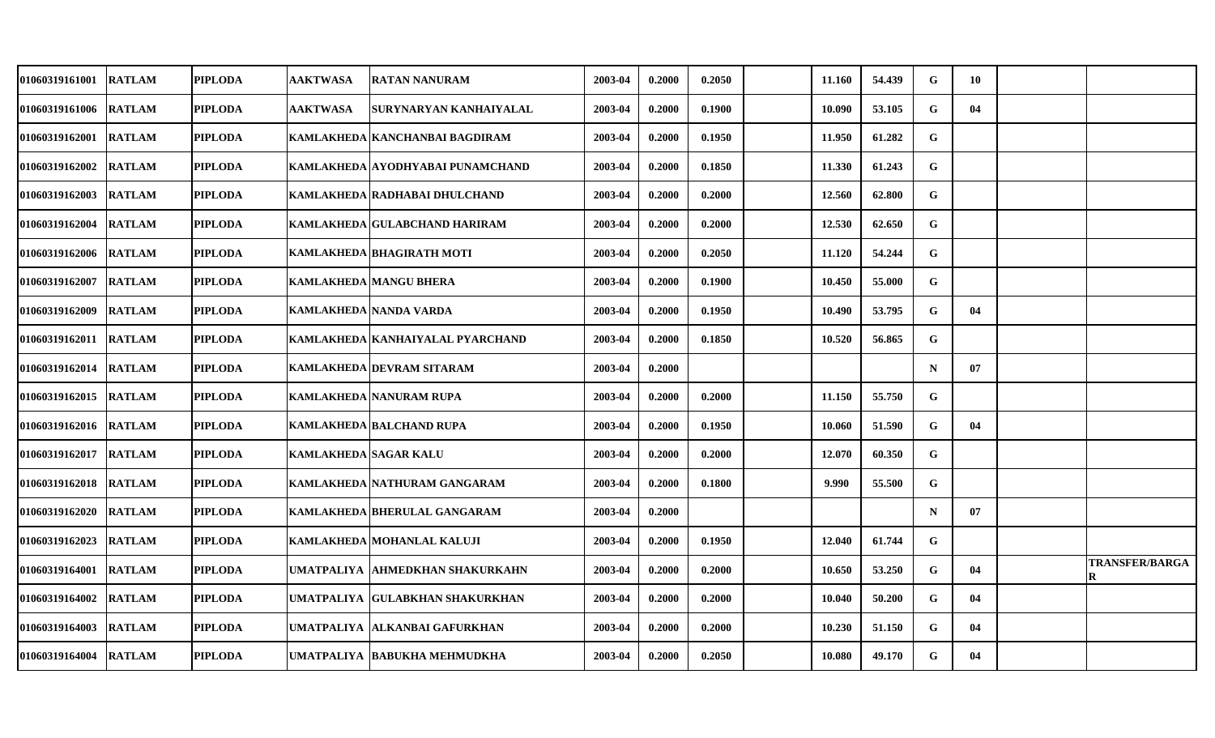| | | | | | | | | | | | | | | |
|---|---|---|---|---|---|---|---|---|---|---|---|---|---|---|
| 01060319161001 | RATLAM | PIPLODA | AAKTWASA | RATAN NANURAM | 2003-04 | 0.2000 | 0.2050 | | 11.160 | 54.439 | G | 10 | | |
| 01060319161006 | RATLAM | PIPLODA | AAKTWASA | SURYNARYAN KANHAIYALAL | 2003-04 | 0.2000 | 0.1900 | | 10.090 | 53.105 | G | 04 | | |
| 01060319162001 | RATLAM | PIPLODA | KAMLAKHEDA | KANCHANBAI BAGDIRAM | 2003-04 | 0.2000 | 0.1950 | | 11.950 | 61.282 | G | | | |
| 01060319162002 | RATLAM | PIPLODA | KAMLAKHEDA | AYODHYABAI PUNAMCHAND | 2003-04 | 0.2000 | 0.1850 | | 11.330 | 61.243 | G | | | |
| 01060319162003 | RATLAM | PIPLODA | KAMLAKHEDA | RADHABAI DHULCHAND | 2003-04 | 0.2000 | 0.2000 | | 12.560 | 62.800 | G | | | |
| 01060319162004 | RATLAM | PIPLODA | KAMLAKHEDA | GULABCHAND HARIRAM | 2003-04 | 0.2000 | 0.2000 | | 12.530 | 62.650 | G | | | |
| 01060319162006 | RATLAM | PIPLODA | KAMLAKHEDA | BHAGIRATH MOTI | 2003-04 | 0.2000 | 0.2050 | | 11.120 | 54.244 | G | | | |
| 01060319162007 | RATLAM | PIPLODA | KAMLAKHEDA | MANGU BHERA | 2003-04 | 0.2000 | 0.1900 | | 10.450 | 55.000 | G | | | |
| 01060319162009 | RATLAM | PIPLODA | KAMLAKHEDA | NANDA VARDA | 2003-04 | 0.2000 | 0.1950 | | 10.490 | 53.795 | G | 04 | | |
| 01060319162011 | RATLAM | PIPLODA | KAMLAKHEDA | KANHAIYALAL PYARCHAND | 2003-04 | 0.2000 | 0.1850 | | 10.520 | 56.865 | G | | | |
| 01060319162014 | RATLAM | PIPLODA | KAMLAKHEDA | DEVRAM SITARAM | 2003-04 | 0.2000 | | | | | N | 07 | | |
| 01060319162015 | RATLAM | PIPLODA | KAMLAKHEDA | NANURAM RUPA | 2003-04 | 0.2000 | 0.2000 | | 11.150 | 55.750 | G | | | |
| 01060319162016 | RATLAM | PIPLODA | KAMLAKHEDA | BALCHAND RUPA | 2003-04 | 0.2000 | 0.1950 | | 10.060 | 51.590 | G | 04 | | |
| 01060319162017 | RATLAM | PIPLODA | KAMLAKHEDA | SAGAR KALU | 2003-04 | 0.2000 | 0.2000 | | 12.070 | 60.350 | G | | | |
| 01060319162018 | RATLAM | PIPLODA | KAMLAKHEDA | NATHURAM GANGARAM | 2003-04 | 0.2000 | 0.1800 | | 9.990 | 55.500 | G | | | |
| 01060319162020 | RATLAM | PIPLODA | KAMLAKHEDA | BHERULAL GANGARAM | 2003-04 | 0.2000 | | | | | N | 07 | | |
| 01060319162023 | RATLAM | PIPLODA | KAMLAKHEDA | MOHANLAL KALUJI | 2003-04 | 0.2000 | 0.1950 | | 12.040 | 61.744 | G | | | |
| 01060319164001 | RATLAM | PIPLODA | UMATPALIYA | AHMEDKHAN SHAKURKAHN | 2003-04 | 0.2000 | 0.2000 | | 10.650 | 53.250 | G | 04 | | TRANSFER/BARGAR |
| 01060319164002 | RATLAM | PIPLODA | UMATPALIYA | GULABKHAN SHAKURKHAN | 2003-04 | 0.2000 | 0.2000 | | 10.040 | 50.200 | G | 04 | | |
| 01060319164003 | RATLAM | PIPLODA | UMATPALIYA | ALKANBAI GAFURKHAN | 2003-04 | 0.2000 | 0.2000 | | 10.230 | 51.150 | G | 04 | | |
| 01060319164004 | RATLAM | PIPLODA | UMATPALIYA | BABUKHA MEHMUDKHA | 2003-04 | 0.2000 | 0.2050 | | 10.080 | 49.170 | G | 04 | | |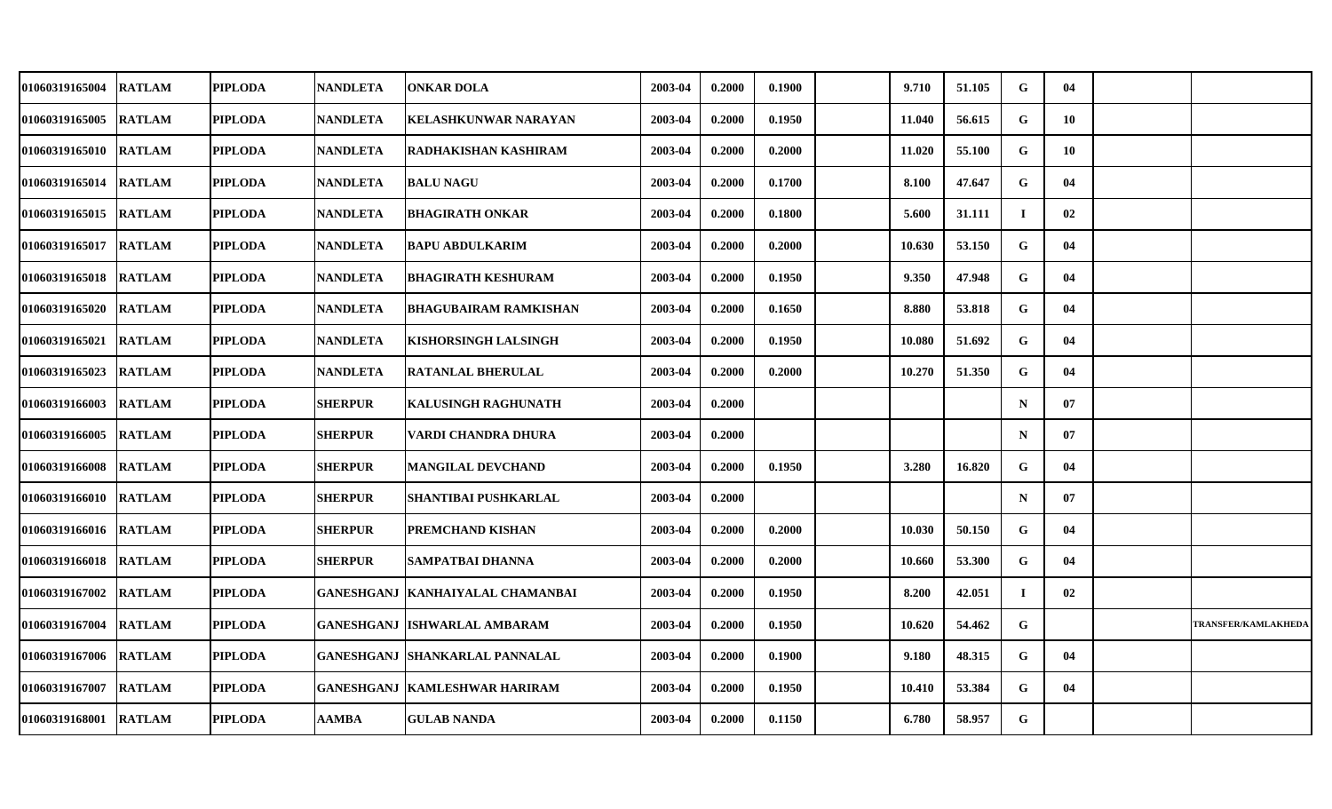| | | | | | | | | | | | | | | | |
|---|---|---|---|---|---|---|---|---|---|---|---|---|---|---|---|
| 01060319165004 | RATLAM | PIPLODA | NANDLETA | ONKAR DOLA | 2003-04 | 0.2000 | 0.1900 | | 9.710 | 51.105 | G | 04 | | |
| 01060319165005 | RATLAM | PIPLODA | NANDLETA | KELASHKUNWAR NARAYAN | 2003-04 | 0.2000 | 0.1950 | | 11.040 | 56.615 | G | 10 | | |
| 01060319165010 | RATLAM | PIPLODA | NANDLETA | RADHAKISHAN KASHIRAM | 2003-04 | 0.2000 | 0.2000 | | 11.020 | 55.100 | G | 10 | | |
| 01060319165014 | RATLAM | PIPLODA | NANDLETA | BALU NAGU | 2003-04 | 0.2000 | 0.1700 | | 8.100 | 47.647 | G | 04 | | |
| 01060319165015 | RATLAM | PIPLODA | NANDLETA | BHAGIRATH ONKAR | 2003-04 | 0.2000 | 0.1800 | | 5.600 | 31.111 | I | 02 | | |
| 01060319165017 | RATLAM | PIPLODA | NANDLETA | BAPU ABDULKARIM | 2003-04 | 0.2000 | 0.2000 | | 10.630 | 53.150 | G | 04 | | |
| 01060319165018 | RATLAM | PIPLODA | NANDLETA | BHAGIRATH KESHURAM | 2003-04 | 0.2000 | 0.1950 | | 9.350 | 47.948 | G | 04 | | |
| 01060319165020 | RATLAM | PIPLODA | NANDLETA | BHAGUBAIRAM RAMKISHAN | 2003-04 | 0.2000 | 0.1650 | | 8.880 | 53.818 | G | 04 | | |
| 01060319165021 | RATLAM | PIPLODA | NANDLETA | KISHORSINGH LALSINGH | 2003-04 | 0.2000 | 0.1950 | | 10.080 | 51.692 | G | 04 | | |
| 01060319165023 | RATLAM | PIPLODA | NANDLETA | RATANLAL BHERULAL | 2003-04 | 0.2000 | 0.2000 | | 10.270 | 51.350 | G | 04 | | |
| 01060319166003 | RATLAM | PIPLODA | SHERPUR | KALUSINGH RAGHUNATH | 2003-04 | 0.2000 | | | | | N | 07 | | |
| 01060319166005 | RATLAM | PIPLODA | SHERPUR | VARDI CHANDRA DHURA | 2003-04 | 0.2000 | | | | | N | 07 | | |
| 01060319166008 | RATLAM | PIPLODA | SHERPUR | MANGILAL DEVCHAND | 2003-04 | 0.2000 | 0.1950 | | 3.280 | 16.820 | G | 04 | | |
| 01060319166010 | RATLAM | PIPLODA | SHERPUR | SHANTIBAI PUSHKARLAL | 2003-04 | 0.2000 | | | | | N | 07 | | |
| 01060319166016 | RATLAM | PIPLODA | SHERPUR | PREMCHAND KISHAN | 2003-04 | 0.2000 | 0.2000 | | 10.030 | 50.150 | G | 04 | | |
| 01060319166018 | RATLAM | PIPLODA | SHERPUR | SAMPATBAI DHANNA | 2003-04 | 0.2000 | 0.2000 | | 10.660 | 53.300 | G | 04 | | |
| 01060319167002 | RATLAM | PIPLODA | GANESHGANJ | KANHAIYALAL CHAMANBAI | 2003-04 | 0.2000 | 0.1950 | | 8.200 | 42.051 | I | 02 | | |
| 01060319167004 | RATLAM | PIPLODA | GANESHGANJ | ISHWARLAL AMBARAM | 2003-04 | 0.2000 | 0.1950 | | 10.620 | 54.462 | G | | | TRANSFER/KAMLAKHEDA |
| 01060319167006 | RATLAM | PIPLODA | GANESHGANJ | SHANKARLAL PANNALAL | 2003-04 | 0.2000 | 0.1900 | | 9.180 | 48.315 | G | 04 | | |
| 01060319167007 | RATLAM | PIPLODA | GANESHGANJ | KAMLESHWAR HARIRAM | 2003-04 | 0.2000 | 0.1950 | | 10.410 | 53.384 | G | 04 | | |
| 01060319168001 | RATLAM | PIPLODA | AAMBA | GULAB NANDA | 2003-04 | 0.2000 | 0.1150 | | 6.780 | 58.957 | G | | | |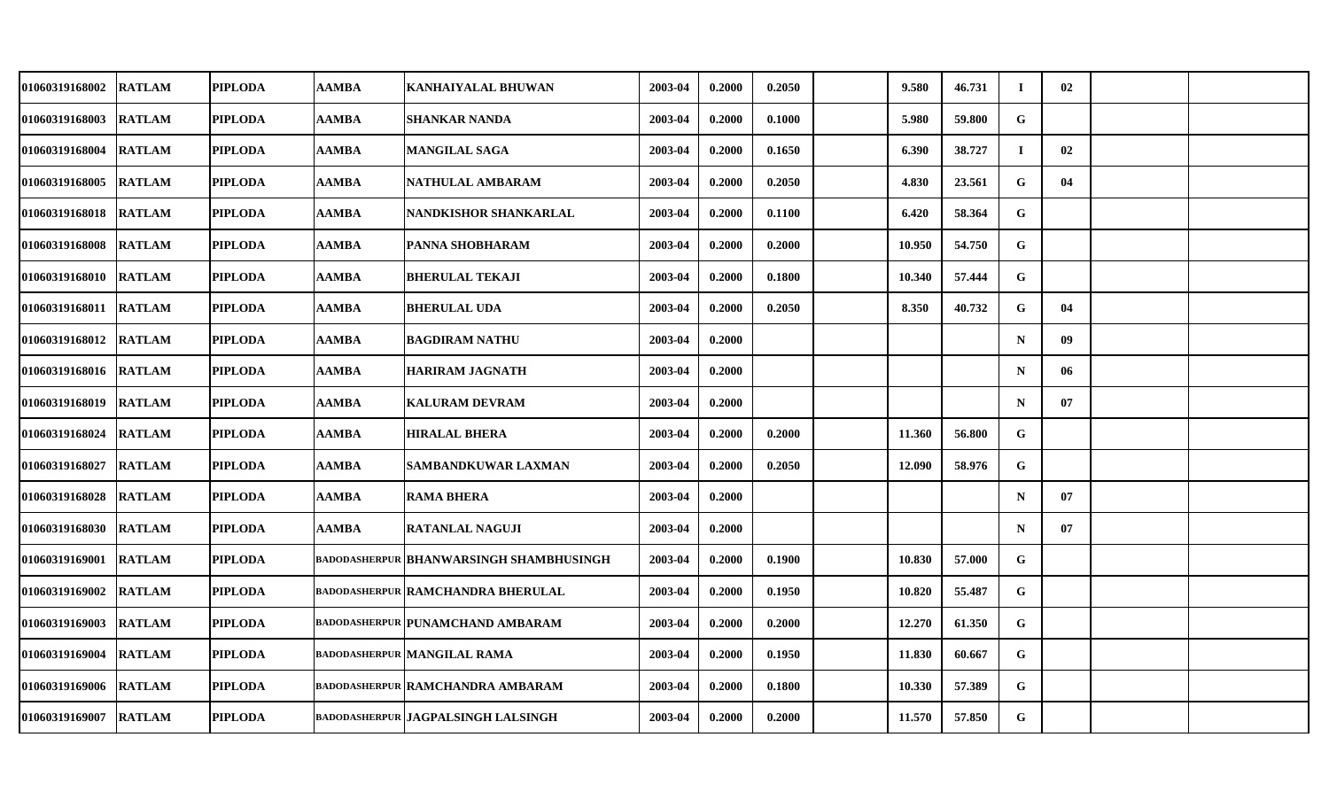| | | | | | | | | | | | | | | |
|---|---|---|---|---|---|---|---|---|---|---|---|---|---|---|
| 01060319168002 | RATLAM | PIPLODA | AAMBA | KANHAIYALAL BHUWAN | 2003-04 | 0.2000 | 0.2050 | | 9.580 | 46.731 | I | 02 | | |
| 01060319168003 | RATLAM | PIPLODA | AAMBA | SHANKAR NANDA | 2003-04 | 0.2000 | 0.1000 | | 5.980 | 59.800 | G | | | |
| 01060319168004 | RATLAM | PIPLODA | AAMBA | MANGILAL SAGA | 2003-04 | 0.2000 | 0.1650 | | 6.390 | 38.727 | I | 02 | | |
| 01060319168005 | RATLAM | PIPLODA | AAMBA | NATHULAL AMBARAM | 2003-04 | 0.2000 | 0.2050 | | 4.830 | 23.561 | G | 04 | | |
| 01060319168018 | RATLAM | PIPLODA | AAMBA | NANDKISHOR SHANKARLAL | 2003-04 | 0.2000 | 0.1100 | | 6.420 | 58.364 | G | | | |
| 01060319168008 | RATLAM | PIPLODA | AAMBA | PANNA SHOBHARAM | 2003-04 | 0.2000 | 0.2000 | | 10.950 | 54.750 | G | | | |
| 01060319168010 | RATLAM | PIPLODA | AAMBA | BHERULAL TEKAJI | 2003-04 | 0.2000 | 0.1800 | | 10.340 | 57.444 | G | | | |
| 01060319168011 | RATLAM | PIPLODA | AAMBA | BHERULAL UDA | 2003-04 | 0.2000 | 0.2050 | | 8.350 | 40.732 | G | 04 | | |
| 01060319168012 | RATLAM | PIPLODA | AAMBA | BAGDIRAM NATHU | 2003-04 | 0.2000 | | | | | N | 09 | | |
| 01060319168016 | RATLAM | PIPLODA | AAMBA | HARIRAM JAGNATH | 2003-04 | 0.2000 | | | | | N | 06 | | |
| 01060319168019 | RATLAM | PIPLODA | AAMBA | KALURAM DEVRAM | 2003-04 | 0.2000 | | | | | N | 07 | | |
| 01060319168024 | RATLAM | PIPLODA | AAMBA | HIRALAL BHERA | 2003-04 | 0.2000 | 0.2000 | | 11.360 | 56.800 | G | | | |
| 01060319168027 | RATLAM | PIPLODA | AAMBA | SAMBANDKUWAR LAXMAN | 2003-04 | 0.2000 | 0.2050 | | 12.090 | 58.976 | G | | | |
| 01060319168028 | RATLAM | PIPLODA | AAMBA | RAMA BHERA | 2003-04 | 0.2000 | | | | | N | 07 | | |
| 01060319168030 | RATLAM | PIPLODA | AAMBA | RATANLAL NAGUJI | 2003-04 | 0.2000 | | | | | N | 07 | | |
| 01060319169001 | RATLAM | PIPLODA | BADODASHERPUR | BHANWARSINGH SHAMBHUSINGH | 2003-04 | 0.2000 | 0.1900 | | 10.830 | 57.000 | G | | | |
| 01060319169002 | RATLAM | PIPLODA | BADODASHERPUR | RAMCHANDRA BHERULAL | 2003-04 | 0.2000 | 0.1950 | | 10.820 | 55.487 | G | | | |
| 01060319169003 | RATLAM | PIPLODA | BADODASHERPUR | PUNAMCHAND AMBARAM | 2003-04 | 0.2000 | 0.2000 | | 12.270 | 61.350 | G | | | |
| 01060319169004 | RATLAM | PIPLODA | BADODASHERPUR | MANGILAL RAMA | 2003-04 | 0.2000 | 0.1950 | | 11.830 | 60.667 | G | | | |
| 01060319169006 | RATLAM | PIPLODA | BADODASHERPUR | RAMCHANDRA AMBARAM | 2003-04 | 0.2000 | 0.1800 | | 10.330 | 57.389 | G | | | |
| 01060319169007 | RATLAM | PIPLODA | BADODASHERPUR | JAGPALSINGH LALSINGH | 2003-04 | 0.2000 | 0.2000 | | 11.570 | 57.850 | G | | | |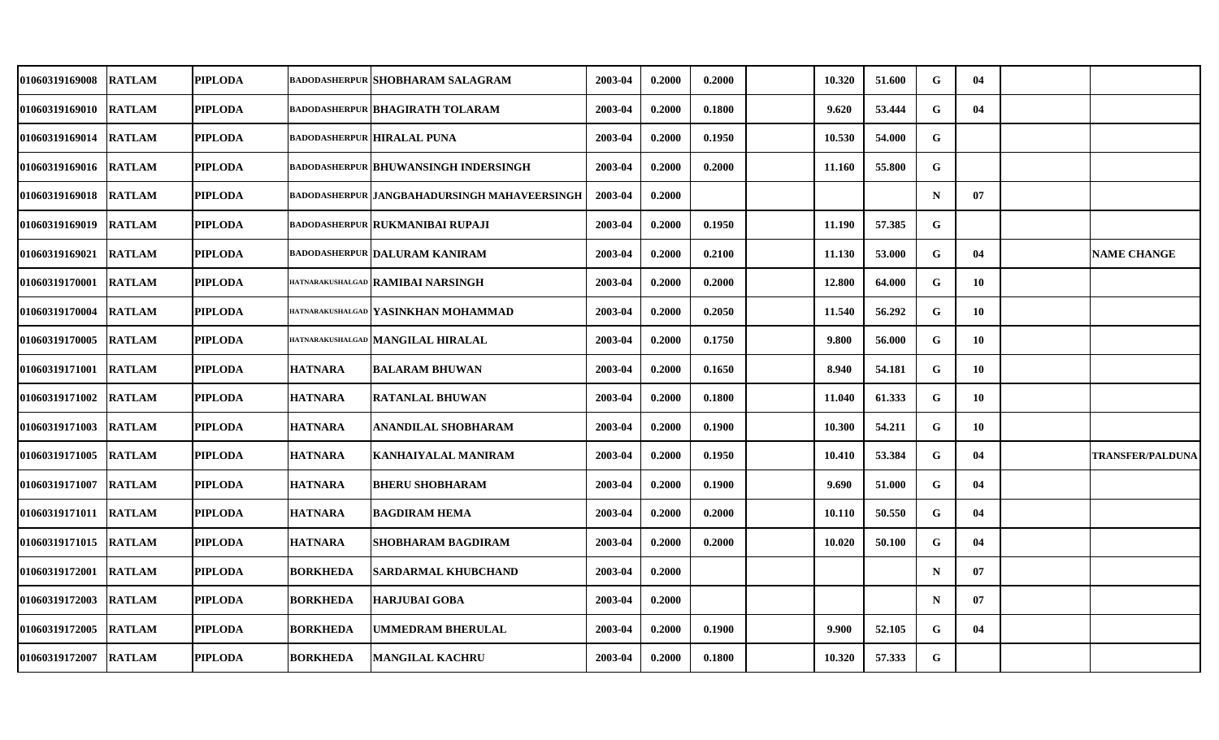| | | | | | | | | | | | | | | |
|---|---|---|---|---|---|---|---|---|---|---|---|---|---|---|
| 01060319169008 | RATLAM | PIPLODA | BADODASHERPUR | SHOBHARAM SALAGRAM | 2003-04 | 0.2000 | 0.2000 | | 10.320 | 51.600 | G | 04 | | |
| 01060319169010 | RATLAM | PIPLODA | BADODASHERPUR | BHAGIRATH TOLARAM | 2003-04 | 0.2000 | 0.1800 | | 9.620 | 53.444 | G | 04 | | |
| 01060319169014 | RATLAM | PIPLODA | BADODASHERPUR | HIRALAL PUNA | 2003-04 | 0.2000 | 0.1950 | | 10.530 | 54.000 | G | | | |
| 01060319169016 | RATLAM | PIPLODA | BADODASHERPUR | BHUWANSINGH INDERSINGH | 2003-04 | 0.2000 | 0.2000 | | 11.160 | 55.800 | G | | | |
| 01060319169018 | RATLAM | PIPLODA | BADODASHERPUR | JANGBAHADURSINGH MAHAVEERSINGH | 2003-04 | 0.2000 | | | | | N | 07 | | |
| 01060319169019 | RATLAM | PIPLODA | BADODASHERPUR | RUKMANIBAI RUPAJI | 2003-04 | 0.2000 | 0.1950 | | 11.190 | 57.385 | G | | | |
| 01060319169021 | RATLAM | PIPLODA | BADODASHERPUR | DALURAM KANIRAM | 2003-04 | 0.2000 | 0.2100 | | 11.130 | 53.000 | G | 04 | | NAME CHANGE |
| 01060319170001 | RATLAM | PIPLODA | HATNARAKUSHALGAD | RAMIBAI NARSINGH | 2003-04 | 0.2000 | 0.2000 | | 12.800 | 64.000 | G | 10 | | |
| 01060319170004 | RATLAM | PIPLODA | HATNARAKUSHALGAD | YASINKHAN MOHAMMAD | 2003-04 | 0.2000 | 0.2050 | | 11.540 | 56.292 | G | 10 | | |
| 01060319170005 | RATLAM | PIPLODA | HATNARAKUSHALGAD | MANGILAL HIRALAL | 2003-04 | 0.2000 | 0.1750 | | 9.800 | 56.000 | G | 10 | | |
| 01060319171001 | RATLAM | PIPLODA | HATNARA | BALARAM BHUWAN | 2003-04 | 0.2000 | 0.1650 | | 8.940 | 54.181 | G | 10 | | |
| 01060319171002 | RATLAM | PIPLODA | HATNARA | RATANLAL BHUWAN | 2003-04 | 0.2000 | 0.1800 | | 11.040 | 61.333 | G | 10 | | |
| 01060319171003 | RATLAM | PIPLODA | HATNARA | ANANDILAL SHOBHARAM | 2003-04 | 0.2000 | 0.1900 | | 10.300 | 54.211 | G | 10 | | |
| 01060319171005 | RATLAM | PIPLODA | HATNARA | KANHAIYALAL MANIRAM | 2003-04 | 0.2000 | 0.1950 | | 10.410 | 53.384 | G | 04 | | TRANSFER/PALDUNA |
| 01060319171007 | RATLAM | PIPLODA | HATNARA | BHERU SHOBHARAM | 2003-04 | 0.2000 | 0.1900 | | 9.690 | 51.000 | G | 04 | | |
| 01060319171011 | RATLAM | PIPLODA | HATNARA | BAGDIRAM HEMA | 2003-04 | 0.2000 | 0.2000 | | 10.110 | 50.550 | G | 04 | | |
| 01060319171015 | RATLAM | PIPLODA | HATNARA | SHOBHARAM BAGDIRAM | 2003-04 | 0.2000 | 0.2000 | | 10.020 | 50.100 | G | 04 | | |
| 01060319172001 | RATLAM | PIPLODA | BORKHEDA | SARDARMAL KHUBCHAND | 2003-04 | 0.2000 | | | | | N | 07 | | |
| 01060319172003 | RATLAM | PIPLODA | BORKHEDA | HARJUBAI GOBA | 2003-04 | 0.2000 | | | | | N | 07 | | |
| 01060319172005 | RATLAM | PIPLODA | BORKHEDA | UMMEDRAM BHERULAL | 2003-04 | 0.2000 | 0.1900 | | 9.900 | 52.105 | G | 04 | | |
| 01060319172007 | RATLAM | PIPLODA | BORKHEDA | MANGILAL KACHRU | 2003-04 | 0.2000 | 0.1800 | | 10.320 | 57.333 | G | | | |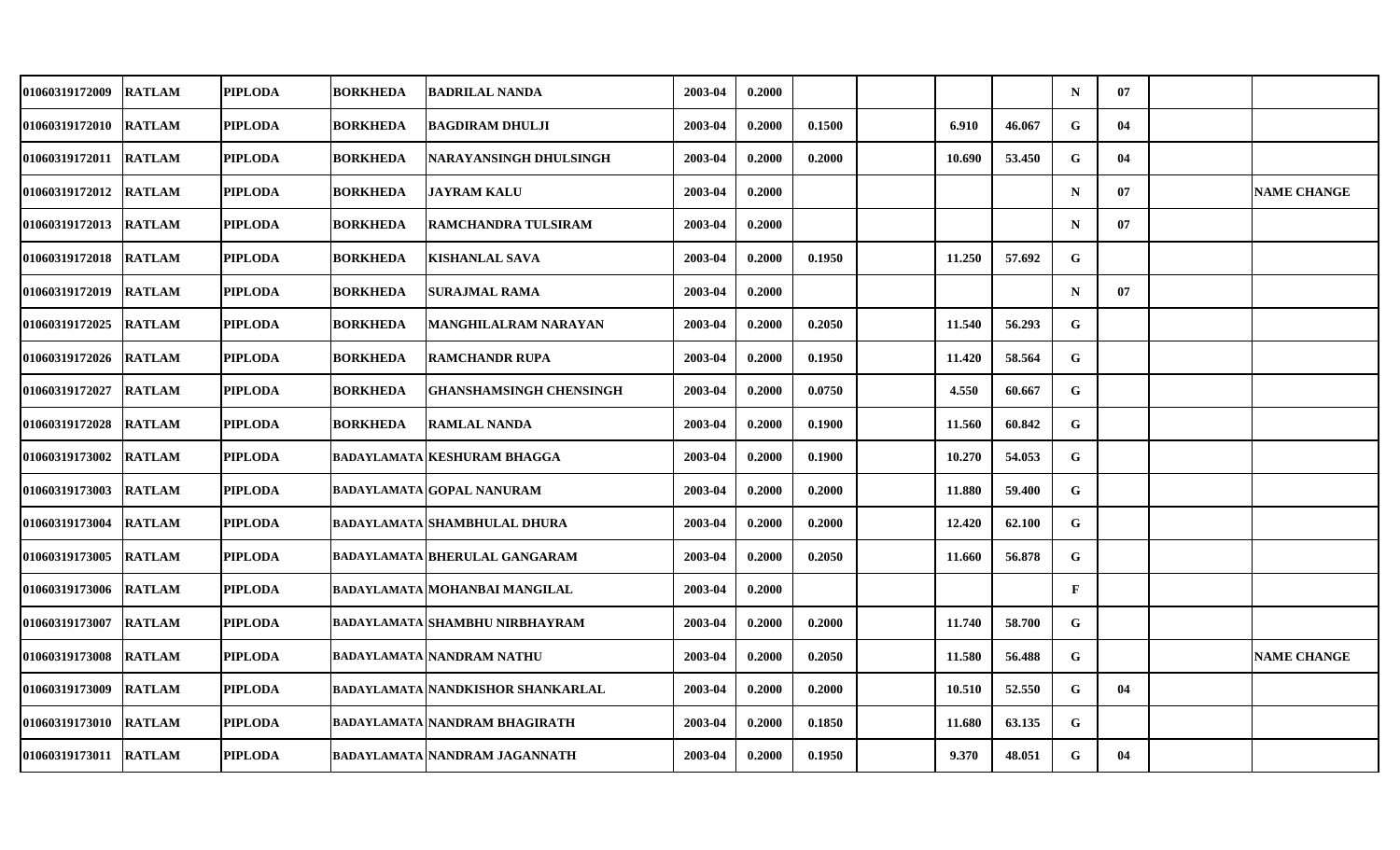| | | | | | | | | | | | | | | | |
|---|---|---|---|---|---|---|---|---|---|---|---|---|---|---|---|
| 01060319172009 | RATLAM | PIPLODA | BORKHEDA | BADRILAL NANDA | 2003-04 | 0.2000 | | | | | N | 07 | | |
| 01060319172010 | RATLAM | PIPLODA | BORKHEDA | BAGDIRAM DHULJI | 2003-04 | 0.2000 | 0.1500 | | 6.910 | 46.067 | G | 04 | | |
| 01060319172011 | RATLAM | PIPLODA | BORKHEDA | NARAYANSINGH DHULSINGH | 2003-04 | 0.2000 | 0.2000 | | 10.690 | 53.450 | G | 04 | | |
| 01060319172012 | RATLAM | PIPLODA | BORKHEDA | JAYRAM KALU | 2003-04 | 0.2000 | | | | | N | 07 | | NAME CHANGE |
| 01060319172013 | RATLAM | PIPLODA | BORKHEDA | RAMCHANDRA TULSIRAM | 2003-04 | 0.2000 | | | | | N | 07 | | |
| 01060319172018 | RATLAM | PIPLODA | BORKHEDA | KISHANLAL SAVA | 2003-04 | 0.2000 | 0.1950 | | 11.250 | 57.692 | G | | | |
| 01060319172019 | RATLAM | PIPLODA | BORKHEDA | SURAJMAL RAMA | 2003-04 | 0.2000 | | | | | N | 07 | | |
| 01060319172025 | RATLAM | PIPLODA | BORKHEDA | MANGHILALRAM NARAYAN | 2003-04 | 0.2000 | 0.2050 | | 11.540 | 56.293 | G | | | |
| 01060319172026 | RATLAM | PIPLODA | BORKHEDA | RAMCHANDR RUPA | 2003-04 | 0.2000 | 0.1950 | | 11.420 | 58.564 | G | | | |
| 01060319172027 | RATLAM | PIPLODA | BORKHEDA | GHANSHAMSINGH CHENSINGH | 2003-04 | 0.2000 | 0.0750 | | 4.550 | 60.667 | G | | | |
| 01060319172028 | RATLAM | PIPLODA | BORKHEDA | RAMLAL NANDA | 2003-04 | 0.2000 | 0.1900 | | 11.560 | 60.842 | G | | | |
| 01060319173002 | RATLAM | PIPLODA | BADAYLAMATA | KESHURAM BHAGGA | 2003-04 | 0.2000 | 0.1900 | | 10.270 | 54.053 | G | | | |
| 01060319173003 | RATLAM | PIPLODA | BADAYLAMATA | GOPAL NANURAM | 2003-04 | 0.2000 | 0.2000 | | 11.880 | 59.400 | G | | | |
| 01060319173004 | RATLAM | PIPLODA | BADAYLAMATA | SHAMBHULAL DHURA | 2003-04 | 0.2000 | 0.2000 | | 12.420 | 62.100 | G | | | |
| 01060319173005 | RATLAM | PIPLODA | BADAYLAMATA | BHERULAL GANGARAM | 2003-04 | 0.2000 | 0.2050 | | 11.660 | 56.878 | G | | | |
| 01060319173006 | RATLAM | PIPLODA | BADAYLAMATA | MOHANBAI MANGILAL | 2003-04 | 0.2000 | | | | | F | | | |
| 01060319173007 | RATLAM | PIPLODA | BADAYLAMATA | SHAMBHU NIRBHAYRAM | 2003-04 | 0.2000 | 0.2000 | | 11.740 | 58.700 | G | | | |
| 01060319173008 | RATLAM | PIPLODA | BADAYLAMATA | NANDRAM NATHU | 2003-04 | 0.2000 | 0.2050 | | 11.580 | 56.488 | G | | | NAME CHANGE |
| 01060319173009 | RATLAM | PIPLODA | BADAYLAMATA | NANDKISHOR SHANKARLAL | 2003-04 | 0.2000 | 0.2000 | | 10.510 | 52.550 | G | 04 | | |
| 01060319173010 | RATLAM | PIPLODA | BADAYLAMATA | NANDRAM BHAGIRATH | 2003-04 | 0.2000 | 0.1850 | | 11.680 | 63.135 | G | | | |
| 01060319173011 | RATLAM | PIPLODA | BADAYLAMATA | NANDRAM JAGANNATH | 2003-04 | 0.2000 | 0.1950 | | 9.370 | 48.051 | G | 04 | | |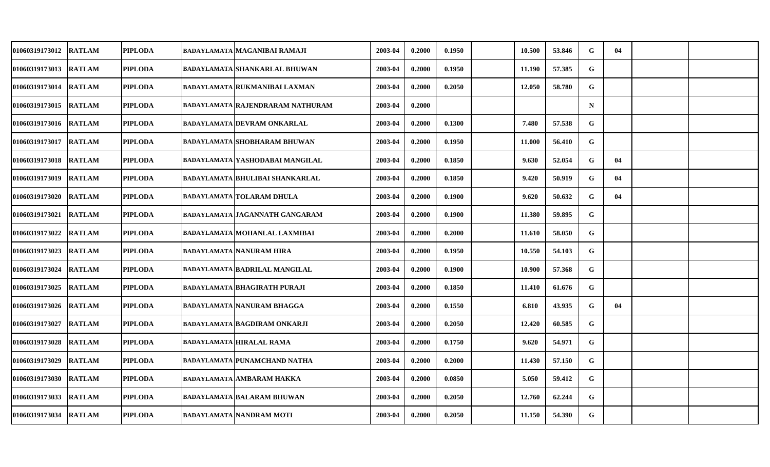| | | | | | | | | | | | | | | | |
|---|---|---|---|---|---|---|---|---|---|---|---|---|---|---|---|
| 01060319173012 | RATLAM | PIPLODA | BADAYLAMATA | MAGANIBAI RAMAJI | 2003-04 | 0.2000 | 0.1950 | | 10.500 | 53.846 | G | 04 | | |
| 01060319173013 | RATLAM | PIPLODA | BADAYLAMATA | SHANKARLAL BHUWAN | 2003-04 | 0.2000 | 0.1950 | | 11.190 | 57.385 | G | | | |
| 01060319173014 | RATLAM | PIPLODA | BADAYLAMATA | RUKMANIBAI LAXMAN | 2003-04 | 0.2000 | 0.2050 | | 12.050 | 58.780 | G | | | |
| 01060319173015 | RATLAM | PIPLODA | BADAYLAMATA | RAJENDRARAM NATHURAM | 2003-04 | 0.2000 | | | | | N | | | |
| 01060319173016 | RATLAM | PIPLODA | BADAYLAMATA | DEVRAM ONKARLAL | 2003-04 | 0.2000 | 0.1300 | | 7.480 | 57.538 | G | | | |
| 01060319173017 | RATLAM | PIPLODA | BADAYLAMATA | SHOBHARAM BHUWAN | 2003-04 | 0.2000 | 0.1950 | | 11.000 | 56.410 | G | | | |
| 01060319173018 | RATLAM | PIPLODA | BADAYLAMATA | YASHODABAI MANGILAL | 2003-04 | 0.2000 | 0.1850 | | 9.630 | 52.054 | G | 04 | | |
| 01060319173019 | RATLAM | PIPLODA | BADAYLAMATA | BHULIBAI SHANKARLAL | 2003-04 | 0.2000 | 0.1850 | | 9.420 | 50.919 | G | 04 | | |
| 01060319173020 | RATLAM | PIPLODA | BADAYLAMATA | TOLARAM DHULA | 2003-04 | 0.2000 | 0.1900 | | 9.620 | 50.632 | G | 04 | | |
| 01060319173021 | RATLAM | PIPLODA | BADAYLAMATA | JAGANNATH GANGARAM | 2003-04 | 0.2000 | 0.1900 | | 11.380 | 59.895 | G | | | |
| 01060319173022 | RATLAM | PIPLODA | BADAYLAMATA | MOHANLAL LAXMIBAI | 2003-04 | 0.2000 | 0.2000 | | 11.610 | 58.050 | G | | | |
| 01060319173023 | RATLAM | PIPLODA | BADAYLAMATA | NANURAM HIRA | 2003-04 | 0.2000 | 0.1950 | | 10.550 | 54.103 | G | | | |
| 01060319173024 | RATLAM | PIPLODA | BADAYLAMATA | BADRILAL MANGILAL | 2003-04 | 0.2000 | 0.1900 | | 10.900 | 57.368 | G | | | |
| 01060319173025 | RATLAM | PIPLODA | BADAYLAMATA | BHAGIRATH PURAJI | 2003-04 | 0.2000 | 0.1850 | | 11.410 | 61.676 | G | | | |
| 01060319173026 | RATLAM | PIPLODA | BADAYLAMATA | NANURAM BHAGGA | 2003-04 | 0.2000 | 0.1550 | | 6.810 | 43.935 | G | 04 | | |
| 01060319173027 | RATLAM | PIPLODA | BADAYLAMATA | BAGDIRAM ONKARJI | 2003-04 | 0.2000 | 0.2050 | | 12.420 | 60.585 | G | | | |
| 01060319173028 | RATLAM | PIPLODA | BADAYLAMATA | HIRALAL RAMA | 2003-04 | 0.2000 | 0.1750 | | 9.620 | 54.971 | G | | | |
| 01060319173029 | RATLAM | PIPLODA | BADAYLAMATA | PUNAMCHAND NATHA | 2003-04 | 0.2000 | 0.2000 | | 11.430 | 57.150 | G | | | |
| 01060319173030 | RATLAM | PIPLODA | BADAYLAMATA | AMBARAM HAKKA | 2003-04 | 0.2000 | 0.0850 | | 5.050 | 59.412 | G | | | |
| 01060319173033 | RATLAM | PIPLODA | BADAYLAMATA | BALARAM BHUWAN | 2003-04 | 0.2000 | 0.2050 | | 12.760 | 62.244 | G | | | |
| 01060319173034 | RATLAM | PIPLODA | BADAYLAMATA | NANDRAM MOTI | 2003-04 | 0.2000 | 0.2050 | | 11.150 | 54.390 | G | | | |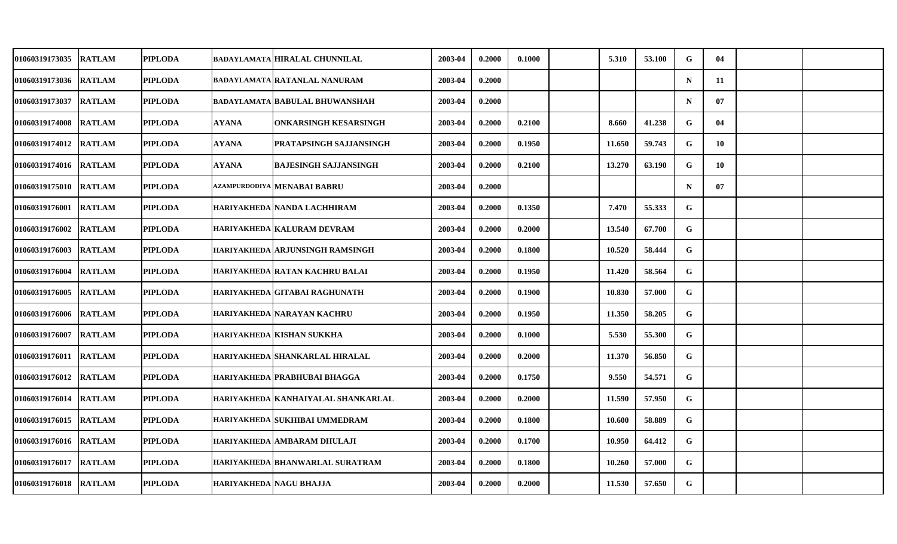| | | | | | | | | | | | | | | |
|---|---|---|---|---|---|---|---|---|---|---|---|---|---|---|
| 01060319173035 | RATLAM | PIPLODA | BADAYLAMATA | HIRALAL CHUNNILAL | 2003-04 | 0.2000 | 0.1000 | | 5.310 | 53.100 | G | 04 | | |
| 01060319173036 | RATLAM | PIPLODA | BADAYLAMATA | RATANLAL NANURAM | 2003-04 | 0.2000 | | | | | N | 11 | | |
| 01060319173037 | RATLAM | PIPLODA | BADAYLAMATA | BABULAL BHUWANSHAH | 2003-04 | 0.2000 | | | | | N | 07 | | |
| 01060319174008 | RATLAM | PIPLODA | AYANA | ONKARSINGH KESARSINGH | 2003-04 | 0.2000 | 0.2100 | | 8.660 | 41.238 | G | 04 | | |
| 01060319174012 | RATLAM | PIPLODA | AYANA | PRATAPSINGH SAJJANSINGH | 2003-04 | 0.2000 | 0.1950 | | 11.650 | 59.743 | G | 10 | | |
| 01060319174016 | RATLAM | PIPLODA | AYANA | BAJESINGH SAJJANSINGH | 2003-04 | 0.2000 | 0.2100 | | 13.270 | 63.190 | G | 10 | | |
| 01060319175010 | RATLAM | PIPLODA | AZAMPURDODIYA | MENABAI BABRU | 2003-04 | 0.2000 | | | | | N | 07 | | |
| 01060319176001 | RATLAM | PIPLODA | HARIYAKHEDA | NANDA LACHHIRAM | 2003-04 | 0.2000 | 0.1350 | | 7.470 | 55.333 | G | | | |
| 01060319176002 | RATLAM | PIPLODA | HARIYAKHEDA | KALURAM DEVRAM | 2003-04 | 0.2000 | 0.2000 | | 13.540 | 67.700 | G | | | |
| 01060319176003 | RATLAM | PIPLODA | HARIYAKHEDA | ARJUNSINGH RAMSINGH | 2003-04 | 0.2000 | 0.1800 | | 10.520 | 58.444 | G | | | |
| 01060319176004 | RATLAM | PIPLODA | HARIYAKHEDA | RATAN KACHRU BALAI | 2003-04 | 0.2000 | 0.1950 | | 11.420 | 58.564 | G | | | |
| 01060319176005 | RATLAM | PIPLODA | HARIYAKHEDA | GITABAI RAGHUNATH | 2003-04 | 0.2000 | 0.1900 | | 10.830 | 57.000 | G | | | |
| 01060319176006 | RATLAM | PIPLODA | HARIYAKHEDA | NARAYAN KACHRU | 2003-04 | 0.2000 | 0.1950 | | 11.350 | 58.205 | G | | | |
| 01060319176007 | RATLAM | PIPLODA | HARIYAKHEDA | KISHAN SUKKHA | 2003-04 | 0.2000 | 0.1000 | | 5.530 | 55.300 | G | | | |
| 01060319176011 | RATLAM | PIPLODA | HARIYAKHEDA | SHANKARLAL HIRALAL | 2003-04 | 0.2000 | 0.2000 | | 11.370 | 56.850 | G | | | |
| 01060319176012 | RATLAM | PIPLODA | HARIYAKHEDA | PRABHUBAI BHAGGA | 2003-04 | 0.2000 | 0.1750 | | 9.550 | 54.571 | G | | | |
| 01060319176014 | RATLAM | PIPLODA | HARIYAKHEDA | KANHAIYALAL SHANKARLAL | 2003-04 | 0.2000 | 0.2000 | | 11.590 | 57.950 | G | | | |
| 01060319176015 | RATLAM | PIPLODA | HARIYAKHEDA | SUKHIBAI UMMEDRAM | 2003-04 | 0.2000 | 0.1800 | | 10.600 | 58.889 | G | | | |
| 01060319176016 | RATLAM | PIPLODA | HARIYAKHEDA | AMBARAM DHULAJI | 2003-04 | 0.2000 | 0.1700 | | 10.950 | 64.412 | G | | | |
| 01060319176017 | RATLAM | PIPLODA | HARIYAKHEDA | BHANWARLAL SURATRAM | 2003-04 | 0.2000 | 0.1800 | | 10.260 | 57.000 | G | | | |
| 01060319176018 | RATLAM | PIPLODA | HARIYAKHEDA | NAGU BHAJJA | 2003-04 | 0.2000 | 0.2000 | | 11.530 | 57.650 | G | | | |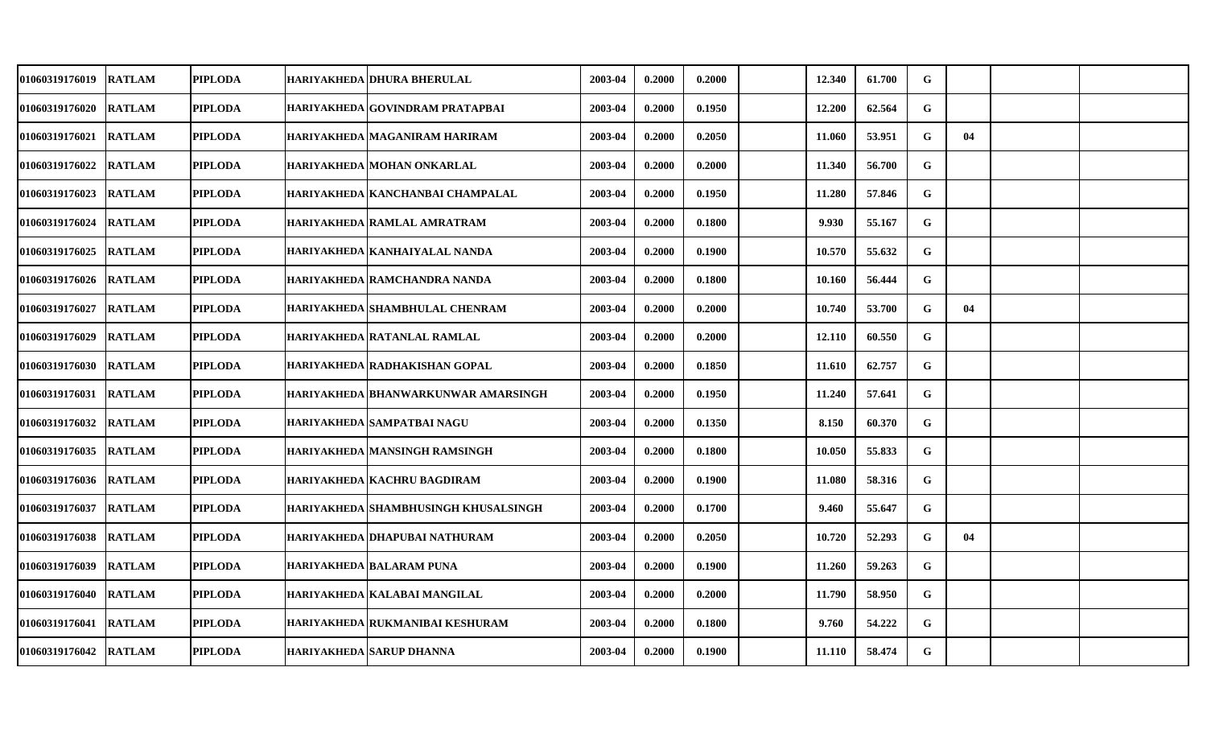| | | | | | | | | | | | | | | | |
|---|---|---|---|---|---|---|---|---|---|---|---|---|---|---|---|
| 01060319176019 | RATLAM | PIPLODA | HARIYAKHEDA | DHURA BHERULAL | 2003-04 | 0.2000 | 0.2000 | | 12.340 | 61.700 | G | | | |
| 01060319176020 | RATLAM | PIPLODA | HARIYAKHEDA | GOVINDRAM PRATAPBAI | 2003-04 | 0.2000 | 0.1950 | | 12.200 | 62.564 | G | | | |
| 01060319176021 | RATLAM | PIPLODA | HARIYAKHEDA | MAGANIRAM HARIRAM | 2003-04 | 0.2000 | 0.2050 | | 11.060 | 53.951 | G | 04 | | |
| 01060319176022 | RATLAM | PIPLODA | HARIYAKHEDA | MOHAN ONKARLAL | 2003-04 | 0.2000 | 0.2000 | | 11.340 | 56.700 | G | | | |
| 01060319176023 | RATLAM | PIPLODA | HARIYAKHEDA | KANCHANBAI CHAMPALAL | 2003-04 | 0.2000 | 0.1950 | | 11.280 | 57.846 | G | | | |
| 01060319176024 | RATLAM | PIPLODA | HARIYAKHEDA | RAMLAL AMRATRAM | 2003-04 | 0.2000 | 0.1800 | | 9.930 | 55.167 | G | | | |
| 01060319176025 | RATLAM | PIPLODA | HARIYAKHEDA | KANHAIYALAL NANDA | 2003-04 | 0.2000 | 0.1900 | | 10.570 | 55.632 | G | | | |
| 01060319176026 | RATLAM | PIPLODA | HARIYAKHEDA | RAMCHANDRA NANDA | 2003-04 | 0.2000 | 0.1800 | | 10.160 | 56.444 | G | | | |
| 01060319176027 | RATLAM | PIPLODA | HARIYAKHEDA | SHAMBHULAL CHENRAM | 2003-04 | 0.2000 | 0.2000 | | 10.740 | 53.700 | G | 04 | | |
| 01060319176029 | RATLAM | PIPLODA | HARIYAKHEDA | RATANLAL RAMLAL | 2003-04 | 0.2000 | 0.2000 | | 12.110 | 60.550 | G | | | |
| 01060319176030 | RATLAM | PIPLODA | HARIYAKHEDA | RADHAKISHAN GOPAL | 2003-04 | 0.2000 | 0.1850 | | 11.610 | 62.757 | G | | | |
| 01060319176031 | RATLAM | PIPLODA | HARIYAKHEDA | BHANWARKUNWAR AMARSINGH | 2003-04 | 0.2000 | 0.1950 | | 11.240 | 57.641 | G | | | |
| 01060319176032 | RATLAM | PIPLODA | HARIYAKHEDA | SAMPATBAI NAGU | 2003-04 | 0.2000 | 0.1350 | | 8.150 | 60.370 | G | | | |
| 01060319176035 | RATLAM | PIPLODA | HARIYAKHEDA | MANSINGH RAMSINGH | 2003-04 | 0.2000 | 0.1800 | | 10.050 | 55.833 | G | | | |
| 01060319176036 | RATLAM | PIPLODA | HARIYAKHEDA | KACHRU BAGDIRAM | 2003-04 | 0.2000 | 0.1900 | | 11.080 | 58.316 | G | | | |
| 01060319176037 | RATLAM | PIPLODA | HARIYAKHEDA | SHAMBHUSINGH KHUSALSINGH | 2003-04 | 0.2000 | 0.1700 | | 9.460 | 55.647 | G | | | |
| 01060319176038 | RATLAM | PIPLODA | HARIYAKHEDA | DHAPUBAI NATHURAM | 2003-04 | 0.2000 | 0.2050 | | 10.720 | 52.293 | G | 04 | | |
| 01060319176039 | RATLAM | PIPLODA | HARIYAKHEDA | BALARAM PUNA | 2003-04 | 0.2000 | 0.1900 | | 11.260 | 59.263 | G | | | |
| 01060319176040 | RATLAM | PIPLODA | HARIYAKHEDA | KALABAI MANGILAL | 2003-04 | 0.2000 | 0.2000 | | 11.790 | 58.950 | G | | | |
| 01060319176041 | RATLAM | PIPLODA | HARIYAKHEDA | RUKMANIBAI KESHURAM | 2003-04 | 0.2000 | 0.1800 | | 9.760 | 54.222 | G | | | |
| 01060319176042 | RATLAM | PIPLODA | HARIYAKHEDA | SARUP DHANNA | 2003-04 | 0.2000 | 0.1900 | | 11.110 | 58.474 | G | | | |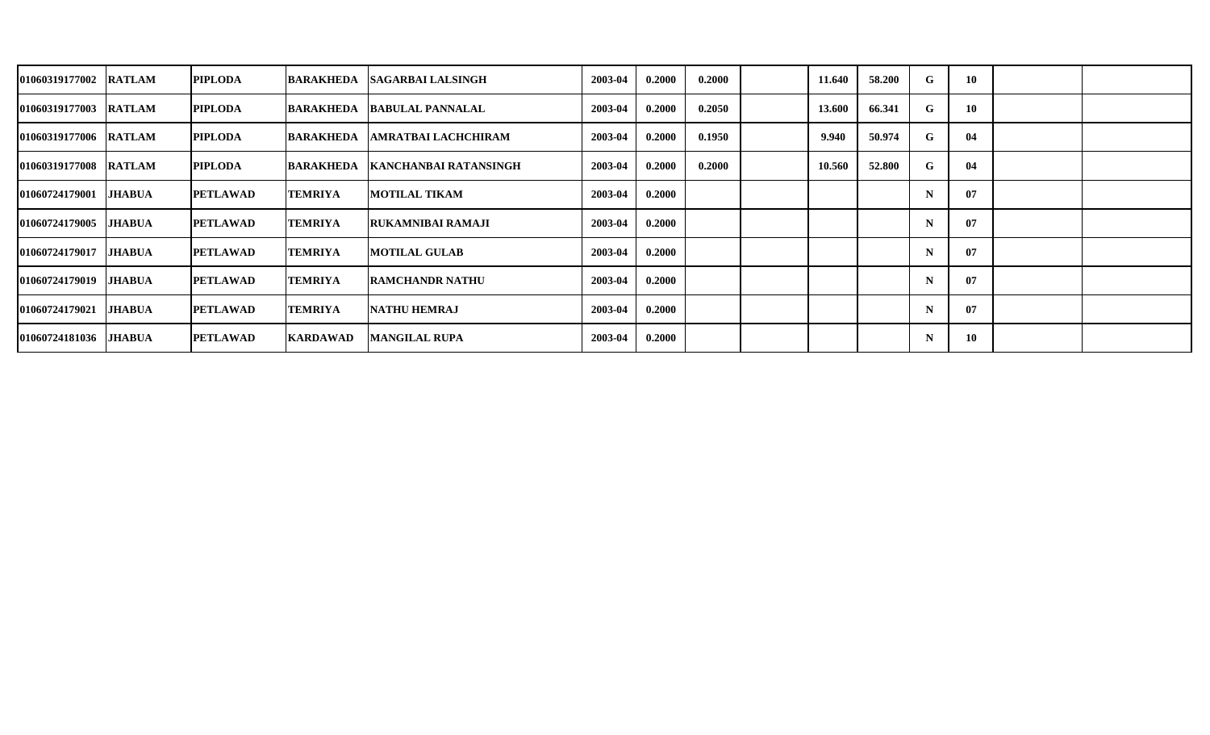| | | | | | | | | | | | | | | | |
|---|---|---|---|---|---|---|---|---|---|---|---|---|---|---|---|
| 01060319177002 | RATLAM | PIPLODA | BARAKHEDA | SAGARBAI LALSINGH | 2003-04 | 0.2000 | 0.2000 | | 11.640 | 58.200 | G | 10 | | |
| 01060319177003 | RATLAM | PIPLODA | BARAKHEDA | BABULAL PANNALAL | 2003-04 | 0.2000 | 0.2050 | | 13.600 | 66.341 | G | 10 | | |
| 01060319177006 | RATLAM | PIPLODA | BARAKHEDA | AMRATBAI LACHCHIRAM | 2003-04 | 0.2000 | 0.1950 | | 9.940 | 50.974 | G | 04 | | |
| 01060319177008 | RATLAM | PIPLODA | BARAKHEDA | KANCHANBAI RATANSINGH | 2003-04 | 0.2000 | 0.2000 | | 10.560 | 52.800 | G | 04 | | |
| 01060724179001 | JHABUA | PETLAWAD | TEMRIYA | MOTILAL TIKAM | 2003-04 | 0.2000 | | | | | N | 07 | | |
| 01060724179005 | JHABUA | PETLAWAD | TEMRIYA | RUKAMNIBAI RAMAJI | 2003-04 | 0.2000 | | | | | N | 07 | | |
| 01060724179017 | JHABUA | PETLAWAD | TEMRIYA | MOTILAL GULAB | 2003-04 | 0.2000 | | | | | N | 07 | | |
| 01060724179019 | JHABUA | PETLAWAD | TEMRIYA | RAMCHANDR NATHU | 2003-04 | 0.2000 | | | | | N | 07 | | |
| 01060724179021 | JHABUA | PETLAWAD | TEMRIYA | NATHU HEMRAJ | 2003-04 | 0.2000 | | | | | N | 07 | | |
| 01060724181036 | JHABUA | PETLAWAD | KARDAWAD | MANGILAL RUPA | 2003-04 | 0.2000 | | | | | N | 10 | | |